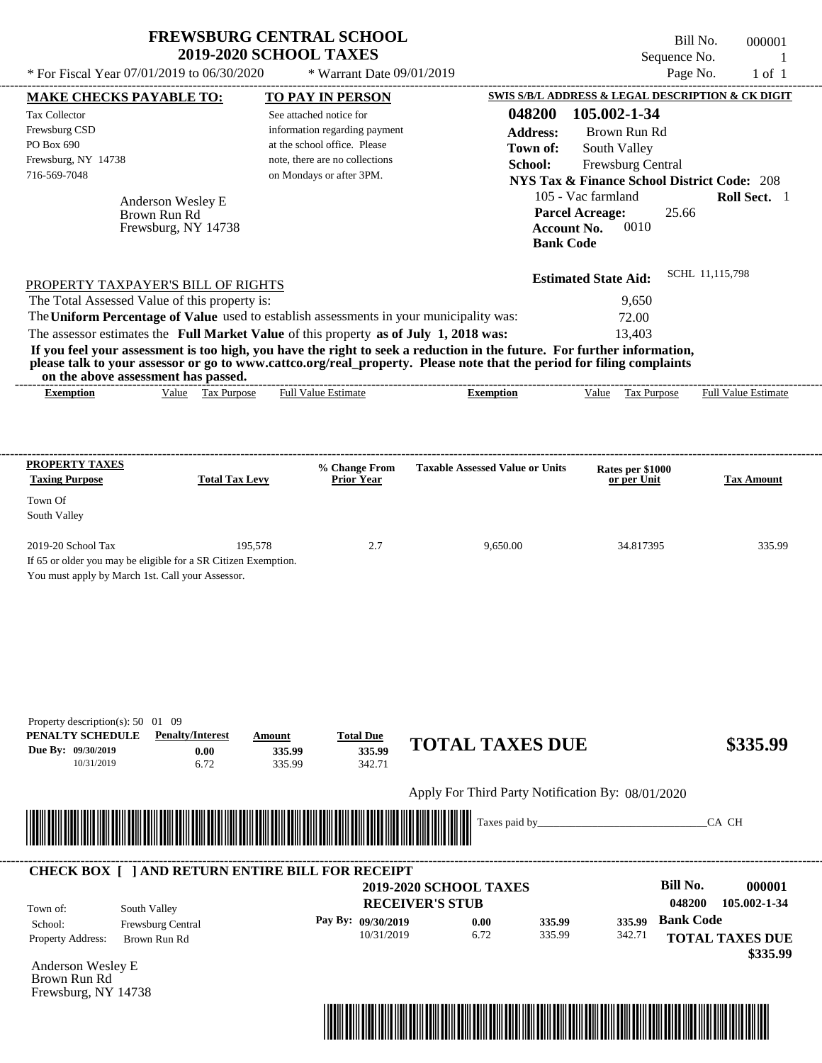# FREWSBURG CENTRAL SCHOOL
## 2019-2020 SCHOOL TAXES

* For Fiscal Year 07/01/2019 to 06/30/2020 &nbsp;&nbsp; * Warrant Date 09/01/2019

Bill No. 000001
Sequence No. 1
Page No. 1 of 1

**MAKE CHECKS PAYABLE TO:**
Tax Collector
Frewsburg CSD
PO Box 690
Frewsburg, NY 14738
716-569-7048

**TO PAY IN PERSON**
See attached notice for information regarding payment at the school office. Please note, there are no collections on Mondays or after 3PM.

**SWIS S/B/L ADDRESS & LEGAL DESCRIPTION & CK DIGIT**
**048200 105.002-1-34**
**Address:** Brown Run Rd
**Town of:** South Valley
**School:** Frewsburg Central
**NYS Tax & Finance School District Code:** 208
105 - Vac farmland **Roll Sect.** 1
**Parcel Acreage:** 25.66
**Account No.** 0010
**Bank Code**

Anderson Wesley E
Brown Run Rd
Frewsburg, NY 14738

**Estimated State Aid:** SCHL 11,115,798

PROPERTY TAXPAYER'S BILL OF RIGHTS

The Total Assessed Value of this property is: 9,650
The **Uniform Percentage of Value** used to establish assessments in your municipality was: 72.00
The assessor estimates the **Full Market Value** of this property **as of July 1, 2018 was:** 13,403

**If you feel your assessment is too high, you have the right to seek a reduction in the future. For further information, please talk to your assessor or go to www.cattco.org/real_property. Please note that the period for filing complaints on the above assessment has passed.**

| Exemption | Value | Tax Purpose | Full Value Estimate | Exemption | Value | Tax Purpose | Full Value Estimate |
|---|---|---|---|---|---|---|---|

| PROPERTY TAXES Taxing Purpose | Total Tax Levy | % Change From Prior Year | Taxable Assessed Value or Units | Rates per $1000 or per Unit | Tax Amount |
|---|---|---|---|---|---|
| Town Of South Valley | | | | | |
| 2019-20 School Tax | 195,578 | 2.7 | 9,650.00 | 34.817395 | 335.99 |

If 65 or older you may be eligible for a SR Citizen Exemption.
You must apply by March 1st. Call your Assessor.

Property description(s): 50 01 09

| PENALTY SCHEDULE | Penalty/Interest | Amount | Total Due |
|---|---|---|---|
| Due By: 09/30/2019 | 0.00 | 335.99 | 335.99 |
| 10/31/2019 | 6.72 | 335.99 | 342.71 |

**TOTAL TAXES DUE** **$335.99**

Apply For Third Party Notification By: 08/01/2020

Taxes paid by_______________________________CA CH

**CHECK BOX [ ] AND RETURN ENTIRE BILL FOR RECEIPT**

**2019-2020 SCHOOL TAXES**
**RECEIVER'S STUB**

**Bill No. 000001**
**048200 105.002-1-34**

Town of: South Valley
School: Frewsburg Central
Property Address: Brown Run Rd

| Pay By: | | | |
|---|---|---|---|
| 09/30/2019 | 0.00 | 335.99 | 335.99 |
| 10/31/2019 | 6.72 | 335.99 | 342.71 |

**Bank Code**
**TOTAL TAXES DUE**
**$335.99**

Anderson Wesley E
Brown Run Rd
Frewsburg, NY 14738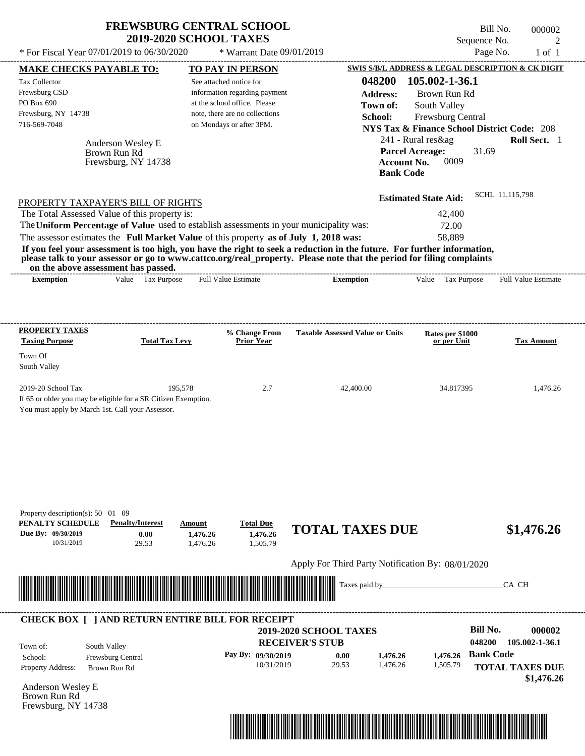# FREWSBURG CENTRAL SCHOOL
## 2019-2020 SCHOOL TAXES

\* For Fiscal Year 07/01/2019 to 06/30/2020 \* Warrant Date 09/01/2019

Bill No. 000002
Sequence No. 2
Page No. 1 of 1

| MAKE CHECKS PAYABLE TO: | TO PAY IN PERSON | SWIS S/B/L ADDRESS & LEGAL DESCRIPTION & CK DIGIT |
|---|---|---|
| Tax Collector<br>Frewsburg CSD<br>PO Box 690<br>Frewsburg, NY 14738<br>716-569-7048 | See attached notice for information regarding payment at the school office. Please note, there are no collections on Mondays or after 3PM. | **048200 105.002-1-36.1**<br>**Address:** Brown Run Rd<br>**Town of:** South Valley<br>**School:** Frewsburg Central<br>**NYS Tax & Finance School District Code:** 208<br>241 - Rural res&ag **Roll Sect.** 1<br>**Parcel Acreage:** 31.69<br>**Account No.** 0009<br>**Bank Code** |

Anderson Wesley E
Brown Run Rd
Frewsburg, NY 14738

**Estimated State Aid:** SCHL 11,115,798

PROPERTY TAXPAYER'S BILL OF RIGHTS

The Total Assessed Value of this property is: 42,400

The **Uniform Percentage of Value** used to establish assessments in your municipality was: 72.00

The assessor estimates the **Full Market Value** of this property **as of July 1, 2018 was:** 58,889

**If you feel your assessment is too high, you have the right to seek a reduction in the future. For further information, please talk to your assessor or go to www.cattco.org/real_property. Please note that the period for filing complaints on the above assessment has passed.**

| Exemption | Value | Tax Purpose | Full Value Estimate | Exemption | Value | Tax Purpose | Full Value Estimate |
|---|---|---|---|---|---|---|---|

| PROPERTY TAXES Taxing Purpose | Total Tax Levy | % Change From Prior Year | Taxable Assessed Value or Units | Rates per $1000 or per Unit | Tax Amount |
|---|---|---|---|---|---|
| Town Of South Valley | | | | | |
| 2019-20 School Tax | 195,578 | 2.7 | 42,400.00 | 34.817395 | 1,476.26 |

If 65 or older you may be eligible for a SR Citizen Exemption.
You must apply by March 1st. Call your Assessor.

Property description(s): 50 01 09

| PENALTY SCHEDULE | Penalty/Interest | Amount | Total Due |
|---|---|---|---|
| Due By: 09/30/2019 | 0.00 | 1,476.26 | 1,476.26 |
| 10/31/2019 | 29.53 | 1,476.26 | 1,505.79 |

**TOTAL TAXES DUE $1,476.26**

Apply For Third Party Notification By: 08/01/2020

Taxes paid by_______________________________CA CH

**CHECK BOX [ ] AND RETURN ENTIRE BILL FOR RECEIPT**

**2019-2020 SCHOOL TAXES**
**RECEIVER'S STUB**

**Bill No.** 000002
048200 105.002-1-36.1

Town of: South Valley
School: Frewsburg Central
Property Address: Brown Run Rd

| Pay By: | Penalty/Interest | Amount | Total Due |
|---|---|---|---|
| 09/30/2019 | 0.00 | 1,476.26 | 1,476.26 |
| 10/31/2019 | 29.53 | 1,476.26 | 1,505.79 |

**Bank Code**

**TOTAL TAXES DUE $1,476.26**

Anderson Wesley E
Brown Run Rd
Frewsburg, NY 14738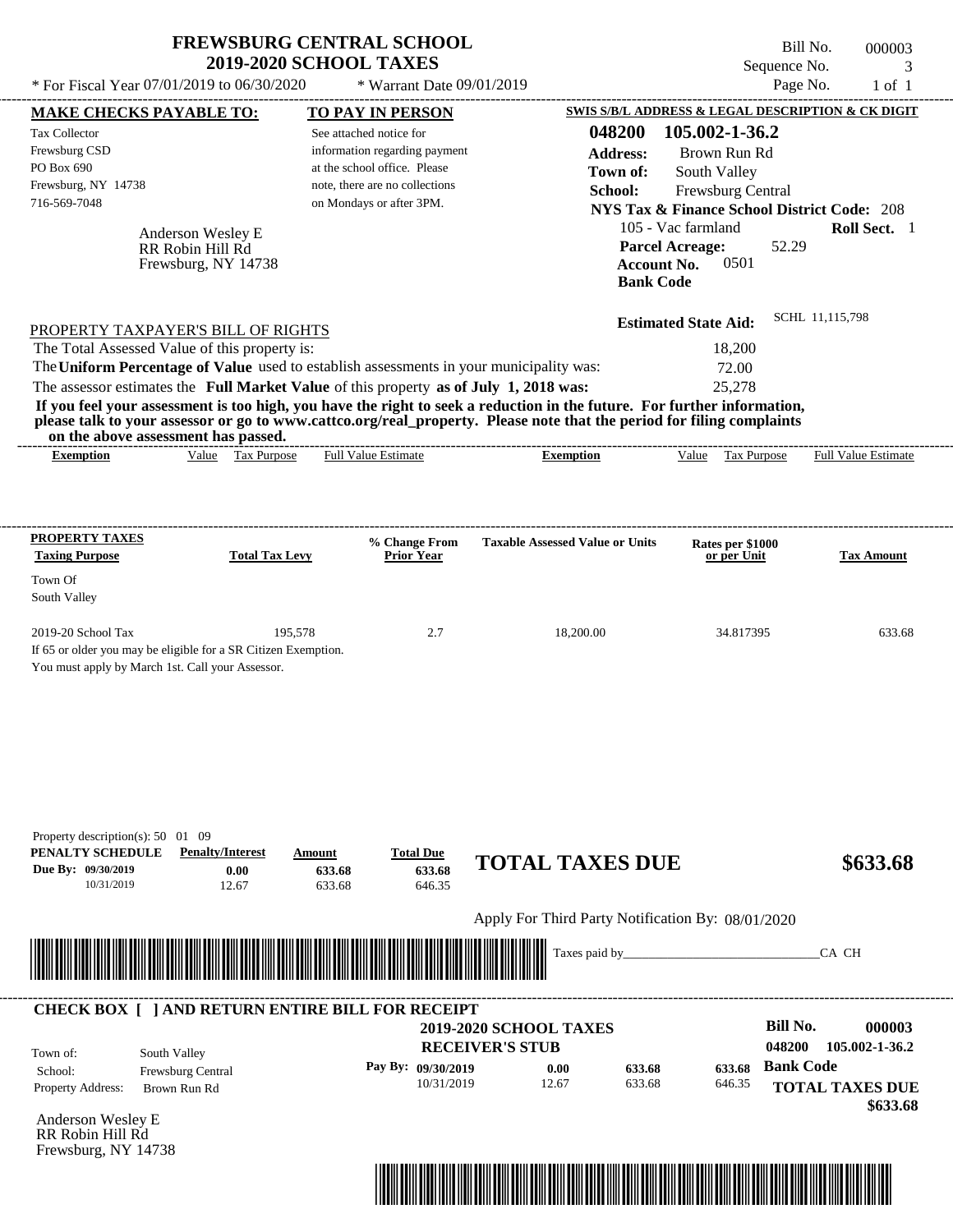# FREWSBURG CENTRAL SCHOOL
## 2019-2020 SCHOOL TAXES

\* For Fiscal Year 07/01/2019 to 06/30/2020 &nbsp;&nbsp; \* Warrant Date 09/01/2019

Bill No. 000003
Sequence No. 3
Page No. 1 of 1

**MAKE CHECKS PAYABLE TO:**
Tax Collector
Frewsburg CSD
PO Box 690
Frewsburg, NY 14738
716-569-7048

**TO PAY IN PERSON**
See attached notice for information regarding payment at the school office. Please note, there are no collections on Mondays or after 3PM.

**SWIS S/B/L ADDRESS & LEGAL DESCRIPTION & CK DIGIT**
**048200 105.002-1-36.2**
**Address:** Brown Run Rd
**Town of:** South Valley
**School:** Frewsburg Central
**NYS Tax & Finance School District Code:** 208
105 - Vac farmland &nbsp;&nbsp; **Roll Sect.** 1
**Parcel Acreage:** 52.29
**Account No.** 0501
**Bank Code**

Anderson Wesley E
RR Robin Hill Rd
Frewsburg, NY 14738

**Estimated State Aid:** SCHL 11,115,798

PROPERTY TAXPAYER'S BILL OF RIGHTS

The Total Assessed Value of this property is: 18,200
The **Uniform Percentage of Value** used to establish assessments in your municipality was: 72.00
The assessor estimates the **Full Market Value** of this property **as of July 1, 2018 was:** 25,278

**If you feel your assessment is too high, you have the right to seek a reduction in the future. For further information, please talk to your assessor or go to www.cattco.org/real_property. Please note that the period for filing complaints on the above assessment has passed.**

| Exemption | Value | Tax Purpose | Full Value Estimate | Exemption | Value | Tax Purpose | Full Value Estimate |
|---|---|---|---|---|---|---|---|

| PROPERTY TAXES Taxing Purpose | Total Tax Levy | % Change From Prior Year | Taxable Assessed Value or Units | Rates per $1000 or per Unit | Tax Amount |
|---|---|---|---|---|---|
| Town Of South Valley | | | | | |
| 2019-20 School Tax | 195,578 | 2.7 | 18,200.00 | 34.817395 | 633.68 |

If 65 or older you may be eligible for a SR Citizen Exemption.
You must apply by March 1st. Call your Assessor.

Property description(s): 50 01 09

| PENALTY SCHEDULE | Penalty/Interest | Amount | Total Due |
|---|---|---|---|
| Due By: 09/30/2019 | 0.00 | 633.68 | 633.68 |
| 10/31/2019 | 12.67 | 633.68 | 646.35 |

**TOTAL TAXES DUE $633.68**

Apply For Third Party Notification By: 08/01/2020

Taxes paid by_______________________________CA CH

**CHECK BOX [ ] AND RETURN ENTIRE BILL FOR RECEIPT**

**2019-2020 SCHOOL TAXES**
**RECEIVER'S STUB**

**Bill No. 000003**
**048200 105.002-1-36.2**

Town of: South Valley
School: Frewsburg Central
Property Address: Brown Run Rd

| Pay By: | | | |
|---|---|---|---|
| 09/30/2019 | 0.00 | 633.68 | 633.68 |
| 10/31/2019 | 12.67 | 633.68 | 646.35 |

**Bank Code**
**TOTAL TAXES DUE $633.68**

Anderson Wesley E
RR Robin Hill Rd
Frewsburg, NY 14738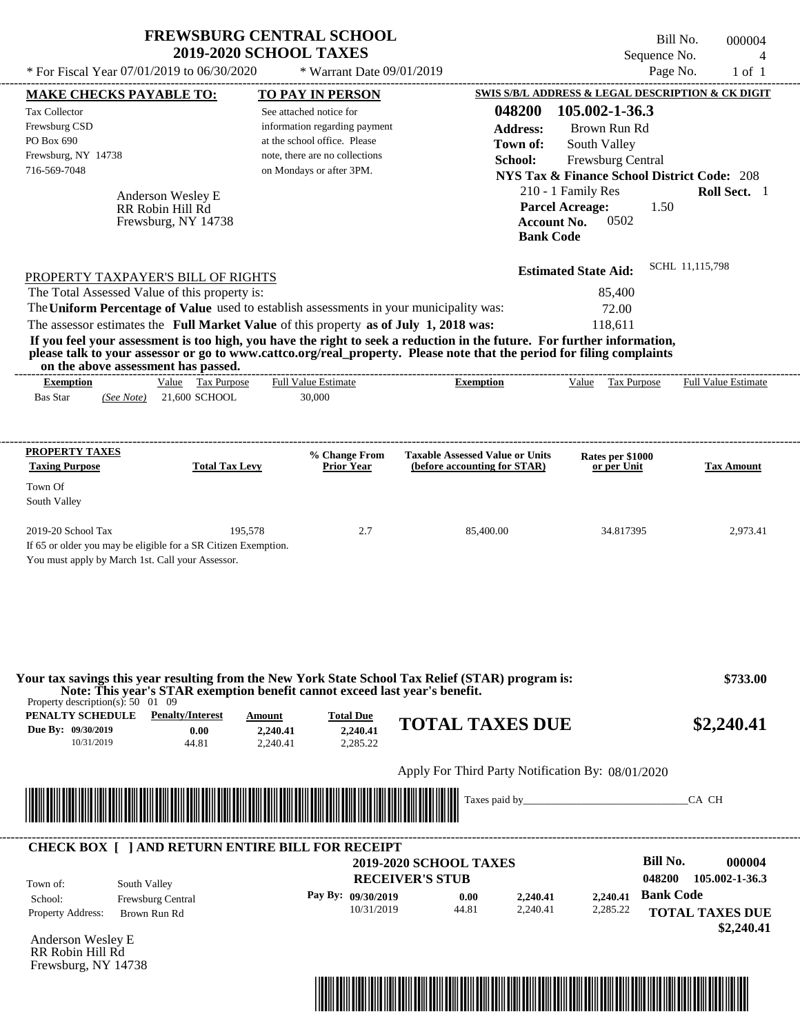# FREWSBURG CENTRAL SCHOOL
## 2019-2020 SCHOOL TAXES

Bill No. 000004
Sequence No. 4
Page No. 1 of 1

* For Fiscal Year 07/01/2019 to 06/30/2020 * Warrant Date 09/01/2019

**MAKE CHECKS PAYABLE TO:**

Tax Collector
Frewsburg CSD
PO Box 690
Frewsburg, NY 14738
716-569-7048

Anderson Wesley E
RR Robin Hill Rd
Frewsburg, NY 14738

**TO PAY IN PERSON**

See attached notice for information regarding payment at the school office. Please note, there are no collections on Mondays or after 3PM.

**SWIS S/B/L ADDRESS & LEGAL DESCRIPTION & CK DIGIT**

**048200 105.002-1-36.3**
**Address:** Brown Run Rd
**Town of:** South Valley
**School:** Frewsburg Central
**NYS Tax & Finance School District Code:** 208
210 - 1 Family Res **Roll Sect.** 1
**Parcel Acreage:** 1.50
**Account No.** 0502
**Bank Code**

**Estimated State Aid:** SCHL 11,115,798

PROPERTY TAXPAYER'S BILL OF RIGHTS

The Total Assessed Value of this property is: 85,400
The **Uniform Percentage of Value** used to establish assessments in your municipality was: 72.00
The assessor estimates the **Full Market Value** of this property **as of July 1, 2018 was:** 118,611

**If you feel your assessment is too high, you have the right to seek a reduction in the future. For further information, please talk to your assessor or go to www.cattco.org/real_property. Please note that the period for filing complaints on the above assessment has passed.**

| Exemption | Value | Tax Purpose | Full Value Estimate | Exemption | Value | Tax Purpose | Full Value Estimate |
|---|---|---|---|---|---|---|---|
| Bas Star (See Note) | 21,600 | SCHOOL | 30,000 | | | | |

| PROPERTY TAXES Taxing Purpose | Total Tax Levy | % Change From Prior Year | Taxable Assessed Value or Units (before accounting for STAR) | Rates per $1000 or per Unit | Tax Amount |
|---|---|---|---|---|---|
| Town Of South Valley | | | | | |
| 2019-20 School Tax | 195,578 | 2.7 | 85,400.00 | 34.817395 | 2,973.41 |

If 65 or older you may be eligible for a SR Citizen Exemption.
You must apply by March 1st. Call your Assessor.

**Your tax savings this year resulting from the New York State School Tax Relief (STAR) program is: $733.00**
**Note: This year's STAR exemption benefit cannot exceed last year's benefit.**

Property description(s): 50 01 09

| PENALTY SCHEDULE | Penalty/Interest | Amount | Total Due |
|---|---|---|---|
| Due By: 09/30/2019 | 0.00 | 2,240.41 | 2,240.41 |
| 10/31/2019 | 44.81 | 2,240.41 | 2,285.22 |

**TOTAL TAXES DUE $2,240.41**

Apply For Third Party Notification By: 08/01/2020

Taxes paid by_______________________________CA CH

---

**CHECK BOX [ ] AND RETURN ENTIRE BILL FOR RECEIPT**

**2019-2020 SCHOOL TAXES**
**RECEIVER'S STUB**

**Bill No. 000004**
**048200 105.002-1-36.3**

Town of: South Valley
School: Frewsburg Central
Property Address: Brown Run Rd

| Pay By: | | | |
|---|---|---|---|
| 09/30/2019 | 0.00 | 2,240.41 | 2,240.41 |
| 10/31/2019 | 44.81 | 2,240.41 | 2,285.22 |

**Bank Code**

**TOTAL TAXES DUE $2,240.41**

Anderson Wesley E
RR Robin Hill Rd
Frewsburg, NY 14738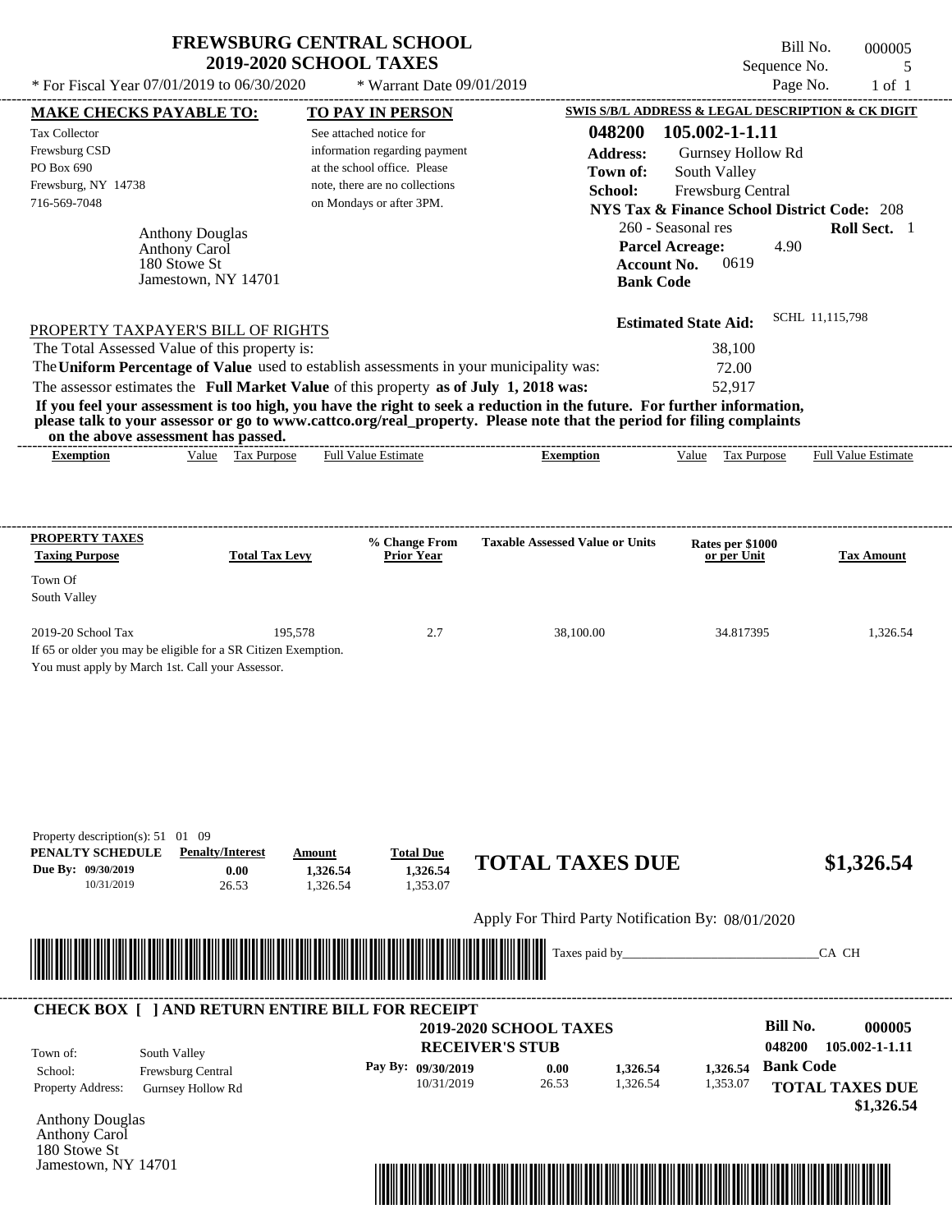# FREWSBURG CENTRAL SCHOOL
## 2019-2020 SCHOOL TAXES

Bill No. 000005
Sequence No. 5
Page No. 1 of 1

* For Fiscal Year 07/01/2019 to 06/30/2020 * Warrant Date 09/01/2019

**MAKE CHECKS PAYABLE TO:**

Tax Collector
Frewsburg CSD
PO Box 690
Frewsburg, NY 14738
716-569-7048

**TO PAY IN PERSON**

See attached notice for information regarding payment at the school office. Please note, there are no collections on Mondays or after 3PM.

**SWIS S/B/L ADDRESS & LEGAL DESCRIPTION & CK DIGIT**

**048200 105.002-1-1.11**
**Address:** Gurnsey Hollow Rd
**Town of:** South Valley
**School:** Frewsburg Central
**NYS Tax & Finance School District Code:** 208
260 - Seasonal res **Roll Sect.** 1
**Parcel Acreage:** 4.90
**Account No.** 0619
**Bank Code**

Anthony Douglas
Anthony Carol
180 Stowe St
Jamestown, NY 14701

**Estimated State Aid:** SCHL 11,115,798

PROPERTY TAXPAYER'S BILL OF RIGHTS

The Total Assessed Value of this property is: 38,100
The **Uniform Percentage of Value** used to establish assessments in your municipality was: 72.00
The assessor estimates the **Full Market Value** of this property **as of July 1, 2018 was:** 52,917

**If you feel your assessment is too high, you have the right to seek a reduction in the future. For further information, please talk to your assessor or go to www.cattco.org/real_property. Please note that the period for filing complaints on the above assessment has passed.**

| Exemption | Value | Tax Purpose | Full Value Estimate | Exemption | Value | Tax Purpose | Full Value Estimate |
|---|---|---|---|---|---|---|---|

| PROPERTY TAXES Taxing Purpose | Total Tax Levy | % Change From Prior Year | Taxable Assessed Value or Units | Rates per $1000 or per Unit | Tax Amount |
|---|---|---|---|---|---|
| Town Of South Valley | | | | | |
| 2019-20 School Tax | 195,578 | 2.7 | 38,100.00 | 34.817395 | 1,326.54 |

If 65 or older you may be eligible for a SR Citizen Exemption.
You must apply by March 1st. Call your Assessor.

Property description(s): 51 01 09

| PENALTY SCHEDULE | Penalty/Interest | Amount | Total Due |
|---|---|---|---|
| Due By: 09/30/2019 | 0.00 | 1,326.54 | 1,326.54 |
| 10/31/2019 | 26.53 | 1,326.54 | 1,353.07 |

**TOTAL TAXES DUE $1,326.54**

Apply For Third Party Notification By: 08/01/2020

Taxes paid by_______________________________CA CH

**CHECK BOX [ ] AND RETURN ENTIRE BILL FOR RECEIPT**

**2019-2020 SCHOOL TAXES**
**RECEIVER'S STUB**

**Bill No. 000005**
048200 105.002-1-1.11

Town of: South Valley
School: Frewsburg Central
Property Address: Gurnsey Hollow Rd

| Pay By: | | | |
|---|---|---|---|
| 09/30/2019 | 0.00 | 1,326.54 | 1,326.54 |
| 10/31/2019 | 26.53 | 1,326.54 | 1,353.07 |

**Bank Code**

**TOTAL TAXES DUE $1,326.54**

Anthony Douglas
Anthony Carol
180 Stowe St
Jamestown, NY 14701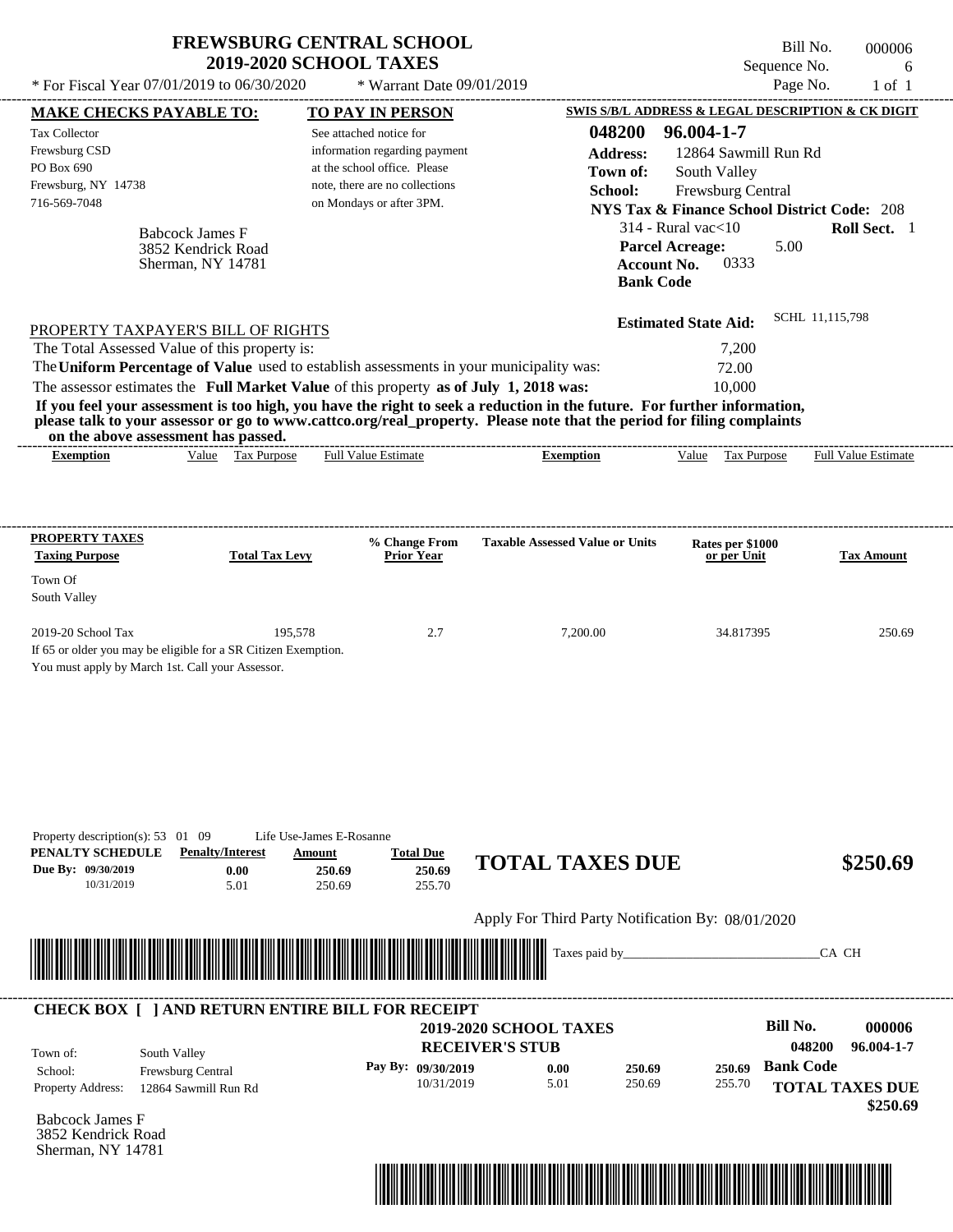# FREWSBURG CENTRAL SCHOOL
## 2019-2020 SCHOOL TAXES

* For Fiscal Year 07/01/2019 to 06/30/2020 &nbsp;&nbsp; * Warrant Date 09/01/2019

Bill No. 000006
Sequence No. 6
Page No. 1 of 1

**MAKE CHECKS PAYABLE TO:**
Tax Collector
Frewsburg CSD
PO Box 690
Frewsburg, NY 14738
716-569-7048

Babcock James F
3852 Kendrick Road
Sherman, NY 14781

**TO PAY IN PERSON**
See attached notice for information regarding payment at the school office. Please note, there are no collections on Mondays or after 3PM.

**SWIS S/B/L ADDRESS & LEGAL DESCRIPTION & CK DIGIT**
**048200 96.004-1-7**
**Address:** 12864 Sawmill Run Rd
**Town of:** South Valley
**School:** Frewsburg Central
**NYS Tax & Finance School District Code:** 208
314 - Rural vac<10 &nbsp;&nbsp; **Roll Sect.** 1
**Parcel Acreage:** 5.00
**Account No.** 0333
**Bank Code**

**Estimated State Aid:** SCHL 11,115,798

PROPERTY TAXPAYER'S BILL OF RIGHTS

The Total Assessed Value of this property is: 7,200
The **Uniform Percentage of Value** used to establish assessments in your municipality was: 72.00
The assessor estimates the **Full Market Value** of this property **as of July 1, 2018 was:** 10,000

**If you feel your assessment is too high, you have the right to seek a reduction in the future. For further information, please talk to your assessor or go to www.cattco.org/real_property. Please note that the period for filing complaints on the above assessment has passed.**

| Exemption | Value | Tax Purpose | Full Value Estimate | Exemption | Value | Tax Purpose | Full Value Estimate |
|---|---|---|---|---|---|---|---|

| PROPERTY TAXES Taxing Purpose | Total Tax Levy | % Change From Prior Year | Taxable Assessed Value or Units | Rates per $1000 or per Unit | Tax Amount |
|---|---|---|---|---|---|
| Town Of South Valley | | | | | |
| 2019-20 School Tax | 195,578 | 2.7 | 7,200.00 | 34.817395 | 250.69 |

If 65 or older you may be eligible for a SR Citizen Exemption.
You must apply by March 1st. Call your Assessor.

Property description(s): 53 01 09 &nbsp;&nbsp; Life Use-James E-Rosanne

| PENALTY SCHEDULE | Penalty/Interest | Amount | Total Due |
|---|---|---|---|
| Due By: 09/30/2019 | 0.00 | 250.69 | 250.69 |
| 10/31/2019 | 5.01 | 250.69 | 255.70 |

**TOTAL TAXES DUE** **$250.69**

Apply For Third Party Notification By: 08/01/2020

Taxes paid by_______________________________CA CH

**CHECK BOX [ ] AND RETURN ENTIRE BILL FOR RECEIPT**

**2019-2020 SCHOOL TAXES**
**RECEIVER'S STUB**

**Bill No.** 000006
048200 96.004-1-7

| | |
|---|---|
| Town of: | South Valley |
| School: | Frewsburg Central |
| Property Address: | 12864 Sawmill Run Rd |

| Pay By: | | | |
|---|---|---|---|
| 09/30/2019 | 0.00 | 250.69 | 250.69 |
| 10/31/2019 | 5.01 | 250.69 | 255.70 |

**Bank Code**

**TOTAL TAXES DUE** **$250.69**

Babcock James F
3852 Kendrick Road
Sherman, NY 14781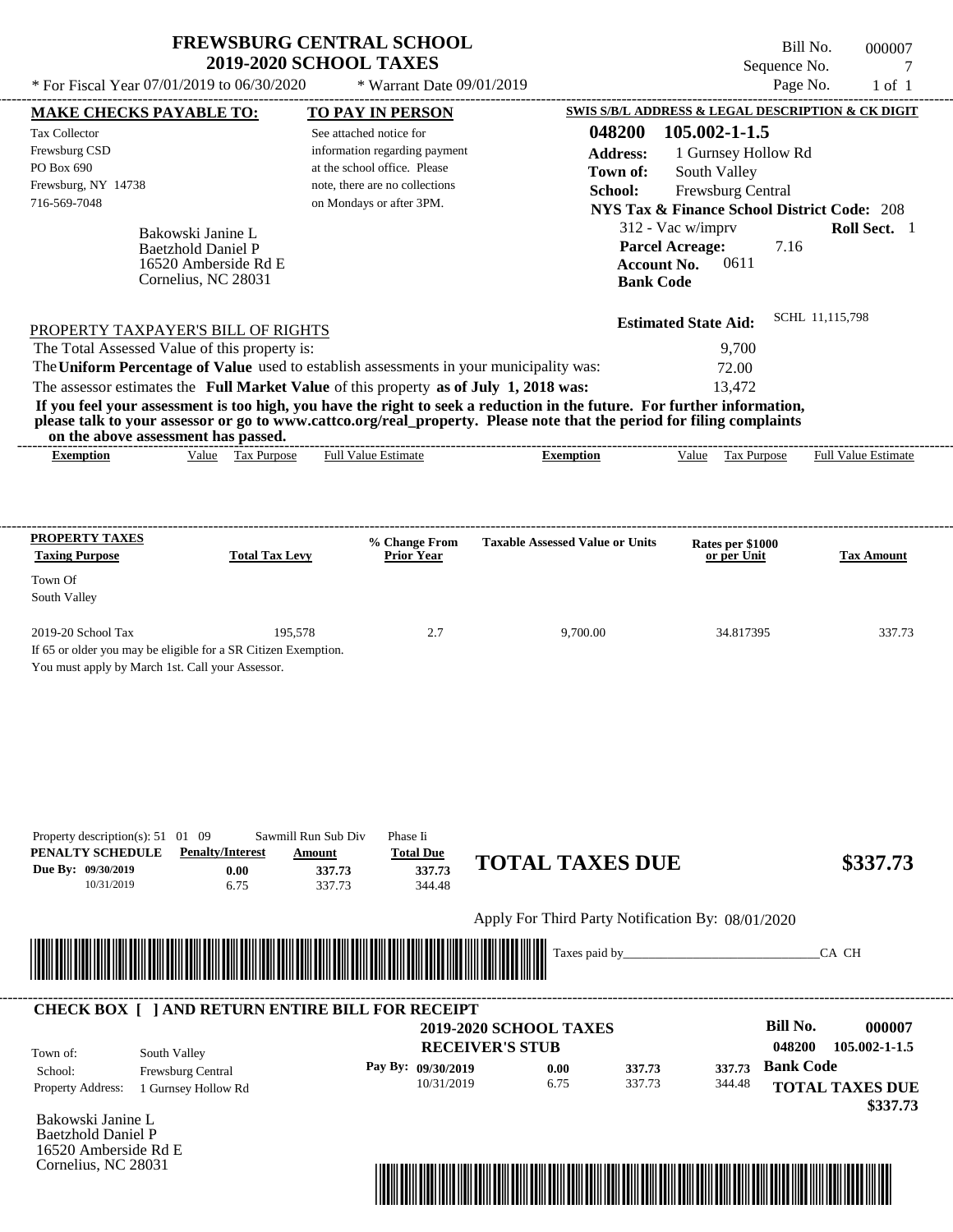# FREWSBURG CENTRAL SCHOOL
## 2019-2020 SCHOOL TAXES

Bill No. 000007
Sequence No. 7
Page No. 1 of 1

* For Fiscal Year 07/01/2019 to 06/30/2020 * Warrant Date 09/01/2019

**MAKE CHECKS PAYABLE TO:**

Tax Collector
Frewsburg CSD
PO Box 690
Frewsburg, NY 14738
716-569-7048

**TO PAY IN PERSON**

See attached notice for information regarding payment at the school office. Please note, there are no collections on Mondays or after 3PM.

**SWIS S/B/L ADDRESS & LEGAL DESCRIPTION & CK DIGIT**

**048200 105.002-1-1.5**
**Address:** 1 Gurnsey Hollow Rd
**Town of:** South Valley
**School:** Frewsburg Central
**NYS Tax & Finance School District Code:** 208
312 - Vac w/imprv **Roll Sect.** 1
**Parcel Acreage:** 7.16
**Account No.** 0611
**Bank Code**

Bakowski Janine L
Baetzhold Daniel P
16520 Amberside Rd E
Cornelius, NC 28031

**Estimated State Aid:** SCHL 11,115,798

PROPERTY TAXPAYER'S BILL OF RIGHTS

The Total Assessed Value of this property is: 9,700
The **Uniform Percentage of Value** used to establish assessments in your municipality was: 72.00
The assessor estimates the **Full Market Value** of this property **as of July 1, 2018 was:** 13,472

**If you feel your assessment is too high, you have the right to seek a reduction in the future. For further information, please talk to your assessor or go to www.cattco.org/real_property. Please note that the period for filing complaints on the above assessment has passed.**

| Exemption | Value | Tax Purpose | Full Value Estimate | Exemption | Value | Tax Purpose | Full Value Estimate |
|---|---|---|---|---|---|---|---|

| PROPERTY TAXES Taxing Purpose | Total Tax Levy | % Change From Prior Year | Taxable Assessed Value or Units | Rates per $1000 or per Unit | Tax Amount |
|---|---|---|---|---|---|
| Town Of South Valley | | | | | |
| 2019-20 School Tax | 195,578 | 2.7 | 9,700.00 | 34.817395 | 337.73 |

If 65 or older you may be eligible for a SR Citizen Exemption.
You must apply by March 1st. Call your Assessor.

Property description(s): 51 01 09 Sawmill Run Sub Div Phase Ii

| PENALTY SCHEDULE | Penalty/Interest | Amount | Total Due |
|---|---|---|---|
| Due By: 09/30/2019 | 0.00 | 337.73 | 337.73 |
| 10/31/2019 | 6.75 | 337.73 | 344.48 |

**TOTAL TAXES DUE $337.73**

Apply For Third Party Notification By: 08/01/2020

Taxes paid by_______________________________CA CH

---

**CHECK BOX [ ] AND RETURN ENTIRE BILL FOR RECEIPT**

**2019-2020 SCHOOL TAXES**
**RECEIVER'S STUB**

**Bill No. 000007**
**048200 105.002-1-1.5**

Town of: South Valley
School: Frewsburg Central
Property Address: 1 Gurnsey Hollow Rd

| Pay By: | | | |
|---|---|---|---|
| 09/30/2019 | 0.00 | 337.73 | 337.73 |
| 10/31/2019 | 6.75 | 337.73 | 344.48 |

**Bank Code**

**TOTAL TAXES DUE $337.73**

Bakowski Janine L
Baetzhold Daniel P
16520 Amberside Rd E
Cornelius, NC 28031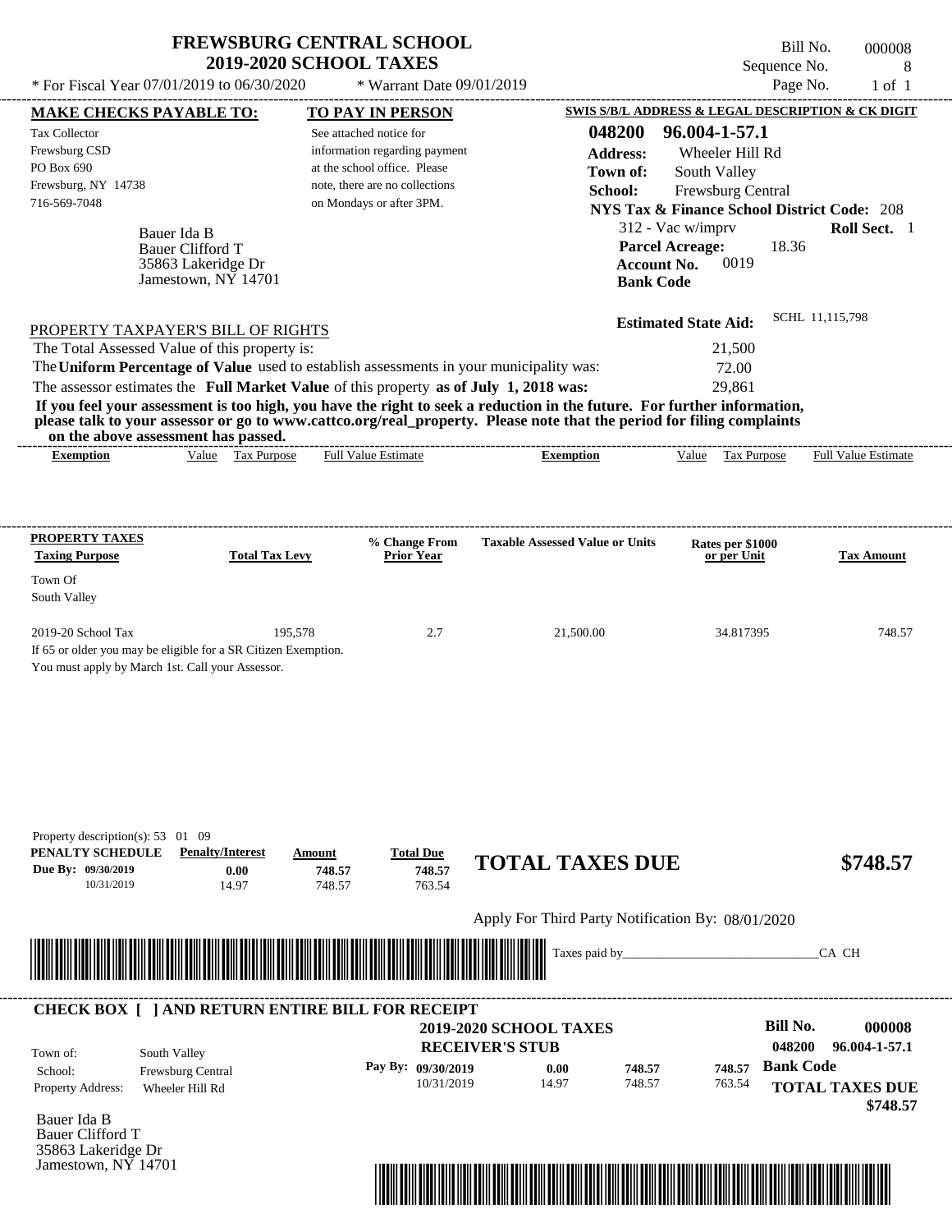# FREWSBURG CENTRAL SCHOOL
## 2019-2020 SCHOOL TAXES

Bill No. 000008
Sequence No. 8
Page No. 1 of 1

* For Fiscal Year 07/01/2019 to 06/30/2020 * Warrant Date 09/01/2019

**MAKE CHECKS PAYABLE TO:**

Tax Collector
Frewsburg CSD
PO Box 690
Frewsburg, NY 14738
716-569-7048

**TO PAY IN PERSON**

See attached notice for information regarding payment at the school office. Please note, there are no collections on Mondays or after 3PM.

**SWIS S/B/L ADDRESS & LEGAL DESCRIPTION & CK DIGIT**

**048200 96.004-1-57.1**
**Address:** Wheeler Hill Rd
**Town of:** South Valley
**School:** Frewsburg Central
**NYS Tax & Finance School District Code:** 208
312 - Vac w/imprv **Roll Sect.** 1
**Parcel Acreage:** 18.36
**Account No.** 0019
**Bank Code**

Bauer Ida B
Bauer Clifford T
35863 Lakeridge Dr
Jamestown, NY 14701

**Estimated State Aid:** SCHL 11,115,798

PROPERTY TAXPAYER'S BILL OF RIGHTS

The Total Assessed Value of this property is: 21,500
The **Uniform Percentage of Value** used to establish assessments in your municipality was: 72.00
The assessor estimates the **Full Market Value** of this property **as of July 1, 2018 was:** 29,861

**If you feel your assessment is too high, you have the right to seek a reduction in the future. For further information, please talk to your assessor or go to www.cattco.org/real_property. Please note that the period for filing complaints on the above assessment has passed.**

| Exemption | Value | Tax Purpose | Full Value Estimate | Exemption | Value | Tax Purpose | Full Value Estimate |
|---|---|---|---|---|---|---|---|

| PROPERTY TAXES Taxing Purpose | Total Tax Levy | % Change From Prior Year | Taxable Assessed Value or Units | Rates per $1000 or per Unit | Tax Amount |
|---|---|---|---|---|---|
| Town Of South Valley | | | | | |
| 2019-20 School Tax | 195,578 | 2.7 | 21,500.00 | 34.817395 | 748.57 |

If 65 or older you may be eligible for a SR Citizen Exemption.
You must apply by March 1st. Call your Assessor.

Property description(s): 53 01 09

| PENALTY SCHEDULE | Penalty/Interest | Amount | Total Due |
|---|---|---|---|
| Due By: 09/30/2019 | 0.00 | 748.57 | 748.57 |
| 10/31/2019 | 14.97 | 748.57 | 763.54 |

**TOTAL TAXES DUE $748.57**

Apply For Third Party Notification By: 08/01/2020

Taxes paid by_______________________________CA CH

---

**CHECK BOX [ ] AND RETURN ENTIRE BILL FOR RECEIPT**

**2019-2020 SCHOOL TAXES**
**RECEIVER'S STUB**

**Bill No. 000008**
**048200 96.004-1-57.1**

Town of: South Valley
School: Frewsburg Central
Property Address: Wheeler Hill Rd

| Pay By: | | | |
|---|---|---|---|
| 09/30/2019 | 0.00 | 748.57 | 748.57 |
| 10/31/2019 | 14.97 | 748.57 | 763.54 |

**Bank Code**

**TOTAL TAXES DUE $748.57**

Bauer Ida B
Bauer Clifford T
35863 Lakeridge Dr
Jamestown, NY 14701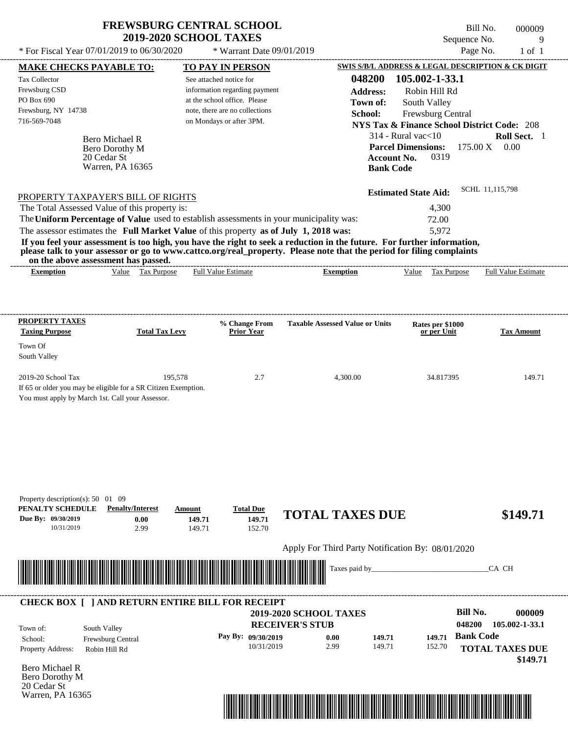# FREWSBURG CENTRAL SCHOOL
## 2019-2020 SCHOOL TAXES

\* For Fiscal Year 07/01/2019 to 06/30/2020 &nbsp;&nbsp;&nbsp; \* Warrant Date 09/01/2019

Bill No. 000009
Sequence No. 9
Page No. 1 of 1

| MAKE CHECKS PAYABLE TO: | TO PAY IN PERSON | SWIS S/B/L ADDRESS & LEGAL DESCRIPTION & CK DIGIT |
|---|---|---|
| Tax Collector<br>Frewsburg CSD<br>PO Box 690<br>Frewsburg, NY 14738<br>716-569-7048 | See attached notice for information regarding payment at the school office. Please note, there are no collections on Mondays or after 3PM. | **048200 105.002-1-33.1**<br>**Address:** Robin Hill Rd<br>**Town of:** South Valley<br>**School:** Frewsburg Central<br>**NYS Tax & Finance School District Code:** 208<br>314 - Rural vac<10 **Roll Sect.** 1<br>**Parcel Dimensions:** 175.00 X 0.00<br>**Account No.** 0319<br>**Bank Code** |

Bero Michael R
Bero Dorothy M
20 Cedar St
Warren, PA 16365

**Estimated State Aid:** SCHL 11,115,798

PROPERTY TAXPAYER'S BILL OF RIGHTS

The Total Assessed Value of this property is: 4,300

The **Uniform Percentage of Value** used to establish assessments in your municipality was: 72.00

The assessor estimates the **Full Market Value** of this property **as of July 1, 2018 was:** 5,972

**If you feel your assessment is too high, you have the right to seek a reduction in the future. For further information, please talk to your assessor or go to www.cattco.org/real_property. Please note that the period for filing complaints on the above assessment has passed.**

| Exemption | Value | Tax Purpose | Full Value Estimate | Exemption | Value | Tax Purpose | Full Value Estimate |
|---|---|---|---|---|---|---|---|

| PROPERTY TAXES Taxing Purpose | Total Tax Levy | % Change From Prior Year | Taxable Assessed Value or Units | Rates per $1000 or per Unit | Tax Amount |
|---|---|---|---|---|---|
| Town Of South Valley | | | | | |
| 2019-20 School Tax | 195,578 | 2.7 | 4,300.00 | 34.817395 | 149.71 |

If 65 or older you may be eligible for a SR Citizen Exemption.
You must apply by March 1st. Call your Assessor.

Property description(s): 50 01 09

| PENALTY SCHEDULE | Penalty/Interest | Amount | Total Due |
|---|---|---|---|
| Due By: 09/30/2019 | 0.00 | 149.71 | 149.71 |
| 10/31/2019 | 2.99 | 149.71 | 152.70 |

**TOTAL TAXES DUE $149.71**

Apply For Third Party Notification By: 08/01/2020

Taxes paid by_______________________________CA CH

---

**CHECK BOX [ ] AND RETURN ENTIRE BILL FOR RECEIPT**

**2019-2020 SCHOOL TAXES**
**RECEIVER'S STUB**

**Bill No. 000009**
**048200 105.002-1-33.1**

Town of: South Valley
School: Frewsburg Central
Property Address: Robin Hill Rd

| Pay By: | | | |
|---|---|---|---|
| 09/30/2019 | 0.00 | 149.71 | 149.71 |
| 10/31/2019 | 2.99 | 149.71 | 152.70 |

**Bank Code**

**TOTAL TAXES DUE $149.71**

Bero Michael R
Bero Dorothy M
20 Cedar St
Warren, PA 16365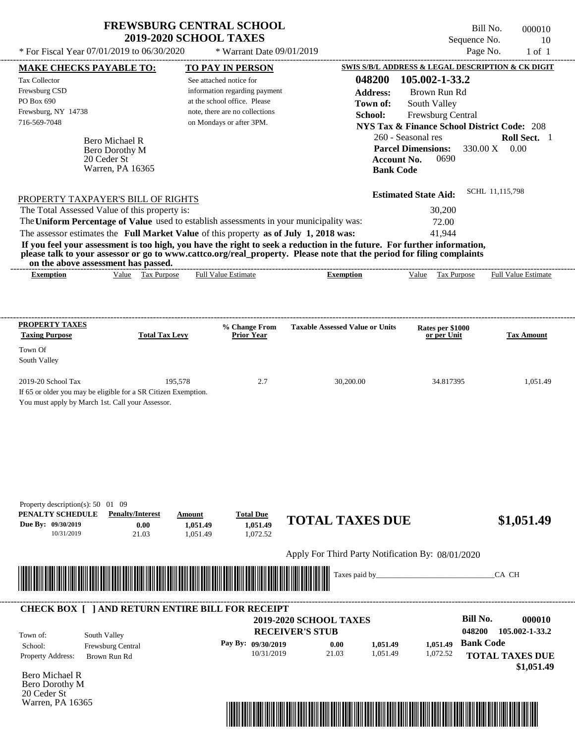# FREWSBURG CENTRAL SCHOOL
## 2019-2020 SCHOOL TAXES

Bill No. 000010
Sequence No. 10
Page No. 1 of 1

* For Fiscal Year 07/01/2019 to 06/30/2020 * Warrant Date 09/01/2019

**MAKE CHECKS PAYABLE TO:**

Tax Collector
Frewsburg CSD
PO Box 690
Frewsburg, NY 14738
716-569-7048

**TO PAY IN PERSON**

See attached notice for information regarding payment at the school office. Please note, there are no collections on Mondays or after 3PM.

**SWIS S/B/L ADDRESS & LEGAL DESCRIPTION & CK DIGIT**

**048200 105.002-1-33.2**
**Address:** Brown Run Rd
**Town of:** South Valley
**School:** Frewsburg Central
**NYS Tax & Finance School District Code:** 208
260 - Seasonal res **Roll Sect.** 1
**Parcel Dimensions:** 330.00 X 0.00
**Account No.** 0690
**Bank Code**

Bero Michael R
Bero Dorothy M
20 Ceder St
Warren, PA 16365

**Estimated State Aid:** SCHL 11,115,798

PROPERTY TAXPAYER'S BILL OF RIGHTS

The Total Assessed Value of this property is: 30,200
The **Uniform Percentage of Value** used to establish assessments in your municipality was: 72.00
The assessor estimates the **Full Market Value** of this property **as of July 1, 2018 was:** 41,944

**If you feel your assessment is too high, you have the right to seek a reduction in the future. For further information, please talk to your assessor or go to www.cattco.org/real_property. Please note that the period for filing complaints on the above assessment has passed.**

| Exemption | Value | Tax Purpose | Full Value Estimate | Exemption | Value | Tax Purpose | Full Value Estimate |
|---|---|---|---|---|---|---|---|

| PROPERTY TAXES Taxing Purpose | Total Tax Levy | % Change From Prior Year | Taxable Assessed Value or Units | Rates per $1000 or per Unit | Tax Amount |
|---|---|---|---|---|---|
| Town Of South Valley | | | | | |
| 2019-20 School Tax | 195,578 | 2.7 | 30,200.00 | 34.817395 | 1,051.49 |

If 65 or older you may be eligible for a SR Citizen Exemption.
You must apply by March 1st. Call your Assessor.

Property description(s): 50 01 09

| PENALTY SCHEDULE | Penalty/Interest | Amount | Total Due |
|---|---|---|---|
| Due By: 09/30/2019 | 0.00 | 1,051.49 | 1,051.49 |
| 10/31/2019 | 21.03 | 1,051.49 | 1,072.52 |

**TOTAL TAXES DUE $1,051.49**

Apply For Third Party Notification By: 08/01/2020

Taxes paid by_______________________________CA CH

**CHECK BOX [ ] AND RETURN ENTIRE BILL FOR RECEIPT**

**2019-2020 SCHOOL TAXES**
**RECEIVER'S STUB**

**Bill No. 000010**
048200 105.002-1-33.2

Town of: South Valley
School: Frewsburg Central
Property Address: Brown Run Rd

| Pay By: | | | | |
|---|---|---|---|---|
| 09/30/2019 | 0.00 | 1,051.49 | 1,051.49 | **Bank Code** |
| 10/31/2019 | 21.03 | 1,051.49 | 1,072.52 | |

**TOTAL TAXES DUE**
**$1,051.49**

Bero Michael R
Bero Dorothy M
20 Ceder St
Warren, PA 16365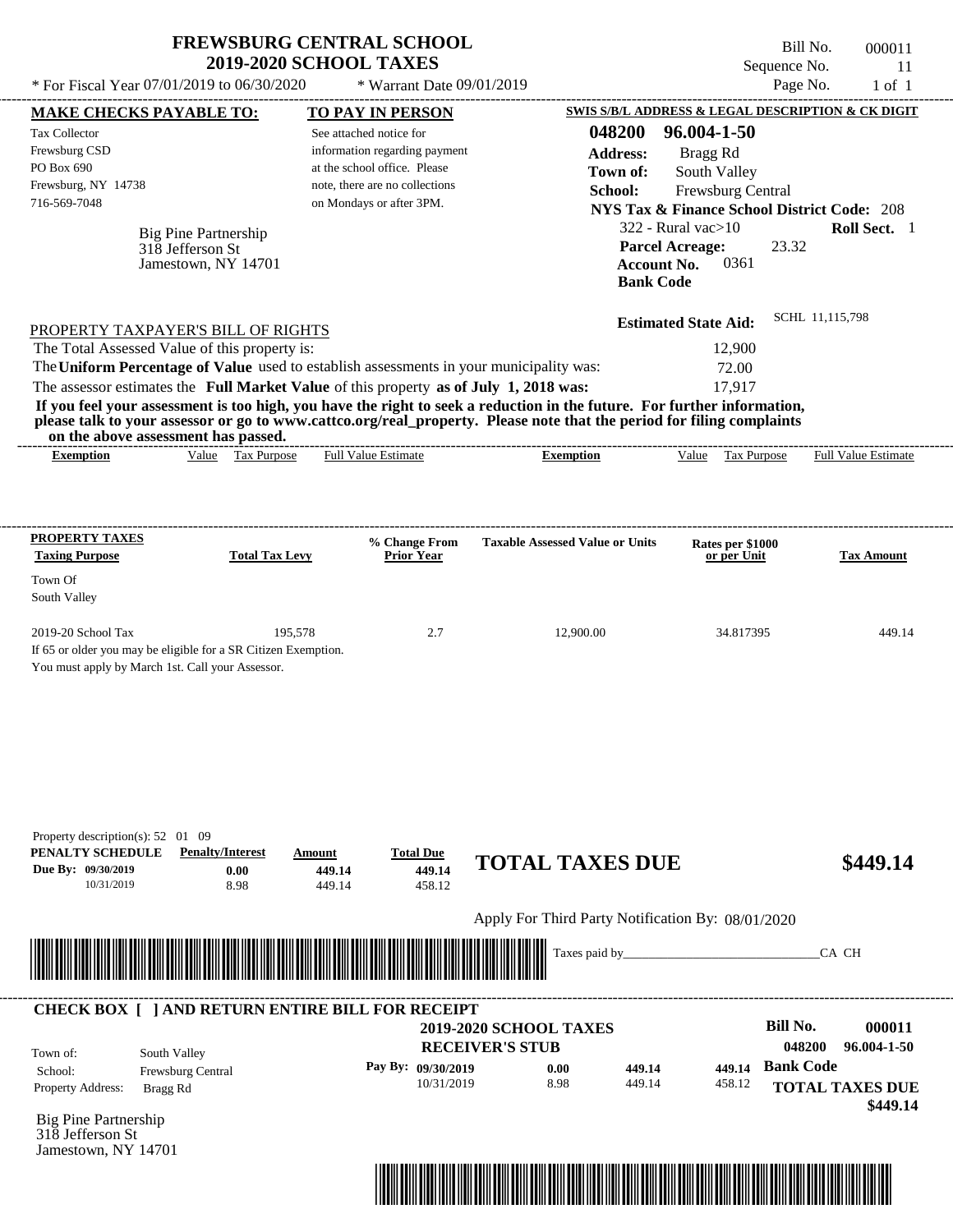# FREWSBURG CENTRAL SCHOOL
## 2019-2020 SCHOOL TAXES

\* For Fiscal Year 07/01/2019 to 06/30/2020 &nbsp;&nbsp; \* Warrant Date 09/01/2019

Bill No. 000011
Sequence No. 11
Page No. 1 of 1

**MAKE CHECKS PAYABLE TO:**

Tax Collector
Frewsburg CSD
PO Box 690
Frewsburg, NY 14738
716-569-7048

**TO PAY IN PERSON**

See attached notice for information regarding payment at the school office. Please note, there are no collections on Mondays or after 3PM.

Big Pine Partnership
318 Jefferson St
Jamestown, NY 14701

**SWIS S/B/L ADDRESS & LEGAL DESCRIPTION & CK DIGIT**

**048200 96.004-1-50**
**Address:** Bragg Rd
**Town of:** South Valley
**School:** Frewsburg Central
**NYS Tax & Finance School District Code:** 208
322 - Rural vac>10 &nbsp;&nbsp; **Roll Sect.** 1
**Parcel Acreage:** 23.32
**Account No.** 0361
**Bank Code**

**Estimated State Aid:** SCHL 11,115,798

PROPERTY TAXPAYER'S BILL OF RIGHTS

The Total Assessed Value of this property is: 12,900
The **Uniform Percentage of Value** used to establish assessments in your municipality was: 72.00
The assessor estimates the **Full Market Value** of this property **as of July 1, 2018 was:** 17,917

**If you feel your assessment is too high, you have the right to seek a reduction in the future. For further information, please talk to your assessor or go to www.cattco.org/real_property. Please note that the period for filing complaints on the above assessment has passed.**

| Exemption | Value | Tax Purpose | Full Value Estimate | Exemption | Value | Tax Purpose | Full Value Estimate |
|---|---|---|---|---|---|---|---|

| PROPERTY TAXES Taxing Purpose | Total Tax Levy | % Change From Prior Year | Taxable Assessed Value or Units | Rates per $1000 or per Unit | Tax Amount |
|---|---|---|---|---|---|
| Town Of South Valley | | | | | |
| 2019-20 School Tax | 195,578 | 2.7 | 12,900.00 | 34.817395 | 449.14 |

If 65 or older you may be eligible for a SR Citizen Exemption.
You must apply by March 1st. Call your Assessor.

Property description(s): 52 01 09

| PENALTY SCHEDULE | Penalty/Interest | Amount | Total Due |
|---|---|---|---|
| Due By: 09/30/2019 | 0.00 | 449.14 | 449.14 |
| 10/31/2019 | 8.98 | 449.14 | 458.12 |

**TOTAL TAXES DUE $449.14**

Apply For Third Party Notification By: 08/01/2020

Taxes paid by_______________________________CA CH

**CHECK BOX [ ] AND RETURN ENTIRE BILL FOR RECEIPT**

**2019-2020 SCHOOL TAXES**
**RECEIVER'S STUB**

**Bill No. 000011**
**048200 96.004-1-50**

Town of: South Valley
School: Frewsburg Central
Property Address: Bragg Rd

| Pay By: | Penalty/Interest | Amount | Total Due |
|---|---|---|---|
| 09/30/2019 | 0.00 | 449.14 | 449.14 |
| 10/31/2019 | 8.98 | 449.14 | 458.12 |

**Bank Code**

**TOTAL TAXES DUE $449.14**

Big Pine Partnership
318 Jefferson St
Jamestown, NY 14701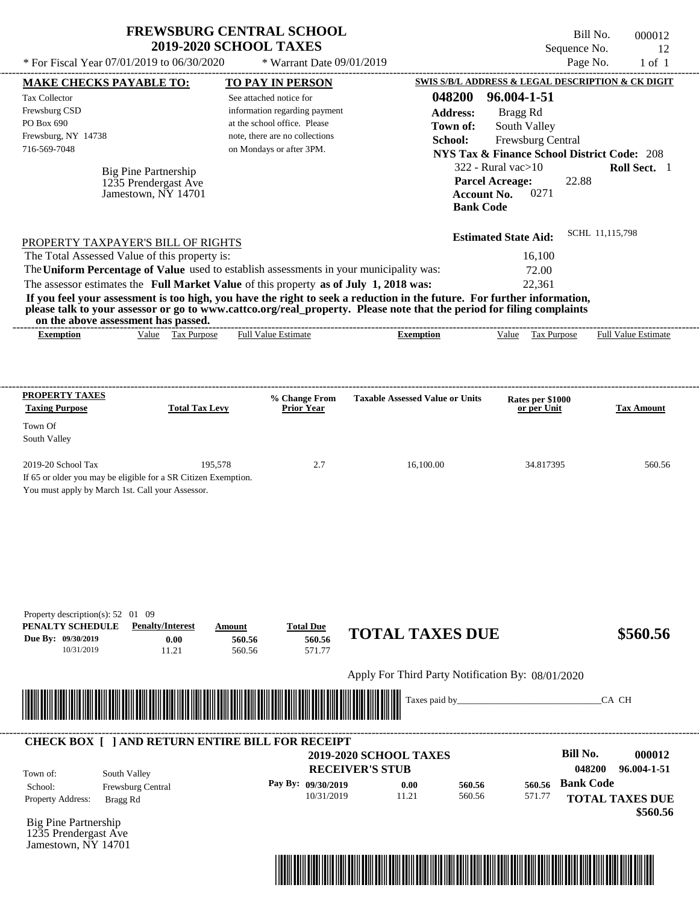# FREWSBURG CENTRAL SCHOOL
## 2019-2020 SCHOOL TAXES

Bill No. 000012
Sequence No. 12
Page No. 1 of 1

* For Fiscal Year 07/01/2019 to 06/30/2020 * Warrant Date 09/01/2019

**MAKE CHECKS PAYABLE TO:**

Tax Collector
Frewsburg CSD
PO Box 690
Frewsburg, NY 14738
716-569-7048

Big Pine Partnership
1235 Prendergast Ave
Jamestown, NY 14701

**TO PAY IN PERSON**

See attached notice for information regarding payment at the school office. Please note, there are no collections on Mondays or after 3PM.

**SWIS S/B/L ADDRESS & LEGAL DESCRIPTION & CK DIGIT**

**048200 96.004-1-51**
**Address:** Bragg Rd
**Town of:** South Valley
**School:** Frewsburg Central
**NYS Tax & Finance School District Code:** 208
322 - Rural vac>10 **Roll Sect.** 1
**Parcel Acreage:** 22.88
**Account No.** 0271
**Bank Code**

**Estimated State Aid:** SCHL 11,115,798

PROPERTY TAXPAYER'S BILL OF RIGHTS

The Total Assessed Value of this property is: 16,100
The **Uniform Percentage of Value** used to establish assessments in your municipality was: 72.00
The assessor estimates the **Full Market Value** of this property **as of July 1, 2018 was:** 22,361

**If you feel your assessment is too high, you have the right to seek a reduction in the future. For further information, please talk to your assessor or go to www.cattco.org/real_property. Please note that the period for filing complaints on the above assessment has passed.**

| Exemption | Value | Tax Purpose | Full Value Estimate | Exemption | Value | Tax Purpose | Full Value Estimate |
|---|---|---|---|---|---|---|---|

| PROPERTY TAXES Taxing Purpose | Total Tax Levy | % Change From Prior Year | Taxable Assessed Value or Units | Rates per $1000 or per Unit | Tax Amount |
|---|---|---|---|---|---|
| Town Of South Valley | | | | | |
| 2019-20 School Tax | 195,578 | 2.7 | 16,100.00 | 34.817395 | 560.56 |

If 65 or older you may be eligible for a SR Citizen Exemption.
You must apply by March 1st. Call your Assessor.

Property description(s): 52 01 09

| PENALTY SCHEDULE | Penalty/Interest | Amount | Total Due |
|---|---|---|---|
| Due By: 09/30/2019 | 0.00 | 560.56 | 560.56 |
| 10/31/2019 | 11.21 | 560.56 | 571.77 |

**TOTAL TAXES DUE** **$560.56**

Apply For Third Party Notification By: 08/01/2020

Taxes paid by_______________________________CA CH

**CHECK BOX [ ] AND RETURN ENTIRE BILL FOR RECEIPT**

**2019-2020 SCHOOL TAXES**
**RECEIVER'S STUB**

**Bill No.** **000012**
**048200** **96.004-1-51**

Town of: South Valley
School: Frewsburg Central
Property Address: Bragg Rd

| Pay By: | | | |
|---|---|---|---|
| 09/30/2019 | 0.00 | 560.56 | 560.56 |
| 10/31/2019 | 11.21 | 560.56 | 571.77 |

**Bank Code**

**TOTAL TAXES DUE** **$560.56**

Big Pine Partnership
1235 Prendergast Ave
Jamestown, NY 14701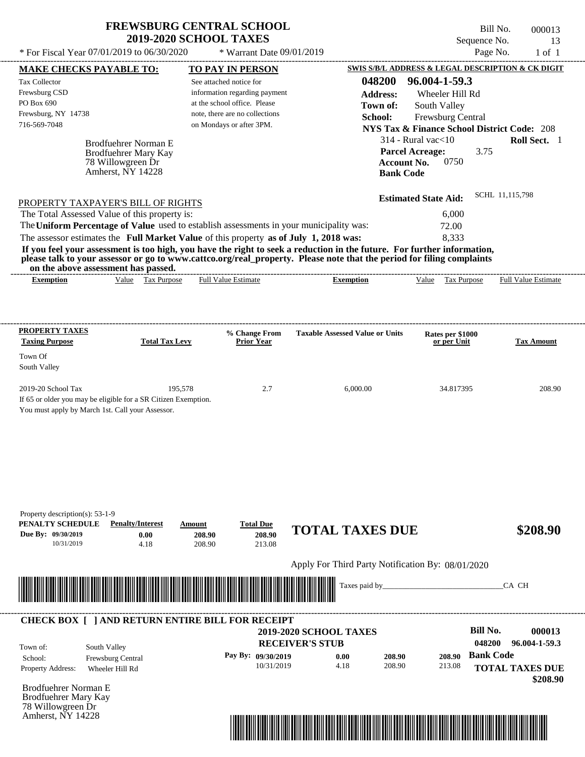# FREWSBURG CENTRAL SCHOOL
## 2019-2020 SCHOOL TAXES

Bill No. 000013
Sequence No. 13
Page No. 1 of 1

* For Fiscal Year 07/01/2019 to 06/30/2020 * Warrant Date 09/01/2019

**MAKE CHECKS PAYABLE TO:**

Tax Collector
Frewsburg CSD
PO Box 690
Frewsburg, NY 14738
716-569-7048

**TO PAY IN PERSON**

See attached notice for information regarding payment at the school office. Please note, there are no collections on Mondays or after 3PM.

**SWIS S/B/L ADDRESS & LEGAL DESCRIPTION & CK DIGIT**

**048200 96.004-1-59.3**
**Address:** Wheeler Hill Rd
**Town of:** South Valley
**School:** Frewsburg Central
**NYS Tax & Finance School District Code:** 208
314 - Rural vac<10 **Roll Sect.** 1
**Parcel Acreage:** 3.75
**Account No.** 0750
**Bank Code**

Brodfuehrer Norman E
Brodfuehrer Mary Kay
78 Willowgreen Dr
Amherst, NY 14228

**Estimated State Aid:** SCHL 11,115,798

PROPERTY TAXPAYER'S BILL OF RIGHTS

The Total Assessed Value of this property is: 6,000
The **Uniform Percentage of Value** used to establish assessments in your municipality was: 72.00
The assessor estimates the **Full Market Value** of this property **as of July 1, 2018 was:** 8,333

**If you feel your assessment is too high, you have the right to seek a reduction in the future. For further information, please talk to your assessor or go to www.cattco.org/real_property. Please note that the period for filing complaints on the above assessment has passed.**

| Exemption | Value | Tax Purpose | Full Value Estimate | Exemption | Value | Tax Purpose | Full Value Estimate |
|---|---|---|---|---|---|---|---|

| PROPERTY TAXES Taxing Purpose | Total Tax Levy | % Change From Prior Year | Taxable Assessed Value or Units | Rates per $1000 or per Unit | Tax Amount |
|---|---|---|---|---|---|
| Town Of South Valley | | | | | |
| 2019-20 School Tax | 195,578 | 2.7 | 6,000.00 | 34.817395 | 208.90 |

If 65 or older you may be eligible for a SR Citizen Exemption.
You must apply by March 1st. Call your Assessor.

Property description(s): 53-1-9

| PENALTY SCHEDULE | Penalty/Interest | Amount | Total Due |
|---|---|---|---|
| Due By: 09/30/2019 | 0.00 | 208.90 | 208.90 |
| 10/31/2019 | 4.18 | 208.90 | 213.08 |

**TOTAL TAXES DUE $208.90**

Apply For Third Party Notification By: 08/01/2020

Taxes paid by_______________________________CA CH

**CHECK BOX [ ] AND RETURN ENTIRE BILL FOR RECEIPT**

**2019-2020 SCHOOL TAXES**
**RECEIVER'S STUB**

**Bill No. 000013**
048200 96.004-1-59.3

Town of: South Valley
School: Frewsburg Central
Property Address: Wheeler Hill Rd

| Pay By: | | | |
|---|---|---|---|
| 09/30/2019 | 0.00 | 208.90 | 208.90 |
| 10/31/2019 | 4.18 | 208.90 | 213.08 |

**Bank Code**

**TOTAL TAXES DUE $208.90**

Brodfuehrer Norman E
Brodfuehrer Mary Kay
78 Willowgreen Dr
Amherst, NY 14228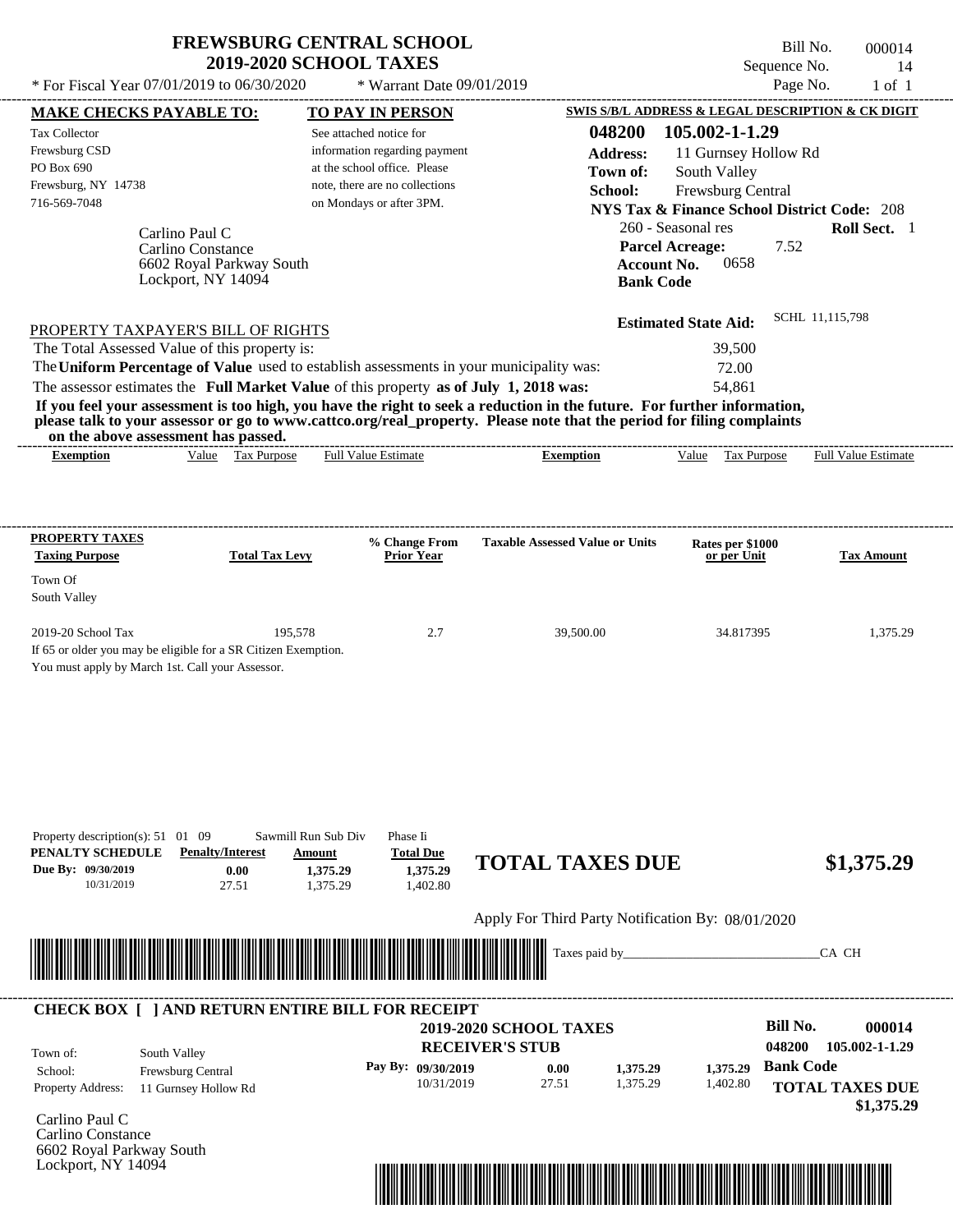# FREWSBURG CENTRAL SCHOOL
## 2019-2020 SCHOOL TAXES

\* For Fiscal Year 07/01/2019 to 06/30/2020 &nbsp;&nbsp; \* Warrant Date 09/01/2019

Bill No. 000014
Sequence No. 14
Page No. 1 of 1

| MAKE CHECKS PAYABLE TO: | TO PAY IN PERSON | SWIS S/B/L ADDRESS & LEGAL DESCRIPTION & CK DIGIT |
|---|---|---|
| Tax Collector<br>Frewsburg CSD<br>PO Box 690<br>Frewsburg, NY 14738<br>716-569-7048 | See attached notice for information regarding payment at the school office. Please note, there are no collections on Mondays or after 3PM. | **048200 105.002-1-1.29**<br>**Address:** 11 Gurnsey Hollow Rd<br>**Town of:** South Valley<br>**School:** Frewsburg Central<br>**NYS Tax & Finance School District Code:** 208<br>260 - Seasonal res &nbsp; **Roll Sect.** 1<br>**Parcel Acreage:** 7.52<br>**Account No.** 0658<br>**Bank Code** |

Carlino Paul C
Carlino Constance
6602 Royal Parkway South
Lockport, NY 14094

**Estimated State Aid:** SCHL 11,115,798

PROPERTY TAXPAYER'S BILL OF RIGHTS

| | |
|---|---|
| The Total Assessed Value of this property is: | 39,500 |
| The **Uniform Percentage of Value** used to establish assessments in your municipality was: | 72.00 |
| The assessor estimates the **Full Market Value** of this property **as of July 1, 2018 was:** | 54,861 |

**If you feel your assessment is too high, you have the right to seek a reduction in the future. For further information, please talk to your assessor or go to www.cattco.org/real_property. Please note that the period for filing complaints on the above assessment has passed.**

| Exemption | Value | Tax Purpose | Full Value Estimate | Exemption | Value | Tax Purpose | Full Value Estimate |
|---|---|---|---|---|---|---|---|

| PROPERTY TAXES Taxing Purpose | Total Tax Levy | % Change From Prior Year | Taxable Assessed Value or Units | Rates per $1000 or per Unit | Tax Amount |
|---|---|---|---|---|---|
| Town Of South Valley | | | | | |
| 2019-20 School Tax | 195,578 | 2.7 | 39,500.00 | 34.817395 | 1,375.29 |

If 65 or older you may be eligible for a SR Citizen Exemption.
You must apply by March 1st. Call your Assessor.

Property description(s): 51 01 09 &nbsp; Sawmill Run Sub Div &nbsp; Phase Ii

| PENALTY SCHEDULE | Penalty/Interest | Amount | Total Due |
|---|---|---|---|
| Due By: 09/30/2019 | 0.00 | 1,375.29 | 1,375.29 |
| 10/31/2019 | 27.51 | 1,375.29 | 1,402.80 |

**TOTAL TAXES DUE $1,375.29**

Apply For Third Party Notification By: 08/01/2020

Taxes paid by_______________________________CA CH

---

**CHECK BOX [ ] AND RETURN ENTIRE BILL FOR RECEIPT**

**2019-2020 SCHOOL TAXES**
**RECEIVER'S STUB**

**Bill No. 000014**
**048200 105.002-1-1.29**

| | |
|---|---|
| Town of: | South Valley |
| School: | Frewsburg Central |
| Property Address: | 11 Gurnsey Hollow Rd |

| Pay By: | Penalty/Interest | Amount | Total Due |
|---|---|---|---|
| 09/30/2019 | 0.00 | 1,375.29 | 1,375.29 |
| 10/31/2019 | 27.51 | 1,375.29 | 1,402.80 |

**Bank Code**

**TOTAL TAXES DUE $1,375.29**

Carlino Paul C
Carlino Constance
6602 Royal Parkway South
Lockport, NY 14094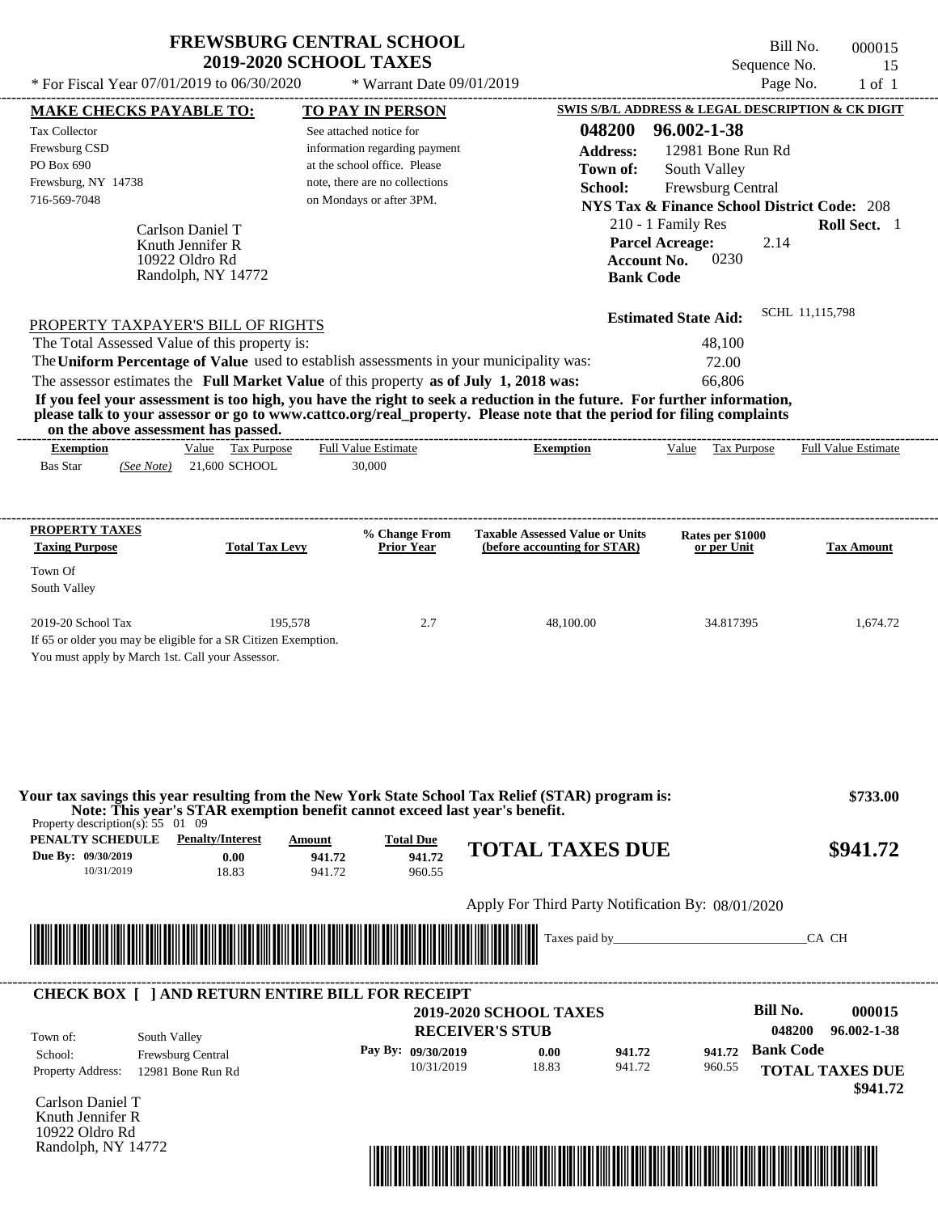# FREWSBURG CENTRAL SCHOOL
## 2019-2020 SCHOOL TAXES

Bill No. 000015
Sequence No. 15
Page No. 1 of 1

* For Fiscal Year 07/01/2019 to 06/30/2020 * Warrant Date 09/01/2019

**MAKE CHECKS PAYABLE TO:**

Tax Collector
Frewsburg CSD
PO Box 690
Frewsburg, NY 14738
716-569-7048

Carlson Daniel T
Knuth Jennifer R
10922 Oldro Rd
Randolph, NY 14772

**TO PAY IN PERSON**

See attached notice for information regarding payment at the school office. Please note, there are no collections on Mondays or after 3PM.

**SWIS S/B/L ADDRESS & LEGAL DESCRIPTION & CK DIGIT**

**048200 96.002-1-38**
**Address:** 12981 Bone Run Rd
**Town of:** South Valley
**School:** Frewsburg Central
**NYS Tax & Finance School District Code:** 208
210 - 1 Family Res **Roll Sect.** 1
**Parcel Acreage:** 2.14
**Account No.** 0230
**Bank Code**

**Estimated State Aid:** SCHL 11,115,798

PROPERTY TAXPAYER'S BILL OF RIGHTS

The Total Assessed Value of this property is: 48,100
The **Uniform Percentage of Value** used to establish assessments in your municipality was: 72.00
The assessor estimates the **Full Market Value** of this property **as of July 1, 2018 was:** 66,806

**If you feel your assessment is too high, you have the right to seek a reduction in the future. For further information, please talk to your assessor or go to www.cattco.org/real_property. Please note that the period for filing complaints on the above assessment has passed.**

| Exemption | Value | Tax Purpose | Full Value Estimate | Exemption | Value | Tax Purpose | Full Value Estimate |
|---|---|---|---|---|---|---|---|
| Bas Star *(See Note)* | 21,600 | SCHOOL | 30,000 | | | | |

| PROPERTY TAXES Taxing Purpose | Total Tax Levy | % Change From Prior Year | Taxable Assessed Value or Units (before accounting for STAR) | Rates per $1000 or per Unit | Tax Amount |
|---|---|---|---|---|---|
| Town Of South Valley | | | | | |
| 2019-20 School Tax | 195,578 | 2.7 | 48,100.00 | 34.817395 | 1,674.72 |

If 65 or older you may be eligible for a SR Citizen Exemption.
You must apply by March 1st. Call your Assessor.

**Your tax savings this year resulting from the New York State School Tax Relief (STAR) program is: $733.00**
**Note: This year's STAR exemption benefit cannot exceed last year's benefit.**

Property description(s): 55 01 09

| PENALTY SCHEDULE | Penalty/Interest | Amount | Total Due |
|---|---|---|---|
| Due By: 09/30/2019 | 0.00 | 941.72 | 941.72 |
| 10/31/2019 | 18.83 | 941.72 | 960.55 |

**TOTAL TAXES DUE $941.72**

Apply For Third Party Notification By: 08/01/2020

Taxes paid by_______________________________CA CH

---

**CHECK BOX [ ] AND RETURN ENTIRE BILL FOR RECEIPT**

**2019-2020 SCHOOL TAXES**
**RECEIVER'S STUB**

**Bill No. 000015**
**048200 96.002-1-38**

Town of: South Valley
School: Frewsburg Central
Property Address: 12981 Bone Run Rd

| Pay By: | Penalty/Interest | Amount | Total Due |
|---|---|---|---|
| 09/30/2019 | 0.00 | 941.72 | 941.72 |
| 10/31/2019 | 18.83 | 941.72 | 960.55 |

**Bank Code**

**TOTAL TAXES DUE $941.72**

Carlson Daniel T
Knuth Jennifer R
10922 Oldro Rd
Randolph, NY 14772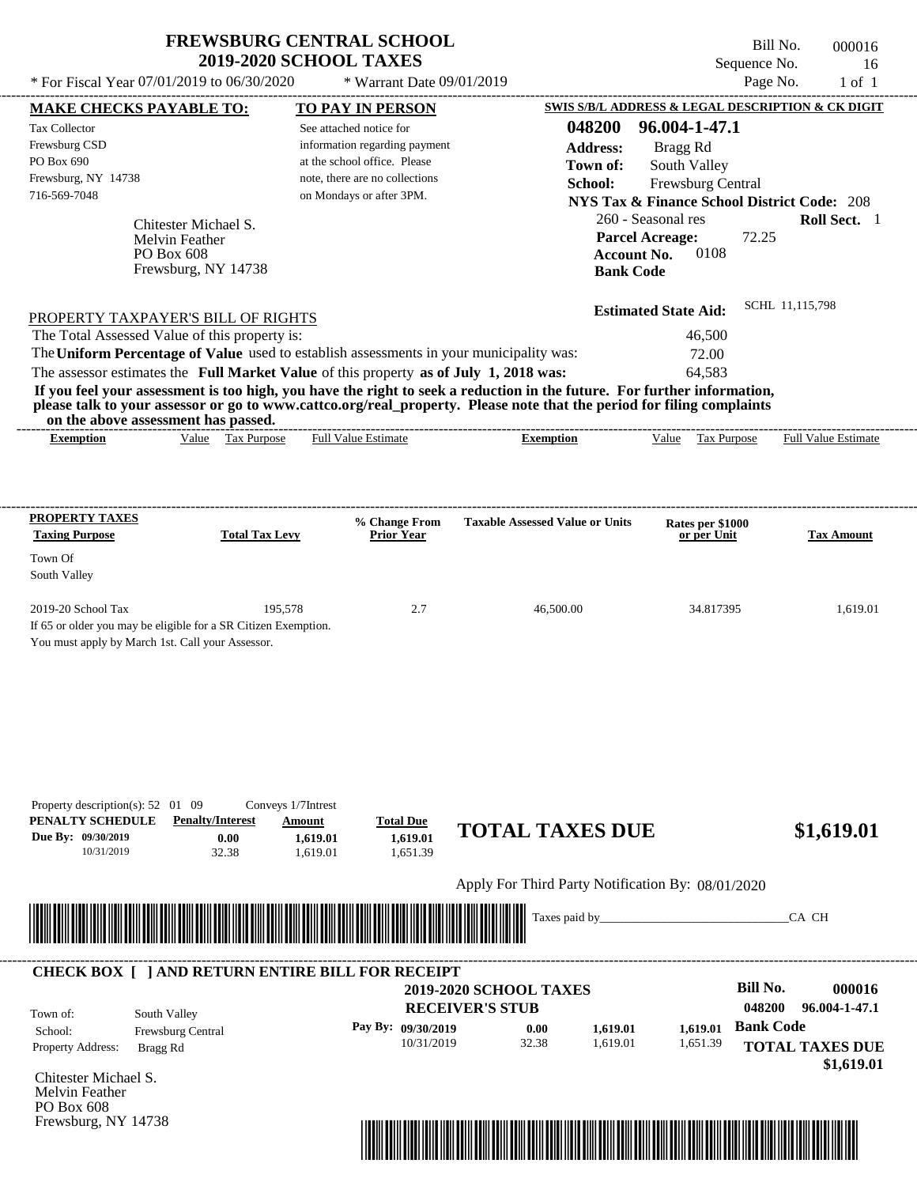# FREWSBURG CENTRAL SCHOOL
## 2019-2020 SCHOOL TAXES

Bill No. 000016
Sequence No. 16
Page No. 1 of 1

* For Fiscal Year 07/01/2019 to 06/30/2020 * Warrant Date 09/01/2019

**MAKE CHECKS PAYABLE TO:**
Tax Collector
Frewsburg CSD
PO Box 690
Frewsburg, NY 14738
716-569-7048

**TO PAY IN PERSON**
See attached notice for information regarding payment at the school office. Please note, there are no collections on Mondays or after 3PM.

**SWIS S/B/L ADDRESS & LEGAL DESCRIPTION & CK DIGIT**
**048200 96.004-1-47.1**
**Address:** Bragg Rd
**Town of:** South Valley
**School:** Frewsburg Central
**NYS Tax & Finance School District Code:** 208
260 - Seasonal res **Roll Sect.** 1
**Parcel Acreage:** 72.25
**Account No.** 0108
**Bank Code**

Chitester Michael S.
Melvin Feather
PO Box 608
Frewsburg, NY 14738

**Estimated State Aid:** SCHL 11,115,798

PROPERTY TAXPAYER'S BILL OF RIGHTS

| | |
|---|---|
| The Total Assessed Value of this property is: | 46,500 |
| The **Uniform Percentage of Value** used to establish assessments in your municipality was: | 72.00 |
| The assessor estimates the **Full Market Value** of this property **as of July 1, 2018 was:** | 64,583 |

**If you feel your assessment is too high, you have the right to seek a reduction in the future. For further information, please talk to your assessor or go to www.cattco.org/real_property. Please note that the period for filing complaints on the above assessment has passed.**

| Exemption | Value | Tax Purpose | Full Value Estimate | Exemption | Value | Tax Purpose | Full Value Estimate |
|---|---|---|---|---|---|---|---|

| PROPERTY TAXES Taxing Purpose | Total Tax Levy | % Change From Prior Year | Taxable Assessed Value or Units | Rates per $1000 or per Unit | Tax Amount |
|---|---|---|---|---|---|
| Town Of South Valley | | | | | |
| 2019-20 School Tax | 195,578 | 2.7 | 46,500.00 | 34.817395 | 1,619.01 |

If 65 or older you may be eligible for a SR Citizen Exemption.
You must apply by March 1st. Call your Assessor.

Property description(s): 52 01 09 Conveys 1/7Intrest

| PENALTY SCHEDULE | Penalty/Interest | Amount | Total Due |
|---|---|---|---|
| Due By: 09/30/2019 | 0.00 | 1,619.01 | 1,619.01 |
| 10/31/2019 | 32.38 | 1,619.01 | 1,651.39 |

**TOTAL TAXES DUE $1,619.01**

Apply For Third Party Notification By: 08/01/2020

Taxes paid by\_\_\_\_\_\_\_\_\_\_\_\_\_\_\_\_\_\_\_\_\_\_\_\_\_\_\_\_\_\_CA CH

---

**CHECK BOX [ ] AND RETURN ENTIRE BILL FOR RECEIPT**

**2019-2020 SCHOOL TAXES**
**RECEIVER'S STUB**

**Bill No. 000016**
**048200 96.004-1-47.1**

Town of: South Valley
School: Frewsburg Central
Property Address: Bragg Rd

| Pay By: | | | |
|---|---|---|---|
| 09/30/2019 | 0.00 | 1,619.01 | 1,619.01 |
| 10/31/2019 | 32.38 | 1,619.01 | 1,651.39 |

**Bank Code**
**TOTAL TAXES DUE $1,619.01**

Chitester Michael S.
Melvin Feather
PO Box 608
Frewsburg, NY 14738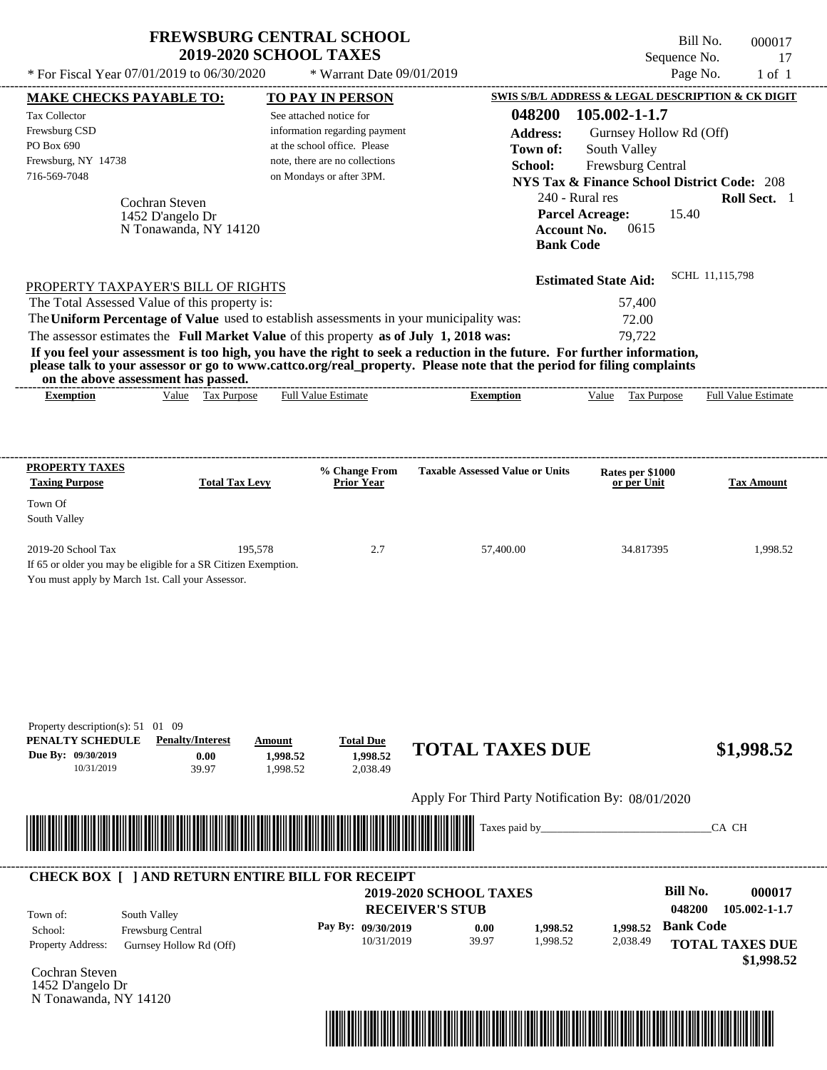# FREWSBURG CENTRAL SCHOOL
## 2019-2020 SCHOOL TAXES

Bill No. 000017
Sequence No. 17
Page No. 1 of 1

* For Fiscal Year 07/01/2019 to 06/30/2020 * Warrant Date 09/01/2019

**MAKE CHECKS PAYABLE TO:**
Tax Collector
Frewsburg CSD
PO Box 690
Frewsburg, NY 14738
716-569-7048

**TO PAY IN PERSON**
See attached notice for information regarding payment at the school office. Please note, there are no collections on Mondays or after 3PM.

**SWIS S/B/L ADDRESS & LEGAL DESCRIPTION & CK DIGIT**
**048200 105.002-1-1.7**
**Address:** Gurnsey Hollow Rd (Off)
**Town of:** South Valley
**School:** Frewsburg Central
**NYS Tax & Finance School District Code:** 208
240 - Rural res **Roll Sect.** 1
**Parcel Acreage:** 15.40
**Account No.** 0615
**Bank Code**

Cochran Steven
1452 D'angelo Dr
N Tonawanda, NY 14120

**Estimated State Aid:** SCHL 11,115,798

PROPERTY TAXPAYER'S BILL OF RIGHTS

The Total Assessed Value of this property is: 57,400
The **Uniform Percentage of Value** used to establish assessments in your municipality was: 72.00
The assessor estimates the **Full Market Value** of this property **as of July 1, 2018 was:** 79,722

**If you feel your assessment is too high, you have the right to seek a reduction in the future. For further information, please talk to your assessor or go to www.cattco.org/real_property. Please note that the period for filing complaints on the above assessment has passed.**

| Exemption | Value | Tax Purpose | Full Value Estimate | Exemption | Value | Tax Purpose | Full Value Estimate |
|---|---|---|---|---|---|---|---|

| PROPERTY TAXES Taxing Purpose | Total Tax Levy | % Change From Prior Year | Taxable Assessed Value or Units | Rates per $1000 or per Unit | Tax Amount |
|---|---|---|---|---|---|
| Town Of South Valley | | | | | |
| 2019-20 School Tax | 195,578 | 2.7 | 57,400.00 | 34.817395 | 1,998.52 |

If 65 or older you may be eligible for a SR Citizen Exemption.
You must apply by March 1st. Call your Assessor.

Property description(s): 51 01 09

| PENALTY SCHEDULE | Penalty/Interest | Amount | Total Due |
|---|---|---|---|
| Due By: 09/30/2019 | 0.00 | 1,998.52 | 1,998.52 |
| 10/31/2019 | 39.97 | 1,998.52 | 2,038.49 |

**TOTAL TAXES DUE $1,998.52**

Apply For Third Party Notification By: 08/01/2020

Taxes paid by_______________________________CA CH

**CHECK BOX [ ] AND RETURN ENTIRE BILL FOR RECEIPT**

**2019-2020 SCHOOL TAXES**
**RECEIVER'S STUB**

**Bill No.** 000017
048200 105.002-1-1.7

Town of: South Valley
School: Frewsburg Central
Property Address: Gurnsey Hollow Rd (Off)

| Pay By: | Penalty/Interest | Amount | Total Due |
|---|---|---|---|
| 09/30/2019 | 0.00 | 1,998.52 | 1,998.52 |
| 10/31/2019 | 39.97 | 1,998.52 | 2,038.49 |

**Bank Code**

**TOTAL TAXES DUE $1,998.52**

Cochran Steven
1452 D'angelo Dr
N Tonawanda, NY 14120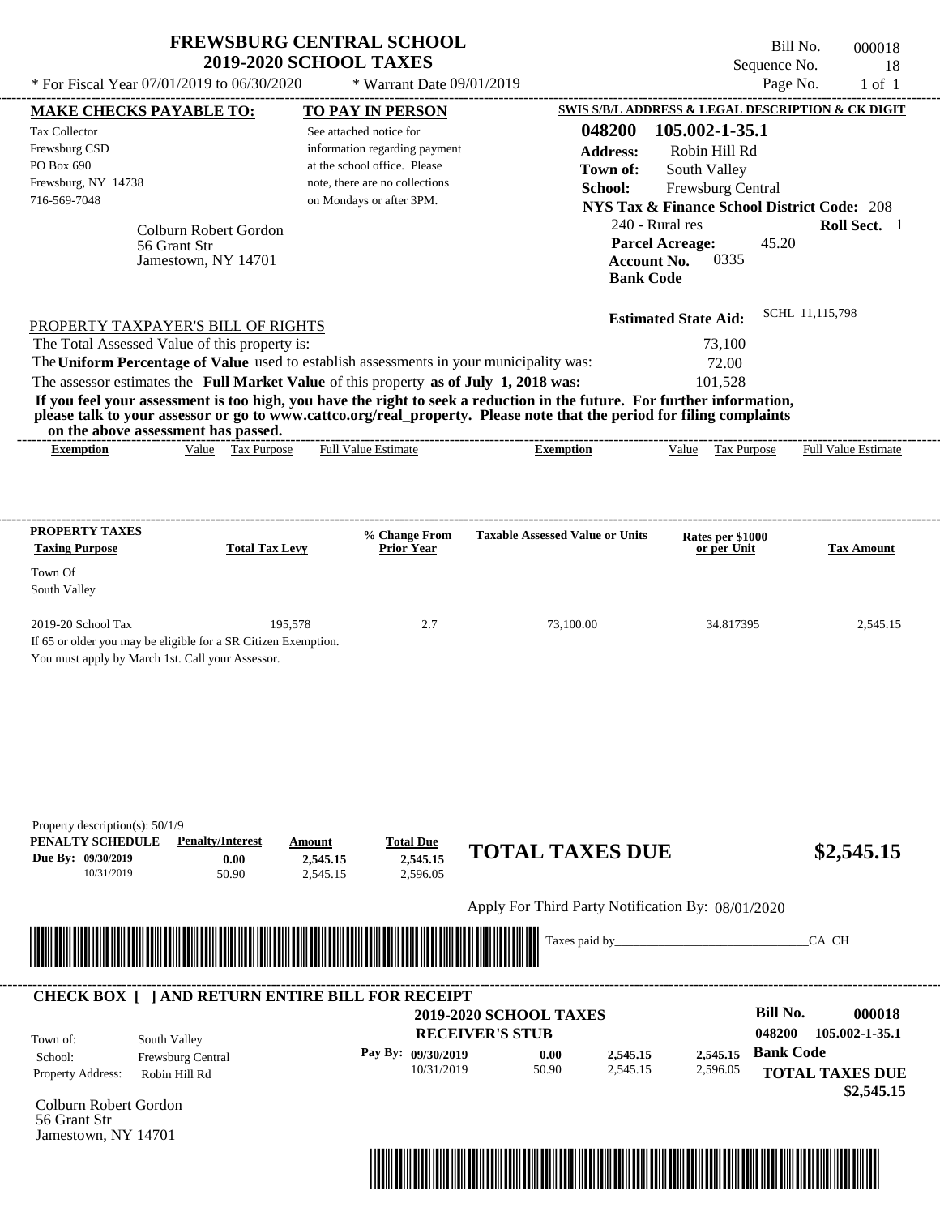# FREWSBURG CENTRAL SCHOOL
## 2019-2020 SCHOOL TAXES

\* For Fiscal Year 07/01/2019 to 06/30/2020 &nbsp;&nbsp; \* Warrant Date 09/01/2019

Bill No. 000018
Sequence No. 18
Page No. 1 of 1

**MAKE CHECKS PAYABLE TO:**
Tax Collector
Frewsburg CSD
PO Box 690
Frewsburg, NY 14738
716-569-7048

**TO PAY IN PERSON**
See attached notice for information regarding payment at the school office. Please note, there are no collections on Mondays or after 3PM.

**SWIS S/B/L ADDRESS & LEGAL DESCRIPTION & CK DIGIT**
**048200 105.002-1-35.1**
**Address:** Robin Hill Rd
**Town of:** South Valley
**School:** Frewsburg Central
**NYS Tax & Finance School District Code:** 208
240 - Rural res &nbsp;&nbsp; **Roll Sect.** 1
**Parcel Acreage:** 45.20
**Account No.** 0335
**Bank Code**

Colburn Robert Gordon
56 Grant Str
Jamestown, NY 14701

**Estimated State Aid:** SCHL 11,115,798

PROPERTY TAXPAYER'S BILL OF RIGHTS

The Total Assessed Value of this property is: 73,100
The **Uniform Percentage of Value** used to establish assessments in your municipality was: 72.00
The assessor estimates the **Full Market Value** of this property **as of July 1, 2018 was:** 101,528

**If you feel your assessment is too high, you have the right to seek a reduction in the future. For further information, please talk to your assessor or go to www.cattco.org/real_property. Please note that the period for filing complaints on the above assessment has passed.**

| Exemption | Value | Tax Purpose | Full Value Estimate | Exemption | Value | Tax Purpose | Full Value Estimate |
|---|---|---|---|---|---|---|---|

| PROPERTY TAXES Taxing Purpose | Total Tax Levy | % Change From Prior Year | Taxable Assessed Value or Units | Rates per $1000 or per Unit | Tax Amount |
|---|---|---|---|---|---|
| Town Of South Valley | | | | | |
| 2019-20 School Tax | 195,578 | 2.7 | 73,100.00 | 34.817395 | 2,545.15 |

If 65 or older you may be eligible for a SR Citizen Exemption.
You must apply by March 1st. Call your Assessor.

Property description(s): 50/1/9

| PENALTY SCHEDULE | Penalty/Interest | Amount | Total Due |
|---|---|---|---|
| Due By: 09/30/2019 | 0.00 | 2,545.15 | 2,545.15 |
| 10/31/2019 | 50.90 | 2,545.15 | 2,596.05 |

**TOTAL TAXES DUE $2,545.15**

Apply For Third Party Notification By: 08/01/2020

Taxes paid by_______________________________CA CH

---

**CHECK BOX [ ] AND RETURN ENTIRE BILL FOR RECEIPT**

**2019-2020 SCHOOL TAXES**
**RECEIVER'S STUB**

**Bill No. 000018**
**048200 105.002-1-35.1**

Town of: South Valley
School: Frewsburg Central
Property Address: Robin Hill Rd

| Pay By: | | | |
|---|---|---|---|
| 09/30/2019 | 0.00 | 2,545.15 | 2,545.15 |
| 10/31/2019 | 50.90 | 2,545.15 | 2,596.05 |

**Bank Code**

**TOTAL TAXES DUE $2,545.15**

Colburn Robert Gordon
56 Grant Str
Jamestown, NY 14701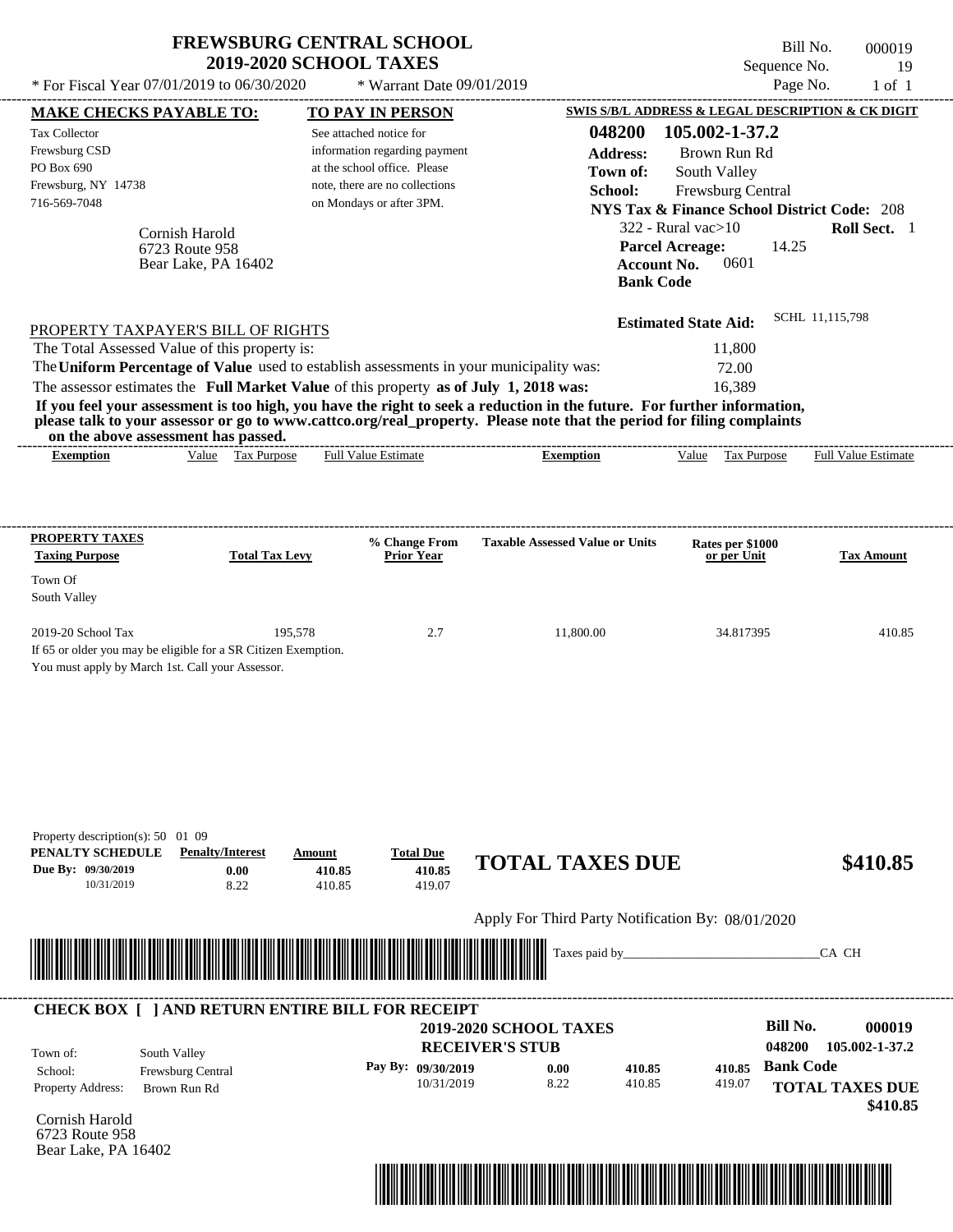# FREWSBURG CENTRAL SCHOOL
## 2019-2020 SCHOOL TAXES

\* For Fiscal Year 07/01/2019 to 06/30/2020 \* Warrant Date 09/01/2019

Bill No. 000019
Sequence No. 19
Page No. 1 of 1

**MAKE CHECKS PAYABLE TO:**
Tax Collector
Frewsburg CSD
PO Box 690
Frewsburg, NY 14738
716-569-7048

**TO PAY IN PERSON**
See attached notice for information regarding payment at the school office. Please note, there are no collections on Mondays or after 3PM.

**SWIS S/B/L ADDRESS & LEGAL DESCRIPTION & CK DIGIT**
**048200 105.002-1-37.2**
**Address:** Brown Run Rd
**Town of:** South Valley
**School:** Frewsburg Central
**NYS Tax & Finance School District Code:** 208
322 - Rural vac>10 **Roll Sect.** 1
**Parcel Acreage:** 14.25
**Account No.** 0601
**Bank Code**

Cornish Harold
6723 Route 958
Bear Lake, PA 16402

**Estimated State Aid:** SCHL 11,115,798

PROPERTY TAXPAYER'S BILL OF RIGHTS

The Total Assessed Value of this property is: 11,800
The **Uniform Percentage of Value** used to establish assessments in your municipality was: 72.00
The assessor estimates the **Full Market Value** of this property **as of July 1, 2018 was:** 16,389

**If you feel your assessment is too high, you have the right to seek a reduction in the future. For further information, please talk to your assessor or go to www.cattco.org/real_property. Please note that the period for filing complaints on the above assessment has passed.**

| Exemption | Value | Tax Purpose | Full Value Estimate | Exemption | Value | Tax Purpose | Full Value Estimate |
|---|---|---|---|---|---|---|---|

| PROPERTY TAXES Taxing Purpose | Total Tax Levy | % Change From Prior Year | Taxable Assessed Value or Units | Rates per $1000 or per Unit | Tax Amount |
|---|---|---|---|---|---|
| Town Of South Valley | | | | | |
| 2019-20 School Tax | 195,578 | 2.7 | 11,800.00 | 34.817395 | 410.85 |

If 65 or older you may be eligible for a SR Citizen Exemption.
You must apply by March 1st. Call your Assessor.

Property description(s): 50 01 09

| PENALTY SCHEDULE | Penalty/Interest | Amount | Total Due |
|---|---|---|---|
| Due By: 09/30/2019 | 0.00 | 410.85 | 410.85 |
| 10/31/2019 | 8.22 | 410.85 | 419.07 |

**TOTAL TAXES DUE $410.85**

Apply For Third Party Notification By: 08/01/2020

Taxes paid by_______________________________CA CH

**CHECK BOX [ ] AND RETURN ENTIRE BILL FOR RECEIPT**

**2019-2020 SCHOOL TAXES**
**RECEIVER'S STUB**

**Bill No. 000019**
**048200 105.002-1-37.2**

Town of: South Valley
School: Frewsburg Central
Property Address: Brown Run Rd

| Pay By: | | | |
|---|---|---|---|
| 09/30/2019 | 0.00 | 410.85 | 410.85 |
| 10/31/2019 | 8.22 | 410.85 | 419.07 |

**Bank Code**
**TOTAL TAXES DUE**
**$410.85**

Cornish Harold
6723 Route 958
Bear Lake, PA 16402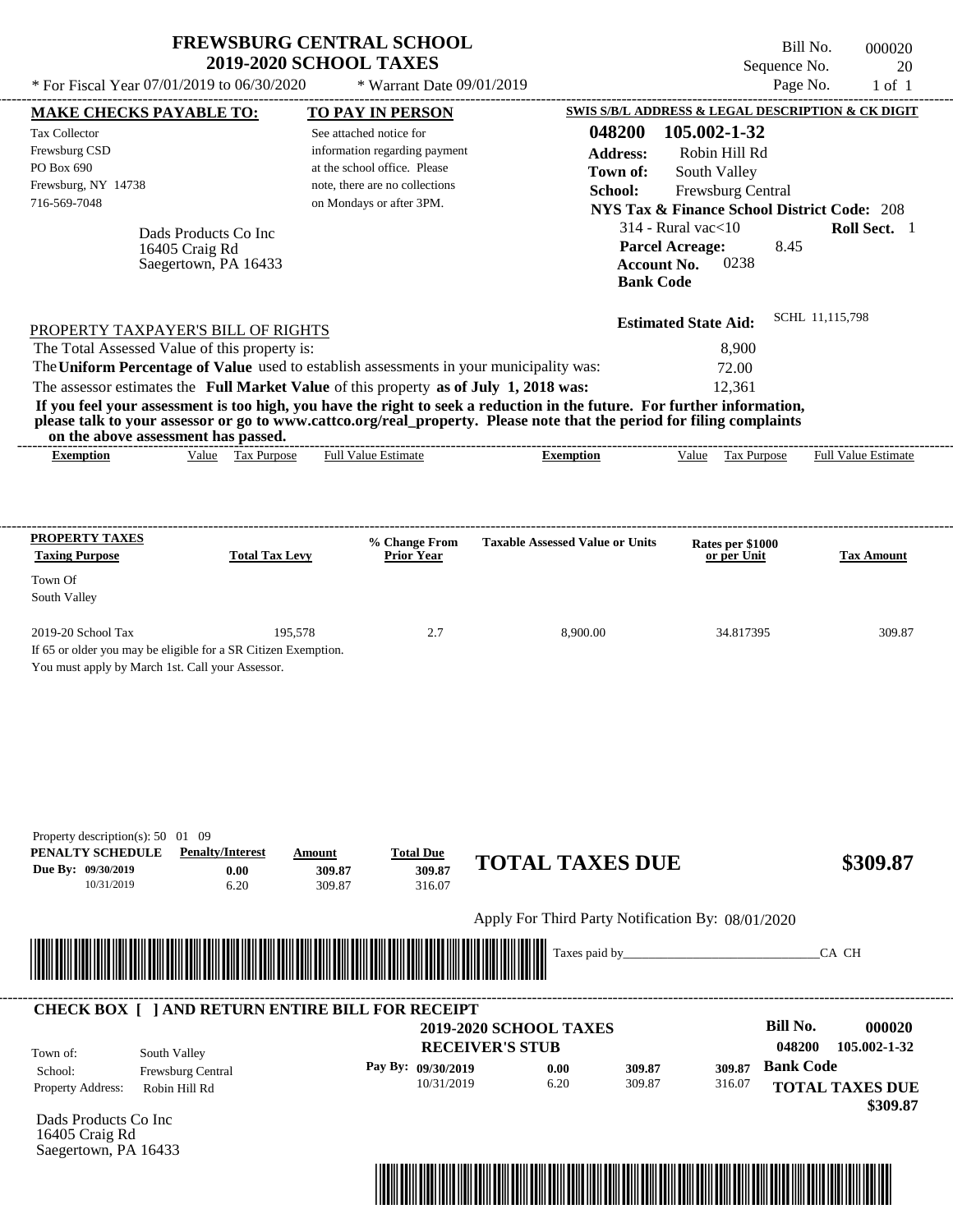# FREWSBURG CENTRAL SCHOOL
## 2019-2020 SCHOOL TAXES

Bill No. 000020
Sequence No. 20
Page No. 1 of 1

* For Fiscal Year 07/01/2019 to 06/30/2020 * Warrant Date 09/01/2019

**MAKE CHECKS PAYABLE TO:**
Tax Collector
Frewsburg CSD
PO Box 690
Frewsburg, NY 14738
716-569-7048

Dads Products Co Inc
16405 Craig Rd
Saegertown, PA 16433

**TO PAY IN PERSON**
See attached notice for information regarding payment at the school office. Please note, there are no collections on Mondays or after 3PM.

**SWIS S/B/L ADDRESS & LEGAL DESCRIPTION & CK DIGIT**
**048200 105.002-1-32**
**Address:** Robin Hill Rd
**Town of:** South Valley
**School:** Frewsburg Central
**NYS Tax & Finance School District Code:** 208
314 - Rural vac<10 **Roll Sect.** 1
**Parcel Acreage:** 8.45
**Account No.** 0238
**Bank Code**

**Estimated State Aid:** SCHL 11,115,798

PROPERTY TAXPAYER'S BILL OF RIGHTS

| | |
|---|---|
| The Total Assessed Value of this property is: | 8,900 |
| The **Uniform Percentage of Value** used to establish assessments in your municipality was: | 72.00 |
| The assessor estimates the **Full Market Value** of this property **as of July 1, 2018 was:** | 12,361 |

**If you feel your assessment is too high, you have the right to seek a reduction in the future. For further information, please talk to your assessor or go to www.cattco.org/real_property. Please note that the period for filing complaints on the above assessment has passed.**

| Exemption | Value | Tax Purpose | Full Value Estimate | Exemption | Value | Tax Purpose | Full Value Estimate |
|---|---|---|---|---|---|---|---|

| PROPERTY TAXES Taxing Purpose | Total Tax Levy | % Change From Prior Year | Taxable Assessed Value or Units | Rates per $1000 or per Unit | Tax Amount |
|---|---|---|---|---|---|
| Town Of South Valley | | | | | |
| 2019-20 School Tax | 195,578 | 2.7 | 8,900.00 | 34.817395 | 309.87 |

If 65 or older you may be eligible for a SR Citizen Exemption.
You must apply by March 1st. Call your Assessor.

Property description(s): 50 01 09

| PENALTY SCHEDULE | Penalty/Interest | Amount | Total Due |
|---|---|---|---|
| Due By: 09/30/2019 | 0.00 | 309.87 | 309.87 |
| 10/31/2019 | 6.20 | 309.87 | 316.07 |

**TOTAL TAXES DUE $309.87**

Apply For Third Party Notification By: 08/01/2020

Taxes paid by_______________________________CA CH

**CHECK BOX [ ] AND RETURN ENTIRE BILL FOR RECEIPT**

**2019-2020 SCHOOL TAXES**
**RECEIVER'S STUB**

**Bill No. 000020**
048200 105.002-1-32

Town of: South Valley
School: Frewsburg Central
Property Address: Robin Hill Rd

| Pay By: | Penalty/Interest | Amount | Total Due |
|---|---|---|---|
| 09/30/2019 | 0.00 | 309.87 | 309.87 |
| 10/31/2019 | 6.20 | 309.87 | 316.07 |

**Bank Code**

**TOTAL TAXES DUE $309.87**

Dads Products Co Inc
16405 Craig Rd
Saegertown, PA 16433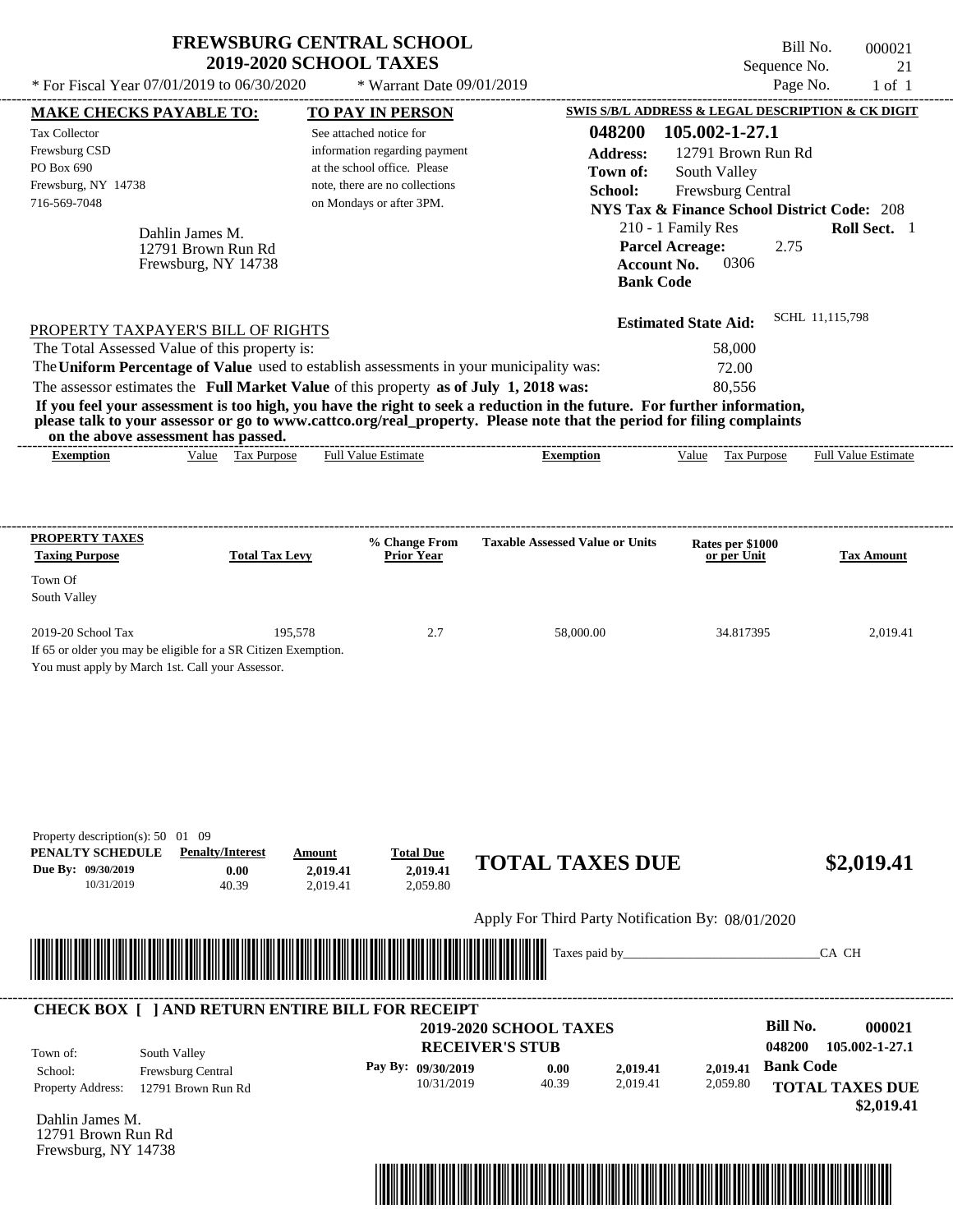# FREWSBURG CENTRAL SCHOOL
## 2019-2020 SCHOOL TAXES

\* For Fiscal Year 07/01/2019 to 06/30/2020 \* Warrant Date 09/01/2019

Bill No. 000021
Sequence No. 21
Page No. 1 of 1

**MAKE CHECKS PAYABLE TO:**
Tax Collector
Frewsburg CSD
PO Box 690
Frewsburg, NY 14738
716-569-7048

**TO PAY IN PERSON**
See attached notice for information regarding payment at the school office. Please note, there are no collections on Mondays or after 3PM.

**SWIS S/B/L ADDRESS & LEGAL DESCRIPTION & CK DIGIT**
**048200 105.002-1-27.1**
**Address:** 12791 Brown Run Rd
**Town of:** South Valley
**School:** Frewsburg Central
**NYS Tax & Finance School District Code:** 208
210 - 1 Family Res **Roll Sect.** 1
**Parcel Acreage:** 2.75
**Account No.** 0306
**Bank Code**

Dahlin James M.
12791 Brown Run Rd
Frewsburg, NY 14738

**Estimated State Aid:** SCHL 11,115,798

PROPERTY TAXPAYER'S BILL OF RIGHTS

The Total Assessed Value of this property is: 58,000
The **Uniform Percentage of Value** used to establish assessments in your municipality was: 72.00
The assessor estimates the **Full Market Value** of this property **as of July 1, 2018 was:** 80,556

**If you feel your assessment is too high, you have the right to seek a reduction in the future. For further information, please talk to your assessor or go to www.cattco.org/real_property. Please note that the period for filing complaints on the above assessment has passed.**

| Exemption | Value | Tax Purpose | Full Value Estimate | Exemption | Value | Tax Purpose | Full Value Estimate |
|---|---|---|---|---|---|---|---|

| PROPERTY TAXES Taxing Purpose | Total Tax Levy | % Change From Prior Year | Taxable Assessed Value or Units | Rates per $1000 or per Unit | Tax Amount |
|---|---|---|---|---|---|
| Town Of South Valley | | | | | |
| 2019-20 School Tax | 195,578 | 2.7 | 58,000.00 | 34.817395 | 2,019.41 |

If 65 or older you may be eligible for a SR Citizen Exemption.
You must apply by March 1st. Call your Assessor.

Property description(s): 50 01 09

| PENALTY SCHEDULE | Penalty/Interest | Amount | Total Due |
|---|---|---|---|
| Due By: 09/30/2019 | 0.00 | 2,019.41 | 2,019.41 |
| 10/31/2019 | 40.39 | 2,019.41 | 2,059.80 |

**TOTAL TAXES DUE $2,019.41**

Apply For Third Party Notification By: 08/01/2020

Taxes paid by_______________________________CA CH

**CHECK BOX [ ] AND RETURN ENTIRE BILL FOR RECEIPT**

**2019-2020 SCHOOL TAXES**
**RECEIVER'S STUB**

**Bill No. 000021**
**048200 105.002-1-27.1**

Town of: South Valley
School: Frewsburg Central
Property Address: 12791 Brown Run Rd

| Pay By: | | | | |
|---|---|---|---|---|
| 09/30/2019 | 0.00 | 2,019.41 | 2,019.41 | **Bank Code** |
| 10/31/2019 | 40.39 | 2,019.41 | 2,059.80 | |

**TOTAL TAXES DUE $2,019.41**

Dahlin James M.
12791 Brown Run Rd
Frewsburg, NY 14738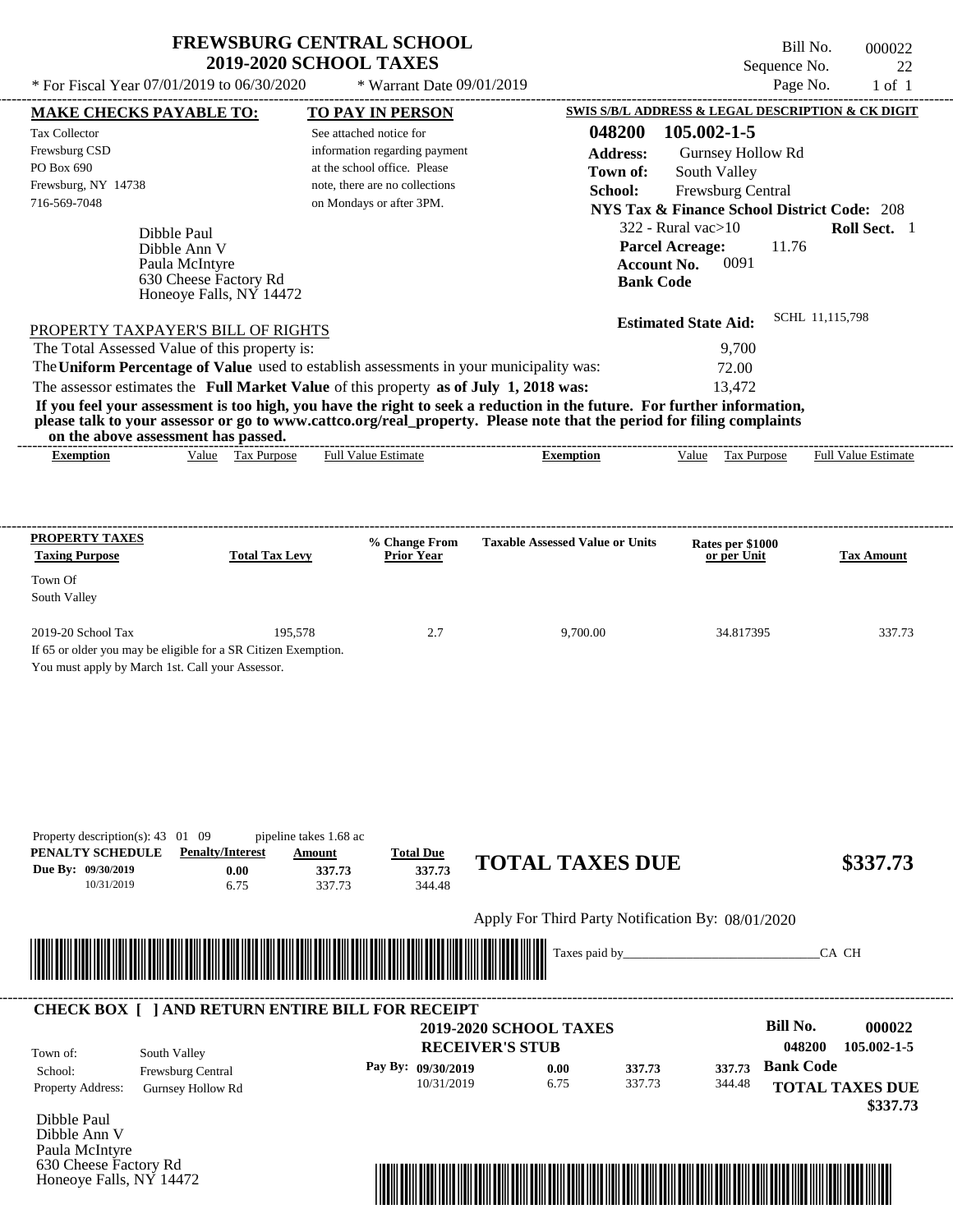# FREWSBURG CENTRAL SCHOOL
## 2019-2020 SCHOOL TAXES

\* For Fiscal Year 07/01/2019 to 06/30/2020 — \* Warrant Date 09/01/2019

Bill No. 000022
Sequence No. 22
Page No. 1 of 1

**MAKE CHECKS PAYABLE TO:**
Tax Collector
Frewsburg CSD
PO Box 690
Frewsburg, NY 14738
716-569-7048

**TO PAY IN PERSON**
See attached notice for information regarding payment at the school office. Please note, there are no collections on Mondays or after 3PM.

**SWIS S/B/L ADDRESS & LEGAL DESCRIPTION & CK DIGIT**
**048200 105.002-1-5**
**Address:** Gurnsey Hollow Rd
**Town of:** South Valley
**School:** Frewsburg Central
**NYS Tax & Finance School District Code:** 208
322 - Rural vac>10 — **Roll Sect.** 1
**Parcel Acreage:** 11.76
**Account No.** 0091
**Bank Code**

Dibble Paul
Dibble Ann V
Paula McIntyre
630 Cheese Factory Rd
Honeoye Falls, NY 14472

**Estimated State Aid:** SCHL 11,115,798

PROPERTY TAXPAYER'S BILL OF RIGHTS

The Total Assessed Value of this property is: 9,700
The **Uniform Percentage of Value** used to establish assessments in your municipality was: 72.00
The assessor estimates the **Full Market Value** of this property **as of July 1, 2018 was:** 13,472

**If you feel your assessment is too high, you have the right to seek a reduction in the future. For further information, please talk to your assessor or go to www.cattco.org/real_property. Please note that the period for filing complaints on the above assessment has passed.**

| Exemption | Value | Tax Purpose | Full Value Estimate | Exemption | Value | Tax Purpose | Full Value Estimate |
|---|---|---|---|---|---|---|---|

| PROPERTY TAXES Taxing Purpose | Total Tax Levy | % Change From Prior Year | Taxable Assessed Value or Units | Rates per $1000 or per Unit | Tax Amount |
|---|---|---|---|---|---|
| Town Of South Valley | | | | | |
| 2019-20 School Tax | 195,578 | 2.7 | 9,700.00 | 34.817395 | 337.73 |

If 65 or older you may be eligible for a SR Citizen Exemption.
You must apply by March 1st. Call your Assessor.

Property description(s): 43 01 09 — pipeline takes 1.68 ac

| PENALTY SCHEDULE | Penalty/Interest | Amount | Total Due |
|---|---|---|---|
| Due By: 09/30/2019 | 0.00 | 337.73 | 337.73 |
| 10/31/2019 | 6.75 | 337.73 | 344.48 |

**TOTAL TAXES DUE $337.73**

Apply For Third Party Notification By: 08/01/2020

Taxes paid by______________________________CA CH

**CHECK BOX [ ] AND RETURN ENTIRE BILL FOR RECEIPT**

**2019-2020 SCHOOL TAXES**
**RECEIVER'S STUB**

**Bill No. 000022**
048200 105.002-1-5

Town of: South Valley
School: Frewsburg Central
Property Address: Gurnsey Hollow Rd

| Pay By: | Penalty/Interest | Amount | Total Due |
|---|---|---|---|
| 09/30/2019 | 0.00 | 337.73 | 337.73 |
| 10/31/2019 | 6.75 | 337.73 | 344.48 |

**Bank Code**

**TOTAL TAXES DUE $337.73**

Dibble Paul
Dibble Ann V
Paula McIntyre
630 Cheese Factory Rd
Honeoye Falls, NY 14472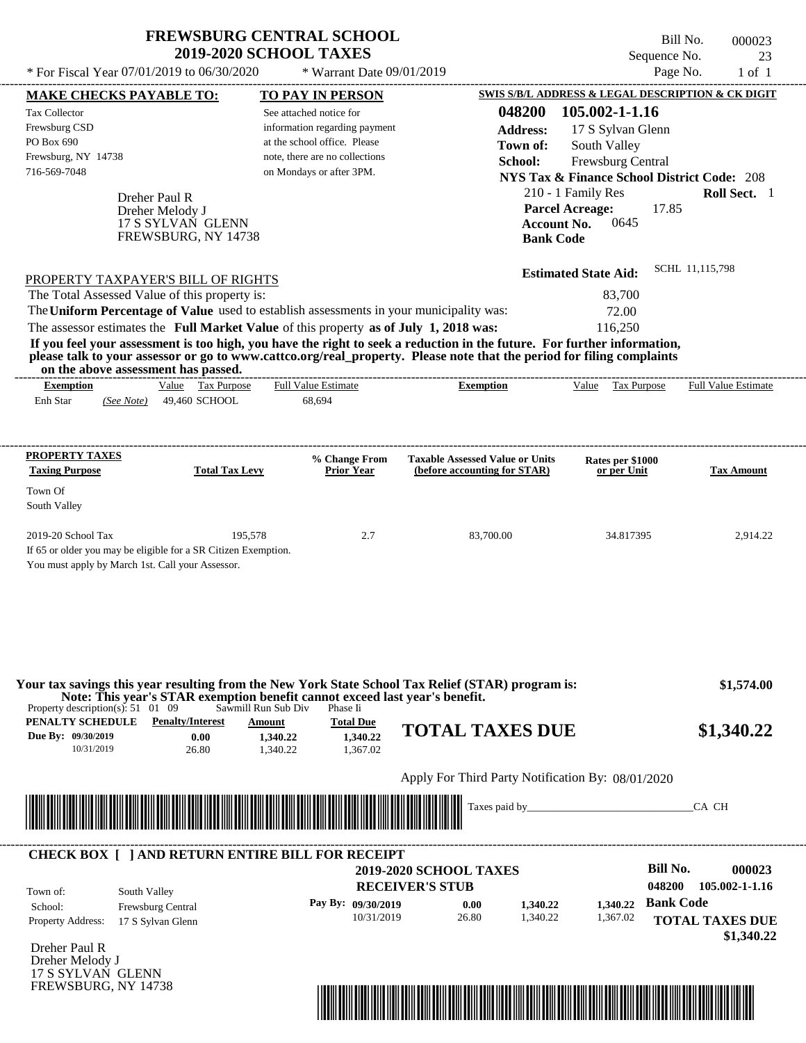# FREWSBURG CENTRAL SCHOOL
## 2019-2020 SCHOOL TAXES

\* For Fiscal Year 07/01/2019 to 06/30/2020 \* Warrant Date 09/01/2019

Bill No. 000023
Sequence No. 23
Page No. 1 of 1

**MAKE CHECKS PAYABLE TO:**
Tax Collector
Frewsburg CSD
PO Box 690
Frewsburg, NY 14738
716-569-7048

**TO PAY IN PERSON**
See attached notice for information regarding payment at the school office. Please note, there are no collections on Mondays or after 3PM.

**SWIS S/B/L ADDRESS & LEGAL DESCRIPTION & CK DIGIT**
**048200 105.002-1-1.16**
**Address:** 17 S Sylvan Glenn
**Town of:** South Valley
**School:** Frewsburg Central
**NYS Tax & Finance School District Code:** 208
210 - 1 Family Res **Roll Sect.** 1
**Parcel Acreage:** 17.85
**Account No.** 0645
**Bank Code**

Dreher Paul R
Dreher Melody J
17 S SYLVAN GLENN
FREWSBURG, NY 14738

**Estimated State Aid:** SCHL 11,115,798

PROPERTY TAXPAYER'S BILL OF RIGHTS

| | |
|---|---|
| The Total Assessed Value of this property is: | 83,700 |
| The **Uniform Percentage of Value** used to establish assessments in your municipality was: | 72.00 |
| The assessor estimates the **Full Market Value** of this property **as of July 1, 2018 was:** | 116,250 |

**If you feel your assessment is too high, you have the right to seek a reduction in the future. For further information, please talk to your assessor or go to www.cattco.org/real_property. Please note that the period for filing complaints on the above assessment has passed.**

| Exemption | Value | Tax Purpose | Full Value Estimate | Exemption | Value | Tax Purpose | Full Value Estimate |
|---|---|---|---|---|---|---|---|
| Enh Star *(See Note)* | 49,460 | SCHOOL | 68,694 | | | | |

| PROPERTY TAXES Taxing Purpose | Total Tax Levy | % Change From Prior Year | Taxable Assessed Value or Units (before accounting for STAR) | Rates per $1000 or per Unit | Tax Amount |
|---|---|---|---|---|---|
| Town Of South Valley | | | | | |
| 2019-20 School Tax | 195,578 | 2.7 | 83,700.00 | 34.817395 | 2,914.22 |

If 65 or older you may be eligible for a SR Citizen Exemption.
You must apply by March 1st. Call your Assessor.

**Your tax savings this year resulting from the New York State School Tax Relief (STAR) program is: $1,574.00**
**Note: This year's STAR exemption benefit cannot exceed last year's benefit.**

Property description(s): 51 01 09 Sawmill Run Sub Div Phase Ii

| PENALTY SCHEDULE | Penalty/Interest | Amount | Total Due |
|---|---|---|---|
| Due By: 09/30/2019 | 0.00 | 1,340.22 | 1,340.22 |
| 10/31/2019 | 26.80 | 1,340.22 | 1,367.02 |

**TOTAL TAXES DUE $1,340.22**

Apply For Third Party Notification By: 08/01/2020

Taxes paid by_______________________________CA CH

---

**CHECK BOX [ ] AND RETURN ENTIRE BILL FOR RECEIPT**

**2019-2020 SCHOOL TAXES**
**RECEIVER'S STUB**

**Bill No. 000023**
**048200 105.002-1-1.16**

| | |
|---|---|
| Town of: | South Valley |
| School: | Frewsburg Central |
| Property Address: | 17 S Sylvan Glenn |

| Pay By: | Penalty/Interest | Amount | Total Due |
|---|---|---|---|
| 09/30/2019 | 0.00 | 1,340.22 | 1,340.22 |
| 10/31/2019 | 26.80 | 1,340.22 | 1,367.02 |

**Bank Code**

**TOTAL TAXES DUE $1,340.22**

Dreher Paul R
Dreher Melody J
17 S SYLVAN GLENN
FREWSBURG, NY 14738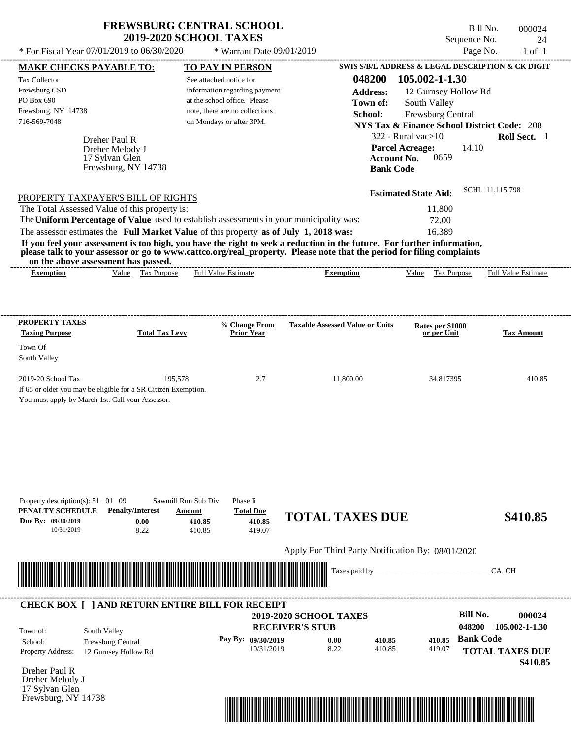# FREWSBURG CENTRAL SCHOOL
## 2019-2020 SCHOOL TAXES

\* For Fiscal Year 07/01/2019 to 06/30/2020 \* Warrant Date 09/01/2019

Bill No. 000024
Sequence No. 24
Page No. 1 of 1

**MAKE CHECKS PAYABLE TO:**

Tax Collector
Frewsburg CSD
PO Box 690
Frewsburg, NY 14738
716-569-7048

**TO PAY IN PERSON**

See attached notice for information regarding payment at the school office. Please note, there are no collections on Mondays or after 3PM.

**SWIS S/B/L ADDRESS & LEGAL DESCRIPTION & CK DIGIT**

**048200 105.002-1-1.30**

**Address:** 12 Gurnsey Hollow Rd
**Town of:** South Valley
**School:** Frewsburg Central
**NYS Tax & Finance School District Code:** 208
322 - Rural vac>10 **Roll Sect.** 1
**Parcel Acreage:** 14.10
**Account No.** 0659
**Bank Code**

Dreher Paul R
Dreher Melody J
17 Sylvan Glen
Frewsburg, NY 14738

**Estimated State Aid:** SCHL 11,115,798

PROPERTY TAXPAYER'S BILL OF RIGHTS

The Total Assessed Value of this property is: 11,800
The **Uniform Percentage of Value** used to establish assessments in your municipality was: 72.00
The assessor estimates the **Full Market Value** of this property **as of July 1, 2018 was:** 16,389

**If you feel your assessment is too high, you have the right to seek a reduction in the future. For further information, please talk to your assessor or go to www.cattco.org/real_property. Please note that the period for filing complaints on the above assessment has passed.**

| Exemption | Value | Tax Purpose | Full Value Estimate | Exemption | Value | Tax Purpose | Full Value Estimate |
|---|---|---|---|---|---|---|---|

| PROPERTY TAXES Taxing Purpose | Total Tax Levy | % Change From Prior Year | Taxable Assessed Value or Units | Rates per $1000 or per Unit | Tax Amount |
|---|---|---|---|---|---|
| Town Of South Valley | | | | | |
| 2019-20 School Tax | 195,578 | 2.7 | 11,800.00 | 34.817395 | 410.85 |

If 65 or older you may be eligible for a SR Citizen Exemption.
You must apply by March 1st. Call your Assessor.

Property description(s): 51 01 09 Sawmill Run Sub Div Phase Ii

| PENALTY SCHEDULE | Penalty/Interest | Amount | Total Due |
|---|---|---|---|
| Due By: 09/30/2019 | 0.00 | 410.85 | 410.85 |
| 10/31/2019 | 8.22 | 410.85 | 419.07 |

**TOTAL TAXES DUE $410.85**

Apply For Third Party Notification By: 08/01/2020

Taxes paid by_______________________________CA CH

**CHECK BOX [ ] AND RETURN ENTIRE BILL FOR RECEIPT**

**2019-2020 SCHOOL TAXES**
**RECEIVER'S STUB**

**Bill No. 000024**
**048200 105.002-1-1.30**

Town of: South Valley
School: Frewsburg Central
Property Address: 12 Gurnsey Hollow Rd

| Pay By: | | | |
|---|---|---|---|
| 09/30/2019 | 0.00 | 410.85 | 410.85 |
| 10/31/2019 | 8.22 | 410.85 | 419.07 |

**Bank Code**

**TOTAL TAXES DUE $410.85**

Dreher Paul R
Dreher Melody J
17 Sylvan Glen
Frewsburg, NY 14738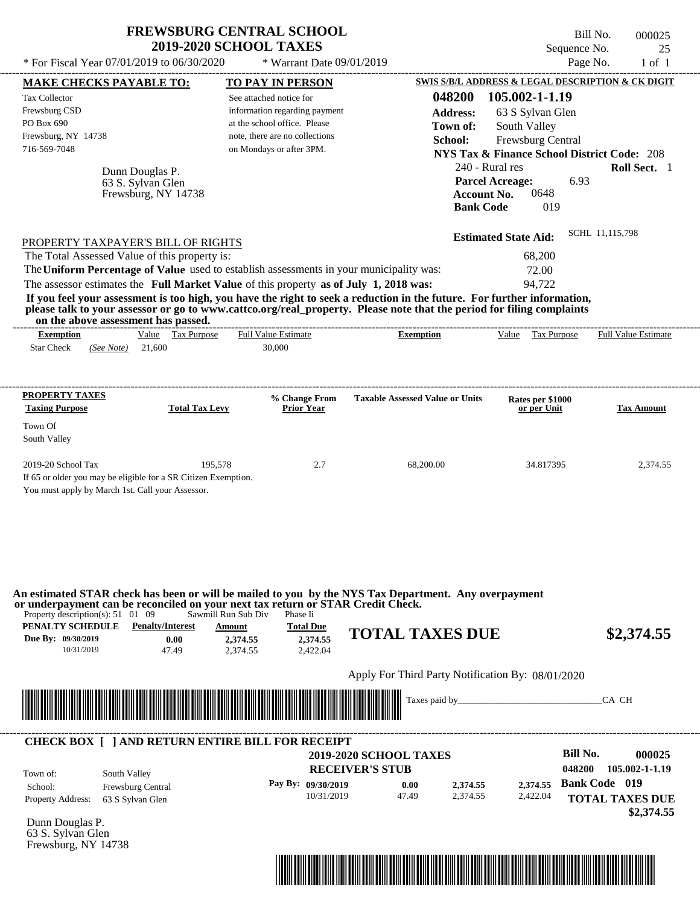# FREWSBURG CENTRAL SCHOOL
## 2019-2020 SCHOOL TAXES

Bill No. 000025
Sequence No. 25
Page No. 1 of 1

\* For Fiscal Year 07/01/2019 to 06/30/2020 \* Warrant Date 09/01/2019

**MAKE CHECKS PAYABLE TO:**

Tax Collector
Frewsburg CSD
PO Box 690
Frewsburg, NY 14738
716-569-7048

**TO PAY IN PERSON**

See attached notice for information regarding payment at the school office. Please note, there are no collections on Mondays or after 3PM.

**SWIS S/B/L ADDRESS & LEGAL DESCRIPTION & CK DIGIT**

**048200 105.002-1-1.19**
**Address:** 63 S Sylvan Glen
**Town of:** South Valley
**School:** Frewsburg Central
**NYS Tax & Finance School District Code:** 208
240 - Rural res **Roll Sect.** 1
**Parcel Acreage:** 6.93
**Account No.** 0648
**Bank Code** 019

Dunn Douglas P.
63 S. Sylvan Glen
Frewsburg, NY 14738

**Estimated State Aid:** SCHL 11,115,798

PROPERTY TAXPAYER'S BILL OF RIGHTS

The Total Assessed Value of this property is: 68,200
The **Uniform Percentage of Value** used to establish assessments in your municipality was: 72.00
The assessor estimates the **Full Market Value** of this property **as of July 1, 2018 was:** 94,722

**If you feel your assessment is too high, you have the right to seek a reduction in the future. For further information, please talk to your assessor or go to www.cattco.org/real_property. Please note that the period for filing complaints on the above assessment has passed.**

| Exemption | Value | Tax Purpose | Full Value Estimate | Exemption | Value | Tax Purpose | Full Value Estimate |
|---|---|---|---|---|---|---|---|
| Star Check *(See Note)* | 21,600 | | 30,000 | | | | |

| PROPERTY TAXES Taxing Purpose | Total Tax Levy | % Change From Prior Year | Taxable Assessed Value or Units | Rates per $1000 or per Unit | Tax Amount |
|---|---|---|---|---|---|
| Town Of South Valley | | | | | |
| 2019-20 School Tax | 195,578 | 2.7 | 68,200.00 | 34.817395 | 2,374.55 |

If 65 or older you may be eligible for a SR Citizen Exemption.
You must apply by March 1st. Call your Assessor.

**An estimated STAR check has been or will be mailed to you by the NYS Tax Department. Any overpayment or underpayment can be reconciled on your next tax return or STAR Credit Check.**

Property description(s): 51 01 09 Sawmill Run Sub Div Phase Ii

| PENALTY SCHEDULE | Penalty/Interest | Amount | Total Due |
|---|---|---|---|
| Due By: 09/30/2019 | 0.00 | 2,374.55 | 2,374.55 |
| 10/31/2019 | 47.49 | 2,374.55 | 2,422.04 |

**TOTAL TAXES DUE $2,374.55**

Apply For Third Party Notification By: 08/01/2020

Taxes paid by_______________________________CA CH

**CHECK BOX [ ] AND RETURN ENTIRE BILL FOR RECEIPT**

**2019-2020 SCHOOL TAXES**
**RECEIVER'S STUB**

**Bill No. 000025**
048200 105.002-1-1.19
**Bank Code 019**

Town of: South Valley
School: Frewsburg Central
Property Address: 63 S Sylvan Glen

| Pay By: | | | |
|---|---|---|---|
| 09/30/2019 | 0.00 | 2,374.55 | 2,374.55 |
| 10/31/2019 | 47.49 | 2,374.55 | 2,422.04 |

**TOTAL TAXES DUE $2,374.55**

Dunn Douglas P.
63 S. Sylvan Glen
Frewsburg, NY 14738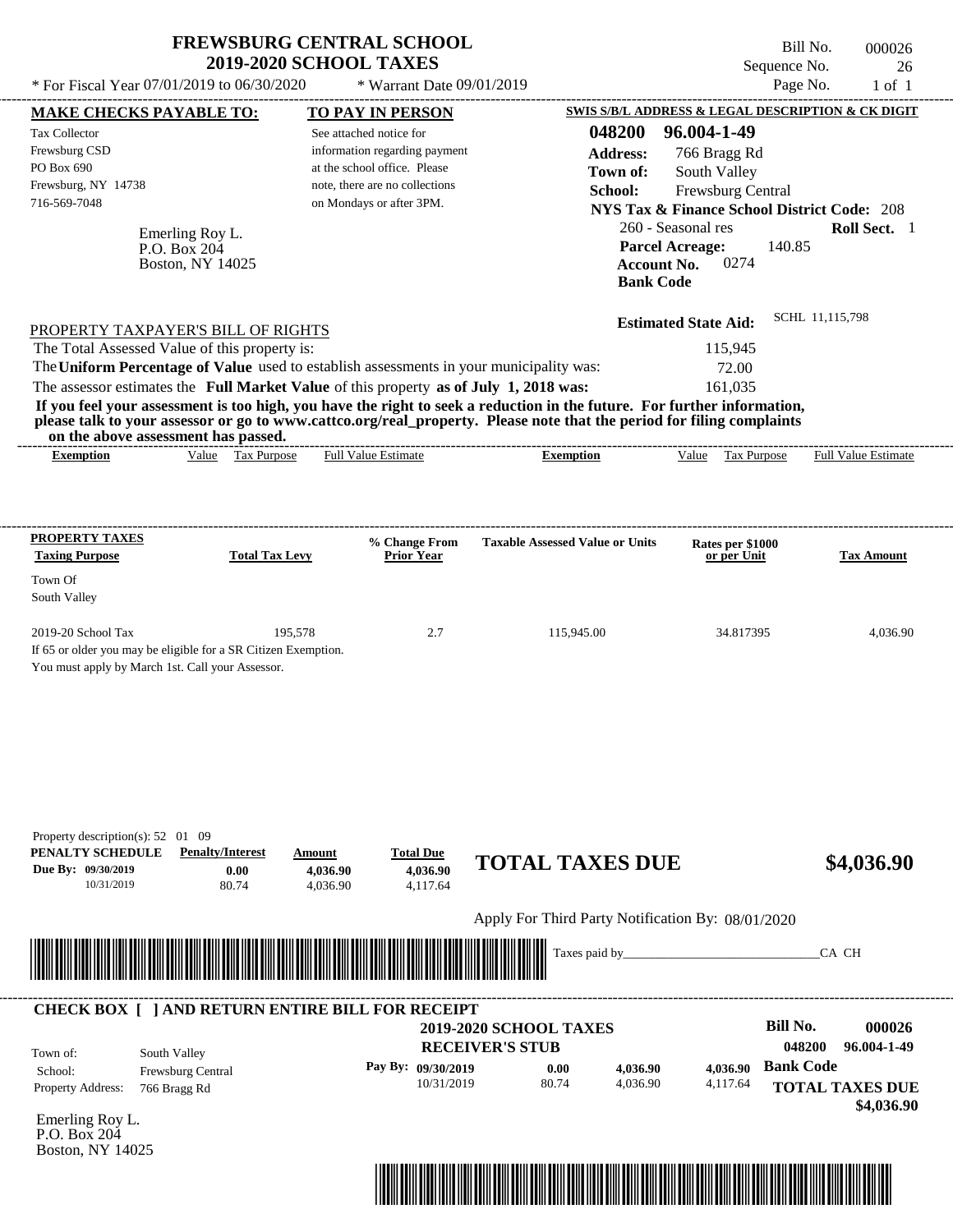# FREWSBURG CENTRAL SCHOOL
## 2019-2020 SCHOOL TAXES

\* For Fiscal Year 07/01/2019 to 06/30/2020 &nbsp;&nbsp;&nbsp; \* Warrant Date 09/01/2019

Bill No. 000026
Sequence No. 26
Page No. 1 of 1

**MAKE CHECKS PAYABLE TO:**

Tax Collector
Frewsburg CSD
PO Box 690
Frewsburg, NY 14738
716-569-7048

**TO PAY IN PERSON**

See attached notice for information regarding payment at the school office. Please note, there are no collections on Mondays or after 3PM.

**SWIS S/B/L ADDRESS & LEGAL DESCRIPTION & CK DIGIT**

**048200 96.004-1-49**
**Address:** 766 Bragg Rd
**Town of:** South Valley
**School:** Frewsburg Central
**NYS Tax & Finance School District Code:** 208
260 - Seasonal res &nbsp;&nbsp; **Roll Sect.** 1
**Parcel Acreage:** 140.85
**Account No.** 0274
**Bank Code**

Emerling Roy L.
P.O. Box 204
Boston, NY 14025

**Estimated State Aid:** SCHL 11,115,798

PROPERTY TAXPAYER'S BILL OF RIGHTS

The Total Assessed Value of this property is: 115,945

The **Uniform Percentage of Value** used to establish assessments in your municipality was: 72.00

The assessor estimates the **Full Market Value** of this property **as of July 1, 2018 was:** 161,035

**If you feel your assessment is too high, you have the right to seek a reduction in the future. For further information, please talk to your assessor or go to www.cattco.org/real_property. Please note that the period for filing complaints on the above assessment has passed.**

| Exemption | Value | Tax Purpose | Full Value Estimate | Exemption | Value | Tax Purpose | Full Value Estimate |
|---|---|---|---|---|---|---|---|

| PROPERTY TAXES Taxing Purpose | Total Tax Levy | % Change From Prior Year | Taxable Assessed Value or Units | Rates per $1000 or per Unit | Tax Amount |
|---|---|---|---|---|---|
| Town Of South Valley | | | | | |
| 2019-20 School Tax | 195,578 | 2.7 | 115,945.00 | 34.817395 | 4,036.90 |

If 65 or older you may be eligible for a SR Citizen Exemption.
You must apply by March 1st. Call your Assessor.

Property description(s): 52 01 09

| PENALTY SCHEDULE | Penalty/Interest | Amount | Total Due |
|---|---|---|---|
| Due By: 09/30/2019 | 0.00 | 4,036.90 | 4,036.90 |
| 10/31/2019 | 80.74 | 4,036.90 | 4,117.64 |

**TOTAL TAXES DUE $4,036.90**

Apply For Third Party Notification By: 08/01/2020

Taxes paid by_______________________________CA CH

**CHECK BOX [ ] AND RETURN ENTIRE BILL FOR RECEIPT**

**2019-2020 SCHOOL TAXES**
**RECEIVER'S STUB**

**Bill No. 000026**
**048200 96.004-1-49**

Town of: South Valley
School: Frewsburg Central
Property Address: 766 Bragg Rd

| Pay By: | | | |
|---|---|---|---|
| 09/30/2019 | 0.00 | 4,036.90 | 4,036.90 |
| 10/31/2019 | 80.74 | 4,036.90 | 4,117.64 |

**Bank Code**

**TOTAL TAXES DUE $4,036.90**

Emerling Roy L.
P.O. Box 204
Boston, NY 14025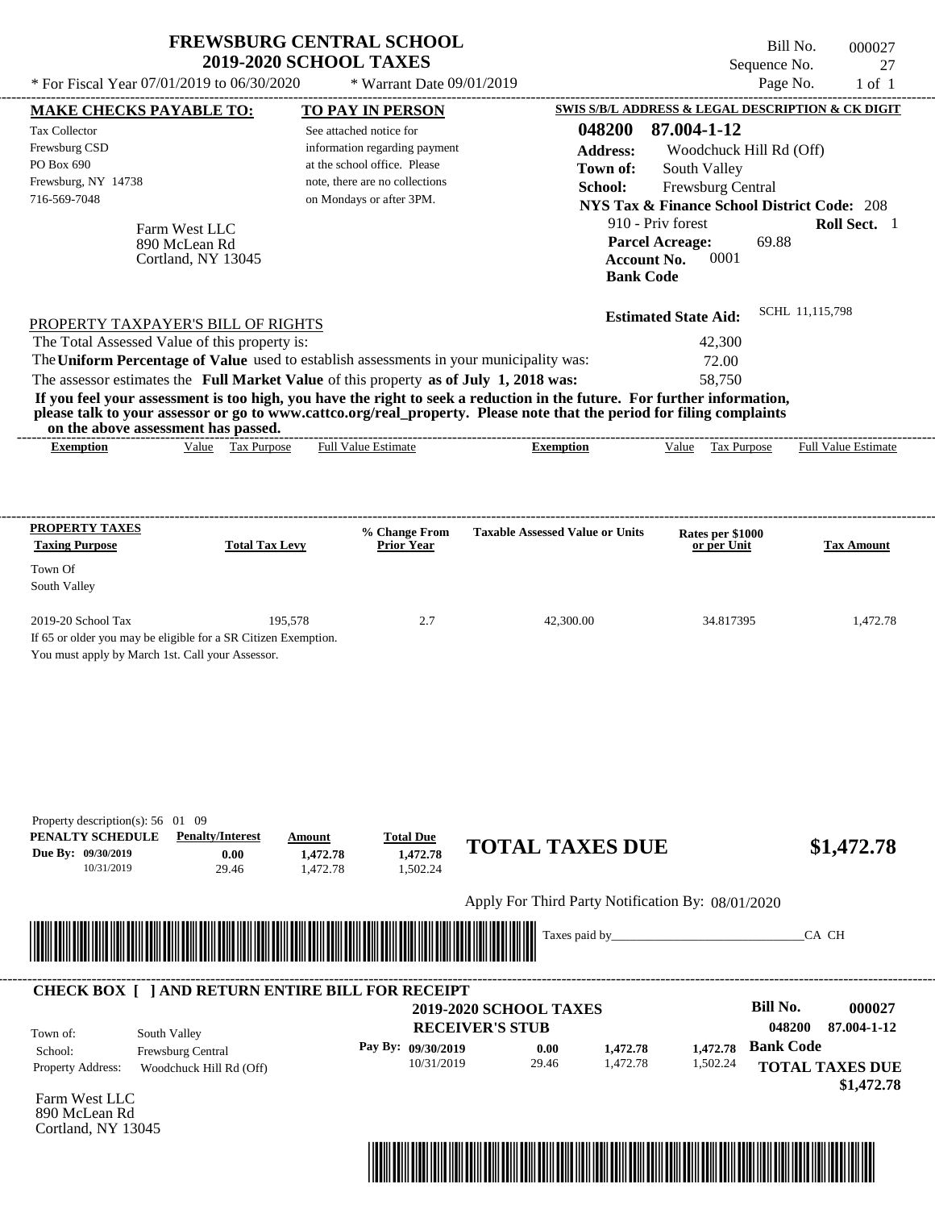# FREWSBURG CENTRAL SCHOOL
## 2019-2020 SCHOOL TAXES

\* For Fiscal Year 07/01/2019 to 06/30/2020 \* Warrant Date 09/01/2019

Bill No. 000027
Sequence No. 27
Page No. 1 of 1

**MAKE CHECKS PAYABLE TO:**

Tax Collector
Frewsburg CSD
PO Box 690
Frewsburg, NY 14738
716-569-7048

Farm West LLC
890 McLean Rd
Cortland, NY 13045

**TO PAY IN PERSON**

See attached notice for information regarding payment at the school office. Please note, there are no collections on Mondays or after 3PM.

**SWIS S/B/L ADDRESS & LEGAL DESCRIPTION & CK DIGIT**

**048200 87.004-1-12**
**Address:** Woodchuck Hill Rd (Off)
**Town of:** South Valley
**School:** Frewsburg Central
**NYS Tax & Finance School District Code:** 208
910 - Priv forest **Roll Sect.** 1
**Parcel Acreage:** 69.88
**Account No.** 0001
**Bank Code**

**Estimated State Aid:** SCHL 11,115,798

PROPERTY TAXPAYER'S BILL OF RIGHTS

The Total Assessed Value of this property is: 42,300
The **Uniform Percentage of Value** used to establish assessments in your municipality was: 72.00
The assessor estimates the **Full Market Value** of this property **as of July 1, 2018 was:** 58,750

**If you feel your assessment is too high, you have the right to seek a reduction in the future. For further information, please talk to your assessor or go to www.cattco.org/real_property. Please note that the period for filing complaints on the above assessment has passed.**

| Exemption | Value | Tax Purpose | Full Value Estimate | Exemption | Value | Tax Purpose | Full Value Estimate |
|---|---|---|---|---|---|---|---|

| PROPERTY TAXES Taxing Purpose | Total Tax Levy | % Change From Prior Year | Taxable Assessed Value or Units | Rates per $1000 or per Unit | Tax Amount |
|---|---|---|---|---|---|
| Town Of South Valley | | | | | |
| 2019-20 School Tax | 195,578 | 2.7 | 42,300.00 | 34.817395 | 1,472.78 |

If 65 or older you may be eligible for a SR Citizen Exemption.
You must apply by March 1st. Call your Assessor.

Property description(s): 56 01 09

| PENALTY SCHEDULE | Penalty/Interest | Amount | Total Due |
|---|---|---|---|
| Due By: 09/30/2019 | 0.00 | 1,472.78 | 1,472.78 |
| 10/31/2019 | 29.46 | 1,472.78 | 1,502.24 |

**TOTAL TAXES DUE $1,472.78**

Apply For Third Party Notification By: 08/01/2020

Taxes paid by_______________________________CA CH

**CHECK BOX [ ] AND RETURN ENTIRE BILL FOR RECEIPT**

**2019-2020 SCHOOL TAXES**
**RECEIVER'S STUB**

Bill No. **000027**
**048200 87.004-1-12**

Town of: South Valley
School: Frewsburg Central
Property Address: Woodchuck Hill Rd (Off)

| Pay By: | | | | |
|---|---|---|---|---|
| 09/30/2019 | 0.00 | 1,472.78 | 1,472.78 | Bank Code |
| 10/31/2019 | 29.46 | 1,472.78 | 1,502.24 | |

**TOTAL TAXES DUE**
**$1,472.78**

Farm West LLC
890 McLean Rd
Cortland, NY 13045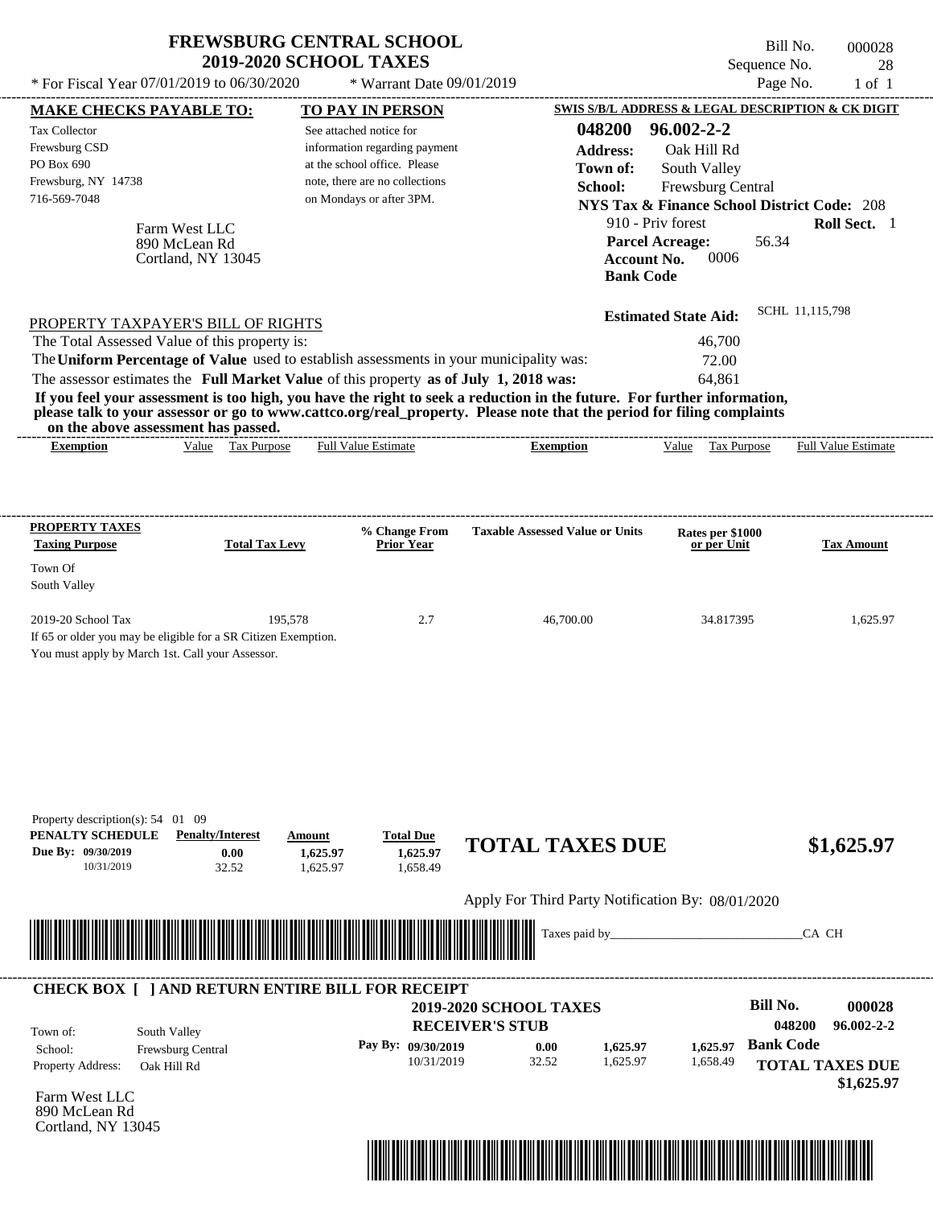# FREWSBURG CENTRAL SCHOOL
## 2019-2020 SCHOOL TAXES

* For Fiscal Year 07/01/2019 to 06/30/2020 &nbsp;&nbsp; * Warrant Date 09/01/2019

Bill No. 000028
Sequence No. 28
Page No. 1 of 1

**MAKE CHECKS PAYABLE TO:**

Tax Collector
Frewsburg CSD
PO Box 690
Frewsburg, NY 14738
716-569-7048

**TO PAY IN PERSON**

See attached notice for information regarding payment at the school office. Please note, there are no collections on Mondays or after 3PM.

**SWIS S/B/L ADDRESS & LEGAL DESCRIPTION & CK DIGIT**

**048200 96.002-2-2**
**Address:** Oak Hill Rd
**Town of:** South Valley
**School:** Frewsburg Central
**NYS Tax & Finance School District Code:** 208
910 - Priv forest &nbsp;&nbsp; **Roll Sect.** 1
**Parcel Acreage:** 56.34
**Account No.** 0006
**Bank Code**

Farm West LLC
890 McLean Rd
Cortland, NY 13045

**Estimated State Aid:** SCHL 11,115,798

PROPERTY TAXPAYER'S BILL OF RIGHTS

The Total Assessed Value of this property is: 46,700
The **Uniform Percentage of Value** used to establish assessments in your municipality was: 72.00
The assessor estimates the **Full Market Value** of this property **as of July 1, 2018 was:** 64,861

**If you feel your assessment is too high, you have the right to seek a reduction in the future. For further information, please talk to your assessor or go to www.cattco.org/real_property. Please note that the period for filing complaints on the above assessment has passed.**

| Exemption | Value | Tax Purpose | Full Value Estimate | Exemption | Value | Tax Purpose | Full Value Estimate |
|---|---|---|---|---|---|---|---|

| PROPERTY TAXES Taxing Purpose | Total Tax Levy | % Change From Prior Year | Taxable Assessed Value or Units | Rates per $1000 or per Unit | Tax Amount |
|---|---|---|---|---|---|
| Town Of South Valley | | | | | |
| 2019-20 School Tax | 195,578 | 2.7 | 46,700.00 | 34.817395 | 1,625.97 |

If 65 or older you may be eligible for a SR Citizen Exemption.
You must apply by March 1st. Call your Assessor.

Property description(s): 54 01 09

| PENALTY SCHEDULE | Penalty/Interest | Amount | Total Due |
|---|---|---|---|
| Due By: 09/30/2019 | 0.00 | 1,625.97 | 1,625.97 |
| 10/31/2019 | 32.52 | 1,625.97 | 1,658.49 |

**TOTAL TAXES DUE $1,625.97**

Apply For Third Party Notification By: 08/01/2020

Taxes paid by_______________________________CA CH

---

**CHECK BOX [ ] AND RETURN ENTIRE BILL FOR RECEIPT**

**2019-2020 SCHOOL TAXES**
**RECEIVER'S STUB**

**Bill No. 000028**
**048200 96.002-2-2**

Town of: South Valley
School: Frewsburg Central
Property Address: Oak Hill Rd

| Pay By: | | | |
|---|---|---|---|
| 09/30/2019 | 0.00 | 1,625.97 | 1,625.97 |
| 10/31/2019 | 32.52 | 1,625.97 | 1,658.49 |

**Bank Code**

**TOTAL TAXES DUE $1,625.97**

Farm West LLC
890 McLean Rd
Cortland, NY 13045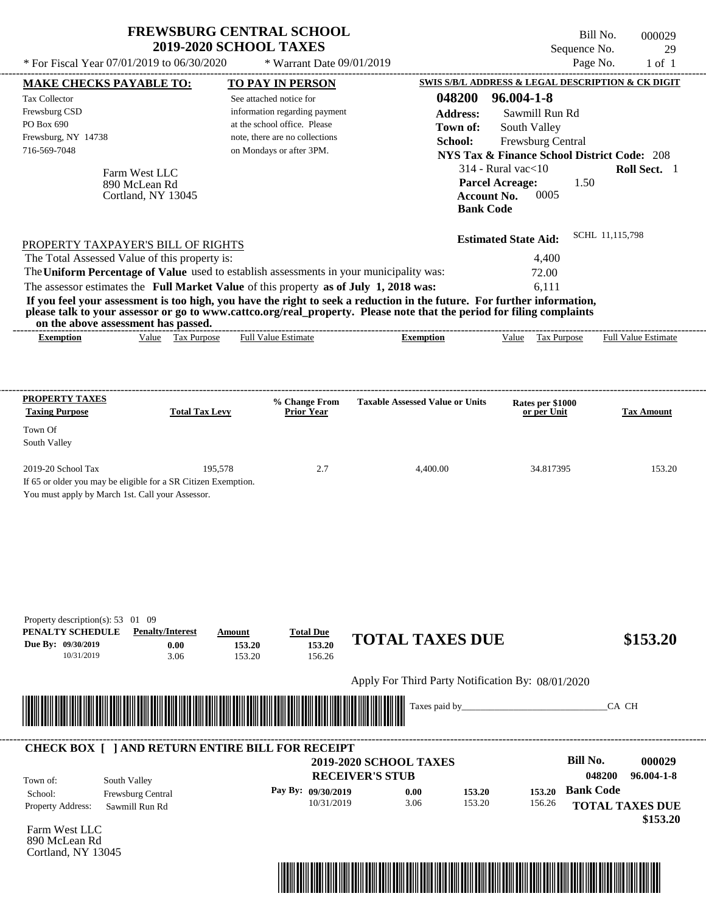# FREWSBURG CENTRAL SCHOOL
## 2019-2020 SCHOOL TAXES

\* For Fiscal Year 07/01/2019 to 06/30/2020 — \* Warrant Date 09/01/2019

Bill No. 000029
Sequence No. 29
Page No. 1 of 1

| MAKE CHECKS PAYABLE TO: | TO PAY IN PERSON | SWIS S/B/L ADDRESS & LEGAL DESCRIPTION & CK DIGIT |
|---|---|---|
| Tax Collector<br>Frewsburg CSD<br>PO Box 690<br>Frewsburg, NY 14738<br>716-569-7048 | See attached notice for information regarding payment at the school office. Please note, there are no collections on Mondays or after 3PM. | **048200 96.004-1-8**<br>**Address:** Sawmill Run Rd<br>**Town of:** South Valley<br>**School:** Frewsburg Central<br>**NYS Tax & Finance School District Code:** 208<br>314 - Rural vac<10 — **Roll Sect.** 1<br>**Parcel Acreage:** 1.50<br>**Account No.** 0005<br>**Bank Code** |

Farm West LLC
890 McLean Rd
Cortland, NY 13045

**Estimated State Aid:** SCHL 11,115,798

## PROPERTY TAXPAYER'S BILL OF RIGHTS

The Total Assessed Value of this property is: 4,400

The **Uniform Percentage of Value** used to establish assessments in your municipality was: 72.00

The assessor estimates the **Full Market Value** of this property **as of July 1, 2018 was:** 6,111

**If you feel your assessment is too high, you have the right to seek a reduction in the future. For further information, please talk to your assessor or go to www.cattco.org/real_property. Please note that the period for filing complaints on the above assessment has passed.**

| Exemption | Value | Tax Purpose | Full Value Estimate | Exemption | Value | Tax Purpose | Full Value Estimate |
|---|---|---|---|---|---|---|---|

| PROPERTY TAXES<br>Taxing Purpose | Total Tax Levy | % Change From Prior Year | Taxable Assessed Value or Units | Rates per $1000 or per Unit | Tax Amount |
|---|---|---|---|---|---|
| Town Of South Valley | | | | | |
| 2019-20 School Tax | 195,578 | 2.7 | 4,400.00 | 34.817395 | 153.20 |

If 65 or older you may be eligible for a SR Citizen Exemption.
You must apply by March 1st. Call your Assessor.

Property description(s): 53 01 09

| PENALTY SCHEDULE | Penalty/Interest | Amount | Total Due |
|---|---|---|---|
| Due By: 09/30/2019 | 0.00 | 153.20 | 153.20 |
| 10/31/2019 | 3.06 | 153.20 | 156.26 |

**TOTAL TAXES DUE $153.20**

Apply For Third Party Notification By: 08/01/2020

Taxes paid by\_\_\_\_\_\_\_\_\_\_\_\_\_\_\_\_\_\_\_\_\_\_\_\_\_\_\_\_\_\_CA CH

---

**CHECK BOX [ ] AND RETURN ENTIRE BILL FOR RECEIPT**

**2019-2020 SCHOOL TAXES**
**RECEIVER'S STUB**

Bill No. 000029
048200 96.004-1-8

| | | | | | | |
|---|---|---|---|---|---|---|
| Town of: | South Valley | Pay By: 09/30/2019 | 0.00 | 153.20 | 153.20 | Bank Code |
| School: | Frewsburg Central | 10/31/2019 | 3.06 | 153.20 | 156.26 | |
| Property Address: | Sawmill Run Rd | | | | | |

**TOTAL TAXES DUE**
**$153.20**

Farm West LLC
890 McLean Rd
Cortland, NY 13045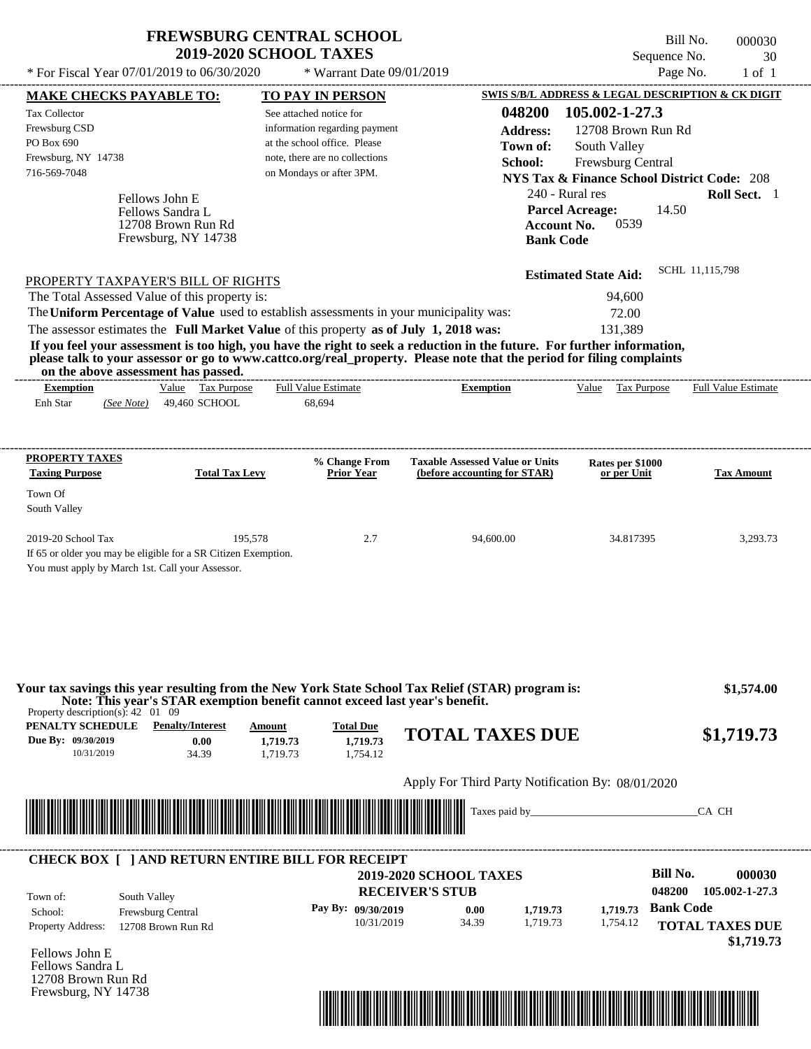# FREWSBURG CENTRAL SCHOOL
## 2019-2020 SCHOOL TAXES

* For Fiscal Year 07/01/2019 to 06/30/2020 * Warrant Date 09/01/2019

Bill No. 000030
Sequence No. 30
Page No. 1 of 1

**MAKE CHECKS PAYABLE TO:**
Tax Collector
Frewsburg CSD
PO Box 690
Frewsburg, NY 14738
716-569-7048

**TO PAY IN PERSON**
See attached notice for information regarding payment at the school office. Please note, there are no collections on Mondays or after 3PM.

**SWIS S/B/L ADDRESS & LEGAL DESCRIPTION & CK DIGIT**
**048200 105.002-1-27.3**
**Address:** 12708 Brown Run Rd
**Town of:** South Valley
**School:** Frewsburg Central
**NYS Tax & Finance School District Code:** 208
240 - Rural res **Roll Sect.** 1
**Parcel Acreage:** 14.50
**Account No.** 0539
**Bank Code**

Fellows John E
Fellows Sandra L
12708 Brown Run Rd
Frewsburg, NY 14738

**Estimated State Aid:** SCHL 11,115,798

PROPERTY TAXPAYER'S BILL OF RIGHTS

The Total Assessed Value of this property is: 94,600
The **Uniform Percentage of Value** used to establish assessments in your municipality was: 72.00
The assessor estimates the **Full Market Value** of this property **as of July 1, 2018 was:** 131,389

**If you feel your assessment is too high, you have the right to seek a reduction in the future. For further information, please talk to your assessor or go to www.cattco.org/real_property. Please note that the period for filing complaints on the above assessment has passed.**

| Exemption | Value | Tax Purpose | Full Value Estimate | Exemption | Value | Tax Purpose | Full Value Estimate |
|---|---|---|---|---|---|---|---|
| Enh Star *(See Note)* | 49,460 | SCHOOL | 68,694 | | | | |

| PROPERTY TAXES Taxing Purpose | Total Tax Levy | % Change From Prior Year | Taxable Assessed Value or Units (before accounting for STAR) | Rates per $1000 or per Unit | Tax Amount |
|---|---|---|---|---|---|
| Town Of South Valley | | | | | |
| 2019-20 School Tax | 195,578 | 2.7 | 94,600.00 | 34.817395 | 3,293.73 |

If 65 or older you may be eligible for a SR Citizen Exemption.
You must apply by March 1st. Call your Assessor.

**Your tax savings this year resulting from the New York State School Tax Relief (STAR) program is: $1,574.00**
**Note: This year's STAR exemption benefit cannot exceed last year's benefit.**

Property description(s): 42 01 09

| PENALTY SCHEDULE | Penalty/Interest | Amount | Total Due |
|---|---|---|---|
| Due By: 09/30/2019 | 0.00 | 1,719.73 | 1,719.73 |
| 10/31/2019 | 34.39 | 1,719.73 | 1,754.12 |

**TOTAL TAXES DUE $1,719.73**

Apply For Third Party Notification By: 08/01/2020

Taxes paid by_______________________________CA CH

**CHECK BOX [ ] AND RETURN ENTIRE BILL FOR RECEIPT**

**2019-2020 SCHOOL TAXES**
**RECEIVER'S STUB**

Bill No. **000030**
048200 105.002-1-27.3

Town of: South Valley
School: Frewsburg Central
Property Address: 12708 Brown Run Rd

| Pay By: | | | |
|---|---|---|---|
| 09/30/2019 | 0.00 | 1,719.73 | 1,719.73 |
| 10/31/2019 | 34.39 | 1,719.73 | 1,754.12 |

**Bank Code**

**TOTAL TAXES DUE $1,719.73**

Fellows John E
Fellows Sandra L
12708 Brown Run Rd
Frewsburg, NY 14738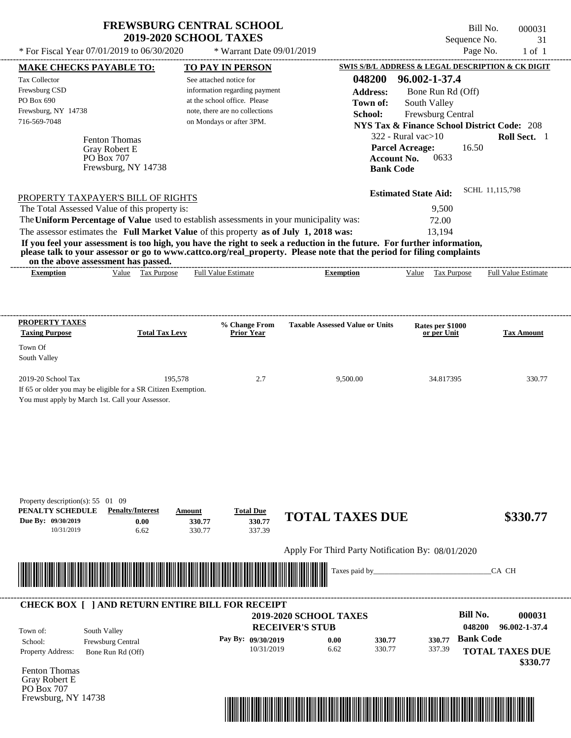# FREWSBURG CENTRAL SCHOOL
## 2019-2020 SCHOOL TAXES

Bill No. 000031
Sequence No. 31
Page No. 1 of 1

* For Fiscal Year 07/01/2019 to 06/30/2020 * Warrant Date 09/01/2019

**MAKE CHECKS PAYABLE TO:**
Tax Collector
Frewsburg CSD
PO Box 690
Frewsburg, NY 14738
716-569-7048

**TO PAY IN PERSON**
See attached notice for information regarding payment at the school office. Please note, there are no collections on Mondays or after 3PM.

**SWIS S/B/L ADDRESS & LEGAL DESCRIPTION & CK DIGIT**
**048200 96.002-1-37.4**
**Address:** Bone Run Rd (Off)
**Town of:** South Valley
**School:** Frewsburg Central
**NYS Tax & Finance School District Code:** 208
322 - Rural vac>10 **Roll Sect.** 1
**Parcel Acreage:** 16.50
**Account No.** 0633
**Bank Code**

Fenton Thomas
Gray Robert E
PO Box 707
Frewsburg, NY 14738

**Estimated State Aid:** SCHL 11,115,798

PROPERTY TAXPAYER'S BILL OF RIGHTS

The Total Assessed Value of this property is: 9,500
The **Uniform Percentage of Value** used to establish assessments in your municipality was: 72.00
The assessor estimates the **Full Market Value** of this property **as of July 1, 2018 was:** 13,194

**If you feel your assessment is too high, you have the right to seek a reduction in the future. For further information, please talk to your assessor or go to www.cattco.org/real_property. Please note that the period for filing complaints on the above assessment has passed.**

| Exemption | Value | Tax Purpose | Full Value Estimate | Exemption | Value | Tax Purpose | Full Value Estimate |
|---|---|---|---|---|---|---|---|

| PROPERTY TAXES Taxing Purpose | Total Tax Levy | % Change From Prior Year | Taxable Assessed Value or Units | Rates per $1000 or per Unit | Tax Amount |
|---|---|---|---|---|---|
| Town Of South Valley | | | | | |
| 2019-20 School Tax | 195,578 | 2.7 | 9,500.00 | 34.817395 | 330.77 |

If 65 or older you may be eligible for a SR Citizen Exemption.
You must apply by March 1st. Call your Assessor.

Property description(s): 55 01 09

| PENALTY SCHEDULE | Penalty/Interest | Amount | Total Due |
|---|---|---|---|
| Due By: 09/30/2019 | 0.00 | 330.77 | 330.77 |
| 10/31/2019 | 6.62 | 330.77 | 337.39 |

**TOTAL TAXES DUE $330.77**

Apply For Third Party Notification By: 08/01/2020

Taxes paid by_______________________________CA CH

**CHECK BOX [ ] AND RETURN ENTIRE BILL FOR RECEIPT**

**2019-2020 SCHOOL TAXES**
**RECEIVER'S STUB**

**Bill No. 000031**
**048200 96.002-1-37.4**

Town of: South Valley
School: Frewsburg Central
Property Address: Bone Run Rd (Off)

| Pay By: | | | |
|---|---|---|---|
| 09/30/2019 | 0.00 | 330.77 | 330.77 |
| 10/31/2019 | 6.62 | 330.77 | 337.39 |

**Bank Code**
**TOTAL TAXES DUE $330.77**

Fenton Thomas
Gray Robert E
PO Box 707
Frewsburg, NY 14738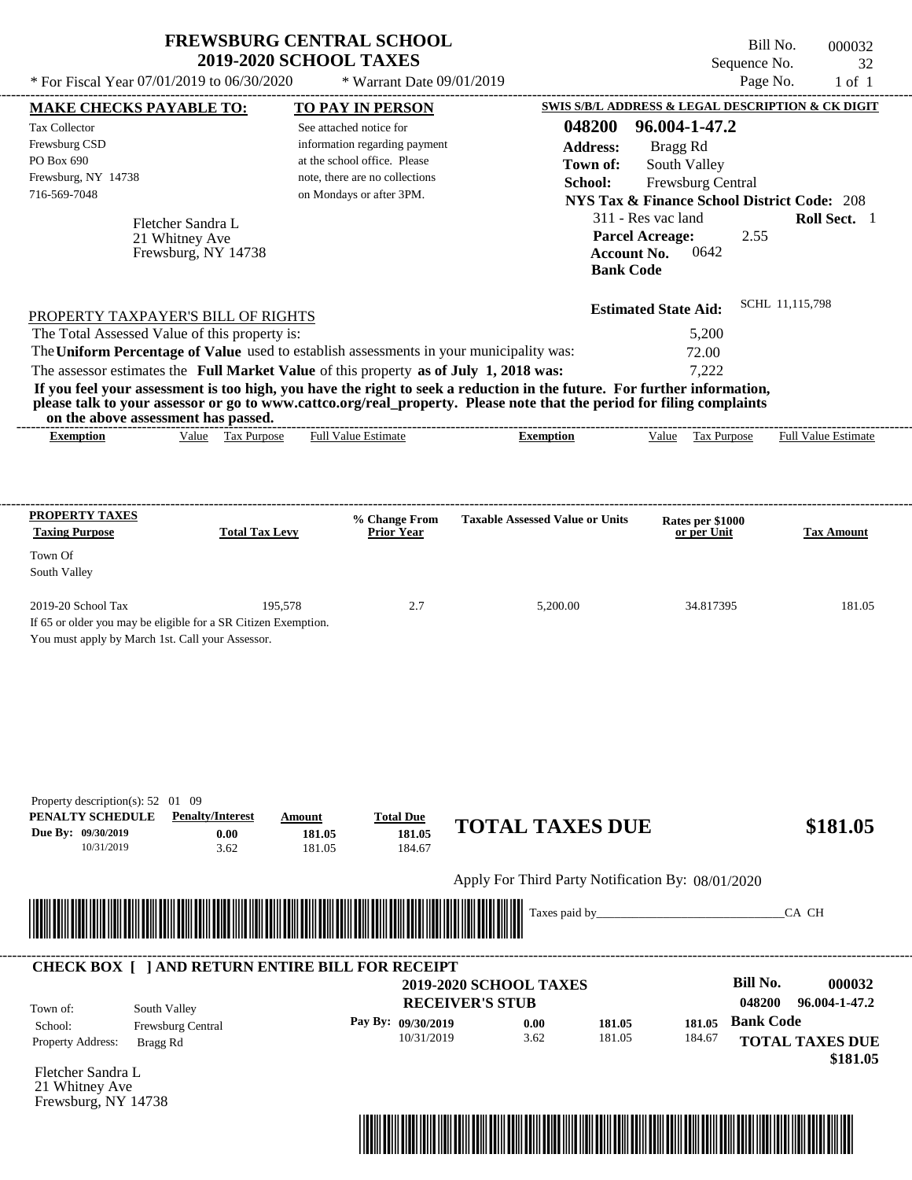# FREWSBURG CENTRAL SCHOOL
## 2019-2020 SCHOOL TAXES

Bill No. 000032
Sequence No. 32
Page No. 1 of 1

* For Fiscal Year 07/01/2019 to 06/30/2020 * Warrant Date 09/01/2019

**MAKE CHECKS PAYABLE TO:**

Tax Collector
Frewsburg CSD
PO Box 690
Frewsburg, NY 14738
716-569-7048

**TO PAY IN PERSON**

See attached notice for information regarding payment at the school office. Please note, there are no collections on Mondays or after 3PM.

**SWIS S/B/L ADDRESS & LEGAL DESCRIPTION & CK DIGIT**

**048200 96.004-1-47.2**
**Address:** Bragg Rd
**Town of:** South Valley
**School:** Frewsburg Central
**NYS Tax & Finance School District Code:** 208
311 - Res vac land **Roll Sect.** 1
**Parcel Acreage:** 2.55
**Account No.** 0642
**Bank Code**

Fletcher Sandra L
21 Whitney Ave
Frewsburg, NY 14738

**Estimated State Aid:** SCHL 11,115,798

PROPERTY TAXPAYER'S BILL OF RIGHTS

The Total Assessed Value of this property is: 5,200
The **Uniform Percentage of Value** used to establish assessments in your municipality was: 72.00
The assessor estimates the **Full Market Value** of this property **as of July 1, 2018 was:** 7,222

**If you feel your assessment is too high, you have the right to seek a reduction in the future. For further information, please talk to your assessor or go to www.cattco.org/real_property. Please note that the period for filing complaints on the above assessment has passed.**

| Exemption | Value | Tax Purpose | Full Value Estimate | Exemption | Value | Tax Purpose | Full Value Estimate |
|---|---|---|---|---|---|---|---|

| PROPERTY TAXES Taxing Purpose | Total Tax Levy | % Change From Prior Year | Taxable Assessed Value or Units | Rates per $1000 or per Unit | Tax Amount |
|---|---|---|---|---|---|
| Town Of South Valley | | | | | |
| 2019-20 School Tax | 195,578 | 2.7 | 5,200.00 | 34.817395 | 181.05 |

If 65 or older you may be eligible for a SR Citizen Exemption.
You must apply by March 1st. Call your Assessor.

Property description(s): 52 01 09

| PENALTY SCHEDULE | Penalty/Interest | Amount | Total Due |
|---|---|---|---|
| Due By: 09/30/2019 | 0.00 | 181.05 | 181.05 |
| 10/31/2019 | 3.62 | 181.05 | 184.67 |

**TOTAL TAXES DUE $181.05**

Apply For Third Party Notification By: 08/01/2020

Taxes paid by_______________________________CA CH

---

**CHECK BOX [ ] AND RETURN ENTIRE BILL FOR RECEIPT**

**2019-2020 SCHOOL TAXES**
**RECEIVER'S STUB**

**Bill No. 000032**
**048200 96.004-1-47.2**

Town of: South Valley
School: Frewsburg Central
Property Address: Bragg Rd

| Pay By: | | | |
|---|---|---|---|
| 09/30/2019 | 0.00 | 181.05 | 181.05 |
| 10/31/2019 | 3.62 | 181.05 | 184.67 |

**Bank Code**

**TOTAL TAXES DUE $181.05**

Fletcher Sandra L
21 Whitney Ave
Frewsburg, NY 14738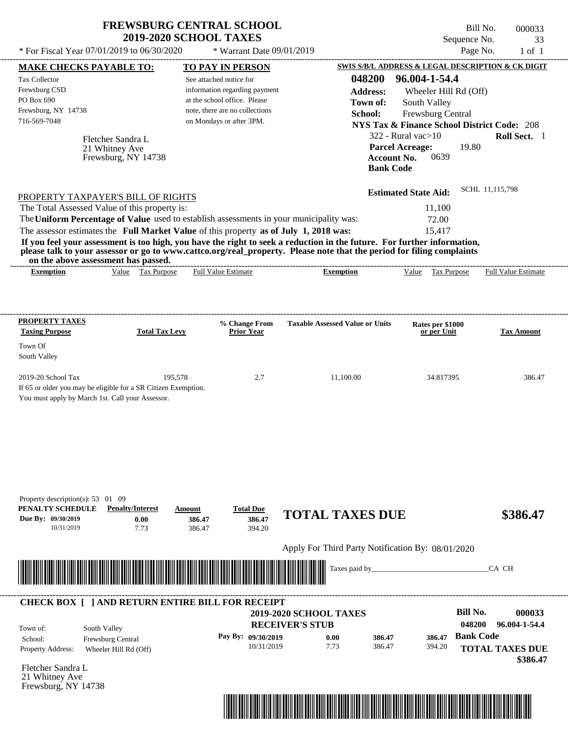# FREWSBURG CENTRAL SCHOOL
## 2019-2020 SCHOOL TAXES

\* For Fiscal Year 07/01/2019 to 06/30/2020 \* Warrant Date 09/01/2019

Bill No. 000033
Sequence No. 33
Page No. 1 of 1

**MAKE CHECKS PAYABLE TO:**
Tax Collector
Frewsburg CSD
PO Box 690
Frewsburg, NY 14738
716-569-7048

**TO PAY IN PERSON**
See attached notice for information regarding payment at the school office. Please note, there are no collections on Mondays or after 3PM.

**SWIS S/B/L ADDRESS & LEGAL DESCRIPTION & CK DIGIT**
**048200 96.004-1-54.4**
**Address:** Wheeler Hill Rd (Off)
**Town of:** South Valley
**School:** Frewsburg Central
**NYS Tax & Finance School District Code:** 208
322 - Rural vac>10 **Roll Sect.** 1
**Parcel Acreage:** 19.80
**Account No.** 0639
**Bank Code**

Fletcher Sandra L
21 Whitney Ave
Frewsburg, NY 14738

**Estimated State Aid:** SCHL 11,115,798

PROPERTY TAXPAYER'S BILL OF RIGHTS

The Total Assessed Value of this property is: 11,100
The **Uniform Percentage of Value** used to establish assessments in your municipality was: 72.00
The assessor estimates the **Full Market Value** of this property **as of July 1, 2018 was:** 15,417

**If you feel your assessment is too high, you have the right to seek a reduction in the future. For further information, please talk to your assessor or go to www.cattco.org/real_property. Please note that the period for filing complaints on the above assessment has passed.**

| Exemption | Value | Tax Purpose | Full Value Estimate | Exemption | Value | Tax Purpose | Full Value Estimate |
|---|---|---|---|---|---|---|---|

| PROPERTY TAXES Taxing Purpose | Total Tax Levy | % Change From Prior Year | Taxable Assessed Value or Units | Rates per $1000 or per Unit | Tax Amount |
|---|---|---|---|---|---|
| Town Of South Valley | | | | | |
| 2019-20 School Tax | 195,578 | 2.7 | 11,100.00 | 34.817395 | 386.47 |

If 65 or older you may be eligible for a SR Citizen Exemption.
You must apply by March 1st. Call your Assessor.

Property description(s): 53 01 09

| PENALTY SCHEDULE | Penalty/Interest | Amount | Total Due |
|---|---|---|---|
| Due By: 09/30/2019 | 0.00 | 386.47 | 386.47 |
| 10/31/2019 | 7.73 | 386.47 | 394.20 |

**TOTAL TAXES DUE $386.47**

Apply For Third Party Notification By: 08/01/2020

Taxes paid by\_\_\_\_\_\_\_\_\_\_\_\_\_\_\_\_\_\_\_\_\_\_\_\_\_\_\_\_\_\_CA CH

**CHECK BOX [ ] AND RETURN ENTIRE BILL FOR RECEIPT**

**2019-2020 SCHOOL TAXES**
**RECEIVER'S STUB**

**Bill No. 000033**
**048200 96.004-1-54.4**

Town of: South Valley
School: Frewsburg Central
Property Address: Wheeler Hill Rd (Off)

| Pay By: | | | |
|---|---|---|---|
| 09/30/2019 | 0.00 | 386.47 | 386.47 |
| 10/31/2019 | 7.73 | 386.47 | 394.20 |

**Bank Code**
**TOTAL TAXES DUE $386.47**

Fletcher Sandra L
21 Whitney Ave
Frewsburg, NY 14738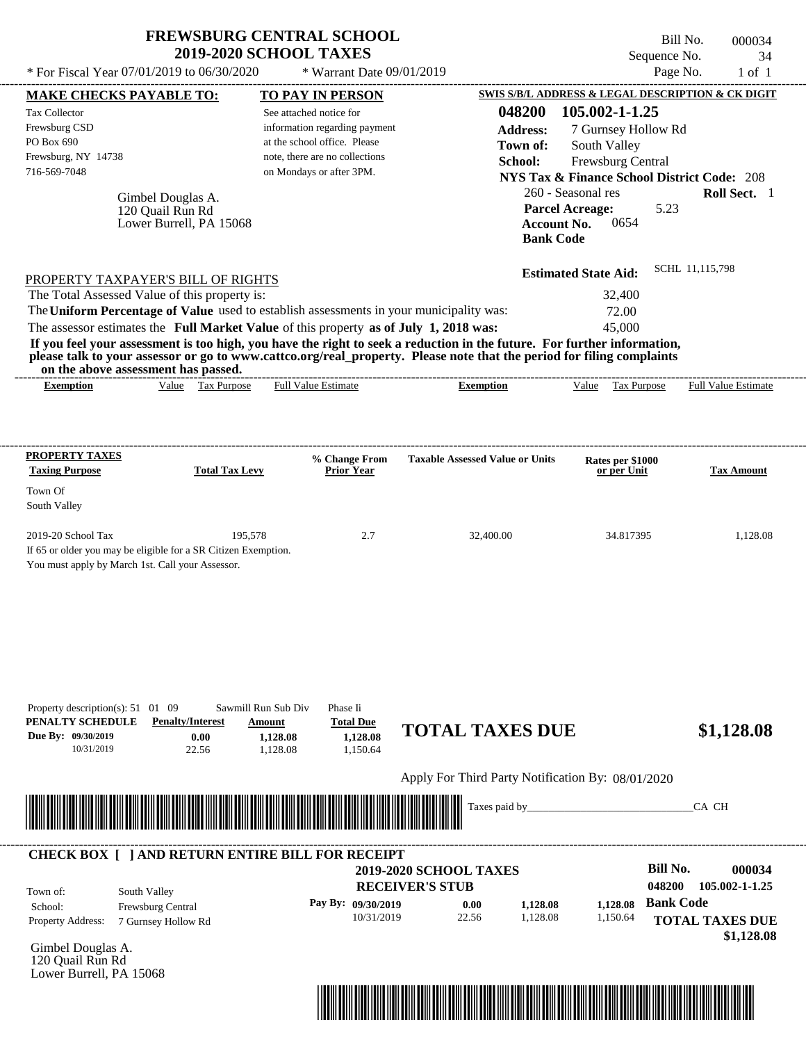# FREWSBURG CENTRAL SCHOOL
## 2019-2020 SCHOOL TAXES

* For Fiscal Year 07/01/2019 to 06/30/2020 * Warrant Date 09/01/2019

Bill No. 000034
Sequence No. 34
Page No. 1 of 1

**MAKE CHECKS PAYABLE TO:**

Tax Collector
Frewsburg CSD
PO Box 690
Frewsburg, NY 14738
716-569-7048

**TO PAY IN PERSON**

See attached notice for information regarding payment at the school office. Please note, there are no collections on Mondays or after 3PM.

**SWIS S/B/L ADDRESS & LEGAL DESCRIPTION & CK DIGIT**

**048200 105.002-1-1.25**
**Address:** 7 Gurnsey Hollow Rd
**Town of:** South Valley
**School:** Frewsburg Central
**NYS Tax & Finance School District Code:** 208
260 - Seasonal res **Roll Sect.** 1
**Parcel Acreage:** 5.23
**Account No.** 0654
**Bank Code**

Gimbel Douglas A.
120 Quail Run Rd
Lower Burrell, PA 15068

**Estimated State Aid:** SCHL 11,115,798

PROPERTY TAXPAYER'S BILL OF RIGHTS

The Total Assessed Value of this property is: 32,400
The **Uniform Percentage of Value** used to establish assessments in your municipality was: 72.00
The assessor estimates the **Full Market Value** of this property **as of July 1, 2018 was:** 45,000

**If you feel your assessment is too high, you have the right to seek a reduction in the future. For further information, please talk to your assessor or go to www.cattco.org/real_property. Please note that the period for filing complaints on the above assessment has passed.**

| Exemption | Value | Tax Purpose | Full Value Estimate | Exemption | Value | Tax Purpose | Full Value Estimate |
|---|---|---|---|---|---|---|---|

| PROPERTY TAXES Taxing Purpose | Total Tax Levy | % Change From Prior Year | Taxable Assessed Value or Units | Rates per $1000 or per Unit | Tax Amount |
|---|---|---|---|---|---|
| Town Of South Valley | | | | | |
| 2019-20 School Tax | 195,578 | 2.7 | 32,400.00 | 34.817395 | 1,128.08 |

If 65 or older you may be eligible for a SR Citizen Exemption.
You must apply by March 1st. Call your Assessor.

Property description(s): 51 01 09 Sawmill Run Sub Div Phase Ii

| PENALTY SCHEDULE | Penalty/Interest | Amount | Total Due |
|---|---|---|---|
| Due By: 09/30/2019 | 0.00 | 1,128.08 | 1,128.08 |
| 10/31/2019 | 22.56 | 1,128.08 | 1,150.64 |

**TOTAL TAXES DUE $1,128.08**

Apply For Third Party Notification By: 08/01/2020

Taxes paid by_______________________________CA CH

**CHECK BOX [ ] AND RETURN ENTIRE BILL FOR RECEIPT**

**2019-2020 SCHOOL TAXES**
**RECEIVER'S STUB**

**Bill No. 000034**
**048200 105.002-1-1.25**

Town of: South Valley
School: Frewsburg Central
Property Address: 7 Gurnsey Hollow Rd

| Pay By: | | | |
|---|---|---|---|
| 09/30/2019 | 0.00 | 1,128.08 | 1,128.08 |
| 10/31/2019 | 22.56 | 1,128.08 | 1,150.64 |

**Bank Code**

**TOTAL TAXES DUE $1,128.08**

Gimbel Douglas A.
120 Quail Run Rd
Lower Burrell, PA 15068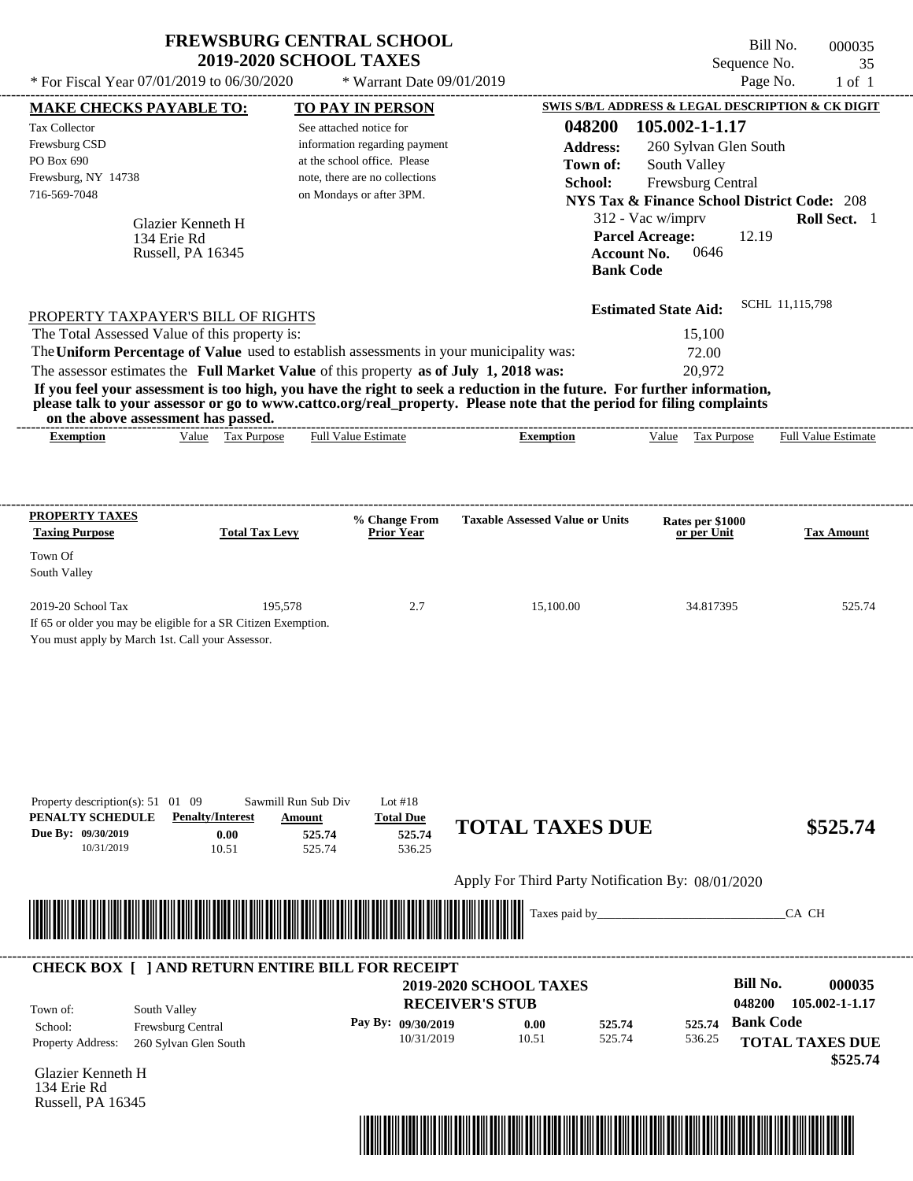# FREWSBURG CENTRAL SCHOOL
## 2019-2020 SCHOOL TAXES

Bill No. 000035
Sequence No. 35
Page No. 1 of 1

* For Fiscal Year 07/01/2019 to 06/30/2020 * Warrant Date 09/01/2019

**MAKE CHECKS PAYABLE TO:**

Tax Collector
Frewsburg CSD
PO Box 690
Frewsburg, NY 14738
716-569-7048

Glazier Kenneth H
134 Erie Rd
Russell, PA 16345

**TO PAY IN PERSON**

See attached notice for information regarding payment at the school office. Please note, there are no collections on Mondays or after 3PM.

**SWIS S/B/L ADDRESS & LEGAL DESCRIPTION & CK DIGIT**

**048200 105.002-1-1.17**
**Address:** 260 Sylvan Glen South
**Town of:** South Valley
**School:** Frewsburg Central
**NYS Tax & Finance School District Code:** 208
312 - Vac w/imprv **Roll Sect.** 1
**Parcel Acreage:** 12.19
**Account No.** 0646
**Bank Code**

**Estimated State Aid:** SCHL 11,115,798

PROPERTY TAXPAYER'S BILL OF RIGHTS

The Total Assessed Value of this property is: 15,100
The **Uniform Percentage of Value** used to establish assessments in your municipality was: 72.00
The assessor estimates the **Full Market Value** of this property **as of July 1, 2018 was:** 20,972

**If you feel your assessment is too high, you have the right to seek a reduction in the future. For further information, please talk to your assessor or go to www.cattco.org/real_property. Please note that the period for filing complaints on the above assessment has passed.**

| Exemption | Value | Tax Purpose | Full Value Estimate | Exemption | Value | Tax Purpose | Full Value Estimate |
|---|---|---|---|---|---|---|---|

| PROPERTY TAXES Taxing Purpose | Total Tax Levy | % Change From Prior Year | Taxable Assessed Value or Units | Rates per $1000 or per Unit | Tax Amount |
|---|---|---|---|---|---|
| Town Of South Valley | | | | | |
| 2019-20 School Tax | 195,578 | 2.7 | 15,100.00 | 34.817395 | 525.74 |

If 65 or older you may be eligible for a SR Citizen Exemption.
You must apply by March 1st. Call your Assessor.

Property description(s): 51 01 09 Sawmill Run Sub Div Lot #18

| PENALTY SCHEDULE | Penalty/Interest | Amount | Total Due |
|---|---|---|---|
| Due By: 09/30/2019 | 0.00 | 525.74 | 525.74 |
| 10/31/2019 | 10.51 | 525.74 | 536.25 |

**TOTAL TAXES DUE** **$525.74**

Apply For Third Party Notification By: 08/01/2020

Taxes paid by_______________________________CA CH

**CHECK BOX [ ] AND RETURN ENTIRE BILL FOR RECEIPT**

**2019-2020 SCHOOL TAXES**
**RECEIVER'S STUB**

**Bill No. 000035**
**048200 105.002-1-1.17**

Town of: South Valley
School: Frewsburg Central
Property Address: 260 Sylvan Glen South

| Pay By: | | | |
|---|---|---|---|
| 09/30/2019 | 0.00 | 525.74 | 525.74 |
| 10/31/2019 | 10.51 | 525.74 | 536.25 |

**Bank Code**

**TOTAL TAXES DUE**
**$525.74**

Glazier Kenneth H
134 Erie Rd
Russell, PA 16345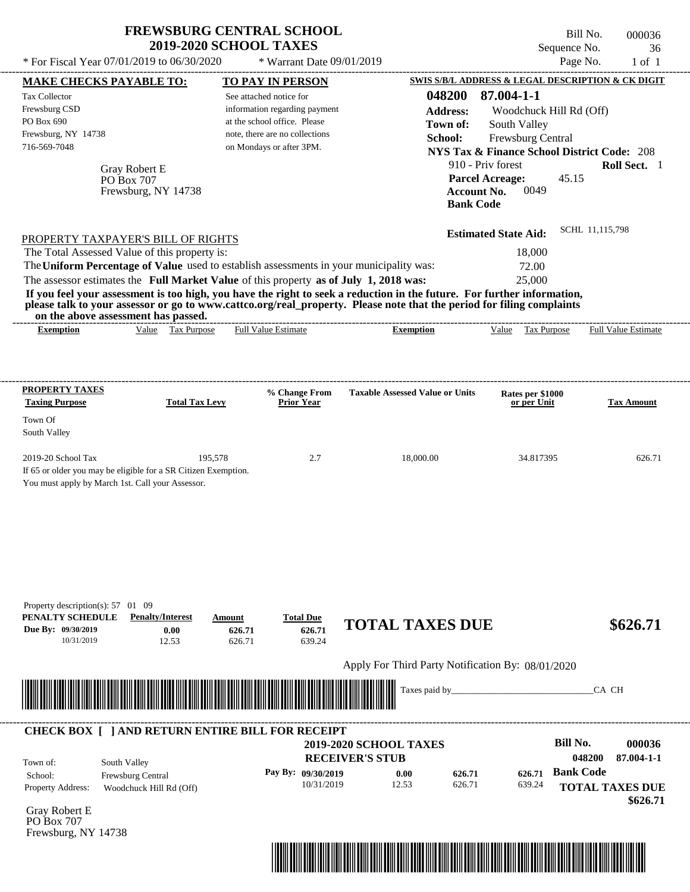# FREWSBURG CENTRAL SCHOOL
## 2019-2020 SCHOOL TAXES

\* For Fiscal Year 07/01/2019 to 06/30/2020 — \* Warrant Date 09/01/2019

Bill No. 000036
Sequence No. 36
Page No. 1 of 1

**MAKE CHECKS PAYABLE TO:**

Tax Collector
Frewsburg CSD
PO Box 690
Frewsburg, NY 14738
716-569-7048

Gray Robert E
PO Box 707
Frewsburg, NY 14738

**TO PAY IN PERSON**

See attached notice for information regarding payment at the school office. Please note, there are no collections on Mondays or after 3PM.

**SWIS S/B/L ADDRESS & LEGAL DESCRIPTION & CK DIGIT**

**048200 87.004-1-1**
**Address:** Woodchuck Hill Rd (Off)
**Town of:** South Valley
**School:** Frewsburg Central
**NYS Tax & Finance School District Code:** 208
910 - Priv forest — **Roll Sect.** 1
**Parcel Acreage:** 45.15
**Account No.** 0049
**Bank Code**

**Estimated State Aid:** SCHL 11,115,798

PROPERTY TAXPAYER'S BILL OF RIGHTS

The Total Assessed Value of this property is: 18,000
The **Uniform Percentage of Value** used to establish assessments in your municipality was: 72.00
The assessor estimates the **Full Market Value** of this property **as of July 1, 2018 was:** 25,000

**If you feel your assessment is too high, you have the right to seek a reduction in the future. For further information, please talk to your assessor or go to www.cattco.org/real_property. Please note that the period for filing complaints on the above assessment has passed.**

| Exemption | Value | Tax Purpose | Full Value Estimate | Exemption | Value | Tax Purpose | Full Value Estimate |
|---|---|---|---|---|---|---|---|

| PROPERTY TAXES Taxing Purpose | Total Tax Levy | % Change From Prior Year | Taxable Assessed Value or Units | Rates per $1000 or per Unit | Tax Amount |
|---|---|---|---|---|---|
| Town Of South Valley | | | | | |
| 2019-20 School Tax | 195,578 | 2.7 | 18,000.00 | 34.817395 | 626.71 |

If 65 or older you may be eligible for a SR Citizen Exemption.
You must apply by March 1st. Call your Assessor.

Property description(s): 57 01 09

| PENALTY SCHEDULE | Penalty/Interest | Amount | Total Due |
|---|---|---|---|
| Due By: 09/30/2019 | 0.00 | 626.71 | 626.71 |
| 10/31/2019 | 12.53 | 626.71 | 639.24 |

**TOTAL TAXES DUE $626.71**

Apply For Third Party Notification By: 08/01/2020

Taxes paid by______________________________CA CH

**CHECK BOX [ ] AND RETURN ENTIRE BILL FOR RECEIPT**

**2019-2020 SCHOOL TAXES**
**RECEIVER'S STUB**

**Bill No. 000036**
**048200 87.004-1-1**

Town of: South Valley
School: Frewsburg Central
Property Address: Woodchuck Hill Rd (Off)

| Pay By: | | | |
|---|---|---|---|
| 09/30/2019 | 0.00 | 626.71 | 626.71 |
| 10/31/2019 | 12.53 | 626.71 | 639.24 |

**Bank Code**

**TOTAL TAXES DUE $626.71**

Gray Robert E
PO Box 707
Frewsburg, NY 14738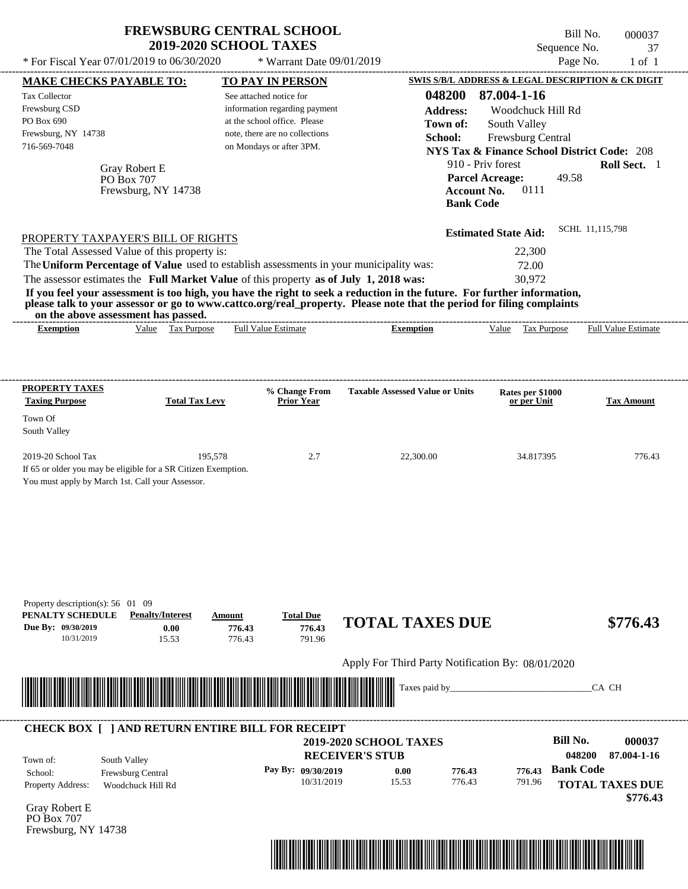# FREWSBURG CENTRAL SCHOOL
## 2019-2020 SCHOOL TAXES

Bill No. 000037
Sequence No. 37
Page No. 1 of 1

\* For Fiscal Year 07/01/2019 to 06/30/2020    \* Warrant Date 09/01/2019

**MAKE CHECKS PAYABLE TO:**

Tax Collector
Frewsburg CSD
PO Box 690
Frewsburg, NY 14738
716-569-7048

**TO PAY IN PERSON**

See attached notice for information regarding payment at the school office. Please note, there are no collections on Mondays or after 3PM.

**SWIS S/B/L ADDRESS & LEGAL DESCRIPTION & CK DIGIT**

**048200 87.004-1-16**
**Address:** Woodchuck Hill Rd
**Town of:** South Valley
**School:** Frewsburg Central
**NYS Tax & Finance School District Code:** 208
910 - Priv forest    **Roll Sect.** 1
**Parcel Acreage:** 49.58
**Account No.** 0111
**Bank Code**

Gray Robert E
PO Box 707
Frewsburg, NY 14738

**Estimated State Aid:** SCHL 11,115,798

PROPERTY TAXPAYER'S BILL OF RIGHTS

The Total Assessed Value of this property is: 22,300
The **Uniform Percentage of Value** used to establish assessments in your municipality was: 72.00
The assessor estimates the **Full Market Value** of this property **as of July 1, 2018 was:** 30,972

**If you feel your assessment is too high, you have the right to seek a reduction in the future. For further information, please talk to your assessor or go to www.cattco.org/real_property. Please note that the period for filing complaints on the above assessment has passed.**

| Exemption | Value | Tax Purpose | Full Value Estimate | Exemption | Value | Tax Purpose | Full Value Estimate |
|---|---|---|---|---|---|---|---|

| PROPERTY TAXES Taxing Purpose | Total Tax Levy | % Change From Prior Year | Taxable Assessed Value or Units | Rates per $1000 or per Unit | Tax Amount |
|---|---|---|---|---|---|
| Town Of South Valley | | | | | |
| 2019-20 School Tax | 195,578 | 2.7 | 22,300.00 | 34.817395 | 776.43 |

If 65 or older you may be eligible for a SR Citizen Exemption.
You must apply by March 1st. Call your Assessor.

Property description(s): 56 01 09

| PENALTY SCHEDULE | Penalty/Interest | Amount | Total Due |
|---|---|---|---|
| Due By: 09/30/2019 | 0.00 | 776.43 | 776.43 |
| 10/31/2019 | 15.53 | 776.43 | 791.96 |

**TOTAL TAXES DUE $776.43**

Apply For Third Party Notification By: 08/01/2020

Taxes paid by_______________________________CA CH

**CHECK BOX [ ] AND RETURN ENTIRE BILL FOR RECEIPT**

**2019-2020 SCHOOL TAXES**
**RECEIVER'S STUB**

**Bill No. 000037**
**048200 87.004-1-16**

Town of: South Valley
School: Frewsburg Central
Property Address: Woodchuck Hill Rd

| Pay By: | Penalty/Interest | Amount | Total Due |
|---|---|---|---|
| 09/30/2019 | 0.00 | 776.43 | 776.43 |
| 10/31/2019 | 15.53 | 776.43 | 791.96 |

**Bank Code**

**TOTAL TAXES DUE $776.43**

Gray Robert E
PO Box 707
Frewsburg, NY 14738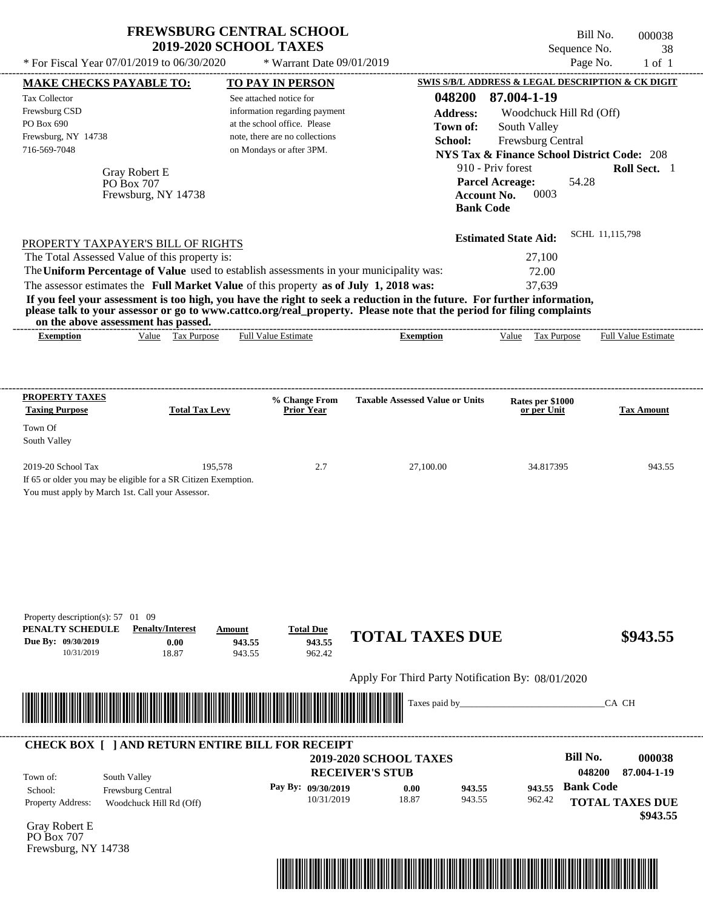# FREWSBURG CENTRAL SCHOOL
## 2019-2020 SCHOOL TAXES

\* For Fiscal Year 07/01/2019 to 06/30/2020 \* Warrant Date 09/01/2019

Bill No. 000038
Sequence No. 38
Page No. 1 of 1

**MAKE CHECKS PAYABLE TO:**
Tax Collector
Frewsburg CSD
PO Box 690
Frewsburg, NY 14738
716-569-7048

**TO PAY IN PERSON**
See attached notice for information regarding payment at the school office. Please note, there are no collections on Mondays or after 3PM.

**SWIS S/B/L ADDRESS & LEGAL DESCRIPTION & CK DIGIT**
**048200 87.004-1-19**
**Address:** Woodchuck Hill Rd (Off)
**Town of:** South Valley
**School:** Frewsburg Central
**NYS Tax & Finance School District Code:** 208
910 - Priv forest **Roll Sect.** 1
**Parcel Acreage:** 54.28
**Account No.** 0003
**Bank Code**

Gray Robert E
PO Box 707
Frewsburg, NY 14738

**Estimated State Aid:** SCHL 11,115,798

PROPERTY TAXPAYER'S BILL OF RIGHTS

The Total Assessed Value of this property is: 27,100
The **Uniform Percentage of Value** used to establish assessments in your municipality was: 72.00
The assessor estimates the **Full Market Value** of this property **as of July 1, 2018 was:** 37,639

**If you feel your assessment is too high, you have the right to seek a reduction in the future. For further information, please talk to your assessor or go to www.cattco.org/real_property. Please note that the period for filing complaints on the above assessment has passed.**

| Exemption | Value | Tax Purpose | Full Value Estimate | Exemption | Value | Tax Purpose | Full Value Estimate |
|---|---|---|---|---|---|---|---|

| PROPERTY TAXES Taxing Purpose | Total Tax Levy | % Change From Prior Year | Taxable Assessed Value or Units | Rates per $1000 or per Unit | Tax Amount |
|---|---|---|---|---|---|
| Town Of South Valley | | | | | |
| 2019-20 School Tax | 195,578 | 2.7 | 27,100.00 | 34.817395 | 943.55 |

If 65 or older you may be eligible for a SR Citizen Exemption.
You must apply by March 1st. Call your Assessor.

Property description(s): 57 01 09

| PENALTY SCHEDULE | Penalty/Interest | Amount | Total Due |
|---|---|---|---|
| Due By: 09/30/2019 | 0.00 | 943.55 | 943.55 |
| 10/31/2019 | 18.87 | 943.55 | 962.42 |

**TOTAL TAXES DUE $943.55**

Apply For Third Party Notification By: 08/01/2020

Taxes paid by_______________________________CA CH

**CHECK BOX [ ] AND RETURN ENTIRE BILL FOR RECEIPT**

**2019-2020 SCHOOL TAXES**
**RECEIVER'S STUB**

**Bill No. 000038**
**048200 87.004-1-19**

Town of: South Valley
School: Frewsburg Central
Property Address: Woodchuck Hill Rd (Off)

| Pay By: | Penalty/Interest | Amount | Total Due |
|---|---|---|---|
| 09/30/2019 | 0.00 | 943.55 | 943.55 |
| 10/31/2019 | 18.87 | 943.55 | 962.42 |

**Bank Code**

**TOTAL TAXES DUE $943.55**

Gray Robert E
PO Box 707
Frewsburg, NY 14738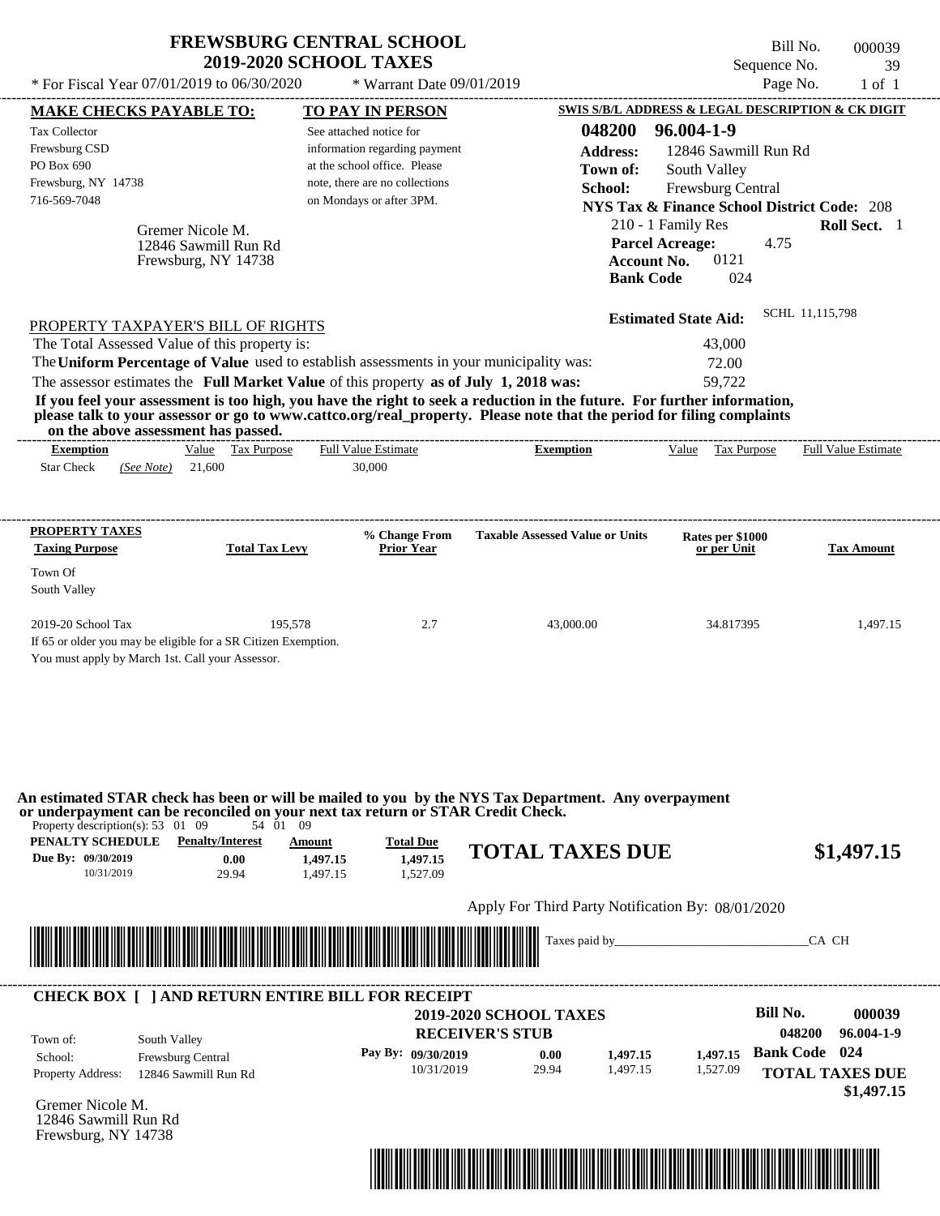# FREWSBURG CENTRAL SCHOOL
## 2019-2020 SCHOOL TAXES

\* For Fiscal Year 07/01/2019 to 06/30/2020 \* Warrant Date 09/01/2019

Bill No. 000039
Sequence No. 39
Page No. 1 of 1

**MAKE CHECKS PAYABLE TO:**

Tax Collector
Frewsburg CSD
PO Box 690
Frewsburg, NY 14738
716-569-7048

**TO PAY IN PERSON**

See attached notice for information regarding payment at the school office. Please note, there are no collections on Mondays or after 3PM.

**SWIS S/B/L ADDRESS & LEGAL DESCRIPTION & CK DIGIT**

**048200 96.004-1-9**
**Address:** 12846 Sawmill Run Rd
**Town of:** South Valley
**School:** Frewsburg Central
**NYS Tax & Finance School District Code:** 208
210 - 1 Family Res **Roll Sect.** 1
**Parcel Acreage:** 4.75
**Account No.** 0121
**Bank Code** 024

Gremer Nicole M.
12846 Sawmill Run Rd
Frewsburg, NY 14738

**Estimated State Aid:** SCHL 11,115,798

PROPERTY TAXPAYER'S BILL OF RIGHTS

The Total Assessed Value of this property is: 43,000
The **Uniform Percentage of Value** used to establish assessments in your municipality was: 72.00
The assessor estimates the **Full Market Value** of this property **as of July 1, 2018 was:** 59,722

**If you feel your assessment is too high, you have the right to seek a reduction in the future. For further information, please talk to your assessor or go to www.cattco.org/real_property. Please note that the period for filing complaints on the above assessment has passed.**

| Exemption | Value | Tax Purpose | Full Value Estimate | Exemption | Value | Tax Purpose | Full Value Estimate |
|---|---|---|---|---|---|---|---|
| Star Check *(See Note)* | 21,600 | | 30,000 | | | | |

| PROPERTY TAXES Taxing Purpose | Total Tax Levy | % Change From Prior Year | Taxable Assessed Value or Units | Rates per $1000 or per Unit | Tax Amount |
|---|---|---|---|---|---|
| Town Of South Valley | | | | | |
| 2019-20 School Tax | 195,578 | 2.7 | 43,000.00 | 34.817395 | 1,497.15 |

If 65 or older you may be eligible for a SR Citizen Exemption.
You must apply by March 1st. Call your Assessor.

**An estimated STAR check has been or will be mailed to you by the NYS Tax Department. Any overpayment or underpayment can be reconciled on your next tax return or STAR Credit Check.**

Property description(s): 53 01 09 54 01 09

| PENALTY SCHEDULE | Penalty/Interest | Amount | Total Due |
|---|---|---|---|
| Due By: 09/30/2019 | 0.00 | 1,497.15 | 1,497.15 |
| 10/31/2019 | 29.94 | 1,497.15 | 1,527.09 |

**TOTAL TAXES DUE $1,497.15**

Apply For Third Party Notification By: 08/01/2020

Taxes paid by_______________________________CA CH

**CHECK BOX [ ] AND RETURN ENTIRE BILL FOR RECEIPT**

**2019-2020 SCHOOL TAXES**
**RECEIVER'S STUB**

Bill No. 000039
048200 96.004-1-9

Town of: South Valley
School: Frewsburg Central
Property Address: 12846 Sawmill Run Rd

| Pay By: | | | |
|---|---|---|---|
| 09/30/2019 | 0.00 | 1,497.15 | 1,497.15 |
| 10/31/2019 | 29.94 | 1,497.15 | 1,527.09 |

**Bank Code 024**

**TOTAL TAXES DUE $1,497.15**

Gremer Nicole M.
12846 Sawmill Run Rd
Frewsburg, NY 14738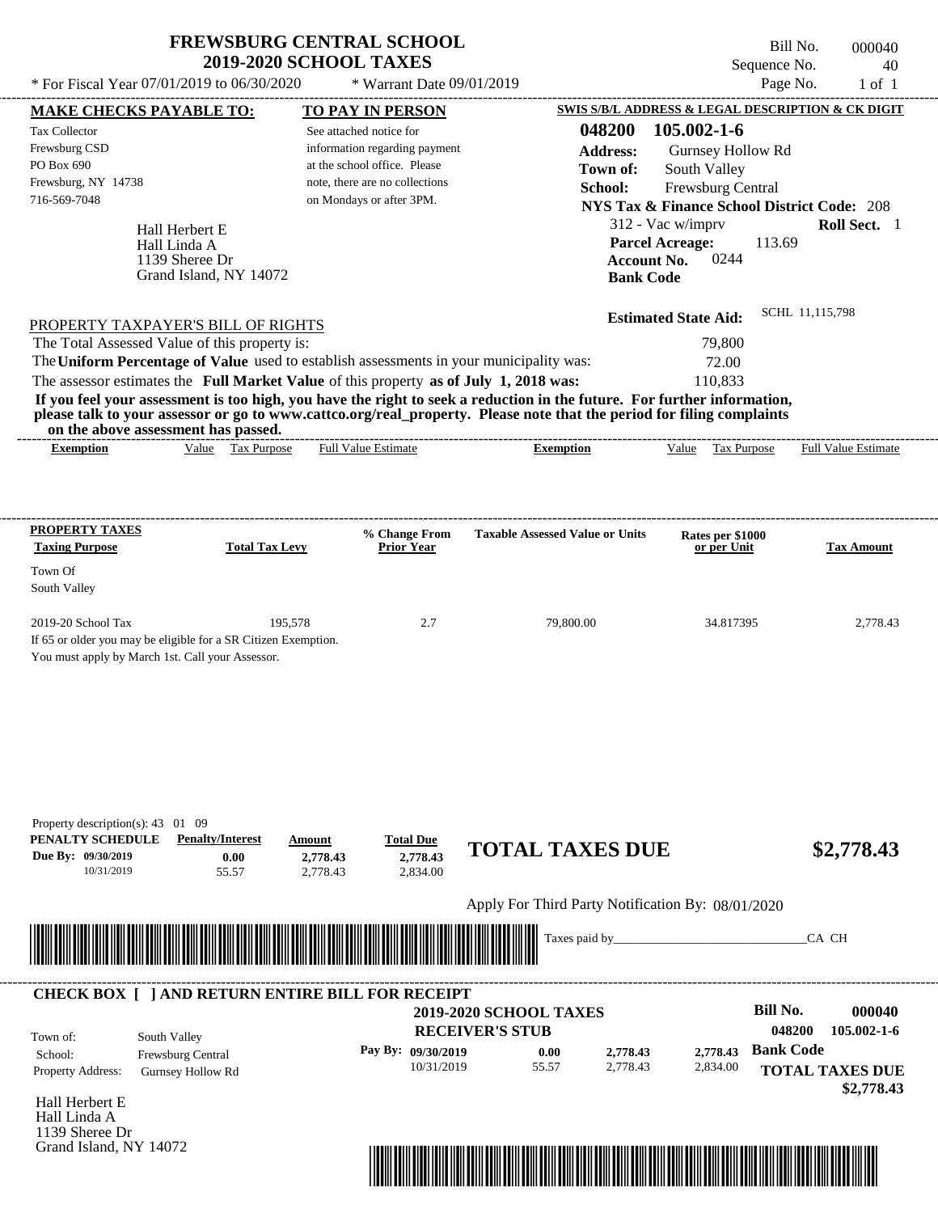# FREWSBURG CENTRAL SCHOOL
## 2019-2020 SCHOOL TAXES

\* For Fiscal Year 07/01/2019 to 06/30/2020 — \* Warrant Date 09/01/2019

Bill No. 000040
Sequence No. 40
Page No. 1 of 1

**MAKE CHECKS PAYABLE TO:**
Tax Collector
Frewsburg CSD
PO Box 690
Frewsburg, NY 14738
716-569-7048

**TO PAY IN PERSON**
See attached notice for information regarding payment at the school office. Please note, there are no collections on Mondays or after 3PM.

**SWIS S/B/L ADDRESS & LEGAL DESCRIPTION & CK DIGIT**
**048200 105.002-1-6**
**Address:** Gurnsey Hollow Rd
**Town of:** South Valley
**School:** Frewsburg Central
**NYS Tax & Finance School District Code:** 208
312 - Vac w/imprv — **Roll Sect.** 1
**Parcel Acreage:** 113.69
**Account No.** 0244
**Bank Code**

Hall Herbert E
Hall Linda A
1139 Sheree Dr
Grand Island, NY 14072

**Estimated State Aid:** SCHL 11,115,798

PROPERTY TAXPAYER'S BILL OF RIGHTS

The Total Assessed Value of this property is: 79,800
The **Uniform Percentage of Value** used to establish assessments in your municipality was: 72.00
The assessor estimates the **Full Market Value** of this property **as of July 1, 2018 was:** 110,833

**If you feel your assessment is too high, you have the right to seek a reduction in the future. For further information, please talk to your assessor or go to www.cattco.org/real_property. Please note that the period for filing complaints on the above assessment has passed.**

| Exemption | Value | Tax Purpose | Full Value Estimate | Exemption | Value | Tax Purpose | Full Value Estimate |
|---|---|---|---|---|---|---|---|

| PROPERTY TAXES Taxing Purpose | Total Tax Levy | % Change From Prior Year | Taxable Assessed Value or Units | Rates per $1000 or per Unit | Tax Amount |
|---|---|---|---|---|---|
| Town Of South Valley | | | | | |
| 2019-20 School Tax | 195,578 | 2.7 | 79,800.00 | 34.817395 | 2,778.43 |

If 65 or older you may be eligible for a SR Citizen Exemption.
You must apply by March 1st. Call your Assessor.

Property description(s): 43 01 09

| PENALTY SCHEDULE | Penalty/Interest | Amount | Total Due |
|---|---|---|---|
| Due By: 09/30/2019 | 0.00 | 2,778.43 | 2,778.43 |
| 10/31/2019 | 55.57 | 2,778.43 | 2,834.00 |

**TOTAL TAXES DUE $2,778.43**

Apply For Third Party Notification By: 08/01/2020

Taxes paid by_______________________________CA CH

**CHECK BOX [ ] AND RETURN ENTIRE BILL FOR RECEIPT**

**2019-2020 SCHOOL TAXES**
**RECEIVER'S STUB**

**Bill No. 000040**
048200 105.002-1-6

Town of: South Valley
School: Frewsburg Central
Property Address: Gurnsey Hollow Rd

| Pay By: | Penalty/Interest | Amount | Total Due |
|---|---|---|---|
| 09/30/2019 | 0.00 | 2,778.43 | 2,778.43 |
| 10/31/2019 | 55.57 | 2,778.43 | 2,834.00 |

**Bank Code**

**TOTAL TAXES DUE $2,778.43**

Hall Herbert E
Hall Linda A
1139 Sheree Dr
Grand Island, NY 14072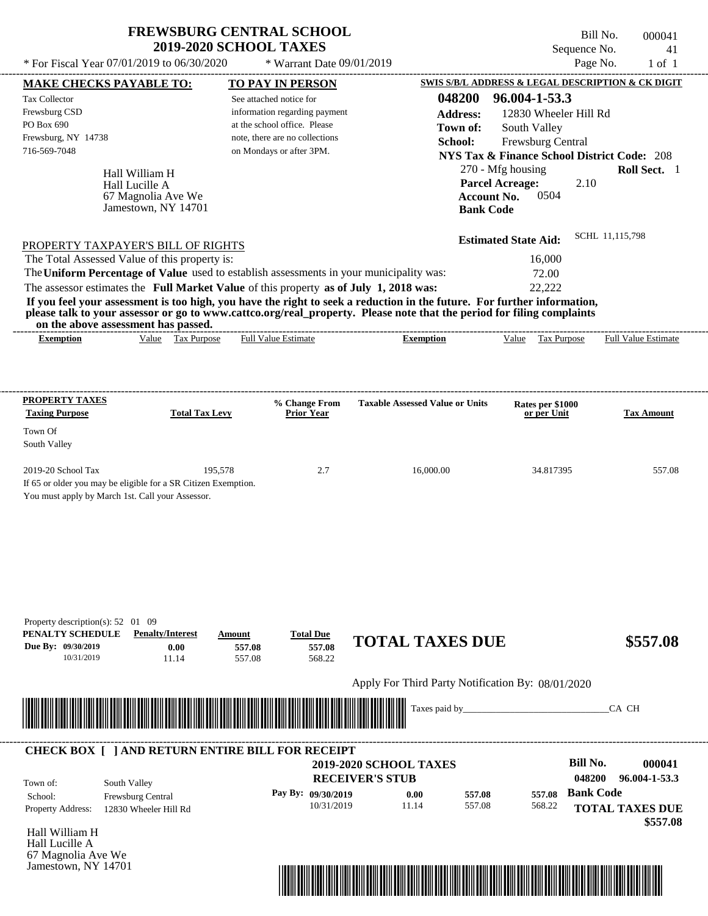# FREWSBURG CENTRAL SCHOOL
## 2019-2020 SCHOOL TAXES

\* For Fiscal Year 07/01/2019 to 06/30/2020 \* Warrant Date 09/01/2019

Bill No. 000041
Sequence No. 41
Page No. 1 of 1

**MAKE CHECKS PAYABLE TO:**
Tax Collector
Frewsburg CSD
PO Box 690
Frewsburg, NY 14738
716-569-7048

**TO PAY IN PERSON**
See attached notice for information regarding payment at the school office. Please note, there are no collections on Mondays or after 3PM.

**SWIS S/B/L ADDRESS & LEGAL DESCRIPTION & CK DIGIT**
**048200 96.004-1-53.3**
**Address:** 12830 Wheeler Hill Rd
**Town of:** South Valley
**School:** Frewsburg Central
**NYS Tax & Finance School District Code:** 208
270 - Mfg housing **Roll Sect.** 1
**Parcel Acreage:** 2.10
**Account No.** 0504
**Bank Code**

Hall William H
Hall Lucille A
67 Magnolia Ave We
Jamestown, NY 14701

**Estimated State Aid:** SCHL 11,115,798

PROPERTY TAXPAYER'S BILL OF RIGHTS

The Total Assessed Value of this property is: 16,000
The **Uniform Percentage of Value** used to establish assessments in your municipality was: 72.00
The assessor estimates the **Full Market Value** of this property **as of July 1, 2018 was:** 22,222

**If you feel your assessment is too high, you have the right to seek a reduction in the future. For further information, please talk to your assessor or go to www.cattco.org/real_property. Please note that the period for filing complaints on the above assessment has passed.**

| Exemption | Value | Tax Purpose | Full Value Estimate | Exemption | Value | Tax Purpose | Full Value Estimate |
|---|---|---|---|---|---|---|---|

| PROPERTY TAXES Taxing Purpose | Total Tax Levy | % Change From Prior Year | Taxable Assessed Value or Units | Rates per $1000 or per Unit | Tax Amount |
|---|---|---|---|---|---|
| Town Of South Valley | | | | | |
| 2019-20 School Tax | 195,578 | 2.7 | 16,000.00 | 34.817395 | 557.08 |

If 65 or older you may be eligible for a SR Citizen Exemption.
You must apply by March 1st. Call your Assessor.

Property description(s): 52 01 09

| PENALTY SCHEDULE | Penalty/Interest | Amount | Total Due |
|---|---|---|---|
| Due By: 09/30/2019 | 0.00 | 557.08 | 557.08 |
| 10/31/2019 | 11.14 | 557.08 | 568.22 |

**TOTAL TAXES DUE $557.08**

Apply For Third Party Notification By: 08/01/2020

Taxes paid by_______________________________CA CH

**CHECK BOX [ ] AND RETURN ENTIRE BILL FOR RECEIPT**

**2019-2020 SCHOOL TAXES**
**RECEIVER'S STUB**

**Bill No. 000041**
**048200 96.004-1-53.3**
**Bank Code**

Town of: South Valley
School: Frewsburg Central
Property Address: 12830 Wheeler Hill Rd

| Pay By: | Penalty/Interest | Amount | Total Due |
|---|---|---|---|
| 09/30/2019 | 0.00 | 557.08 | 557.08 |
| 10/31/2019 | 11.14 | 557.08 | 568.22 |

**TOTAL TAXES DUE $557.08**

Hall William H
Hall Lucille A
67 Magnolia Ave We
Jamestown, NY 14701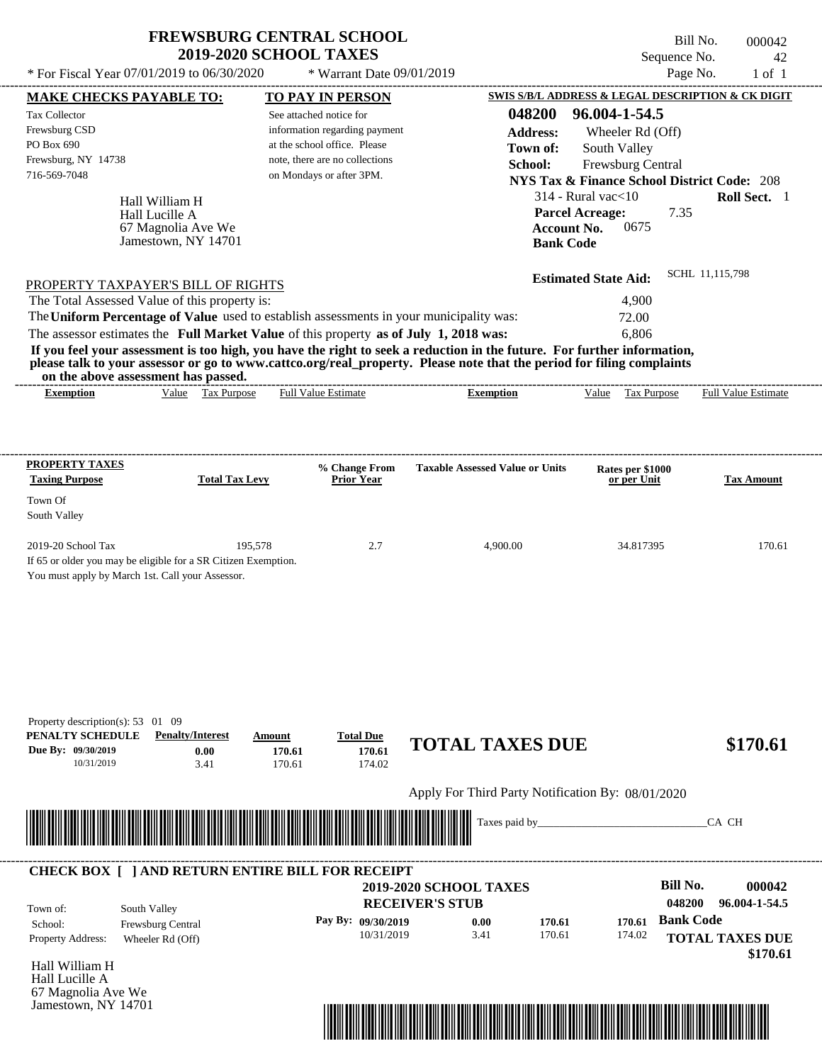# FREWSBURG CENTRAL SCHOOL
## 2019-2020 SCHOOL TAXES

\* For Fiscal Year 07/01/2019 to 06/30/2020 \* Warrant Date 09/01/2019

Bill No. 000042
Sequence No. 42
Page No. 1 of 1

**MAKE CHECKS PAYABLE TO:**

Tax Collector
Frewsburg CSD
PO Box 690
Frewsburg, NY 14738
716-569-7048

Hall William H
Hall Lucille A
67 Magnolia Ave We
Jamestown, NY 14701

**TO PAY IN PERSON**

See attached notice for information regarding payment at the school office. Please note, there are no collections on Mondays or after 3PM.

**SWIS S/B/L ADDRESS & LEGAL DESCRIPTION & CK DIGIT**

**048200 96.004-1-54.5**
**Address:** Wheeler Rd (Off)
**Town of:** South Valley
**School:** Frewsburg Central
**NYS Tax & Finance School District Code:** 208
314 - Rural vac<10 **Roll Sect.** 1
**Parcel Acreage:** 7.35
**Account No.** 0675
**Bank Code**

**Estimated State Aid:** SCHL 11,115,798

PROPERTY TAXPAYER'S BILL OF RIGHTS

| | |
|---|---|
| The Total Assessed Value of this property is: | 4,900 |
| The **Uniform Percentage of Value** used to establish assessments in your municipality was: | 72.00 |
| The assessor estimates the **Full Market Value** of this property **as of July 1, 2018 was:** | 6,806 |

**If you feel your assessment is too high, you have the right to seek a reduction in the future. For further information, please talk to your assessor or go to www.cattco.org/real_property. Please note that the period for filing complaints on the above assessment has passed.**

| Exemption | Value | Tax Purpose | Full Value Estimate | Exemption | Value | Tax Purpose | Full Value Estimate |
|---|---|---|---|---|---|---|---|

| PROPERTY TAXES Taxing Purpose | Total Tax Levy | % Change From Prior Year | Taxable Assessed Value or Units | Rates per $1000 or per Unit | Tax Amount |
|---|---|---|---|---|---|
| Town Of South Valley | | | | | |
| 2019-20 School Tax | 195,578 | 2.7 | 4,900.00 | 34.817395 | 170.61 |

If 65 or older you may be eligible for a SR Citizen Exemption.
You must apply by March 1st. Call your Assessor.

Property description(s): 53 01 09

| PENALTY SCHEDULE | Penalty/Interest | Amount | Total Due |
|---|---|---|---|
| Due By: 09/30/2019 | 0.00 | 170.61 | 170.61 |
| 10/31/2019 | 3.41 | 170.61 | 174.02 |

**TOTAL TAXES DUE $170.61**

Apply For Third Party Notification By: 08/01/2020

Taxes paid by_______________________________CA CH

**CHECK BOX [ ] AND RETURN ENTIRE BILL FOR RECEIPT**

**2019-2020 SCHOOL TAXES**
**RECEIVER'S STUB**

**Bill No. 000042**
048200 96.004-1-54.5

| | |
|---|---|
| Town of: | South Valley |
| School: | Frewsburg Central |
| Property Address: | Wheeler Rd (Off) |

| Pay By: | | | |
|---|---|---|---|
| 09/30/2019 | 0.00 | 170.61 | 170.61 |
| 10/31/2019 | 3.41 | 170.61 | 174.02 |

**Bank Code**

**TOTAL TAXES DUE $170.61**

Hall William H
Hall Lucille A
67 Magnolia Ave We
Jamestown, NY 14701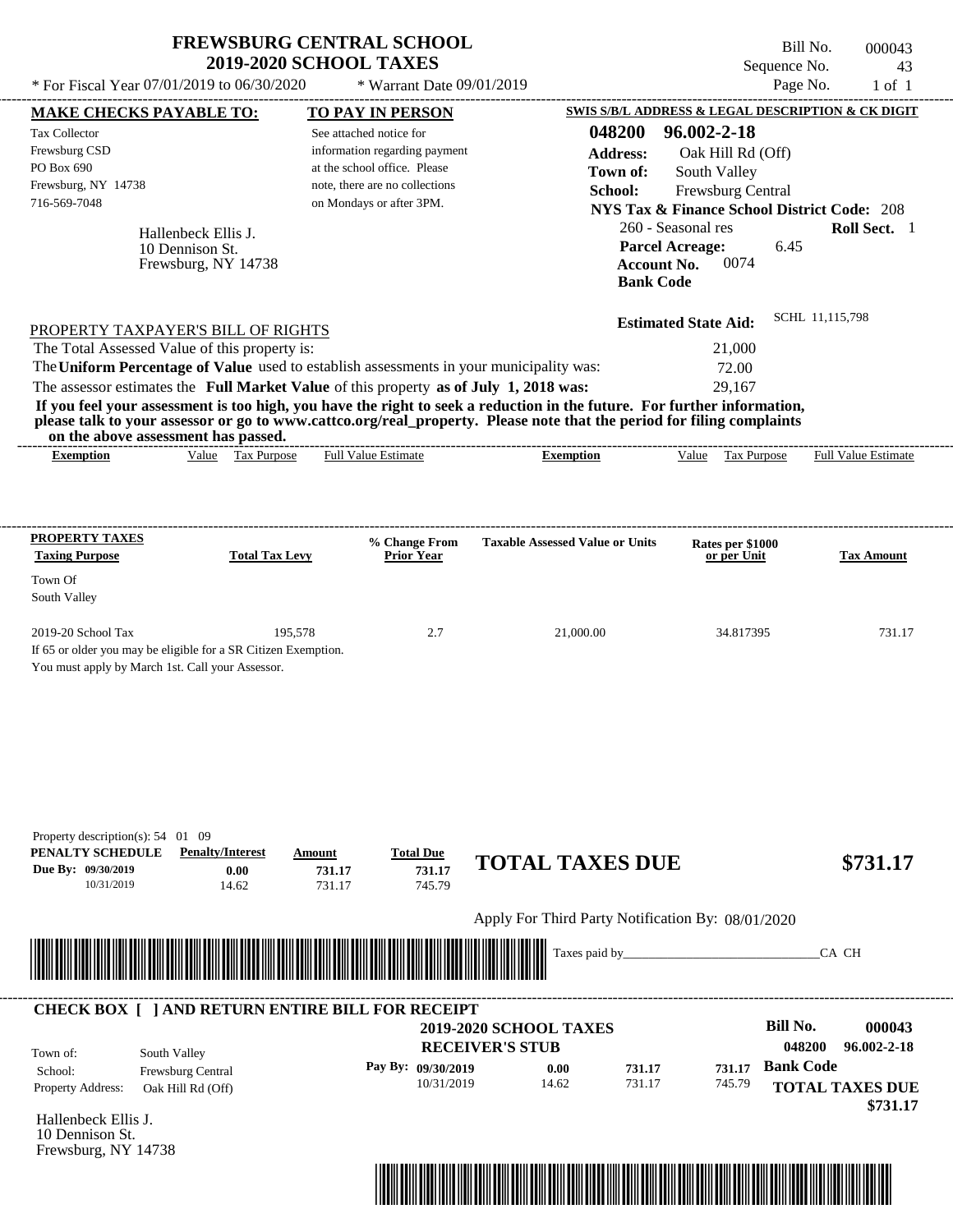# FREWSBURG CENTRAL SCHOOL
## 2019-2020 SCHOOL TAXES

Bill No. 000043
Sequence No. 43
Page No. 1 of 1

* For Fiscal Year 07/01/2019 to 06/30/2020 &nbsp;&nbsp; * Warrant Date 09/01/2019

**MAKE CHECKS PAYABLE TO:**

Tax Collector
Frewsburg CSD
PO Box 690
Frewsburg, NY 14738
716-569-7048

Hallenbeck Ellis J.
10 Dennison St.
Frewsburg, NY 14738

**TO PAY IN PERSON**

See attached notice for information regarding payment at the school office. Please note, there are no collections on Mondays or after 3PM.

**SWIS S/B/L ADDRESS & LEGAL DESCRIPTION & CK DIGIT**

**048200 96.002-2-18**
**Address:** Oak Hill Rd (Off)
**Town of:** South Valley
**School:** Frewsburg Central
**NYS Tax & Finance School District Code:** 208
260 - Seasonal res &nbsp;&nbsp; **Roll Sect.** 1
**Parcel Acreage:** 6.45
**Account No.** 0074
**Bank Code**

**Estimated State Aid:** SCHL 11,115,798

PROPERTY TAXPAYER'S BILL OF RIGHTS

The Total Assessed Value of this property is: 21,000
The **Uniform Percentage of Value** used to establish assessments in your municipality was: 72.00
The assessor estimates the **Full Market Value** of this property **as of July 1, 2018 was:** 29,167

**If you feel your assessment is too high, you have the right to seek a reduction in the future. For further information, please talk to your assessor or go to www.cattco.org/real_property. Please note that the period for filing complaints on the above assessment has passed.**

| Exemption | Value | Tax Purpose | Full Value Estimate | Exemption | Value | Tax Purpose | Full Value Estimate |
|---|---|---|---|---|---|---|---|

| PROPERTY TAXES Taxing Purpose | Total Tax Levy | % Change From Prior Year | Taxable Assessed Value or Units | Rates per $1000 or per Unit | Tax Amount |
|---|---|---|---|---|---|
| Town Of South Valley | | | | | |
| 2019-20 School Tax | 195,578 | 2.7 | 21,000.00 | 34.817395 | 731.17 |

If 65 or older you may be eligible for a SR Citizen Exemption.
You must apply by March 1st. Call your Assessor.

Property description(s): 54 01 09

| PENALTY SCHEDULE | Penalty/Interest | Amount | Total Due |
|---|---|---|---|
| Due By: 09/30/2019 | 0.00 | 731.17 | 731.17 |
| 10/31/2019 | 14.62 | 731.17 | 745.79 |

**TOTAL TAXES DUE $731.17**

Apply For Third Party Notification By: 08/01/2020

Taxes paid by_______________________________CA CH

---

**CHECK BOX [ ] AND RETURN ENTIRE BILL FOR RECEIPT**

**2019-2020 SCHOOL TAXES**
**RECEIVER'S STUB**

**Bill No. 000043**
**048200 96.002-2-18**

Town of: South Valley
School: Frewsburg Central
Property Address: Oak Hill Rd (Off)

| Pay By: | | | |
|---|---|---|---|
| 09/30/2019 | 0.00 | 731.17 | 731.17 |
| 10/31/2019 | 14.62 | 731.17 | 745.79 |

**Bank Code**

**TOTAL TAXES DUE**
**$731.17**

Hallenbeck Ellis J.
10 Dennison St.
Frewsburg, NY 14738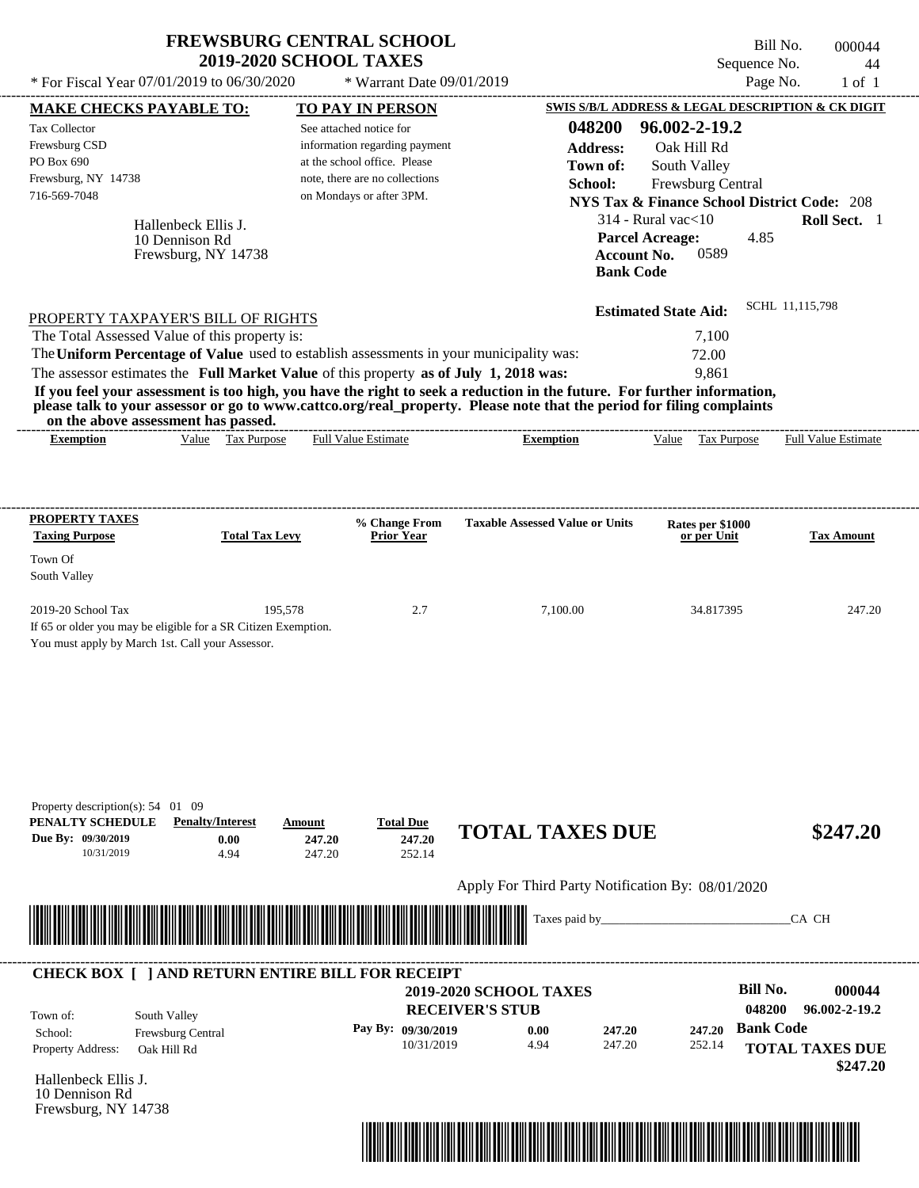# FREWSBURG CENTRAL SCHOOL
## 2019-2020 SCHOOL TAXES

\* For Fiscal Year 07/01/2019 to 06/30/2020 | \* Warrant Date 09/01/2019

Bill No. 000044
Sequence No. 44
Page No. 1 of 1

**MAKE CHECKS PAYABLE TO:**

Tax Collector
Frewsburg CSD
PO Box 690
Frewsburg, NY 14738
716-569-7048

Hallenbeck Ellis J.
10 Dennison Rd
Frewsburg, NY 14738

**TO PAY IN PERSON**

See attached notice for information regarding payment at the school office. Please note, there are no collections on Mondays or after 3PM.

**SWIS S/B/L ADDRESS & LEGAL DESCRIPTION & CK DIGIT**

**048200 96.002-2-19.2**
**Address:** Oak Hill Rd
**Town of:** South Valley
**School:** Frewsburg Central
**NYS Tax & Finance School District Code:** 208
314 - Rural vac<10 **Roll Sect.** 1
**Parcel Acreage:** 4.85
**Account No.** 0589
**Bank Code**

**Estimated State Aid:** SCHL 11,115,798

PROPERTY TAXPAYER'S BILL OF RIGHTS

The Total Assessed Value of this property is: 7,100
The **Uniform Percentage of Value** used to establish assessments in your municipality was: 72.00
The assessor estimates the **Full Market Value** of this property **as of July 1, 2018 was:** 9,861

**If you feel your assessment is too high, you have the right to seek a reduction in the future. For further information, please talk to your assessor or go to www.cattco.org/real_property. Please note that the period for filing complaints on the above assessment has passed.**

| Exemption | Value | Tax Purpose | Full Value Estimate | Exemption | Value | Tax Purpose | Full Value Estimate |
|---|---|---|---|---|---|---|---|

| PROPERTY TAXES Taxing Purpose | Total Tax Levy | % Change From Prior Year | Taxable Assessed Value or Units | Rates per $1000 or per Unit | Tax Amount |
|---|---|---|---|---|---|
| Town Of South Valley | | | | | |
| 2019-20 School Tax | 195,578 | 2.7 | 7,100.00 | 34.817395 | 247.20 |

If 65 or older you may be eligible for a SR Citizen Exemption.
You must apply by March 1st. Call your Assessor.

Property description(s): 54 01 09

| PENALTY SCHEDULE | Penalty/Interest | Amount | Total Due |
|---|---|---|---|
| Due By: 09/30/2019 | 0.00 | 247.20 | 247.20 |
| 10/31/2019 | 4.94 | 247.20 | 252.14 |

**TOTAL TAXES DUE $247.20**

Apply For Third Party Notification By: 08/01/2020

Taxes paid by_______________________________CA CH

**CHECK BOX [ ] AND RETURN ENTIRE BILL FOR RECEIPT**

**2019-2020 SCHOOL TAXES**
**RECEIVER'S STUB**

**Bill No. 000044**
**048200 96.002-2-19.2**

Town of: South Valley
School: Frewsburg Central
Property Address: Oak Hill Rd

| Pay By: | | | |
|---|---|---|---|
| 09/30/2019 | 0.00 | 247.20 | 247.20 |
| 10/31/2019 | 4.94 | 247.20 | 252.14 |

**Bank Code**

**TOTAL TAXES DUE $247.20**

Hallenbeck Ellis J.
10 Dennison Rd
Frewsburg, NY 14738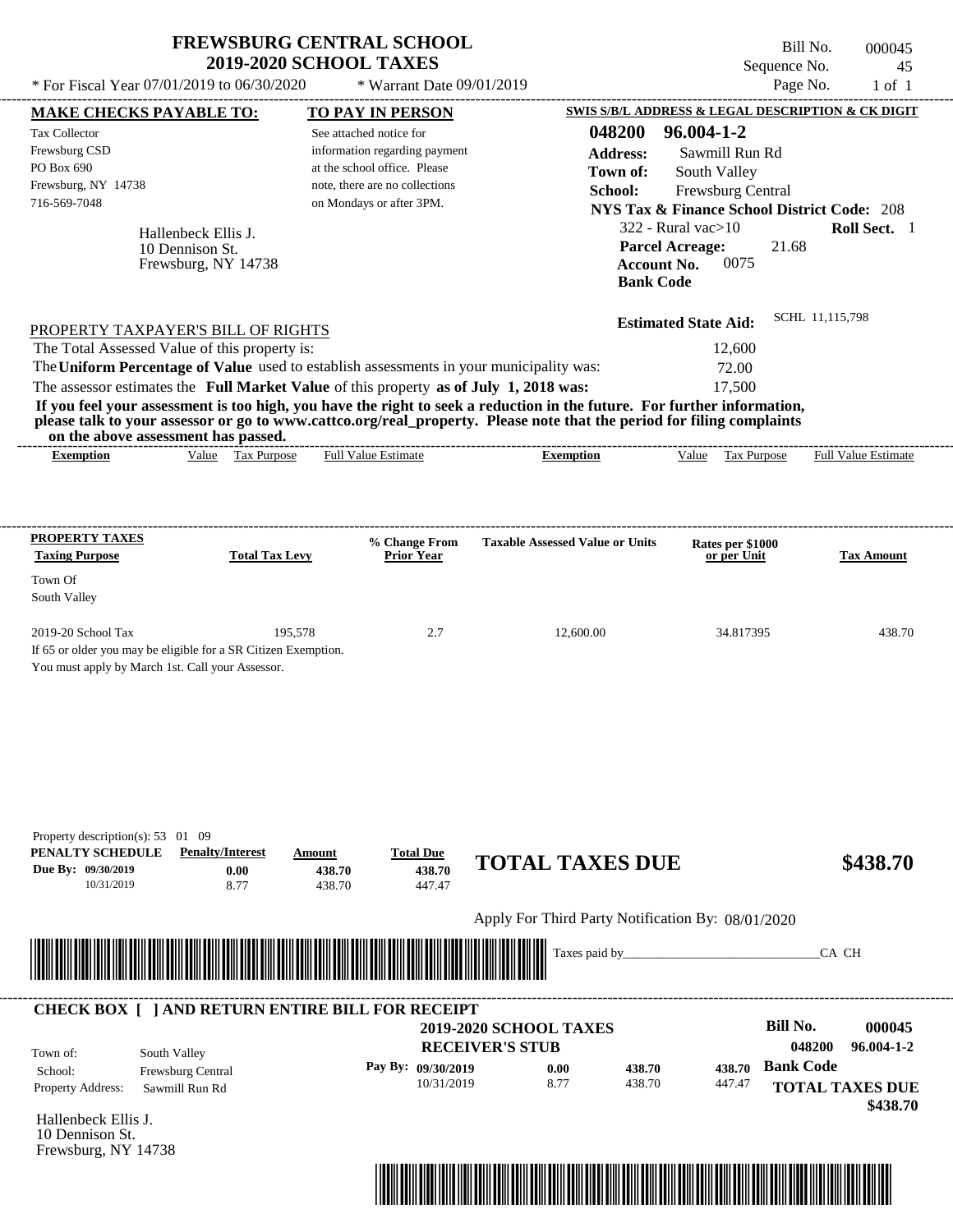# FREWSBURG CENTRAL SCHOOL
## 2019-2020 SCHOOL TAXES

\* For Fiscal Year 07/01/2019 to 06/30/2020 \* Warrant Date 09/01/2019

Bill No. 000045
Sequence No. 45
Page No. 1 of 1

**MAKE CHECKS PAYABLE TO:**

Tax Collector
Frewsburg CSD
PO Box 690
Frewsburg, NY 14738
716-569-7048

**TO PAY IN PERSON**

See attached notice for information regarding payment at the school office. Please note, there are no collections on Mondays or after 3PM.

**SWIS S/B/L ADDRESS & LEGAL DESCRIPTION & CK DIGIT**

**048200 96.004-1-2**
**Address:** Sawmill Run Rd
**Town of:** South Valley
**School:** Frewsburg Central
**NYS Tax & Finance School District Code:** 208
322 - Rural vac>10 **Roll Sect.** 1
**Parcel Acreage:** 21.68
**Account No.** 0075
**Bank Code**

Hallenbeck Ellis J.
10 Dennison St.
Frewsburg, NY 14738

**Estimated State Aid:** SCHL 11,115,798

PROPERTY TAXPAYER'S BILL OF RIGHTS

The Total Assessed Value of this property is: 12,600
The **Uniform Percentage of Value** used to establish assessments in your municipality was: 72.00
The assessor estimates the **Full Market Value** of this property **as of July 1, 2018 was:** 17,500

**If you feel your assessment is too high, you have the right to seek a reduction in the future. For further information, please talk to your assessor or go to www.cattco.org/real_property. Please note that the period for filing complaints on the above assessment has passed.**

| Exemption | Value | Tax Purpose | Full Value Estimate | Exemption | Value | Tax Purpose | Full Value Estimate |
|---|---|---|---|---|---|---|---|

| PROPERTY TAXES Taxing Purpose | Total Tax Levy | % Change From Prior Year | Taxable Assessed Value or Units | Rates per $1000 or per Unit | Tax Amount |
|---|---|---|---|---|---|
| Town Of South Valley | | | | | |
| 2019-20 School Tax | 195,578 | 2.7 | 12,600.00 | 34.817395 | 438.70 |

If 65 or older you may be eligible for a SR Citizen Exemption.
You must apply by March 1st. Call your Assessor.

Property description(s): 53 01 09

| PENALTY SCHEDULE | Penalty/Interest | Amount | Total Due |
|---|---|---|---|
| Due By: 09/30/2019 | 0.00 | 438.70 | 438.70 |
| 10/31/2019 | 8.77 | 438.70 | 447.47 |

**TOTAL TAXES DUE $438.70**

Apply For Third Party Notification By: 08/01/2020

Taxes paid by_______________________________CA CH

**CHECK BOX [ ] AND RETURN ENTIRE BILL FOR RECEIPT**

**2019-2020 SCHOOL TAXES**
**RECEIVER'S STUB**

**Bill No.** 000045
048200 96.004-1-2

Town of: South Valley
School: Frewsburg Central
Property Address: Sawmill Run Rd

| Pay By: | Penalty/Interest | Amount | Total Due |
|---|---|---|---|
| 09/30/2019 | 0.00 | 438.70 | 438.70 |
| 10/31/2019 | 8.77 | 438.70 | 447.47 |

**Bank Code**
**TOTAL TAXES DUE**
**$438.70**

Hallenbeck Ellis J.
10 Dennison St.
Frewsburg, NY 14738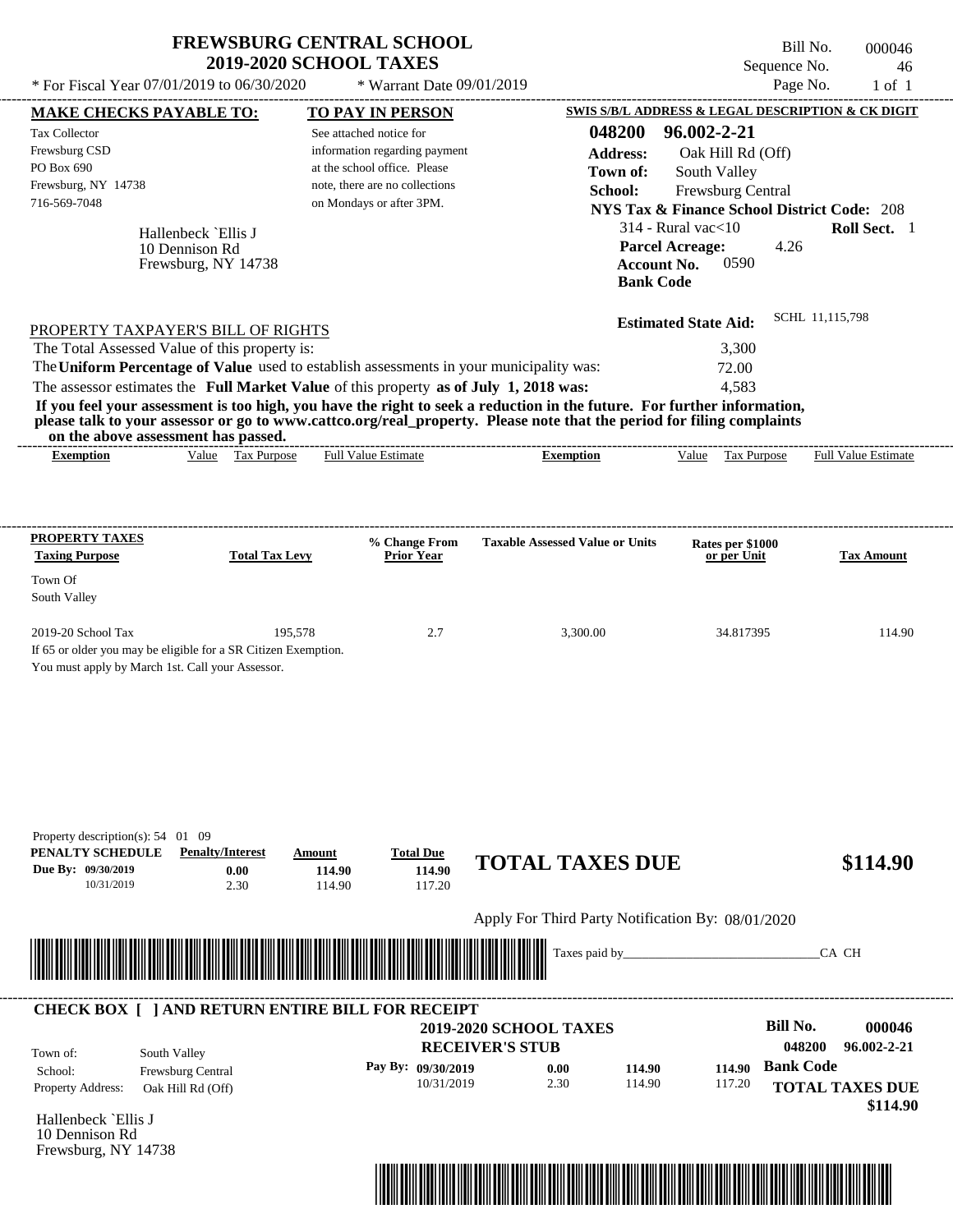# FREWSBURG CENTRAL SCHOOL
## 2019-2020 SCHOOL TAXES

\* For Fiscal Year 07/01/2019 to 06/30/2020 \* Warrant Date 09/01/2019

Bill No. 000046
Sequence No. 46
Page No. 1 of 1

**MAKE CHECKS PAYABLE TO:**

Tax Collector
Frewsburg CSD
PO Box 690
Frewsburg, NY 14738
716-569-7048

**TO PAY IN PERSON**

See attached notice for information regarding payment at the school office. Please note, there are no collections on Mondays or after 3PM.

**SWIS S/B/L ADDRESS & LEGAL DESCRIPTION & CK DIGIT**

**048200 96.002-2-21**
**Address:** Oak Hill Rd (Off)
**Town of:** South Valley
**School:** Frewsburg Central
**NYS Tax & Finance School District Code:** 208
314 - Rural vac<10 **Roll Sect.** 1
**Parcel Acreage:** 4.26
**Account No.** 0590
**Bank Code**

Hallenbeck `Ellis J
10 Dennison Rd
Frewsburg, NY 14738

**Estimated State Aid:** SCHL 11,115,798

PROPERTY TAXPAYER'S BILL OF RIGHTS

The Total Assessed Value of this property is: 3,300
The **Uniform Percentage of Value** used to establish assessments in your municipality was: 72.00
The assessor estimates the **Full Market Value** of this property **as of July 1, 2018 was:** 4,583

**If you feel your assessment is too high, you have the right to seek a reduction in the future. For further information, please talk to your assessor or go to www.cattco.org/real_property. Please note that the period for filing complaints on the above assessment has passed.**

| Exemption | Value | Tax Purpose | Full Value Estimate | Exemption | Value | Tax Purpose | Full Value Estimate |
|---|---|---|---|---|---|---|---|

| PROPERTY TAXES Taxing Purpose | Total Tax Levy | % Change From Prior Year | Taxable Assessed Value or Units | Rates per $1000 or per Unit | Tax Amount |
|---|---|---|---|---|---|
| Town Of South Valley | | | | | |
| 2019-20 School Tax | 195,578 | 2.7 | 3,300.00 | 34.817395 | 114.90 |

If 65 or older you may be eligible for a SR Citizen Exemption.
You must apply by March 1st. Call your Assessor.

Property description(s): 54 01 09

| PENALTY SCHEDULE | Penalty/Interest | Amount | Total Due |
|---|---|---|---|
| Due By: 09/30/2019 | 0.00 | 114.90 | 114.90 |
| 10/31/2019 | 2.30 | 114.90 | 117.20 |

**TOTAL TAXES DUE $114.90**

Apply For Third Party Notification By: 08/01/2020

Taxes paid by_______________________________CA CH

**CHECK BOX [ ] AND RETURN ENTIRE BILL FOR RECEIPT**

**2019-2020 SCHOOL TAXES**
**RECEIVER'S STUB**

**Bill No. 000046**
**048200 96.002-2-21**

Town of: South Valley
School: Frewsburg Central
Property Address: Oak Hill Rd (Off)

| Pay By: | | | |
|---|---|---|---|
| 09/30/2019 | 0.00 | 114.90 | 114.90 |
| 10/31/2019 | 2.30 | 114.90 | 117.20 |

**Bank Code**

**TOTAL TAXES DUE $114.90**

Hallenbeck `Ellis J
10 Dennison Rd
Frewsburg, NY 14738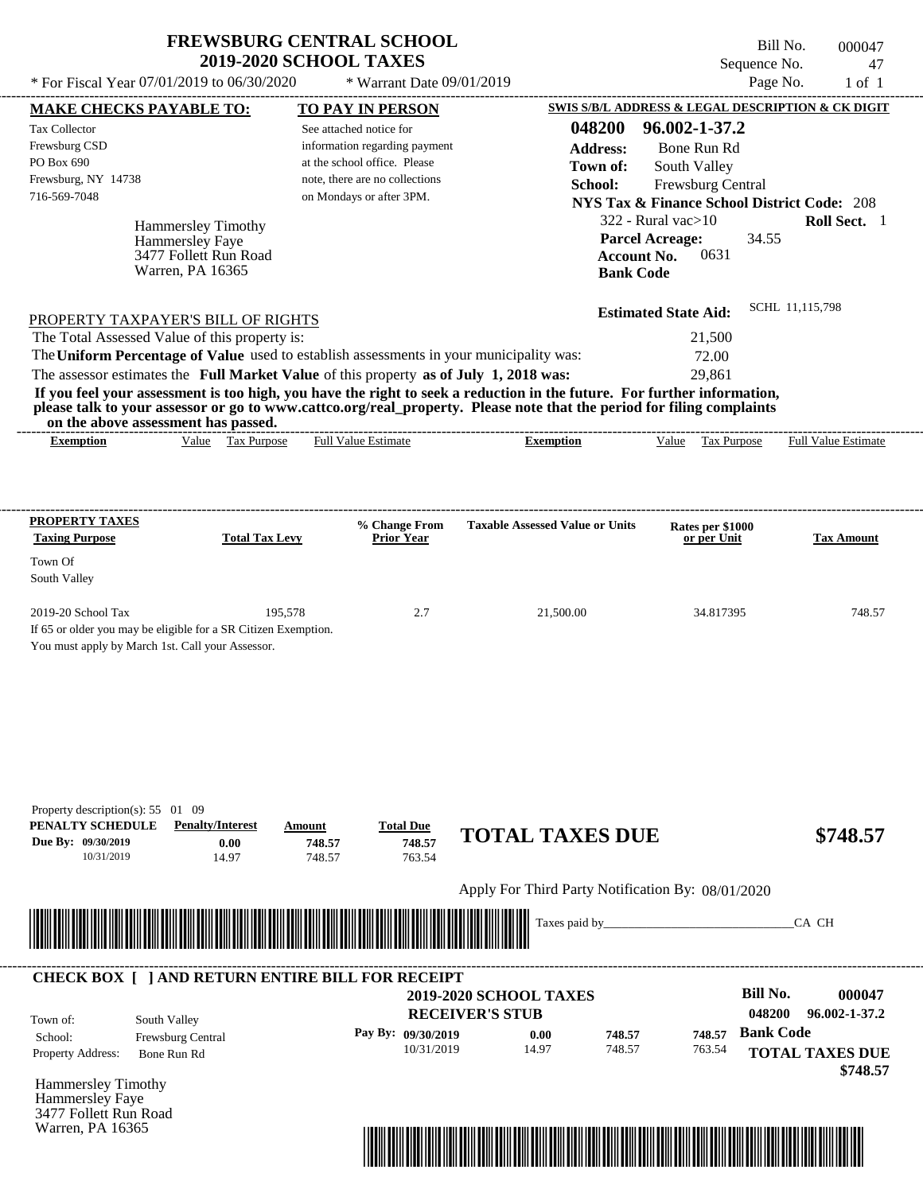# FREWSBURG CENTRAL SCHOOL
## 2019-2020 SCHOOL TAXES

* For Fiscal Year 07/01/2019 to 06/30/2020 * Warrant Date 09/01/2019

Bill No. 000047
Sequence No. 47
Page No. 1 of 1

**MAKE CHECKS PAYABLE TO:**
Tax Collector
Frewsburg CSD
PO Box 690
Frewsburg, NY 14738
716-569-7048

**TO PAY IN PERSON**
See attached notice for information regarding payment at the school office. Please note, there are no collections on Mondays or after 3PM.

**SWIS S/B/L ADDRESS & LEGAL DESCRIPTION & CK DIGIT**
**048200 96.002-1-37.2**
**Address:** Bone Run Rd
**Town of:** South Valley
**School:** Frewsburg Central
**NYS Tax & Finance School District Code:** 208
322 - Rural vac>10 **Roll Sect.** 1
**Parcel Acreage:** 34.55
**Account No.** 0631
**Bank Code**

Hammersley Timothy
Hammersley Faye
3477 Follett Run Road
Warren, PA 16365

**Estimated State Aid:** SCHL 11,115,798

PROPERTY TAXPAYER'S BILL OF RIGHTS

The Total Assessed Value of this property is: 21,500
The **Uniform Percentage of Value** used to establish assessments in your municipality was: 72.00
The assessor estimates the **Full Market Value** of this property **as of July 1, 2018 was:** 29,861

**If you feel your assessment is too high, you have the right to seek a reduction in the future. For further information, please talk to your assessor or go to www.cattco.org/real_property. Please note that the period for filing complaints on the above assessment has passed.**

| Exemption | Value | Tax Purpose | Full Value Estimate | Exemption | Value | Tax Purpose | Full Value Estimate |
|---|---|---|---|---|---|---|---|

| PROPERTY TAXES Taxing Purpose | Total Tax Levy | % Change From Prior Year | Taxable Assessed Value or Units | Rates per $1000 or per Unit | Tax Amount |
|---|---|---|---|---|---|
| Town Of South Valley | | | | | |
| 2019-20 School Tax | 195,578 | 2.7 | 21,500.00 | 34.817395 | 748.57 |

If 65 or older you may be eligible for a SR Citizen Exemption.
You must apply by March 1st. Call your Assessor.

Property description(s): 55 01 09

| PENALTY SCHEDULE | Penalty/Interest | Amount | Total Due |
|---|---|---|---|
| Due By: 09/30/2019 | 0.00 | 748.57 | 748.57 |
| 10/31/2019 | 14.97 | 748.57 | 763.54 |

**TOTAL TAXES DUE** **$748.57**

Apply For Third Party Notification By: 08/01/2020

Taxes paid by_______________________________CA CH

**CHECK BOX [ ] AND RETURN ENTIRE BILL FOR RECEIPT**

**2019-2020 SCHOOL TAXES**
**RECEIVER'S STUB**

**Bill No.** **000047**
**048200 96.002-1-37.2**

Town of: South Valley
School: Frewsburg Central
Property Address: Bone Run Rd

| Pay By: | | | |
|---|---|---|---|
| 09/30/2019 | 0.00 | 748.57 | 748.57 |
| 10/31/2019 | 14.97 | 748.57 | 763.54 |

**Bank Code**

**TOTAL TAXES DUE**
**$748.57**

Hammersley Timothy
Hammersley Faye
3477 Follett Run Road
Warren, PA 16365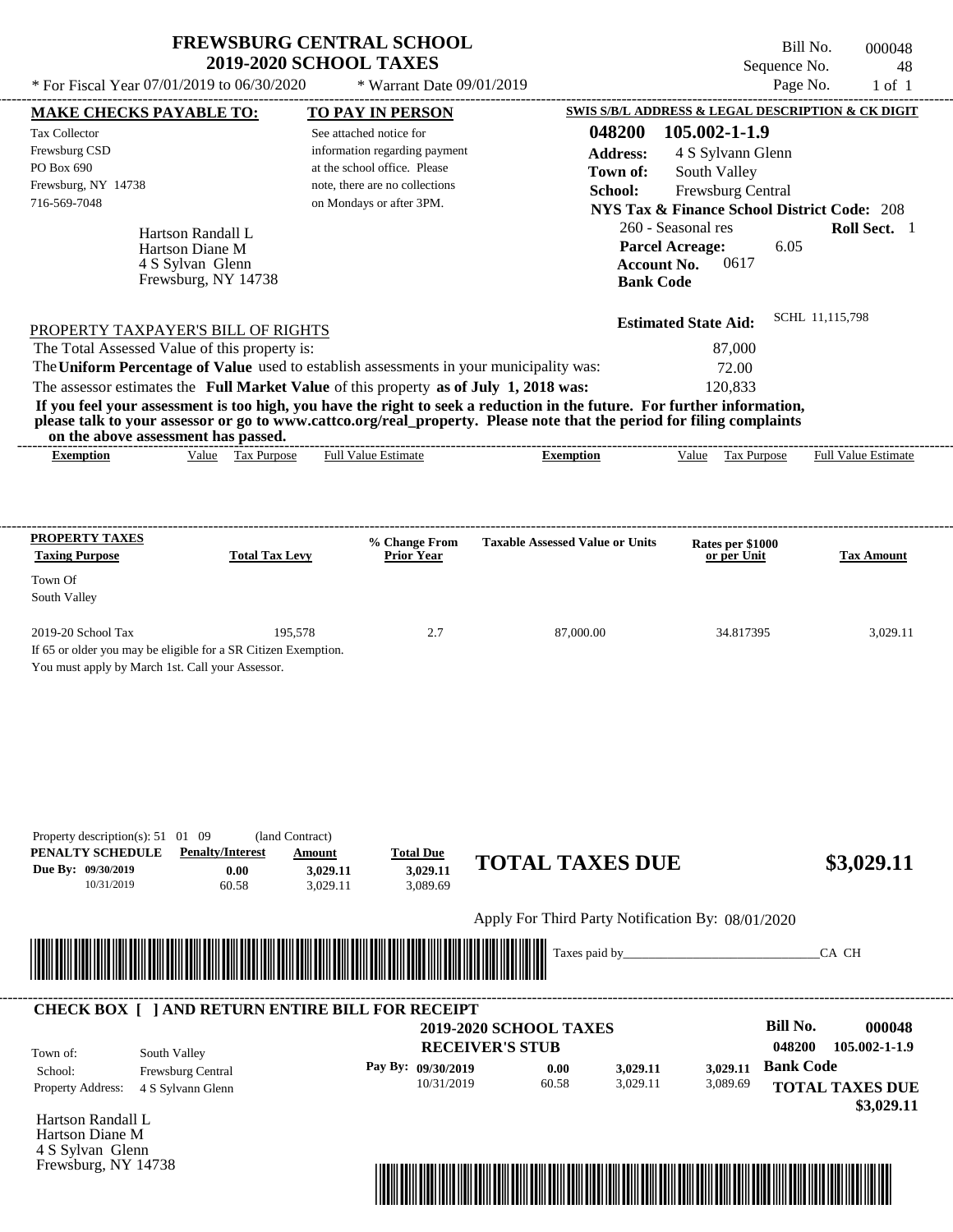# FREWSBURG CENTRAL SCHOOL
## 2019-2020 SCHOOL TAXES

\* For Fiscal Year 07/01/2019 to 06/30/2020 \* Warrant Date 09/01/2019

Bill No. 000048
Sequence No. 48
Page No. 1 of 1

**MAKE CHECKS PAYABLE TO:**

Tax Collector
Frewsburg CSD
PO Box 690
Frewsburg, NY 14738
716-569-7048

Hartson Randall L
Hartson Diane M
4 S Sylvan Glenn
Frewsburg, NY 14738

**TO PAY IN PERSON**

See attached notice for information regarding payment at the school office. Please note, there are no collections on Mondays or after 3PM.

**SWIS S/B/L ADDRESS & LEGAL DESCRIPTION & CK DIGIT**

**048200 105.002-1-1.9**
**Address:** 4 S Sylvann Glenn
**Town of:** South Valley
**School:** Frewsburg Central
**NYS Tax & Finance School District Code:** 208
260 - Seasonal res **Roll Sect.** 1
**Parcel Acreage:** 6.05
**Account No.** 0617
**Bank Code**

**Estimated State Aid:** SCHL 11,115,798

PROPERTY TAXPAYER'S BILL OF RIGHTS

The Total Assessed Value of this property is: 87,000
The **Uniform Percentage of Value** used to establish assessments in your municipality was: 72.00
The assessor estimates the **Full Market Value** of this property **as of July 1, 2018 was:** 120,833

**If you feel your assessment is too high, you have the right to seek a reduction in the future. For further information, please talk to your assessor or go to www.cattco.org/real_property. Please note that the period for filing complaints on the above assessment has passed.**

| Exemption | Value | Tax Purpose | Full Value Estimate | Exemption | Value | Tax Purpose | Full Value Estimate |
|---|---|---|---|---|---|---|---|

| PROPERTY TAXES Taxing Purpose | Total Tax Levy | % Change From Prior Year | Taxable Assessed Value or Units | Rates per $1000 or per Unit | Tax Amount |
|---|---|---|---|---|---|
| Town Of South Valley | | | | | |
| 2019-20 School Tax | 195,578 | 2.7 | 87,000.00 | 34.817395 | 3,029.11 |

If 65 or older you may be eligible for a SR Citizen Exemption.
You must apply by March 1st. Call your Assessor.

Property description(s): 51 01 09 (land Contract)

| PENALTY SCHEDULE | Penalty/Interest | Amount | Total Due |
|---|---|---|---|
| Due By: 09/30/2019 | 0.00 | 3,029.11 | 3,029.11 |
| 10/31/2019 | 60.58 | 3,029.11 | 3,089.69 |

**TOTAL TAXES DUE $3,029.11**

Apply For Third Party Notification By: 08/01/2020

Taxes paid by_______________________________CA CH

**CHECK BOX [ ] AND RETURN ENTIRE BILL FOR RECEIPT**

**2019-2020 SCHOOL TAXES**
**RECEIVER'S STUB**

**Bill No. 000048**
**048200 105.002-1-1.9**

Town of: South Valley
School: Frewsburg Central
Property Address: 4 S Sylvann Glenn

| Pay By: | Penalty/Interest | Amount | Total Due |
|---|---|---|---|
| 09/30/2019 | 0.00 | 3,029.11 | 3,029.11 |
| 10/31/2019 | 60.58 | 3,029.11 | 3,089.69 |

**Bank Code**

**TOTAL TAXES DUE $3,029.11**

Hartson Randall L
Hartson Diane M
4 S Sylvan Glenn
Frewsburg, NY 14738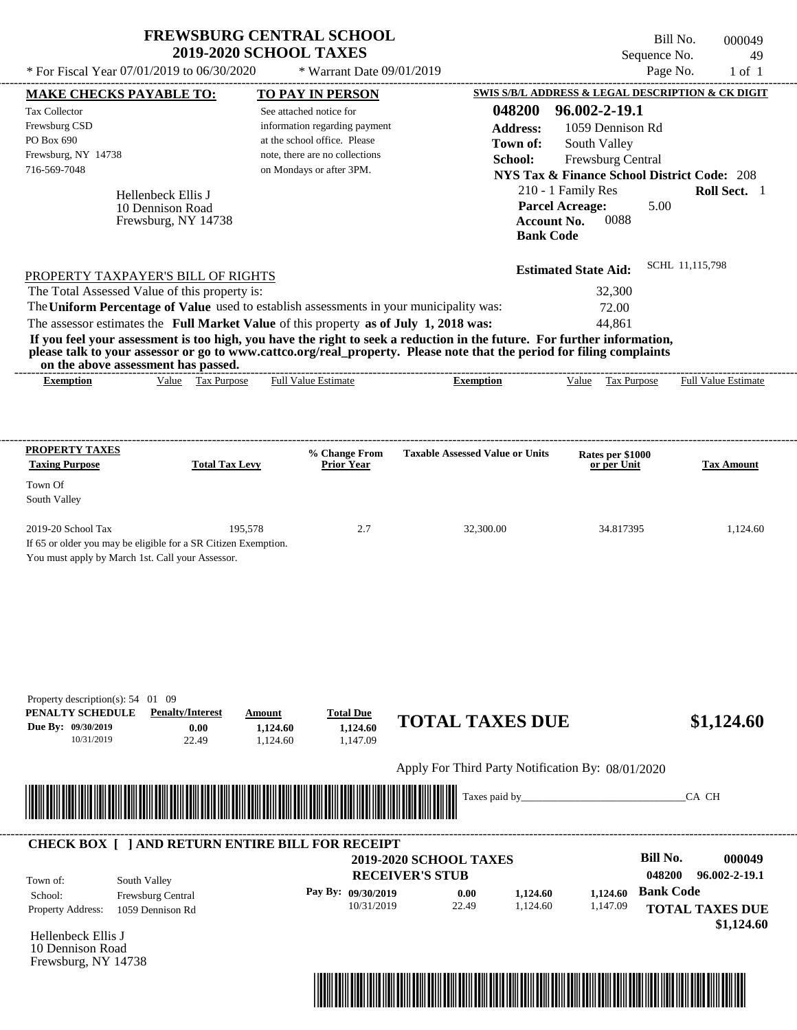# FREWSBURG CENTRAL SCHOOL
## 2019-2020 SCHOOL TAXES

Bill No. 000049
Sequence No. 49
Page No. 1 of 1

\* For Fiscal Year 07/01/2019 to 06/30/2020 &nbsp;&nbsp;&nbsp; \* Warrant Date 09/01/2019

**MAKE CHECKS PAYABLE TO:**
Tax Collector
Frewsburg CSD
PO Box 690
Frewsburg, NY 14738
716-569-7048

**TO PAY IN PERSON**
See attached notice for information regarding payment at the school office. Please note, there are no collections on Mondays or after 3PM.

**SWIS S/B/L ADDRESS & LEGAL DESCRIPTION & CK DIGIT**
**048200 96.002-2-19.1**
**Address:** 1059 Dennison Rd
**Town of:** South Valley
**School:** Frewsburg Central
**NYS Tax & Finance School District Code:** 208
210 - 1 Family Res &nbsp;&nbsp;&nbsp; **Roll Sect.** 1
**Parcel Acreage:** 5.00
**Account No.** 0088
**Bank Code**

Hellenbeck Ellis J
10 Dennison Road
Frewsburg, NY 14738

**Estimated State Aid:** SCHL 11,115,798

PROPERTY TAXPAYER'S BILL OF RIGHTS

| | |
|---|---|
| The Total Assessed Value of this property is: | 32,300 |
| The **Uniform Percentage of Value** used to establish assessments in your municipality was: | 72.00 |
| The assessor estimates the **Full Market Value** of this property **as of July 1, 2018 was:** | 44,861 |

**If you feel your assessment is too high, you have the right to seek a reduction in the future. For further information, please talk to your assessor or go to www.cattco.org/real_property. Please note that the period for filing complaints on the above assessment has passed.**

| Exemption | Value | Tax Purpose | Full Value Estimate | Exemption | Value | Tax Purpose | Full Value Estimate |
|---|---|---|---|---|---|---|---|

| PROPERTY TAXES Taxing Purpose | Total Tax Levy | % Change From Prior Year | Taxable Assessed Value or Units | Rates per $1000 or per Unit | Tax Amount |
|---|---|---|---|---|---|
| Town Of South Valley | | | | | |
| 2019-20 School Tax | 195,578 | 2.7 | 32,300.00 | 34.817395 | 1,124.60 |

If 65 or older you may be eligible for a SR Citizen Exemption.
You must apply by March 1st. Call your Assessor.

Property description(s): 54 01 09

| PENALTY SCHEDULE | Penalty/Interest | Amount | Total Due |
|---|---|---|---|
| Due By: 09/30/2019 | 0.00 | 1,124.60 | 1,124.60 |
| 10/31/2019 | 22.49 | 1,124.60 | 1,147.09 |

**TOTAL TAXES DUE $1,124.60**

Apply For Third Party Notification By: 08/01/2020

Taxes paid by_______________________________CA CH

**CHECK BOX [ ] AND RETURN ENTIRE BILL FOR RECEIPT**

**2019-2020 SCHOOL TAXES**
**RECEIVER'S STUB**

**Bill No. 000049**
**048200 96.002-2-19.1**

| | |
|---|---|
| Town of: | South Valley |
| School: | Frewsburg Central |
| Property Address: | 1059 Dennison Rd |

| Pay By: | | | |
|---|---|---|---|
| 09/30/2019 | 0.00 | 1,124.60 | 1,124.60 |
| 10/31/2019 | 22.49 | 1,124.60 | 1,147.09 |

**Bank Code**

**TOTAL TAXES DUE $1,124.60**

Hellenbeck Ellis J
10 Dennison Road
Frewsburg, NY 14738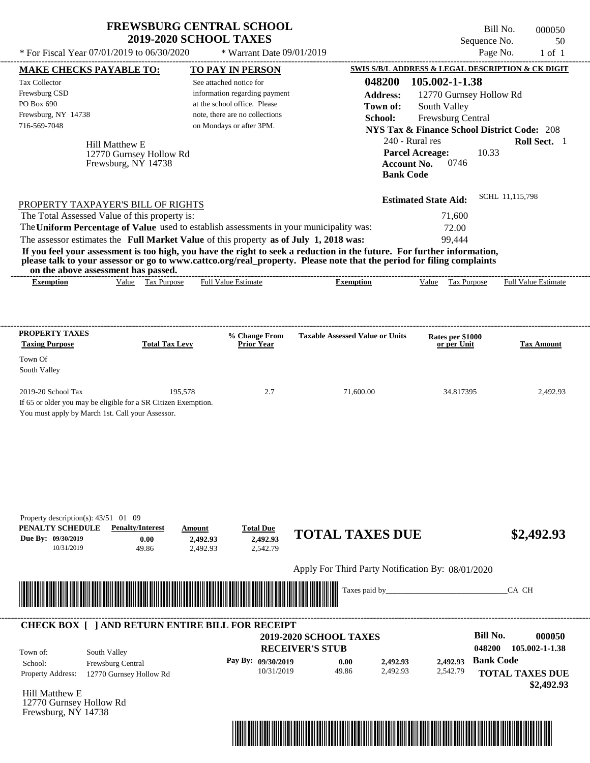# FREWSBURG CENTRAL SCHOOL
## 2019-2020 SCHOOL TAXES

Bill No. 000050
Sequence No. 50
Page No. 1 of 1

* For Fiscal Year 07/01/2019 to 06/30/2020 * Warrant Date 09/01/2019

**MAKE CHECKS PAYABLE TO:**
Tax Collector
Frewsburg CSD
PO Box 690
Frewsburg, NY 14738
716-569-7048

**TO PAY IN PERSON**
See attached notice for information regarding payment at the school office. Please note, there are no collections on Mondays or after 3PM.

**SWIS S/B/L ADDRESS & LEGAL DESCRIPTION & CK DIGIT**
**048200 105.002-1-1.38**
**Address:** 12770 Gurnsey Hollow Rd
**Town of:** South Valley
**School:** Frewsburg Central
**NYS Tax & Finance School District Code:** 208
240 - Rural res **Roll Sect.** 1
**Parcel Acreage:** 10.33
**Account No.** 0746
**Bank Code**

Hill Matthew E
12770 Gurnsey Hollow Rd
Frewsburg, NY 14738

**Estimated State Aid:** SCHL 11,115,798

PROPERTY TAXPAYER'S BILL OF RIGHTS
The Total Assessed Value of this property is: 71,600
The **Uniform Percentage of Value** used to establish assessments in your municipality was: 72.00
The assessor estimates the **Full Market Value** of this property **as of July 1, 2018 was:** 99,444

**If you feel your assessment is too high, you have the right to seek a reduction in the future. For further information, please talk to your assessor or go to www.cattco.org/real_property. Please note that the period for filing complaints on the above assessment has passed.**

| Exemption | Value | Tax Purpose | Full Value Estimate | Exemption | Value | Tax Purpose | Full Value Estimate |
|---|---|---|---|---|---|---|---|

| PROPERTY TAXES Taxing Purpose | Total Tax Levy | % Change From Prior Year | Taxable Assessed Value or Units | Rates per $1000 or per Unit | Tax Amount |
|---|---|---|---|---|---|
| Town Of South Valley | | | | | |
| 2019-20 School Tax | 195,578 | 2.7 | 71,600.00 | 34.817395 | 2,492.93 |

If 65 or older you may be eligible for a SR Citizen Exemption.
You must apply by March 1st. Call your Assessor.

Property description(s): 43/51 01 09

| PENALTY SCHEDULE | Penalty/Interest | Amount | Total Due |
|---|---|---|---|
| Due By: 09/30/2019 | 0.00 | 2,492.93 | 2,492.93 |
| 10/31/2019 | 49.86 | 2,492.93 | 2,542.79 |

**TOTAL TAXES DUE $2,492.93**

Apply For Third Party Notification By: 08/01/2020

Taxes paid by_______________________________CA CH

**CHECK BOX [ ] AND RETURN ENTIRE BILL FOR RECEIPT**

**2019-2020 SCHOOL TAXES**
**RECEIVER'S STUB**

**Bill No. 000050**
**048200 105.002-1-1.38**

Town of: South Valley
School: Frewsburg Central
Property Address: 12770 Gurnsey Hollow Rd

| Pay By: | Penalty/Interest | Amount | Total Due |
|---|---|---|---|
| 09/30/2019 | 0.00 | 2,492.93 | 2,492.93 |
| 10/31/2019 | 49.86 | 2,492.93 | 2,542.79 |

**Bank Code**
**TOTAL TAXES DUE $2,492.93**

Hill Matthew E
12770 Gurnsey Hollow Rd
Frewsburg, NY 14738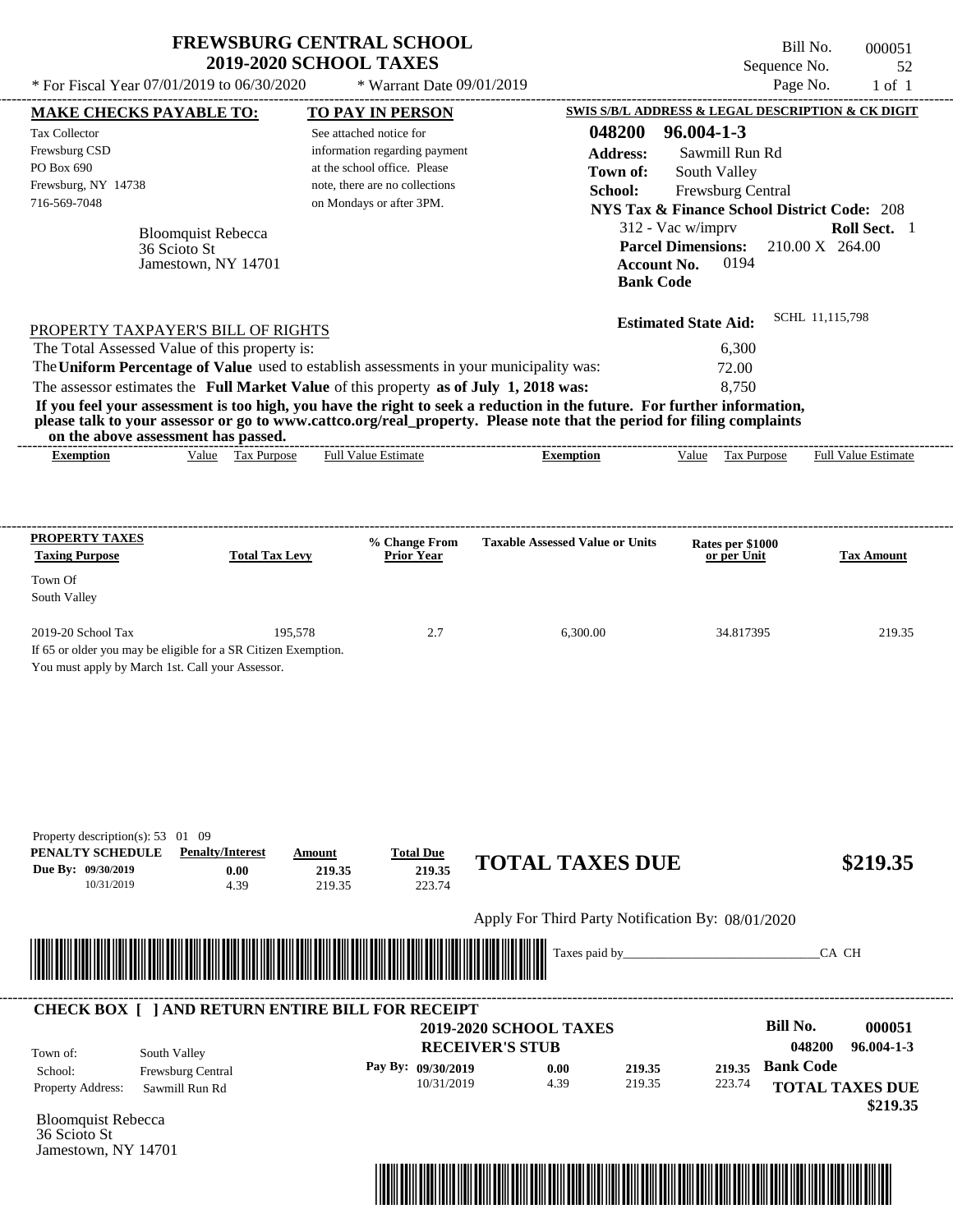# FREWSBURG CENTRAL SCHOOL
## 2019-2020 SCHOOL TAXES

Bill No. 000051
Sequence No. 52
Page No. 1 of 1

* For Fiscal Year 07/01/2019 to 06/30/2020 * Warrant Date 09/01/2019

**MAKE CHECKS PAYABLE TO:**
Tax Collector
Frewsburg CSD
PO Box 690
Frewsburg, NY 14738
716-569-7048

**TO PAY IN PERSON**
See attached notice for information regarding payment at the school office. Please note, there are no collections on Mondays or after 3PM.

**SWIS S/B/L ADDRESS & LEGAL DESCRIPTION & CK DIGIT**
**048200 96.004-1-3**
**Address:** Sawmill Run Rd
**Town of:** South Valley
**School:** Frewsburg Central
**NYS Tax & Finance School District Code:** 208
312 - Vac w/imprv **Roll Sect.** 1
**Parcel Dimensions:** 210.00 X 264.00
**Account No.** 0194
**Bank Code**

Bloomquist Rebecca
36 Scioto St
Jamestown, NY 14701

**Estimated State Aid:** SCHL 11,115,798

PROPERTY TAXPAYER'S BILL OF RIGHTS

The Total Assessed Value of this property is: 6,300
The **Uniform Percentage of Value** used to establish assessments in your municipality was: 72.00
The assessor estimates the **Full Market Value** of this property **as of July 1, 2018 was:** 8,750

**If you feel your assessment is too high, you have the right to seek a reduction in the future. For further information, please talk to your assessor or go to www.cattco.org/real_property. Please note that the period for filing complaints on the above assessment has passed.**

| Exemption | Value | Tax Purpose | Full Value Estimate | Exemption | Value | Tax Purpose | Full Value Estimate |
|---|---|---|---|---|---|---|---|

| PROPERTY TAXES Taxing Purpose | Total Tax Levy | % Change From Prior Year | Taxable Assessed Value or Units | Rates per $1000 or per Unit | Tax Amount |
|---|---|---|---|---|---|
| Town Of South Valley | | | | | |
| 2019-20 School Tax | 195,578 | 2.7 | 6,300.00 | 34.817395 | 219.35 |

If 65 or older you may be eligible for a SR Citizen Exemption.
You must apply by March 1st. Call your Assessor.

Property description(s): 53 01 09

| PENALTY SCHEDULE | Penalty/Interest | Amount | Total Due |
|---|---|---|---|
| Due By: 09/30/2019 | 0.00 | 219.35 | 219.35 |
| 10/31/2019 | 4.39 | 219.35 | 223.74 |

**TOTAL TAXES DUE $219.35**

Apply For Third Party Notification By: 08/01/2020

Taxes paid by_______________________________CA CH

---

**CHECK BOX [ ] AND RETURN ENTIRE BILL FOR RECEIPT**

**2019-2020 SCHOOL TAXES**
**RECEIVER'S STUB**

**Bill No. 000051**
**048200 96.004-1-3**

Town of: South Valley
School: Frewsburg Central
Property Address: Sawmill Run Rd

| Pay By: | | | |
|---|---|---|---|
| 09/30/2019 | 0.00 | 219.35 | 219.35 |
| 10/31/2019 | 4.39 | 219.35 | 223.74 |

**Bank Code**

**TOTAL TAXES DUE $219.35**

Bloomquist Rebecca
36 Scioto St
Jamestown, NY 14701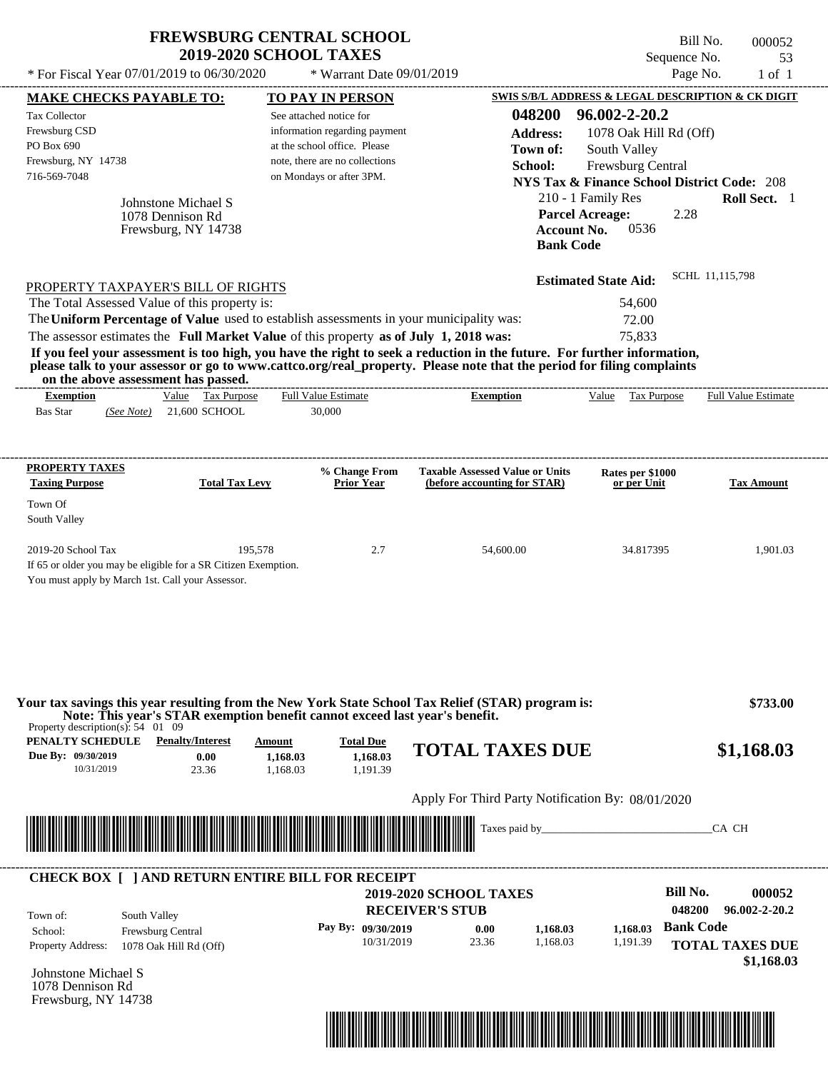# FREWSBURG CENTRAL SCHOOL
## 2019-2020 SCHOOL TAXES

\* For Fiscal Year 07/01/2019 to 06/30/2020 \* Warrant Date 09/01/2019

Bill No. 000052
Sequence No. 53
Page No. 1 of 1

**MAKE CHECKS PAYABLE TO:**

Tax Collector
Frewsburg CSD
PO Box 690
Frewsburg, NY 14738
716-569-7048

Johnstone Michael S
1078 Dennison Rd
Frewsburg, NY 14738

**TO PAY IN PERSON**

See attached notice for information regarding payment at the school office. Please note, there are no collections on Mondays or after 3PM.

**SWIS S/B/L ADDRESS & LEGAL DESCRIPTION & CK DIGIT**

**048200 96.002-2-20.2**
**Address:** 1078 Oak Hill Rd (Off)
**Town of:** South Valley
**School:** Frewsburg Central
**NYS Tax & Finance School District Code:** 208
210 - 1 Family Res **Roll Sect.** 1
**Parcel Acreage:** 2.28
**Account No.** 0536
**Bank Code**

**Estimated State Aid:** SCHL 11,115,798

PROPERTY TAXPAYER'S BILL OF RIGHTS

The Total Assessed Value of this property is: 54,600
The **Uniform Percentage of Value** used to establish assessments in your municipality was: 72.00
The assessor estimates the **Full Market Value** of this property **as of July 1, 2018 was:** 75,833

**If you feel your assessment is too high, you have the right to seek a reduction in the future. For further information, please talk to your assessor or go to www.cattco.org/real_property. Please note that the period for filing complaints on the above assessment has passed.**

| Exemption | Value | Tax Purpose | Full Value Estimate | Exemption | Value | Tax Purpose | Full Value Estimate |
|---|---|---|---|---|---|---|---|
| Bas Star *(See Note)* | 21,600 | SCHOOL | 30,000 | | | | |

| PROPERTY TAXES Taxing Purpose | Total Tax Levy | % Change From Prior Year | Taxable Assessed Value or Units (before accounting for STAR) | Rates per $1000 or per Unit | Tax Amount |
|---|---|---|---|---|---|
| Town Of South Valley | | | | | |
| 2019-20 School Tax | 195,578 | 2.7 | 54,600.00 | 34.817395 | 1,901.03 |

If 65 or older you may be eligible for a SR Citizen Exemption.
You must apply by March 1st. Call your Assessor.

**Your tax savings this year resulting from the New York State School Tax Relief (STAR) program is: $733.00**
**Note: This year's STAR exemption benefit cannot exceed last year's benefit.**

Property description(s): 54 01 09

| PENALTY SCHEDULE | Penalty/Interest | Amount | Total Due |
|---|---|---|---|
| Due By: 09/30/2019 | 0.00 | 1,168.03 | 1,168.03 |
| 10/31/2019 | 23.36 | 1,168.03 | 1,191.39 |

**TOTAL TAXES DUE $1,168.03**

Apply For Third Party Notification By: 08/01/2020

Taxes paid by_______________________________CA CH

**CHECK BOX [ ] AND RETURN ENTIRE BILL FOR RECEIPT**

**2019-2020 SCHOOL TAXES**
**RECEIVER'S STUB**

**Bill No. 000052**
**048200 96.002-2-20.2**
**Bank Code**

Town of: South Valley
School: Frewsburg Central
Property Address: 1078 Oak Hill Rd (Off)

| Pay By: | Penalty/Interest | Amount | Total Due |
|---|---|---|---|
| 09/30/2019 | 0.00 | 1,168.03 | 1,168.03 |
| 10/31/2019 | 23.36 | 1,168.03 | 1,191.39 |

**TOTAL TAXES DUE $1,168.03**

Johnstone Michael S
1078 Dennison Rd
Frewsburg, NY 14738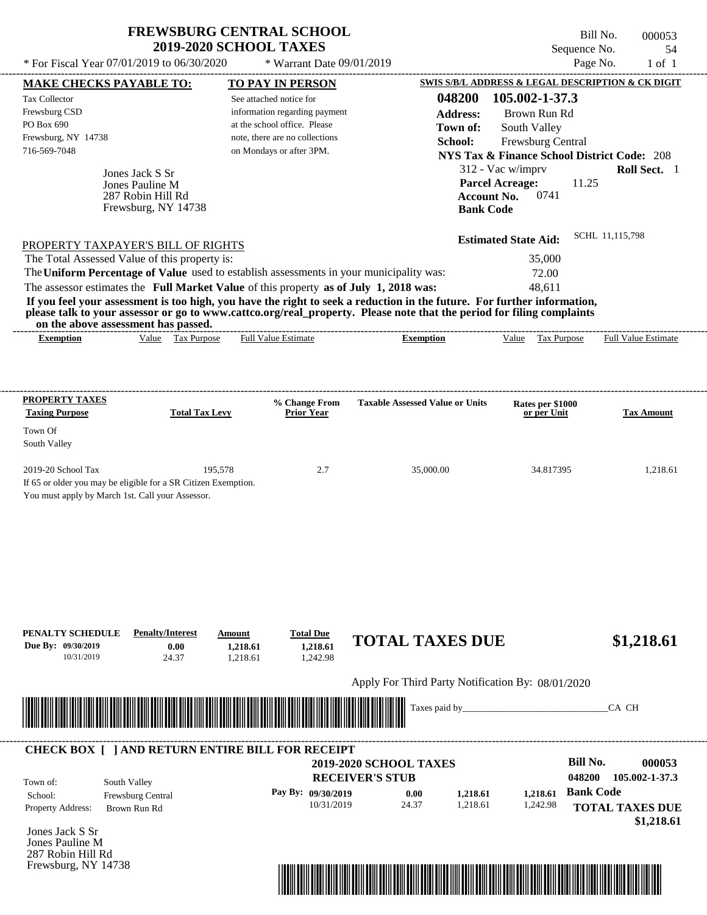# FREWSBURG CENTRAL SCHOOL
## 2019-2020 SCHOOL TAXES

Bill No. 000053
Sequence No. 54
Page No. 1 of 1

* For Fiscal Year 07/01/2019 to 06/30/2020 * Warrant Date 09/01/2019

**MAKE CHECKS PAYABLE TO:**

Tax Collector
Frewsburg CSD
PO Box 690
Frewsburg, NY 14738
716-569-7048

**TO PAY IN PERSON**

See attached notice for information regarding payment at the school office. Please note, there are no collections on Mondays or after 3PM.

**SWIS S/B/L ADDRESS & LEGAL DESCRIPTION & CK DIGIT**

**048200 105.002-1-37.3**
**Address:** Brown Run Rd
**Town of:** South Valley
**School:** Frewsburg Central
**NYS Tax & Finance School District Code:** 208
312 - Vac w/imprv **Roll Sect.** 1
**Parcel Acreage:** 11.25
**Account No.** 0741
**Bank Code**

Jones Jack S Sr
Jones Pauline M
287 Robin Hill Rd
Frewsburg, NY 14738

**Estimated State Aid:** SCHL 11,115,798

PROPERTY TAXPAYER'S BILL OF RIGHTS

The Total Assessed Value of this property is: 35,000
The **Uniform Percentage of Value** used to establish assessments in your municipality was: 72.00
The assessor estimates the **Full Market Value** of this property **as of July 1, 2018 was:** 48,611

**If you feel your assessment is too high, you have the right to seek a reduction in the future. For further information, please talk to your assessor or go to www.cattco.org/real_property. Please note that the period for filing complaints on the above assessment has passed.**

| Exemption | Value | Tax Purpose | Full Value Estimate | Exemption | Value | Tax Purpose | Full Value Estimate |
|---|---|---|---|---|---|---|---|

| PROPERTY TAXES Taxing Purpose | Total Tax Levy | % Change From Prior Year | Taxable Assessed Value or Units | Rates per $1000 or per Unit | Tax Amount |
|---|---|---|---|---|---|
| Town Of South Valley | | | | | |
| 2019-20 School Tax | 195,578 | 2.7 | 35,000.00 | 34.817395 | 1,218.61 |

If 65 or older you may be eligible for a SR Citizen Exemption.
You must apply by March 1st. Call your Assessor.

| PENALTY SCHEDULE | Penalty/Interest | Amount | Total Due |
|---|---|---|---|
| Due By: 09/30/2019 | 0.00 | 1,218.61 | 1,218.61 |
| 10/31/2019 | 24.37 | 1,218.61 | 1,242.98 |

**TOTAL TAXES DUE $1,218.61**

Apply For Third Party Notification By: 08/01/2020

Taxes paid by_______________________________CA CH

**CHECK BOX [ ] AND RETURN ENTIRE BILL FOR RECEIPT**

**2019-2020 SCHOOL TAXES**
**RECEIVER'S STUB**

**Bill No. 000053**
**048200 105.002-1-37.3**
**Bank Code**

Town of: South Valley
School: Frewsburg Central
Property Address: Brown Run Rd

| Pay By: | | | |
|---|---|---|---|
| 09/30/2019 | 0.00 | 1,218.61 | 1,218.61 |
| 10/31/2019 | 24.37 | 1,218.61 | 1,242.98 |

**TOTAL TAXES DUE $1,218.61**

Jones Jack S Sr
Jones Pauline M
287 Robin Hill Rd
Frewsburg, NY 14738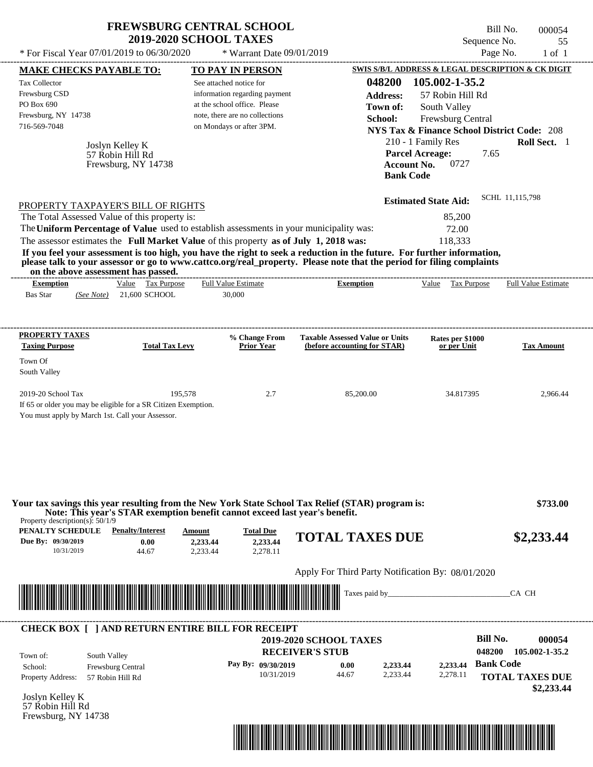# FREWSBURG CENTRAL SCHOOL
## 2019-2020 SCHOOL TAXES

* For Fiscal Year 07/01/2019 to 06/30/2020 &nbsp;&nbsp; * Warrant Date 09/01/2019

Bill No. 000054
Sequence No. 55
Page No. 1 of 1

**MAKE CHECKS PAYABLE TO:**
Tax Collector
Frewsburg CSD
PO Box 690
Frewsburg, NY 14738
716-569-7048

**TO PAY IN PERSON**
See attached notice for information regarding payment at the school office. Please note, there are no collections on Mondays or after 3PM.

**SWIS S/B/L ADDRESS & LEGAL DESCRIPTION & CK DIGIT**
**048200 105.002-1-35.2**
**Address:** 57 Robin Hill Rd
**Town of:** South Valley
**School:** Frewsburg Central
**NYS Tax & Finance School District Code:** 208
210 - 1 Family Res &nbsp;&nbsp; **Roll Sect.** 1
**Parcel Acreage:** 7.65
**Account No.** 0727
**Bank Code**

Joslyn Kelley K
57 Robin Hill Rd
Frewsburg, NY 14738

**Estimated State Aid:** SCHL 11,115,798

PROPERTY TAXPAYER'S BILL OF RIGHTS

The Total Assessed Value of this property is: 85,200
The **Uniform Percentage of Value** used to establish assessments in your municipality was: 72.00
The assessor estimates the **Full Market Value** of this property **as of July 1, 2018 was:** 118,333

**If you feel your assessment is too high, you have the right to seek a reduction in the future. For further information, please talk to your assessor or go to www.cattco.org/real_property. Please note that the period for filing complaints on the above assessment has passed.**

| Exemption | Value | Tax Purpose | Full Value Estimate | Exemption | Value | Tax Purpose | Full Value Estimate |
|---|---|---|---|---|---|---|---|
| Bas Star *(See Note)* | 21,600 | SCHOOL | 30,000 | | | | |

| PROPERTY TAXES Taxing Purpose | Total Tax Levy | % Change From Prior Year | Taxable Assessed Value or Units (before accounting for STAR) | Rates per $1000 or per Unit | Tax Amount |
|---|---|---|---|---|---|
| Town Of South Valley | | | | | |
| 2019-20 School Tax | 195,578 | 2.7 | 85,200.00 | 34.817395 | 2,966.44 |

If 65 or older you may be eligible for a SR Citizen Exemption.
You must apply by March 1st. Call your Assessor.

**Your tax savings this year resulting from the New York State School Tax Relief (STAR) program is: $733.00**
**Note: This year's STAR exemption benefit cannot exceed last year's benefit.**

Property description(s): 50/1/9

| PENALTY SCHEDULE | Penalty/Interest | Amount | Total Due |
|---|---|---|---|
| Due By: 09/30/2019 | 0.00 | 2,233.44 | 2,233.44 |
| 10/31/2019 | 44.67 | 2,233.44 | 2,278.11 |

**TOTAL TAXES DUE $2,233.44**

Apply For Third Party Notification By: 08/01/2020

Taxes paid by_______________________________CA CH

**CHECK BOX [ ] AND RETURN ENTIRE BILL FOR RECEIPT**

**2019-2020 SCHOOL TAXES**
**RECEIVER'S STUB**

**Bill No. 000054**
048200 105.002-1-35.2

Town of: South Valley
School: Frewsburg Central
Property Address: 57 Robin Hill Rd

| Pay By: | | | |
|---|---|---|---|
| 09/30/2019 | 0.00 | 2,233.44 | 2,233.44 |
| 10/31/2019 | 44.67 | 2,233.44 | 2,278.11 |

**Bank Code**
**TOTAL TAXES DUE $2,233.44**

Joslyn Kelley K
57 Robin Hill Rd
Frewsburg, NY 14738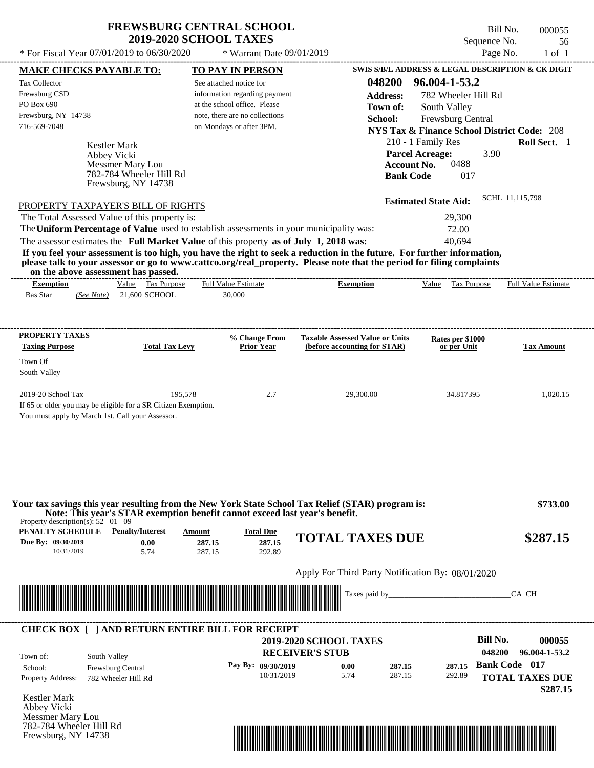# FREWSBURG CENTRAL SCHOOL
## 2019-2020 SCHOOL TAXES

Bill No. 000055
Sequence No. 56
Page No. 1 of 1

\* For Fiscal Year 07/01/2019 to 06/30/2020 * Warrant Date 09/01/2019

**MAKE CHECKS PAYABLE TO:**
Tax Collector
Frewsburg CSD
PO Box 690
Frewsburg, NY 14738
716-569-7048

**TO PAY IN PERSON**
See attached notice for information regarding payment at the school office. Please note, there are no collections on Mondays or after 3PM.

**SWIS S/B/L ADDRESS & LEGAL DESCRIPTION & CK DIGIT**
**048200 96.004-1-53.2**
**Address:** 782 Wheeler Hill Rd
**Town of:** South Valley
**School:** Frewsburg Central
**NYS Tax & Finance School District Code:** 208
210 - 1 Family Res **Roll Sect.** 1
**Parcel Acreage:** 3.90
**Account No.** 0488
**Bank Code** 017

Kestler Mark
Abbey Vicki
Messmer Mary Lou
782-784 Wheeler Hill Rd
Frewsburg, NY 14738

**Estimated State Aid:** SCHL 11,115,798

PROPERTY TAXPAYER'S BILL OF RIGHTS

The Total Assessed Value of this property is: 29,300
The **Uniform Percentage of Value** used to establish assessments in your municipality was: 72.00
The assessor estimates the **Full Market Value** of this property **as of July 1, 2018 was:** 40,694

**If you feel your assessment is too high, you have the right to seek a reduction in the future. For further information, please talk to your assessor or go to www.cattco.org/real_property. Please note that the period for filing complaints on the above assessment has passed.**

| Exemption | | Value | Tax Purpose | Full Value Estimate | Exemption | Value | Tax Purpose | Full Value Estimate |
|---|---|---|---|---|---|---|---|---|
| Bas Star | *(See Note)* | 21,600 | SCHOOL | 30,000 | | | | |

| PROPERTY TAXES Taxing Purpose | Total Tax Levy | % Change From Prior Year | Taxable Assessed Value or Units (before accounting for STAR) | Rates per $1000 or per Unit | Tax Amount |
|---|---|---|---|---|---|
| Town Of South Valley | | | | | |
| 2019-20 School Tax | 195,578 | 2.7 | 29,300.00 | 34.817395 | 1,020.15 |

If 65 or older you may be eligible for a SR Citizen Exemption.
You must apply by March 1st. Call your Assessor.

**Your tax savings this year resulting from the New York State School Tax Relief (STAR) program is: $733.00**
**Note: This year's STAR exemption benefit cannot exceed last year's benefit.**

Property description(s): 52 01 09

| PENALTY SCHEDULE | Penalty/Interest | Amount | Total Due |
|---|---|---|---|
| Due By: 09/30/2019 | 0.00 | 287.15 | 287.15 |
| 10/31/2019 | 5.74 | 287.15 | 292.89 |

**TOTAL TAXES DUE $287.15**

Apply For Third Party Notification By: 08/01/2020

Taxes paid by_______________________________CA CH

---

**CHECK BOX [ ] AND RETURN ENTIRE BILL FOR RECEIPT**

**2019-2020 SCHOOL TAXES**
**RECEIVER'S STUB**

**Bill No. 000055**
**048200 96.004-1-53.2**
**Bank Code 017**

Town of: South Valley
School: Frewsburg Central
Property Address: 782 Wheeler Hill Rd

| Pay By: | Penalty/Interest | Amount | Total Due |
|---|---|---|---|
| 09/30/2019 | 0.00 | 287.15 | 287.15 |
| 10/31/2019 | 5.74 | 287.15 | 292.89 |

**TOTAL TAXES DUE $287.15**

Kestler Mark
Abbey Vicki
Messmer Mary Lou
782-784 Wheeler Hill Rd
Frewsburg, NY 14738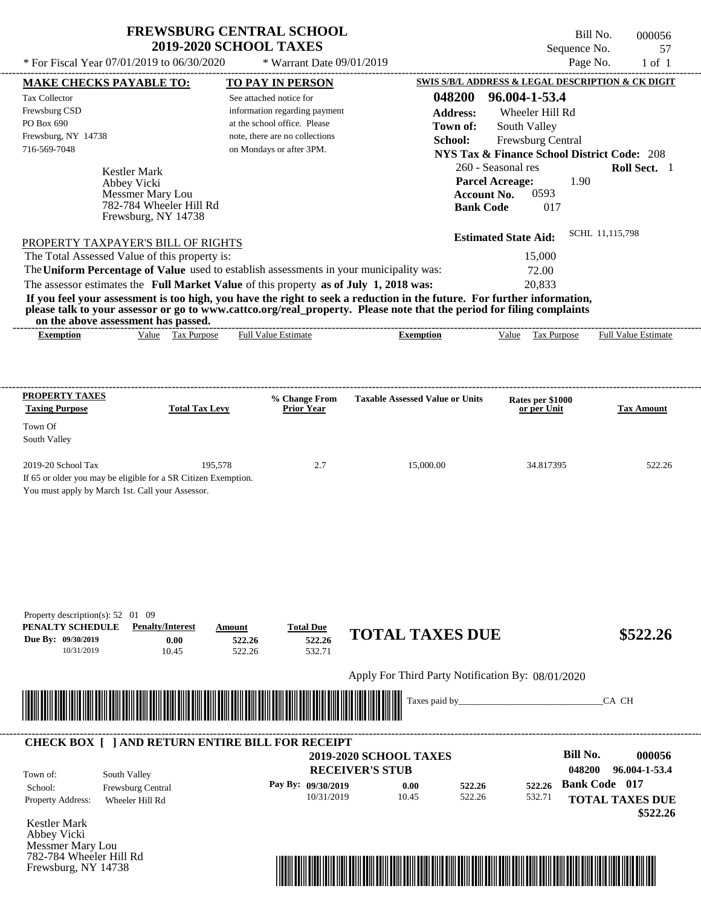# FREWSBURG CENTRAL SCHOOL
## 2019-2020 SCHOOL TAXES

\* For Fiscal Year 07/01/2019 to 06/30/2020 — \* Warrant Date 09/01/2019

Bill No. 000056
Sequence No. 57
Page No. 1 of 1

**MAKE CHECKS PAYABLE TO:**
Tax Collector
Frewsburg CSD
PO Box 690
Frewsburg, NY 14738
716-569-7048

**TO PAY IN PERSON**
See attached notice for information regarding payment at the school office. Please note, there are no collections on Mondays or after 3PM.

**SWIS S/B/L ADDRESS & LEGAL DESCRIPTION & CK DIGIT**
**048200 96.004-1-53.4**
**Address:** Wheeler Hill Rd
**Town of:** South Valley
**School:** Frewsburg Central
**NYS Tax & Finance School District Code:** 208
260 - Seasonal res — **Roll Sect.** 1
**Parcel Acreage:** 1.90
**Account No.** 0593
**Bank Code** 017

Kestler Mark
Abbey Vicki
Messmer Mary Lou
782-784 Wheeler Hill Rd
Frewsburg, NY 14738

**Estimated State Aid:** SCHL 11,115,798

PROPERTY TAXPAYER'S BILL OF RIGHTS

The Total Assessed Value of this property is: 15,000
The **Uniform Percentage of Value** used to establish assessments in your municipality was: 72.00
The assessor estimates the **Full Market Value** of this property **as of July 1, 2018 was:** 20,833

**If you feel your assessment is too high, you have the right to seek a reduction in the future. For further information, please talk to your assessor or go to www.cattco.org/real_property. Please note that the period for filing complaints on the above assessment has passed.**

| Exemption | Value | Tax Purpose | Full Value Estimate | Exemption | Value | Tax Purpose | Full Value Estimate |
|---|---|---|---|---|---|---|---|

| PROPERTY TAXES Taxing Purpose | Total Tax Levy | % Change From Prior Year | Taxable Assessed Value or Units | Rates per $1000 or per Unit | Tax Amount |
|---|---|---|---|---|---|
| Town Of South Valley | | | | | |
| 2019-20 School Tax | 195,578 | 2.7 | 15,000.00 | 34.817395 | 522.26 |

If 65 or older you may be eligible for a SR Citizen Exemption.
You must apply by March 1st. Call your Assessor.

Property description(s): 52 01 09

| PENALTY SCHEDULE | Penalty/Interest | Amount | Total Due |
|---|---|---|---|
| Due By: 09/30/2019 | 0.00 | 522.26 | 522.26 |
| 10/31/2019 | 10.45 | 522.26 | 532.71 |

**TOTAL TAXES DUE $522.26**

Apply For Third Party Notification By: 08/01/2020

Taxes paid by_______________________________CA CH

**CHECK BOX [ ] AND RETURN ENTIRE BILL FOR RECEIPT**

**2019-2020 SCHOOL TAXES**
**RECEIVER'S STUB**

**Bill No. 000056**
**048200 96.004-1-53.4**

Town of: South Valley
School: Frewsburg Central
Property Address: Wheeler Hill Rd

| Pay By: | Penalty/Interest | Amount | Total Due |
|---|---|---|---|
| 09/30/2019 | 0.00 | 522.26 | 522.26 |
| 10/31/2019 | 10.45 | 522.26 | 532.71 |

**Bank Code 017**
**TOTAL TAXES DUE $522.26**

Kestler Mark
Abbey Vicki
Messmer Mary Lou
782-784 Wheeler Hill Rd
Frewsburg, NY 14738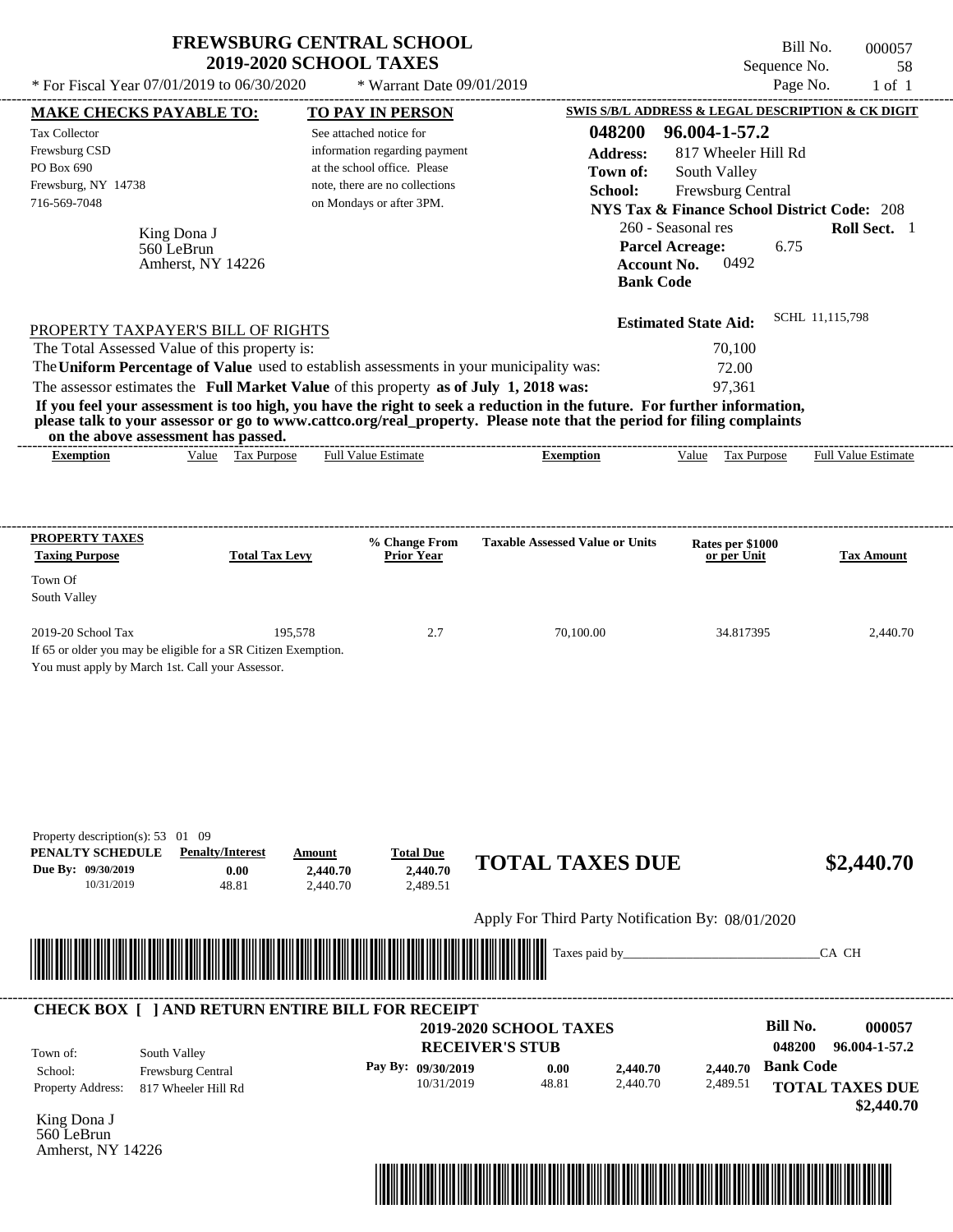# FREWSBURG CENTRAL SCHOOL
## 2019-2020 SCHOOL TAXES

* For Fiscal Year 07/01/2019 to 06/30/2020 * Warrant Date 09/01/2019

Bill No. 000057
Sequence No. 58
Page No. 1 of 1

**MAKE CHECKS PAYABLE TO:**
Tax Collector
Frewsburg CSD
PO Box 690
Frewsburg, NY 14738
716-569-7048

**TO PAY IN PERSON**
See attached notice for information regarding payment at the school office. Please note, there are no collections on Mondays or after 3PM.

**SWIS S/B/L ADDRESS & LEGAL DESCRIPTION & CK DIGIT**
**048200 96.004-1-57.2**
**Address:** 817 Wheeler Hill Rd
**Town of:** South Valley
**School:** Frewsburg Central
**NYS Tax & Finance School District Code:** 208
260 - Seasonal res **Roll Sect.** 1
**Parcel Acreage:** 6.75
**Account No.** 0492
**Bank Code**

King Dona J
560 LeBrun
Amherst, NY 14226

**Estimated State Aid:** SCHL 11,115,798

PROPERTY TAXPAYER'S BILL OF RIGHTS

The Total Assessed Value of this property is: 70,100
The **Uniform Percentage of Value** used to establish assessments in your municipality was: 72.00
The assessor estimates the **Full Market Value** of this property **as of July 1, 2018 was:** 97,361

**If you feel your assessment is too high, you have the right to seek a reduction in the future. For further information, please talk to your assessor or go to www.cattco.org/real_property. Please note that the period for filing complaints on the above assessment has passed.**

| Exemption | Value | Tax Purpose | Full Value Estimate | Exemption | Value | Tax Purpose | Full Value Estimate |
|---|---|---|---|---|---|---|---|

| PROPERTY TAXES Taxing Purpose | Total Tax Levy | % Change From Prior Year | Taxable Assessed Value or Units | Rates per $1000 or per Unit | Tax Amount |
|---|---|---|---|---|---|
| Town Of South Valley | | | | | |
| 2019-20 School Tax | 195,578 | 2.7 | 70,100.00 | 34.817395 | 2,440.70 |

If 65 or older you may be eligible for a SR Citizen Exemption.
You must apply by March 1st. Call your Assessor.

Property description(s): 53 01 09

| PENALTY SCHEDULE | Penalty/Interest | Amount | Total Due |
|---|---|---|---|
| Due By: 09/30/2019 | 0.00 | 2,440.70 | 2,440.70 |
| 10/31/2019 | 48.81 | 2,440.70 | 2,489.51 |

**TOTAL TAXES DUE $2,440.70**

Apply For Third Party Notification By: 08/01/2020

Taxes paid by_______________________________CA CH

**CHECK BOX [ ] AND RETURN ENTIRE BILL FOR RECEIPT**

**2019-2020 SCHOOL TAXES**
**RECEIVER'S STUB**

**Bill No. 000057**
**048200 96.004-1-57.2**

Town of: South Valley
School: Frewsburg Central
Property Address: 817 Wheeler Hill Rd

| Pay By: | Penalty/Interest | Amount | Total Due |
|---|---|---|---|
| 09/30/2019 | 0.00 | 2,440.70 | 2,440.70 |
| 10/31/2019 | 48.81 | 2,440.70 | 2,489.51 |

**Bank Code**
**TOTAL TAXES DUE $2,440.70**

King Dona J
560 LeBrun
Amherst, NY 14226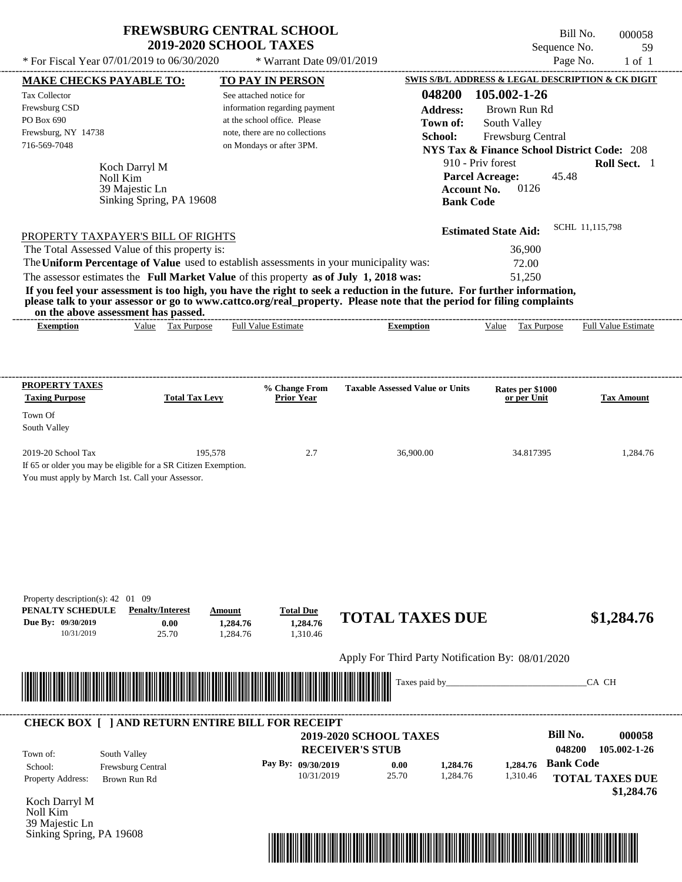# FREWSBURG CENTRAL SCHOOL
## 2019-2020 SCHOOL TAXES

Bill No. 000058
Sequence No. 59
Page No. 1 of 1

* For Fiscal Year 07/01/2019 to 06/30/2020 * Warrant Date 09/01/2019

**MAKE CHECKS PAYABLE TO:**

Tax Collector
Frewsburg CSD
PO Box 690
Frewsburg, NY 14738
716-569-7048

**TO PAY IN PERSON**

See attached notice for information regarding payment at the school office. Please note, there are no collections on Mondays or after 3PM.

**SWIS S/B/L ADDRESS & LEGAL DESCRIPTION & CK DIGIT**

**048200 105.002-1-26**
**Address:** Brown Run Rd
**Town of:** South Valley
**School:** Frewsburg Central
**NYS Tax & Finance School District Code:** 208
910 - Priv forest **Roll Sect.** 1
**Parcel Acreage:** 45.48
**Account No.** 0126
**Bank Code**

Koch Darryl M
Noll Kim
39 Majestic Ln
Sinking Spring, PA 19608

**Estimated State Aid:** SCHL 11,115,798

PROPERTY TAXPAYER'S BILL OF RIGHTS

The Total Assessed Value of this property is: 36,900
The **Uniform Percentage of Value** used to establish assessments in your municipality was: 72.00
The assessor estimates the **Full Market Value** of this property **as of July 1, 2018 was:** 51,250

**If you feel your assessment is too high, you have the right to seek a reduction in the future. For further information, please talk to your assessor or go to www.cattco.org/real_property. Please note that the period for filing complaints on the above assessment has passed.**

| Exemption | Value | Tax Purpose | Full Value Estimate | Exemption | Value | Tax Purpose | Full Value Estimate |
|---|---|---|---|---|---|---|---|

| PROPERTY TAXES Taxing Purpose | Total Tax Levy | % Change From Prior Year | Taxable Assessed Value or Units | Rates per $1000 or per Unit | Tax Amount |
|---|---|---|---|---|---|
| Town Of South Valley | | | | | |
| 2019-20 School Tax | 195,578 | 2.7 | 36,900.00 | 34.817395 | 1,284.76 |

If 65 or older you may be eligible for a SR Citizen Exemption.
You must apply by March 1st. Call your Assessor.

Property description(s): 42 01 09

| PENALTY SCHEDULE | Penalty/Interest | Amount | Total Due |
|---|---|---|---|
| Due By: 09/30/2019 | 0.00 | 1,284.76 | 1,284.76 |
| 10/31/2019 | 25.70 | 1,284.76 | 1,310.46 |

**TOTAL TAXES DUE $1,284.76**

Apply For Third Party Notification By: 08/01/2020

Taxes paid by_______________________________CA CH

**CHECK BOX [ ] AND RETURN ENTIRE BILL FOR RECEIPT**

**2019-2020 SCHOOL TAXES**
**RECEIVER'S STUB**

**Bill No. 000058**
**048200 105.002-1-26**

Town of: South Valley
School: Frewsburg Central
Property Address: Brown Run Rd

| Pay By: | | | |
|---|---|---|---|
| 09/30/2019 | 0.00 | 1,284.76 | 1,284.76 |
| 10/31/2019 | 25.70 | 1,284.76 | 1,310.46 |

**Bank Code**

**TOTAL TAXES DUE $1,284.76**

Koch Darryl M
Noll Kim
39 Majestic Ln
Sinking Spring, PA 19608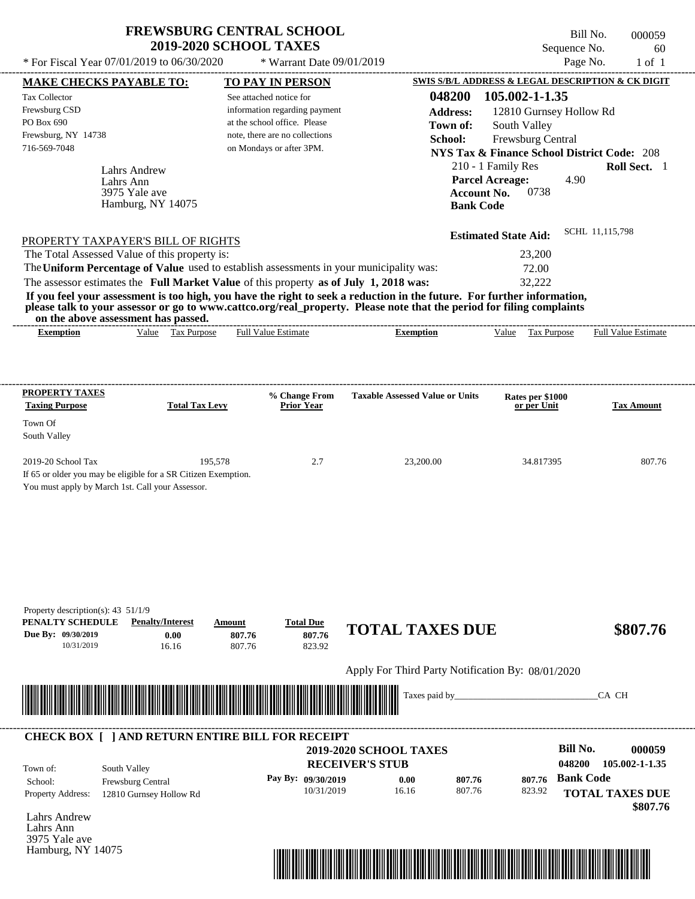# FREWSBURG CENTRAL SCHOOL
## 2019-2020 SCHOOL TAXES

\* For Fiscal Year 07/01/2019 to 06/30/2020 \* Warrant Date 09/01/2019

Bill No. 000059
Sequence No. 60
Page No. 1 of 1

**MAKE CHECKS PAYABLE TO:**
Tax Collector
Frewsburg CSD
PO Box 690
Frewsburg, NY 14738
716-569-7048

**TO PAY IN PERSON**
See attached notice for information regarding payment at the school office. Please note, there are no collections on Mondays or after 3PM.

**SWIS S/B/L ADDRESS & LEGAL DESCRIPTION & CK DIGIT**
**048200 105.002-1-1.35**
**Address:** 12810 Gurnsey Hollow Rd
**Town of:** South Valley
**School:** Frewsburg Central
**NYS Tax & Finance School District Code:** 208
210 - 1 Family Res **Roll Sect.** 1
**Parcel Acreage:** 4.90
**Account No.** 0738
**Bank Code**

Lahrs Andrew
Lahrs Ann
3975 Yale ave
Hamburg, NY 14075

**Estimated State Aid:** SCHL 11,115,798

PROPERTY TAXPAYER'S BILL OF RIGHTS

The Total Assessed Value of this property is: 23,200
The **Uniform Percentage of Value** used to establish assessments in your municipality was: 72.00
The assessor estimates the **Full Market Value** of this property **as of July 1, 2018 was:** 32,222

**If you feel your assessment is too high, you have the right to seek a reduction in the future. For further information, please talk to your assessor or go to www.cattco.org/real_property. Please note that the period for filing complaints on the above assessment has passed.**

| Exemption | Value | Tax Purpose | Full Value Estimate | Exemption | Value | Tax Purpose | Full Value Estimate |
|---|---|---|---|---|---|---|---|

| PROPERTY TAXES Taxing Purpose | Total Tax Levy | % Change From Prior Year | Taxable Assessed Value or Units | Rates per $1000 or per Unit | Tax Amount |
|---|---|---|---|---|---|
| Town Of South Valley | | | | | |
| 2019-20 School Tax | 195,578 | 2.7 | 23,200.00 | 34.817395 | 807.76 |

If 65 or older you may be eligible for a SR Citizen Exemption.
You must apply by March 1st. Call your Assessor.

Property description(s): 43 51/1/9

| PENALTY SCHEDULE | Penalty/Interest | Amount | Total Due |
|---|---|---|---|
| Due By: 09/30/2019 | 0.00 | 807.76 | 807.76 |
| 10/31/2019 | 16.16 | 807.76 | 823.92 |

**TOTAL TAXES DUE $807.76**

Apply For Third Party Notification By: 08/01/2020

Taxes paid by_______________________________CA CH

**CHECK BOX [ ] AND RETURN ENTIRE BILL FOR RECEIPT**

**2019-2020 SCHOOL TAXES**
**RECEIVER'S STUB**

**Bill No. 000059**
**048200 105.002-1-1.35**

Town of: South Valley
School: Frewsburg Central
Property Address: 12810 Gurnsey Hollow Rd

| Pay By: | Penalty/Interest | Amount | Total Due |
|---|---|---|---|
| 09/30/2019 | 0.00 | 807.76 | 807.76 |
| 10/31/2019 | 16.16 | 807.76 | 823.92 |

**Bank Code**

**TOTAL TAXES DUE $807.76**

Lahrs Andrew
Lahrs Ann
3975 Yale ave
Hamburg, NY 14075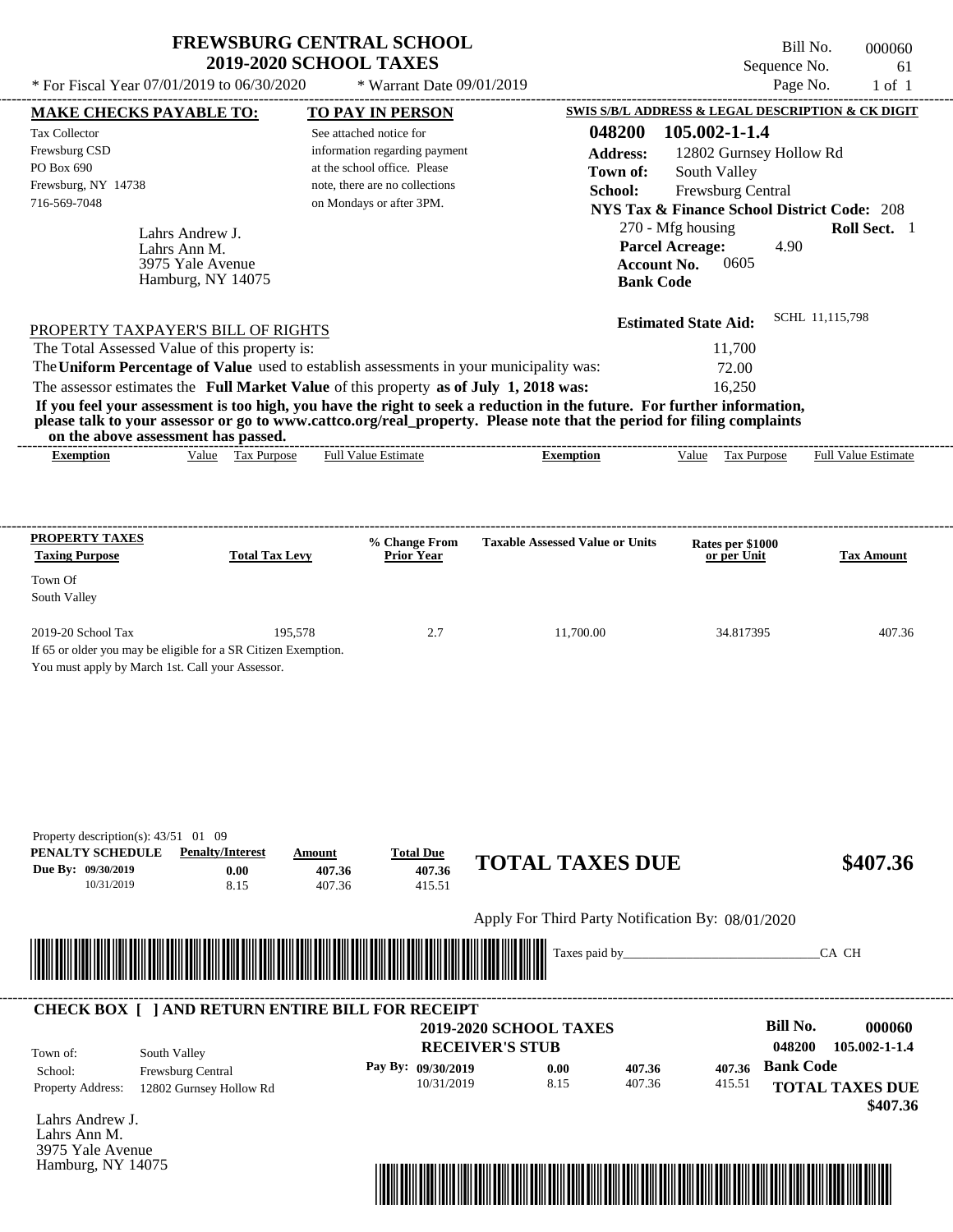# FREWSBURG CENTRAL SCHOOL
## 2019-2020 SCHOOL TAXES

\* For Fiscal Year 07/01/2019 to 06/30/2020 &nbsp;&nbsp; \* Warrant Date 09/01/2019

Bill No. 000060
Sequence No. 61
Page No. 1 of 1

**MAKE CHECKS PAYABLE TO:**
Tax Collector
Frewsburg CSD
PO Box 690
Frewsburg, NY 14738
716-569-7048

**TO PAY IN PERSON**
See attached notice for information regarding payment at the school office. Please note, there are no collections on Mondays or after 3PM.

**SWIS S/B/L ADDRESS & LEGAL DESCRIPTION & CK DIGIT**
**048200 105.002-1-1.4**
**Address:** 12802 Gurnsey Hollow Rd
**Town of:** South Valley
**School:** Frewsburg Central
**NYS Tax & Finance School District Code:** 208
270 - Mfg housing &nbsp;&nbsp; **Roll Sect.** 1
**Parcel Acreage:** 4.90
**Account No.** 0605
**Bank Code**

Lahrs Andrew J.
Lahrs Ann M.
3975 Yale Avenue
Hamburg, NY 14075

**Estimated State Aid:** SCHL 11,115,798

PROPERTY TAXPAYER'S BILL OF RIGHTS

The Total Assessed Value of this property is: 11,700
The **Uniform Percentage of Value** used to establish assessments in your municipality was: 72.00
The assessor estimates the **Full Market Value** of this property **as of July 1, 2018 was:** 16,250

**If you feel your assessment is too high, you have the right to seek a reduction in the future. For further information, please talk to your assessor or go to www.cattco.org/real_property. Please note that the period for filing complaints on the above assessment has passed.**

| Exemption | Value | Tax Purpose | Full Value Estimate | Exemption | Value | Tax Purpose | Full Value Estimate |
|---|---|---|---|---|---|---|---|

| PROPERTY TAXES Taxing Purpose | Total Tax Levy | % Change From Prior Year | Taxable Assessed Value or Units | Rates per $1000 or per Unit | Tax Amount |
|---|---|---|---|---|---|
| Town Of South Valley | | | | | |
| 2019-20 School Tax | 195,578 | 2.7 | 11,700.00 | 34.817395 | 407.36 |

If 65 or older you may be eligible for a SR Citizen Exemption.
You must apply by March 1st. Call your Assessor.

Property description(s): 43/51 01 09

| PENALTY SCHEDULE | Penalty/Interest | Amount | Total Due |
|---|---|---|---|
| Due By: 09/30/2019 | 0.00 | 407.36 | 407.36 |
| 10/31/2019 | 8.15 | 407.36 | 415.51 |

**TOTAL TAXES DUE $407.36**

Apply For Third Party Notification By: 08/01/2020

Taxes paid by_______________________________CA CH

**CHECK BOX [ ] AND RETURN ENTIRE BILL FOR RECEIPT**

**2019-2020 SCHOOL TAXES**
**RECEIVER'S STUB**

**Bill No. 000060**
**048200 105.002-1-1.4**

Town of: South Valley
School: Frewsburg Central
Property Address: 12802 Gurnsey Hollow Rd

| Pay By: | Penalty/Interest | Amount | Total Due |
|---|---|---|---|
| 09/30/2019 | 0.00 | 407.36 | 407.36 |
| 10/31/2019 | 8.15 | 407.36 | 415.51 |

**Bank Code**
**TOTAL TAXES DUE $407.36**

Lahrs Andrew J.
Lahrs Ann M.
3975 Yale Avenue
Hamburg, NY 14075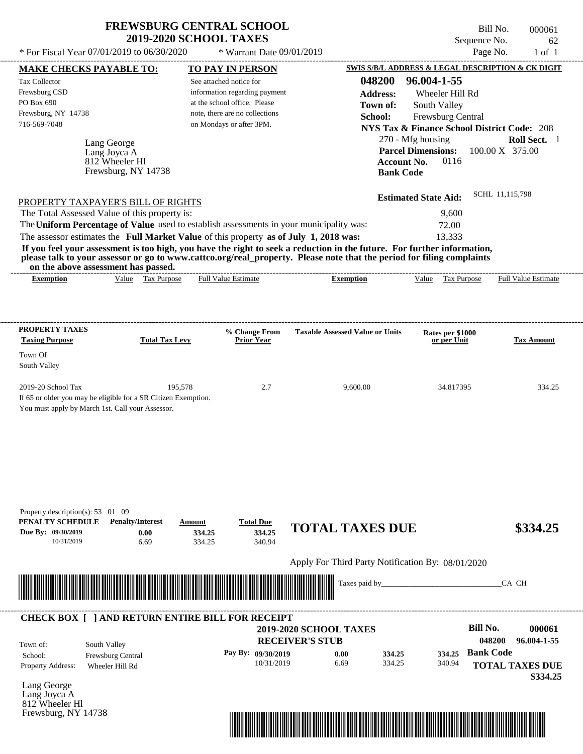# FREWSBURG CENTRAL SCHOOL
## 2019-2020 SCHOOL TAXES

\* For Fiscal Year 07/01/2019 to 06/30/2020 \* Warrant Date 09/01/2019

Bill No. 000061
Sequence No. 62
Page No. 1 of 1

**MAKE CHECKS PAYABLE TO:**
Tax Collector
Frewsburg CSD
PO Box 690
Frewsburg, NY 14738
716-569-7048

**TO PAY IN PERSON**
See attached notice for information regarding payment at the school office. Please note, there are no collections on Mondays or after 3PM.

**SWIS S/B/L ADDRESS & LEGAL DESCRIPTION & CK DIGIT**
**048200 96.004-1-55**
**Address:** Wheeler Hill Rd
**Town of:** South Valley
**School:** Frewsburg Central
**NYS Tax & Finance School District Code:** 208
270 - Mfg housing **Roll Sect.** 1
**Parcel Dimensions:** 100.00 X 375.00
**Account No.** 0116
**Bank Code**

Lang George
Lang Joyca A
812 Wheeler Hl
Frewsburg, NY 14738

**Estimated State Aid:** SCHL 11,115,798

PROPERTY TAXPAYER'S BILL OF RIGHTS

The Total Assessed Value of this property is: 9,600
The **Uniform Percentage of Value** used to establish assessments in your municipality was: 72.00
The assessor estimates the **Full Market Value** of this property **as of July 1, 2018 was:** 13,333

**If you feel your assessment is too high, you have the right to seek a reduction in the future. For further information, please talk to your assessor or go to www.cattco.org/real_property. Please note that the period for filing complaints on the above assessment has passed.**

| Exemption | Value | Tax Purpose | Full Value Estimate | Exemption | Value | Tax Purpose | Full Value Estimate |
|---|---|---|---|---|---|---|---|

| PROPERTY TAXES Taxing Purpose | Total Tax Levy | % Change From Prior Year | Taxable Assessed Value or Units | Rates per $1000 or per Unit | Tax Amount |
|---|---|---|---|---|---|
| Town Of South Valley | | | | | |
| 2019-20 School Tax | 195,578 | 2.7 | 9,600.00 | 34.817395 | 334.25 |

If 65 or older you may be eligible for a SR Citizen Exemption.
You must apply by March 1st. Call your Assessor.

Property description(s): 53 01 09

| PENALTY SCHEDULE | Penalty/Interest | Amount | Total Due |
|---|---|---|---|
| Due By: 09/30/2019 | 0.00 | 334.25 | 334.25 |
| 10/31/2019 | 6.69 | 334.25 | 340.94 |

**TOTAL TAXES DUE $334.25**

Apply For Third Party Notification By: 08/01/2020

Taxes paid by_______________________________CA CH

**CHECK BOX [ ] AND RETURN ENTIRE BILL FOR RECEIPT**

**2019-2020 SCHOOL TAXES**
**RECEIVER'S STUB**

**Bill No. 000061**
**048200 96.004-1-55**

Town of: South Valley
School: Frewsburg Central
Property Address: Wheeler Hill Rd

| Pay By: | | | |
|---|---|---|---|
| 09/30/2019 | 0.00 | 334.25 | 334.25 |
| 10/31/2019 | 6.69 | 334.25 | 340.94 |

**Bank Code**
**TOTAL TAXES DUE**
**$334.25**

Lang George
Lang Joyca A
812 Wheeler Hl
Frewsburg, NY 14738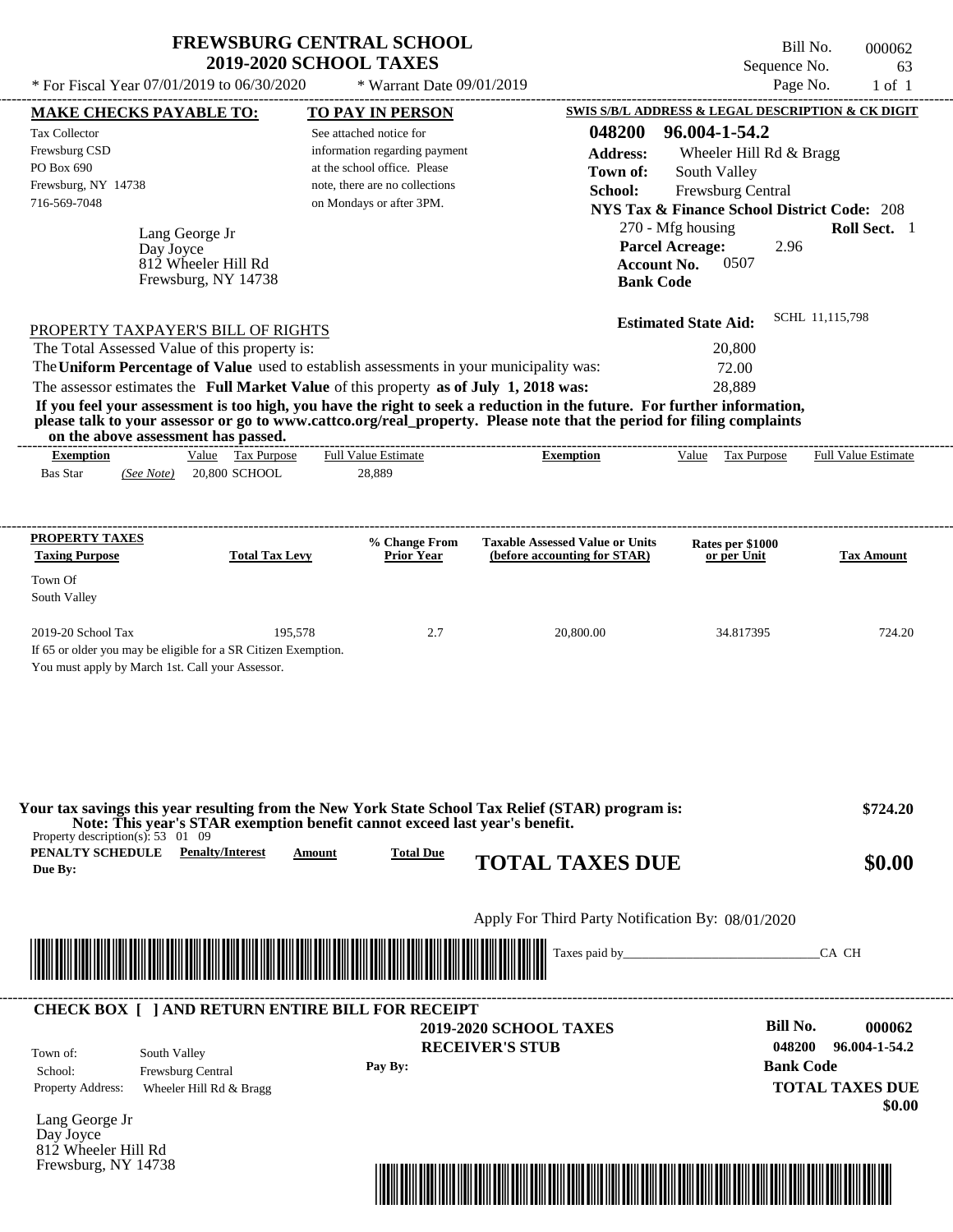# FREWSBURG CENTRAL SCHOOL
## 2019-2020 SCHOOL TAXES

Bill No. 000062
Sequence No. 63
Page No. 1 of 1

* For Fiscal Year 07/01/2019 to 06/30/2020 &nbsp;&nbsp;&nbsp; * Warrant Date 09/01/2019

**MAKE CHECKS PAYABLE TO:**

Tax Collector
Frewsburg CSD
PO Box 690
Frewsburg, NY 14738
716-569-7048

**TO PAY IN PERSON**

See attached notice for information regarding payment at the school office. Please note, there are no collections on Mondays or after 3PM.

**SWIS S/B/L ADDRESS & LEGAL DESCRIPTION & CK DIGIT**

**048200 96.004-1-54.2**
**Address:** Wheeler Hill Rd & Bragg
**Town of:** South Valley
**School:** Frewsburg Central
**NYS Tax & Finance School District Code:** 208
270 - Mfg housing &nbsp;&nbsp; **Roll Sect.** 1
**Parcel Acreage:** 2.96
**Account No.** 0507
**Bank Code**

Lang George Jr
Day Joyce
812 Wheeler Hill Rd
Frewsburg, NY 14738

**Estimated State Aid:** SCHL 11,115,798

PROPERTY TAXPAYER'S BILL OF RIGHTS

The Total Assessed Value of this property is: 20,800
The **Uniform Percentage of Value** used to establish assessments in your municipality was: 72.00
The assessor estimates the **Full Market Value** of this property **as of July 1, 2018 was:** 28,889

**If you feel your assessment is too high, you have the right to seek a reduction in the future. For further information, please talk to your assessor or go to www.cattco.org/real_property. Please note that the period for filing complaints on the above assessment has passed.**

| Exemption | Value | Tax Purpose | Full Value Estimate | Exemption | Value | Tax Purpose | Full Value Estimate |
|---|---|---|---|---|---|---|---|
| Bas Star *(See Note)* | 20,800 | SCHOOL | 28,889 | | | | |

| PROPERTY TAXES Taxing Purpose | Total Tax Levy | % Change From Prior Year | Taxable Assessed Value or Units (before accounting for STAR) | Rates per $1000 or per Unit | Tax Amount |
|---|---|---|---|---|---|
| Town Of South Valley | | | | | |
| 2019-20 School Tax | 195,578 | 2.7 | 20,800.00 | 34.817395 | 724.20 |

If 65 or older you may be eligible for a SR Citizen Exemption.
You must apply by March 1st. Call your Assessor.

**Your tax savings this year resulting from the New York State School Tax Relief (STAR) program is: $724.20**
**Note: This year's STAR exemption benefit cannot exceed last year's benefit.**

Property description(s): 53 01 09

| PENALTY SCHEDULE | Penalty/Interest | Amount | Total Due |
|---|---|---|---|
| Due By: | | | |

**TOTAL TAXES DUE $0.00**

Apply For Third Party Notification By: 08/01/2020

Taxes paid by_______________________________CA CH

---

**CHECK BOX [ ] AND RETURN ENTIRE BILL FOR RECEIPT**

**2019-2020 SCHOOL TAXES**
**RECEIVER'S STUB**

Town of: South Valley
School: Frewsburg Central
Property Address: Wheeler Hill Rd & Bragg

**Pay By:**

**Bill No. 000062**
**048200 96.004-1-54.2**
**Bank Code**
**TOTAL TAXES DUE $0.00**

Lang George Jr
Day Joyce
812 Wheeler Hill Rd
Frewsburg, NY 14738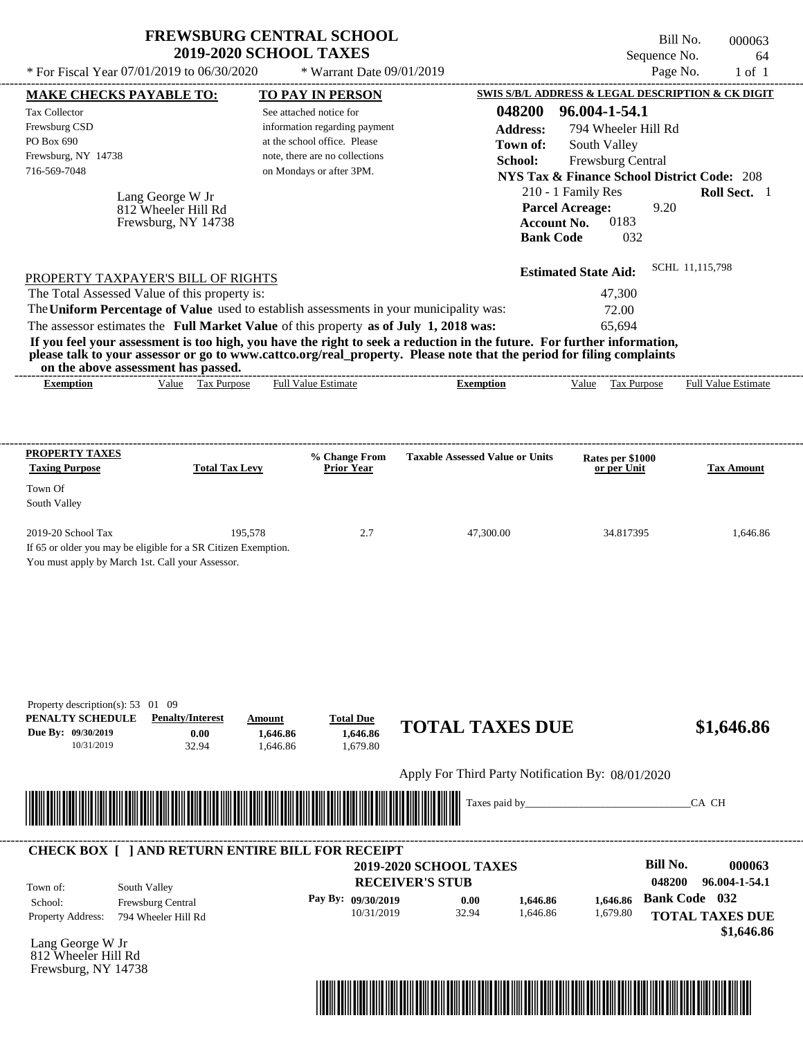# FREWSBURG CENTRAL SCHOOL
## 2019-2020 SCHOOL TAXES

\* For Fiscal Year 07/01/2019 to 06/30/2020 \* Warrant Date 09/01/2019

Bill No. 000063
Sequence No. 64
Page No. 1 of 1

**MAKE CHECKS PAYABLE TO:**

Tax Collector
Frewsburg CSD
PO Box 690
Frewsburg, NY 14738
716-569-7048

**TO PAY IN PERSON**

See attached notice for information regarding payment at the school office. Please note, there are no collections on Mondays or after 3PM.

**SWIS S/B/L ADDRESS & LEGAL DESCRIPTION & CK DIGIT**

**048200 96.004-1-54.1**
**Address:** 794 Wheeler Hill Rd
**Town of:** South Valley
**School:** Frewsburg Central
**NYS Tax & Finance School District Code:** 208
210 - 1 Family Res **Roll Sect.** 1
**Parcel Acreage:** 9.20
**Account No.** 0183
**Bank Code** 032

Lang George W Jr
812 Wheeler Hill Rd
Frewsburg, NY 14738

**Estimated State Aid:** SCHL 11,115,798

PROPERTY TAXPAYER'S BILL OF RIGHTS

The Total Assessed Value of this property is: 47,300
The **Uniform Percentage of Value** used to establish assessments in your municipality was: 72.00
The assessor estimates the **Full Market Value** of this property **as of July 1, 2018 was:** 65,694

**If you feel your assessment is too high, you have the right to seek a reduction in the future. For further information, please talk to your assessor or go to www.cattco.org/real_property. Please note that the period for filing complaints on the above assessment has passed.**

| Exemption | Value | Tax Purpose | Full Value Estimate | Exemption | Value | Tax Purpose | Full Value Estimate |
|---|---|---|---|---|---|---|---|

| PROPERTY TAXES Taxing Purpose | Total Tax Levy | % Change From Prior Year | Taxable Assessed Value or Units | Rates per $1000 or per Unit | Tax Amount |
|---|---|---|---|---|---|
| Town Of South Valley | | | | | |
| 2019-20 School Tax | 195,578 | 2.7 | 47,300.00 | 34.817395 | 1,646.86 |

If 65 or older you may be eligible for a SR Citizen Exemption.
You must apply by March 1st. Call your Assessor.

Property description(s): 53 01 09

| PENALTY SCHEDULE | Penalty/Interest | Amount | Total Due |
|---|---|---|---|
| Due By: 09/30/2019 | 0.00 | 1,646.86 | 1,646.86 |
| 10/31/2019 | 32.94 | 1,646.86 | 1,679.80 |

**TOTAL TAXES DUE $1,646.86**

Apply For Third Party Notification By: 08/01/2020

Taxes paid by_______________________________CA CH

**CHECK BOX [ ] AND RETURN ENTIRE BILL FOR RECEIPT**

**2019-2020 SCHOOL TAXES**
**RECEIVER'S STUB**

**Bill No. 000063**
048200 96.004-1-54.1

Town of: South Valley
School: Frewsburg Central
Property Address: 794 Wheeler Hill Rd

| Pay By: | | | |
|---|---|---|---|
| 09/30/2019 | 0.00 | 1,646.86 | 1,646.86 |
| 10/31/2019 | 32.94 | 1,646.86 | 1,679.80 |

**Bank Code 032**

**TOTAL TAXES DUE $1,646.86**

Lang George W Jr
812 Wheeler Hill Rd
Frewsburg, NY 14738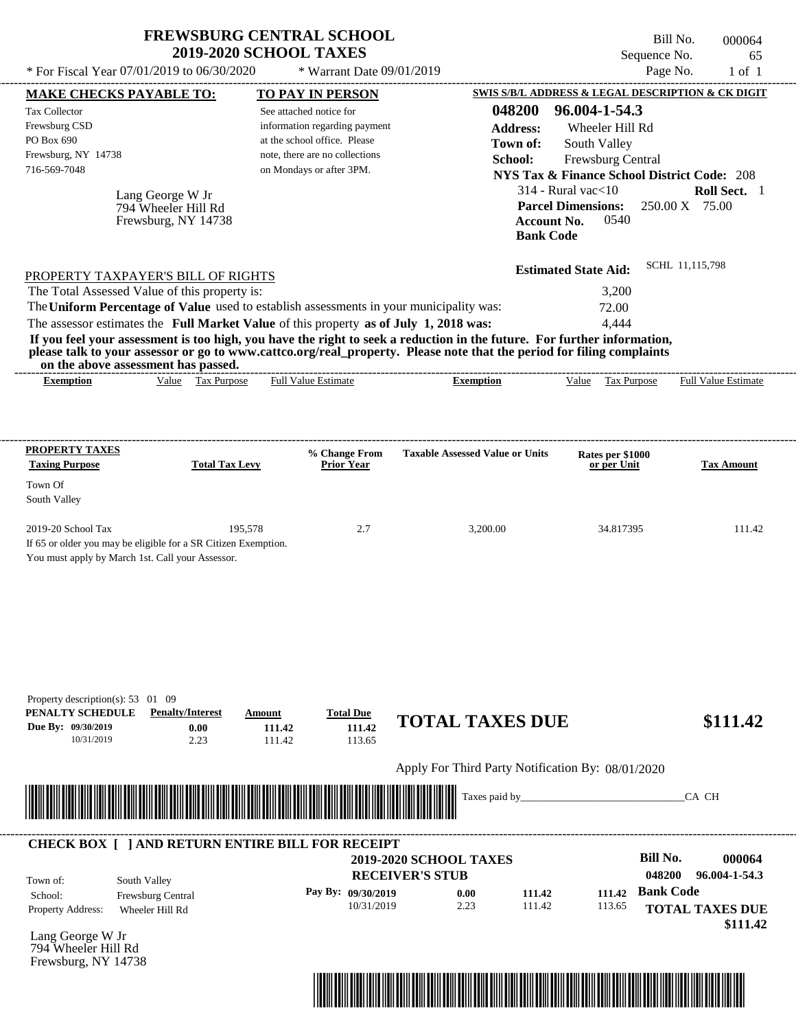# FREWSBURG CENTRAL SCHOOL
## 2019-2020 SCHOOL TAXES

\* For Fiscal Year 07/01/2019 to 06/30/2020 \* Warrant Date 09/01/2019

Bill No. 000064
Sequence No. 65
Page No. 1 of 1

**MAKE CHECKS PAYABLE TO:**
Tax Collector
Frewsburg CSD
PO Box 690
Frewsburg, NY 14738
716-569-7048

**TO PAY IN PERSON**
See attached notice for information regarding payment at the school office. Please note, there are no collections on Mondays or after 3PM.

Lang George W Jr
794 Wheeler Hill Rd
Frewsburg, NY 14738

**SWIS S/B/L ADDRESS & LEGAL DESCRIPTION & CK DIGIT**
**048200 96.004-1-54.3**
**Address:** Wheeler Hill Rd
**Town of:** South Valley
**School:** Frewsburg Central
**NYS Tax & Finance School District Code:** 208
314 - Rural vac<10 **Roll Sect.** 1
**Parcel Dimensions:** 250.00 X 75.00
**Account No.** 0540
**Bank Code**

**Estimated State Aid:** SCHL 11,115,798

PROPERTY TAXPAYER'S BILL OF RIGHTS

The Total Assessed Value of this property is: 3,200
The **Uniform Percentage of Value** used to establish assessments in your municipality was: 72.00
The assessor estimates the **Full Market Value** of this property **as of July 1, 2018 was:** 4,444

**If you feel your assessment is too high, you have the right to seek a reduction in the future. For further information, please talk to your assessor or go to www.cattco.org/real_property. Please note that the period for filing complaints on the above assessment has passed.**

| Exemption | Value | Tax Purpose | Full Value Estimate | Exemption | Value | Tax Purpose | Full Value Estimate |
|---|---|---|---|---|---|---|---|

| PROPERTY TAXES Taxing Purpose | Total Tax Levy | % Change From Prior Year | Taxable Assessed Value or Units | Rates per $1000 or per Unit | Tax Amount |
|---|---|---|---|---|---|
| Town Of South Valley | | | | | |
| 2019-20 School Tax | 195,578 | 2.7 | 3,200.00 | 34.817395 | 111.42 |

If 65 or older you may be eligible for a SR Citizen Exemption.
You must apply by March 1st. Call your Assessor.

Property description(s): 53 01 09

| PENALTY SCHEDULE | Penalty/Interest | Amount | Total Due |
|---|---|---|---|
| Due By: 09/30/2019 | 0.00 | 111.42 | 111.42 |
| 10/31/2019 | 2.23 | 111.42 | 113.65 |

**TOTAL TAXES DUE $111.42**

Apply For Third Party Notification By: 08/01/2020

Taxes paid by_______________________________CA CH

**CHECK BOX [ ] AND RETURN ENTIRE BILL FOR RECEIPT**

**2019-2020 SCHOOL TAXES**
**RECEIVER'S STUB**

**Bill No.** 000064
048200 96.004-1-54.3

Town of: South Valley
School: Frewsburg Central
Property Address: Wheeler Hill Rd

| Pay By: | | | |
|---|---|---|---|
| 09/30/2019 | 0.00 | 111.42 | 111.42 |
| 10/31/2019 | 2.23 | 111.42 | 113.65 |

**Bank Code**
**TOTAL TAXES DUE $111.42**

Lang George W Jr
794 Wheeler Hill Rd
Frewsburg, NY 14738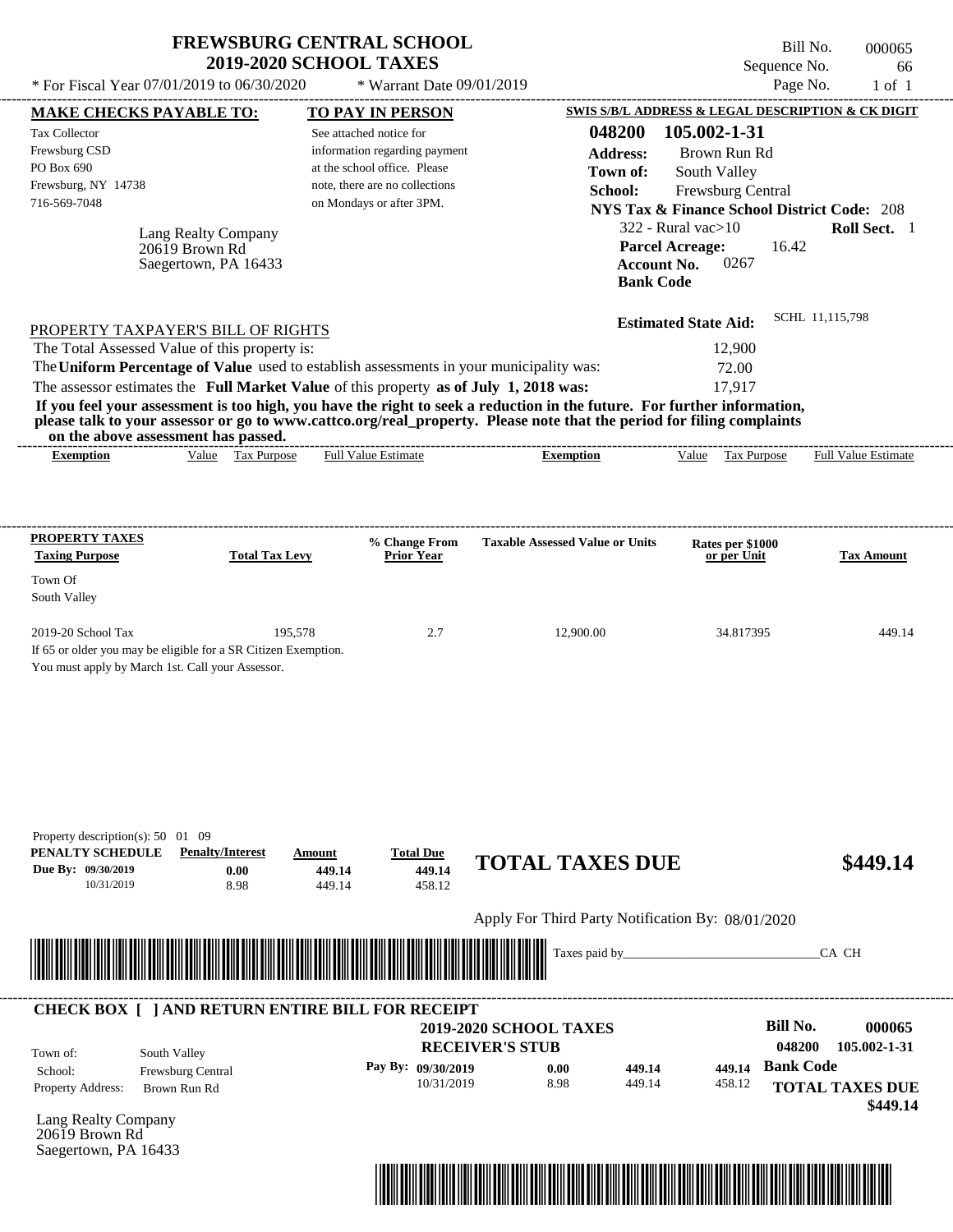# FREWSBURG CENTRAL SCHOOL
## 2019-2020 SCHOOL TAXES

Bill No. 000065
Sequence No. 66
Page No. 1 of 1

* For Fiscal Year 07/01/2019 to 06/30/2020 * Warrant Date 09/01/2019

**MAKE CHECKS PAYABLE TO:**

Tax Collector
Frewsburg CSD
PO Box 690
Frewsburg, NY 14738
716-569-7048

Lang Realty Company
20619 Brown Rd
Saegertown, PA 16433

**TO PAY IN PERSON**

See attached notice for information regarding payment at the school office. Please note, there are no collections on Mondays or after 3PM.

**SWIS S/B/L ADDRESS & LEGAL DESCRIPTION & CK DIGIT**

**048200 105.002-1-31**
**Address:** Brown Run Rd
**Town of:** South Valley
**School:** Frewsburg Central
**NYS Tax & Finance School District Code:** 208
322 - Rural vac>10 **Roll Sect.** 1
**Parcel Acreage:** 16.42
**Account No.** 0267
**Bank Code**

**Estimated State Aid:** SCHL 11,115,798

PROPERTY TAXPAYER'S BILL OF RIGHTS

The Total Assessed Value of this property is: 12,900
The **Uniform Percentage of Value** used to establish assessments in your municipality was: 72.00
The assessor estimates the **Full Market Value** of this property **as of July 1, 2018 was:** 17,917

**If you feel your assessment is too high, you have the right to seek a reduction in the future. For further information, please talk to your assessor or go to www.cattco.org/real_property. Please note that the period for filing complaints on the above assessment has passed.**

| Exemption | Value | Tax Purpose | Full Value Estimate | Exemption | Value | Tax Purpose | Full Value Estimate |
|---|---|---|---|---|---|---|---|

| PROPERTY TAXES Taxing Purpose | Total Tax Levy | % Change From Prior Year | Taxable Assessed Value or Units | Rates per $1000 or per Unit | Tax Amount |
|---|---|---|---|---|---|
| Town Of South Valley | | | | | |
| 2019-20 School Tax | 195,578 | 2.7 | 12,900.00 | 34.817395 | 449.14 |

If 65 or older you may be eligible for a SR Citizen Exemption.
You must apply by March 1st. Call your Assessor.

Property description(s): 50 01 09

| PENALTY SCHEDULE | Penalty/Interest | Amount | Total Due |
|---|---|---|---|
| Due By: 09/30/2019 | 0.00 | 449.14 | 449.14 |
| 10/31/2019 | 8.98 | 449.14 | 458.12 |

**TOTAL TAXES DUE $449.14**

Apply For Third Party Notification By: 08/01/2020

Taxes paid by______________________________CA CH

**CHECK BOX [ ] AND RETURN ENTIRE BILL FOR RECEIPT**

**2019-2020 SCHOOL TAXES**
**RECEIVER'S STUB**

**Bill No. 000065**
048200 105.002-1-31

Town of: South Valley
School: Frewsburg Central
Property Address: Brown Run Rd

| Pay By: | | | |
|---|---|---|---|
| 09/30/2019 | 0.00 | 449.14 | 449.14 |
| 10/31/2019 | 8.98 | 449.14 | 458.12 |

**Bank Code**

**TOTAL TAXES DUE $449.14**

Lang Realty Company
20619 Brown Rd
Saegertown, PA 16433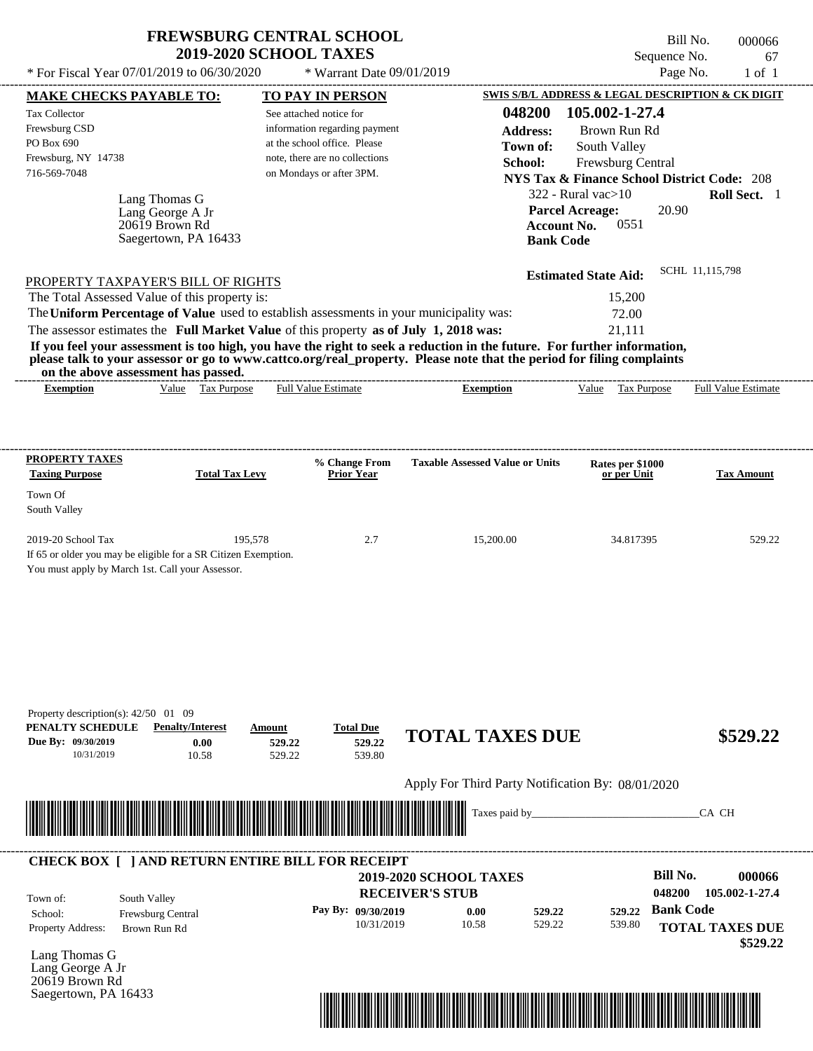# FREWSBURG CENTRAL SCHOOL
## 2019-2020 SCHOOL TAXES

Bill No. 000066
Sequence No. 67
Page No. 1 of 1

\* For Fiscal Year 07/01/2019 to 06/30/2020 \* Warrant Date 09/01/2019

**MAKE CHECKS PAYABLE TO:**

Tax Collector
Frewsburg CSD
PO Box 690
Frewsburg, NY 14738
716-569-7048

**TO PAY IN PERSON**

See attached notice for information regarding payment at the school office. Please note, there are no collections on Mondays or after 3PM.

**SWIS S/B/L ADDRESS & LEGAL DESCRIPTION & CK DIGIT**

048200 105.002-1-27.4
**Address:** Brown Run Rd
**Town of:** South Valley
**School:** Frewsburg Central
**NYS Tax & Finance School District Code:** 208
322 - Rural vac>10 **Roll Sect.** 1
**Parcel Acreage:** 20.90
**Account No.** 0551
**Bank Code**

Lang Thomas G
Lang George A Jr
20619 Brown Rd
Saegertown, PA 16433

**Estimated State Aid:** SCHL 11,115,798

PROPERTY TAXPAYER'S BILL OF RIGHTS

The Total Assessed Value of this property is: 15,200
The **Uniform Percentage of Value** used to establish assessments in your municipality was: 72.00
The assessor estimates the **Full Market Value** of this property **as of July 1, 2018 was:** 21,111

**If you feel your assessment is too high, you have the right to seek a reduction in the future. For further information, please talk to your assessor or go to www.cattco.org/real_property. Please note that the period for filing complaints on the above assessment has passed.**

| Exemption | Value | Tax Purpose | Full Value Estimate | Exemption | Value | Tax Purpose | Full Value Estimate |
|---|---|---|---|---|---|---|---|

| PROPERTY TAXES Taxing Purpose | Total Tax Levy | % Change From Prior Year | Taxable Assessed Value or Units | Rates per $1000 or per Unit | Tax Amount |
|---|---|---|---|---|---|
| Town Of South Valley | | | | | |
| 2019-20 School Tax | 195,578 | 2.7 | 15,200.00 | 34.817395 | 529.22 |

If 65 or older you may be eligible for a SR Citizen Exemption.
You must apply by March 1st. Call your Assessor.

Property description(s): 42/50 01 09

| PENALTY SCHEDULE | Penalty/Interest | Amount | Total Due |
|---|---|---|---|
| Due By: 09/30/2019 | 0.00 | 529.22 | 529.22 |
| 10/31/2019 | 10.58 | 529.22 | 539.80 |

**TOTAL TAXES DUE** **$529.22**

Apply For Third Party Notification By: 08/01/2020

Taxes paid by_______________________________CA CH

**CHECK BOX [ ] AND RETURN ENTIRE BILL FOR RECEIPT**

**2019-2020 SCHOOL TAXES**
**RECEIVER'S STUB**

**Bill No.** 000066
048200 105.002-1-27.4
**Bank Code**

Town of: South Valley
School: Frewsburg Central
Property Address: Brown Run Rd

| Pay By: | | | |
|---|---|---|---|
| 09/30/2019 | 0.00 | 529.22 | 529.22 |
| 10/31/2019 | 10.58 | 529.22 | 539.80 |

**TOTAL TAXES DUE** **$529.22**

Lang Thomas G
Lang George A Jr
20619 Brown Rd
Saegertown, PA 16433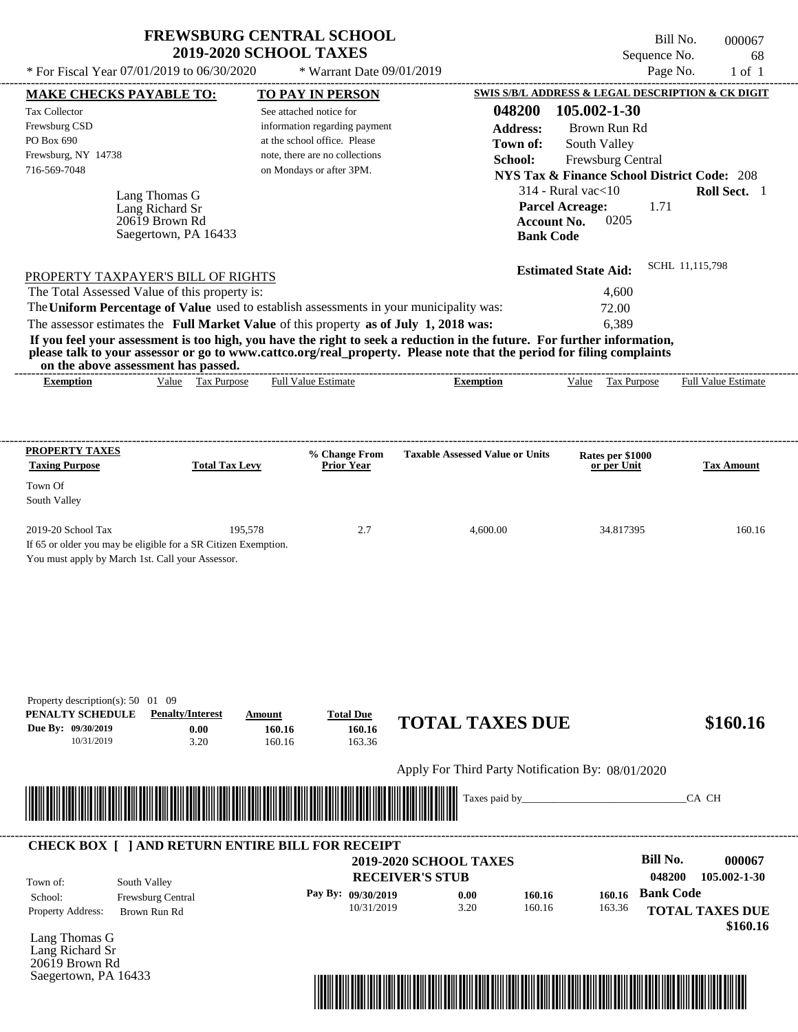# FREWSBURG CENTRAL SCHOOL
## 2019-2020 SCHOOL TAXES

\* For Fiscal Year 07/01/2019 to 06/30/2020 — \* Warrant Date 09/01/2019

Bill No. 000067
Sequence No. 68
Page No. 1 of 1

**MAKE CHECKS PAYABLE TO:**

Tax Collector
Frewsburg CSD
PO Box 690
Frewsburg, NY 14738
716-569-7048

**TO PAY IN PERSON**

See attached notice for information regarding payment at the school office. Please note, there are no collections on Mondays or after 3PM.

**SWIS S/B/L ADDRESS & LEGAL DESCRIPTION & CK DIGIT**

**048200 105.002-1-30**
**Address:** Brown Run Rd
**Town of:** South Valley
**School:** Frewsburg Central
**NYS Tax & Finance School District Code:** 208
314 - Rural vac<10 — **Roll Sect.** 1
**Parcel Acreage:** 1.71
**Account No.** 0205
**Bank Code**

Lang Thomas G
Lang Richard Sr
20619 Brown Rd
Saegertown, PA 16433

**Estimated State Aid:** SCHL 11,115,798

PROPERTY TAXPAYER'S BILL OF RIGHTS

The Total Assessed Value of this property is: 4,600
The **Uniform Percentage of Value** used to establish assessments in your municipality was: 72.00
The assessor estimates the **Full Market Value** of this property **as of July 1, 2018 was:** 6,389

**If you feel your assessment is too high, you have the right to seek a reduction in the future. For further information, please talk to your assessor or go to www.cattco.org/real_property. Please note that the period for filing complaints on the above assessment has passed.**

| Exemption | Value | Tax Purpose | Full Value Estimate | Exemption | Value | Tax Purpose | Full Value Estimate |
|---|---|---|---|---|---|---|---|

| PROPERTY TAXES Taxing Purpose | Total Tax Levy | % Change From Prior Year | Taxable Assessed Value or Units | Rates per $1000 or per Unit | Tax Amount |
|---|---|---|---|---|---|
| Town Of South Valley | | | | | |
| 2019-20 School Tax | 195,578 | 2.7 | 4,600.00 | 34.817395 | 160.16 |

If 65 or older you may be eligible for a SR Citizen Exemption.
You must apply by March 1st. Call your Assessor.

Property description(s): 50 01 09

| PENALTY SCHEDULE | Penalty/Interest | Amount | Total Due |
|---|---|---|---|
| Due By: 09/30/2019 | 0.00 | 160.16 | 160.16 |
| 10/31/2019 | 3.20 | 160.16 | 163.36 |

**TOTAL TAXES DUE $160.16**

Apply For Third Party Notification By: 08/01/2020

Taxes paid by_______________________________CA CH

---

**CHECK BOX [ ] AND RETURN ENTIRE BILL FOR RECEIPT**

**2019-2020 SCHOOL TAXES**
**RECEIVER'S STUB**

Bill No. **000067**
048200 105.002-1-30

Town of: South Valley
School: Frewsburg Central
Property Address: Brown Run Rd

| Pay By: | | | |
|---|---|---|---|
| 09/30/2019 | 0.00 | 160.16 | 160.16 |
| 10/31/2019 | 3.20 | 160.16 | 163.36 |

**Bank Code**

**TOTAL TAXES DUE $160.16**

Lang Thomas G
Lang Richard Sr
20619 Brown Rd
Saegertown, PA 16433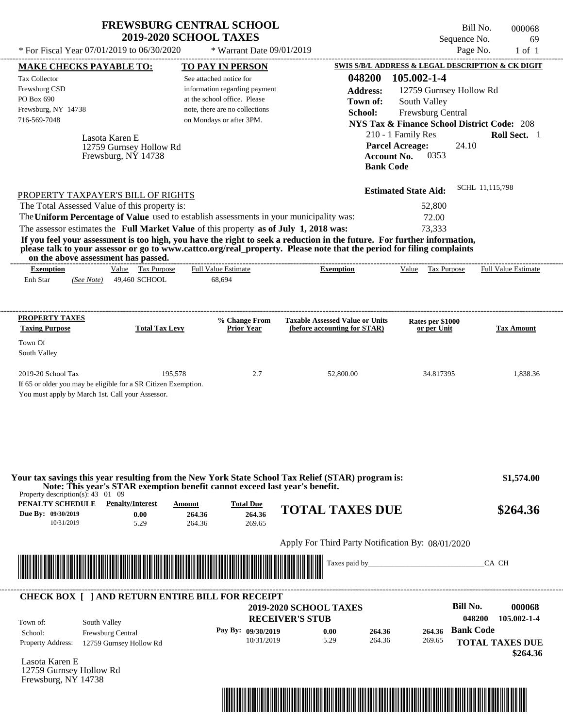# FREWSBURG CENTRAL SCHOOL
## 2019-2020 SCHOOL TAXES

Bill No. 000068
Sequence No. 69
Page No. 1 of 1

* For Fiscal Year 07/01/2019 to 06/30/2020 * Warrant Date 09/01/2019

**MAKE CHECKS PAYABLE TO:**

Tax Collector
Frewsburg CSD
PO Box 690
Frewsburg, NY 14738
716-569-7048

**TO PAY IN PERSON**

See attached notice for information regarding payment at the school office. Please note, there are no collections on Mondays or after 3PM.

**SWIS S/B/L ADDRESS & LEGAL DESCRIPTION & CK DIGIT**

**048200 105.002-1-4**
**Address:** 12759 Gurnsey Hollow Rd
**Town of:** South Valley
**School:** Frewsburg Central
**NYS Tax & Finance School District Code:** 208
210 - 1 Family Res **Roll Sect.** 1
**Parcel Acreage:** 24.10
**Account No.** 0353
**Bank Code**

Lasota Karen E
12759 Gurnsey Hollow Rd
Frewsburg, NY 14738

**Estimated State Aid:** SCHL 11,115,798

PROPERTY TAXPAYER'S BILL OF RIGHTS

The Total Assessed Value of this property is: 52,800
The **Uniform Percentage of Value** used to establish assessments in your municipality was: 72.00
The assessor estimates the **Full Market Value** of this property **as of July 1, 2018 was:** 73,333

**If you feel your assessment is too high, you have the right to seek a reduction in the future. For further information, please talk to your assessor or go to www.cattco.org/real_property. Please note that the period for filing complaints on the above assessment has passed.**

| Exemption | Value | Tax Purpose | Full Value Estimate | Exemption | Value | Tax Purpose | Full Value Estimate |
|---|---|---|---|---|---|---|---|
| Enh Star *(See Note)* | 49,460 | SCHOOL | 68,694 | | | | |

| PROPERTY TAXES Taxing Purpose | Total Tax Levy | % Change From Prior Year | Taxable Assessed Value or Units (before accounting for STAR) | Rates per $1000 or per Unit | Tax Amount |
|---|---|---|---|---|---|
| Town Of South Valley | | | | | |
| 2019-20 School Tax | 195,578 | 2.7 | 52,800.00 | 34.817395 | 1,838.36 |

If 65 or older you may be eligible for a SR Citizen Exemption.
You must apply by March 1st. Call your Assessor.

**Your tax savings this year resulting from the New York State School Tax Relief (STAR) program is: $1,574.00**
**Note: This year's STAR exemption benefit cannot exceed last year's benefit.**

Property description(s): 43 01 09

| PENALTY SCHEDULE | Penalty/Interest | Amount | Total Due |
|---|---|---|---|
| Due By: 09/30/2019 | 0.00 | 264.36 | 264.36 |
| 10/31/2019 | 5.29 | 264.36 | 269.65 |

**TOTAL TAXES DUE $264.36**

Apply For Third Party Notification By: 08/01/2020

Taxes paid by_______________________________CA CH

---

**CHECK BOX [ ] AND RETURN ENTIRE BILL FOR RECEIPT**

**2019-2020 SCHOOL TAXES**
**RECEIVER'S STUB**

**Bill No. 000068**
048200 105.002-1-4

Town of: South Valley
School: Frewsburg Central
Property Address: 12759 Gurnsey Hollow Rd

| Pay By: | | | |
|---|---|---|---|
| 09/30/2019 | 0.00 | 264.36 | 264.36 |
| 10/31/2019 | 5.29 | 264.36 | 269.65 |

**Bank Code**

**TOTAL TAXES DUE $264.36**

Lasota Karen E
12759 Gurnsey Hollow Rd
Frewsburg, NY 14738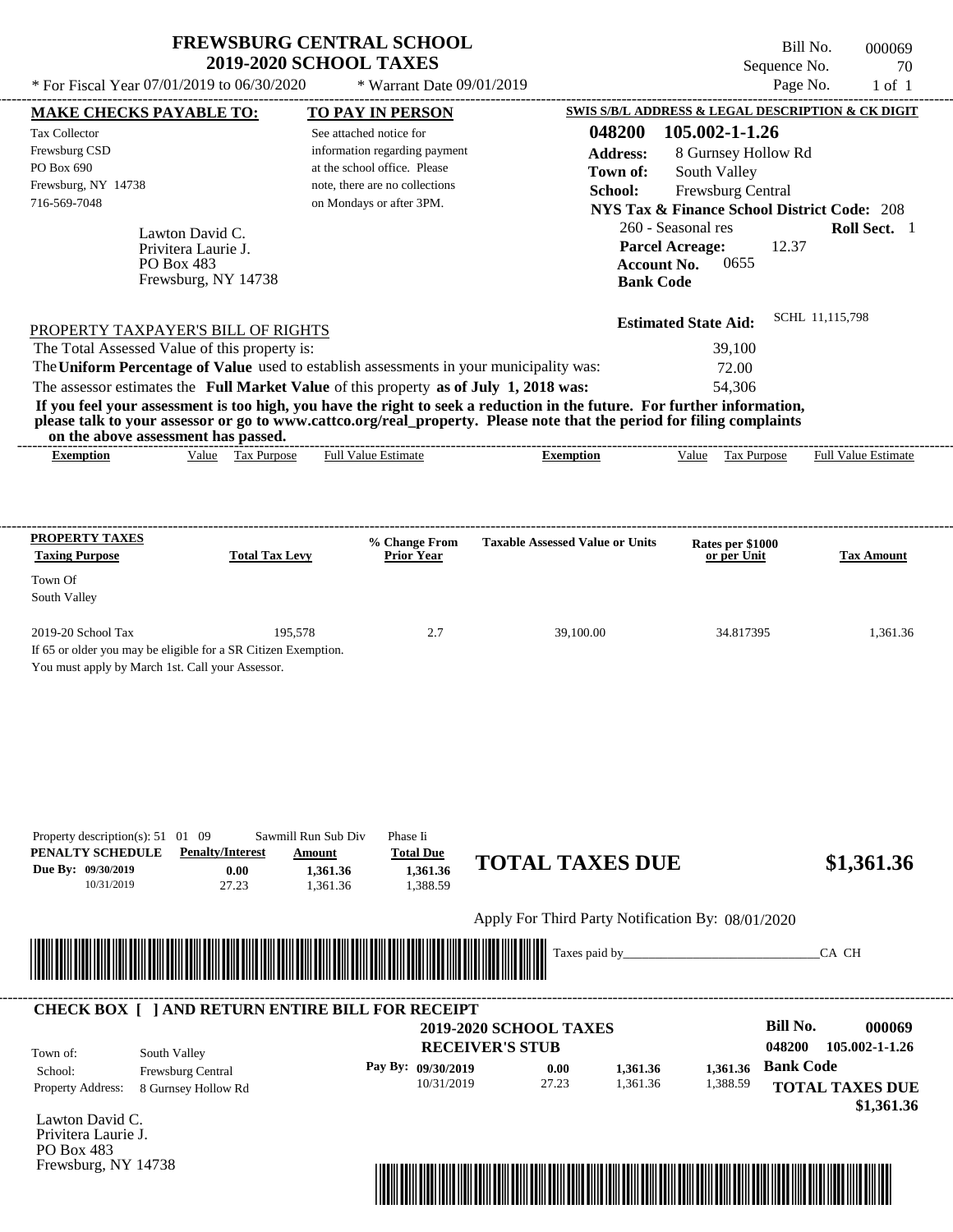# FREWSBURG CENTRAL SCHOOL
## 2019-2020 SCHOOL TAXES

Bill No. 000069
Sequence No. 70
Page No. 1 of 1

* For Fiscal Year 07/01/2019 to 06/30/2020 * Warrant Date 09/01/2019

**MAKE CHECKS PAYABLE TO:**
Tax Collector
Frewsburg CSD
PO Box 690
Frewsburg, NY 14738
716-569-7048

**TO PAY IN PERSON**
See attached notice for information regarding payment at the school office. Please note, there are no collections on Mondays or after 3PM.

**SWIS S/B/L ADDRESS & LEGAL DESCRIPTION & CK DIGIT**
**048200 105.002-1-1.26**
**Address:** 8 Gurnsey Hollow Rd
**Town of:** South Valley
**School:** Frewsburg Central
**NYS Tax & Finance School District Code:** 208
260 - Seasonal res **Roll Sect.** 1
**Parcel Acreage:** 12.37
**Account No.** 0655
**Bank Code**

Lawton David C.
Privitera Laurie J.
PO Box 483
Frewsburg, NY 14738

**Estimated State Aid:** SCHL 11,115,798

PROPERTY TAXPAYER'S BILL OF RIGHTS

The Total Assessed Value of this property is: 39,100
The **Uniform Percentage of Value** used to establish assessments in your municipality was: 72.00
The assessor estimates the **Full Market Value** of this property **as of July 1, 2018 was:** 54,306

**If you feel your assessment is too high, you have the right to seek a reduction in the future. For further information, please talk to your assessor or go to www.cattco.org/real_property. Please note that the period for filing complaints on the above assessment has passed.**

| Exemption | Value | Tax Purpose | Full Value Estimate | Exemption | Value | Tax Purpose | Full Value Estimate |
|---|---|---|---|---|---|---|---|

| PROPERTY TAXES Taxing Purpose | Total Tax Levy | % Change From Prior Year | Taxable Assessed Value or Units | Rates per $1000 or per Unit | Tax Amount |
|---|---|---|---|---|---|
| Town Of South Valley | | | | | |
| 2019-20 School Tax | 195,578 | 2.7 | 39,100.00 | 34.817395 | 1,361.36 |

If 65 or older you may be eligible for a SR Citizen Exemption.
You must apply by March 1st. Call your Assessor.

Property description(s): 51 01 09 Sawmill Run Sub Div Phase Ii

| PENALTY SCHEDULE | Penalty/Interest | Amount | Total Due |
|---|---|---|---|
| Due By: 09/30/2019 | 0.00 | 1,361.36 | 1,361.36 |
| 10/31/2019 | 27.23 | 1,361.36 | 1,388.59 |

**TOTAL TAXES DUE $1,361.36**

Apply For Third Party Notification By: 08/01/2020

Taxes paid by_______________________________CA CH

---

**CHECK BOX [ ] AND RETURN ENTIRE BILL FOR RECEIPT**

**2019-2020 SCHOOL TAXES**
**RECEIVER'S STUB**

**Bill No. 000069**
**048200 105.002-1-1.26**

Town of: South Valley
School: Frewsburg Central
Property Address: 8 Gurnsey Hollow Rd

| Pay By: | | | | |
|---|---|---|---|---|
| 09/30/2019 | 0.00 | 1,361.36 | 1,361.36 | **Bank Code** |
| 10/31/2019 | 27.23 | 1,361.36 | 1,388.59 | |

**TOTAL TAXES DUE $1,361.36**

Lawton David C.
Privitera Laurie J.
PO Box 483
Frewsburg, NY 14738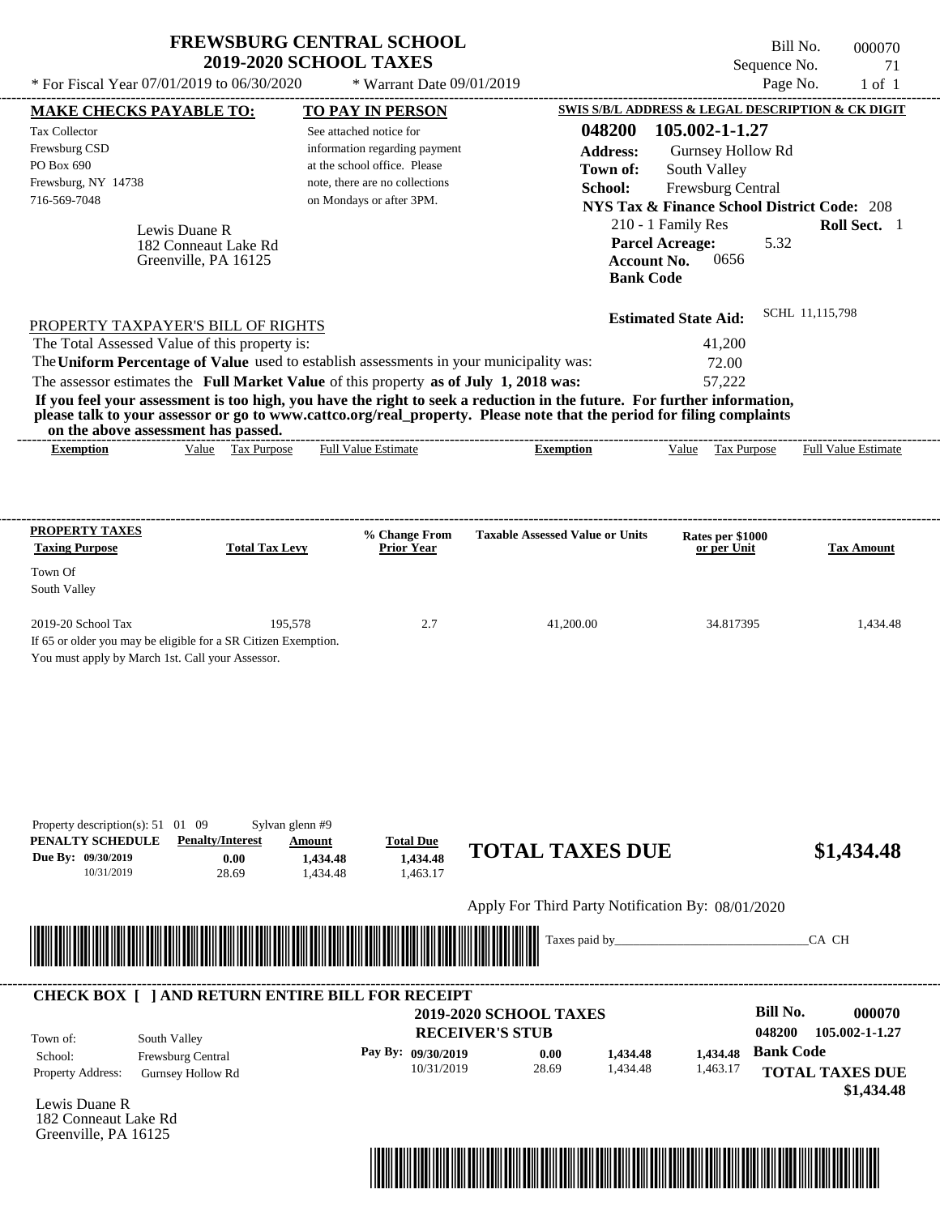# FREWSBURG CENTRAL SCHOOL
## 2019-2020 SCHOOL TAXES

* For Fiscal Year 07/01/2019 to 06/30/2020 * Warrant Date 09/01/2019

Bill No. 000070
Sequence No. 71
Page No. 1 of 1

**MAKE CHECKS PAYABLE TO:**

Tax Collector
Frewsburg CSD
PO Box 690
Frewsburg, NY 14738
716-569-7048

**TO PAY IN PERSON**

See attached notice for information regarding payment at the school office. Please note, there are no collections on Mondays or after 3PM.

**SWIS S/B/L ADDRESS & LEGAL DESCRIPTION & CK DIGIT**

**048200 105.002-1-1.27**
**Address:** Gurnsey Hollow Rd
**Town of:** South Valley
**School:** Frewsburg Central
**NYS Tax & Finance School District Code:** 208
210 - 1 Family Res **Roll Sect.** 1
**Parcel Acreage:** 5.32
**Account No.** 0656
**Bank Code**

Lewis Duane R
182 Conneaut Lake Rd
Greenville, PA 16125

**Estimated State Aid:** SCHL 11,115,798

PROPERTY TAXPAYER'S BILL OF RIGHTS

The Total Assessed Value of this property is: 41,200
The **Uniform Percentage of Value** used to establish assessments in your municipality was: 72.00
The assessor estimates the **Full Market Value** of this property **as of July 1, 2018 was:** 57,222

**If you feel your assessment is too high, you have the right to seek a reduction in the future. For further information, please talk to your assessor or go to www.cattco.org/real_property. Please note that the period for filing complaints on the above assessment has passed.**

| Exemption | Value | Tax Purpose | Full Value Estimate | Exemption | Value | Tax Purpose | Full Value Estimate |
|---|---|---|---|---|---|---|---|

| PROPERTY TAXES Taxing Purpose | Total Tax Levy | % Change From Prior Year | Taxable Assessed Value or Units | Rates per $1000 or per Unit | Tax Amount |
|---|---|---|---|---|---|
| Town Of South Valley | | | | | |
| 2019-20 School Tax | 195,578 | 2.7 | 41,200.00 | 34.817395 | 1,434.48 |

If 65 or older you may be eligible for a SR Citizen Exemption.
You must apply by March 1st. Call your Assessor.

Property description(s): 51 01 09 Sylvan glenn #9

| PENALTY SCHEDULE | Penalty/Interest | Amount | Total Due |
|---|---|---|---|
| Due By: 09/30/2019 | 0.00 | 1,434.48 | 1,434.48 |
| 10/31/2019 | 28.69 | 1,434.48 | 1,463.17 |

**TOTAL TAXES DUE $1,434.48**

Apply For Third Party Notification By: 08/01/2020

Taxes paid by_______________________________CA CH

**CHECK BOX [ ] AND RETURN ENTIRE BILL FOR RECEIPT**

**2019-2020 SCHOOL TAXES**
**RECEIVER'S STUB**

**Bill No. 000070**
**048200 105.002-1-1.27**

Town of: South Valley
School: Frewsburg Central
Property Address: Gurnsey Hollow Rd

| Pay By: | | | |
|---|---|---|---|
| 09/30/2019 | 0.00 | 1,434.48 | 1,434.48 |
| 10/31/2019 | 28.69 | 1,434.48 | 1,463.17 |

**Bank Code**
**TOTAL TAXES DUE $1,434.48**

Lewis Duane R
182 Conneaut Lake Rd
Greenville, PA 16125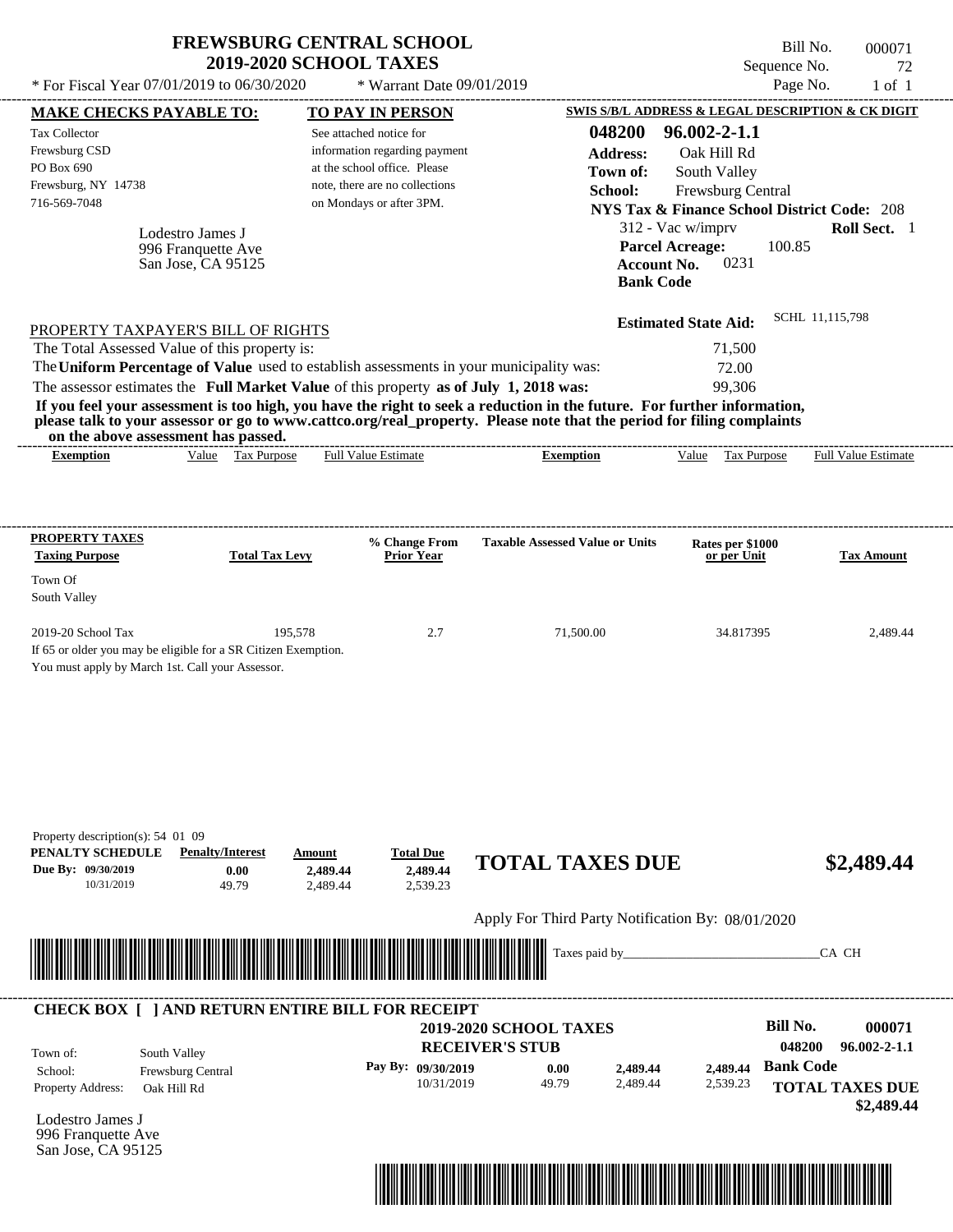# FREWSBURG CENTRAL SCHOOL
## 2019-2020 SCHOOL TAXES

\* For Fiscal Year 07/01/2019 to 06/30/2020 \* Warrant Date 09/01/2019

Bill No. 000071
Sequence No. 72
Page No. 1 of 1

**MAKE CHECKS PAYABLE TO:**
Tax Collector
Frewsburg CSD
PO Box 690
Frewsburg, NY 14738
716-569-7048

**TO PAY IN PERSON**
See attached notice for information regarding payment at the school office. Please note, there are no collections on Mondays or after 3PM.

**SWIS S/B/L ADDRESS & LEGAL DESCRIPTION & CK DIGIT**
**048200 96.002-2-1.1**
**Address:** Oak Hill Rd
**Town of:** South Valley
**School:** Frewsburg Central
**NYS Tax & Finance School District Code:** 208
312 - Vac w/imprv **Roll Sect.** 1
**Parcel Acreage:** 100.85
**Account No.** 0231
**Bank Code**

Lodestro James J
996 Franquette Ave
San Jose, CA 95125

**Estimated State Aid:** SCHL 11,115,798

PROPERTY TAXPAYER'S BILL OF RIGHTS

The Total Assessed Value of this property is: 71,500
The **Uniform Percentage of Value** used to establish assessments in your municipality was: 72.00
The assessor estimates the **Full Market Value** of this property **as of July 1, 2018 was:** 99,306

**If you feel your assessment is too high, you have the right to seek a reduction in the future. For further information, please talk to your assessor or go to www.cattco.org/real_property. Please note that the period for filing complaints on the above assessment has passed.**

| Exemption | Value | Tax Purpose | Full Value Estimate | Exemption | Value | Tax Purpose | Full Value Estimate |
|---|---|---|---|---|---|---|---|

| PROPERTY TAXES Taxing Purpose | Total Tax Levy | % Change From Prior Year | Taxable Assessed Value or Units | Rates per $1000 or per Unit | Tax Amount |
|---|---|---|---|---|---|
| Town Of South Valley | | | | | |
| 2019-20 School Tax | 195,578 | 2.7 | 71,500.00 | 34.817395 | 2,489.44 |

If 65 or older you may be eligible for a SR Citizen Exemption.
You must apply by March 1st. Call your Assessor.

Property description(s): 54 01 09

| PENALTY SCHEDULE | Penalty/Interest | Amount | Total Due |
|---|---|---|---|
| Due By: 09/30/2019 | 0.00 | 2,489.44 | 2,489.44 |
| 10/31/2019 | 49.79 | 2,489.44 | 2,539.23 |

**TOTAL TAXES DUE $2,489.44**

Apply For Third Party Notification By: 08/01/2020

Taxes paid by_______________________________CA CH

**CHECK BOX [ ] AND RETURN ENTIRE BILL FOR RECEIPT**

**2019-2020 SCHOOL TAXES**
**RECEIVER'S STUB**

**Bill No. 000071**
**048200 96.002-2-1.1**

Town of: South Valley
School: Frewsburg Central
Property Address: Oak Hill Rd

| Pay By: | | | | |
|---|---|---|---|---|
| 09/30/2019 | 0.00 | 2,489.44 | 2,489.44 | **Bank Code** |
| 10/31/2019 | 49.79 | 2,489.44 | 2,539.23 | |

**TOTAL TAXES DUE**
**$2,489.44**

Lodestro James J
996 Franquette Ave
San Jose, CA 95125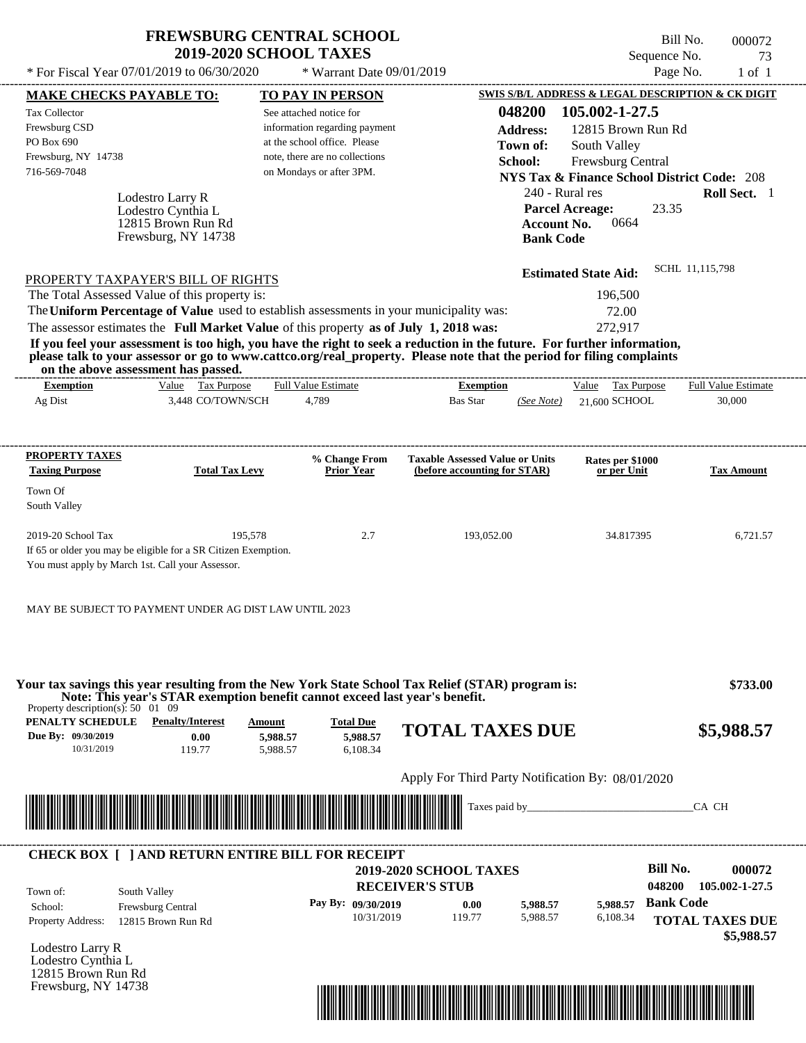# FREWSBURG CENTRAL SCHOOL
## 2019-2020 SCHOOL TAXES

* For Fiscal Year 07/01/2019 to 06/30/2020 * Warrant Date 09/01/2019

Bill No. 000072
Sequence No. 73
Page No. 1 of 1

**MAKE CHECKS PAYABLE TO:**

Tax Collector
Frewsburg CSD
PO Box 690
Frewsburg, NY 14738
716-569-7048

**TO PAY IN PERSON**

See attached notice for information regarding payment at the school office. Please note, there are no collections on Mondays or after 3PM.

**SWIS S/B/L ADDRESS & LEGAL DESCRIPTION & CK DIGIT**

**048200 105.002-1-27.5**
**Address:** 12815 Brown Run Rd
**Town of:** South Valley
**School:** Frewsburg Central
**NYS Tax & Finance School District Code:** 208
240 - Rural res **Roll Sect.** 1
**Parcel Acreage:** 23.35
**Account No.** 0664
**Bank Code**

Lodestro Larry R
Lodestro Cynthia L
12815 Brown Run Rd
Frewsburg, NY 14738

**Estimated State Aid:** SCHL 11,115,798

PROPERTY TAXPAYER'S BILL OF RIGHTS

The Total Assessed Value of this property is: 196,500
The **Uniform Percentage of Value** used to establish assessments in your municipality was: 72.00
The assessor estimates the **Full Market Value** of this property **as of July 1, 2018 was:** 272,917

**If you feel your assessment is too high, you have the right to seek a reduction in the future. For further information, please talk to your assessor or go to www.cattco.org/real_property. Please note that the period for filing complaints on the above assessment has passed.**

| Exemption | Value | Tax Purpose | Full Value Estimate | Exemption | | Value | Tax Purpose | Full Value Estimate |
|---|---|---|---|---|---|---|---|---|
| Ag Dist | 3,448 | CO/TOWN/SCH | 4,789 | Bas Star | (See Note) | 21,600 | SCHOOL | 30,000 |

| PROPERTY TAXES Taxing Purpose | Total Tax Levy | % Change From Prior Year | Taxable Assessed Value or Units (before accounting for STAR) | Rates per $1000 or per Unit | Tax Amount |
|---|---|---|---|---|---|
| Town Of South Valley | | | | | |
| 2019-20 School Tax | 195,578 | 2.7 | 193,052.00 | 34.817395 | 6,721.57 |

If 65 or older you may be eligible for a SR Citizen Exemption.
You must apply by March 1st. Call your Assessor.

MAY BE SUBJECT TO PAYMENT UNDER AG DIST LAW UNTIL 2023

**Your tax savings this year resulting from the New York State School Tax Relief (STAR) program is: $733.00**
**Note: This year's STAR exemption benefit cannot exceed last year's benefit.**

Property description(s): 50 01 09

| PENALTY SCHEDULE | Penalty/Interest | Amount | Total Due |
|---|---|---|---|
| Due By: 09/30/2019 | 0.00 | 5,988.57 | 5,988.57 |
| 10/31/2019 | 119.77 | 5,988.57 | 6,108.34 |

**TOTAL TAXES DUE $5,988.57**

Apply For Third Party Notification By: 08/01/2020

Taxes paid by_______________________________CA CH

---

**CHECK BOX [ ] AND RETURN ENTIRE BILL FOR RECEIPT**

**2019-2020 SCHOOL TAXES**
**RECEIVER'S STUB**

**Bill No. 000072**
**048200 105.002-1-27.5**

Town of: South Valley
School: Frewsburg Central
Property Address: 12815 Brown Run Rd

| Pay By: | Penalty/Interest | Amount | Total Due |
|---|---|---|---|
| 09/30/2019 | 0.00 | 5,988.57 | 5,988.57 |
| 10/31/2019 | 119.77 | 5,988.57 | 6,108.34 |

**Bank Code**

**TOTAL TAXES DUE $5,988.57**

Lodestro Larry R
Lodestro Cynthia L
12815 Brown Run Rd
Frewsburg, NY 14738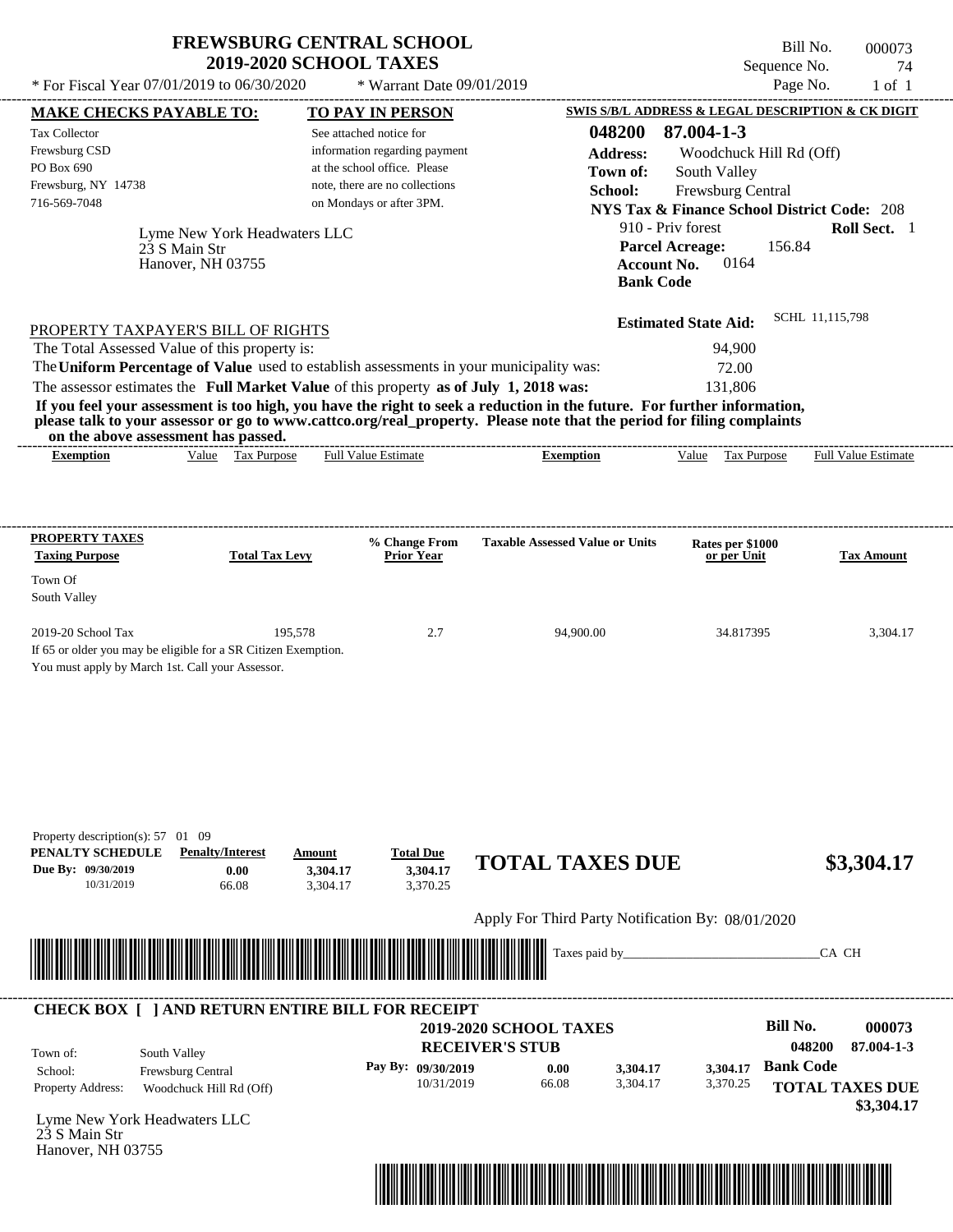# FREWSBURG CENTRAL SCHOOL
## 2019-2020 SCHOOL TAXES

Bill No. 000073
Sequence No. 74
Page No. 1 of 1

* For Fiscal Year 07/01/2019 to 06/30/2020 * Warrant Date 09/01/2019

**MAKE CHECKS PAYABLE TO:**
Tax Collector
Frewsburg CSD
PO Box 690
Frewsburg, NY 14738
716-569-7048

**TO PAY IN PERSON**
See attached notice for information regarding payment at the school office. Please note, there are no collections on Mondays or after 3PM.

**SWIS S/B/L ADDRESS & LEGAL DESCRIPTION & CK DIGIT**
**048200 87.004-1-3**
**Address:** Woodchuck Hill Rd (Off)
**Town of:** South Valley
**School:** Frewsburg Central
**NYS Tax & Finance School District Code:** 208
910 - Priv forest **Roll Sect.** 1
**Parcel Acreage:** 156.84
**Account No.** 0164
**Bank Code**

Lyme New York Headwaters LLC
23 S Main Str
Hanover, NH 03755

**Estimated State Aid:** SCHL 11,115,798

PROPERTY TAXPAYER'S BILL OF RIGHTS

The Total Assessed Value of this property is: 94,900
The **Uniform Percentage of Value** used to establish assessments in your municipality was: 72.00
The assessor estimates the **Full Market Value** of this property **as of July 1, 2018 was:** 131,806

**If you feel your assessment is too high, you have the right to seek a reduction in the future. For further information, please talk to your assessor or go to www.cattco.org/real_property. Please note that the period for filing complaints on the above assessment has passed.**

| Exemption | Value | Tax Purpose | Full Value Estimate | Exemption | Value | Tax Purpose | Full Value Estimate |
|---|---|---|---|---|---|---|---|

| PROPERTY TAXES Taxing Purpose | Total Tax Levy | % Change From Prior Year | Taxable Assessed Value or Units | Rates per $1000 or per Unit | Tax Amount |
|---|---|---|---|---|---|
| Town Of South Valley | | | | | |
| 2019-20 School Tax | 195,578 | 2.7 | 94,900.00 | 34.817395 | 3,304.17 |

If 65 or older you may be eligible for a SR Citizen Exemption.
You must apply by March 1st. Call your Assessor.

Property description(s): 57 01 09

| PENALTY SCHEDULE | Penalty/Interest | Amount | Total Due |
|---|---|---|---|
| Due By: 09/30/2019 | 0.00 | 3,304.17 | 3,304.17 |
| 10/31/2019 | 66.08 | 3,304.17 | 3,370.25 |

**TOTAL TAXES DUE $3,304.17**

Apply For Third Party Notification By: 08/01/2020

Taxes paid by_______________________________CA CH

**CHECK BOX [ ] AND RETURN ENTIRE BILL FOR RECEIPT**

**2019-2020 SCHOOL TAXES**
**RECEIVER'S STUB**

**Bill No. 000073**
**048200 87.004-1-3**

Town of: South Valley
School: Frewsburg Central
Property Address: Woodchuck Hill Rd (Off)

| Pay By: | | | |
|---|---|---|---|
| 09/30/2019 | 0.00 | 3,304.17 | 3,304.17 |
| 10/31/2019 | 66.08 | 3,304.17 | 3,370.25 |

**Bank Code**

**TOTAL TAXES DUE $3,304.17**

Lyme New York Headwaters LLC
23 S Main Str
Hanover, NH 03755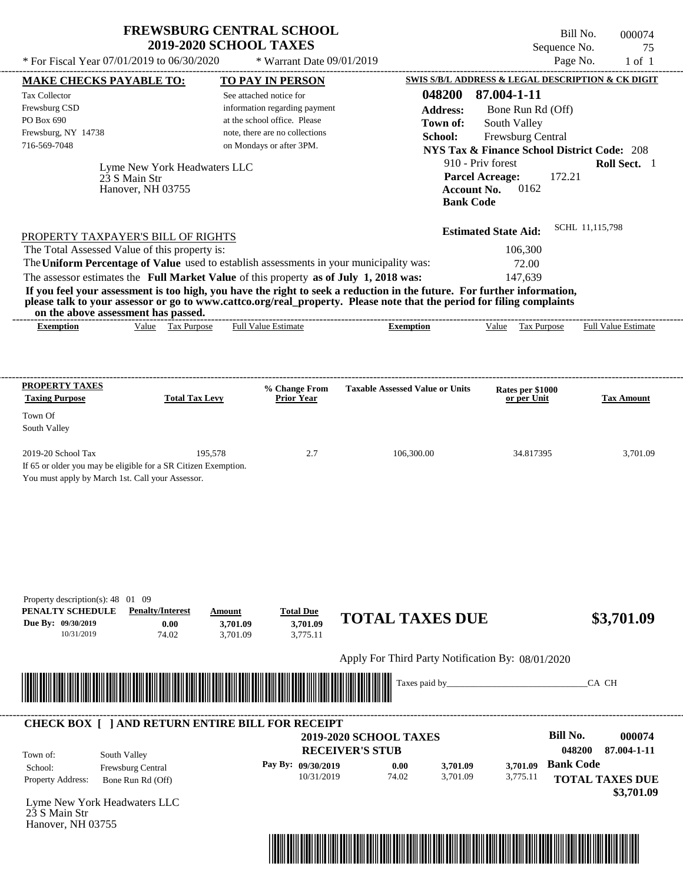# FREWSBURG CENTRAL SCHOOL
## 2019-2020 SCHOOL TAXES

\* For Fiscal Year 07/01/2019 to 06/30/2020 &nbsp;&nbsp; \* Warrant Date 09/01/2019

Bill No. 000074
Sequence No. 75
Page No. 1 of 1

| MAKE CHECKS PAYABLE TO: | TO PAY IN PERSON | SWIS S/B/L ADDRESS & LEGAL DESCRIPTION & CK DIGIT |
|---|---|---|
| Tax Collector<br>Frewsburg CSD<br>PO Box 690<br>Frewsburg, NY 14738<br>716-569-7048 | See attached notice for information regarding payment at the school office. Please note, there are no collections on Mondays or after 3PM. | **048200 87.004-1-11**<br>**Address:** Bone Run Rd (Off)<br>**Town of:** South Valley<br>**School:** Frewsburg Central<br>**NYS Tax & Finance School District Code:** 208<br>910 - Priv forest &nbsp; **Roll Sect.** 1<br>**Parcel Acreage:** 172.21<br>**Account No.** 0162<br>**Bank Code** |

Lyme New York Headwaters LLC
23 S Main Str
Hanover, NH 03755

**Estimated State Aid:** SCHL 11,115,798

### PROPERTY TAXPAYER'S BILL OF RIGHTS

The Total Assessed Value of this property is: 106,300

The **Uniform Percentage of Value** used to establish assessments in your municipality was: 72.00

The assessor estimates the **Full Market Value** of this property **as of July 1, 2018 was:** 147,639

**If you feel your assessment is too high, you have the right to seek a reduction in the future. For further information, please talk to your assessor or go to www.cattco.org/real_property. Please note that the period for filing complaints on the above assessment has passed.**

| Exemption | Value | Tax Purpose | Full Value Estimate | Exemption | Value | Tax Purpose | Full Value Estimate |
|---|---|---|---|---|---|---|---|

| PROPERTY TAXES Taxing Purpose | Total Tax Levy | % Change From Prior Year | Taxable Assessed Value or Units | Rates per $1000 or per Unit | Tax Amount |
|---|---|---|---|---|---|
| Town Of South Valley | | | | | |
| 2019-20 School Tax | 195,578 | 2.7 | 106,300.00 | 34.817395 | 3,701.09 |

If 65 or older you may be eligible for a SR Citizen Exemption.
You must apply by March 1st. Call your Assessor.

Property description(s): 48 01 09

| PENALTY SCHEDULE | Penalty/Interest | Amount | Total Due |
|---|---|---|---|
| Due By: 09/30/2019 | 0.00 | 3,701.09 | 3,701.09 |
| 10/31/2019 | 74.02 | 3,701.09 | 3,775.11 |

## TOTAL TAXES DUE $3,701.09

Apply For Third Party Notification By: 08/01/2020

Taxes paid by_______________________________CA CH

---

### CHECK BOX [ ] AND RETURN ENTIRE BILL FOR RECEIPT

**2019-2020 SCHOOL TAXES**
**RECEIVER'S STUB**

**Bill No. 000074**
**048200 87.004-1-11**

| | |
|---|---|
| Town of: | South Valley |
| School: | Frewsburg Central |
| Property Address: | Bone Run Rd (Off) |

| Pay By: | | | |
|---|---|---|---|
| 09/30/2019 | 0.00 | 3,701.09 | 3,701.09 |
| 10/31/2019 | 74.02 | 3,701.09 | 3,775.11 |

**Bank Code**

**TOTAL TAXES DUE $3,701.09**

Lyme New York Headwaters LLC
23 S Main Str
Hanover, NH 03755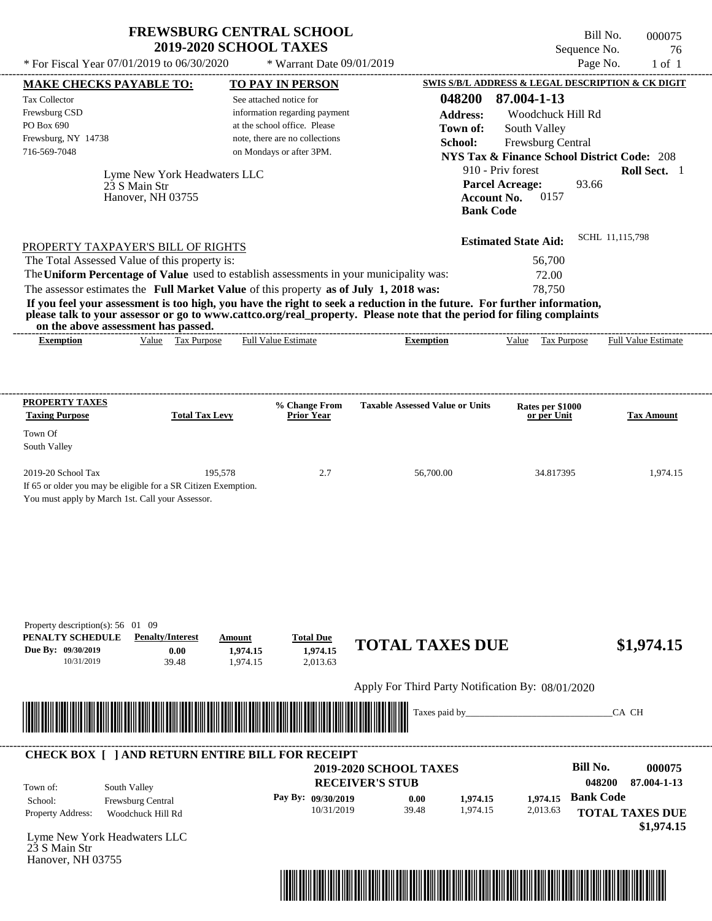# FREWSBURG CENTRAL SCHOOL
## 2019-2020 SCHOOL TAXES

Bill No. 000075
Sequence No. 76
Page No. 1 of 1

* For Fiscal Year 07/01/2019 to 06/30/2020 * Warrant Date 09/01/2019

**MAKE CHECKS PAYABLE TO:**
Tax Collector
Frewsburg CSD
PO Box 690
Frewsburg, NY 14738
716-569-7048

**TO PAY IN PERSON**
See attached notice for information regarding payment at the school office. Please note, there are no collections on Mondays or after 3PM.

**SWIS S/B/L ADDRESS & LEGAL DESCRIPTION & CK DIGIT**
**048200 87.004-1-13**
**Address:** Woodchuck Hill Rd
**Town of:** South Valley
**School:** Frewsburg Central
**NYS Tax & Finance School District Code:** 208
910 - Priv forest **Roll Sect.** 1
**Parcel Acreage:** 93.66
**Account No.** 0157
**Bank Code**

Lyme New York Headwaters LLC
23 S Main Str
Hanover, NH 03755

**Estimated State Aid:** SCHL 11,115,798

PROPERTY TAXPAYER'S BILL OF RIGHTS

The Total Assessed Value of this property is: 56,700
The **Uniform Percentage of Value** used to establish assessments in your municipality was: 72.00
The assessor estimates the **Full Market Value** of this property **as of July 1, 2018 was:** 78,750

**If you feel your assessment is too high, you have the right to seek a reduction in the future. For further information, please talk to your assessor or go to www.cattco.org/real_property. Please note that the period for filing complaints on the above assessment has passed.**

| Exemption | Value | Tax Purpose | Full Value Estimate | Exemption | Value | Tax Purpose | Full Value Estimate |
|---|---|---|---|---|---|---|---|

| PROPERTY TAXES Taxing Purpose | Total Tax Levy | % Change From Prior Year | Taxable Assessed Value or Units | Rates per $1000 or per Unit | Tax Amount |
|---|---|---|---|---|---|
| Town Of South Valley | | | | | |
| 2019-20 School Tax | 195,578 | 2.7 | 56,700.00 | 34.817395 | 1,974.15 |

If 65 or older you may be eligible for a SR Citizen Exemption.
You must apply by March 1st. Call your Assessor.

Property description(s): 56 01 09

| PENALTY SCHEDULE | Penalty/Interest | Amount | Total Due |
|---|---|---|---|
| Due By: 09/30/2019 | 0.00 | 1,974.15 | 1,974.15 |
| 10/31/2019 | 39.48 | 1,974.15 | 2,013.63 |

**TOTAL TAXES DUE $1,974.15**

Apply For Third Party Notification By: 08/01/2020

Taxes paid by_______________________________CA CH

---

**CHECK BOX [ ] AND RETURN ENTIRE BILL FOR RECEIPT**

**2019-2020 SCHOOL TAXES**
**RECEIVER'S STUB**

**Bill No. 000075**
048200 87.004-1-13

Town of: South Valley
School: Frewsburg Central
Property Address: Woodchuck Hill Rd

| Pay By: | | | |
|---|---|---|---|
| 09/30/2019 | 0.00 | 1,974.15 | 1,974.15 |
| 10/31/2019 | 39.48 | 1,974.15 | 2,013.63 |

**Bank Code**

**TOTAL TAXES DUE $1,974.15**

Lyme New York Headwaters LLC
23 S Main Str
Hanover, NH 03755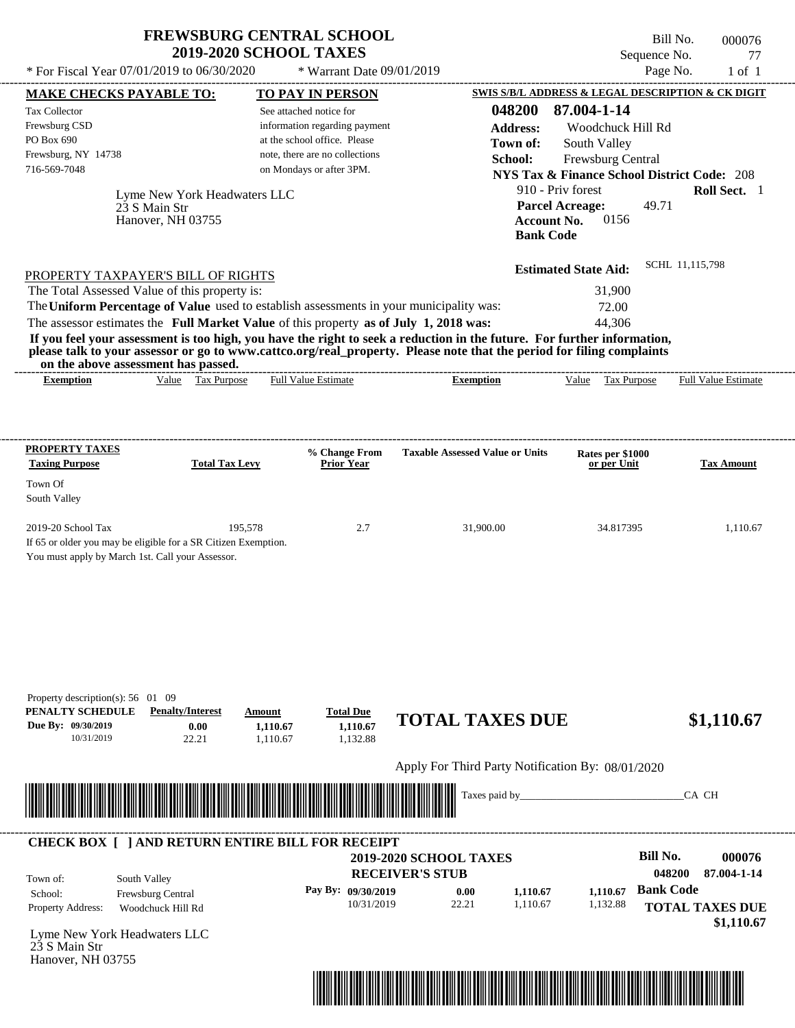# FREWSBURG CENTRAL SCHOOL
## 2019-2020 SCHOOL TAXES

Bill No. 000076
Sequence No. 77
Page No. 1 of 1

* For Fiscal Year 07/01/2019 to 06/30/2020 * Warrant Date 09/01/2019

**MAKE CHECKS PAYABLE TO:**
Tax Collector
Frewsburg CSD
PO Box 690
Frewsburg, NY 14738
716-569-7048

**TO PAY IN PERSON**
See attached notice for information regarding payment at the school office. Please note, there are no collections on Mondays or after 3PM.

**SWIS S/B/L ADDRESS & LEGAL DESCRIPTION & CK DIGIT**
**048200 87.004-1-14**
**Address:** Woodchuck Hill Rd
**Town of:** South Valley
**School:** Frewsburg Central
**NYS Tax & Finance School District Code:** 208
910 - Priv forest **Roll Sect.** 1
**Parcel Acreage:** 49.71
**Account No.** 0156
**Bank Code**

Lyme New York Headwaters LLC
23 S Main Str
Hanover, NH 03755

**Estimated State Aid:** SCHL 11,115,798

PROPERTY TAXPAYER'S BILL OF RIGHTS
The Total Assessed Value of this property is: 31,900
The **Uniform Percentage of Value** used to establish assessments in your municipality was: 72.00
The assessor estimates the **Full Market Value** of this property **as of July 1, 2018 was:** 44,306

**If you feel your assessment is too high, you have the right to seek a reduction in the future. For further information, please talk to your assessor or go to www.cattco.org/real_property. Please note that the period for filing complaints on the above assessment has passed.**

| Exemption | Value | Tax Purpose | Full Value Estimate | Exemption | Value | Tax Purpose | Full Value Estimate |
|---|---|---|---|---|---|---|---|

| PROPERTY TAXES Taxing Purpose | Total Tax Levy | % Change From Prior Year | Taxable Assessed Value or Units | Rates per $1000 or per Unit | Tax Amount |
|---|---|---|---|---|---|
| Town Of South Valley | | | | | |
| 2019-20 School Tax | 195,578 | 2.7 | 31,900.00 | 34.817395 | 1,110.67 |

If 65 or older you may be eligible for a SR Citizen Exemption.
You must apply by March 1st. Call your Assessor.

Property description(s): 56 01 09

| PENALTY SCHEDULE | Penalty/Interest | Amount | Total Due |
|---|---|---|---|
| Due By: 09/30/2019 | 0.00 | 1,110.67 | 1,110.67 |
| 10/31/2019 | 22.21 | 1,110.67 | 1,132.88 |

**TOTAL TAXES DUE $1,110.67**

Apply For Third Party Notification By: 08/01/2020

Taxes paid by_______________________________CA CH

**CHECK BOX [ ] AND RETURN ENTIRE BILL FOR RECEIPT**

**2019-2020 SCHOOL TAXES**
**RECEIVER'S STUB**

**Bill No.** 000076
048200 87.004-1-14

Town of: South Valley
School: Frewsburg Central
Property Address: Woodchuck Hill Rd

| Pay By: | | | | |
|---|---|---|---|---|
| 09/30/2019 | 0.00 | 1,110.67 | 1,110.67 | Bank Code |
| 10/31/2019 | 22.21 | 1,110.67 | 1,132.88 | |

**TOTAL TAXES DUE $1,110.67**

Lyme New York Headwaters LLC
23 S Main Str
Hanover, NH 03755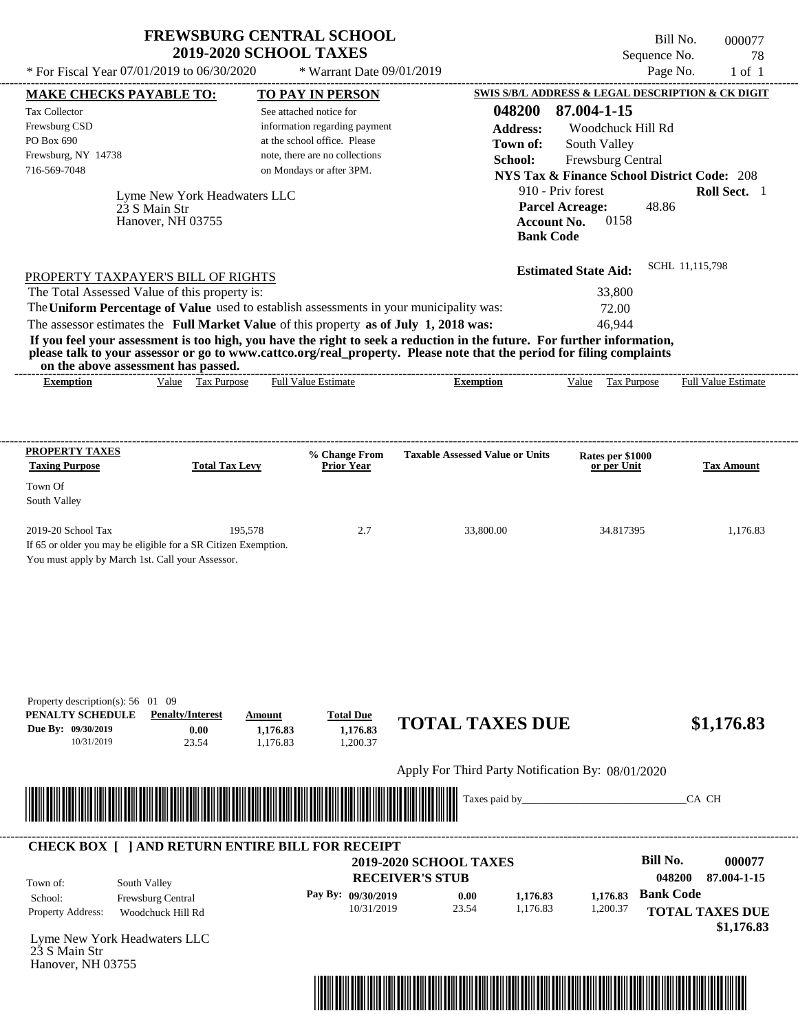# FREWSBURG CENTRAL SCHOOL
## 2019-2020 SCHOOL TAXES

\* For Fiscal Year 07/01/2019 to 06/30/2020 \* Warrant Date 09/01/2019

Bill No. 000077
Sequence No. 78
Page No. 1 of 1

**MAKE CHECKS PAYABLE TO:**

Tax Collector
Frewsburg CSD
PO Box 690
Frewsburg, NY 14738
716-569-7048

**TO PAY IN PERSON**

See attached notice for information regarding payment at the school office. Please note, there are no collections on Mondays or after 3PM.

**SWIS S/B/L ADDRESS & LEGAL DESCRIPTION & CK DIGIT**

**048200 87.004-1-15**
**Address:** Woodchuck Hill Rd
**Town of:** South Valley
**School:** Frewsburg Central
**NYS Tax & Finance School District Code:** 208
910 - Priv forest **Roll Sect.** 1
**Parcel Acreage:** 48.86
**Account No.** 0158
**Bank Code**

Lyme New York Headwaters LLC
23 S Main Str
Hanover, NH 03755

**Estimated State Aid:** SCHL 11,115,798

PROPERTY TAXPAYER'S BILL OF RIGHTS

The Total Assessed Value of this property is: 33,800
The **Uniform Percentage of Value** used to establish assessments in your municipality was: 72.00
The assessor estimates the **Full Market Value** of this property **as of July 1, 2018 was:** 46,944

**If you feel your assessment is too high, you have the right to seek a reduction in the future. For further information, please talk to your assessor or go to www.cattco.org/real_property. Please note that the period for filing complaints on the above assessment has passed.**

| Exemption | Value | Tax Purpose | Full Value Estimate | Exemption | Value | Tax Purpose | Full Value Estimate |
|---|---|---|---|---|---|---|---|

| PROPERTY TAXES Taxing Purpose | Total Tax Levy | % Change From Prior Year | Taxable Assessed Value or Units | Rates per $1000 or per Unit | Tax Amount |
|---|---|---|---|---|---|
| Town Of South Valley | | | | | |
| 2019-20 School Tax | 195,578 | 2.7 | 33,800.00 | 34.817395 | 1,176.83 |

If 65 or older you may be eligible for a SR Citizen Exemption.
You must apply by March 1st. Call your Assessor.

Property description(s): 56 01 09

| PENALTY SCHEDULE | Penalty/Interest | Amount | Total Due |
|---|---|---|---|
| Due By: 09/30/2019 | 0.00 | 1,176.83 | 1,176.83 |
| 10/31/2019 | 23.54 | 1,176.83 | 1,200.37 |

**TOTAL TAXES DUE** **$1,176.83**

Apply For Third Party Notification By: 08/01/2020

Taxes paid by______________________________CA CH

**CHECK BOX [ ] AND RETURN ENTIRE BILL FOR RECEIPT**

**2019-2020 SCHOOL TAXES**
**RECEIVER'S STUB**

**Bill No.** 000077
048200 87.004-1-15

Town of: South Valley
School: Frewsburg Central
Property Address: Woodchuck Hill Rd

| Pay By: | | | |
|---|---|---|---|
| 09/30/2019 | 0.00 | 1,176.83 | 1,176.83 |
| 10/31/2019 | 23.54 | 1,176.83 | 1,200.37 |

**Bank Code**

**TOTAL TAXES DUE** **$1,176.83**

Lyme New York Headwaters LLC
23 S Main Str
Hanover, NH 03755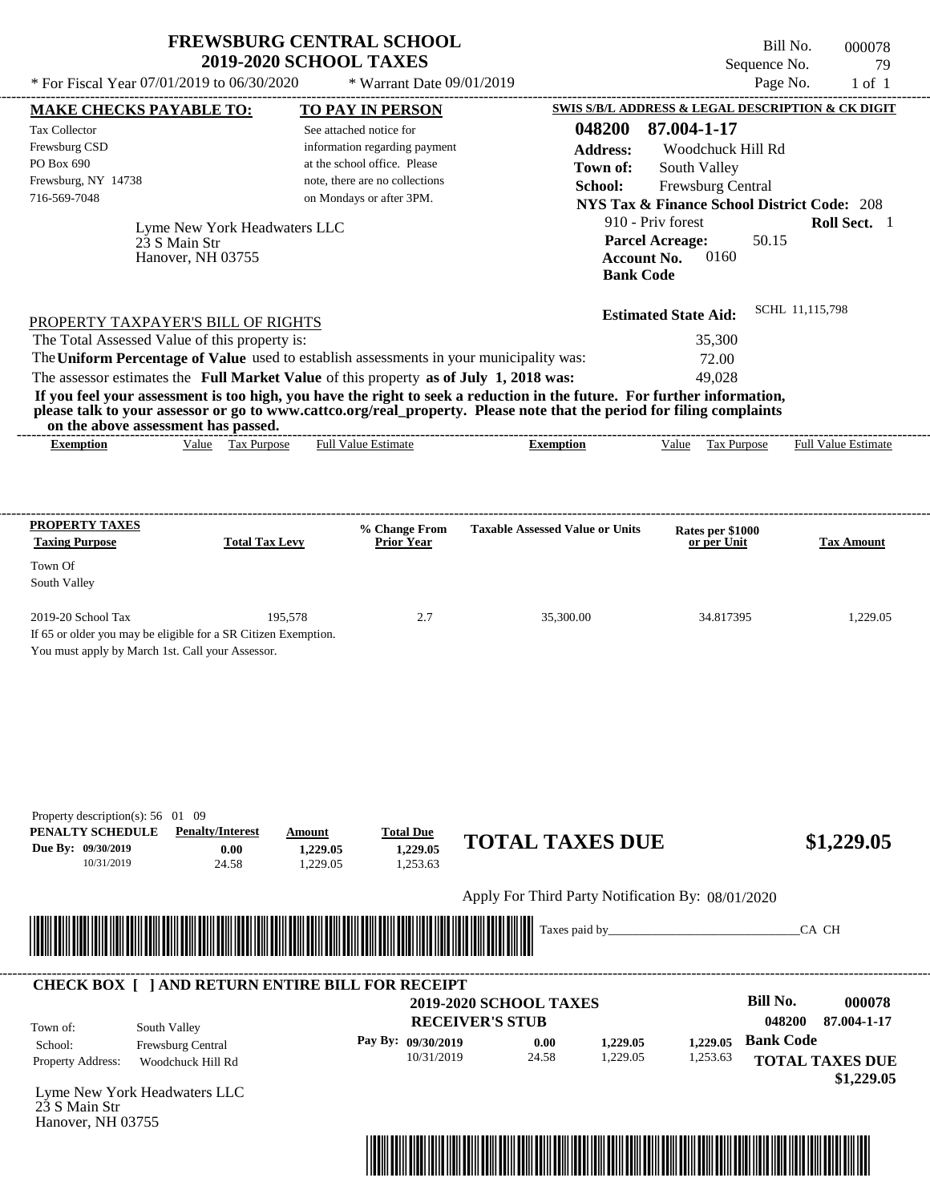# FREWSBURG CENTRAL SCHOOL
## 2019-2020 SCHOOL TAXES

\* For Fiscal Year 07/01/2019 to 06/30/2020 \* Warrant Date 09/01/2019

Bill No. 000078
Sequence No. 79
Page No. 1 of 1

**MAKE CHECKS PAYABLE TO:**
Tax Collector
Frewsburg CSD
PO Box 690
Frewsburg, NY 14738
716-569-7048

**TO PAY IN PERSON**
See attached notice for information regarding payment at the school office. Please note, there are no collections on Mondays or after 3PM.

**SWIS S/B/L ADDRESS & LEGAL DESCRIPTION & CK DIGIT**
**048200 87.004-1-17**
**Address:** Woodchuck Hill Rd
**Town of:** South Valley
**School:** Frewsburg Central
**NYS Tax & Finance School District Code:** 208
910 - Priv forest **Roll Sect.** 1
**Parcel Acreage:** 50.15
**Account No.** 0160
**Bank Code**

Lyme New York Headwaters LLC
23 S Main Str
Hanover, NH 03755

**Estimated State Aid:** SCHL 11,115,798

PROPERTY TAXPAYER'S BILL OF RIGHTS

The Total Assessed Value of this property is: 35,300
The **Uniform Percentage of Value** used to establish assessments in your municipality was: 72.00
The assessor estimates the **Full Market Value** of this property **as of July 1, 2018 was:** 49,028

**If you feel your assessment is too high, you have the right to seek a reduction in the future. For further information, please talk to your assessor or go to www.cattco.org/real_property. Please note that the period for filing complaints on the above assessment has passed.**

| Exemption | Value | Tax Purpose | Full Value Estimate | Exemption | Value | Tax Purpose | Full Value Estimate |
|---|---|---|---|---|---|---|---|

| PROPERTY TAXES Taxing Purpose | Total Tax Levy | % Change From Prior Year | Taxable Assessed Value or Units | Rates per $1000 or per Unit | Tax Amount |
|---|---|---|---|---|---|
| Town Of South Valley | | | | | |
| 2019-20 School Tax | 195,578 | 2.7 | 35,300.00 | 34.817395 | 1,229.05 |

If 65 or older you may be eligible for a SR Citizen Exemption.
You must apply by March 1st. Call your Assessor.

Property description(s): 56 01 09

| PENALTY SCHEDULE | Penalty/Interest | Amount | Total Due |
|---|---|---|---|
| Due By: 09/30/2019 | 0.00 | 1,229.05 | 1,229.05 |
| 10/31/2019 | 24.58 | 1,229.05 | 1,253.63 |

**TOTAL TAXES DUE $1,229.05**

Apply For Third Party Notification By: 08/01/2020

Taxes paid by_______________________________CA CH

**CHECK BOX [ ] AND RETURN ENTIRE BILL FOR RECEIPT**

**2019-2020 SCHOOL TAXES**
**RECEIVER'S STUB**

**Bill No. 000078**
**048200 87.004-1-17**

Town of: South Valley
School: Frewsburg Central
Property Address: Woodchuck Hill Rd

| Pay By: | | | | |
|---|---|---|---|---|
| 09/30/2019 | 0.00 | 1,229.05 | 1,229.05 | **Bank Code** |
| 10/31/2019 | 24.58 | 1,229.05 | 1,253.63 | |

**TOTAL TAXES DUE**
**$1,229.05**

Lyme New York Headwaters LLC
23 S Main Str
Hanover, NH 03755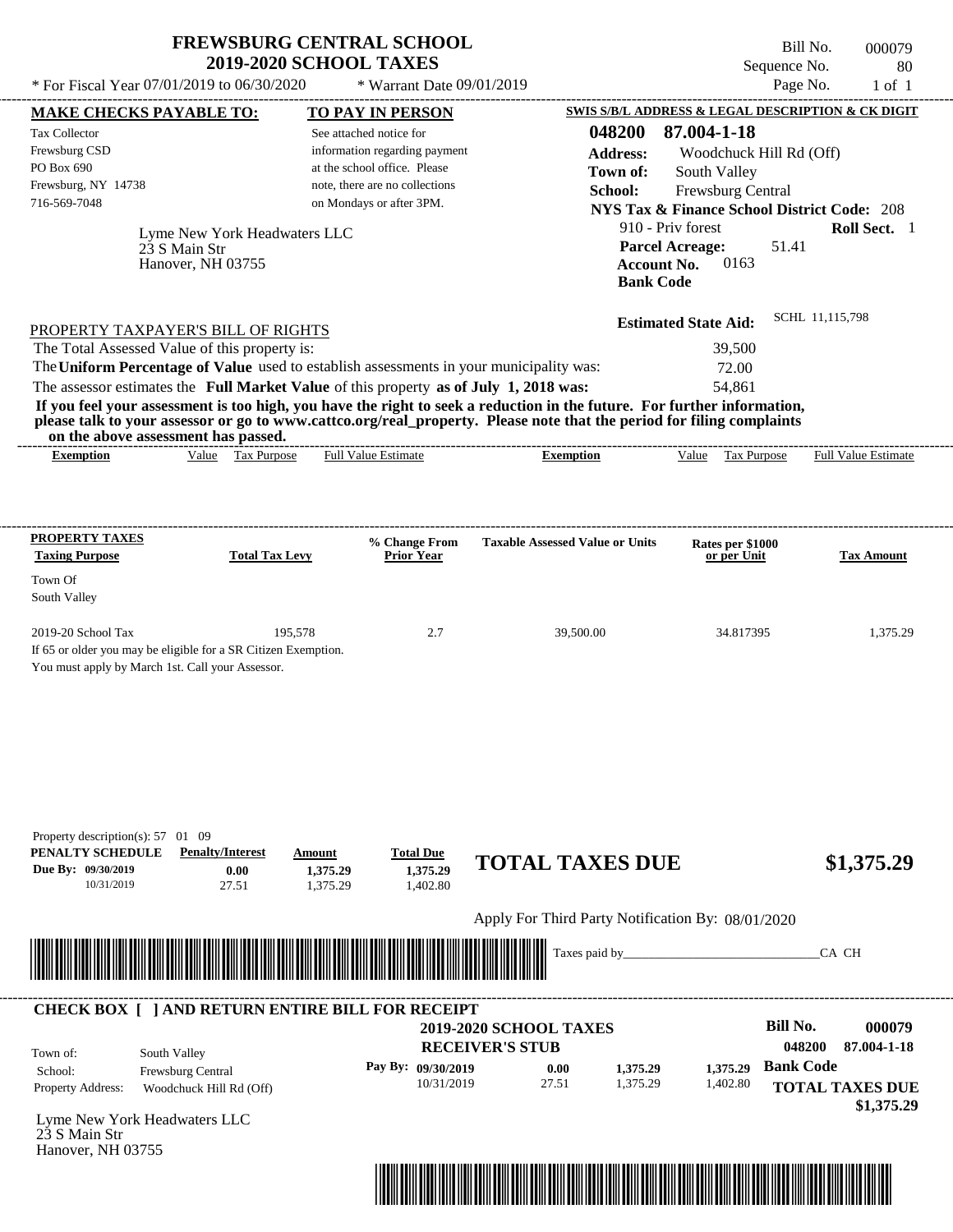# FREWSBURG CENTRAL SCHOOL
## 2019-2020 SCHOOL TAXES

\* For Fiscal Year 07/01/2019 to 06/30/2020 \* Warrant Date 09/01/2019

Bill No. 000079
Sequence No. 80
Page No. 1 of 1

| MAKE CHECKS PAYABLE TO: | TO PAY IN PERSON | SWIS S/B/L ADDRESS & LEGAL DESCRIPTION & CK DIGIT |
|---|---|---|
| Tax Collector<br>Frewsburg CSD<br>PO Box 690<br>Frewsburg, NY 14738<br>716-569-7048 | See attached notice for information regarding payment at the school office. Please note, there are no collections on Mondays or after 3PM. | **048200 87.004-1-18**<br>**Address:** Woodchuck Hill Rd (Off)<br>**Town of:** South Valley<br>**School:** Frewsburg Central<br>**NYS Tax & Finance School District Code:** 208 |

Lyme New York Headwaters LLC
23 S Main Str
Hanover, NH 03755

910 - Priv forest **Roll Sect.** 1
**Parcel Acreage:** 51.41
**Account No.** 0163
**Bank Code**

**Estimated State Aid:** SCHL 11,115,798

PROPERTY TAXPAYER'S BILL OF RIGHTS

The Total Assessed Value of this property is: 39,500
The **Uniform Percentage of Value** used to establish assessments in your municipality was: 72.00
The assessor estimates the **Full Market Value** of this property **as of July 1, 2018 was:** 54,861

**If you feel your assessment is too high, you have the right to seek a reduction in the future. For further information, please talk to your assessor or go to www.cattco.org/real_property. Please note that the period for filing complaints on the above assessment has passed.**

| Exemption | Value | Tax Purpose | Full Value Estimate | Exemption | Value | Tax Purpose | Full Value Estimate |
|---|---|---|---|---|---|---|---|

| PROPERTY TAXES Taxing Purpose | Total Tax Levy | % Change From Prior Year | Taxable Assessed Value or Units | Rates per $1000 or per Unit | Tax Amount |
|---|---|---|---|---|---|
| Town Of South Valley | | | | | |
| 2019-20 School Tax | 195,578 | 2.7 | 39,500.00 | 34.817395 | 1,375.29 |

If 65 or older you may be eligible for a SR Citizen Exemption.
You must apply by March 1st. Call your Assessor.

Property description(s): 57 01 09

| PENALTY SCHEDULE | Penalty/Interest | Amount | Total Due |
|---|---|---|---|
| Due By: 09/30/2019 | 0.00 | 1,375.29 | 1,375.29 |
| 10/31/2019 | 27.51 | 1,375.29 | 1,402.80 |

**TOTAL TAXES DUE $1,375.29**

Apply For Third Party Notification By: 08/01/2020

Taxes paid by_______________________________CA CH

**CHECK BOX [ ] AND RETURN ENTIRE BILL FOR RECEIPT**

**2019-2020 SCHOOL TAXES**
**RECEIVER'S STUB**

**Bill No.** 000079
048200 87.004-1-18

Town of: South Valley
School: Frewsburg Central
Property Address: Woodchuck Hill Rd (Off)

| Pay By: | | | |
|---|---|---|---|
| 09/30/2019 | 0.00 | 1,375.29 | 1,375.29 |
| 10/31/2019 | 27.51 | 1,375.29 | 1,402.80 |

**Bank Code**

**TOTAL TAXES DUE $1,375.29**

Lyme New York Headwaters LLC
23 S Main Str
Hanover, NH 03755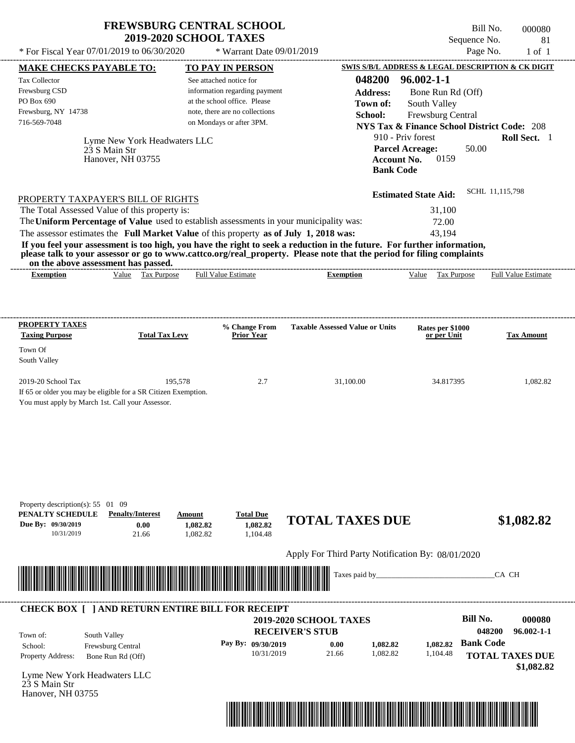# FREWSBURG CENTRAL SCHOOL
## 2019-2020 SCHOOL TAXES

Bill No. 000080
Sequence No. 81
Page No. 1 of 1

\* For Fiscal Year 07/01/2019 to 06/30/2020 \* Warrant Date 09/01/2019

**MAKE CHECKS PAYABLE TO:**
Tax Collector
Frewsburg CSD
PO Box 690
Frewsburg, NY 14738
716-569-7048

**TO PAY IN PERSON**
See attached notice for information regarding payment at the school office. Please note, there are no collections on Mondays or after 3PM.

**SWIS S/B/L ADDRESS & LEGAL DESCRIPTION & CK DIGIT**
**048200 96.002-1-1**
**Address:** Bone Run Rd (Off)
**Town of:** South Valley
**School:** Frewsburg Central
**NYS Tax & Finance School District Code:** 208
910 - Priv forest **Roll Sect.** 1
**Parcel Acreage:** 50.00
**Account No.** 0159
**Bank Code**

Lyme New York Headwaters LLC
23 S Main Str
Hanover, NH 03755

**Estimated State Aid:** SCHL 11,115,798

PROPERTY TAXPAYER'S BILL OF RIGHTS

The Total Assessed Value of this property is: 31,100
The **Uniform Percentage of Value** used to establish assessments in your municipality was: 72.00
The assessor estimates the **Full Market Value** of this property **as of July 1, 2018 was:** 43,194

**If you feel your assessment is too high, you have the right to seek a reduction in the future. For further information, please talk to your assessor or go to www.cattco.org/real_property. Please note that the period for filing complaints on the above assessment has passed.**

| Exemption | Value | Tax Purpose | Full Value Estimate | Exemption | Value | Tax Purpose | Full Value Estimate |
|---|---|---|---|---|---|---|---|

| PROPERTY TAXES Taxing Purpose | Total Tax Levy | % Change From Prior Year | Taxable Assessed Value or Units | Rates per $1000 or per Unit | Tax Amount |
|---|---|---|---|---|---|
| Town Of South Valley | | | | | |
| 2019-20 School Tax | 195,578 | 2.7 | 31,100.00 | 34.817395 | 1,082.82 |

If 65 or older you may be eligible for a SR Citizen Exemption.
You must apply by March 1st. Call your Assessor.

Property description(s): 55 01 09

| PENALTY SCHEDULE | Penalty/Interest | Amount | Total Due |
|---|---|---|---|
| Due By: 09/30/2019 | 0.00 | 1,082.82 | 1,082.82 |
| 10/31/2019 | 21.66 | 1,082.82 | 1,104.48 |

**TOTAL TAXES DUE $1,082.82**

Apply For Third Party Notification By: 08/01/2020

Taxes paid by_______________________________CA CH

**CHECK BOX [ ] AND RETURN ENTIRE BILL FOR RECEIPT**

**2019-2020 SCHOOL TAXES**
**RECEIVER'S STUB**

**Bill No. 000080**
**048200 96.002-1-1**

Town of: South Valley
School: Frewsburg Central
Property Address: Bone Run Rd (Off)

| Pay By: | | | |
|---|---|---|---|
| 09/30/2019 | 0.00 | 1,082.82 | 1,082.82 |
| 10/31/2019 | 21.66 | 1,082.82 | 1,104.48 |

**Bank Code**

**TOTAL TAXES DUE $1,082.82**

Lyme New York Headwaters LLC
23 S Main Str
Hanover, NH 03755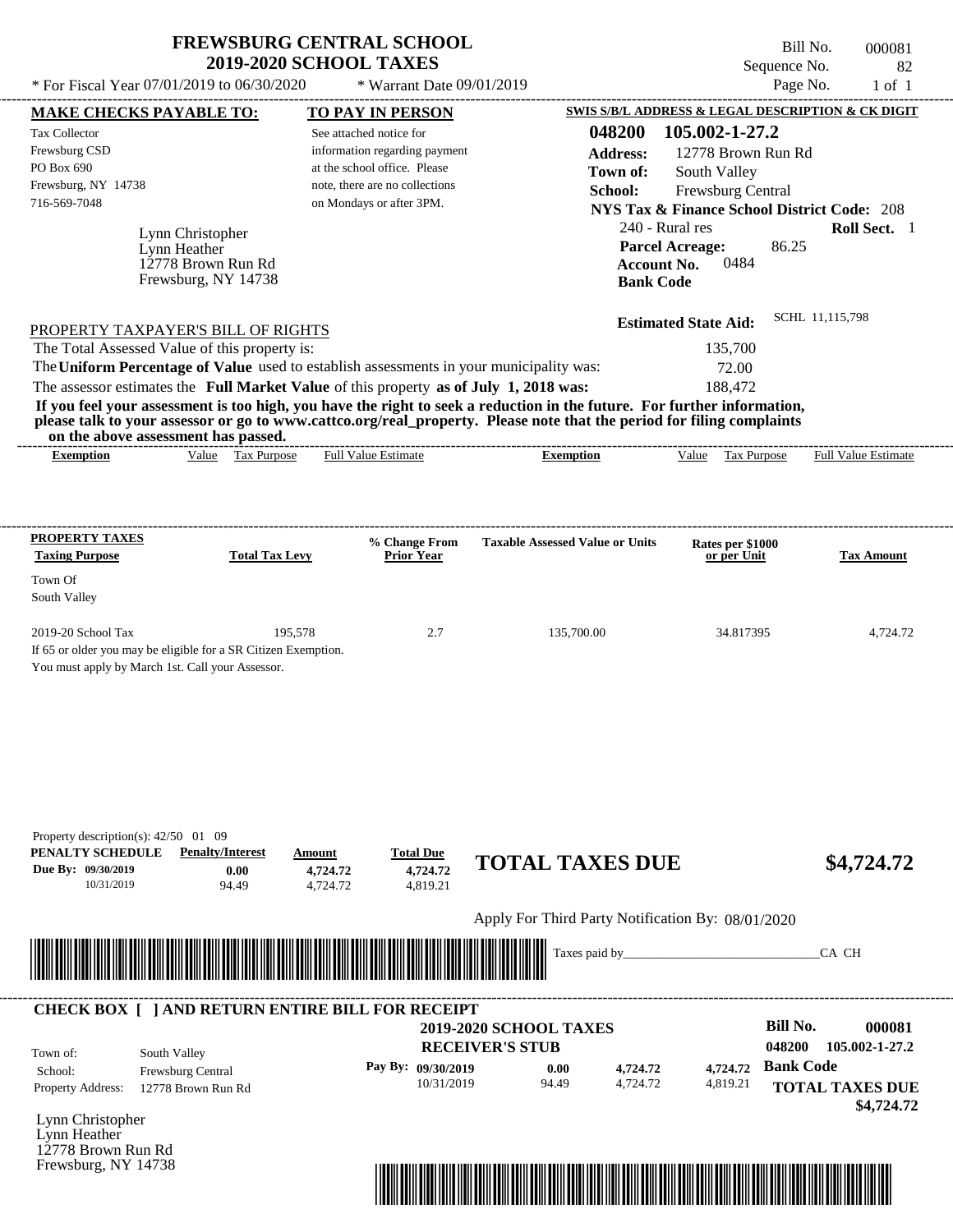# FREWSBURG CENTRAL SCHOOL
## 2019-2020 SCHOOL TAXES

* For Fiscal Year 07/01/2019 to 06/30/2020 * Warrant Date 09/01/2019

Bill No. 000081
Sequence No. 82
Page No. 1 of 1

**MAKE CHECKS PAYABLE TO:**
Tax Collector
Frewsburg CSD
PO Box 690
Frewsburg, NY 14738
716-569-7048

**TO PAY IN PERSON**
See attached notice for information regarding payment at the school office. Please note, there are no collections on Mondays or after 3PM.

**SWIS S/B/L ADDRESS & LEGAL DESCRIPTION & CK DIGIT**
**048200 105.002-1-27.2**
**Address:** 12778 Brown Run Rd
**Town of:** South Valley
**School:** Frewsburg Central
**NYS Tax & Finance School District Code:** 208
240 - Rural res **Roll Sect.** 1
**Parcel Acreage:** 86.25
**Account No.** 0484
**Bank Code**

Lynn Christopher
Lynn Heather
12778 Brown Run Rd
Frewsburg, NY 14738

**Estimated State Aid:** SCHL 11,115,798

PROPERTY TAXPAYER'S BILL OF RIGHTS

The Total Assessed Value of this property is: 135,700
The **Uniform Percentage of Value** used to establish assessments in your municipality was: 72.00
The assessor estimates the **Full Market Value** of this property **as of July 1, 2018 was:** 188,472

**If you feel your assessment is too high, you have the right to seek a reduction in the future. For further information, please talk to your assessor or go to www.cattco.org/real_property. Please note that the period for filing complaints on the above assessment has passed.**

| Exemption | Value | Tax Purpose | Full Value Estimate | Exemption | Value | Tax Purpose | Full Value Estimate |
|---|---|---|---|---|---|---|---|

| PROPERTY TAXES Taxing Purpose | Total Tax Levy | % Change From Prior Year | Taxable Assessed Value or Units | Rates per $1000 or per Unit | Tax Amount |
|---|---|---|---|---|---|
| Town Of South Valley | | | | | |
| 2019-20 School Tax | 195,578 | 2.7 | 135,700.00 | 34.817395 | 4,724.72 |

If 65 or older you may be eligible for a SR Citizen Exemption.
You must apply by March 1st. Call your Assessor.

Property description(s): 42/50 01 09

| PENALTY SCHEDULE | Penalty/Interest | Amount | Total Due |
|---|---|---|---|
| Due By: 09/30/2019 | 0.00 | 4,724.72 | 4,724.72 |
| 10/31/2019 | 94.49 | 4,724.72 | 4,819.21 |

**TOTAL TAXES DUE $4,724.72**

Apply For Third Party Notification By: 08/01/2020

Taxes paid by_______________________________CA CH

**CHECK BOX [ ] AND RETURN ENTIRE BILL FOR RECEIPT**

**2019-2020 SCHOOL TAXES**
**RECEIVER'S STUB**

**Bill No. 000081**
**048200 105.002-1-27.2**

Town of: South Valley
School: Frewsburg Central
Property Address: 12778 Brown Run Rd

| Pay By: | | | |
|---|---|---|---|
| 09/30/2019 | 0.00 | 4,724.72 | 4,724.72 |
| 10/31/2019 | 94.49 | 4,724.72 | 4,819.21 |

**Bank Code**

**TOTAL TAXES DUE $4,724.72**

Lynn Christopher
Lynn Heather
12778 Brown Run Rd
Frewsburg, NY 14738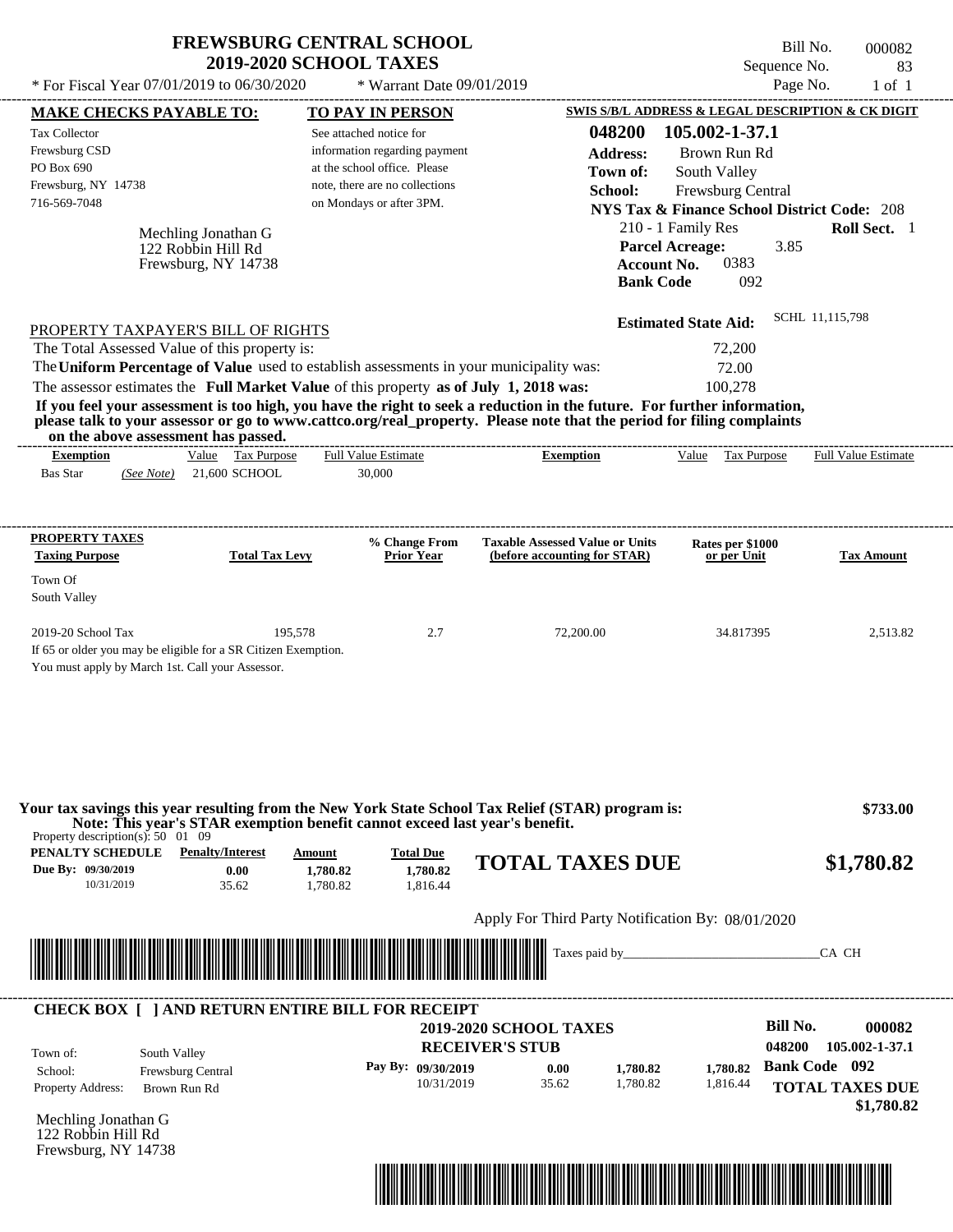# FREWSBURG CENTRAL SCHOOL
## 2019-2020 SCHOOL TAXES

\* For Fiscal Year 07/01/2019 to 06/30/2020 &nbsp;&nbsp; \* Warrant Date 09/01/2019

Bill No. 000082
Sequence No. 83
Page No. 1 of 1

**MAKE CHECKS PAYABLE TO:**
Tax Collector
Frewsburg CSD
PO Box 690
Frewsburg, NY 14738
716-569-7048

**TO PAY IN PERSON**
See attached notice for information regarding payment at the school office. Please note, there are no collections on Mondays or after 3PM.

**SWIS S/B/L ADDRESS & LEGAL DESCRIPTION & CK DIGIT**
**048200 105.002-1-37.1**
**Address:** Brown Run Rd
**Town of:** South Valley
**School:** Frewsburg Central
**NYS Tax & Finance School District Code:** 208
210 - 1 Family Res &nbsp;&nbsp; **Roll Sect.** 1
**Parcel Acreage:** 3.85
**Account No.** 0383
**Bank Code** 092

Mechling Jonathan G
122 Robbin Hill Rd
Frewsburg, NY 14738

**Estimated State Aid:** SCHL 11,115,798

PROPERTY TAXPAYER'S BILL OF RIGHTS

The Total Assessed Value of this property is: 72,200
The **Uniform Percentage of Value** used to establish assessments in your municipality was: 72.00
The assessor estimates the **Full Market Value** of this property **as of July 1, 2018 was:** 100,278

**If you feel your assessment is too high, you have the right to seek a reduction in the future. For further information, please talk to your assessor or go to www.cattco.org/real_property. Please note that the period for filing complaints on the above assessment has passed.**

| Exemption | Value | Tax Purpose | Full Value Estimate | Exemption | Value | Tax Purpose | Full Value Estimate |
|---|---|---|---|---|---|---|---|
| Bas Star *(See Note)* | 21,600 | SCHOOL | 30,000 | | | | |

| PROPERTY TAXES Taxing Purpose | Total Tax Levy | % Change From Prior Year | Taxable Assessed Value or Units (before accounting for STAR) | Rates per $1000 or per Unit | Tax Amount |
|---|---|---|---|---|---|
| Town Of South Valley | | | | | |
| 2019-20 School Tax | 195,578 | 2.7 | 72,200.00 | 34.817395 | 2,513.82 |

If 65 or older you may be eligible for a SR Citizen Exemption.
You must apply by March 1st. Call your Assessor.

**Your tax savings this year resulting from the New York State School Tax Relief (STAR) program is: $733.00**
**Note: This year's STAR exemption benefit cannot exceed last year's benefit.**

Property description(s): 50 01 09

| PENALTY SCHEDULE | Penalty/Interest | Amount | Total Due |
|---|---|---|---|
| Due By: 09/30/2019 | 0.00 | 1,780.82 | 1,780.82 |
| 10/31/2019 | 35.62 | 1,780.82 | 1,816.44 |

**TOTAL TAXES DUE $1,780.82**

Apply For Third Party Notification By: 08/01/2020

Taxes paid by\_\_\_\_\_\_\_\_\_\_\_\_\_\_\_\_\_\_\_\_\_\_\_\_\_\_\_\_\_\_CA CH

---

**CHECK BOX [ ] AND RETURN ENTIRE BILL FOR RECEIPT**

**2019-2020 SCHOOL TAXES**
**RECEIVER'S STUB**

**Bill No. 000082**
048200 105.002-1-37.1
**Bank Code 092**

Town of: South Valley
School: Frewsburg Central
Property Address: Brown Run Rd

| Pay By: | Penalty/Interest | Amount | Total Due |
|---|---|---|---|
| 09/30/2019 | 0.00 | 1,780.82 | 1,780.82 |
| 10/31/2019 | 35.62 | 1,780.82 | 1,816.44 |

**TOTAL TAXES DUE $1,780.82**

Mechling Jonathan G
122 Robbin Hill Rd
Frewsburg, NY 14738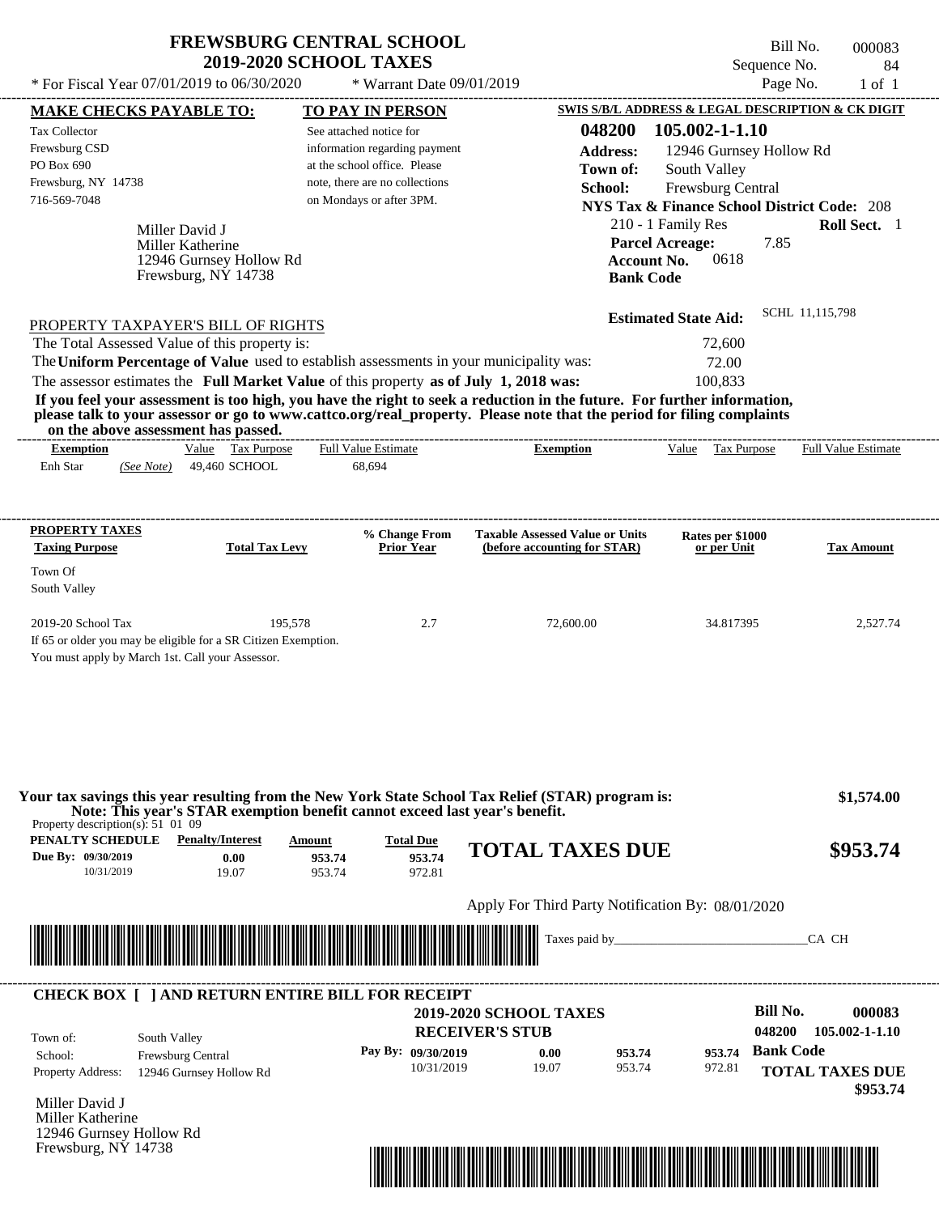# FREWSBURG CENTRAL SCHOOL
## 2019-2020 SCHOOL TAXES

* For Fiscal Year 07/01/2019 to 06/30/2020 * Warrant Date 09/01/2019

Bill No. 000083
Sequence No. 84
Page No. 1 of 1

**MAKE CHECKS PAYABLE TO:**
Tax Collector
Frewsburg CSD
PO Box 690
Frewsburg, NY 14738
716-569-7048

**TO PAY IN PERSON**
See attached notice for information regarding payment at the school office. Please note, there are no collections on Mondays or after 3PM.

**SWIS S/B/L ADDRESS & LEGAL DESCRIPTION & CK DIGIT**
**048200 105.002-1-1.10**
**Address:** 12946 Gurnsey Hollow Rd
**Town of:** South Valley
**School:** Frewsburg Central
**NYS Tax & Finance School District Code:** 208
210 - 1 Family Res **Roll Sect.** 1
**Parcel Acreage:** 7.85
**Account No.** 0618
**Bank Code**

Miller David J
Miller Katherine
12946 Gurnsey Hollow Rd
Frewsburg, NY 14738

**Estimated State Aid:** SCHL 11,115,798

PROPERTY TAXPAYER'S BILL OF RIGHTS

The Total Assessed Value of this property is: 72,600
The **Uniform Percentage of Value** used to establish assessments in your municipality was: 72.00
The assessor estimates the **Full Market Value** of this property **as of July 1, 2018 was:** 100,833

**If you feel your assessment is too high, you have the right to seek a reduction in the future. For further information, please talk to your assessor or go to www.cattco.org/real_property. Please note that the period for filing complaints on the above assessment has passed.**

| Exemption | Value | Tax Purpose | Full Value Estimate | Exemption | Value | Tax Purpose | Full Value Estimate |
|---|---|---|---|---|---|---|---|
| Enh Star *(See Note)* | 49,460 | SCHOOL | 68,694 | | | | |

| PROPERTY TAXES Taxing Purpose | Total Tax Levy | % Change From Prior Year | Taxable Assessed Value or Units (before accounting for STAR) | Rates per $1000 or per Unit | Tax Amount |
|---|---|---|---|---|---|
| Town Of South Valley | | | | | |
| 2019-20 School Tax | 195,578 | 2.7 | 72,600.00 | 34.817395 | 2,527.74 |

If 65 or older you may be eligible for a SR Citizen Exemption.
You must apply by March 1st. Call your Assessor.

**Your tax savings this year resulting from the New York State School Tax Relief (STAR) program is: $1,574.00**
**Note: This year's STAR exemption benefit cannot exceed last year's benefit.**

Property description(s): 51 01 09

| PENALTY SCHEDULE | Penalty/Interest | Amount | Total Due |
|---|---|---|---|
| Due By: 09/30/2019 | 0.00 | 953.74 | 953.74 |
| 10/31/2019 | 19.07 | 953.74 | 972.81 |

**TOTAL TAXES DUE $953.74**

Apply For Third Party Notification By: 08/01/2020

Taxes paid by_______________________________CA CH

**CHECK BOX [ ] AND RETURN ENTIRE BILL FOR RECEIPT**

**2019-2020 SCHOOL TAXES**
**RECEIVER'S STUB**

**Bill No. 000083**
**048200 105.002-1-1.10**

Town of: South Valley
School: Frewsburg Central
Property Address: 12946 Gurnsey Hollow Rd

| Pay By: | Penalty/Interest | Amount | Total Due |
|---|---|---|---|
| 09/30/2019 | 0.00 | 953.74 | 953.74 |
| 10/31/2019 | 19.07 | 953.74 | 972.81 |

**Bank Code**
**TOTAL TAXES DUE $953.74**

Miller David J
Miller Katherine
12946 Gurnsey Hollow Rd
Frewsburg, NY 14738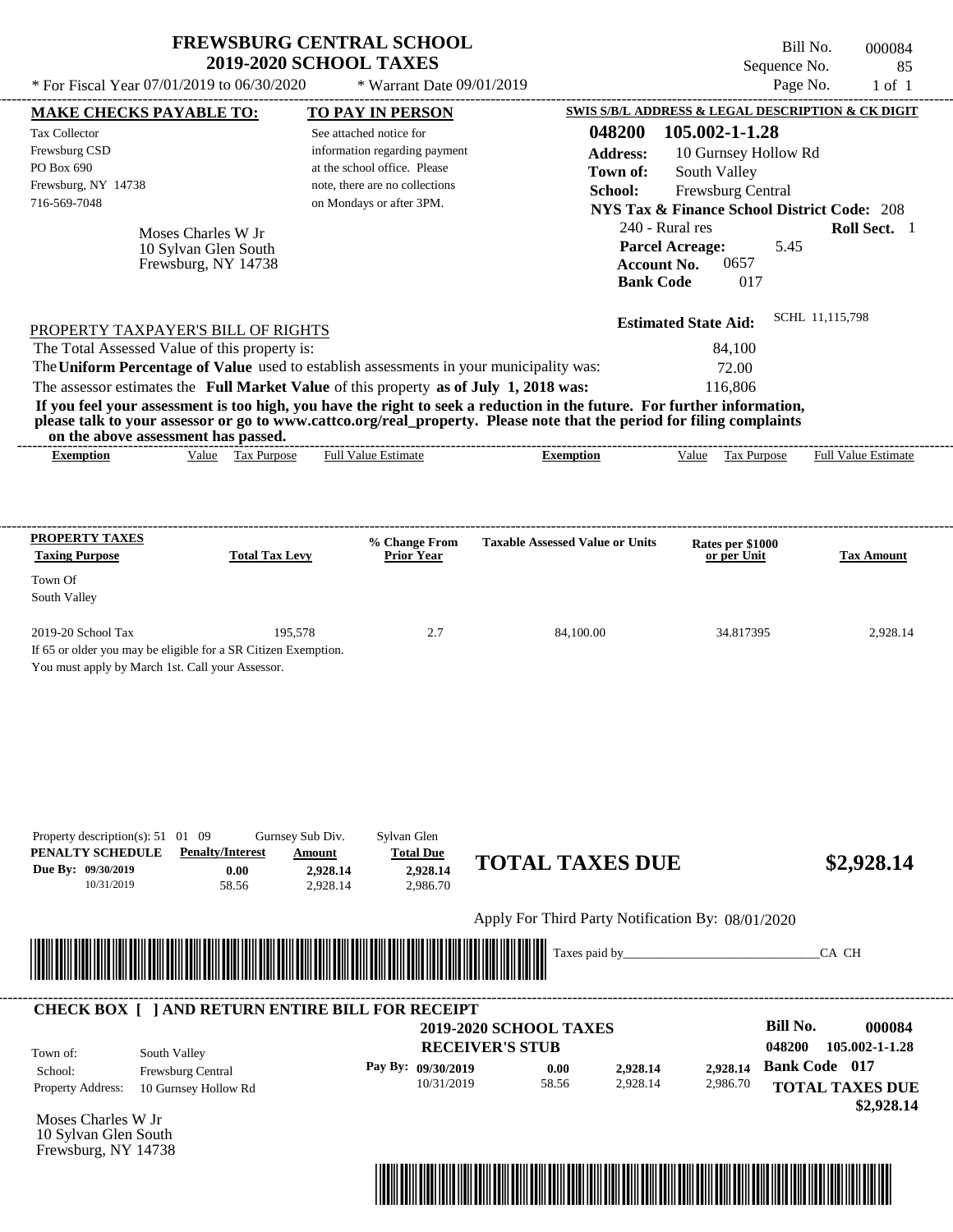# FREWSBURG CENTRAL SCHOOL
## 2019-2020 SCHOOL TAXES

Bill No. 000084
Sequence No. 85
Page No. 1 of 1

\* For Fiscal Year 07/01/2019 to 06/30/2020 \* Warrant Date 09/01/2019

**MAKE CHECKS PAYABLE TO:**
Tax Collector
Frewsburg CSD
PO Box 690
Frewsburg, NY 14738
716-569-7048

**TO PAY IN PERSON**
See attached notice for information regarding payment at the school office. Please note, there are no collections on Mondays or after 3PM.

**SWIS S/B/L ADDRESS & LEGAL DESCRIPTION & CK DIGIT**
**048200 105.002-1-1.28**
**Address:** 10 Gurnsey Hollow Rd
**Town of:** South Valley
**School:** Frewsburg Central
**NYS Tax & Finance School District Code:** 208
240 - Rural res **Roll Sect.** 1
**Parcel Acreage:** 5.45
**Account No.** 0657
**Bank Code** 017

Moses Charles W Jr
10 Sylvan Glen South
Frewsburg, NY 14738

**Estimated State Aid:** SCHL 11,115,798

PROPERTY TAXPAYER'S BILL OF RIGHTS

The Total Assessed Value of this property is: 84,100
The **Uniform Percentage of Value** used to establish assessments in your municipality was: 72.00
The assessor estimates the **Full Market Value** of this property **as of July 1, 2018 was:** 116,806

**If you feel your assessment is too high, you have the right to seek a reduction in the future. For further information, please talk to your assessor or go to www.cattco.org/real_property. Please note that the period for filing complaints on the above assessment has passed.**

| Exemption | Value | Tax Purpose | Full Value Estimate | Exemption | Value | Tax Purpose | Full Value Estimate |
|---|---|---|---|---|---|---|---|

| PROPERTY TAXES Taxing Purpose | Total Tax Levy | % Change From Prior Year | Taxable Assessed Value or Units | Rates per $1000 or per Unit | Tax Amount |
|---|---|---|---|---|---|
| Town Of South Valley | | | | | |
| 2019-20 School Tax | 195,578 | 2.7 | 84,100.00 | 34.817395 | 2,928.14 |

If 65 or older you may be eligible for a SR Citizen Exemption.
You must apply by March 1st. Call your Assessor.

Property description(s): 51 01 09 Gurnsey Sub Div. Sylvan Glen

| PENALTY SCHEDULE | Penalty/Interest | Amount | Total Due |
|---|---|---|---|
| Due By: 09/30/2019 | 0.00 | 2,928.14 | 2,928.14 |
| 10/31/2019 | 58.56 | 2,928.14 | 2,986.70 |

**TOTAL TAXES DUE** **$2,928.14**

Apply For Third Party Notification By: 08/01/2020

Taxes paid by_______________________________CA CH

---

**CHECK BOX [ ] AND RETURN ENTIRE BILL FOR RECEIPT**

**2019-2020 SCHOOL TAXES**
**RECEIVER'S STUB**

**Bill No.** **000084**
**048200 105.002-1-1.28**

Town of: South Valley
School: Frewsburg Central
Property Address: 10 Gurnsey Hollow Rd

| Pay By: | Penalty/Interest | Amount | Total Due |
|---|---|---|---|
| 09/30/2019 | 0.00 | 2,928.14 | 2,928.14 |
| 10/31/2019 | 58.56 | 2,928.14 | 2,986.70 |

**Bank Code 017**
**TOTAL TAXES DUE**
**$2,928.14**

Moses Charles W Jr
10 Sylvan Glen South
Frewsburg, NY 14738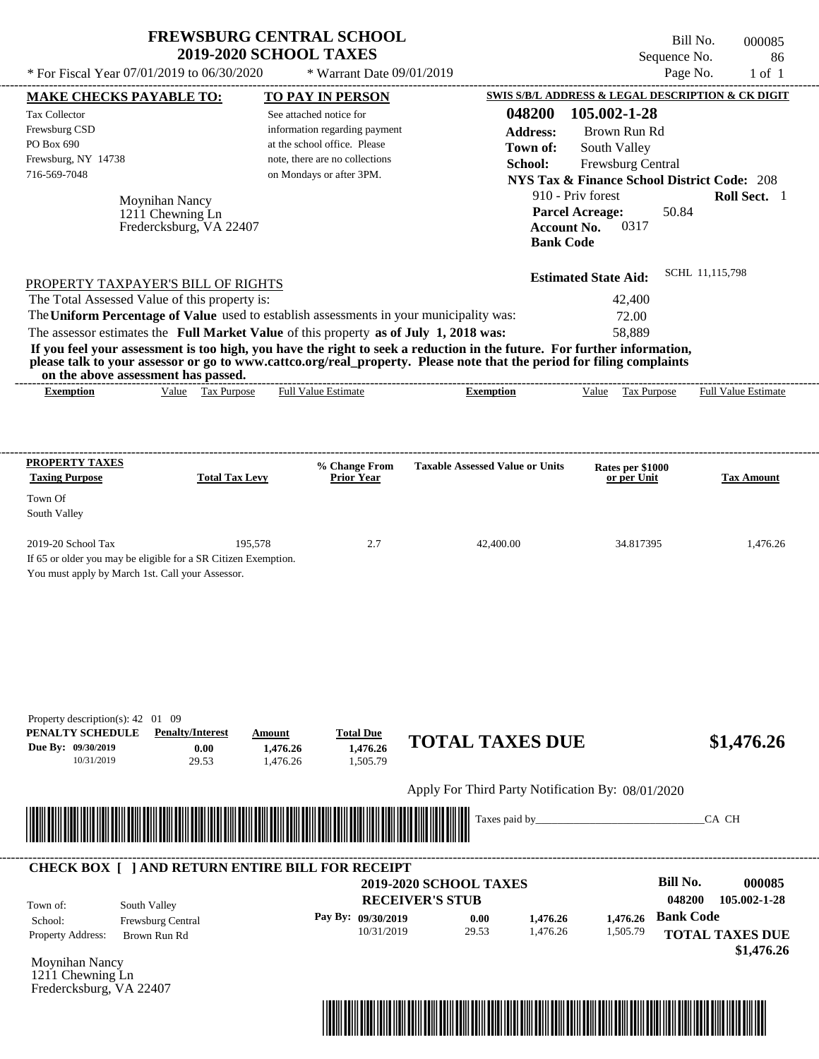# FREWSBURG CENTRAL SCHOOL
## 2019-2020 SCHOOL TAXES

Bill No. 000085
Sequence No. 86
Page No. 1 of 1

* For Fiscal Year 07/01/2019 to 06/30/2020 * Warrant Date 09/01/2019

**MAKE CHECKS PAYABLE TO:**
Tax Collector
Frewsburg CSD
PO Box 690
Frewsburg, NY 14738
716-569-7048

**TO PAY IN PERSON**
See attached notice for information regarding payment at the school office. Please note, there are no collections on Mondays or after 3PM.

**SWIS S/B/L ADDRESS & LEGAL DESCRIPTION & CK DIGIT**
**048200 105.002-1-28**
**Address:** Brown Run Rd
**Town of:** South Valley
**School:** Frewsburg Central
**NYS Tax & Finance School District Code:** 208
910 - Priv forest **Roll Sect.** 1
**Parcel Acreage:** 50.84
**Account No.** 0317
**Bank Code**

Moynihan Nancy
1211 Chewning Ln
Fredercksburg, VA 22407

**Estimated State Aid:** SCHL 11,115,798

PROPERTY TAXPAYER'S BILL OF RIGHTS

The Total Assessed Value of this property is: 42,400
The **Uniform Percentage of Value** used to establish assessments in your municipality was: 72.00
The assessor estimates the **Full Market Value** of this property **as of July 1, 2018 was:** 58,889

**If you feel your assessment is too high, you have the right to seek a reduction in the future. For further information, please talk to your assessor or go to www.cattco.org/real_property. Please note that the period for filing complaints on the above assessment has passed.**

| Exemption | Value | Tax Purpose | Full Value Estimate | Exemption | Value | Tax Purpose | Full Value Estimate |
|---|---|---|---|---|---|---|---|

| PROPERTY TAXES Taxing Purpose | Total Tax Levy | % Change From Prior Year | Taxable Assessed Value or Units | Rates per $1000 or per Unit | Tax Amount |
|---|---|---|---|---|---|
| Town Of South Valley | | | | | |
| 2019-20 School Tax | 195,578 | 2.7 | 42,400.00 | 34.817395 | 1,476.26 |

If 65 or older you may be eligible for a SR Citizen Exemption.
You must apply by March 1st. Call your Assessor.

Property description(s): 42 01 09

| PENALTY SCHEDULE | Penalty/Interest | Amount | Total Due |
|---|---|---|---|
| Due By: 09/30/2019 | 0.00 | 1,476.26 | 1,476.26 |
| 10/31/2019 | 29.53 | 1,476.26 | 1,505.79 |

**TOTAL TAXES DUE $1,476.26**

Apply For Third Party Notification By: 08/01/2020

Taxes paid by_______________________________CA CH

**CHECK BOX [ ] AND RETURN ENTIRE BILL FOR RECEIPT**

**2019-2020 SCHOOL TAXES**
**RECEIVER'S STUB**

**Bill No. 000085**
048200 105.002-1-28

Town of: South Valley
School: Frewsburg Central
Property Address: Brown Run Rd

| Pay By: | | | | |
|---|---|---|---|---|
| 09/30/2019 | 0.00 | 1,476.26 | 1,476.26 | **Bank Code** |
| 10/31/2019 | 29.53 | 1,476.26 | 1,505.79 | |

**TOTAL TAXES DUE $1,476.26**

Moynihan Nancy
1211 Chewning Ln
Fredercksburg, VA 22407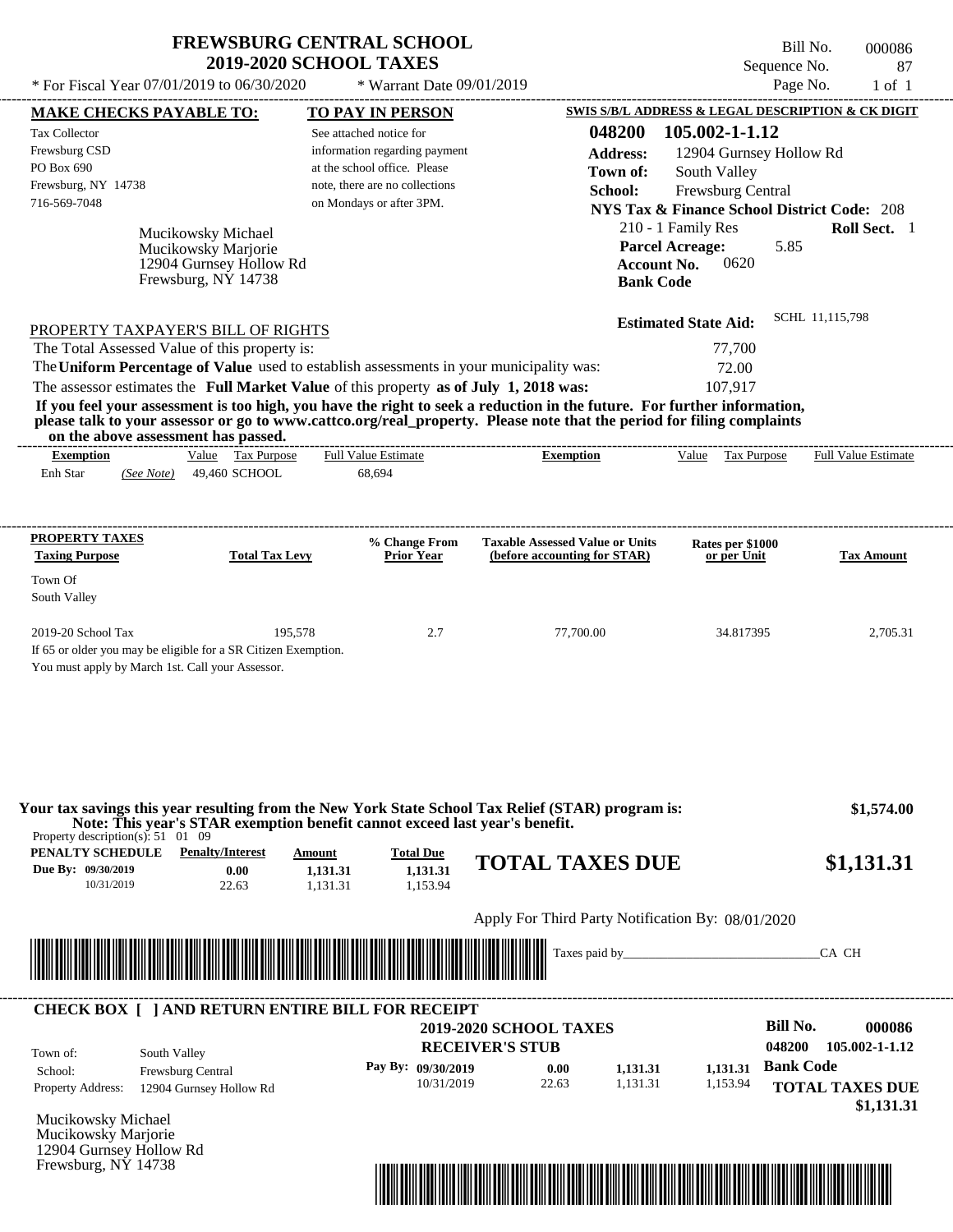# FREWSBURG CENTRAL SCHOOL
## 2019-2020 SCHOOL TAXES

\* For Fiscal Year 07/01/2019 to 06/30/2020 \* Warrant Date 09/01/2019

Bill No. 000086
Sequence No. 87
Page No. 1 of 1

**MAKE CHECKS PAYABLE TO:**
Tax Collector
Frewsburg CSD
PO Box 690
Frewsburg, NY 14738
716-569-7048

**TO PAY IN PERSON**
See attached notice for information regarding payment at the school office. Please note, there are no collections on Mondays or after 3PM.

**SWIS S/B/L ADDRESS & LEGAL DESCRIPTION & CK DIGIT**
**048200 105.002-1-1.12**
**Address:** 12904 Gurnsey Hollow Rd
**Town of:** South Valley
**School:** Frewsburg Central
**NYS Tax & Finance School District Code:** 208
210 - 1 Family Res **Roll Sect.** 1
**Parcel Acreage:** 5.85
**Account No.** 0620
**Bank Code**

Mucikowsky Michael
Mucikowsky Marjorie
12904 Gurnsey Hollow Rd
Frewsburg, NY 14738

**Estimated State Aid:** SCHL 11,115,798

PROPERTY TAXPAYER'S BILL OF RIGHTS

The Total Assessed Value of this property is: 77,700
The **Uniform Percentage of Value** used to establish assessments in your municipality was: 72.00
The assessor estimates the **Full Market Value** of this property **as of July 1, 2018 was:** 107,917

**If you feel your assessment is too high, you have the right to seek a reduction in the future. For further information, please talk to your assessor or go to www.cattco.org/real_property. Please note that the period for filing complaints on the above assessment has passed.**

| Exemption | Value | Tax Purpose | Full Value Estimate | Exemption | Value | Tax Purpose | Full Value Estimate |
|---|---|---|---|---|---|---|---|
| Enh Star *(See Note)* | 49,460 | SCHOOL | 68,694 | | | | |

| PROPERTY TAXES Taxing Purpose | Total Tax Levy | % Change From Prior Year | Taxable Assessed Value or Units (before accounting for STAR) | Rates per $1000 or per Unit | Tax Amount |
|---|---|---|---|---|---|
| Town Of South Valley | | | | | |
| 2019-20 School Tax | 195,578 | 2.7 | 77,700.00 | 34.817395 | 2,705.31 |

If 65 or older you may be eligible for a SR Citizen Exemption.
You must apply by March 1st. Call your Assessor.

**Your tax savings this year resulting from the New York State School Tax Relief (STAR) program is: $1,574.00**
**Note: This year's STAR exemption benefit cannot exceed last year's benefit.**

Property description(s): 51 01 09

| PENALTY SCHEDULE | Penalty/Interest | Amount | Total Due |
|---|---|---|---|
| Due By: 09/30/2019 | 0.00 | 1,131.31 | 1,131.31 |
| 10/31/2019 | 22.63 | 1,131.31 | 1,153.94 |

**TOTAL TAXES DUE $1,131.31**

Apply For Third Party Notification By: 08/01/2020

Taxes paid by_______________________________CA CH

---

**CHECK BOX [ ] AND RETURN ENTIRE BILL FOR RECEIPT**

**2019-2020 SCHOOL TAXES**
**RECEIVER'S STUB**

**Bill No. 000086**
**048200 105.002-1-1.12**

Town of: South Valley
School: Frewsburg Central
Property Address: 12904 Gurnsey Hollow Rd

| Pay By: | Penalty/Interest | Amount | Total Due |
|---|---|---|---|
| 09/30/2019 | 0.00 | 1,131.31 | 1,131.31 |
| 10/31/2019 | 22.63 | 1,131.31 | 1,153.94 |

**Bank Code**

**TOTAL TAXES DUE $1,131.31**

Mucikowsky Michael
Mucikowsky Marjorie
12904 Gurnsey Hollow Rd
Frewsburg, NY 14738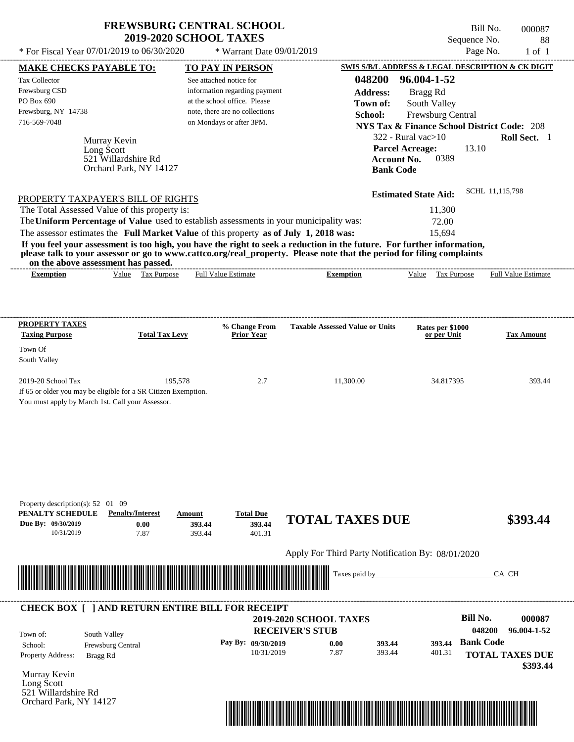# FREWSBURG CENTRAL SCHOOL
## 2019-2020 SCHOOL TAXES

\* For Fiscal Year 07/01/2019 to 06/30/2020 — \* Warrant Date 09/01/2019

Bill No. 000087
Sequence No. 88
Page No. 1 of 1

| MAKE CHECKS PAYABLE TO: | TO PAY IN PERSON | SWIS S/B/L ADDRESS & LEGAL DESCRIPTION & CK DIGIT |
|---|---|---|
| Tax Collector<br>Frewsburg CSD<br>PO Box 690<br>Frewsburg, NY 14738<br>716-569-7048 | See attached notice for information regarding payment at the school office. Please note, there are no collections on Mondays or after 3PM. | **048200 96.004-1-52**<br>**Address:** Bragg Rd<br>**Town of:** South Valley<br>**School:** Frewsburg Central<br>**NYS Tax & Finance School District Code:** 208<br>322 - Rural vac>10 **Roll Sect.** 1<br>**Parcel Acreage:** 13.10<br>**Account No.** 0389<br>**Bank Code** |

Murray Kevin
Long Scott
521 Willardshire Rd
Orchard Park, NY 14127

**Estimated State Aid:** SCHL 11,115,798

PROPERTY TAXPAYER'S BILL OF RIGHTS

The Total Assessed Value of this property is: 11,300

The **Uniform Percentage of Value** used to establish assessments in your municipality was: 72.00

The assessor estimates the **Full Market Value** of this property **as of July 1, 2018 was:** 15,694

**If you feel your assessment is too high, you have the right to seek a reduction in the future. For further information, please talk to your assessor or go to www.cattco.org/real_property. Please note that the period for filing complaints on the above assessment has passed.**

| Exemption | Value | Tax Purpose | Full Value Estimate | Exemption | Value | Tax Purpose | Full Value Estimate |
|---|---|---|---|---|---|---|---|

| PROPERTY TAXES<br>Taxing Purpose | Total Tax Levy | % Change From Prior Year | Taxable Assessed Value or Units | Rates per $1000 or per Unit | Tax Amount |
|---|---|---|---|---|---|
| Town Of South Valley | | | | | |
| 2019-20 School Tax | 195,578 | 2.7 | 11,300.00 | 34.817395 | 393.44 |

If 65 or older you may be eligible for a SR Citizen Exemption.
You must apply by March 1st. Call your Assessor.

Property description(s): 52 01 09

| PENALTY SCHEDULE | Penalty/Interest | Amount | Total Due |
|---|---|---|---|
| Due By: 09/30/2019 | 0.00 | 393.44 | 393.44 |
| 10/31/2019 | 7.87 | 393.44 | 401.31 |

**TOTAL TAXES DUE $393.44**

Apply For Third Party Notification By: 08/01/2020

Taxes paid by_______________________________CA CH

**CHECK BOX [ ] AND RETURN ENTIRE BILL FOR RECEIPT**

**2019-2020 SCHOOL TAXES**
**RECEIVER'S STUB**

**Bill No. 000087**
**048200 96.004-1-52**

Town of: South Valley
School: Frewsburg Central
Property Address: Bragg Rd

| Pay By: | | | |
|---|---|---|---|
| 09/30/2019 | 0.00 | 393.44 | 393.44 |
| 10/31/2019 | 7.87 | 393.44 | 401.31 |

**Bank Code**

**TOTAL TAXES DUE $393.44**

Murray Kevin
Long Scott
521 Willardshire Rd
Orchard Park, NY 14127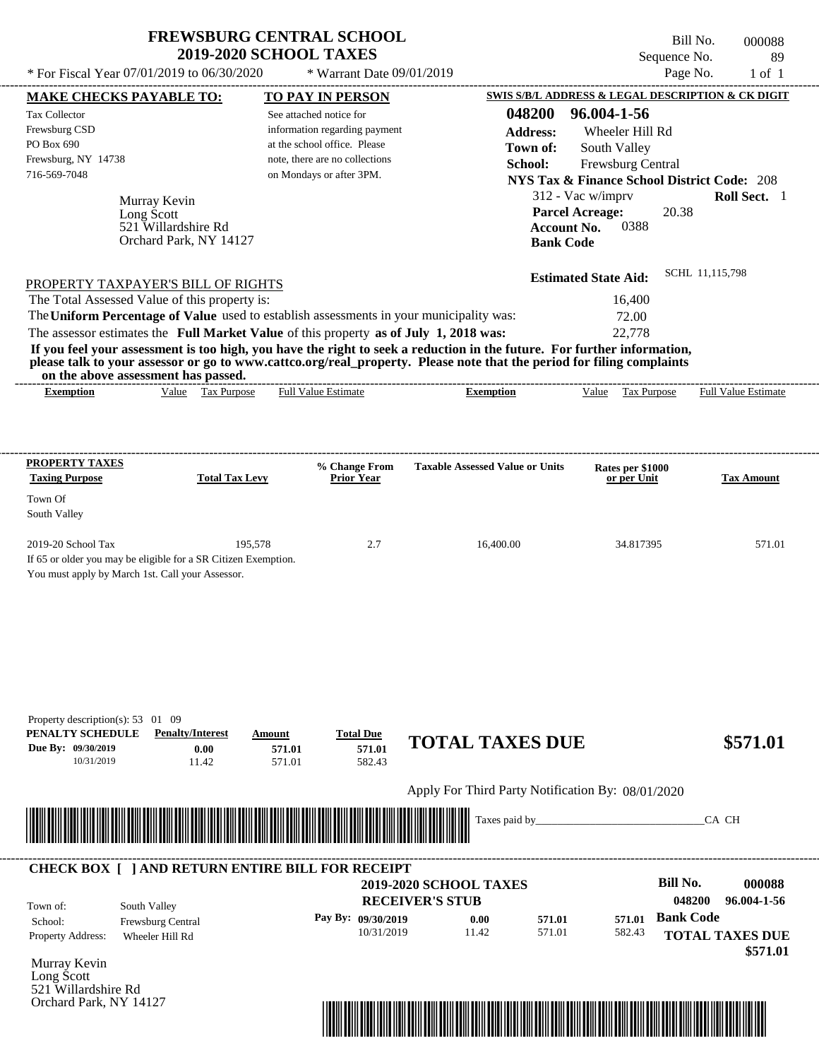# FREWSBURG CENTRAL SCHOOL
## 2019-2020 SCHOOL TAXES

\* For Fiscal Year 07/01/2019 to 06/30/2020 &nbsp;&nbsp; \* Warrant Date 09/01/2019

Bill No. 000088
Sequence No. 89
Page No. 1 of 1

**MAKE CHECKS PAYABLE TO:**

Tax Collector
Frewsburg CSD
PO Box 690
Frewsburg, NY 14738
716-569-7048

**TO PAY IN PERSON**

See attached notice for information regarding payment at the school office. Please note, there are no collections on Mondays or after 3PM.

**SWIS S/B/L ADDRESS & LEGAL DESCRIPTION & CK DIGIT**

**048200 96.004-1-56**
**Address:** Wheeler Hill Rd
**Town of:** South Valley
**School:** Frewsburg Central
**NYS Tax & Finance School District Code:** 208
312 - Vac w/imprv &nbsp;&nbsp; **Roll Sect.** 1
**Parcel Acreage:** 20.38
**Account No.** 0388
**Bank Code**

Murray Kevin
Long Scott
521 Willardshire Rd
Orchard Park, NY 14127

**Estimated State Aid:** SCHL 11,115,798

PROPERTY TAXPAYER'S BILL OF RIGHTS

The Total Assessed Value of this property is: 16,400
The **Uniform Percentage of Value** used to establish assessments in your municipality was: 72.00
The assessor estimates the **Full Market Value** of this property **as of July 1, 2018 was:** 22,778

**If you feel your assessment is too high, you have the right to seek a reduction in the future. For further information, please talk to your assessor or go to www.cattco.org/real_property. Please note that the period for filing complaints on the above assessment has passed.**

| Exemption | Value | Tax Purpose | Full Value Estimate | Exemption | Value | Tax Purpose | Full Value Estimate |
|---|---|---|---|---|---|---|---|

| PROPERTY TAXES Taxing Purpose | Total Tax Levy | % Change From Prior Year | Taxable Assessed Value or Units | Rates per $1000 or per Unit | Tax Amount |
|---|---|---|---|---|---|
| Town Of South Valley | | | | | |
| 2019-20 School Tax | 195,578 | 2.7 | 16,400.00 | 34.817395 | 571.01 |

If 65 or older you may be eligible for a SR Citizen Exemption.
You must apply by March 1st. Call your Assessor.

Property description(s): 53 01 09

| PENALTY SCHEDULE | Penalty/Interest | Amount | Total Due |
|---|---|---|---|
| Due By: 09/30/2019 | 0.00 | 571.01 | 571.01 |
| 10/31/2019 | 11.42 | 571.01 | 582.43 |

**TOTAL TAXES DUE $571.01**

Apply For Third Party Notification By: 08/01/2020

Taxes paid by_______________________________CA CH

**CHECK BOX [ ] AND RETURN ENTIRE BILL FOR RECEIPT**

**2019-2020 SCHOOL TAXES**
**RECEIVER'S STUB**

**Bill No. 000088**
**048200 96.004-1-56**

Town of: South Valley
School: Frewsburg Central
Property Address: Wheeler Hill Rd

| Pay By: | | | |
|---|---|---|---|
| 09/30/2019 | 0.00 | 571.01 | 571.01 |
| 10/31/2019 | 11.42 | 571.01 | 582.43 |

**Bank Code**

**TOTAL TAXES DUE $571.01**

Murray Kevin
Long Scott
521 Willardshire Rd
Orchard Park, NY 14127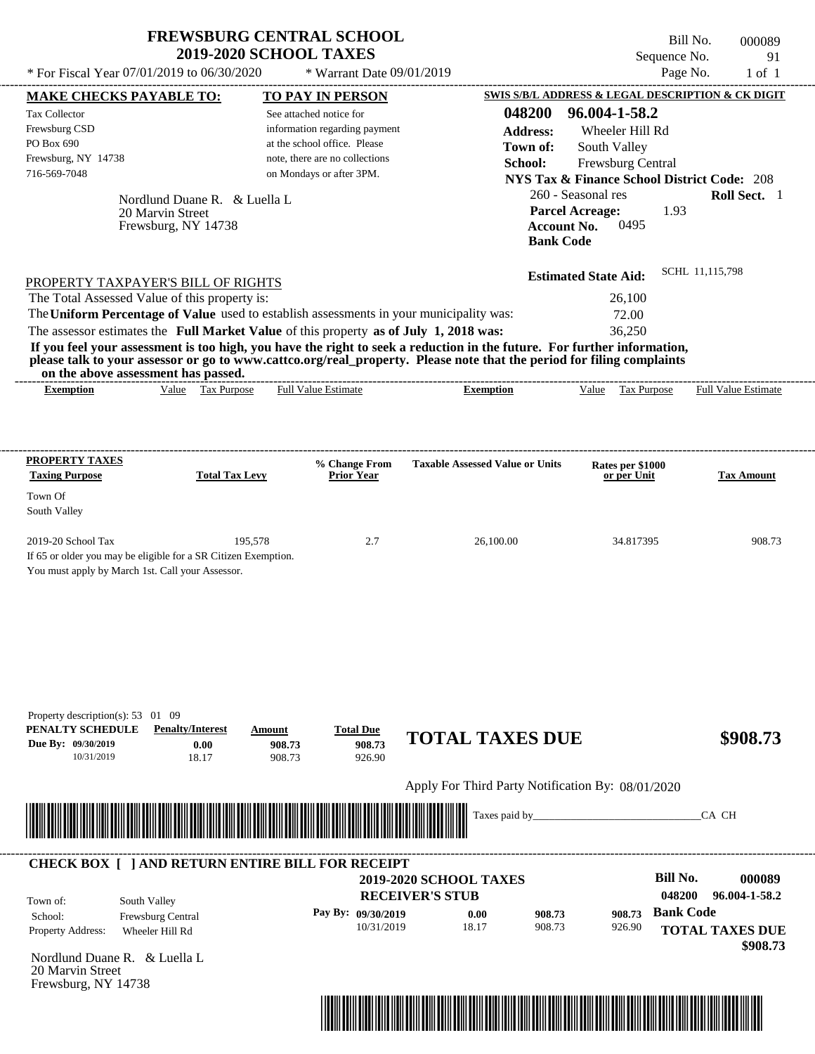# FREWSBURG CENTRAL SCHOOL
## 2019-2020 SCHOOL TAXES

\* For Fiscal Year 07/01/2019 to 06/30/2020 \* Warrant Date 09/01/2019

Bill No. 000089
Sequence No. 91
Page No. 1 of 1

**MAKE CHECKS PAYABLE TO:**

Tax Collector
Frewsburg CSD
PO Box 690
Frewsburg, NY 14738
716-569-7048

**TO PAY IN PERSON**

See attached notice for information regarding payment at the school office. Please note, there are no collections on Mondays or after 3PM.

**SWIS S/B/L ADDRESS & LEGAL DESCRIPTION & CK DIGIT**

**048200 96.004-1-58.2**
**Address:** Wheeler Hill Rd
**Town of:** South Valley
**School:** Frewsburg Central
**NYS Tax & Finance School District Code:** 208
260 - Seasonal res **Roll Sect.** 1
**Parcel Acreage:** 1.93
**Account No.** 0495
**Bank Code**

Nordlund Duane R. & Luella L
20 Marvin Street
Frewsburg, NY 14738

**Estimated State Aid:** SCHL 11,115,798

PROPERTY TAXPAYER'S BILL OF RIGHTS

The Total Assessed Value of this property is: 26,100
The **Uniform Percentage of Value** used to establish assessments in your municipality was: 72.00
The assessor estimates the **Full Market Value** of this property **as of July 1, 2018 was:** 36,250

**If you feel your assessment is too high, you have the right to seek a reduction in the future. For further information, please talk to your assessor or go to www.cattco.org/real_property. Please note that the period for filing complaints on the above assessment has passed.**

| Exemption | Value | Tax Purpose | Full Value Estimate | Exemption | Value | Tax Purpose | Full Value Estimate |
|---|---|---|---|---|---|---|---|

| PROPERTY TAXES Taxing Purpose | Total Tax Levy | % Change From Prior Year | Taxable Assessed Value or Units | Rates per $1000 or per Unit | Tax Amount |
|---|---|---|---|---|---|
| Town Of South Valley | | | | | |
| 2019-20 School Tax | 195,578 | 2.7 | 26,100.00 | 34.817395 | 908.73 |

If 65 or older you may be eligible for a SR Citizen Exemption.
You must apply by March 1st. Call your Assessor.

Property description(s): 53 01 09

| PENALTY SCHEDULE | Penalty/Interest | Amount | Total Due |
|---|---|---|---|
| Due By: 09/30/2019 | 0.00 | 908.73 | 908.73 |
| 10/31/2019 | 18.17 | 908.73 | 926.90 |

**TOTAL TAXES DUE $908.73**

Apply For Third Party Notification By: 08/01/2020

Taxes paid by_______________________________CA CH

**CHECK BOX [ ] AND RETURN ENTIRE BILL FOR RECEIPT**

**2019-2020 SCHOOL TAXES**
**RECEIVER'S STUB**

**Bill No. 000089**
**048200 96.004-1-58.2**
**Bank Code**

Town of: South Valley
School: Frewsburg Central
Property Address: Wheeler Hill Rd

| Pay By: | Penalty/Interest | Amount | Total Due |
|---|---|---|---|
| 09/30/2019 | 0.00 | 908.73 | 908.73 |
| 10/31/2019 | 18.17 | 908.73 | 926.90 |

**TOTAL TAXES DUE $908.73**

Nordlund Duane R. & Luella L
20 Marvin Street
Frewsburg, NY 14738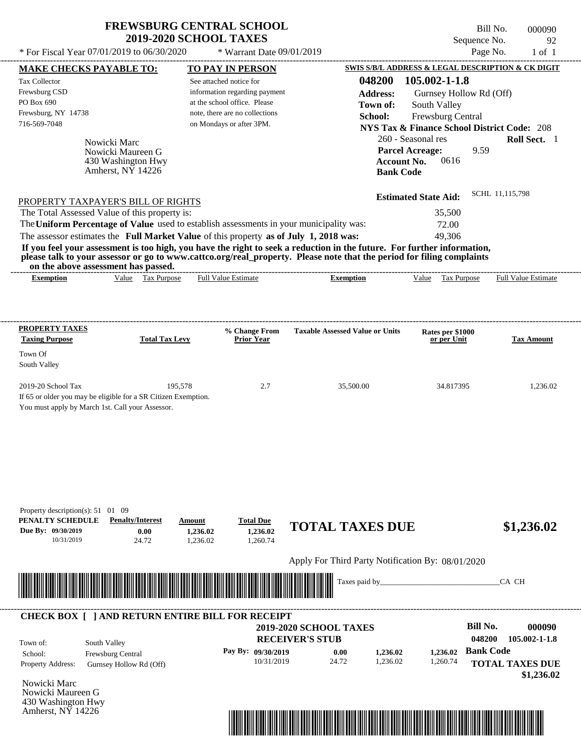# FREWSBURG CENTRAL SCHOOL
## 2019-2020 SCHOOL TAXES

\* For Fiscal Year 07/01/2019 to 06/30/2020 \* Warrant Date 09/01/2019

Bill No. 000090
Sequence No. 92
Page No. 1 of 1

**MAKE CHECKS PAYABLE TO:**
Tax Collector
Frewsburg CSD
PO Box 690
Frewsburg, NY 14738
716-569-7048

**TO PAY IN PERSON**
See attached notice for information regarding payment at the school office. Please note, there are no collections on Mondays or after 3PM.

**SWIS S/B/L ADDRESS & LEGAL DESCRIPTION & CK DIGIT**
**048200 105.002-1-1.8**
**Address:** Gurnsey Hollow Rd (Off)
**Town of:** South Valley
**School:** Frewsburg Central
**NYS Tax & Finance School District Code:** 208
260 - Seasonal res **Roll Sect.** 1
**Parcel Acreage:** 9.59
**Account No.** 0616
**Bank Code**

Nowicki Marc
Nowicki Maureen G
430 Washington Hwy
Amherst, NY 14226

**Estimated State Aid:** SCHL 11,115,798

PROPERTY TAXPAYER'S BILL OF RIGHTS

The Total Assessed Value of this property is: 35,500
The **Uniform Percentage of Value** used to establish assessments in your municipality was: 72.00
The assessor estimates the **Full Market Value** of this property **as of July 1, 2018 was:** 49,306

**If you feel your assessment is too high, you have the right to seek a reduction in the future. For further information, please talk to your assessor or go to www.cattco.org/real_property. Please note that the period for filing complaints on the above assessment has passed.**

| Exemption | Value | Tax Purpose | Full Value Estimate | Exemption | Value | Tax Purpose | Full Value Estimate |
|---|---|---|---|---|---|---|---|

| PROPERTY TAXES Taxing Purpose | Total Tax Levy | % Change From Prior Year | Taxable Assessed Value or Units | Rates per $1000 or per Unit | Tax Amount |
|---|---|---|---|---|---|
| Town Of South Valley | | | | | |
| 2019-20 School Tax | 195,578 | 2.7 | 35,500.00 | 34.817395 | 1,236.02 |

If 65 or older you may be eligible for a SR Citizen Exemption.
You must apply by March 1st. Call your Assessor.

Property description(s): 51 01 09

| PENALTY SCHEDULE | Penalty/Interest | Amount | Total Due |
|---|---|---|---|
| Due By: 09/30/2019 | 0.00 | 1,236.02 | 1,236.02 |
| 10/31/2019 | 24.72 | 1,236.02 | 1,260.74 |

**TOTAL TAXES DUE $1,236.02**

Apply For Third Party Notification By: 08/01/2020

Taxes paid by_______________________________CA CH

**CHECK BOX [ ] AND RETURN ENTIRE BILL FOR RECEIPT**

**2019-2020 SCHOOL TAXES**
**RECEIVER'S STUB**

**Bill No. 000090**
**048200 105.002-1-1.8**

Town of: South Valley
School: Frewsburg Central
Property Address: Gurnsey Hollow Rd (Off)

| Pay By: | | | |
|---|---|---|---|
| 09/30/2019 | 0.00 | 1,236.02 | 1,236.02 |
| 10/31/2019 | 24.72 | 1,236.02 | 1,260.74 |

**Bank Code**

**TOTAL TAXES DUE $1,236.02**

Nowicki Marc
Nowicki Maureen G
430 Washington Hwy
Amherst, NY 14226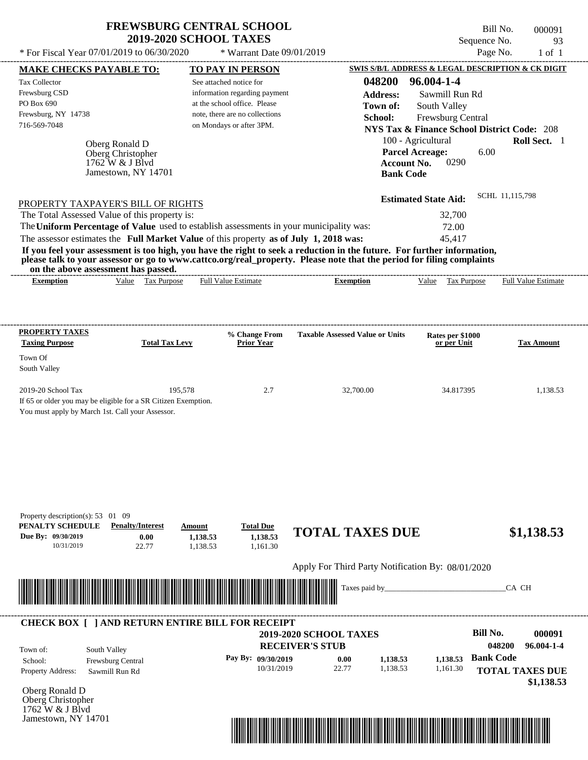# FREWSBURG CENTRAL SCHOOL
## 2019-2020 SCHOOL TAXES

\* For Fiscal Year 07/01/2019 to 06/30/2020 \* Warrant Date 09/01/2019

Bill No. 000091
Sequence No. 93
Page No. 1 of 1

| MAKE CHECKS PAYABLE TO: | TO PAY IN PERSON | SWIS S/B/L ADDRESS & LEGAL DESCRIPTION & CK DIGIT |
|---|---|---|
| Tax Collector<br>Frewsburg CSD<br>PO Box 690<br>Frewsburg, NY 14738<br>716-569-7048 | See attached notice for information regarding payment at the school office. Please note, there are no collections on Mondays or after 3PM. | **048200 96.004-1-4**<br>**Address:** Sawmill Run Rd<br>**Town of:** South Valley<br>**School:** Frewsburg Central<br>**NYS Tax & Finance School District Code:** 208<br>100 - Agricultural **Roll Sect.** 1<br>**Parcel Acreage:** 6.00<br>**Account No.** 0290<br>**Bank Code** |

Oberg Ronald D
Oberg Christopher
1762 W & J Blvd
Jamestown, NY 14701

**Estimated State Aid:** SCHL 11,115,798

PROPERTY TAXPAYER'S BILL OF RIGHTS

The Total Assessed Value of this property is: 32,700

The **Uniform Percentage of Value** used to establish assessments in your municipality was: 72.00

The assessor estimates the **Full Market Value** of this property **as of July 1, 2018 was:** 45,417

**If you feel your assessment is too high, you have the right to seek a reduction in the future. For further information, please talk to your assessor or go to www.cattco.org/real_property. Please note that the period for filing complaints on the above assessment has passed.**

| Exemption | Value | Tax Purpose | Full Value Estimate | Exemption | Value | Tax Purpose | Full Value Estimate |
|---|---|---|---|---|---|---|---|

| PROPERTY TAXES Taxing Purpose | Total Tax Levy | % Change From Prior Year | Taxable Assessed Value or Units | Rates per $1000 or per Unit | Tax Amount |
|---|---|---|---|---|---|
| Town Of South Valley | | | | | |
| 2019-20 School Tax | 195,578 | 2.7 | 32,700.00 | 34.817395 | 1,138.53 |

If 65 or older you may be eligible for a SR Citizen Exemption.
You must apply by March 1st. Call your Assessor.

Property description(s): 53 01 09

| PENALTY SCHEDULE | Penalty/Interest | Amount | Total Due |
|---|---|---|---|
| Due By: 09/30/2019 | 0.00 | 1,138.53 | 1,138.53 |
| 10/31/2019 | 22.77 | 1,138.53 | 1,161.30 |

**TOTAL TAXES DUE $1,138.53**

Apply For Third Party Notification By: 08/01/2020

Taxes paid by________________________________CA CH

**CHECK BOX [ ] AND RETURN ENTIRE BILL FOR RECEIPT**

**2019-2020 SCHOOL TAXES**
**RECEIVER'S STUB**

**Bill No. 000091**
**048200 96.004-1-4**

Town of: South Valley
School: Frewsburg Central
Property Address: Sawmill Run Rd

| Pay By: | | | |
|---|---|---|---|
| 09/30/2019 | 0.00 | 1,138.53 | 1,138.53 |
| 10/31/2019 | 22.77 | 1,138.53 | 1,161.30 |

**Bank Code**

**TOTAL TAXES DUE $1,138.53**

Oberg Ronald D
Oberg Christopher
1762 W & J Blvd
Jamestown, NY 14701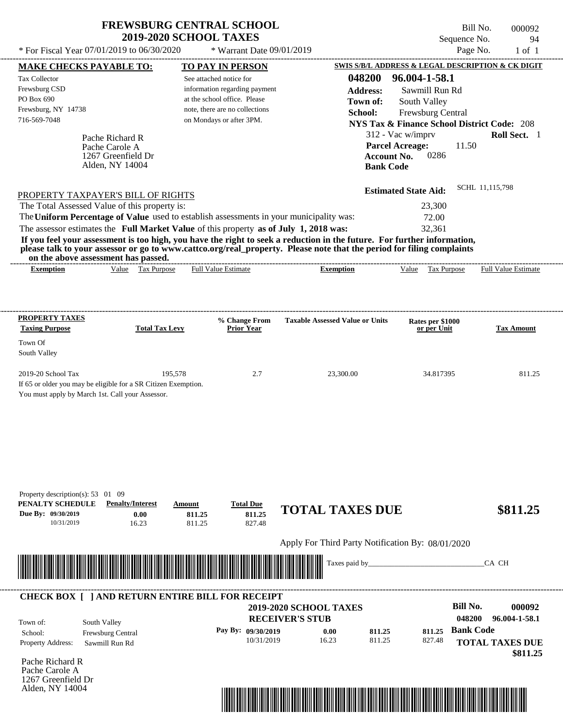# FREWSBURG CENTRAL SCHOOL
## 2019-2020 SCHOOL TAXES

\* For Fiscal Year 07/01/2019 to 06/30/2020 \* Warrant Date 09/01/2019

Bill No. 000092
Sequence No. 94
Page No. 1 of 1

| MAKE CHECKS PAYABLE TO: | TO PAY IN PERSON | SWIS S/B/L ADDRESS & LEGAL DESCRIPTION & CK DIGIT |
|---|---|---|
| Tax Collector<br>Frewsburg CSD<br>PO Box 690<br>Frewsburg, NY 14738<br>716-569-7048 | See attached notice for information regarding payment at the school office. Please note, there are no collections on Mondays or after 3PM. | **048200 96.004-1-58.1**<br>**Address:** Sawmill Run Rd<br>**Town of:** South Valley<br>**School:** Frewsburg Central<br>**NYS Tax & Finance School District Code:** 208<br>312 - Vac w/imprv **Roll Sect.** 1<br>**Parcel Acreage:** 11.50<br>**Account No.** 0286<br>**Bank Code** |

Pache Richard R
Pache Carole A
1267 Greenfield Dr
Alden, NY 14004

**Estimated State Aid:** SCHL 11,115,798

PROPERTY TAXPAYER'S BILL OF RIGHTS

The Total Assessed Value of this property is: 23,300
The **Uniform Percentage of Value** used to establish assessments in your municipality was: 72.00
The assessor estimates the **Full Market Value** of this property **as of July 1, 2018 was:** 32,361

**If you feel your assessment is too high, you have the right to seek a reduction in the future. For further information, please talk to your assessor or go to www.cattco.org/real_property. Please note that the period for filing complaints on the above assessment has passed.**

| Exemption | Value | Tax Purpose | Full Value Estimate | Exemption | Value | Tax Purpose | Full Value Estimate |
|---|---|---|---|---|---|---|---|

| PROPERTY TAXES Taxing Purpose | Total Tax Levy | % Change From Prior Year | Taxable Assessed Value or Units | Rates per $1000 or per Unit | Tax Amount |
|---|---|---|---|---|---|
| Town Of South Valley | | | | | |
| 2019-20 School Tax | 195,578 | 2.7 | 23,300.00 | 34.817395 | 811.25 |

If 65 or older you may be eligible for a SR Citizen Exemption.
You must apply by March 1st. Call your Assessor.

Property description(s): 53 01 09

| PENALTY SCHEDULE | Penalty/Interest | Amount | Total Due |
|---|---|---|---|
| Due By: 09/30/2019 | 0.00 | 811.25 | 811.25 |
| 10/31/2019 | 16.23 | 811.25 | 827.48 |

**TOTAL TAXES DUE $811.25**

Apply For Third Party Notification By: 08/01/2020

Taxes paid by_______________________________CA CH

---

**CHECK BOX [ ] AND RETURN ENTIRE BILL FOR RECEIPT**

**2019-2020 SCHOOL TAXES**
**RECEIVER'S STUB**

Bill No. **000092**
**048200 96.004-1-58.1**

Town of: South Valley
School: Frewsburg Central
Property Address: Sawmill Run Rd

| Pay By: | | | |
|---|---|---|---|
| 09/30/2019 | 0.00 | 811.25 | 811.25 |
| 10/31/2019 | 16.23 | 811.25 | 827.48 |

**Bank Code**

**TOTAL TAXES DUE**
**$811.25**

Pache Richard R
Pache Carole A
1267 Greenfield Dr
Alden, NY 14004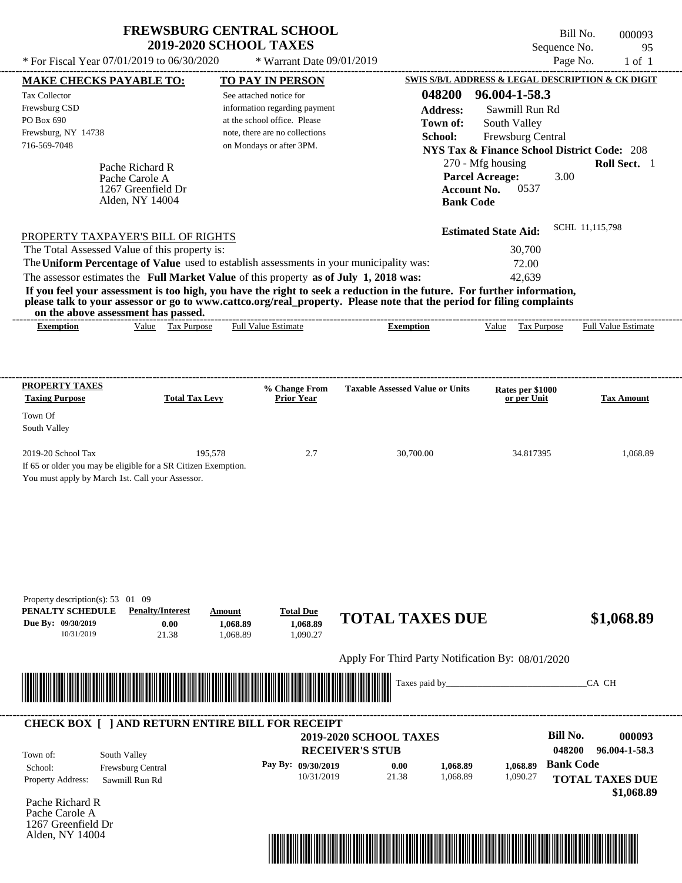# FREWSBURG CENTRAL SCHOOL
## 2019-2020 SCHOOL TAXES

Bill No. 000093
Sequence No. 95
Page No. 1 of 1

* For Fiscal Year 07/01/2019 to 06/30/2020 * Warrant Date 09/01/2019

**MAKE CHECKS PAYABLE TO:**

Tax Collector
Frewsburg CSD
PO Box 690
Frewsburg, NY 14738
716-569-7048

**TO PAY IN PERSON**

See attached notice for information regarding payment at the school office. Please note, there are no collections on Mondays or after 3PM.

**SWIS S/B/L ADDRESS & LEGAL DESCRIPTION & CK DIGIT**

**048200 96.004-1-58.3**
**Address:** Sawmill Run Rd
**Town of:** South Valley
**School:** Frewsburg Central
**NYS Tax & Finance School District Code:** 208
270 - Mfg housing **Roll Sect.** 1
**Parcel Acreage:** 3.00
**Account No.** 0537
**Bank Code**

Pache Richard R
Pache Carole A
1267 Greenfield Dr
Alden, NY 14004

**Estimated State Aid:** SCHL 11,115,798

PROPERTY TAXPAYER'S BILL OF RIGHTS

The Total Assessed Value of this property is: 30,700
The **Uniform Percentage of Value** used to establish assessments in your municipality was: 72.00
The assessor estimates the **Full Market Value** of this property **as of July 1, 2018 was:** 42,639

**If you feel your assessment is too high, you have the right to seek a reduction in the future. For further information, please talk to your assessor or go to www.cattco.org/real_property. Please note that the period for filing complaints on the above assessment has passed.**

| Exemption | Value | Tax Purpose | Full Value Estimate | Exemption | Value | Tax Purpose | Full Value Estimate |
|---|---|---|---|---|---|---|---|

| PROPERTY TAXES Taxing Purpose | Total Tax Levy | % Change From Prior Year | Taxable Assessed Value or Units | Rates per $1000 or per Unit | Tax Amount |
|---|---|---|---|---|---|
| Town Of South Valley | | | | | |
| 2019-20 School Tax | 195,578 | 2.7 | 30,700.00 | 34.817395 | 1,068.89 |

If 65 or older you may be eligible for a SR Citizen Exemption.
You must apply by March 1st. Call your Assessor.

Property description(s): 53 01 09

| PENALTY SCHEDULE | Penalty/Interest | Amount | Total Due |
|---|---|---|---|
| Due By: 09/30/2019 | 0.00 | 1,068.89 | 1,068.89 |
| 10/31/2019 | 21.38 | 1,068.89 | 1,090.27 |

**TOTAL TAXES DUE $1,068.89**

Apply For Third Party Notification By: 08/01/2020

Taxes paid by_______________________________CA CH

**CHECK BOX [ ] AND RETURN ENTIRE BILL FOR RECEIPT**

**2019-2020 SCHOOL TAXES**
**RECEIVER'S STUB**

**Bill No. 000093**
**048200 96.004-1-58.3**

Town of: South Valley
School: Frewsburg Central
Property Address: Sawmill Run Rd

| Pay By: | | | |
|---|---|---|---|
| 09/30/2019 | 0.00 | 1,068.89 | 1,068.89 |
| 10/31/2019 | 21.38 | 1,068.89 | 1,090.27 |

**Bank Code**

**TOTAL TAXES DUE $1,068.89**

Pache Richard R
Pache Carole A
1267 Greenfield Dr
Alden, NY 14004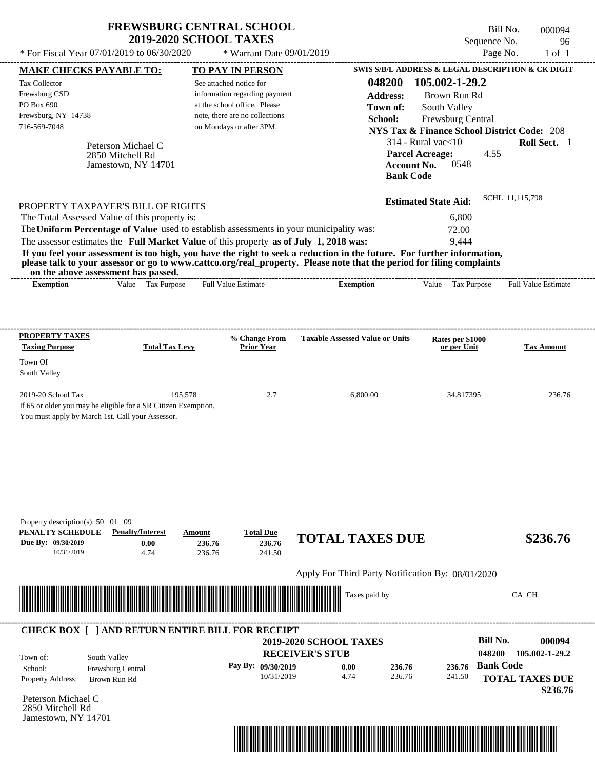# FREWSBURG CENTRAL SCHOOL
## 2019-2020 SCHOOL TAXES

\* For Fiscal Year 07/01/2019 to 06/30/2020 \* Warrant Date 09/01/2019

Bill No. 000094
Sequence No. 96
Page No. 1 of 1

**MAKE CHECKS PAYABLE TO:**

Tax Collector
Frewsburg CSD
PO Box 690
Frewsburg, NY 14738
716-569-7048

Peterson Michael C
2850 Mitchell Rd
Jamestown, NY 14701

**TO PAY IN PERSON**

See attached notice for information regarding payment at the school office. Please note, there are no collections on Mondays or after 3PM.

**SWIS S/B/L ADDRESS & LEGAL DESCRIPTION & CK DIGIT**

**048200 105.002-1-29.2**
**Address:** Brown Run Rd
**Town of:** South Valley
**School:** Frewsburg Central
**NYS Tax & Finance School District Code:** 208
314 - Rural vac<10 **Roll Sect.** 1
**Parcel Acreage:** 4.55
**Account No.** 0548
**Bank Code**

**Estimated State Aid:** SCHL 11,115,798

PROPERTY TAXPAYER'S BILL OF RIGHTS

The Total Assessed Value of this property is: 6,800
The **Uniform Percentage of Value** used to establish assessments in your municipality was: 72.00
The assessor estimates the **Full Market Value** of this property **as of July 1, 2018 was:** 9,444

**If you feel your assessment is too high, you have the right to seek a reduction in the future. For further information, please talk to your assessor or go to www.cattco.org/real_property. Please note that the period for filing complaints on the above assessment has passed.**

| Exemption | Value | Tax Purpose | Full Value Estimate | Exemption | Value | Tax Purpose | Full Value Estimate |
|---|---|---|---|---|---|---|---|

| PROPERTY TAXES Taxing Purpose | Total Tax Levy | % Change From Prior Year | Taxable Assessed Value or Units | Rates per $1000 or per Unit | Tax Amount |
|---|---|---|---|---|---|
| Town Of South Valley | | | | | |
| 2019-20 School Tax | 195,578 | 2.7 | 6,800.00 | 34.817395 | 236.76 |

If 65 or older you may be eligible for a SR Citizen Exemption.
You must apply by March 1st. Call your Assessor.

Property description(s): 50 01 09

| PENALTY SCHEDULE | Penalty/Interest | Amount | Total Due |
|---|---|---|---|
| Due By: 09/30/2019 | 0.00 | 236.76 | 236.76 |
| 10/31/2019 | 4.74 | 236.76 | 241.50 |

**TOTAL TAXES DUE** **$236.76**

Apply For Third Party Notification By: 08/01/2020

Taxes paid by_______________________________CA CH

**CHECK BOX [ ] AND RETURN ENTIRE BILL FOR RECEIPT**

**2019-2020 SCHOOL TAXES**
**RECEIVER'S STUB**

**Bill No. 000094**
**048200 105.002-1-29.2**

Town of: South Valley
School: Frewsburg Central
Property Address: Brown Run Rd

| Pay By: | Penalty/Interest | Amount | Total Due |
|---|---|---|---|
| 09/30/2019 | 0.00 | 236.76 | 236.76 |
| 10/31/2019 | 4.74 | 236.76 | 241.50 |

**Bank Code**

**TOTAL TAXES DUE** **$236.76**

Peterson Michael C
2850 Mitchell Rd
Jamestown, NY 14701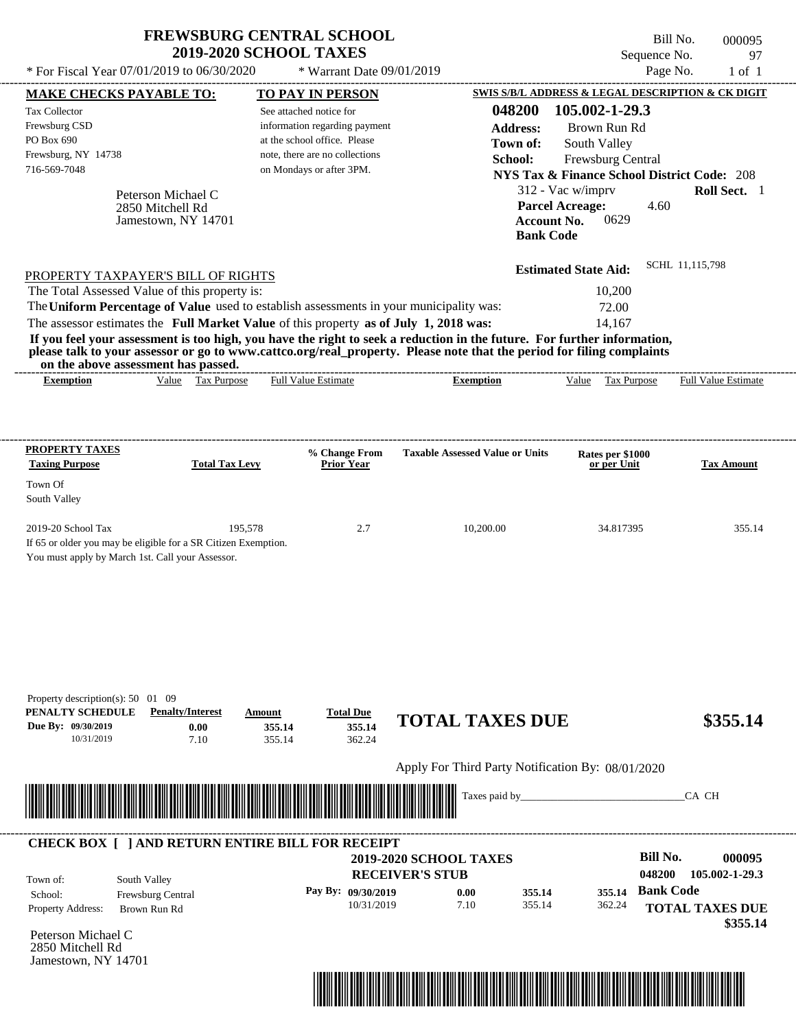# FREWSBURG CENTRAL SCHOOL
## 2019-2020 SCHOOL TAXES

\* For Fiscal Year 07/01/2019 to 06/30/2020 \* Warrant Date 09/01/2019

Bill No. 000095
Sequence No. 97
Page No. 1 of 1

**MAKE CHECKS PAYABLE TO:**
Tax Collector
Frewsburg CSD
PO Box 690
Frewsburg, NY 14738
716-569-7048

**TO PAY IN PERSON**
See attached notice for information regarding payment at the school office. Please note, there are no collections on Mondays or after 3PM.

**SWIS S/B/L ADDRESS & LEGAL DESCRIPTION & CK DIGIT**
**048200 105.002-1-29.3**
**Address:** Brown Run Rd
**Town of:** South Valley
**School:** Frewsburg Central
**NYS Tax & Finance School District Code:** 208
312 - Vac w/imprv **Roll Sect.** 1
**Parcel Acreage:** 4.60
**Account No.** 0629
**Bank Code**

Peterson Michael C
2850 Mitchell Rd
Jamestown, NY 14701

**Estimated State Aid:** SCHL 11,115,798

PROPERTY TAXPAYER'S BILL OF RIGHTS

The Total Assessed Value of this property is: 10,200
The **Uniform Percentage of Value** used to establish assessments in your municipality was: 72.00
The assessor estimates the **Full Market Value** of this property **as of July 1, 2018 was:** 14,167

**If you feel your assessment is too high, you have the right to seek a reduction in the future. For further information, please talk to your assessor or go to www.cattco.org/real_property. Please note that the period for filing complaints on the above assessment has passed.**

| Exemption | Value | Tax Purpose | Full Value Estimate | Exemption | Value | Tax Purpose | Full Value Estimate |
|---|---|---|---|---|---|---|---|

| PROPERTY TAXES Taxing Purpose | Total Tax Levy | % Change From Prior Year | Taxable Assessed Value or Units | Rates per $1000 or per Unit | Tax Amount |
|---|---|---|---|---|---|
| Town Of South Valley | | | | | |
| 2019-20 School Tax | 195,578 | 2.7 | 10,200.00 | 34.817395 | 355.14 |

If 65 or older you may be eligible for a SR Citizen Exemption.
You must apply by March 1st. Call your Assessor.

Property description(s): 50 01 09

| PENALTY SCHEDULE | Penalty/Interest | Amount | Total Due |
|---|---|---|---|
| Due By: 09/30/2019 | 0.00 | 355.14 | 355.14 |
| 10/31/2019 | 7.10 | 355.14 | 362.24 |

**TOTAL TAXES DUE** **$355.14**

Apply For Third Party Notification By: 08/01/2020

Taxes paid by_______________________________CA CH

**CHECK BOX [ ] AND RETURN ENTIRE BILL FOR RECEIPT**

**2019-2020 SCHOOL TAXES**
**RECEIVER'S STUB**

**Bill No. 000095**
048200 105.002-1-29.3

Town of: South Valley
School: Frewsburg Central
Property Address: Brown Run Rd

| Pay By: | | | |
|---|---|---|---|
| 09/30/2019 | 0.00 | 355.14 | 355.14 |
| 10/31/2019 | 7.10 | 355.14 | 362.24 |

**Bank Code**

**TOTAL TAXES DUE**
**$355.14**

Peterson Michael C
2850 Mitchell Rd
Jamestown, NY 14701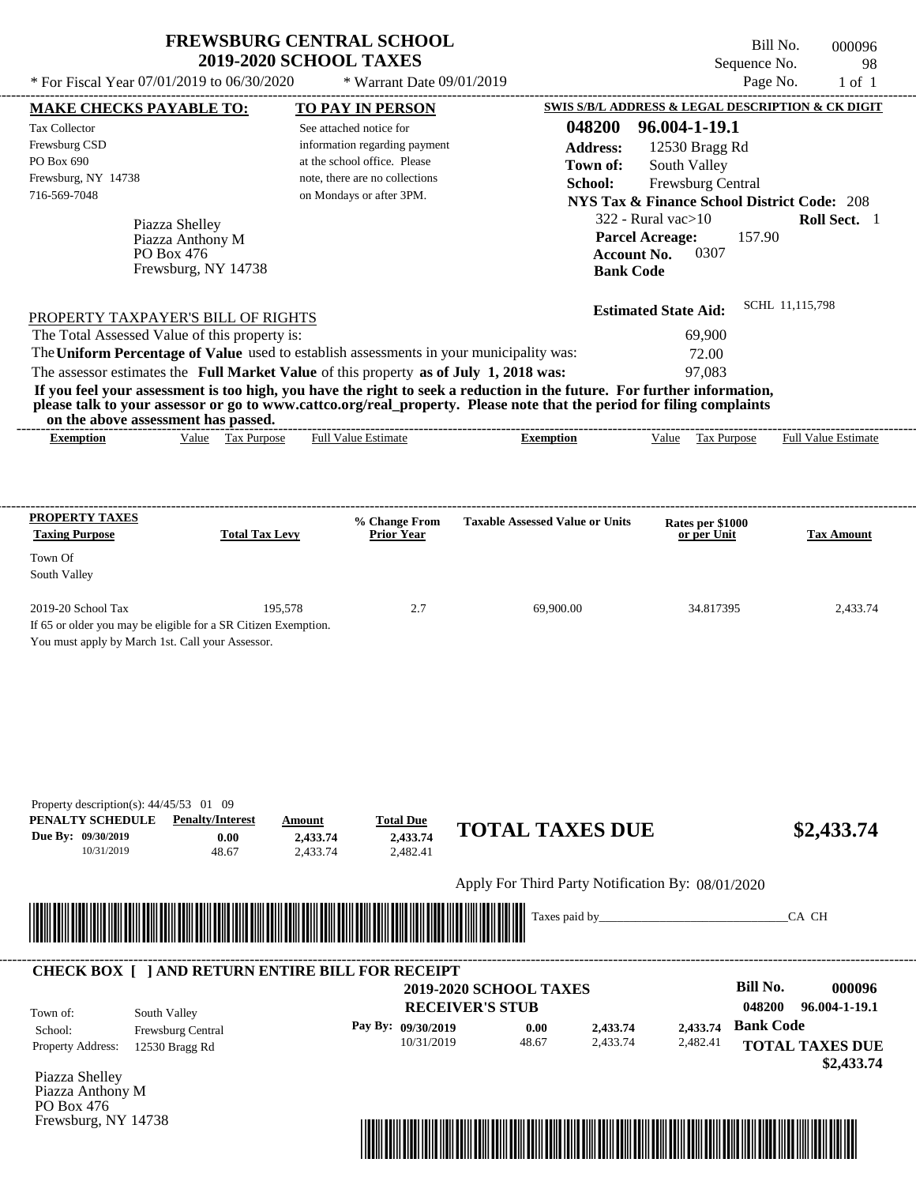# FREWSBURG CENTRAL SCHOOL
## 2019-2020 SCHOOL TAXES

\* For Fiscal Year 07/01/2019 to 06/30/2020 \* Warrant Date 09/01/2019

Bill No. 000096
Sequence No. 98
Page No. 1 of 1

**MAKE CHECKS PAYABLE TO:**

Tax Collector
Frewsburg CSD
PO Box 690
Frewsburg, NY 14738
716-569-7048

**TO PAY IN PERSON**

See attached notice for information regarding payment at the school office. Please note, there are no collections on Mondays or after 3PM.

**SWIS S/B/L ADDRESS & LEGAL DESCRIPTION & CK DIGIT**

**048200 96.004-1-19.1**
**Address:** 12530 Bragg Rd
**Town of:** South Valley
**School:** Frewsburg Central
**NYS Tax & Finance School District Code:** 208
322 - Rural vac>10 **Roll Sect.** 1
**Parcel Acreage:** 157.90
**Account No.** 0307
**Bank Code**

Piazza Shelley
Piazza Anthony M
PO Box 476
Frewsburg, NY 14738

**Estimated State Aid:** SCHL 11,115,798

PROPERTY TAXPAYER'S BILL OF RIGHTS

The Total Assessed Value of this property is: 69,900
The **Uniform Percentage of Value** used to establish assessments in your municipality was: 72.00
The assessor estimates the **Full Market Value** of this property **as of July 1, 2018 was:** 97,083

**If you feel your assessment is too high, you have the right to seek a reduction in the future. For further information, please talk to your assessor or go to www.cattco.org/real_property. Please note that the period for filing complaints on the above assessment has passed.**

| Exemption | Value | Tax Purpose | Full Value Estimate | Exemption | Value | Tax Purpose | Full Value Estimate |
|---|---|---|---|---|---|---|---|

**PROPERTY TAXES**

| Taxing Purpose | Total Tax Levy | % Change From Prior Year | Taxable Assessed Value or Units | Rates per $1000 or per Unit | Tax Amount |
|---|---|---|---|---|---|
| Town Of South Valley | | | | | |
| 2019-20 School Tax | 195,578 | 2.7 | 69,900.00 | 34.817395 | 2,433.74 |

If 65 or older you may be eligible for a SR Citizen Exemption.
You must apply by March 1st. Call your Assessor.

Property description(s): 44/45/53 01 09

| PENALTY SCHEDULE | Penalty/Interest | Amount | Total Due |
|---|---|---|---|
| Due By: 09/30/2019 | 0.00 | 2,433.74 | 2,433.74 |
| 10/31/2019 | 48.67 | 2,433.74 | 2,482.41 |

**TOTAL TAXES DUE** **$2,433.74**

Apply For Third Party Notification By: 08/01/2020

Taxes paid by_______________________________CA CH

**CHECK BOX [ ] AND RETURN ENTIRE BILL FOR RECEIPT**

**2019-2020 SCHOOL TAXES**
**RECEIVER'S STUB**

**Bill No.** **000096**
**048200** **96.004-1-19.1**

Town of: South Valley
School: Frewsburg Central
Property Address: 12530 Bragg Rd

| Pay By: | | | |
|---|---|---|---|
| 09/30/2019 | 0.00 | 2,433.74 | 2,433.74 |
| 10/31/2019 | 48.67 | 2,433.74 | 2,482.41 |

**Bank Code**

**TOTAL TAXES DUE**
**$2,433.74**

Piazza Shelley
Piazza Anthony M
PO Box 476
Frewsburg, NY 14738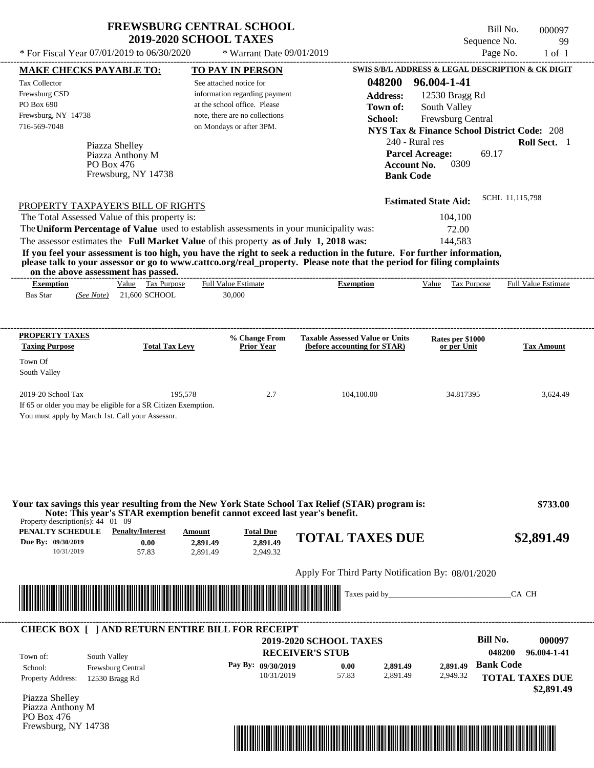# FREWSBURG CENTRAL SCHOOL
## 2019-2020 SCHOOL TAXES

Bill No. 000097
Sequence No. 99
Page No. 1 of 1

* For Fiscal Year 07/01/2019 to 06/30/2020 * Warrant Date 09/01/2019

**MAKE CHECKS PAYABLE TO:**

Tax Collector
Frewsburg CSD
PO Box 690
Frewsburg, NY 14738
716-569-7048

**TO PAY IN PERSON**

See attached notice for information regarding payment at the school office. Please note, there are no collections on Mondays or after 3PM.

**SWIS S/B/L ADDRESS & LEGAL DESCRIPTION & CK DIGIT**

**048200 96.004-1-41**
**Address:** 12530 Bragg Rd
**Town of:** South Valley
**School:** Frewsburg Central
**NYS Tax & Finance School District Code:** 208
240 - Rural res **Roll Sect.** 1
**Parcel Acreage:** 69.17
**Account No.** 0309
**Bank Code**

Piazza Shelley
Piazza Anthony M
PO Box 476
Frewsburg, NY 14738

**Estimated State Aid:** SCHL 11,115,798

PROPERTY TAXPAYER'S BILL OF RIGHTS

The Total Assessed Value of this property is: 104,100
The **Uniform Percentage of Value** used to establish assessments in your municipality was: 72.00
The assessor estimates the **Full Market Value** of this property **as of July 1, 2018 was:** 144,583

**If you feel your assessment is too high, you have the right to seek a reduction in the future. For further information, please talk to your assessor or go to www.cattco.org/real_property. Please note that the period for filing complaints on the above assessment has passed.**

| Exemption | Value | Tax Purpose | Full Value Estimate | Exemption | Value | Tax Purpose | Full Value Estimate |
|---|---|---|---|---|---|---|---|
| Bas Star *(See Note)* | 21,600 | SCHOOL | 30,000 | | | | |

| PROPERTY TAXES Taxing Purpose | Total Tax Levy | % Change From Prior Year | Taxable Assessed Value or Units (before accounting for STAR) | Rates per $1000 or per Unit | Tax Amount |
|---|---|---|---|---|---|
| Town Of South Valley | | | | | |
| 2019-20 School Tax | 195,578 | 2.7 | 104,100.00 | 34.817395 | 3,624.49 |

If 65 or older you may be eligible for a SR Citizen Exemption.
You must apply by March 1st. Call your Assessor.

**Your tax savings this year resulting from the New York State School Tax Relief (STAR) program is: $733.00**
**Note: This year's STAR exemption benefit cannot exceed last year's benefit.**

Property description(s): 44 01 09

| PENALTY SCHEDULE | Penalty/Interest | Amount | Total Due |
|---|---|---|---|
| Due By: 09/30/2019 | 0.00 | 2,891.49 | 2,891.49 |
| 10/31/2019 | 57.83 | 2,891.49 | 2,949.32 |

**TOTAL TAXES DUE $2,891.49**

Apply For Third Party Notification By: 08/01/2020

Taxes paid by_______________________________CA CH

---

**CHECK BOX [ ] AND RETURN ENTIRE BILL FOR RECEIPT**

**2019-2020 SCHOOL TAXES**
**RECEIVER'S STUB**

**Bill No. 000097**
048200 96.004-1-41

Town of: South Valley
School: Frewsburg Central
Property Address: 12530 Bragg Rd

| Pay By: | Penalty/Interest | Amount | Total Due |
|---|---|---|---|
| 09/30/2019 | 0.00 | 2,891.49 | 2,891.49 |
| 10/31/2019 | 57.83 | 2,891.49 | 2,949.32 |

**Bank Code**

**TOTAL TAXES DUE $2,891.49**

Piazza Shelley
Piazza Anthony M
PO Box 476
Frewsburg, NY 14738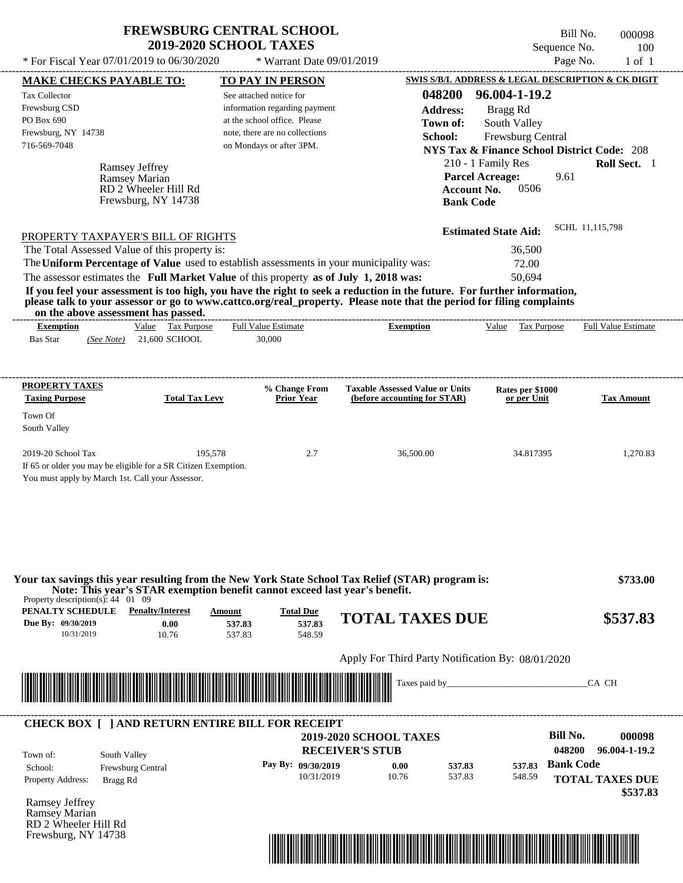# FREWSBURG CENTRAL SCHOOL
## 2019-2020 SCHOOL TAXES

* For Fiscal Year 07/01/2019 to 06/30/2020 * Warrant Date 09/01/2019

Bill No. 000098
Sequence No. 100
Page No. 1 of 1

| MAKE CHECKS PAYABLE TO: | TO PAY IN PERSON | SWIS S/B/L ADDRESS & LEGAL DESCRIPTION & CK DIGIT |
|---|---|---|
| Tax Collector<br>Frewsburg CSD<br>PO Box 690<br>Frewsburg, NY 14738<br>716-569-7048 | See attached notice for information regarding payment at the school office. Please note, there are no collections on Mondays or after 3PM. | 048200 96.004-1-19.2<br>Address: Bragg Rd<br>Town of: South Valley<br>School: Frewsburg Central<br>NYS Tax & Finance School District Code: 208<br>210 - 1 Family Res Roll Sect. 1<br>Parcel Acreage: 9.61<br>Account No. 0506<br>Bank Code |

Ramsey Jeffrey
Ramsey Marian
RD 2 Wheeler Hill Rd
Frewsburg, NY 14738

Estimated State Aid: SCHL 11,115,798

### PROPERTY TAXPAYER'S BILL OF RIGHTS

The Total Assessed Value of this property is: 36,500
The **Uniform Percentage of Value** used to establish assessments in your municipality was: 72.00
The assessor estimates the **Full Market Value** of this property **as of July 1, 2018 was:** 50,694

**If you feel your assessment is too high, you have the right to seek a reduction in the future. For further information, please talk to your assessor or go to www.cattco.org/real_property. Please note that the period for filing complaints on the above assessment has passed.**

| Exemption | Value | Tax Purpose | Full Value Estimate | Exemption | Value | Tax Purpose | Full Value Estimate |
|---|---|---|---|---|---|---|---|
| Bas Star (See Note) | 21,600 | SCHOOL | 30,000 | | | | |

| PROPERTY TAXES Taxing Purpose | Total Tax Levy | % Change From Prior Year | Taxable Assessed Value or Units (before accounting for STAR) | Rates per $1000 or per Unit | Tax Amount |
|---|---|---|---|---|---|
| Town Of South Valley | | | | | |
| 2019-20 School Tax | 195,578 | 2.7 | 36,500.00 | 34.817395 | 1,270.83 |

If 65 or older you may be eligible for a SR Citizen Exemption.
You must apply by March 1st. Call your Assessor.

**Your tax savings this year resulting from the New York State School Tax Relief (STAR) program is: $733.00**
**Note: This year's STAR exemption benefit cannot exceed last year's benefit.**

Property description(s): 44 01 09

| PENALTY SCHEDULE | Penalty/Interest | Amount | Total Due |
|---|---|---|---|
| Due By: 09/30/2019 | 0.00 | 537.83 | 537.83 |
| 10/31/2019 | 10.76 | 537.83 | 548.59 |

**TOTAL TAXES DUE $537.83**

Apply For Third Party Notification By: 08/01/2020

Taxes paid by_______________________________CA CH

---

**CHECK BOX [ ] AND RETURN ENTIRE BILL FOR RECEIPT**

**2019-2020 SCHOOL TAXES**
**RECEIVER'S STUB**

Bill No. 000098
048200 96.004-1-19.2

Town of: South Valley
School: Frewsburg Central
Property Address: Bragg Rd

| Pay By: | | | |
|---|---|---|---|
| 09/30/2019 | 0.00 | 537.83 | 537.83 |
| 10/31/2019 | 10.76 | 537.83 | 548.59 |

Bank Code

**TOTAL TAXES DUE $537.83**

Ramsey Jeffrey
Ramsey Marian
RD 2 Wheeler Hill Rd
Frewsburg, NY 14738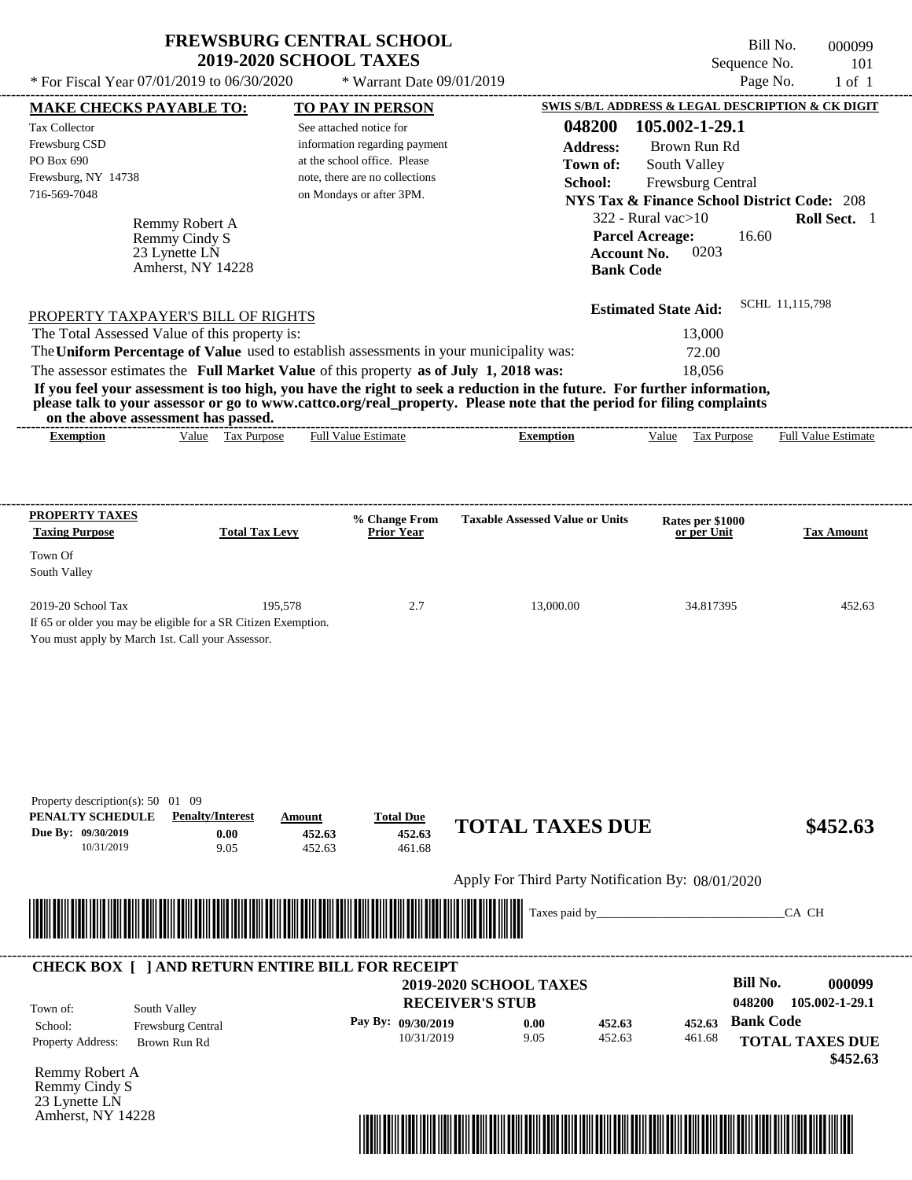# FREWSBURG CENTRAL SCHOOL
## 2019-2020 SCHOOL TAXES

\* For Fiscal Year 07/01/2019 to 06/30/2020 \* Warrant Date 09/01/2019

Bill No. 000099
Sequence No. 101
Page No. 1 of 1

**MAKE CHECKS PAYABLE TO:**

Tax Collector
Frewsburg CSD
PO Box 690
Frewsburg, NY 14738
716-569-7048

**TO PAY IN PERSON**

See attached notice for information regarding payment at the school office. Please note, there are no collections on Mondays or after 3PM.

**SWIS S/B/L ADDRESS & LEGAL DESCRIPTION & CK DIGIT**

**048200 105.002-1-29.1**
**Address:** Brown Run Rd
**Town of:** South Valley
**School:** Frewsburg Central
**NYS Tax & Finance School District Code:** 208
322 - Rural vac>10 **Roll Sect.** 1
**Parcel Acreage:** 16.60
**Account No.** 0203
**Bank Code**

Remmy Robert A
Remmy Cindy S
23 Lynette LN
Amherst, NY 14228

**Estimated State Aid:** SCHL 11,115,798

PROPERTY TAXPAYER'S BILL OF RIGHTS

The Total Assessed Value of this property is: 13,000
The **Uniform Percentage of Value** used to establish assessments in your municipality was: 72.00
The assessor estimates the **Full Market Value** of this property **as of July 1, 2018 was:** 18,056

**If you feel your assessment is too high, you have the right to seek a reduction in the future. For further information, please talk to your assessor or go to www.cattco.org/real_property. Please note that the period for filing complaints on the above assessment has passed.**

| Exemption | Value | Tax Purpose | Full Value Estimate | Exemption | Value | Tax Purpose | Full Value Estimate |
|---|---|---|---|---|---|---|---|

| PROPERTY TAXES Taxing Purpose | Total Tax Levy | % Change From Prior Year | Taxable Assessed Value or Units | Rates per $1000 or per Unit | Tax Amount |
|---|---|---|---|---|---|
| Town Of South Valley | | | | | |
| 2019-20 School Tax | 195,578 | 2.7 | 13,000.00 | 34.817395 | 452.63 |

If 65 or older you may be eligible for a SR Citizen Exemption.
You must apply by March 1st. Call your Assessor.

Property description(s): 50 01 09

| PENALTY SCHEDULE | Penalty/Interest | Amount | Total Due |
|---|---|---|---|
| Due By: 09/30/2019 | 0.00 | 452.63 | 452.63 |
| 10/31/2019 | 9.05 | 452.63 | 461.68 |

**TOTAL TAXES DUE $452.63**

Apply For Third Party Notification By: 08/01/2020

Taxes paid by_______________________________CA CH

---

**CHECK BOX [ ] AND RETURN ENTIRE BILL FOR RECEIPT**

**2019-2020 SCHOOL TAXES**
**RECEIVER'S STUB**

**Bill No. 000099**
**048200 105.002-1-29.1**

Town of: South Valley
School: Frewsburg Central
Property Address: Brown Run Rd

| Pay By: | | | |
|---|---|---|---|
| 09/30/2019 | 0.00 | 452.63 | 452.63 |
| 10/31/2019 | 9.05 | 452.63 | 461.68 |

**Bank Code**

**TOTAL TAXES DUE $452.63**

Remmy Robert A
Remmy Cindy S
23 Lynette LN
Amherst, NY 14228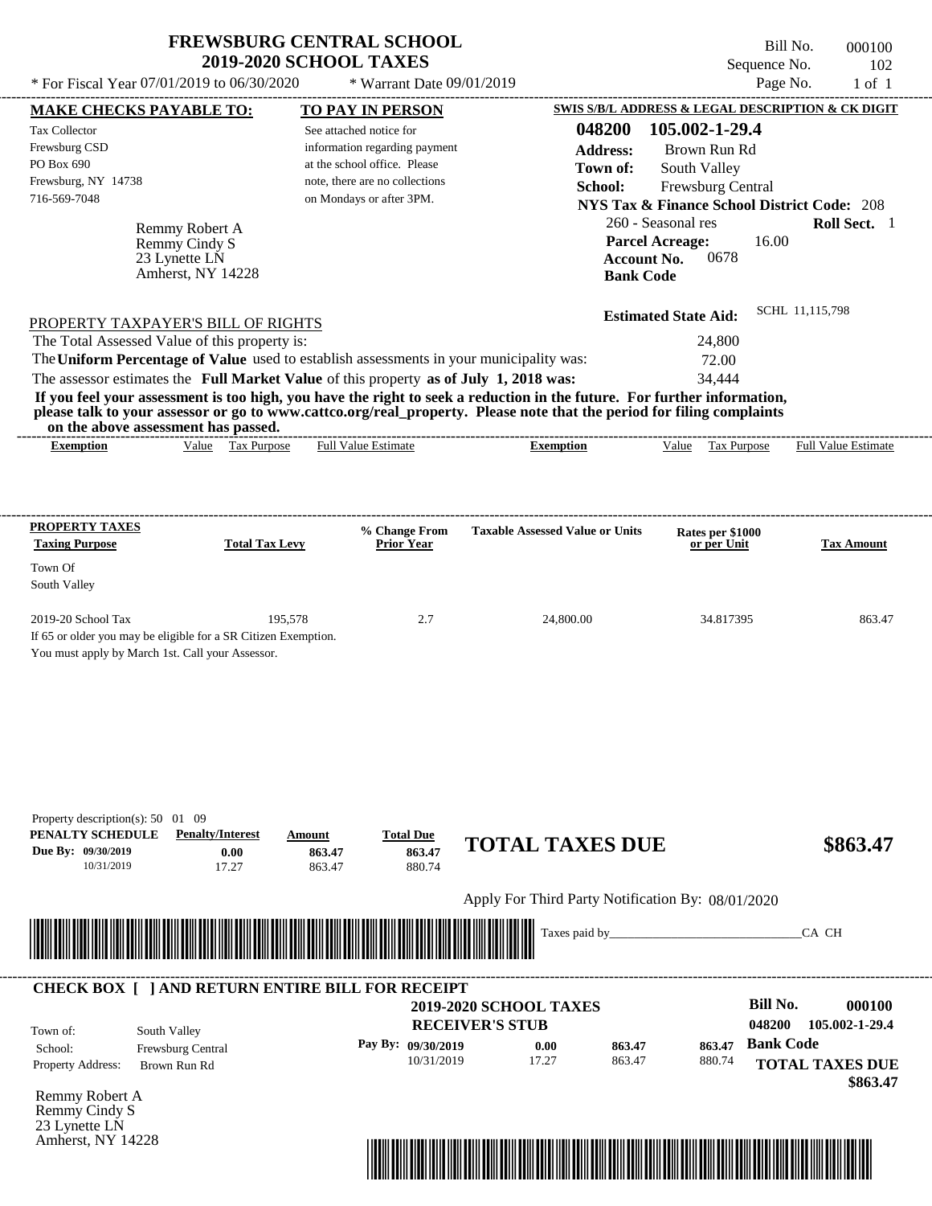# FREWSBURG CENTRAL SCHOOL
## 2019-2020 SCHOOL TAXES

Bill No. 000100
Sequence No. 102
Page No. 1 of 1

* For Fiscal Year 07/01/2019 to 06/30/2020 * Warrant Date 09/01/2019

**MAKE CHECKS PAYABLE TO:**

Tax Collector
Frewsburg CSD
PO Box 690
Frewsburg, NY 14738
716-569-7048

Remmy Robert A
Remmy Cindy S
23 Lynette LN
Amherst, NY 14228

**TO PAY IN PERSON**

See attached notice for information regarding payment at the school office. Please note, there are no collections on Mondays or after 3PM.

**SWIS S/B/L ADDRESS & LEGAL DESCRIPTION & CK DIGIT**

**048200 105.002-1-29.4**
**Address:** Brown Run Rd
**Town of:** South Valley
**School:** Frewsburg Central
**NYS Tax & Finance School District Code:** 208
260 - Seasonal res **Roll Sect.** 1
**Parcel Acreage:** 16.00
**Account No.** 0678
**Bank Code**

**Estimated State Aid:** SCHL 11,115,798

PROPERTY TAXPAYER'S BILL OF RIGHTS

The Total Assessed Value of this property is: 24,800
The **Uniform Percentage of Value** used to establish assessments in your municipality was: 72.00
The assessor estimates the **Full Market Value** of this property **as of July 1, 2018 was:** 34,444

**If you feel your assessment is too high, you have the right to seek a reduction in the future. For further information, please talk to your assessor or go to www.cattco.org/real_property. Please note that the period for filing complaints on the above assessment has passed.**

| Exemption | Value | Tax Purpose | Full Value Estimate | Exemption | Value | Tax Purpose | Full Value Estimate |
|---|---|---|---|---|---|---|---|

| PROPERTY TAXES Taxing Purpose | Total Tax Levy | % Change From Prior Year | Taxable Assessed Value or Units | Rates per $1000 or per Unit | Tax Amount |
|---|---|---|---|---|---|
| Town Of South Valley | | | | | |
| 2019-20 School Tax | 195,578 | 2.7 | 24,800.00 | 34.817395 | 863.47 |

If 65 or older you may be eligible for a SR Citizen Exemption.
You must apply by March 1st. Call your Assessor.

Property description(s): 50 01 09

| PENALTY SCHEDULE | Penalty/Interest | Amount | Total Due |
|---|---|---|---|
| Due By: 09/30/2019 | 0.00 | 863.47 | 863.47 |
| 10/31/2019 | 17.27 | 863.47 | 880.74 |

**TOTAL TAXES DUE $863.47**

Apply For Third Party Notification By: 08/01/2020

Taxes paid by_______________________________CA CH

**CHECK BOX [ ] AND RETURN ENTIRE BILL FOR RECEIPT**

**2019-2020 SCHOOL TAXES**
**RECEIVER'S STUB**

Bill No. **000100**
048200 105.002-1-29.4

Town of: South Valley
School: Frewsburg Central
Property Address: Brown Run Rd

| Pay By: | Penalty/Interest | Amount | Total Due |
|---|---|---|---|
| 09/30/2019 | 0.00 | 863.47 | 863.47 |
| 10/31/2019 | 17.27 | 863.47 | 880.74 |

**Bank Code**

**TOTAL TAXES DUE**
**$863.47**

Remmy Robert A
Remmy Cindy S
23 Lynette LN
Amherst, NY 14228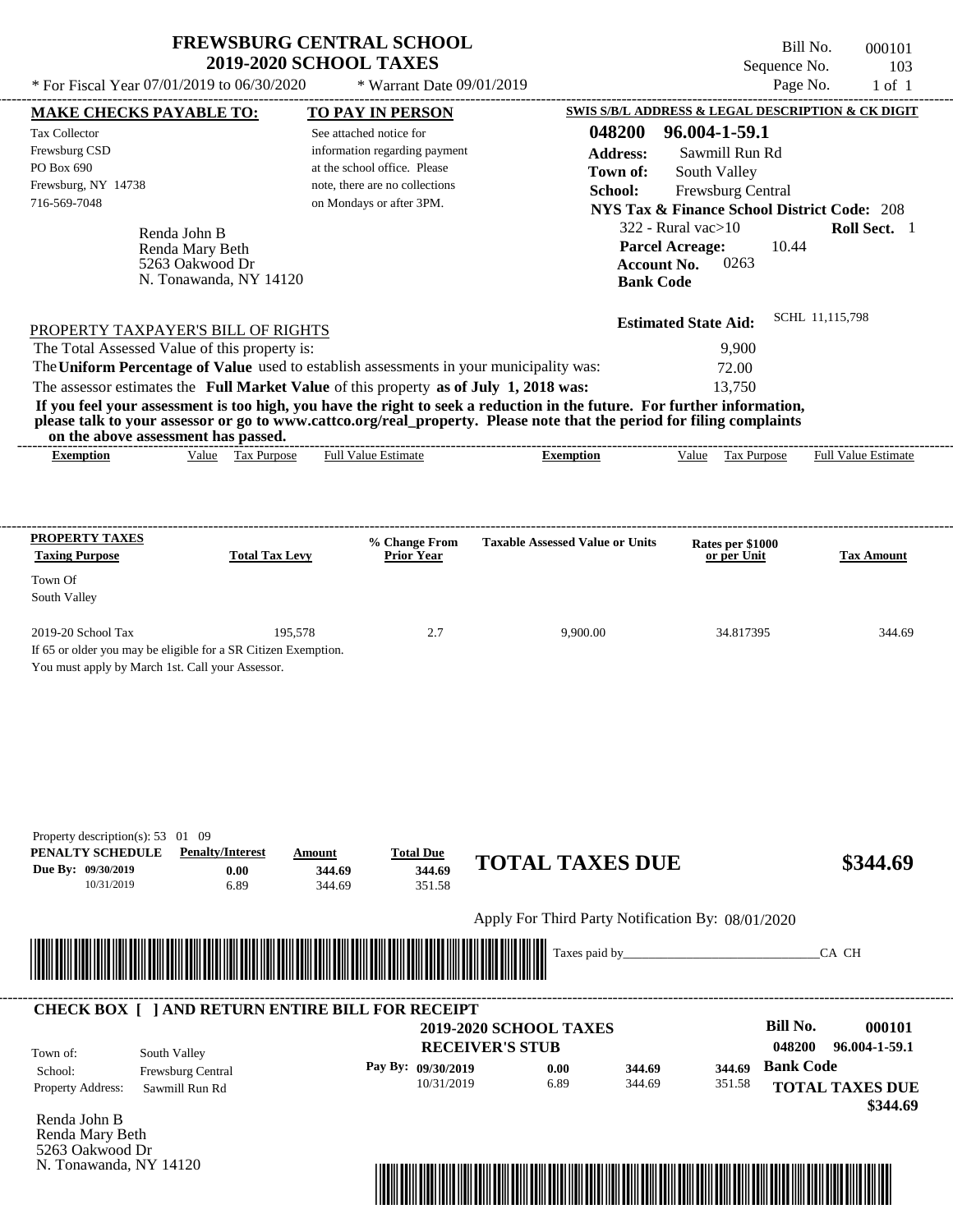# FREWSBURG CENTRAL SCHOOL
## 2019-2020 SCHOOL TAXES

Bill No. 000101
Sequence No. 103
Page No. 1 of 1

* For Fiscal Year 07/01/2019 to 06/30/2020 * Warrant Date 09/01/2019

**MAKE CHECKS PAYABLE TO:**
Tax Collector
Frewsburg CSD
PO Box 690
Frewsburg, NY 14738
716-569-7048

**TO PAY IN PERSON**
See attached notice for information regarding payment at the school office. Please note, there are no collections on Mondays or after 3PM.

**SWIS S/B/L ADDRESS & LEGAL DESCRIPTION & CK DIGIT**
**048200 96.004-1-59.1**
**Address:** Sawmill Run Rd
**Town of:** South Valley
**School:** Frewsburg Central
**NYS Tax & Finance School District Code:** 208
322 - Rural vac>10 **Roll Sect.** 1
**Parcel Acreage:** 10.44
**Account No.** 0263
**Bank Code**

Renda John B
Renda Mary Beth
5263 Oakwood Dr
N. Tonawanda, NY 14120

**Estimated State Aid:** SCHL 11,115,798

PROPERTY TAXPAYER'S BILL OF RIGHTS
The Total Assessed Value of this property is: 9,900
The **Uniform Percentage of Value** used to establish assessments in your municipality was: 72.00
The assessor estimates the **Full Market Value** of this property **as of July 1, 2018 was:** 13,750

**If you feel your assessment is too high, you have the right to seek a reduction in the future. For further information, please talk to your assessor or go to www.cattco.org/real_property. Please note that the period for filing complaints on the above assessment has passed.**

| Exemption | Value | Tax Purpose | Full Value Estimate | Exemption | Value | Tax Purpose | Full Value Estimate |
|---|---|---|---|---|---|---|---|

| PROPERTY TAXES Taxing Purpose | Total Tax Levy | % Change From Prior Year | Taxable Assessed Value or Units | Rates per $1000 or per Unit | Tax Amount |
|---|---|---|---|---|---|
| Town Of South Valley | | | | | |
| 2019-20 School Tax | 195,578 | 2.7 | 9,900.00 | 34.817395 | 344.69 |

If 65 or older you may be eligible for a SR Citizen Exemption.
You must apply by March 1st. Call your Assessor.

Property description(s): 53 01 09

| PENALTY SCHEDULE | Penalty/Interest | Amount | Total Due |
|---|---|---|---|
| Due By: 09/30/2019 | 0.00 | 344.69 | 344.69 |
| 10/31/2019 | 6.89 | 344.69 | 351.58 |

**TOTAL TAXES DUE $344.69**

Apply For Third Party Notification By: 08/01/2020

Taxes paid by_______________________________CA CH

**CHECK BOX [ ] AND RETURN ENTIRE BILL FOR RECEIPT**

**2019-2020 SCHOOL TAXES**
**RECEIVER'S STUB**

**Bill No. 000101**
**048200 96.004-1-59.1**

Town of: South Valley
School: Frewsburg Central
Property Address: Sawmill Run Rd

| Pay By: | Penalty/Interest | Amount | Total Due |
|---|---|---|---|
| 09/30/2019 | 0.00 | 344.69 | 344.69 |
| 10/31/2019 | 6.89 | 344.69 | 351.58 |

**Bank Code**
**TOTAL TAXES DUE $344.69**

Renda John B
Renda Mary Beth
5263 Oakwood Dr
N. Tonawanda, NY 14120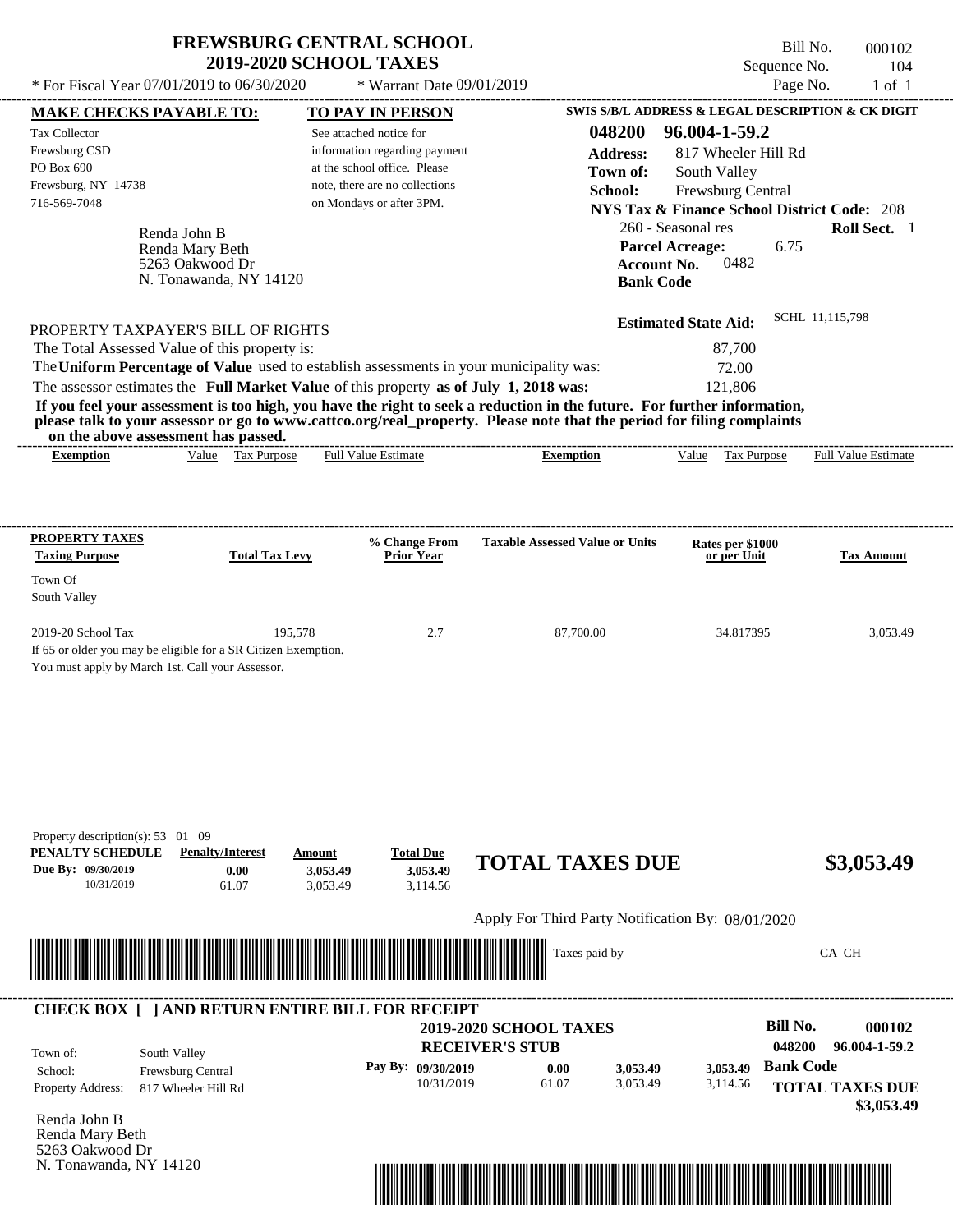# FREWSBURG CENTRAL SCHOOL
## 2019-2020 SCHOOL TAXES

Bill No. 000102
Sequence No. 104
Page No. 1 of 1

* For Fiscal Year 07/01/2019 to 06/30/2020 * Warrant Date 09/01/2019

**MAKE CHECKS PAYABLE TO:**
Tax Collector
Frewsburg CSD
PO Box 690
Frewsburg, NY 14738
716-569-7048

**TO PAY IN PERSON**
See attached notice for information regarding payment at the school office. Please note, there are no collections on Mondays or after 3PM.

**SWIS S/B/L ADDRESS & LEGAL DESCRIPTION & CK DIGIT**
**048200 96.004-1-59.2**
**Address:** 817 Wheeler Hill Rd
**Town of:** South Valley
**School:** Frewsburg Central
**NYS Tax & Finance School District Code:** 208
260 - Seasonal res **Roll Sect.** 1
**Parcel Acreage:** 6.75
**Account No.** 0482
**Bank Code**

Renda John B
Renda Mary Beth
5263 Oakwood Dr
N. Tonawanda, NY 14120

**Estimated State Aid:** SCHL 11,115,798

PROPERTY TAXPAYER'S BILL OF RIGHTS

The Total Assessed Value of this property is: 87,700

The **Uniform Percentage of Value** used to establish assessments in your municipality was: 72.00

The assessor estimates the **Full Market Value** of this property **as of July 1, 2018 was:** 121,806

**If you feel your assessment is too high, you have the right to seek a reduction in the future. For further information, please talk to your assessor or go to www.cattco.org/real_property. Please note that the period for filing complaints on the above assessment has passed.**

| Exemption | Value | Tax Purpose | Full Value Estimate | Exemption | Value | Tax Purpose | Full Value Estimate |
|---|---|---|---|---|---|---|---|

| PROPERTY TAXES Taxing Purpose | Total Tax Levy | % Change From Prior Year | Taxable Assessed Value or Units | Rates per $1000 or per Unit | Tax Amount |
|---|---|---|---|---|---|
| Town Of South Valley | | | | | |
| 2019-20 School Tax | 195,578 | 2.7 | 87,700.00 | 34.817395 | 3,053.49 |

If 65 or older you may be eligible for a SR Citizen Exemption.
You must apply by March 1st. Call your Assessor.

Property description(s): 53 01 09

| PENALTY SCHEDULE | Penalty/Interest | Amount | Total Due |
|---|---|---|---|
| Due By: 09/30/2019 | 0.00 | 3,053.49 | 3,053.49 |
| 10/31/2019 | 61.07 | 3,053.49 | 3,114.56 |

**TOTAL TAXES DUE $3,053.49**

Apply For Third Party Notification By: 08/01/2020

Taxes paid by_______________________________CA CH

**CHECK BOX [ ] AND RETURN ENTIRE BILL FOR RECEIPT**

**2019-2020 SCHOOL TAXES**
**RECEIVER'S STUB**

**Bill No. 000102**
**048200 96.004-1-59.2**

Town of: South Valley
School: Frewsburg Central
Property Address: 817 Wheeler Hill Rd

| Pay By: | Penalty/Interest | Amount | Total Due |
|---|---|---|---|
| 09/30/2019 | 0.00 | 3,053.49 | 3,053.49 |
| 10/31/2019 | 61.07 | 3,053.49 | 3,114.56 |

**Bank Code**

**TOTAL TAXES DUE $3,053.49**

Renda John B
Renda Mary Beth
5263 Oakwood Dr
N. Tonawanda, NY 14120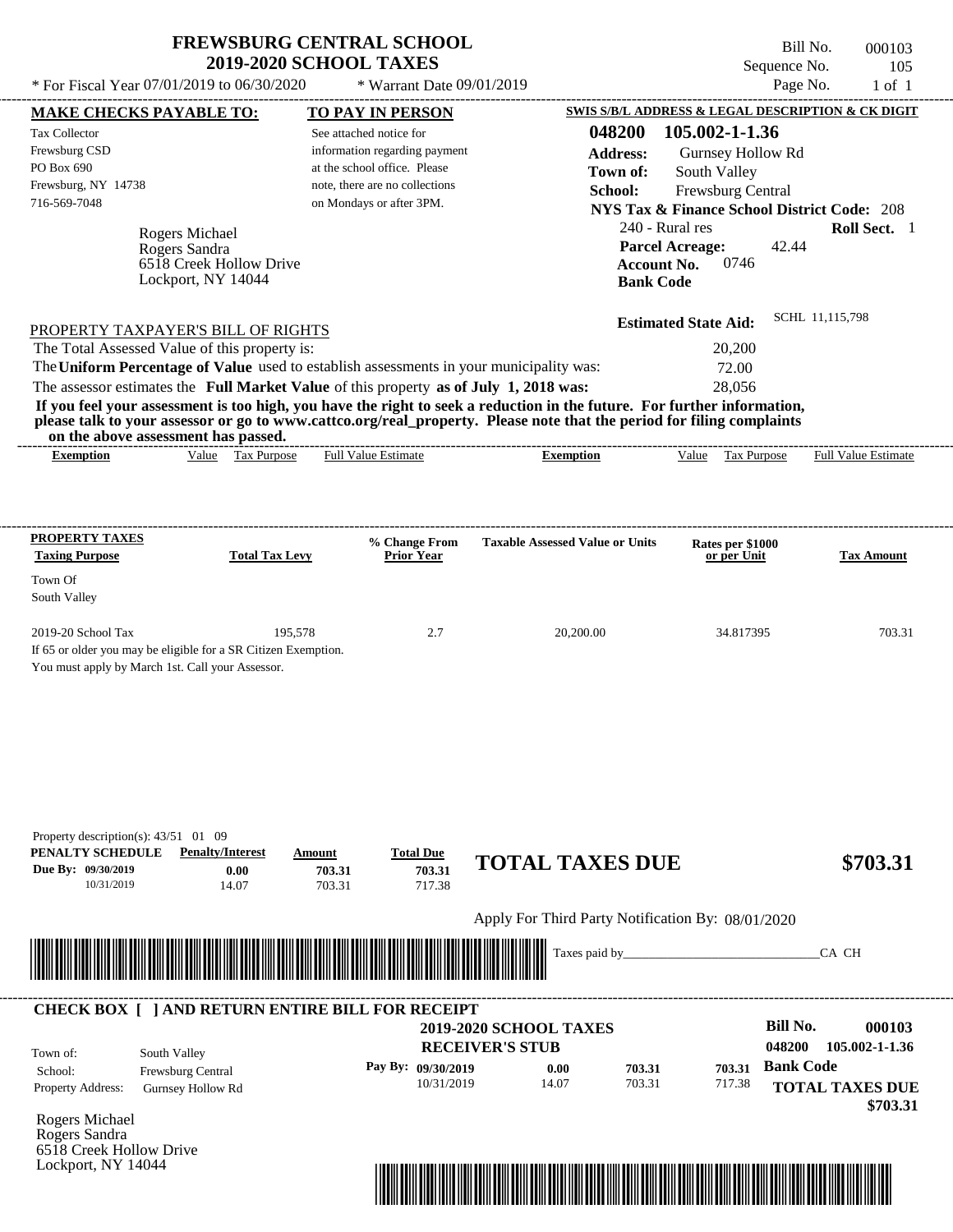# FREWSBURG CENTRAL SCHOOL
## 2019-2020 SCHOOL TAXES

Bill No. 000103
Sequence No. 105
Page No. 1 of 1

* For Fiscal Year 07/01/2019 to 06/30/2020 * Warrant Date 09/01/2019

**MAKE CHECKS PAYABLE TO:**

Tax Collector
Frewsburg CSD
PO Box 690
Frewsburg, NY 14738
716-569-7048

**TO PAY IN PERSON**

See attached notice for information regarding payment at the school office. Please note, there are no collections on Mondays or after 3PM.

**SWIS S/B/L ADDRESS & LEGAL DESCRIPTION & CK DIGIT**

**048200 105.002-1-1.36**
**Address:** Gurnsey Hollow Rd
**Town of:** South Valley
**School:** Frewsburg Central
**NYS Tax & Finance School District Code:** 208
240 - Rural res **Roll Sect.** 1
**Parcel Acreage:** 42.44
**Account No.** 0746
**Bank Code**

Rogers Michael
Rogers Sandra
6518 Creek Hollow Drive
Lockport, NY 14044

**Estimated State Aid:** SCHL 11,115,798

PROPERTY TAXPAYER'S BILL OF RIGHTS

The Total Assessed Value of this property is: 20,200
The **Uniform Percentage of Value** used to establish assessments in your municipality was: 72.00
The assessor estimates the **Full Market Value** of this property **as of July 1, 2018 was:** 28,056

**If you feel your assessment is too high, you have the right to seek a reduction in the future. For further information, please talk to your assessor or go to www.cattco.org/real_property. Please note that the period for filing complaints on the above assessment has passed.**

| Exemption | Value | Tax Purpose | Full Value Estimate | Exemption | Value | Tax Purpose | Full Value Estimate |
|---|---|---|---|---|---|---|---|

| PROPERTY TAXES Taxing Purpose | Total Tax Levy | % Change From Prior Year | Taxable Assessed Value or Units | Rates per $1000 or per Unit | Tax Amount |
|---|---|---|---|---|---|
| Town Of South Valley | | | | | |
| 2019-20 School Tax | 195,578 | 2.7 | 20,200.00 | 34.817395 | 703.31 |

If 65 or older you may be eligible for a SR Citizen Exemption.
You must apply by March 1st. Call your Assessor.

Property description(s): 43/51 01 09

| PENALTY SCHEDULE | Penalty/Interest | Amount | Total Due |
|---|---|---|---|
| Due By: 09/30/2019 | 0.00 | 703.31 | 703.31 |
| 10/31/2019 | 14.07 | 703.31 | 717.38 |

**TOTAL TAXES DUE $703.31**

Apply For Third Party Notification By: 08/01/2020

Taxes paid by_______________________________CA CH

---

**CHECK BOX [ ] AND RETURN ENTIRE BILL FOR RECEIPT**

**2019-2020 SCHOOL TAXES**
**RECEIVER'S STUB**

**Bill No. 000103**
048200 105.002-1-1.36

Town of: South Valley
School: Frewsburg Central
Property Address: Gurnsey Hollow Rd

| Pay By: | | | |
|---|---|---|---|
| 09/30/2019 | 0.00 | 703.31 | 703.31 |
| 10/31/2019 | 14.07 | 703.31 | 717.38 |

**Bank Code**

**TOTAL TAXES DUE $703.31**

Rogers Michael
Rogers Sandra
6518 Creek Hollow Drive
Lockport, NY 14044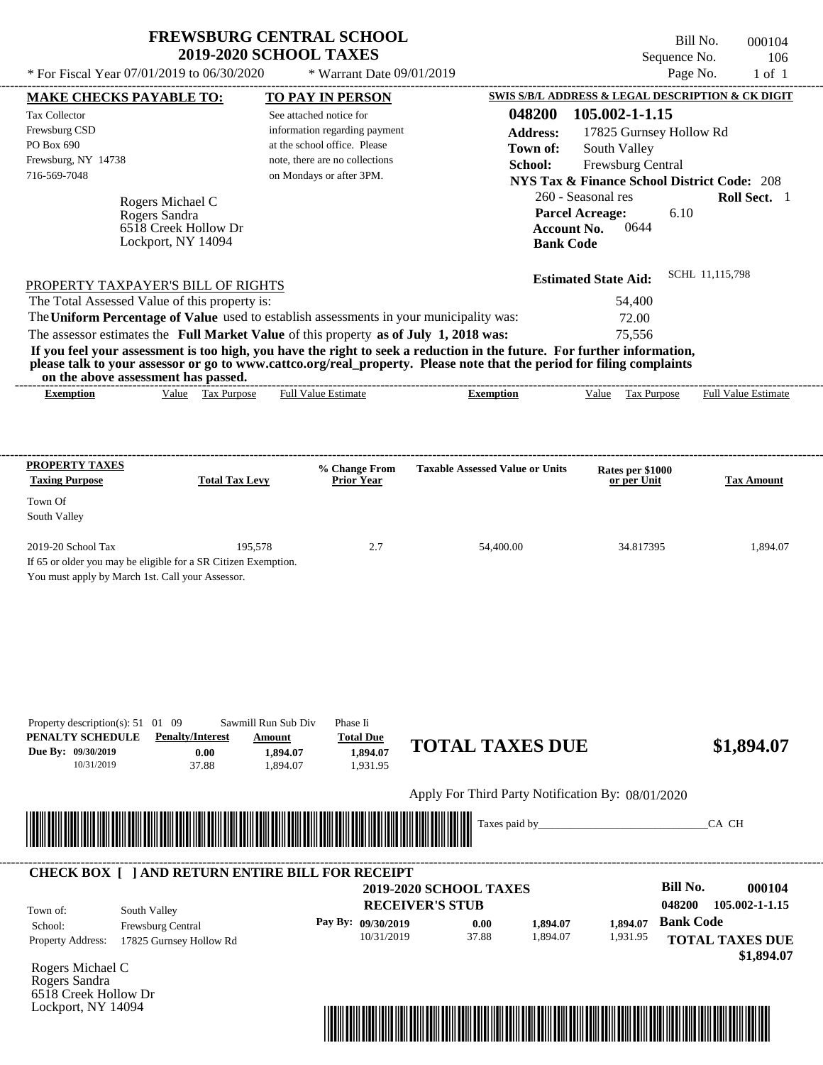# FREWSBURG CENTRAL SCHOOL
## 2019-2020 SCHOOL TAXES

Bill No. 000104
Sequence No. 106
Page No. 1 of 1

* For Fiscal Year 07/01/2019 to 06/30/2020 * Warrant Date 09/01/2019

**MAKE CHECKS PAYABLE TO:**
Tax Collector
Frewsburg CSD
PO Box 690
Frewsburg, NY 14738
716-569-7048

**TO PAY IN PERSON**
See attached notice for information regarding payment at the school office. Please note, there are no collections on Mondays or after 3PM.

**SWIS S/B/L ADDRESS & LEGAL DESCRIPTION & CK DIGIT**
**048200 105.002-1-1.15**
**Address:** 17825 Gurnsey Hollow Rd
**Town of:** South Valley
**School:** Frewsburg Central
**NYS Tax & Finance School District Code:** 208
260 - Seasonal res **Roll Sect.** 1
**Parcel Acreage:** 6.10
**Account No.** 0644
**Bank Code**

Rogers Michael C
Rogers Sandra
6518 Creek Hollow Dr
Lockport, NY 14094

**Estimated State Aid:** SCHL 11,115,798

PROPERTY TAXPAYER'S BILL OF RIGHTS

| | |
|---|---|
| The Total Assessed Value of this property is: | 54,400 |
| The **Uniform Percentage of Value** used to establish assessments in your municipality was: | 72.00 |
| The assessor estimates the **Full Market Value** of this property **as of July 1, 2018 was:** | 75,556 |

**If you feel your assessment is too high, you have the right to seek a reduction in the future. For further information, please talk to your assessor or go to www.cattco.org/real_property. Please note that the period for filing complaints on the above assessment has passed.**

| Exemption | Value | Tax Purpose | Full Value Estimate | Exemption | Value | Tax Purpose | Full Value Estimate |
|---|---|---|---|---|---|---|---|

| PROPERTY TAXES Taxing Purpose | Total Tax Levy | % Change From Prior Year | Taxable Assessed Value or Units | Rates per $1000 or per Unit | Tax Amount |
|---|---|---|---|---|---|
| Town Of South Valley | | | | | |
| 2019-20 School Tax | 195,578 | 2.7 | 54,400.00 | 34.817395 | 1,894.07 |

If 65 or older you may be eligible for a SR Citizen Exemption.
You must apply by March 1st. Call your Assessor.

Property description(s): 51 01 09 Sawmill Run Sub Div Phase Ii

| PENALTY SCHEDULE | Penalty/Interest | Amount | Total Due |
|---|---|---|---|
| Due By: 09/30/2019 | 0.00 | 1,894.07 | 1,894.07 |
| 10/31/2019 | 37.88 | 1,894.07 | 1,931.95 |

**TOTAL TAXES DUE** **$1,894.07**

Apply For Third Party Notification By: 08/01/2020

Taxes paid by_______________________________CA CH

**CHECK BOX [ ] AND RETURN ENTIRE BILL FOR RECEIPT**

**2019-2020 SCHOOL TAXES**
**RECEIVER'S STUB**

**Bill No.** **000104**
**048200 105.002-1-1.15**

Town of: South Valley
School: Frewsburg Central
Property Address: 17825 Gurnsey Hollow Rd

| Pay By: | | | |
|---|---|---|---|
| 09/30/2019 | 0.00 | 1,894.07 | 1,894.07 |
| 10/31/2019 | 37.88 | 1,894.07 | 1,931.95 |

**Bank Code**
**TOTAL TAXES DUE** **$1,894.07**

Rogers Michael C
Rogers Sandra
6518 Creek Hollow Dr
Lockport, NY 14094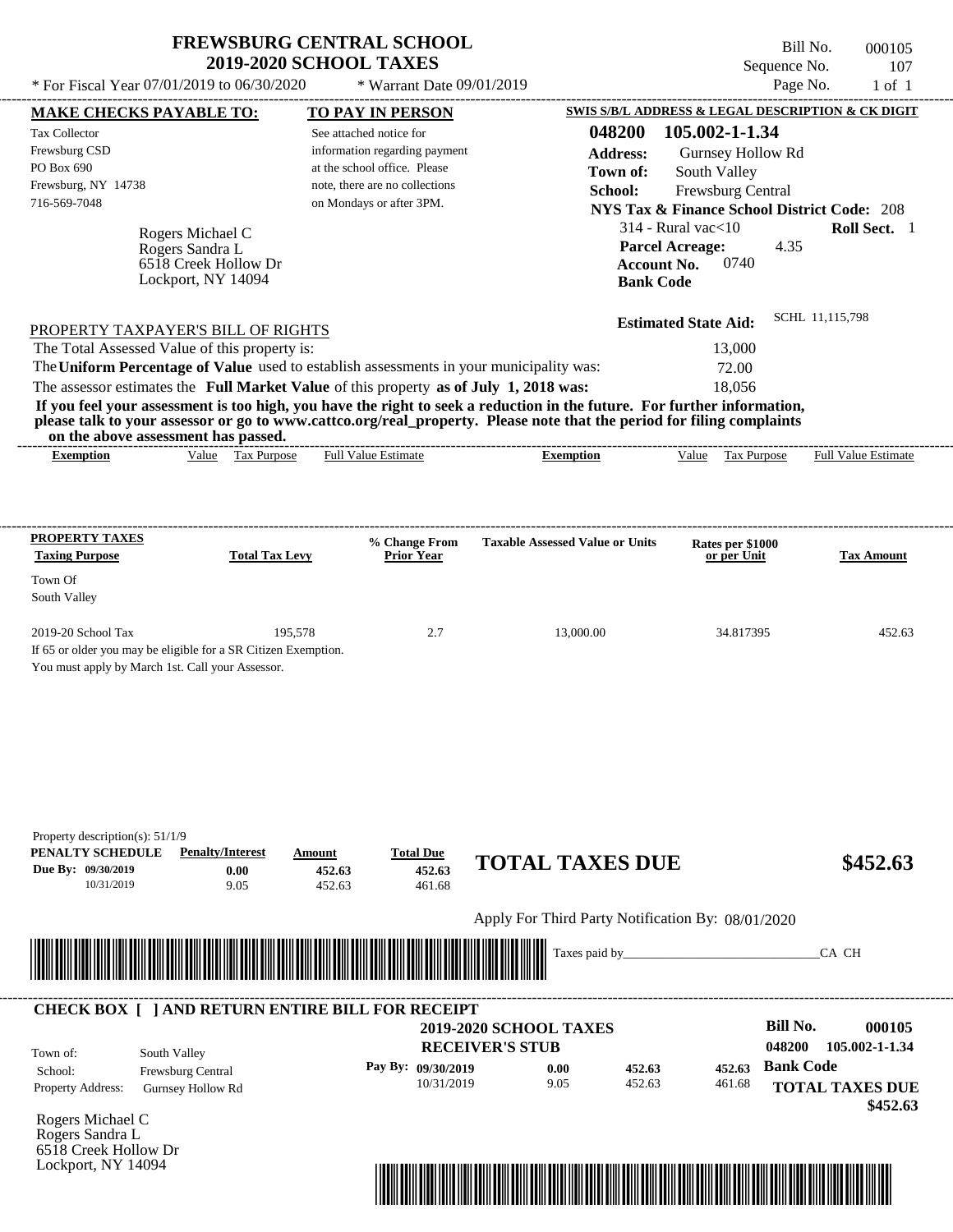# FREWSBURG CENTRAL SCHOOL
## 2019-2020 SCHOOL TAXES

\* For Fiscal Year 07/01/2019 to 06/30/2020 \* Warrant Date 09/01/2019

Bill No. 000105
Sequence No. 107
Page No. 1 of 1

**MAKE CHECKS PAYABLE TO:**

Tax Collector
Frewsburg CSD
PO Box 690
Frewsburg, NY 14738
716-569-7048

**TO PAY IN PERSON**

See attached notice for information regarding payment at the school office. Please note, there are no collections on Mondays or after 3PM.

**SWIS S/B/L ADDRESS & LEGAL DESCRIPTION & CK DIGIT**

**048200 105.002-1-1.34**
**Address:** Gurnsey Hollow Rd
**Town of:** South Valley
**School:** Frewsburg Central
**NYS Tax & Finance School District Code:** 208
314 - Rural vac<10 **Roll Sect.** 1
**Parcel Acreage:** 4.35
**Account No.** 0740
**Bank Code**

Rogers Michael C
Rogers Sandra L
6518 Creek Hollow Dr
Lockport, NY 14094

**Estimated State Aid:** SCHL 11,115,798

PROPERTY TAXPAYER'S BILL OF RIGHTS

The Total Assessed Value of this property is: 13,000
The **Uniform Percentage of Value** used to establish assessments in your municipality was: 72.00
The assessor estimates the **Full Market Value** of this property **as of July 1, 2018 was:** 18,056

**If you feel your assessment is too high, you have the right to seek a reduction in the future. For further information, please talk to your assessor or go to www.cattco.org/real_property. Please note that the period for filing complaints on the above assessment has passed.**

| Exemption | Value | Tax Purpose | Full Value Estimate | Exemption | Value | Tax Purpose | Full Value Estimate |
|---|---|---|---|---|---|---|---|

| PROPERTY TAXES Taxing Purpose | Total Tax Levy | % Change From Prior Year | Taxable Assessed Value or Units | Rates per $1000 or per Unit | Tax Amount |
|---|---|---|---|---|---|
| Town Of South Valley | | | | | |
| 2019-20 School Tax | 195,578 | 2.7 | 13,000.00 | 34.817395 | 452.63 |

If 65 or older you may be eligible for a SR Citizen Exemption.
You must apply by March 1st. Call your Assessor.

Property description(s): 51/1/9

| PENALTY SCHEDULE | Penalty/Interest | Amount | Total Due |
|---|---|---|---|
| Due By: 09/30/2019 | 0.00 | 452.63 | 452.63 |
| 10/31/2019 | 9.05 | 452.63 | 461.68 |

**TOTAL TAXES DUE $452.63**

Apply For Third Party Notification By: 08/01/2020

Taxes paid by_______________________________CA CH

**CHECK BOX [ ] AND RETURN ENTIRE BILL FOR RECEIPT**

**2019-2020 SCHOOL TAXES**
**RECEIVER'S STUB**

**Bill No. 000105**
**048200 105.002-1-1.34**

Town of: South Valley
School: Frewsburg Central
Property Address: Gurnsey Hollow Rd

| Pay By: | Penalty/Interest | Amount | Total Due |
|---|---|---|---|
| 09/30/2019 | 0.00 | 452.63 | 452.63 |
| 10/31/2019 | 9.05 | 452.63 | 461.68 |

**Bank Code**

**TOTAL TAXES DUE**
**$452.63**

Rogers Michael C
Rogers Sandra L
6518 Creek Hollow Dr
Lockport, NY 14094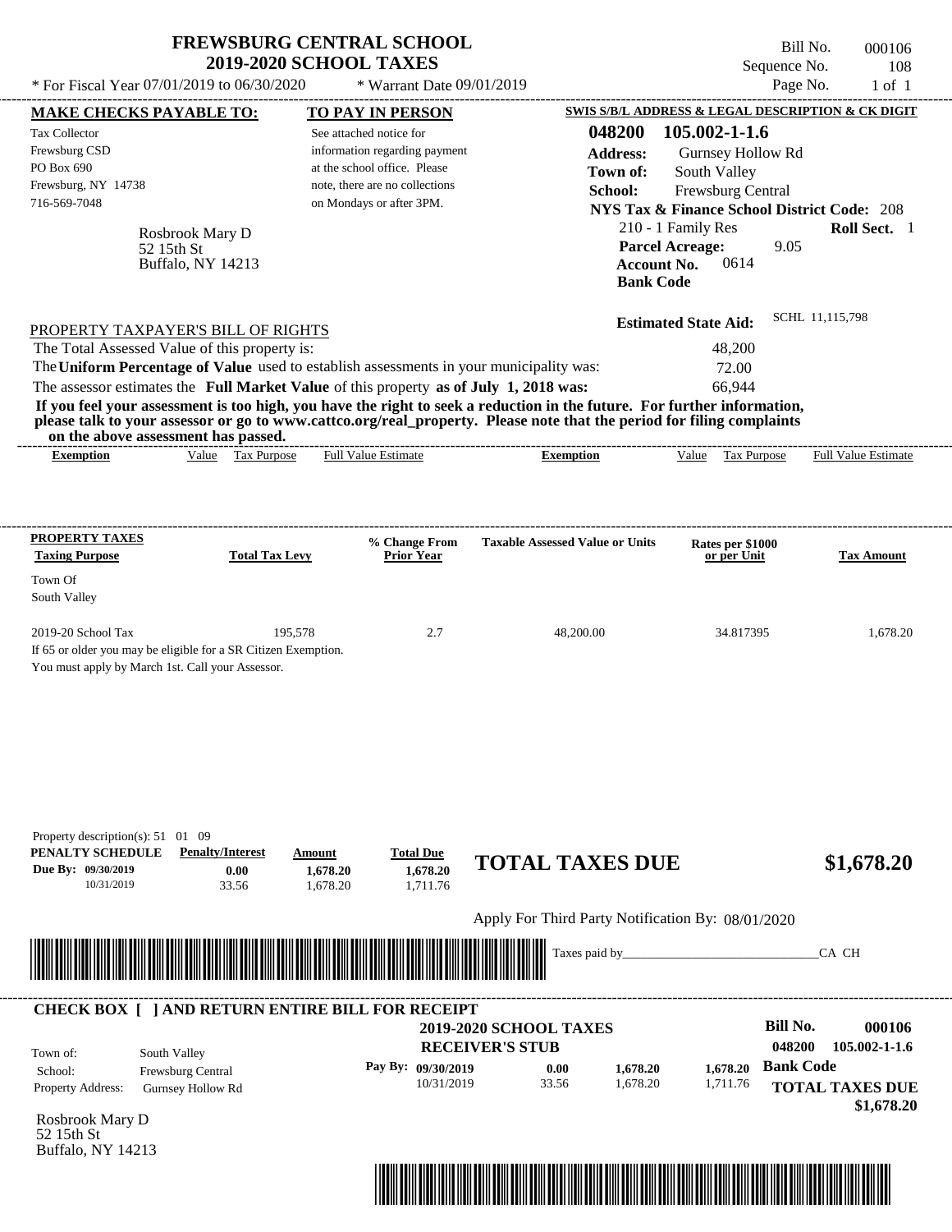# FREWSBURG CENTRAL SCHOOL
## 2019-2020 SCHOOL TAXES

\* For Fiscal Year 07/01/2019 to 06/30/2020 &nbsp;&nbsp; \* Warrant Date 09/01/2019

Bill No. 000106
Sequence No. 108
Page No. 1 of 1

**MAKE CHECKS PAYABLE TO:**
Tax Collector
Frewsburg CSD
PO Box 690
Frewsburg, NY 14738
716-569-7048

**TO PAY IN PERSON**
See attached notice for information regarding payment at the school office. Please note, there are no collections on Mondays or after 3PM.

**SWIS S/B/L ADDRESS & LEGAL DESCRIPTION & CK DIGIT**
**048200 105.002-1-1.6**
**Address:** Gurnsey Hollow Rd
**Town of:** South Valley
**School:** Frewsburg Central
**NYS Tax & Finance School District Code:** 208
210 - 1 Family Res &nbsp;&nbsp; **Roll Sect.** 1
**Parcel Acreage:** 9.05
**Account No.** 0614
**Bank Code**

Rosbrook Mary D
52 15th St
Buffalo, NY 14213

**Estimated State Aid:** SCHL 11,115,798

PROPERTY TAXPAYER'S BILL OF RIGHTS

| | |
|---|---|
| The Total Assessed Value of this property is: | 48,200 |
| The **Uniform Percentage of Value** used to establish assessments in your municipality was: | 72.00 |
| The assessor estimates the **Full Market Value** of this property **as of July 1, 2018 was:** | 66,944 |

**If you feel your assessment is too high, you have the right to seek a reduction in the future. For further information, please talk to your assessor or go to www.cattco.org/real_property. Please note that the period for filing complaints on the above assessment has passed.**

| Exemption | Value | Tax Purpose | Full Value Estimate | Exemption | Value | Tax Purpose | Full Value Estimate |
|---|---|---|---|---|---|---|---|

| PROPERTY TAXES Taxing Purpose | Total Tax Levy | % Change From Prior Year | Taxable Assessed Value or Units | Rates per $1000 or per Unit | Tax Amount |
|---|---|---|---|---|---|
| Town Of South Valley | | | | | |
| 2019-20 School Tax | 195,578 | 2.7 | 48,200.00 | 34.817395 | 1,678.20 |

If 65 or older you may be eligible for a SR Citizen Exemption.
You must apply by March 1st. Call your Assessor.

Property description(s): 51 01 09

| PENALTY SCHEDULE | Penalty/Interest | Amount | Total Due |
|---|---|---|---|
| Due By: 09/30/2019 | 0.00 | 1,678.20 | 1,678.20 |
| 10/31/2019 | 33.56 | 1,678.20 | 1,711.76 |

**TOTAL TAXES DUE $1,678.20**

Apply For Third Party Notification By: 08/01/2020

Taxes paid by_______________________________CA CH

**CHECK BOX [ ] AND RETURN ENTIRE BILL FOR RECEIPT**

**2019-2020 SCHOOL TAXES**
**RECEIVER'S STUB**

**Bill No. 000106**
**048200 105.002-1-1.6**

Town of: South Valley
School: Frewsburg Central
Property Address: Gurnsey Hollow Rd

| Pay By: | | | |
|---|---|---|---|
| 09/30/2019 | 0.00 | 1,678.20 | 1,678.20 |
| 10/31/2019 | 33.56 | 1,678.20 | 1,711.76 |

**Bank Code**

**TOTAL TAXES DUE $1,678.20**

Rosbrook Mary D
52 15th St
Buffalo, NY 14213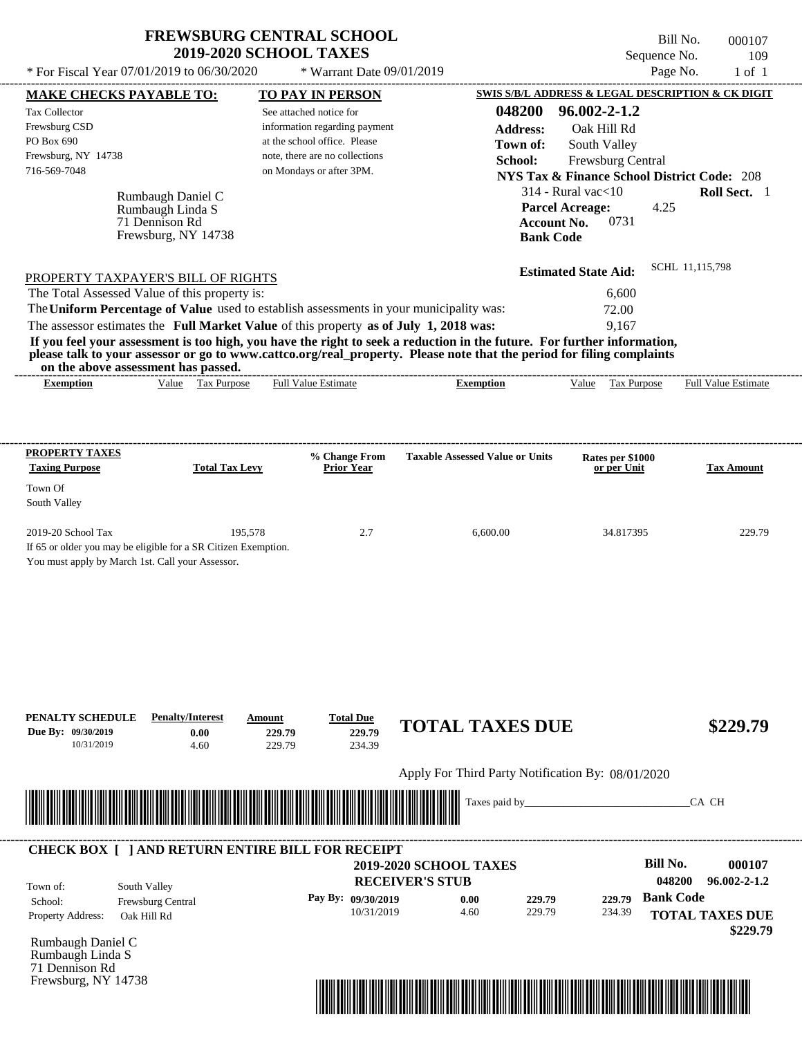# FREWSBURG CENTRAL SCHOOL
## 2019-2020 SCHOOL TAXES

Bill No. 000107
Sequence No. 109
Page No. 1 of 1

* For Fiscal Year 07/01/2019 to 06/30/2020 * Warrant Date 09/01/2019

**MAKE CHECKS PAYABLE TO:**
Tax Collector
Frewsburg CSD
PO Box 690
Frewsburg, NY 14738
716-569-7048

**TO PAY IN PERSON**
See attached notice for information regarding payment at the school office. Please note, there are no collections on Mondays or after 3PM.

**SWIS S/B/L ADDRESS & LEGAL DESCRIPTION & CK DIGIT**
**048200 96.002-2-1.2**
**Address:** Oak Hill Rd
**Town of:** South Valley
**School:** Frewsburg Central
**NYS Tax & Finance School District Code:** 208
314 - Rural vac<10 **Roll Sect.** 1
**Parcel Acreage:** 4.25
**Account No.** 0731
**Bank Code**

Rumbaugh Daniel C
Rumbaugh Linda S
71 Dennison Rd
Frewsburg, NY 14738

**Estimated State Aid:** SCHL 11,115,798

PROPERTY TAXPAYER'S BILL OF RIGHTS

The Total Assessed Value of this property is: 6,600
The **Uniform Percentage of Value** used to establish assessments in your municipality was: 72.00
The assessor estimates the **Full Market Value** of this property **as of July 1, 2018 was:** 9,167

**If you feel your assessment is too high, you have the right to seek a reduction in the future. For further information, please talk to your assessor or go to www.cattco.org/real_property. Please note that the period for filing complaints on the above assessment has passed.**

| Exemption | Value | Tax Purpose | Full Value Estimate | Exemption | Value | Tax Purpose | Full Value Estimate |
|---|---|---|---|---|---|---|---|

| PROPERTY TAXES Taxing Purpose | Total Tax Levy | % Change From Prior Year | Taxable Assessed Value or Units | Rates per $1000 or per Unit | Tax Amount |
|---|---|---|---|---|---|
| Town Of South Valley | | | | | |
| 2019-20 School Tax | 195,578 | 2.7 | 6,600.00 | 34.817395 | 229.79 |

If 65 or older you may be eligible for a SR Citizen Exemption.
You must apply by March 1st. Call your Assessor.

| PENALTY SCHEDULE | Penalty/Interest | Amount | Total Due |
|---|---|---|---|
| Due By: 09/30/2019 | 0.00 | 229.79 | 229.79 |
| 10/31/2019 | 4.60 | 229.79 | 234.39 |

**TOTAL TAXES DUE $229.79**

Apply For Third Party Notification By: 08/01/2020

Taxes paid by_______________________________CA CH

---

**CHECK BOX [ ] AND RETURN ENTIRE BILL FOR RECEIPT**

**2019-2020 SCHOOL TAXES**
**RECEIVER'S STUB**

**Bill No. 000107**
**048200 96.002-2-1.2**

Town of: South Valley
School: Frewsburg Central
Property Address: Oak Hill Rd

| Pay By: | Penalty/Interest | Amount | Total Due |
|---|---|---|---|
| 09/30/2019 | 0.00 | 229.79 | 229.79 |
| 10/31/2019 | 4.60 | 229.79 | 234.39 |

**Bank Code**

**TOTAL TAXES DUE $229.79**

Rumbaugh Daniel C
Rumbaugh Linda S
71 Dennison Rd
Frewsburg, NY 14738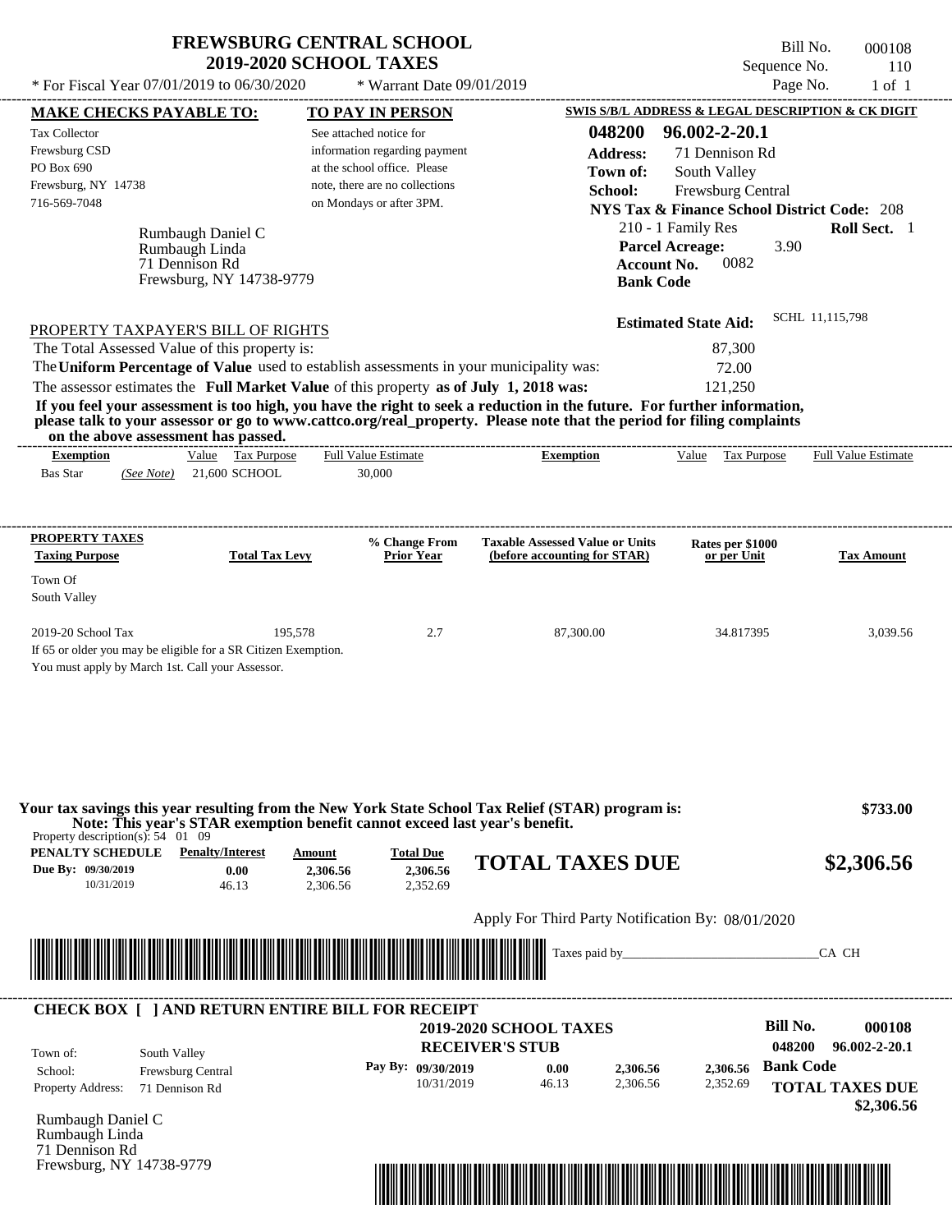# FREWSBURG CENTRAL SCHOOL
## 2019-2020 SCHOOL TAXES

\* For Fiscal Year 07/01/2019 to 06/30/2020 \* Warrant Date 09/01/2019

Bill No. 000108
Sequence No. 110
Page No. 1 of 1

**MAKE CHECKS PAYABLE TO:**

Tax Collector
Frewsburg CSD
PO Box 690
Frewsburg, NY 14738
716-569-7048

**TO PAY IN PERSON**

See attached notice for information regarding payment at the school office. Please note, there are no collections on Mondays or after 3PM.

**SWIS S/B/L ADDRESS & LEGAL DESCRIPTION & CK DIGIT**

**048200 96.002-2-20.1**
**Address:** 71 Dennison Rd
**Town of:** South Valley
**School:** Frewsburg Central
**NYS Tax & Finance School District Code:** 208
210 - 1 Family Res **Roll Sect.** 1
**Parcel Acreage:** 3.90
**Account No.** 0082
**Bank Code**

Rumbaugh Daniel C
Rumbaugh Linda
71 Dennison Rd
Frewsburg, NY 14738-9779

**Estimated State Aid:** SCHL 11,115,798

PROPERTY TAXPAYER'S BILL OF RIGHTS

The Total Assessed Value of this property is: 87,300
The **Uniform Percentage of Value** used to establish assessments in your municipality was: 72.00
The assessor estimates the **Full Market Value** of this property **as of July 1, 2018 was:** 121,250

**If you feel your assessment is too high, you have the right to seek a reduction in the future. For further information, please talk to your assessor or go to www.cattco.org/real_property. Please note that the period for filing complaints on the above assessment has passed.**

| Exemption | Value | Tax Purpose | Full Value Estimate | Exemption | Value | Tax Purpose | Full Value Estimate |
|---|---|---|---|---|---|---|---|
| Bas Star *(See Note)* | 21,600 | SCHOOL | 30,000 | | | | |

| PROPERTY TAXES Taxing Purpose | Total Tax Levy | % Change From Prior Year | Taxable Assessed Value or Units (before accounting for STAR) | Rates per $1000 or per Unit | Tax Amount |
|---|---|---|---|---|---|
| Town Of South Valley | | | | | |
| 2019-20 School Tax | 195,578 | 2.7 | 87,300.00 | 34.817395 | 3,039.56 |

If 65 or older you may be eligible for a SR Citizen Exemption.
You must apply by March 1st. Call your Assessor.

**Your tax savings this year resulting from the New York State School Tax Relief (STAR) program is: $733.00**
**Note: This year's STAR exemption benefit cannot exceed last year's benefit.**

Property description(s): 54 01 09

| PENALTY SCHEDULE | Penalty/Interest | Amount | Total Due |
|---|---|---|---|
| Due By: 09/30/2019 | 0.00 | 2,306.56 | 2,306.56 |
| 10/31/2019 | 46.13 | 2,306.56 | 2,352.69 |

**TOTAL TAXES DUE $2,306.56**

Apply For Third Party Notification By: 08/01/2020

Taxes paid by_______________________________CA CH

---

**CHECK BOX [ ] AND RETURN ENTIRE BILL FOR RECEIPT**

**2019-2020 SCHOOL TAXES**
**RECEIVER'S STUB**

**Bill No. 000108**
**048200 96.002-2-20.1**

Town of: South Valley
School: Frewsburg Central
Property Address: 71 Dennison Rd

| Pay By: | Penalty/Interest | Amount | Total Due |
|---|---|---|---|
| 09/30/2019 | 0.00 | 2,306.56 | 2,306.56 |
| 10/31/2019 | 46.13 | 2,306.56 | 2,352.69 |

**Bank Code**

**TOTAL TAXES DUE $2,306.56**

Rumbaugh Daniel C
Rumbaugh Linda
71 Dennison Rd
Frewsburg, NY 14738-9779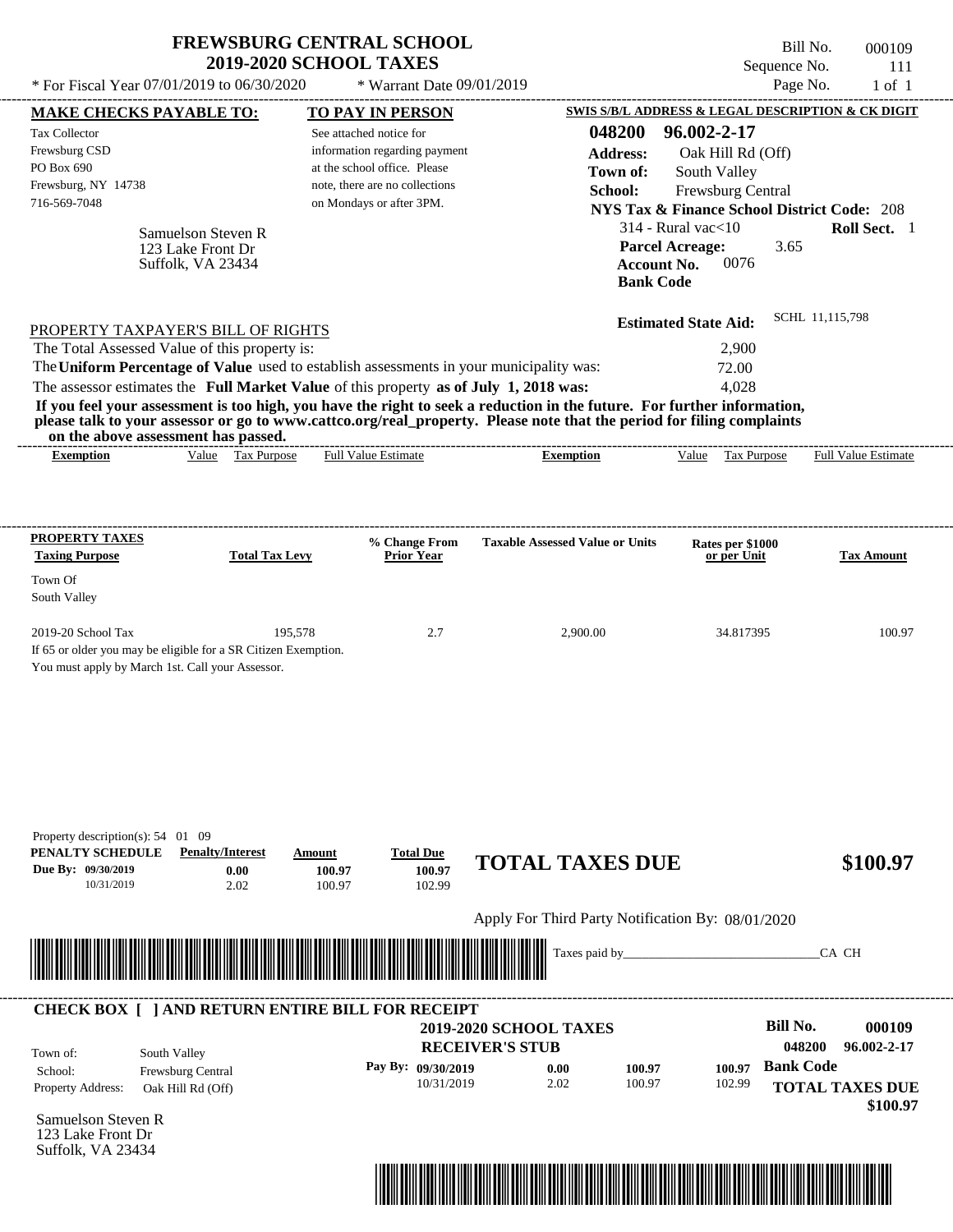# FREWSBURG CENTRAL SCHOOL
## 2019-2020 SCHOOL TAXES

\* For Fiscal Year 07/01/2019 to 06/30/2020 \* Warrant Date 09/01/2019

Bill No. 000109
Sequence No. 111
Page No. 1 of 1

| MAKE CHECKS PAYABLE TO: | TO PAY IN PERSON | SWIS S/B/L ADDRESS & LEGAL DESCRIPTION & CK DIGIT |
|---|---|---|
| Tax Collector<br>Frewsburg CSD<br>PO Box 690<br>Frewsburg, NY 14738<br>716-569-7048 | See attached notice for information regarding payment at the school office. Please note, there are no collections on Mondays or after 3PM. | **048200 96.002-2-17**<br>**Address:** Oak Hill Rd (Off)<br>**Town of:** South Valley<br>**School:** Frewsburg Central<br>**NYS Tax & Finance School District Code:** 208<br>314 - Rural vac<10 **Roll Sect.** 1<br>**Parcel Acreage:** 3.65<br>**Account No.** 0076<br>**Bank Code** |

Samuelson Steven R
123 Lake Front Dr
Suffolk, VA 23434

**Estimated State Aid:** SCHL 11,115,798

PROPERTY TAXPAYER'S BILL OF RIGHTS

The Total Assessed Value of this property is: 2,900

The **Uniform Percentage of Value** used to establish assessments in your municipality was: 72.00

The assessor estimates the **Full Market Value** of this property **as of July 1, 2018 was:** 4,028

**If you feel your assessment is too high, you have the right to seek a reduction in the future. For further information, please talk to your assessor or go to www.cattco.org/real_property. Please note that the period for filing complaints on the above assessment has passed.**

| Exemption | Value | Tax Purpose | Full Value Estimate | Exemption | Value | Tax Purpose | Full Value Estimate |
|---|---|---|---|---|---|---|---|

| PROPERTY TAXES Taxing Purpose | Total Tax Levy | % Change From Prior Year | Taxable Assessed Value or Units | Rates per $1000 or per Unit | Tax Amount |
|---|---|---|---|---|---|
| Town Of South Valley | | | | | |
| 2019-20 School Tax | 195,578 | 2.7 | 2,900.00 | 34.817395 | 100.97 |

If 65 or older you may be eligible for a SR Citizen Exemption.
You must apply by March 1st. Call your Assessor.

Property description(s): 54 01 09

| PENALTY SCHEDULE | Penalty/Interest | Amount | Total Due |
|---|---|---|---|
| Due By: 09/30/2019 | 0.00 | 100.97 | 100.97 |
| 10/31/2019 | 2.02 | 100.97 | 102.99 |

**TOTAL TAXES DUE $100.97**

Apply For Third Party Notification By: 08/01/2020

Taxes paid by_______________________________CA CH

---

**CHECK BOX [ ] AND RETURN ENTIRE BILL FOR RECEIPT**

**2019-2020 SCHOOL TAXES**
**RECEIVER'S STUB**

**Bill No. 000109**
**048200 96.002-2-17**

Town of: South Valley
School: Frewsburg Central
Property Address: Oak Hill Rd (Off)

| Pay By: | | | |
|---|---|---|---|
| 09/30/2019 | 0.00 | 100.97 | 100.97 |
| 10/31/2019 | 2.02 | 100.97 | 102.99 |

**Bank Code**

**TOTAL TAXES DUE $100.97**

Samuelson Steven R
123 Lake Front Dr
Suffolk, VA 23434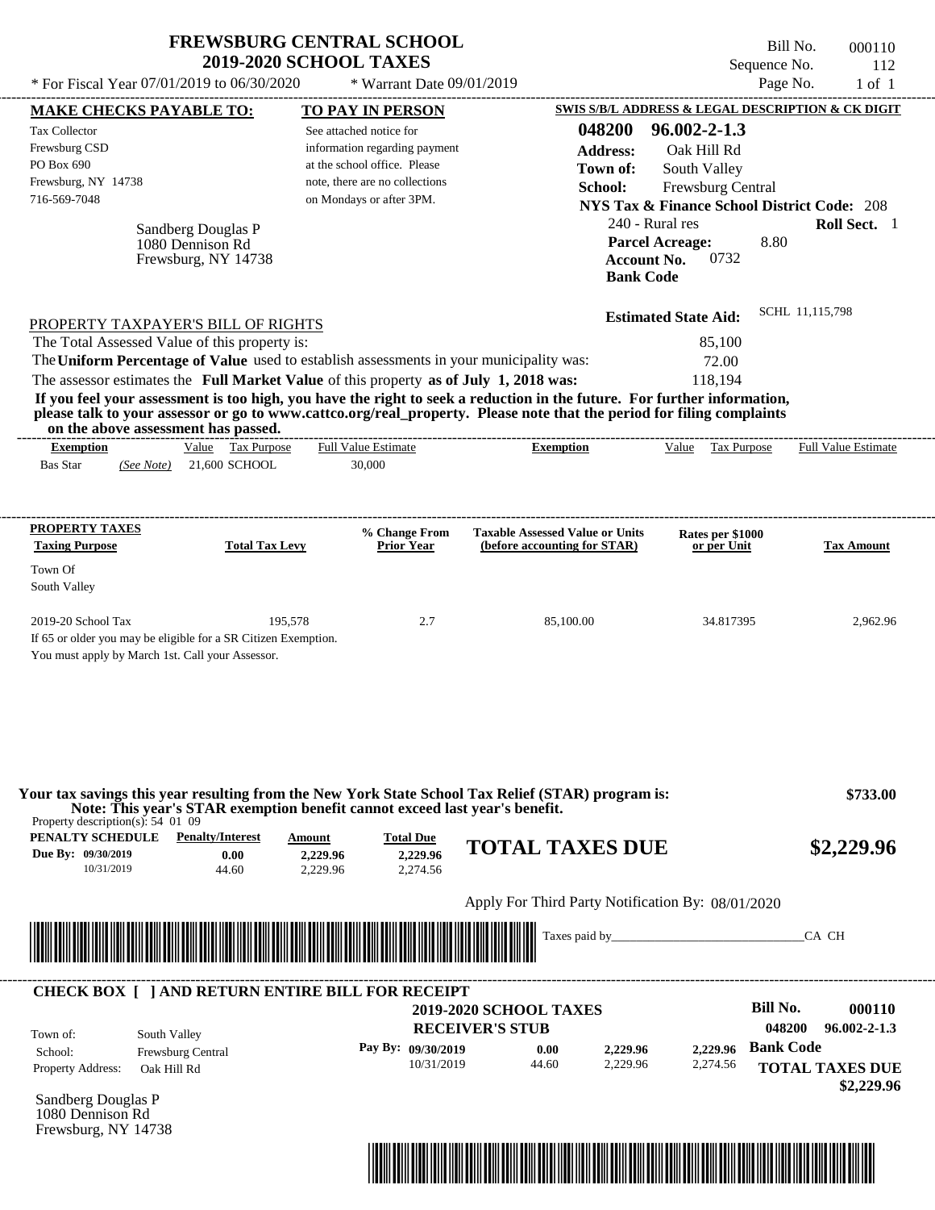# FREWSBURG CENTRAL SCHOOL
## 2019-2020 SCHOOL TAXES

\* For Fiscal Year 07/01/2019 to 06/30/2020 \* Warrant Date 09/01/2019

Bill No. 000110
Sequence No. 112
Page No. 1 of 1

**MAKE CHECKS PAYABLE TO:**
Tax Collector
Frewsburg CSD
PO Box 690
Frewsburg, NY 14738
716-569-7048

**TO PAY IN PERSON**
See attached notice for information regarding payment at the school office. Please note, there are no collections on Mondays or after 3PM.

**SWIS S/B/L ADDRESS & LEGAL DESCRIPTION & CK DIGIT**
**048200 96.002-2-1.3**
**Address:** Oak Hill Rd
**Town of:** South Valley
**School:** Frewsburg Central
**NYS Tax & Finance School District Code:** 208
240 - Rural res **Roll Sect.** 1
**Parcel Acreage:** 8.80
**Account No.** 0732
**Bank Code**

Sandberg Douglas P
1080 Dennison Rd
Frewsburg, NY 14738

**Estimated State Aid:** SCHL 11,115,798

PROPERTY TAXPAYER'S BILL OF RIGHTS

The Total Assessed Value of this property is: 85,100
The **Uniform Percentage of Value** used to establish assessments in your municipality was: 72.00
The assessor estimates the **Full Market Value** of this property **as of July 1, 2018 was:** 118,194

**If you feel your assessment is too high, you have the right to seek a reduction in the future. For further information, please talk to your assessor or go to www.cattco.org/real_property. Please note that the period for filing complaints on the above assessment has passed.**

| Exemption | Value | Tax Purpose | Full Value Estimate | Exemption | Value | Tax Purpose | Full Value Estimate |
|---|---|---|---|---|---|---|---|
| Bas Star (See Note) | 21,600 | SCHOOL | 30,000 | | | | |

| PROPERTY TAXES Taxing Purpose | Total Tax Levy | % Change From Prior Year | Taxable Assessed Value or Units (before accounting for STAR) | Rates per $1000 or per Unit | Tax Amount |
|---|---|---|---|---|---|
| Town Of South Valley | | | | | |
| 2019-20 School Tax | 195,578 | 2.7 | 85,100.00 | 34.817395 | 2,962.96 |

If 65 or older you may be eligible for a SR Citizen Exemption.
You must apply by March 1st. Call your Assessor.

**Your tax savings this year resulting from the New York State School Tax Relief (STAR) program is: $733.00**
**Note: This year's STAR exemption benefit cannot exceed last year's benefit.**

Property description(s): 54 01 09

| PENALTY SCHEDULE | Penalty/Interest | Amount | Total Due |
|---|---|---|---|
| Due By: 09/30/2019 | 0.00 | 2,229.96 | 2,229.96 |
| 10/31/2019 | 44.60 | 2,229.96 | 2,274.56 |

**TOTAL TAXES DUE $2,229.96**

Apply For Third Party Notification By: 08/01/2020

Taxes paid by_______________________________CA CH

**CHECK BOX [ ] AND RETURN ENTIRE BILL FOR RECEIPT**

**2019-2020 SCHOOL TAXES**
**RECEIVER'S STUB**

**Bill No. 000110**
**048200 96.002-2-1.3**

Town of: South Valley
School: Frewsburg Central
Property Address: Oak Hill Rd

| Pay By: | Penalty/Interest | Amount | Total Due |
|---|---|---|---|
| 09/30/2019 | 0.00 | 2,229.96 | 2,229.96 |
| 10/31/2019 | 44.60 | 2,229.96 | 2,274.56 |

**Bank Code**

**TOTAL TAXES DUE $2,229.96**

Sandberg Douglas P
1080 Dennison Rd
Frewsburg, NY 14738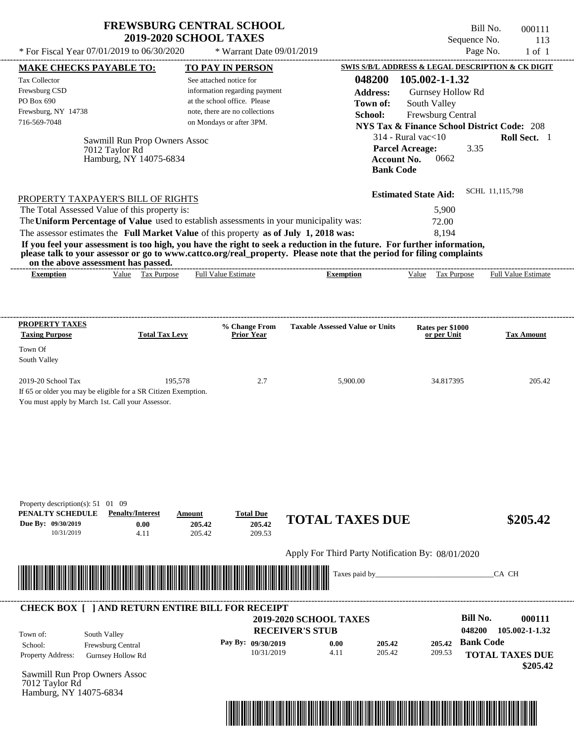# FREWSBURG CENTRAL SCHOOL
## 2019-2020 SCHOOL TAXES

Bill No. 000111
Sequence No. 113
Page No. 1 of 1

* For Fiscal Year 07/01/2019 to 06/30/2020 * Warrant Date 09/01/2019

**MAKE CHECKS PAYABLE TO:**
Tax Collector
Frewsburg CSD
PO Box 690
Frewsburg, NY 14738
716-569-7048

**TO PAY IN PERSON**
See attached notice for information regarding payment at the school office. Please note, there are no collections on Mondays or after 3PM.

**SWIS S/B/L ADDRESS & LEGAL DESCRIPTION & CK DIGIT**
**048200 105.002-1-1.32**
**Address:** Gurnsey Hollow Rd
**Town of:** South Valley
**School:** Frewsburg Central
**NYS Tax & Finance School District Code:** 208
314 - Rural vac<10 **Roll Sect.** 1
**Parcel Acreage:** 3.35
**Account No.** 0662
**Bank Code**

Sawmill Run Prop Owners Assoc
7012 Taylor Rd
Hamburg, NY 14075-6834

**Estimated State Aid:** SCHL 11,115,798

PROPERTY TAXPAYER'S BILL OF RIGHTS

The Total Assessed Value of this property is: 5,900
The **Uniform Percentage of Value** used to establish assessments in your municipality was: 72.00
The assessor estimates the **Full Market Value** of this property **as of July 1, 2018 was:** 8,194

**If you feel your assessment is too high, you have the right to seek a reduction in the future. For further information, please talk to your assessor or go to www.cattco.org/real_property. Please note that the period for filing complaints on the above assessment has passed.**

| Exemption | Value | Tax Purpose | Full Value Estimate | Exemption | Value | Tax Purpose | Full Value Estimate |
|---|---|---|---|---|---|---|---|

| PROPERTY TAXES Taxing Purpose | Total Tax Levy | % Change From Prior Year | Taxable Assessed Value or Units | Rates per $1000 or per Unit | Tax Amount |
|---|---|---|---|---|---|
| Town Of South Valley | | | | | |
| 2019-20 School Tax | 195,578 | 2.7 | 5,900.00 | 34.817395 | 205.42 |

If 65 or older you may be eligible for a SR Citizen Exemption.
You must apply by March 1st. Call your Assessor.

Property description(s): 51 01 09

| PENALTY SCHEDULE | Penalty/Interest | Amount | Total Due |
|---|---|---|---|
| Due By: 09/30/2019 | 0.00 | 205.42 | 205.42 |
| 10/31/2019 | 4.11 | 205.42 | 209.53 |

**TOTAL TAXES DUE** **$205.42**

Apply For Third Party Notification By: 08/01/2020

Taxes paid by_______________________________CA CH

---

**CHECK BOX [ ] AND RETURN ENTIRE BILL FOR RECEIPT**

**2019-2020 SCHOOL TAXES**
**RECEIVER'S STUB**

**Bill No.** **000111**
048200 105.002-1-1.32

Town of: South Valley
School: Frewsburg Central
Property Address: Gurnsey Hollow Rd

| Pay By: | | | |
|---|---|---|---|
| 09/30/2019 | 0.00 | 205.42 | 205.42 |
| 10/31/2019 | 4.11 | 205.42 | 209.53 |

**Bank Code**

**TOTAL TAXES DUE** **$205.42**

Sawmill Run Prop Owners Assoc
7012 Taylor Rd
Hamburg, NY 14075-6834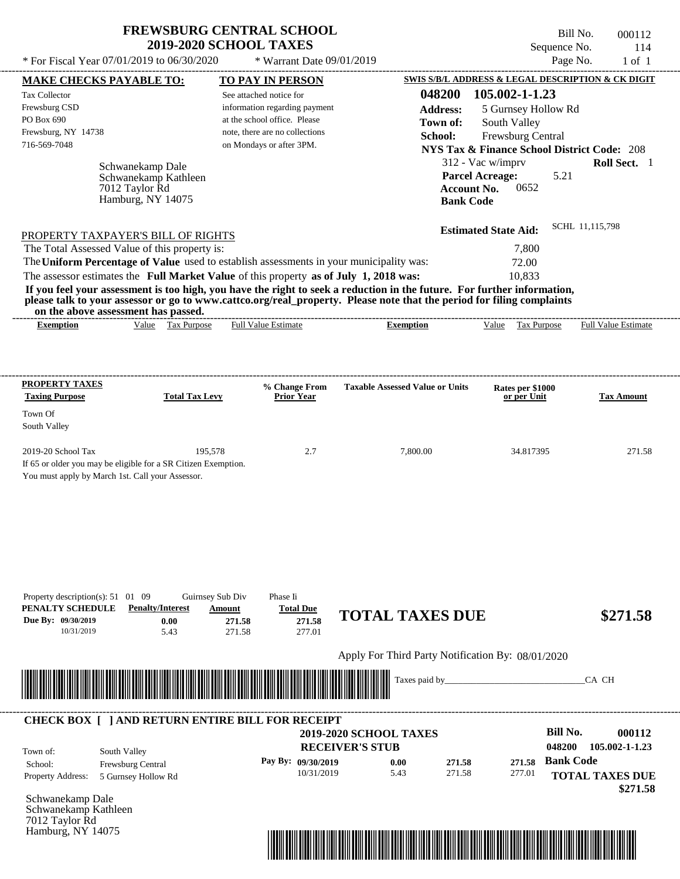# FREWSBURG CENTRAL SCHOOL
## 2019-2020 SCHOOL TAXES

Bill No. 000112
Sequence No. 114
Page No. 1 of 1

* For Fiscal Year 07/01/2019 to 06/30/2020 * Warrant Date 09/01/2019

**MAKE CHECKS PAYABLE TO:**

Tax Collector
Frewsburg CSD
PO Box 690
Frewsburg, NY 14738
716-569-7048

**TO PAY IN PERSON**

See attached notice for information regarding payment at the school office. Please note, there are no collections on Mondays or after 3PM.

**SWIS S/B/L ADDRESS & LEGAL DESCRIPTION & CK DIGIT**

**048200 105.002-1-1.23**
**Address:** 5 Gurnsey Hollow Rd
**Town of:** South Valley
**School:** Frewsburg Central
**NYS Tax & Finance School District Code:** 208
312 - Vac w/imprv **Roll Sect.** 1
**Parcel Acreage:** 5.21
**Account No.** 0652
**Bank Code**

Schwanekamp Dale
Schwanekamp Kathleen
7012 Taylor Rd
Hamburg, NY 14075

**Estimated State Aid:** SCHL 11,115,798

PROPERTY TAXPAYER'S BILL OF RIGHTS

The Total Assessed Value of this property is: 7,800
The **Uniform Percentage of Value** used to establish assessments in your municipality was: 72.00
The assessor estimates the **Full Market Value** of this property **as of July 1, 2018 was:** 10,833

**If you feel your assessment is too high, you have the right to seek a reduction in the future. For further information, please talk to your assessor or go to www.cattco.org/real_property. Please note that the period for filing complaints on the above assessment has passed.**

| Exemption | Value | Tax Purpose | Full Value Estimate | Exemption | Value | Tax Purpose | Full Value Estimate |
|---|---|---|---|---|---|---|---|

| PROPERTY TAXES Taxing Purpose | Total Tax Levy | % Change From Prior Year | Taxable Assessed Value or Units | Rates per $1000 or per Unit | Tax Amount |
|---|---|---|---|---|---|
| Town Of South Valley | | | | | |
| 2019-20 School Tax | 195,578 | 2.7 | 7,800.00 | 34.817395 | 271.58 |

If 65 or older you may be eligible for a SR Citizen Exemption.
You must apply by March 1st. Call your Assessor.

Property description(s): 51 01 09 Guirnsey Sub Div Phase Ii

| PENALTY SCHEDULE | Penalty/Interest | Amount | Total Due |
|---|---|---|---|
| Due By: 09/30/2019 | 0.00 | 271.58 | 271.58 |
| 10/31/2019 | 5.43 | 271.58 | 277.01 |

**TOTAL TAXES DUE $271.58**

Apply For Third Party Notification By: 08/01/2020

Taxes paid by_______________________________CA CH

**CHECK BOX [ ] AND RETURN ENTIRE BILL FOR RECEIPT**

**2019-2020 SCHOOL TAXES**
**RECEIVER'S STUB**

**Bill No. 000112**
**048200 105.002-1-1.23**

Town of: South Valley
School: Frewsburg Central
Property Address: 5 Gurnsey Hollow Rd

| Pay By: | | | |
|---|---|---|---|
| 09/30/2019 | 0.00 | 271.58 | 271.58 |
| 10/31/2019 | 5.43 | 271.58 | 277.01 |

**Bank Code**

**TOTAL TAXES DUE $271.58**

Schwanekamp Dale
Schwanekamp Kathleen
7012 Taylor Rd
Hamburg, NY 14075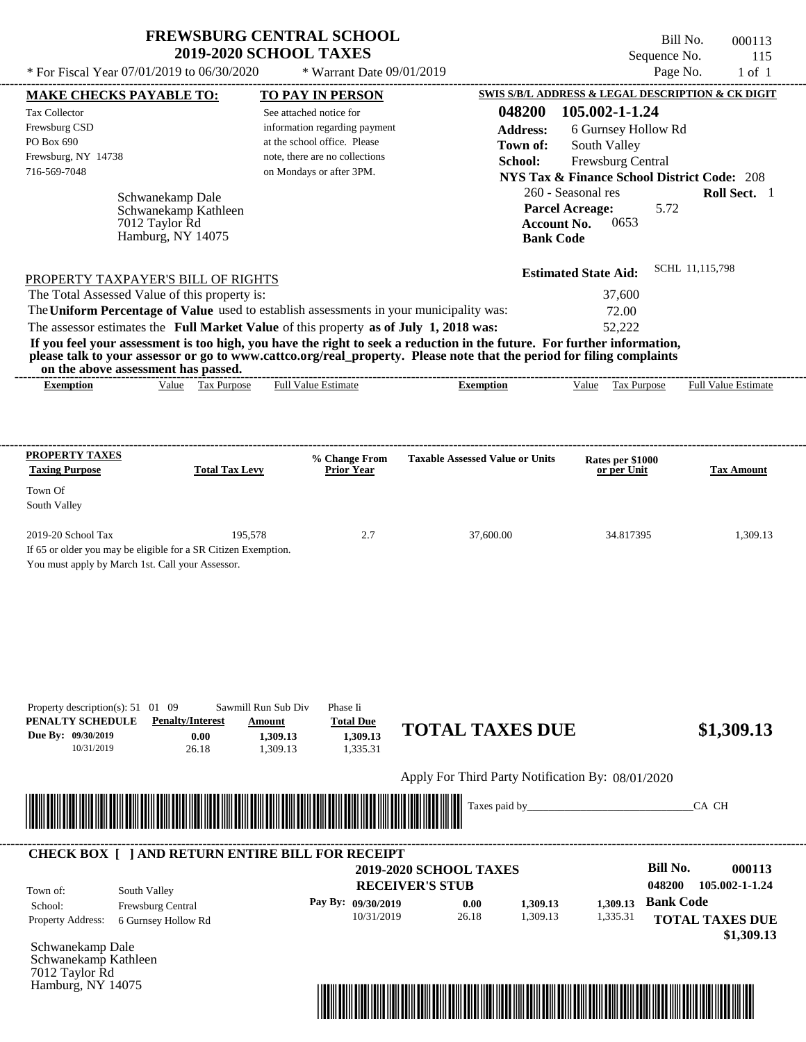# FREWSBURG CENTRAL SCHOOL
## 2019-2020 SCHOOL TAXES

\* For Fiscal Year 07/01/2019 to 06/30/2020 \* Warrant Date 09/01/2019

Bill No. 000113
Sequence No. 115
Page No. 1 of 1

| MAKE CHECKS PAYABLE TO: | TO PAY IN PERSON | SWIS S/B/L ADDRESS & LEGAL DESCRIPTION & CK DIGIT |
|---|---|---|
| Tax Collector<br>Frewsburg CSD<br>PO Box 690<br>Frewsburg, NY 14738<br>716-569-7048 | See attached notice for information regarding payment at the school office. Please note, there are no collections on Mondays or after 3PM. | **048200 105.002-1-1.24**<br>**Address:** 6 Gurnsey Hollow Rd<br>**Town of:** South Valley<br>**School:** Frewsburg Central<br>**NYS Tax & Finance School District Code:** 208<br>260 - Seasonal res **Roll Sect.** 1<br>**Parcel Acreage:** 5.72<br>**Account No.** 0653<br>**Bank Code** |

Schwanekamp Dale
Schwanekamp Kathleen
7012 Taylor Rd
Hamburg, NY 14075

**Estimated State Aid:** SCHL 11,115,798

PROPERTY TAXPAYER'S BILL OF RIGHTS

The Total Assessed Value of this property is: 37,600
The **Uniform Percentage of Value** used to establish assessments in your municipality was: 72.00
The assessor estimates the **Full Market Value** of this property **as of July 1, 2018 was:** 52,222

**If you feel your assessment is too high, you have the right to seek a reduction in the future. For further information, please talk to your assessor or go to www.cattco.org/real_property. Please note that the period for filing complaints on the above assessment has passed.**

| Exemption | Value | Tax Purpose | Full Value Estimate | Exemption | Value | Tax Purpose | Full Value Estimate |
|---|---|---|---|---|---|---|---|

| PROPERTY TAXES Taxing Purpose | Total Tax Levy | % Change From Prior Year | Taxable Assessed Value or Units | Rates per $1000 or per Unit | Tax Amount |
|---|---|---|---|---|---|
| Town Of South Valley | | | | | |
| 2019-20 School Tax | 195,578 | 2.7 | 37,600.00 | 34.817395 | 1,309.13 |

If 65 or older you may be eligible for a SR Citizen Exemption.
You must apply by March 1st. Call your Assessor.

Property description(s): 51 01 09 Sawmill Run Sub Div Phase Ii

| PENALTY SCHEDULE | Penalty/Interest | Amount | Total Due |
|---|---|---|---|
| Due By: 09/30/2019 | 0.00 | 1,309.13 | 1,309.13 |
| 10/31/2019 | 26.18 | 1,309.13 | 1,335.31 |

**TOTAL TAXES DUE $1,309.13**

Apply For Third Party Notification By: 08/01/2020

Taxes paid by_______________________________CA CH

**CHECK BOX [ ] AND RETURN ENTIRE BILL FOR RECEIPT**

**2019-2020 SCHOOL TAXES**
**RECEIVER'S STUB**

**Bill No. 000113**
**048200 105.002-1-1.24**

Town of: South Valley
School: Frewsburg Central
Property Address: 6 Gurnsey Hollow Rd

| Pay By: | | | |
|---|---|---|---|
| 09/30/2019 | 0.00 | 1,309.13 | 1,309.13 |
| 10/31/2019 | 26.18 | 1,309.13 | 1,335.31 |

**Bank Code**

**TOTAL TAXES DUE $1,309.13**

Schwanekamp Dale
Schwanekamp Kathleen
7012 Taylor Rd
Hamburg, NY 14075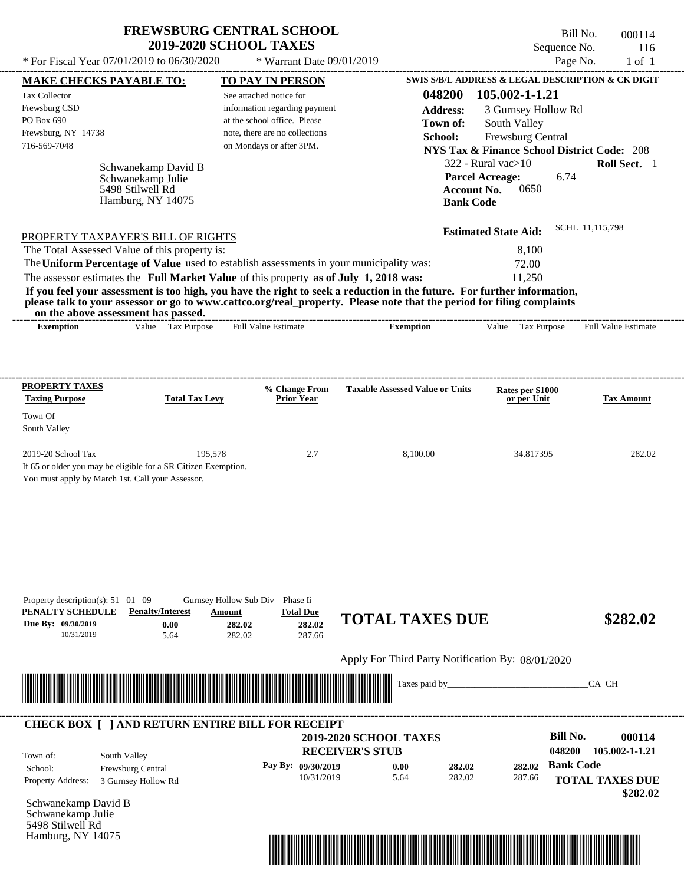# FREWSBURG CENTRAL SCHOOL
## 2019-2020 SCHOOL TAXES

Bill No. 000114
Sequence No. 116
Page No. 1 of 1

* For Fiscal Year 07/01/2019 to 06/30/2020 * Warrant Date 09/01/2019

**MAKE CHECKS PAYABLE TO:**

Tax Collector
Frewsburg CSD
PO Box 690
Frewsburg, NY 14738
716-569-7048

**TO PAY IN PERSON**

See attached notice for information regarding payment at the school office. Please note, there are no collections on Mondays or after 3PM.

**SWIS S/B/L ADDRESS & LEGAL DESCRIPTION & CK DIGIT**

**048200 105.002-1-1.21**
**Address:** 3 Gurnsey Hollow Rd
**Town of:** South Valley
**School:** Frewsburg Central
**NYS Tax & Finance School District Code:** 208
322 - Rural vac>10 **Roll Sect.** 1
**Parcel Acreage:** 6.74
**Account No.** 0650
**Bank Code**

Schwanekamp David B
Schwanekamp Julie
5498 Stilwell Rd
Hamburg, NY 14075

**Estimated State Aid:** SCHL 11,115,798

PROPERTY TAXPAYER'S BILL OF RIGHTS

The Total Assessed Value of this property is: 8,100

The **Uniform Percentage of Value** used to establish assessments in your municipality was: 72.00

The assessor estimates the **Full Market Value** of this property **as of July 1, 2018 was:** 11,250

**If you feel your assessment is too high, you have the right to seek a reduction in the future. For further information, please talk to your assessor or go to www.cattco.org/real_property. Please note that the period for filing complaints on the above assessment has passed.**

| Exemption | Value | Tax Purpose | Full Value Estimate | Exemption | Value | Tax Purpose | Full Value Estimate |
|---|---|---|---|---|---|---|---|

| PROPERTY TAXES Taxing Purpose | Total Tax Levy | % Change From Prior Year | Taxable Assessed Value or Units | Rates per $1000 or per Unit | Tax Amount |
|---|---|---|---|---|---|
| Town Of South Valley | | | | | |
| 2019-20 School Tax | 195,578 | 2.7 | 8,100.00 | 34.817395 | 282.02 |

If 65 or older you may be eligible for a SR Citizen Exemption.
You must apply by March 1st. Call your Assessor.

Property description(s): 51 01 09 Gurnsey Hollow Sub Div Phase Ii

| PENALTY SCHEDULE | Penalty/Interest | Amount | Total Due |
|---|---|---|---|
| Due By: 09/30/2019 | 0.00 | 282.02 | 282.02 |
| 10/31/2019 | 5.64 | 282.02 | 287.66 |

**TOTAL TAXES DUE $282.02**

Apply For Third Party Notification By: 08/01/2020

Taxes paid by_______________________________CA CH

**CHECK BOX [ ] AND RETURN ENTIRE BILL FOR RECEIPT**

**2019-2020 SCHOOL TAXES**
**RECEIVER'S STUB**

**Bill No. 000114**
**048200 105.002-1-1.21**

Town of: South Valley
School: Frewsburg Central
Property Address: 3 Gurnsey Hollow Rd

| Pay By: | | | |
|---|---|---|---|
| 09/30/2019 | 0.00 | 282.02 | 282.02 |
| 10/31/2019 | 5.64 | 282.02 | 287.66 |

**Bank Code**

**TOTAL TAXES DUE $282.02**

Schwanekamp David B
Schwanekamp Julie
5498 Stilwell Rd
Hamburg, NY 14075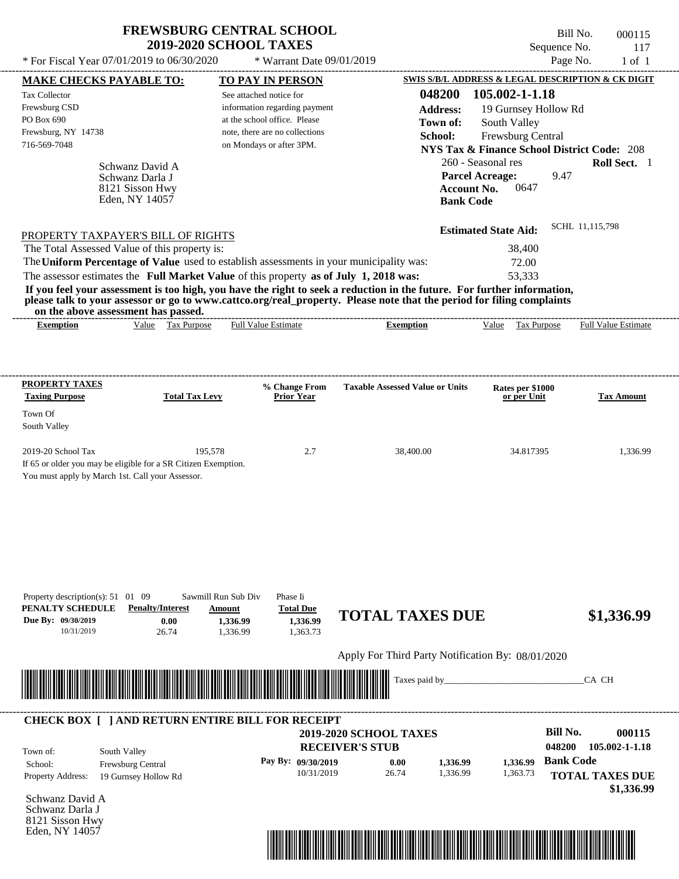# FREWSBURG CENTRAL SCHOOL
## 2019-2020 SCHOOL TAXES

\* For Fiscal Year 07/01/2019 to 06/30/2020 \* Warrant Date 09/01/2019

Bill No. 000115
Sequence No. 117
Page No. 1 of 1

| MAKE CHECKS PAYABLE TO: | TO PAY IN PERSON | SWIS S/B/L ADDRESS & LEGAL DESCRIPTION & CK DIGIT |
|---|---|---|
| Tax Collector<br>Frewsburg CSD<br>PO Box 690<br>Frewsburg, NY 14738<br>716-569-7048 | See attached notice for information regarding payment at the school office. Please note, there are no collections on Mondays or after 3PM. | **048200 105.002-1-1.18**<br>**Address:** 19 Gurnsey Hollow Rd<br>**Town of:** South Valley<br>**School:** Frewsburg Central<br>**NYS Tax & Finance School District Code:** 208<br>260 - Seasonal res **Roll Sect.** 1<br>**Parcel Acreage:** 9.47<br>**Account No.** 0647<br>**Bank Code** |

Schwanz David A
Schwanz Darla J
8121 Sisson Hwy
Eden, NY 14057

**Estimated State Aid:** SCHL 11,115,798

PROPERTY TAXPAYER'S BILL OF RIGHTS

The Total Assessed Value of this property is: 38,400
The **Uniform Percentage of Value** used to establish assessments in your municipality was: 72.00
The assessor estimates the **Full Market Value** of this property **as of July 1, 2018 was:** 53,333

**If you feel your assessment is too high, you have the right to seek a reduction in the future. For further information, please talk to your assessor or go to www.cattco.org/real_property. Please note that the period for filing complaints on the above assessment has passed.**

| Exemption | Value | Tax Purpose | Full Value Estimate | Exemption | Value | Tax Purpose | Full Value Estimate |
|---|---|---|---|---|---|---|---|

| PROPERTY TAXES Taxing Purpose | Total Tax Levy | % Change From Prior Year | Taxable Assessed Value or Units | Rates per $1000 or per Unit | Tax Amount |
|---|---|---|---|---|---|
| Town Of South Valley | | | | | |
| 2019-20 School Tax | 195,578 | 2.7 | 38,400.00 | 34.817395 | 1,336.99 |

If 65 or older you may be eligible for a SR Citizen Exemption.
You must apply by March 1st. Call your Assessor.

Property description(s): 51 01 09 Sawmill Run Sub Div Phase Ii

| PENALTY SCHEDULE | Penalty/Interest | Amount | Total Due |
|---|---|---|---|
| Due By: 09/30/2019 | 0.00 | 1,336.99 | 1,336.99 |
| 10/31/2019 | 26.74 | 1,336.99 | 1,363.73 |

**TOTAL TAXES DUE $1,336.99**

Apply For Third Party Notification By: 08/01/2020

Taxes paid by\_\_\_\_\_\_\_\_\_\_\_\_\_\_\_\_\_\_\_\_\_\_\_\_\_\_\_\_\_\_CA CH

**CHECK BOX [ ] AND RETURN ENTIRE BILL FOR RECEIPT**

**2019-2020 SCHOOL TAXES**
**RECEIVER'S STUB**

**Bill No. 000115**
**048200 105.002-1-1.18**

Town of: South Valley
School: Frewsburg Central
Property Address: 19 Gurnsey Hollow Rd

| Pay By: | | | |
|---|---|---|---|
| 09/30/2019 | 0.00 | 1,336.99 | 1,336.99 |
| 10/31/2019 | 26.74 | 1,336.99 | 1,363.73 |

**Bank Code**

**TOTAL TAXES DUE $1,336.99**

Schwanz David A
Schwanz Darla J
8121 Sisson Hwy
Eden, NY 14057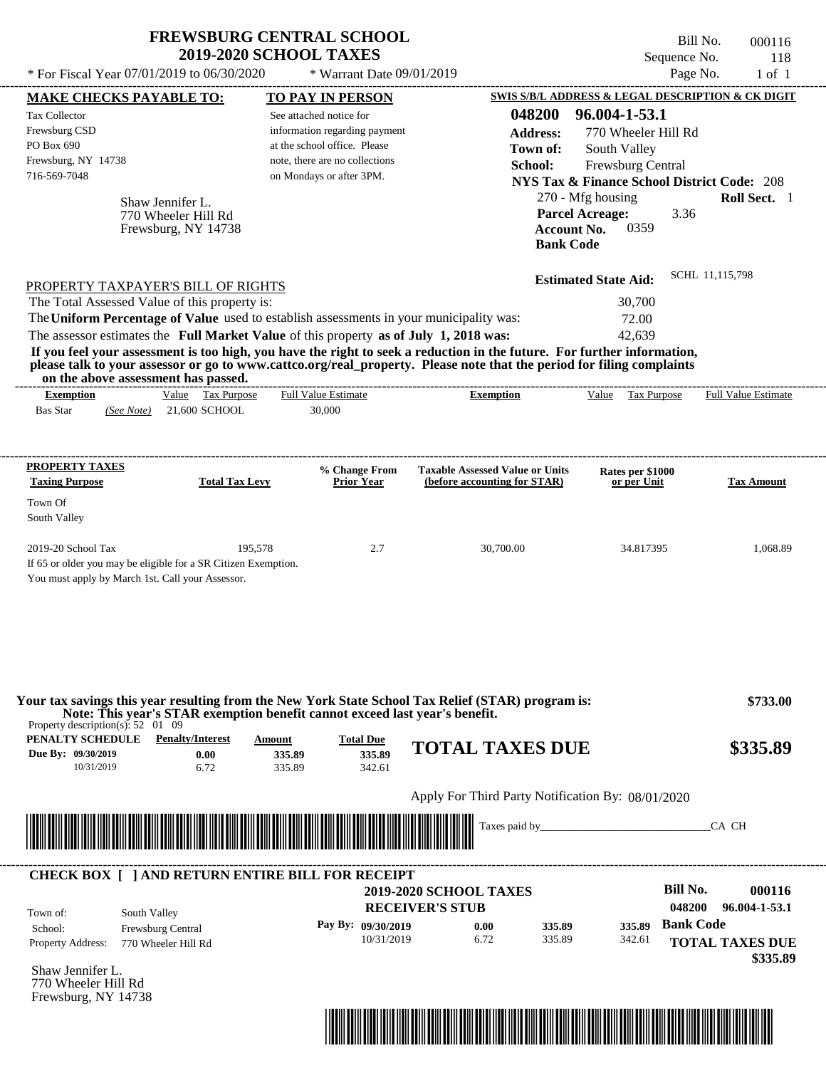# FREWSBURG CENTRAL SCHOOL
## 2019-2020 SCHOOL TAXES

Bill No. 000116
Sequence No. 118
Page No. 1 of 1

\* For Fiscal Year 07/01/2019 to 06/30/2020 \* Warrant Date 09/01/2019

**MAKE CHECKS PAYABLE TO:**

Tax Collector
Frewsburg CSD
PO Box 690
Frewsburg, NY 14738
716-569-7048

**TO PAY IN PERSON**

See attached notice for information regarding payment at the school office. Please note, there are no collections on Mondays or after 3PM.

**SWIS S/B/L ADDRESS & LEGAL DESCRIPTION & CK DIGIT**

**048200 96.004-1-53.1**
**Address:** 770 Wheeler Hill Rd
**Town of:** South Valley
**School:** Frewsburg Central
**NYS Tax & Finance School District Code:** 208
270 - Mfg housing **Roll Sect.** 1
**Parcel Acreage:** 3.36
**Account No.** 0359
**Bank Code**

Shaw Jennifer L.
770 Wheeler Hill Rd
Frewsburg, NY 14738

**Estimated State Aid:** SCHL 11,115,798

PROPERTY TAXPAYER'S BILL OF RIGHTS

The Total Assessed Value of this property is: 30,700
The **Uniform Percentage of Value** used to establish assessments in your municipality was: 72.00
The assessor estimates the **Full Market Value** of this property **as of July 1, 2018 was:** 42,639

**If you feel your assessment is too high, you have the right to seek a reduction in the future. For further information, please talk to your assessor or go to www.cattco.org/real_property. Please note that the period for filing complaints on the above assessment has passed.**

| Exemption | Value | Tax Purpose | Full Value Estimate | Exemption | Value | Tax Purpose | Full Value Estimate |
|---|---|---|---|---|---|---|---|
| Bas Star *(See Note)* | 21,600 | SCHOOL | 30,000 | | | | |

| PROPERTY TAXES Taxing Purpose | Total Tax Levy | % Change From Prior Year | Taxable Assessed Value or Units (before accounting for STAR) | Rates per $1000 or per Unit | Tax Amount |
|---|---|---|---|---|---|
| Town Of South Valley | | | | | |
| 2019-20 School Tax | 195,578 | 2.7 | 30,700.00 | 34.817395 | 1,068.89 |

If 65 or older you may be eligible for a SR Citizen Exemption.
You must apply by March 1st. Call your Assessor.

**Your tax savings this year resulting from the New York State School Tax Relief (STAR) program is: $733.00**
**Note: This year's STAR exemption benefit cannot exceed last year's benefit.**

Property description(s): 52 01 09

| PENALTY SCHEDULE | Penalty/Interest | Amount | Total Due |
|---|---|---|---|
| Due By: 09/30/2019 | 0.00 | 335.89 | 335.89 |
| 10/31/2019 | 6.72 | 335.89 | 342.61 |

**TOTAL TAXES DUE $335.89**

Apply For Third Party Notification By: 08/01/2020

Taxes paid by_______________________________CA CH

---

**CHECK BOX [ ] AND RETURN ENTIRE BILL FOR RECEIPT**

**2019-2020 SCHOOL TAXES**
**RECEIVER'S STUB**

**Bill No. 000116**
**048200 96.004-1-53.1**

Town of: South Valley
School: Frewsburg Central
Property Address: 770 Wheeler Hill Rd

| Pay By: | Penalty/Interest | Amount | Total Due |
|---|---|---|---|
| 09/30/2019 | 0.00 | 335.89 | 335.89 |
| 10/31/2019 | 6.72 | 335.89 | 342.61 |

**Bank Code**

**TOTAL TAXES DUE $335.89**

Shaw Jennifer L.
770 Wheeler Hill Rd
Frewsburg, NY 14738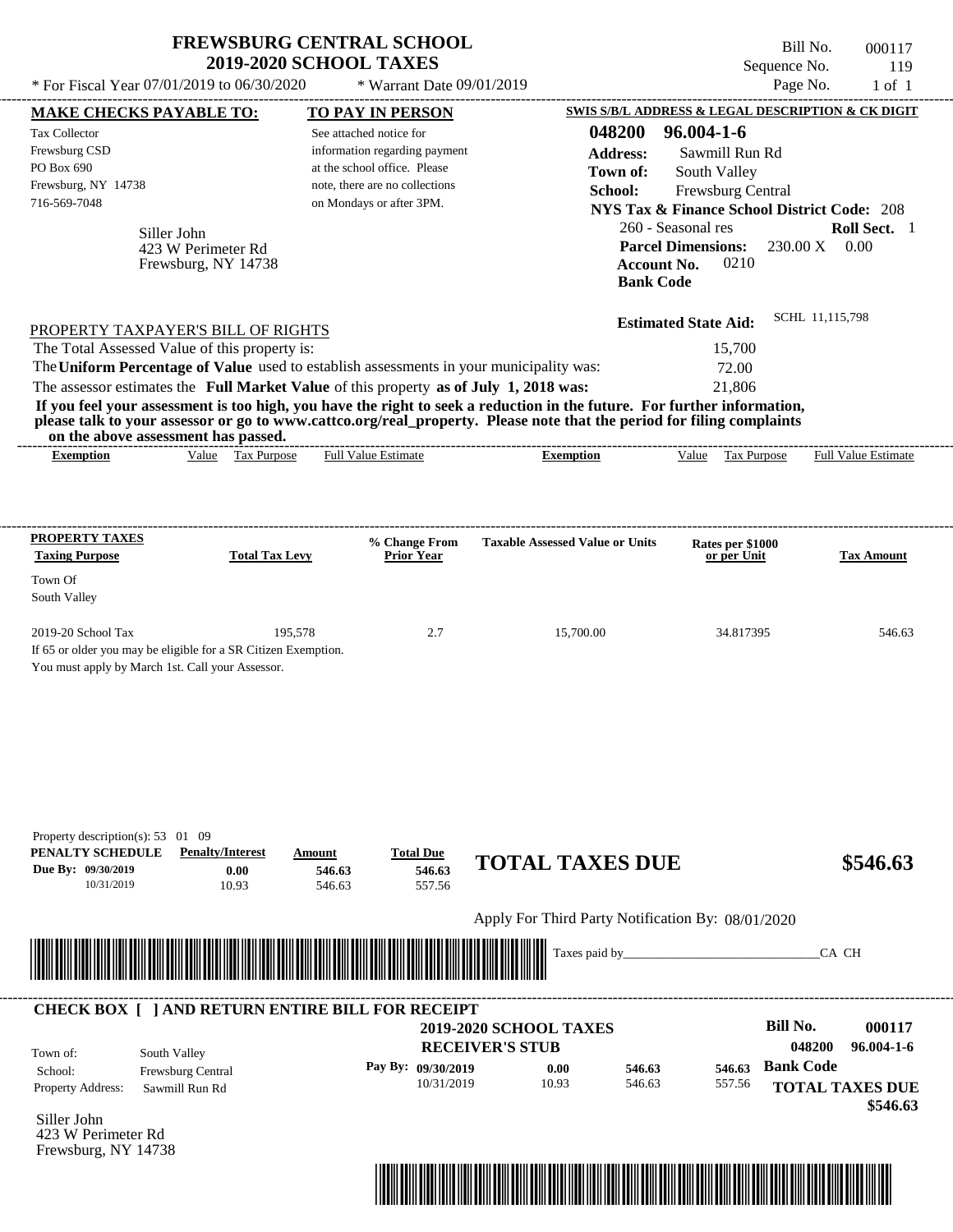# FREWSBURG CENTRAL SCHOOL
## 2019-2020 SCHOOL TAXES

\* For Fiscal Year 07/01/2019 to 06/30/2020 \* Warrant Date 09/01/2019

Bill No. 000117
Sequence No. 119
Page No. 1 of 1

**MAKE CHECKS PAYABLE TO:**
Tax Collector
Frewsburg CSD
PO Box 690
Frewsburg, NY 14738
716-569-7048

Siller John
423 W Perimeter Rd
Frewsburg, NY 14738

**TO PAY IN PERSON**
See attached notice for information regarding payment at the school office. Please note, there are no collections on Mondays or after 3PM.

**SWIS S/B/L ADDRESS & LEGAL DESCRIPTION & CK DIGIT**
**048200 96.004-1-6**
**Address:** Sawmill Run Rd
**Town of:** South Valley
**School:** Frewsburg Central
**NYS Tax & Finance School District Code:** 208
260 - Seasonal res **Roll Sect.** 1
**Parcel Dimensions:** 230.00 X 0.00
**Account No.** 0210
**Bank Code**

**Estimated State Aid:** SCHL 11,115,798

PROPERTY TAXPAYER'S BILL OF RIGHTS

The Total Assessed Value of this property is: 15,700
The **Uniform Percentage of Value** used to establish assessments in your municipality was: 72.00
The assessor estimates the **Full Market Value** of this property **as of July 1, 2018 was:** 21,806

**If you feel your assessment is too high, you have the right to seek a reduction in the future. For further information, please talk to your assessor or go to www.cattco.org/real_property. Please note that the period for filing complaints on the above assessment has passed.**

| Exemption | Value | Tax Purpose | Full Value Estimate | Exemption | Value | Tax Purpose | Full Value Estimate |
|---|---|---|---|---|---|---|---|

| PROPERTY TAXES Taxing Purpose | Total Tax Levy | % Change From Prior Year | Taxable Assessed Value or Units | Rates per $1000 or per Unit | Tax Amount |
|---|---|---|---|---|---|
| Town Of South Valley | | | | | |
| 2019-20 School Tax | 195,578 | 2.7 | 15,700.00 | 34.817395 | 546.63 |

If 65 or older you may be eligible for a SR Citizen Exemption.
You must apply by March 1st. Call your Assessor.

Property description(s): 53 01 09

| PENALTY SCHEDULE | Penalty/Interest | Amount | Total Due |
|---|---|---|---|
| Due By: 09/30/2019 | 0.00 | 546.63 | 546.63 |
| 10/31/2019 | 10.93 | 546.63 | 557.56 |

**TOTAL TAXES DUE $546.63**

Apply For Third Party Notification By: 08/01/2020

Taxes paid by_______________________________CA CH

**CHECK BOX [ ] AND RETURN ENTIRE BILL FOR RECEIPT**

**2019-2020 SCHOOL TAXES**
**RECEIVER'S STUB**

**Bill No. 000117**
**048200 96.004-1-6**

Town of: South Valley
School: Frewsburg Central
Property Address: Sawmill Run Rd

| Pay By: | | | |
|---|---|---|---|
| 09/30/2019 | 0.00 | 546.63 | 546.63 |
| 10/31/2019 | 10.93 | 546.63 | 557.56 |

**Bank Code**
**TOTAL TAXES DUE $546.63**

Siller John
423 W Perimeter Rd
Frewsburg, NY 14738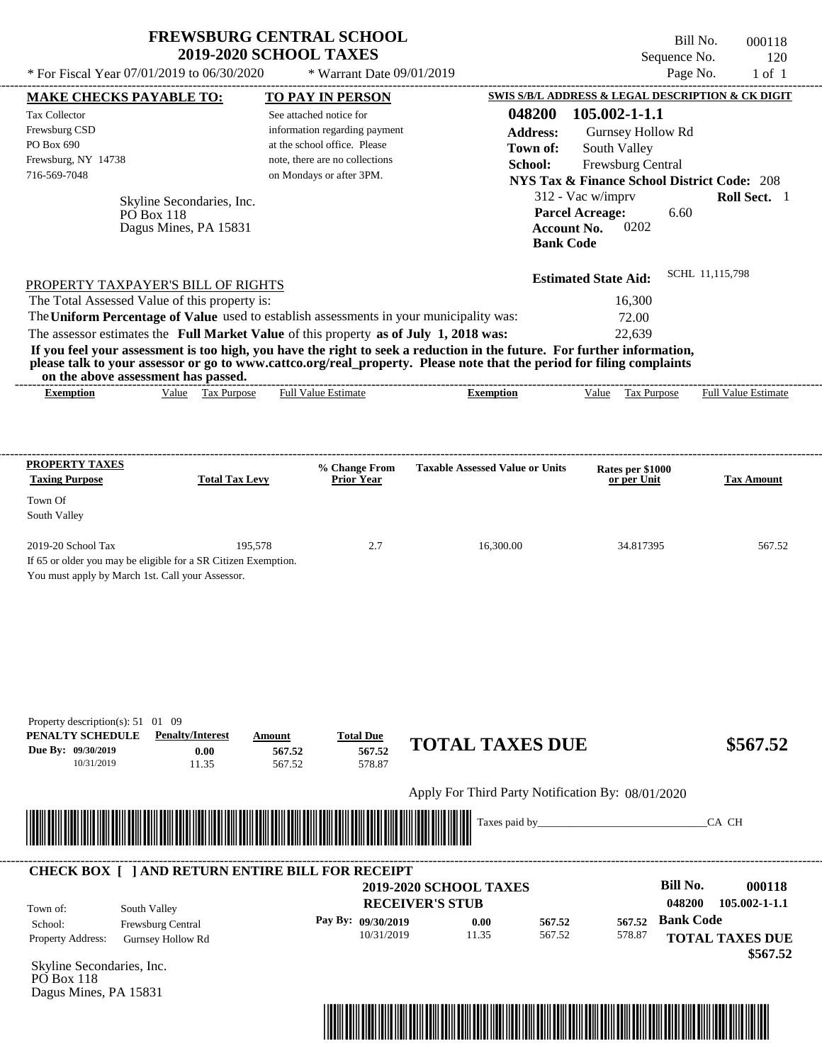# FREWSBURG CENTRAL SCHOOL
## 2019-2020 SCHOOL TAXES

\* For Fiscal Year 07/01/2019 to 06/30/2020 — \* Warrant Date 09/01/2019

Bill No. 000118
Sequence No. 120
Page No. 1 of 1

**MAKE CHECKS PAYABLE TO:**

Tax Collector
Frewsburg CSD
PO Box 690
Frewsburg, NY 14738
716-569-7048

**TO PAY IN PERSON**

See attached notice for information regarding payment at the school office. Please note, there are no collections on Mondays or after 3PM.

Skyline Secondaries, Inc.
PO Box 118
Dagus Mines, PA 15831

**SWIS S/B/L ADDRESS & LEGAL DESCRIPTION & CK DIGIT**

**048200 105.002-1-1.1**
**Address:** Gurnsey Hollow Rd
**Town of:** South Valley
**School:** Frewsburg Central
**NYS Tax & Finance School District Code:** 208
312 - Vac w/imprv — **Roll Sect.** 1
**Parcel Acreage:** 6.60
**Account No.** 0202
**Bank Code**

**Estimated State Aid:** SCHL 11,115,798

PROPERTY TAXPAYER'S BILL OF RIGHTS

The Total Assessed Value of this property is: 16,300
The **Uniform Percentage of Value** used to establish assessments in your municipality was: 72.00
The assessor estimates the **Full Market Value** of this property **as of July 1, 2018 was:** 22,639

**If you feel your assessment is too high, you have the right to seek a reduction in the future. For further information, please talk to your assessor or go to www.cattco.org/real_property. Please note that the period for filing complaints on the above assessment has passed.**

| Exemption | Value | Tax Purpose | Full Value Estimate | Exemption | Value | Tax Purpose | Full Value Estimate |
|---|---|---|---|---|---|---|---|

| PROPERTY TAXES Taxing Purpose | Total Tax Levy | % Change From Prior Year | Taxable Assessed Value or Units | Rates per $1000 or per Unit | Tax Amount |
|---|---|---|---|---|---|
| Town Of South Valley | | | | | |
| 2019-20 School Tax | 195,578 | 2.7 | 16,300.00 | 34.817395 | 567.52 |

If 65 or older you may be eligible for a SR Citizen Exemption.
You must apply by March 1st. Call your Assessor.

Property description(s): 51 01 09

| PENALTY SCHEDULE | Penalty/Interest | Amount | Total Due |
|---|---|---|---|
| Due By: 09/30/2019 | 0.00 | 567.52 | 567.52 |
| 10/31/2019 | 11.35 | 567.52 | 578.87 |

**TOTAL TAXES DUE $567.52**

Apply For Third Party Notification By: 08/01/2020

Taxes paid by_______________________________CA CH

**CHECK BOX [ ] AND RETURN ENTIRE BILL FOR RECEIPT**

**2019-2020 SCHOOL TAXES**
**RECEIVER'S STUB**

**Bill No.** 000118
048200 105.002-1-1.1

Town of: South Valley
School: Frewsburg Central
Property Address: Gurnsey Hollow Rd

| Pay By: | Penalty/Interest | Amount | Total Due |
|---|---|---|---|
| 09/30/2019 | 0.00 | 567.52 | 567.52 |
| 10/31/2019 | 11.35 | 567.52 | 578.87 |

**Bank Code**

**TOTAL TAXES DUE $567.52**

Skyline Secondaries, Inc.
PO Box 118
Dagus Mines, PA 15831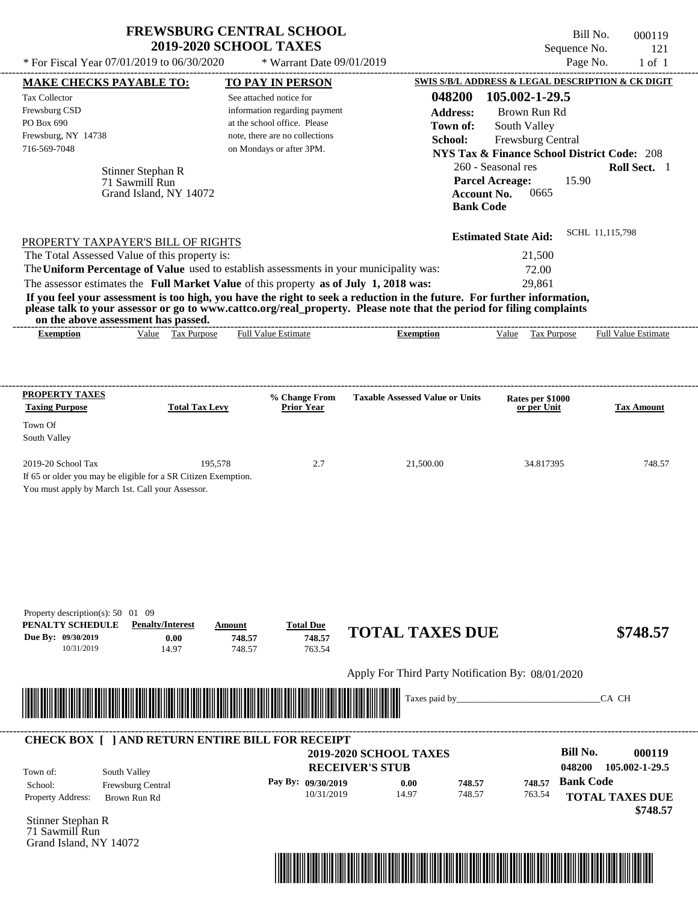# FREWSBURG CENTRAL SCHOOL
## 2019-2020 SCHOOL TAXES

\* For Fiscal Year 07/01/2019 to 06/30/2020 \* Warrant Date 09/01/2019

Bill No. 000119
Sequence No. 121
Page No. 1 of 1

| MAKE CHECKS PAYABLE TO: | TO PAY IN PERSON | SWIS S/B/L ADDRESS & LEGAL DESCRIPTION & CK DIGIT |
|---|---|---|
| Tax Collector<br>Frewsburg CSD<br>PO Box 690<br>Frewsburg, NY 14738<br>716-569-7048 | See attached notice for information regarding payment at the school office. Please note, there are no collections on Mondays or after 3PM. | **048200 105.002-1-29.5**<br>**Address:** Brown Run Rd<br>**Town of:** South Valley<br>**School:** Frewsburg Central<br>**NYS Tax & Finance School District Code:** 208<br>260 - Seasonal res **Roll Sect.** 1<br>**Parcel Acreage:** 15.90<br>**Account No.** 0665<br>**Bank Code** |

Stinner Stephan R
71 Sawmill Run
Grand Island, NY 14072

**Estimated State Aid:** SCHL 11,115,798

PROPERTY TAXPAYER'S BILL OF RIGHTS

The Total Assessed Value of this property is: 21,500

The **Uniform Percentage of Value** used to establish assessments in your municipality was: 72.00

The assessor estimates the **Full Market Value** of this property **as of July 1, 2018 was:** 29,861

**If you feel your assessment is too high, you have the right to seek a reduction in the future. For further information, please talk to your assessor or go to www.cattco.org/real_property. Please note that the period for filing complaints on the above assessment has passed.**

| Exemption | Value | Tax Purpose | Full Value Estimate | Exemption | Value | Tax Purpose | Full Value Estimate |
|---|---|---|---|---|---|---|---|

| PROPERTY TAXES Taxing Purpose | Total Tax Levy | % Change From Prior Year | Taxable Assessed Value or Units | Rates per $1000 or per Unit | Tax Amount |
|---|---|---|---|---|---|
| Town Of South Valley | | | | | |
| 2019-20 School Tax | 195,578 | 2.7 | 21,500.00 | 34.817395 | 748.57 |

If 65 or older you may be eligible for a SR Citizen Exemption.
You must apply by March 1st. Call your Assessor.

Property description(s): 50 01 09

| PENALTY SCHEDULE | Penalty/Interest | Amount | Total Due |
|---|---|---|---|
| Due By: 09/30/2019 | 0.00 | 748.57 | 748.57 |
| 10/31/2019 | 14.97 | 748.57 | 763.54 |

**TOTAL TAXES DUE $748.57**

Apply For Third Party Notification By: 08/01/2020

Taxes paid by_______________________________CA CH

**CHECK BOX [ ] AND RETURN ENTIRE BILL FOR RECEIPT**

**2019-2020 SCHOOL TAXES**
**RECEIVER'S STUB**

**Bill No. 000119**
**048200 105.002-1-29.5**

Town of: South Valley
School: Frewsburg Central
Property Address: Brown Run Rd

| Pay By: | | | |
|---|---|---|---|
| 09/30/2019 | 0.00 | 748.57 | 748.57 |
| 10/31/2019 | 14.97 | 748.57 | 763.54 |

**Bank Code**

**TOTAL TAXES DUE $748.57**

Stinner Stephan R
71 Sawmill Run
Grand Island, NY 14072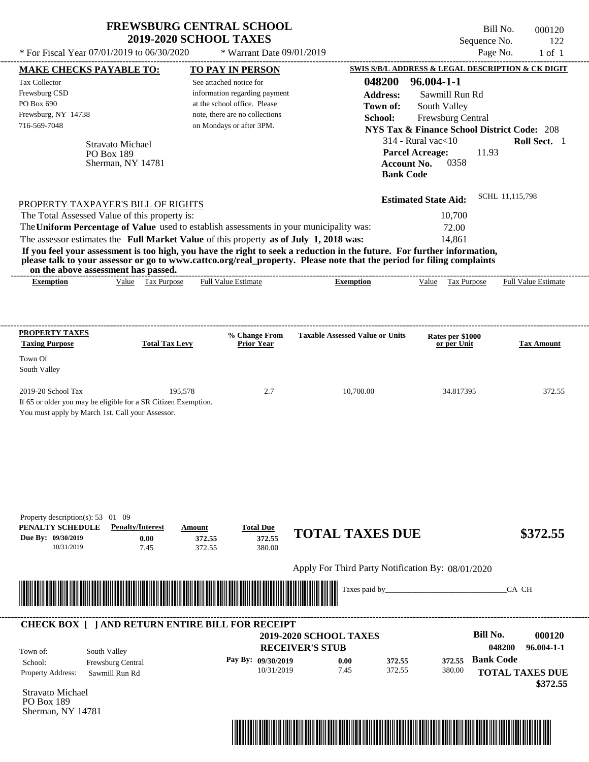# FREWSBURG CENTRAL SCHOOL
## 2019-2020 SCHOOL TAXES

\* For Fiscal Year 07/01/2019 to 06/30/2020 \* Warrant Date 09/01/2019

Bill No. 000120
Sequence No. 122
Page No. 1 of 1

| MAKE CHECKS PAYABLE TO: | TO PAY IN PERSON | SWIS S/B/L ADDRESS & LEGAL DESCRIPTION & CK DIGIT |
|---|---|---|
| Tax Collector<br>Frewsburg CSD<br>PO Box 690<br>Frewsburg, NY 14738<br>716-569-7048 | See attached notice for information regarding payment at the school office. Please note, there are no collections on Mondays or after 3PM. | **048200 96.004-1-1**<br>**Address:** Sawmill Run Rd<br>**Town of:** South Valley<br>**School:** Frewsburg Central<br>**NYS Tax & Finance School District Code:** 208<br>314 - Rural vac<10 **Roll Sect.** 1<br>**Parcel Acreage:** 11.93<br>**Account No.** 0358<br>**Bank Code** |

Stravato Michael
PO Box 189
Sherman, NY 14781

**Estimated State Aid:** SCHL 11,115,798

PROPERTY TAXPAYER'S BILL OF RIGHTS

| | |
|---|---|
| The Total Assessed Value of this property is: | 10,700 |
| The **Uniform Percentage of Value** used to establish assessments in your municipality was: | 72.00 |
| The assessor estimates the **Full Market Value** of this property **as of July 1, 2018 was:** | 14,861 |

**If you feel your assessment is too high, you have the right to seek a reduction in the future. For further information, please talk to your assessor or go to www.cattco.org/real_property. Please note that the period for filing complaints on the above assessment has passed.**

| Exemption | Value | Tax Purpose | Full Value Estimate | Exemption | Value | Tax Purpose | Full Value Estimate |
|---|---|---|---|---|---|---|---|

| PROPERTY TAXES Taxing Purpose | Total Tax Levy | % Change From Prior Year | Taxable Assessed Value or Units | Rates per $1000 or per Unit | Tax Amount |
|---|---|---|---|---|---|
| Town Of South Valley | | | | | |
| 2019-20 School Tax | 195,578 | 2.7 | 10,700.00 | 34.817395 | 372.55 |

If 65 or older you may be eligible for a SR Citizen Exemption.
You must apply by March 1st. Call your Assessor.

Property description(s): 53 01 09

| PENALTY SCHEDULE | Penalty/Interest | Amount | Total Due |
|---|---|---|---|
| Due By: 09/30/2019 | 0.00 | 372.55 | 372.55 |
| 10/31/2019 | 7.45 | 372.55 | 380.00 |

**TOTAL TAXES DUE $372.55**

Apply For Third Party Notification By: 08/01/2020

Taxes paid by_______________________________CA CH

---

**CHECK BOX [ ] AND RETURN ENTIRE BILL FOR RECEIPT**

**2019-2020 SCHOOL TAXES**
**RECEIVER'S STUB**

**Bill No. 000120**
**048200 96.004-1-1**

| | | | | | | |
|---|---|---|---|---|---|---|
| Town of: | South Valley | | | | | |
| School: | Frewsburg Central | Pay By: 09/30/2019 | 0.00 | 372.55 | 372.55 | **Bank Code** |
| Property Address: | Sawmill Run Rd | 10/31/2019 | 7.45 | 372.55 | 380.00 | **TOTAL TAXES DUE** |

**$372.55**

Stravato Michael
PO Box 189
Sherman, NY 14781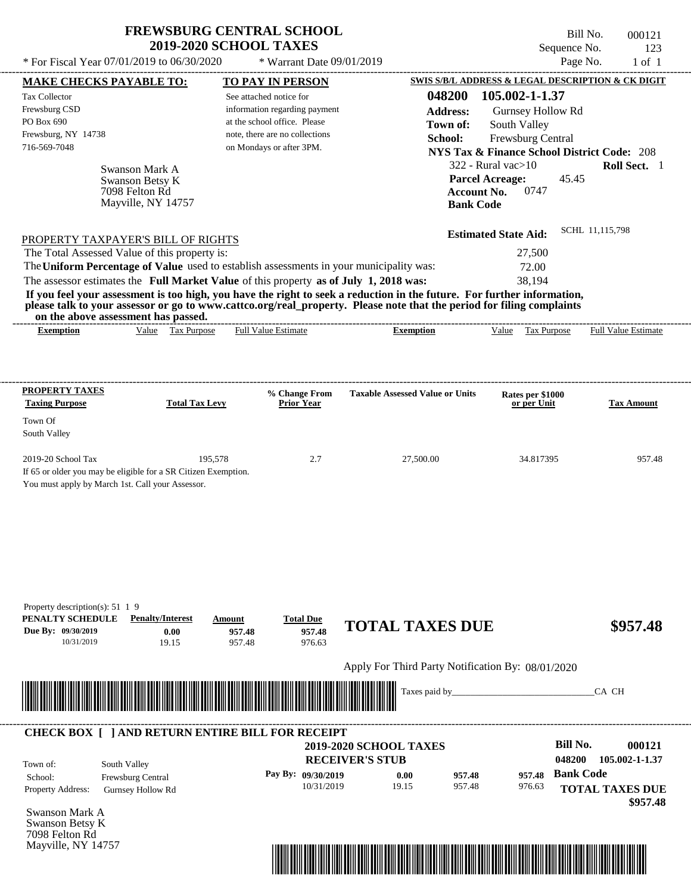# FREWSBURG CENTRAL SCHOOL
## 2019-2020 SCHOOL TAXES

Bill No. 000121
Sequence No. 123
Page No. 1 of 1

* For Fiscal Year 07/01/2019 to 06/30/2020 * Warrant Date 09/01/2019

**MAKE CHECKS PAYABLE TO:**

Tax Collector
Frewsburg CSD
PO Box 690
Frewsburg, NY 14738
716-569-7048

**TO PAY IN PERSON**

See attached notice for information regarding payment at the school office. Please note, there are no collections on Mondays or after 3PM.

**SWIS S/B/L ADDRESS & LEGAL DESCRIPTION & CK DIGIT**

**048200 105.002-1-1.37**
**Address:** Gurnsey Hollow Rd
**Town of:** South Valley
**School:** Frewsburg Central
**NYS Tax & Finance School District Code:** 208
322 - Rural vac>10 **Roll Sect.** 1
**Parcel Acreage:** 45.45
**Account No.** 0747
**Bank Code**

Swanson Mark A
Swanson Betsy K
7098 Felton Rd
Mayville, NY 14757

**Estimated State Aid:** SCHL 11,115,798

PROPERTY TAXPAYER'S BILL OF RIGHTS

The Total Assessed Value of this property is: 27,500
The **Uniform Percentage of Value** used to establish assessments in your municipality was: 72.00
The assessor estimates the **Full Market Value** of this property **as of July 1, 2018 was:** 38,194

**If you feel your assessment is too high, you have the right to seek a reduction in the future. For further information, please talk to your assessor or go to www.cattco.org/real_property. Please note that the period for filing complaints on the above assessment has passed.**

| Exemption | Value | Tax Purpose | Full Value Estimate | Exemption | Value | Tax Purpose | Full Value Estimate |
|---|---|---|---|---|---|---|---|

| PROPERTY TAXES Taxing Purpose | Total Tax Levy | % Change From Prior Year | Taxable Assessed Value or Units | Rates per $1000 or per Unit | Tax Amount |
|---|---|---|---|---|---|
| Town Of South Valley | | | | | |
| 2019-20 School Tax | 195,578 | 2.7 | 27,500.00 | 34.817395 | 957.48 |

If 65 or older you may be eligible for a SR Citizen Exemption.
You must apply by March 1st. Call your Assessor.

Property description(s): 51 1 9

| PENALTY SCHEDULE | Penalty/Interest | Amount | Total Due |
|---|---|---|---|
| Due By: 09/30/2019 | 0.00 | 957.48 | 957.48 |
| 10/31/2019 | 19.15 | 957.48 | 976.63 |

**TOTAL TAXES DUE $957.48**

Apply For Third Party Notification By: 08/01/2020

Taxes paid by_______________________________CA CH

**CHECK BOX [ ] AND RETURN ENTIRE BILL FOR RECEIPT**

**2019-2020 SCHOOL TAXES**
**RECEIVER'S STUB**

**Bill No.** 000121
048200 105.002-1-1.37
**Bank Code**

Town of: South Valley
School: Frewsburg Central
Property Address: Gurnsey Hollow Rd

| Pay By: | | | |
|---|---|---|---|
| 09/30/2019 | 0.00 | 957.48 | 957.48 |
| 10/31/2019 | 19.15 | 957.48 | 976.63 |

**TOTAL TAXES DUE $957.48**

Swanson Mark A
Swanson Betsy K
7098 Felton Rd
Mayville, NY 14757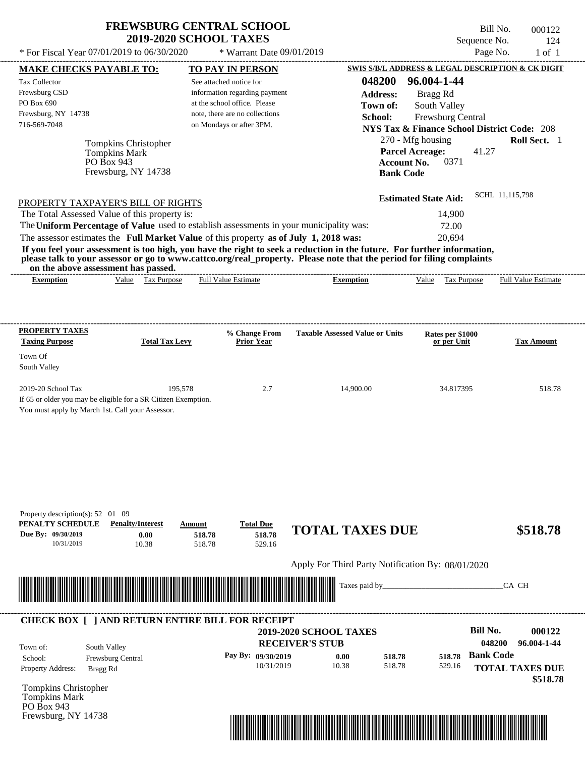# FREWSBURG CENTRAL SCHOOL
## 2019-2020 SCHOOL TAXES

\* For Fiscal Year 07/01/2019 to 06/30/2020 &nbsp;&nbsp; \* Warrant Date 09/01/2019

Bill No. 000122
Sequence No. 124
Page No. 1 of 1

**MAKE CHECKS PAYABLE TO:**
Tax Collector
Frewsburg CSD
PO Box 690
Frewsburg, NY 14738
716-569-7048

**TO PAY IN PERSON**
See attached notice for information regarding payment at the school office. Please note, there are no collections on Mondays or after 3PM.

**SWIS S/B/L ADDRESS & LEGAL DESCRIPTION & CK DIGIT**
**048200 96.004-1-44**
**Address:** Bragg Rd
**Town of:** South Valley
**School:** Frewsburg Central
**NYS Tax & Finance School District Code:** 208
270 - Mfg housing &nbsp;&nbsp; **Roll Sect.** 1
**Parcel Acreage:** 41.27
**Account No.** 0371
**Bank Code**

Tompkins Christopher
Tompkins Mark
PO Box 943
Frewsburg, NY 14738

**Estimated State Aid:** SCHL 11,115,798

PROPERTY TAXPAYER'S BILL OF RIGHTS

The Total Assessed Value of this property is: 14,900
The **Uniform Percentage of Value** used to establish assessments in your municipality was: 72.00
The assessor estimates the **Full Market Value** of this property **as of July 1, 2018 was:** 20,694

**If you feel your assessment is too high, you have the right to seek a reduction in the future. For further information, please talk to your assessor or go to www.cattco.org/real_property. Please note that the period for filing complaints on the above assessment has passed.**

| Exemption | Value | Tax Purpose | Full Value Estimate | Exemption | Value | Tax Purpose | Full Value Estimate |
|---|---|---|---|---|---|---|---|

| PROPERTY TAXES Taxing Purpose | Total Tax Levy | % Change From Prior Year | Taxable Assessed Value or Units | Rates per $1000 or per Unit | Tax Amount |
|---|---|---|---|---|---|
| Town Of South Valley | | | | | |
| 2019-20 School Tax | 195,578 | 2.7 | 14,900.00 | 34.817395 | 518.78 |

If 65 or older you may be eligible for a SR Citizen Exemption.
You must apply by March 1st. Call your Assessor.

Property description(s): 52 01 09

| PENALTY SCHEDULE | Penalty/Interest | Amount | Total Due |
|---|---|---|---|
| Due By: 09/30/2019 | 0.00 | 518.78 | 518.78 |
| 10/31/2019 | 10.38 | 518.78 | 529.16 |

**TOTAL TAXES DUE $518.78**

Apply For Third Party Notification By: 08/01/2020

Taxes paid by_______________________________CA CH

**CHECK BOX [ ] AND RETURN ENTIRE BILL FOR RECEIPT**

**2019-2020 SCHOOL TAXES**
**RECEIVER'S STUB**

**Bill No.** 000122
048200 96.004-1-44

Town of: South Valley
School: Frewsburg Central
Property Address: Bragg Rd

| Pay By: | | | |
|---|---|---|---|
| 09/30/2019 | 0.00 | 518.78 | 518.78 |
| 10/31/2019 | 10.38 | 518.78 | 529.16 |

**Bank Code**
**TOTAL TAXES DUE $518.78**

Tompkins Christopher
Tompkins Mark
PO Box 943
Frewsburg, NY 14738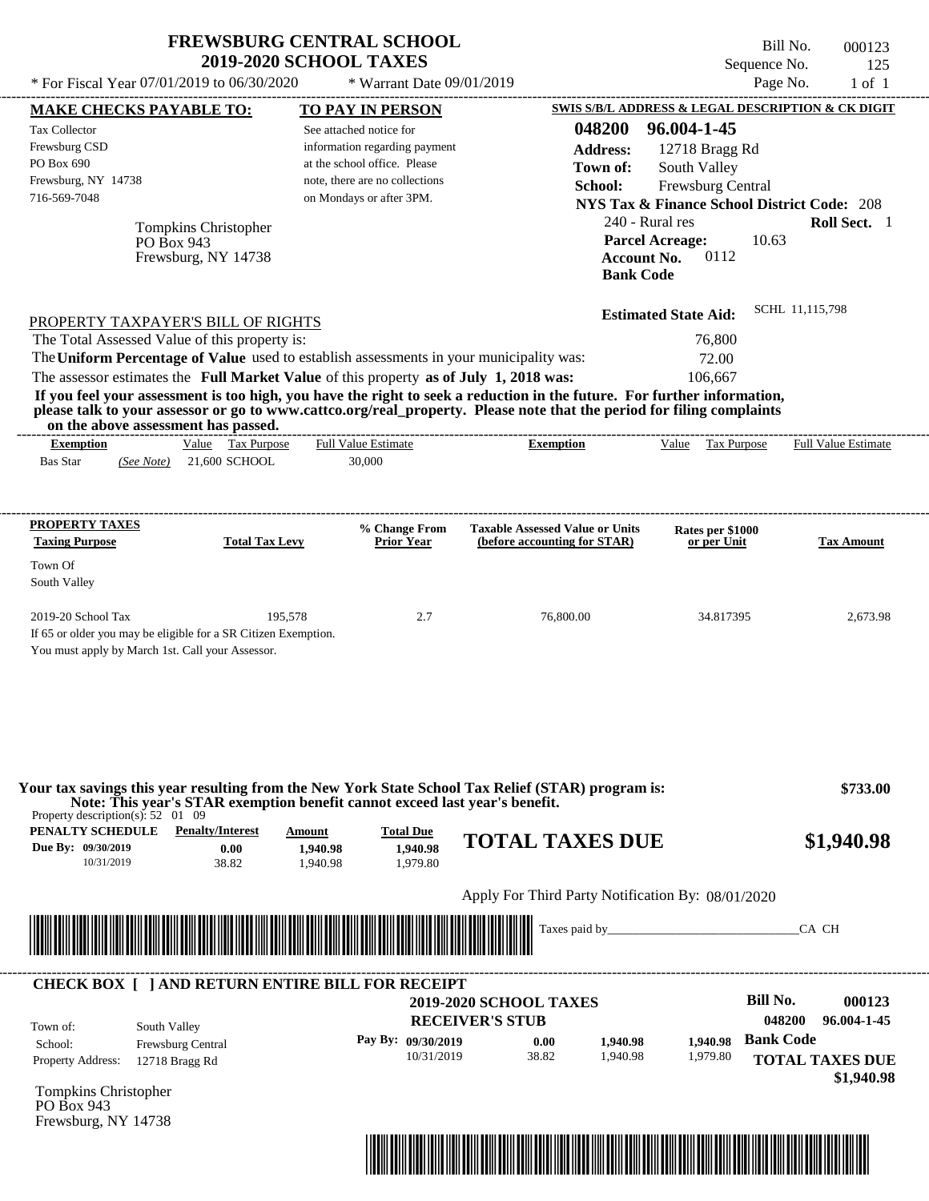# FREWSBURG CENTRAL SCHOOL
## 2019-2020 SCHOOL TAXES

* For Fiscal Year 07/01/2019 to 06/30/2020 * Warrant Date 09/01/2019

Bill No. 000123
Sequence No. 125
Page No. 1 of 1

**MAKE CHECKS PAYABLE TO:**

Tax Collector
Frewsburg CSD
PO Box 690
Frewsburg, NY 14738
716-569-7048

**TO PAY IN PERSON**

See attached notice for information regarding payment at the school office. Please note, there are no collections on Mondays or after 3PM.

**SWIS S/B/L ADDRESS & LEGAL DESCRIPTION & CK DIGIT**

**048200 96.004-1-45**
**Address:** 12718 Bragg Rd
**Town of:** South Valley
**School:** Frewsburg Central
**NYS Tax & Finance School District Code:** 208
240 - Rural res **Roll Sect.** 1
**Parcel Acreage:** 10.63
**Account No.** 0112
**Bank Code**

Tompkins Christopher
PO Box 943
Frewsburg, NY 14738

**Estimated State Aid:** SCHL 11,115,798

PROPERTY TAXPAYER'S BILL OF RIGHTS

The Total Assessed Value of this property is: 76,800
The **Uniform Percentage of Value** used to establish assessments in your municipality was: 72.00
The assessor estimates the **Full Market Value** of this property **as of July 1, 2018 was:** 106,667

**If you feel your assessment is too high, you have the right to seek a reduction in the future. For further information, please talk to your assessor or go to www.cattco.org/real_property. Please note that the period for filing complaints on the above assessment has passed.**

| Exemption | Value | Tax Purpose | Full Value Estimate | Exemption | Value | Tax Purpose | Full Value Estimate |
|---|---|---|---|---|---|---|---|
| Bas Star *(See Note)* | 21,600 | SCHOOL | 30,000 | | | | |

| PROPERTY TAXES Taxing Purpose | Total Tax Levy | % Change From Prior Year | Taxable Assessed Value or Units (before accounting for STAR) | Rates per $1000 or per Unit | Tax Amount |
|---|---|---|---|---|---|
| Town Of South Valley | | | | | |
| 2019-20 School Tax | 195,578 | 2.7 | 76,800.00 | 34.817395 | 2,673.98 |

If 65 or older you may be eligible for a SR Citizen Exemption.
You must apply by March 1st. Call your Assessor.

**Your tax savings this year resulting from the New York State School Tax Relief (STAR) program is: $733.00**
**Note: This year's STAR exemption benefit cannot exceed last year's benefit.**

Property description(s): 52 01 09

| PENALTY SCHEDULE | Penalty/Interest | Amount | Total Due |
|---|---|---|---|
| Due By: 09/30/2019 | 0.00 | 1,940.98 | 1,940.98 |
| 10/31/2019 | 38.82 | 1,940.98 | 1,979.80 |

**TOTAL TAXES DUE $1,940.98**

Apply For Third Party Notification By: 08/01/2020

Taxes paid by_______________________________CA CH

---

**CHECK BOX [ ] AND RETURN ENTIRE BILL FOR RECEIPT**

**2019-2020 SCHOOL TAXES**
**RECEIVER'S STUB**

**Bill No. 000123**
**048200 96.004-1-45**

Town of: South Valley
School: Frewsburg Central
Property Address: 12718 Bragg Rd

| Pay By: | | | |
|---|---|---|---|
| 09/30/2019 | 0.00 | 1,940.98 | 1,940.98 |
| 10/31/2019 | 38.82 | 1,940.98 | 1,979.80 |

**Bank Code**

**TOTAL TAXES DUE $1,940.98**

Tompkins Christopher
PO Box 943
Frewsburg, NY 14738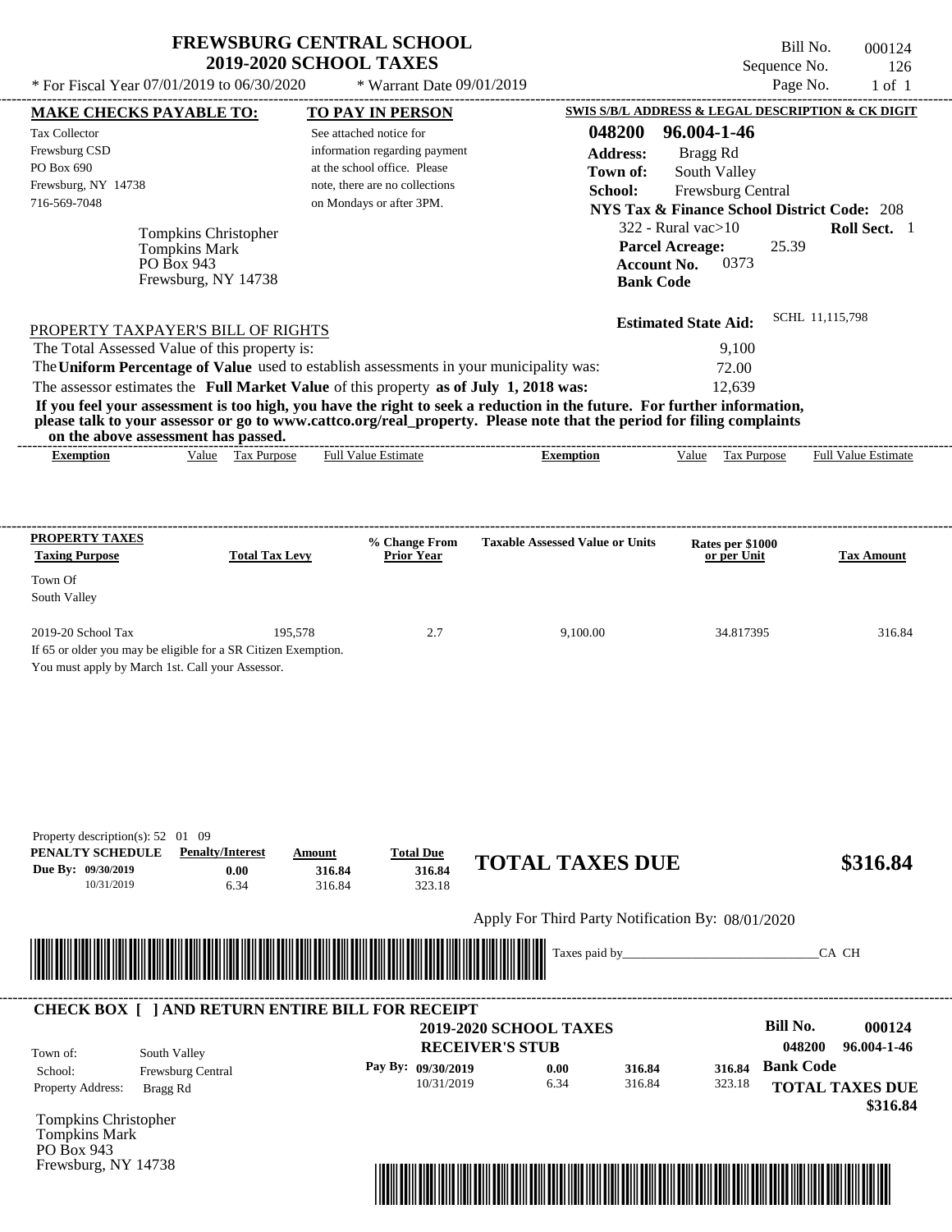# FREWSBURG CENTRAL SCHOOL
## 2019-2020 SCHOOL TAXES

\* For Fiscal Year 07/01/2019 to 06/30/2020 \* Warrant Date 09/01/2019

Bill No. 000124
Sequence No. 126
Page No. 1 of 1

**MAKE CHECKS PAYABLE TO:**

Tax Collector
Frewsburg CSD
PO Box 690
Frewsburg, NY 14738
716-569-7048

**TO PAY IN PERSON**

See attached notice for information regarding payment at the school office. Please note, there are no collections on Mondays or after 3PM.

**SWIS S/B/L ADDRESS & LEGAL DESCRIPTION & CK DIGIT**

**048200 96.004-1-46**
**Address:** Bragg Rd
**Town of:** South Valley
**School:** Frewsburg Central
**NYS Tax & Finance School District Code:** 208
322 - Rural vac>10 **Roll Sect.** 1
**Parcel Acreage:** 25.39
**Account No.** 0373
**Bank Code**

Tompkins Christopher
Tompkins Mark
PO Box 943
Frewsburg, NY 14738

**Estimated State Aid:** SCHL 11,115,798

PROPERTY TAXPAYER'S BILL OF RIGHTS

The Total Assessed Value of this property is: 9,100
The **Uniform Percentage of Value** used to establish assessments in your municipality was: 72.00
The assessor estimates the **Full Market Value** of this property **as of July 1, 2018 was:** 12,639

**If you feel your assessment is too high, you have the right to seek a reduction in the future. For further information, please talk to your assessor or go to www.cattco.org/real_property. Please note that the period for filing complaints on the above assessment has passed.**

| Exemption | Value | Tax Purpose | Full Value Estimate | Exemption | Value | Tax Purpose | Full Value Estimate |
|---|---|---|---|---|---|---|---|

| PROPERTY TAXES Taxing Purpose | Total Tax Levy | % Change From Prior Year | Taxable Assessed Value or Units | Rates per $1000 or per Unit | Tax Amount |
|---|---|---|---|---|---|
| Town Of South Valley | | | | | |
| 2019-20 School Tax | 195,578 | 2.7 | 9,100.00 | 34.817395 | 316.84 |

If 65 or older you may be eligible for a SR Citizen Exemption.
You must apply by March 1st. Call your Assessor.

Property description(s): 52 01 09

| PENALTY SCHEDULE | Penalty/Interest | Amount | Total Due |
|---|---|---|---|
| Due By: 09/30/2019 | 0.00 | 316.84 | 316.84 |
| 10/31/2019 | 6.34 | 316.84 | 323.18 |

**TOTAL TAXES DUE $316.84**

Apply For Third Party Notification By: 08/01/2020

Taxes paid by_______________________________CA CH

**CHECK BOX [ ] AND RETURN ENTIRE BILL FOR RECEIPT**

**2019-2020 SCHOOL TAXES**
**RECEIVER'S STUB**

**Bill No. 000124**
**048200 96.004-1-46**

Town of: South Valley
School: Frewsburg Central
Property Address: Bragg Rd

| Pay By: | | | |
|---|---|---|---|
| 09/30/2019 | 0.00 | 316.84 | 316.84 |
| 10/31/2019 | 6.34 | 316.84 | 323.18 |

**Bank Code**

**TOTAL TAXES DUE $316.84**

Tompkins Christopher
Tompkins Mark
PO Box 943
Frewsburg, NY 14738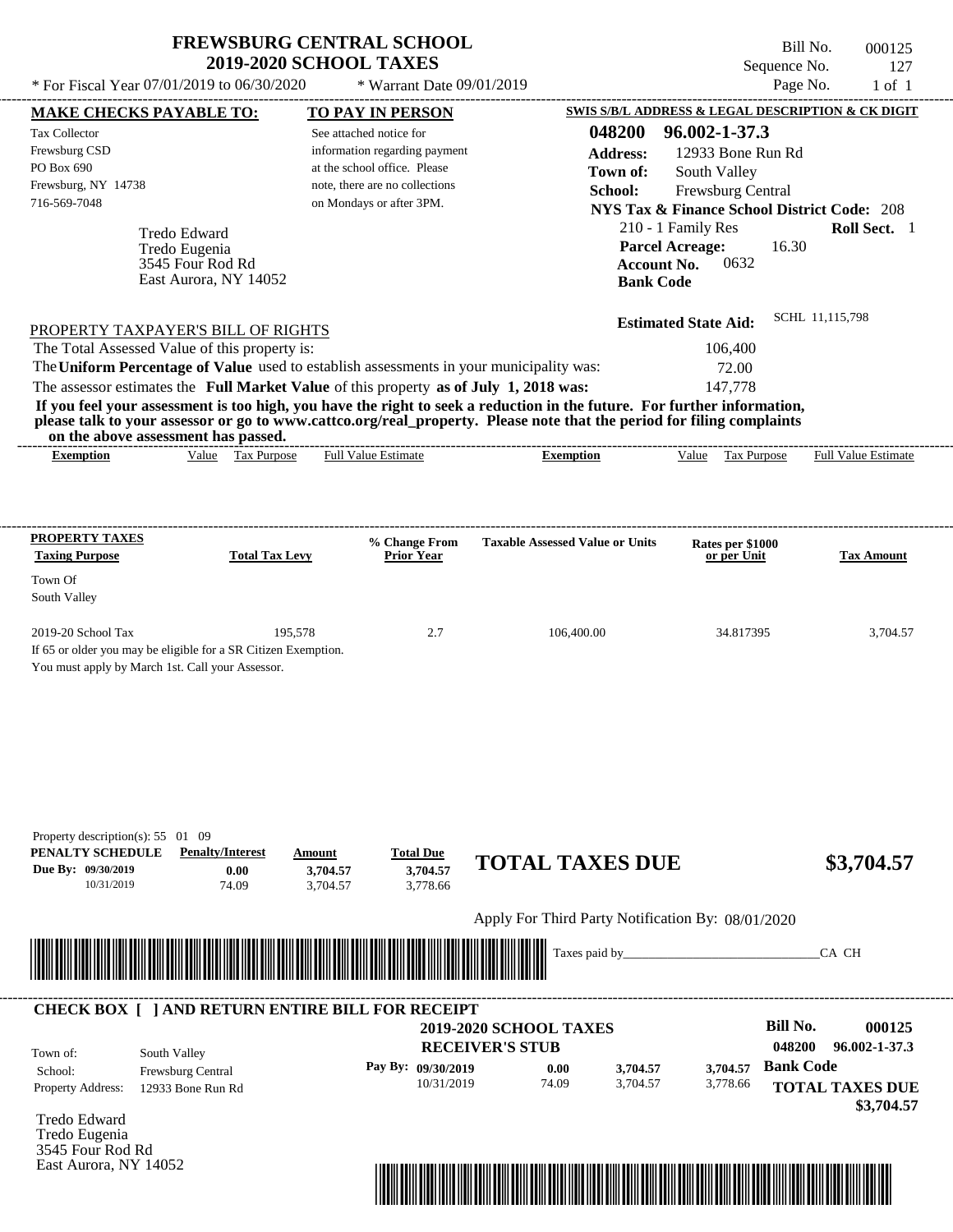# FREWSBURG CENTRAL SCHOOL
## 2019-2020 SCHOOL TAXES

\* For Fiscal Year 07/01/2019 to 06/30/2020 — \* Warrant Date 09/01/2019

Bill No. 000125
Sequence No. 127
Page No. 1 of 1

**MAKE CHECKS PAYABLE TO:**

Tax Collector
Frewsburg CSD
PO Box 690
Frewsburg, NY 14738
716-569-7048

**TO PAY IN PERSON**

See attached notice for information regarding payment at the school office. Please note, there are no collections on Mondays or after 3PM.

**SWIS S/B/L ADDRESS & LEGAL DESCRIPTION & CK DIGIT**

**048200 96.002-1-37.3**
**Address:** 12933 Bone Run Rd
**Town of:** South Valley
**School:** Frewsburg Central
**NYS Tax & Finance School District Code:** 208
210 - 1 Family Res — **Roll Sect.** 1
**Parcel Acreage:** 16.30
**Account No.** 0632
**Bank Code**

Tredo Edward
Tredo Eugenia
3545 Four Rod Rd
East Aurora, NY 14052

**Estimated State Aid:** SCHL 11,115,798

PROPERTY TAXPAYER'S BILL OF RIGHTS

The Total Assessed Value of this property is: 106,400
The **Uniform Percentage of Value** used to establish assessments in your municipality was: 72.00
The assessor estimates the **Full Market Value** of this property **as of July 1, 2018 was:** 147,778

**If you feel your assessment is too high, you have the right to seek a reduction in the future. For further information, please talk to your assessor or go to www.cattco.org/real_property. Please note that the period for filing complaints on the above assessment has passed.**

| Exemption | Value | Tax Purpose | Full Value Estimate | Exemption | Value | Tax Purpose | Full Value Estimate |
|---|---|---|---|---|---|---|---|

| PROPERTY TAXES Taxing Purpose | Total Tax Levy | % Change From Prior Year | Taxable Assessed Value or Units | Rates per $1000 or per Unit | Tax Amount |
|---|---|---|---|---|---|
| Town Of South Valley | | | | | |
| 2019-20 School Tax | 195,578 | 2.7 | 106,400.00 | 34.817395 | 3,704.57 |

If 65 or older you may be eligible for a SR Citizen Exemption.
You must apply by March 1st. Call your Assessor.

Property description(s): 55 01 09

| PENALTY SCHEDULE | Penalty/Interest | Amount | Total Due |
|---|---|---|---|
| Due By: 09/30/2019 | 0.00 | 3,704.57 | 3,704.57 |
| 10/31/2019 | 74.09 | 3,704.57 | 3,778.66 |

**TOTAL TAXES DUE $3,704.57**

Apply For Third Party Notification By: 08/01/2020

Taxes paid by________________________________CA CH

---

**CHECK BOX [ ] AND RETURN ENTIRE BILL FOR RECEIPT**

**2019-2020 SCHOOL TAXES**
**RECEIVER'S STUB**

**Bill No. 000125**
**048200 96.002-1-37.3**

Town of: South Valley
School: Frewsburg Central
Property Address: 12933 Bone Run Rd

| Pay By: | | | |
|---|---|---|---|
| 09/30/2019 | 0.00 | 3,704.57 | 3,704.57 |
| 10/31/2019 | 74.09 | 3,704.57 | 3,778.66 |

**Bank Code**

**TOTAL TAXES DUE $3,704.57**

Tredo Edward
Tredo Eugenia
3545 Four Rod Rd
East Aurora, NY 14052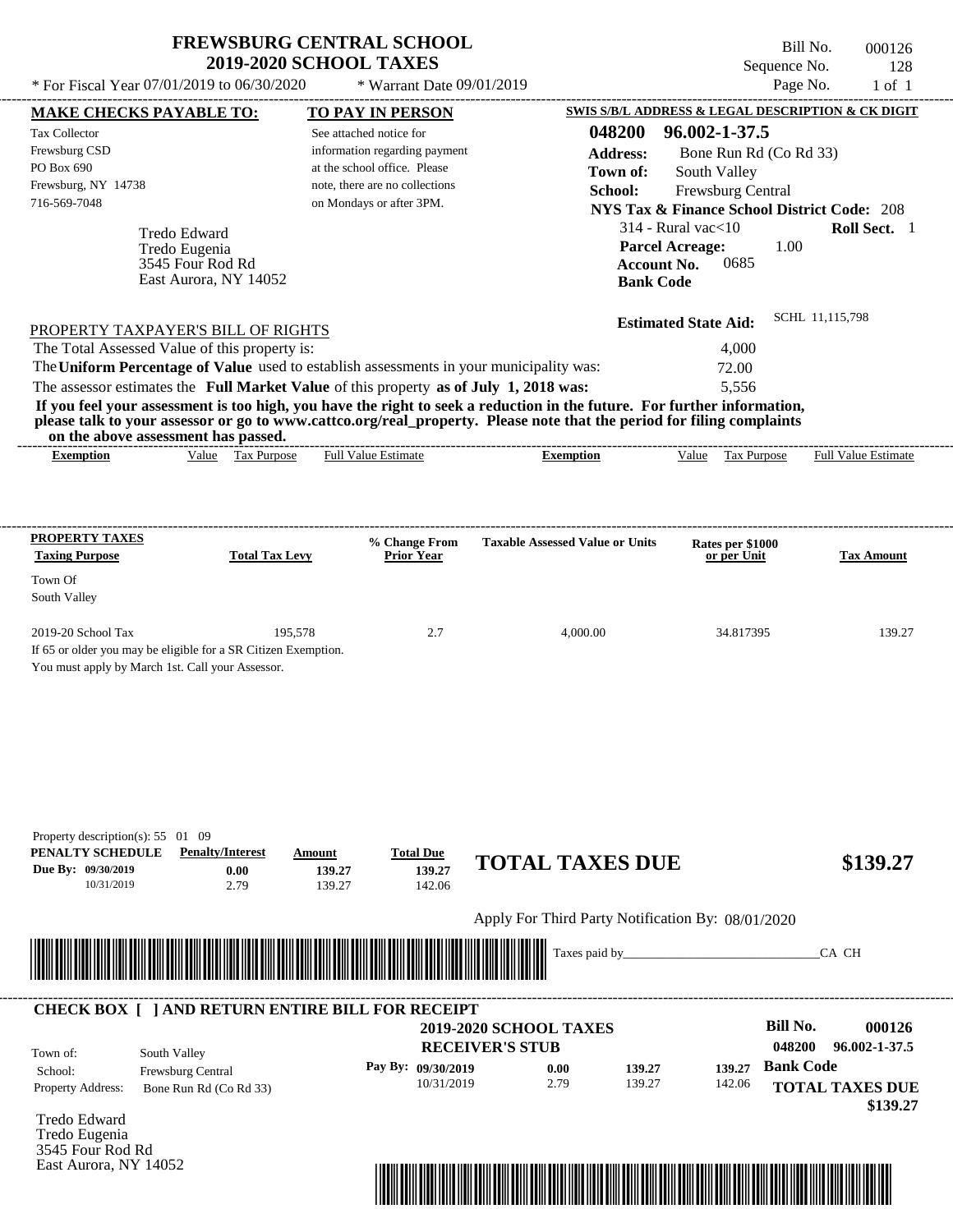# FREWSBURG CENTRAL SCHOOL
## 2019-2020 SCHOOL TAXES

Bill No. 000126
Sequence No. 128
Page No. 1 of 1

* For Fiscal Year 07/01/2019 to 06/30/2020 * Warrant Date 09/01/2019

**MAKE CHECKS PAYABLE TO:**

Tax Collector
Frewsburg CSD
PO Box 690
Frewsburg, NY 14738
716-569-7048

**TO PAY IN PERSON**

See attached notice for information regarding payment at the school office. Please note, there are no collections on Mondays or after 3PM.

**SWIS S/B/L ADDRESS & LEGAL DESCRIPTION & CK DIGIT**

**048200 96.002-1-37.5**
**Address:** Bone Run Rd (Co Rd 33)
**Town of:** South Valley
**School:** Frewsburg Central
**NYS Tax & Finance School District Code:** 208
314 - Rural vac<10 **Roll Sect.** 1
**Parcel Acreage:** 1.00
**Account No.** 0685
**Bank Code**

Tredo Edward
Tredo Eugenia
3545 Four Rod Rd
East Aurora, NY 14052

**Estimated State Aid:** SCHL 11,115,798

PROPERTY TAXPAYER'S BILL OF RIGHTS

The Total Assessed Value of this property is: 4,000
The **Uniform Percentage of Value** used to establish assessments in your municipality was: 72.00
The assessor estimates the **Full Market Value** of this property **as of July 1, 2018 was:** 5,556

**If you feel your assessment is too high, you have the right to seek a reduction in the future. For further information, please talk to your assessor or go to www.cattco.org/real_property. Please note that the period for filing complaints on the above assessment has passed.**

| Exemption | Value | Tax Purpose | Full Value Estimate | Exemption | Value | Tax Purpose | Full Value Estimate |
|---|---|---|---|---|---|---|---|

| PROPERTY TAXES Taxing Purpose | Total Tax Levy | % Change From Prior Year | Taxable Assessed Value or Units | Rates per $1000 or per Unit | Tax Amount |
|---|---|---|---|---|---|
| Town Of South Valley | | | | | |
| 2019-20 School Tax | 195,578 | 2.7 | 4,000.00 | 34.817395 | 139.27 |

If 65 or older you may be eligible for a SR Citizen Exemption.
You must apply by March 1st. Call your Assessor.

Property description(s): 55 01 09

| PENALTY SCHEDULE | Penalty/Interest | Amount | Total Due |
|---|---|---|---|
| Due By: 09/30/2019 | 0.00 | 139.27 | 139.27 |
| 10/31/2019 | 2.79 | 139.27 | 142.06 |

**TOTAL TAXES DUE $139.27**

Apply For Third Party Notification By: 08/01/2020

Taxes paid by_______________________________CA CH

**CHECK BOX [ ] AND RETURN ENTIRE BILL FOR RECEIPT**

**2019-2020 SCHOOL TAXES**
**RECEIVER'S STUB**

**Bill No. 000126**
**048200 96.002-1-37.5**

Town of: South Valley
School: Frewsburg Central
Property Address: Bone Run Rd (Co Rd 33)

| Pay By: | | | |
|---|---|---|---|
| 09/30/2019 | 0.00 | 139.27 | 139.27 |
| 10/31/2019 | 2.79 | 139.27 | 142.06 |

**Bank Code**

**TOTAL TAXES DUE $139.27**

Tredo Edward
Tredo Eugenia
3545 Four Rod Rd
East Aurora, NY 14052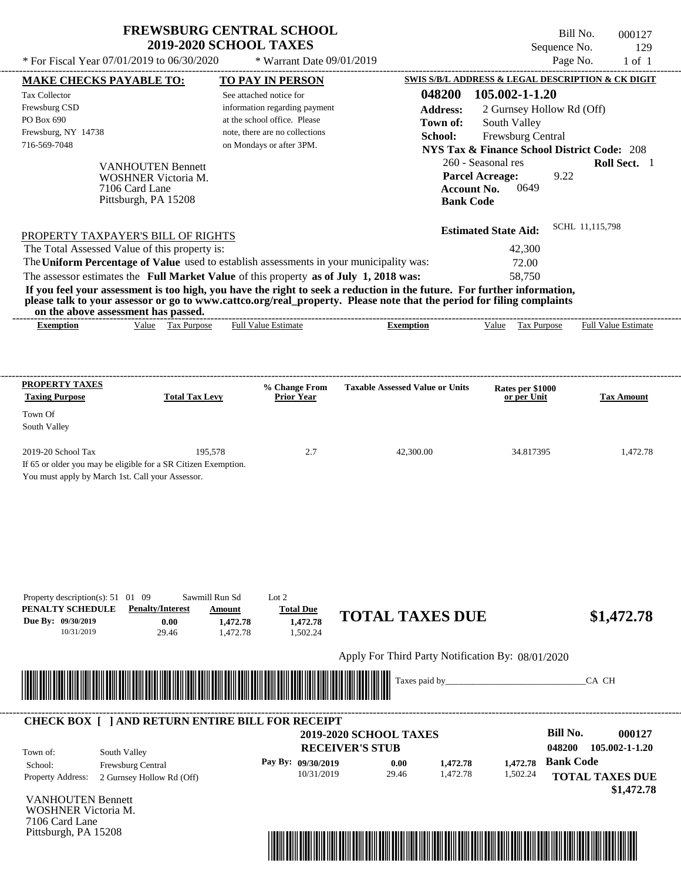# FREWSBURG CENTRAL SCHOOL
## 2019-2020 SCHOOL TAXES

* For Fiscal Year 07/01/2019 to 06/30/2020 * Warrant Date 09/01/2019

Bill No. 000127
Sequence No. 129
Page No. 1 of 1

**MAKE CHECKS PAYABLE TO:**
Tax Collector
Frewsburg CSD
PO Box 690
Frewsburg, NY 14738
716-569-7048

**TO PAY IN PERSON**
See attached notice for information regarding payment at the school office. Please note, there are no collections on Mondays or after 3PM.

**SWIS S/B/L ADDRESS & LEGAL DESCRIPTION & CK DIGIT**
**048200 105.002-1-1.20**
**Address:** 2 Gurnsey Hollow Rd (Off)
**Town of:** South Valley
**School:** Frewsburg Central
**NYS Tax & Finance School District Code:** 208
260 - Seasonal res **Roll Sect.** 1
**Parcel Acreage:** 9.22
**Account No.** 0649
**Bank Code**

VANHOUTEN Bennett
WOSHNER Victoria M.
7106 Card Lane
Pittsburgh, PA 15208

**Estimated State Aid:** SCHL 11,115,798

PROPERTY TAXPAYER'S BILL OF RIGHTS

The Total Assessed Value of this property is: 42,300
The **Uniform Percentage of Value** used to establish assessments in your municipality was: 72.00
The assessor estimates the **Full Market Value** of this property **as of July 1, 2018 was:** 58,750

**If you feel your assessment is too high, you have the right to seek a reduction in the future. For further information, please talk to your assessor or go to www.cattco.org/real_property. Please note that the period for filing complaints on the above assessment has passed.**

| Exemption | Value | Tax Purpose | Full Value Estimate | Exemption | Value | Tax Purpose | Full Value Estimate |
|---|---|---|---|---|---|---|---|

| PROPERTY TAXES Taxing Purpose | Total Tax Levy | % Change From Prior Year | Taxable Assessed Value or Units | Rates per $1000 or per Unit | Tax Amount |
|---|---|---|---|---|---|
| Town Of South Valley | | | | | |
| 2019-20 School Tax | 195,578 | 2.7 | 42,300.00 | 34.817395 | 1,472.78 |

If 65 or older you may be eligible for a SR Citizen Exemption.
You must apply by March 1st. Call your Assessor.

Property description(s): 51 01 09 Sawmill Run Sd Lot 2

| PENALTY SCHEDULE | Penalty/Interest | Amount | Total Due |
|---|---|---|---|
| Due By: 09/30/2019 | 0.00 | 1,472.78 | 1,472.78 |
| 10/31/2019 | 29.46 | 1,472.78 | 1,502.24 |

**TOTAL TAXES DUE $1,472.78**

Apply For Third Party Notification By: 08/01/2020

Taxes paid by_______________________________CA CH

**CHECK BOX [ ] AND RETURN ENTIRE BILL FOR RECEIPT**

**2019-2020 SCHOOL TAXES**
**RECEIVER'S STUB**

**Bill No. 000127**
**048200 105.002-1-1.20**

Town of: South Valley
School: Frewsburg Central
Property Address: 2 Gurnsey Hollow Rd (Off)

| Pay By: | | | |
|---|---|---|---|
| 09/30/2019 | 0.00 | 1,472.78 | 1,472.78 |
| 10/31/2019 | 29.46 | 1,472.78 | 1,502.24 |

**Bank Code**
**TOTAL TAXES DUE $1,472.78**

VANHOUTEN Bennett
WOSHNER Victoria M.
7106 Card Lane
Pittsburgh, PA 15208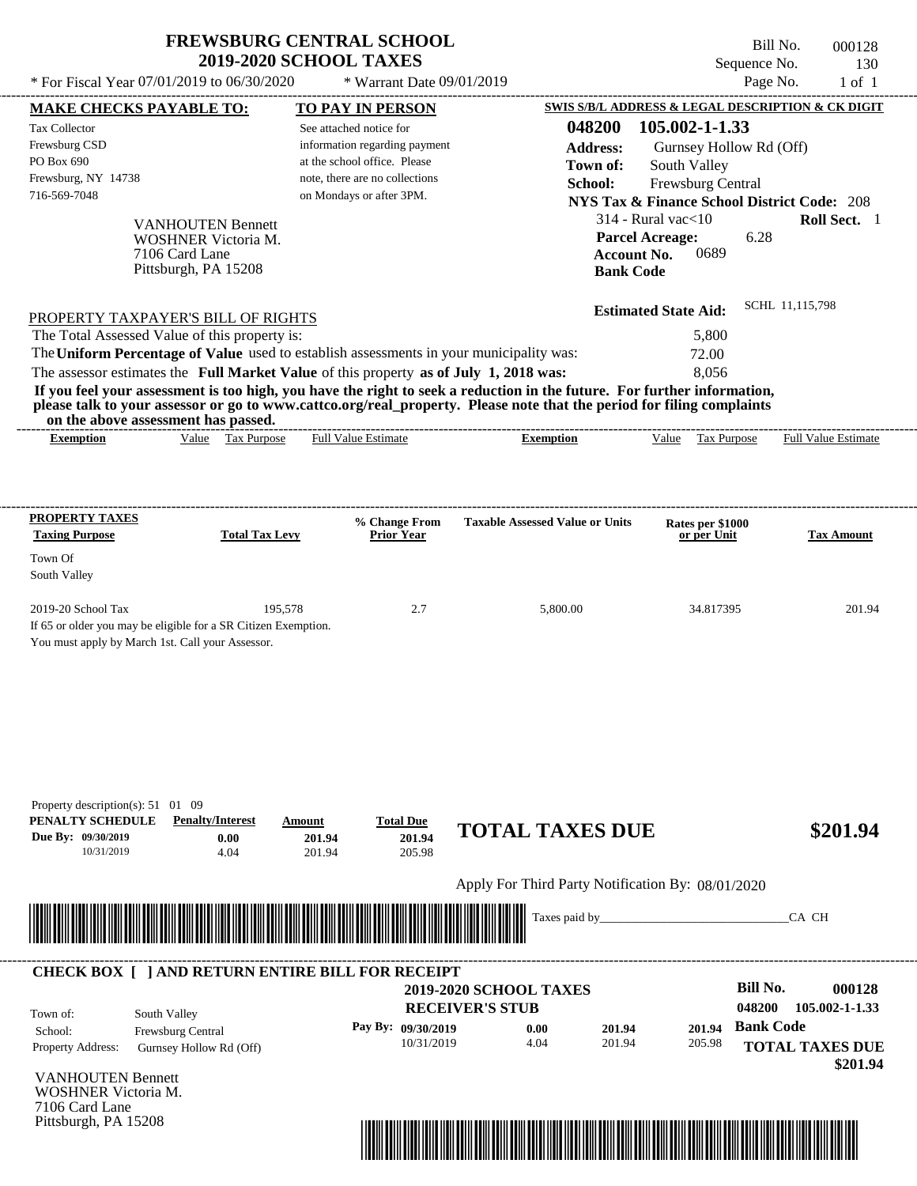# FREWSBURG CENTRAL SCHOOL
## 2019-2020 SCHOOL TAXES

\* For Fiscal Year 07/01/2019 to 06/30/2020 \* Warrant Date 09/01/2019

Bill No. 000128
Sequence No. 130
Page No. 1 of 1

| MAKE CHECKS PAYABLE TO: | TO PAY IN PERSON | SWIS S/B/L ADDRESS & LEGAL DESCRIPTION & CK DIGIT |
|---|---|---|
| Tax Collector<br>Frewsburg CSD<br>PO Box 690<br>Frewsburg, NY 14738<br>716-569-7048 | See attached notice for information regarding payment at the school office. Please note, there are no collections on Mondays or after 3PM. | **048200 105.002-1-1.33**<br>**Address:** Gurnsey Hollow Rd (Off)<br>**Town of:** South Valley<br>**School:** Frewsburg Central<br>**NYS Tax & Finance School District Code:** 208<br>314 - Rural vac<10 **Roll Sect.** 1<br>**Parcel Acreage:** 6.28<br>**Account No.** 0689<br>**Bank Code** |

VANHOUTEN Bennett
WOSHNER Victoria M.
7106 Card Lane
Pittsburgh, PA 15208

**Estimated State Aid:** SCHL 11,115,798

PROPERTY TAXPAYER'S BILL OF RIGHTS

The Total Assessed Value of this property is: 5,800

The **Uniform Percentage of Value** used to establish assessments in your municipality was: 72.00

The assessor estimates the **Full Market Value** of this property **as of July 1, 2018 was:** 8,056

**If you feel your assessment is too high, you have the right to seek a reduction in the future. For further information, please talk to your assessor or go to www.cattco.org/real_property. Please note that the period for filing complaints on the above assessment has passed.**

| Exemption | Value | Tax Purpose | Full Value Estimate | Exemption | Value | Tax Purpose | Full Value Estimate |
|---|---|---|---|---|---|---|---|

| PROPERTY TAXES Taxing Purpose | Total Tax Levy | % Change From Prior Year | Taxable Assessed Value or Units | Rates per $1000 or per Unit | Tax Amount |
|---|---|---|---|---|---|
| Town Of South Valley | | | | | |
| 2019-20 School Tax | 195,578 | 2.7 | 5,800.00 | 34.817395 | 201.94 |

If 65 or older you may be eligible for a SR Citizen Exemption.
You must apply by March 1st. Call your Assessor.

Property description(s): 51 01 09

| PENALTY SCHEDULE | Penalty/Interest | Amount | Total Due |
|---|---|---|---|
| Due By: 09/30/2019 | 0.00 | 201.94 | 201.94 |
| 10/31/2019 | 4.04 | 201.94 | 205.98 |

**TOTAL TAXES DUE $201.94**

Apply For Third Party Notification By: 08/01/2020

Taxes paid by_______________________________CA CH

**CHECK BOX [ ] AND RETURN ENTIRE BILL FOR RECEIPT**

**2019-2020 SCHOOL TAXES**
**RECEIVER'S STUB**

**Bill No. 000128**
**048200 105.002-1-1.33**

Town of: South Valley
School: Frewsburg Central
Property Address: Gurnsey Hollow Rd (Off)

| Pay By: | | | |
|---|---|---|---|
| 09/30/2019 | 0.00 | 201.94 | 201.94 |
| 10/31/2019 | 4.04 | 201.94 | 205.98 |

**Bank Code**

**TOTAL TAXES DUE $201.94**

VANHOUTEN Bennett
WOSHNER Victoria M.
7106 Card Lane
Pittsburgh, PA 15208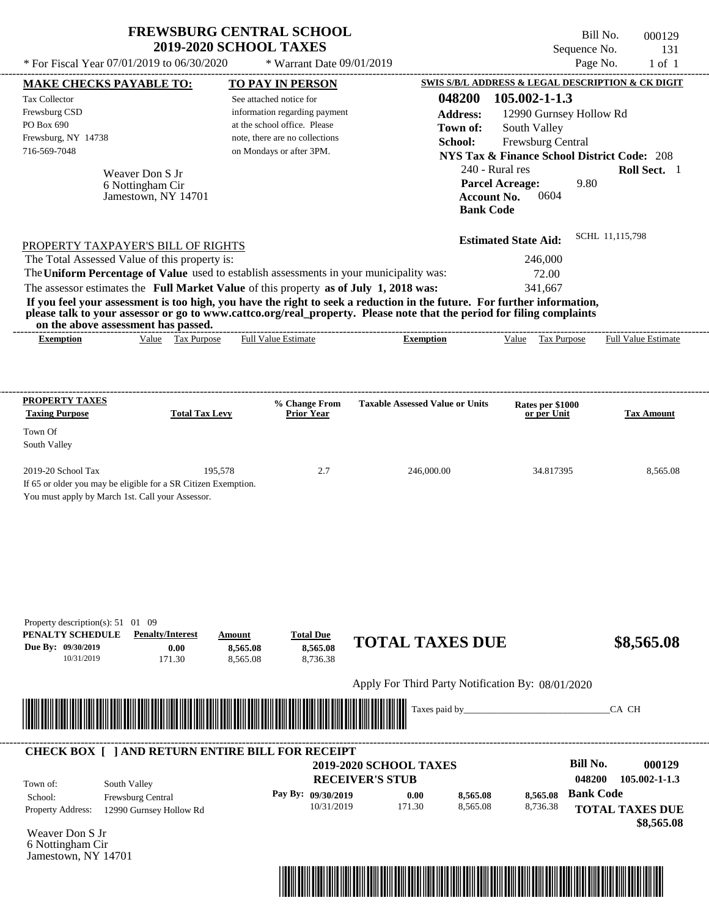# FREWSBURG CENTRAL SCHOOL
## 2019-2020 SCHOOL TAXES

Bill No. 000129
Sequence No. 131
Page No. 1 of 1

* For Fiscal Year 07/01/2019 to 06/30/2020 * Warrant Date 09/01/2019

**MAKE CHECKS PAYABLE TO:**

Tax Collector
Frewsburg CSD
PO Box 690
Frewsburg, NY 14738
716-569-7048

Weaver Don S Jr
6 Nottingham Cir
Jamestown, NY 14701

**TO PAY IN PERSON**

See attached notice for information regarding payment at the school office. Please note, there are no collections on Mondays or after 3PM.

**SWIS S/B/L ADDRESS & LEGAL DESCRIPTION & CK DIGIT**

**048200 105.002-1-1.3**
**Address:** 12990 Gurnsey Hollow Rd
**Town of:** South Valley
**School:** Frewsburg Central
**NYS Tax & Finance School District Code:** 208
240 - Rural res **Roll Sect.** 1
**Parcel Acreage:** 9.80
**Account No.** 0604
**Bank Code**

**Estimated State Aid:** SCHL 11,115,798

PROPERTY TAXPAYER'S BILL OF RIGHTS

The Total Assessed Value of this property is: 246,000
The **Uniform Percentage of Value** used to establish assessments in your municipality was: 72.00
The assessor estimates the **Full Market Value** of this property **as of July 1, 2018 was:** 341,667

**If you feel your assessment is too high, you have the right to seek a reduction in the future. For further information, please talk to your assessor or go to www.cattco.org/real_property. Please note that the period for filing complaints on the above assessment has passed.**

| Exemption | Value | Tax Purpose | Full Value Estimate | Exemption | Value | Tax Purpose | Full Value Estimate |
|---|---|---|---|---|---|---|---|

| PROPERTY TAXES Taxing Purpose | Total Tax Levy | % Change From Prior Year | Taxable Assessed Value or Units | Rates per $1000 or per Unit | Tax Amount |
|---|---|---|---|---|---|
| Town Of South Valley | | | | | |
| 2019-20 School Tax | 195,578 | 2.7 | 246,000.00 | 34.817395 | 8,565.08 |

If 65 or older you may be eligible for a SR Citizen Exemption.
You must apply by March 1st. Call your Assessor.

Property description(s): 51 01 09

| PENALTY SCHEDULE | Penalty/Interest | Amount | Total Due |
|---|---|---|---|
| Due By: 09/30/2019 | 0.00 | 8,565.08 | 8,565.08 |
| 10/31/2019 | 171.30 | 8,565.08 | 8,736.38 |

**TOTAL TAXES DUE $8,565.08**

Apply For Third Party Notification By: 08/01/2020

Taxes paid by_______________________________CA CH

---

**CHECK BOX [ ] AND RETURN ENTIRE BILL FOR RECEIPT**

**2019-2020 SCHOOL TAXES**
**RECEIVER'S STUB**

**Bill No. 000129**
**048200 105.002-1-1.3**

Town of: South Valley
School: Frewsburg Central
Property Address: 12990 Gurnsey Hollow Rd

| Pay By: | | | |
|---|---|---|---|
| 09/30/2019 | 0.00 | 8,565.08 | 8,565.08 |
| 10/31/2019 | 171.30 | 8,565.08 | 8,736.38 |

**Bank Code**

**TOTAL TAXES DUE $8,565.08**

Weaver Don S Jr
6 Nottingham Cir
Jamestown, NY 14701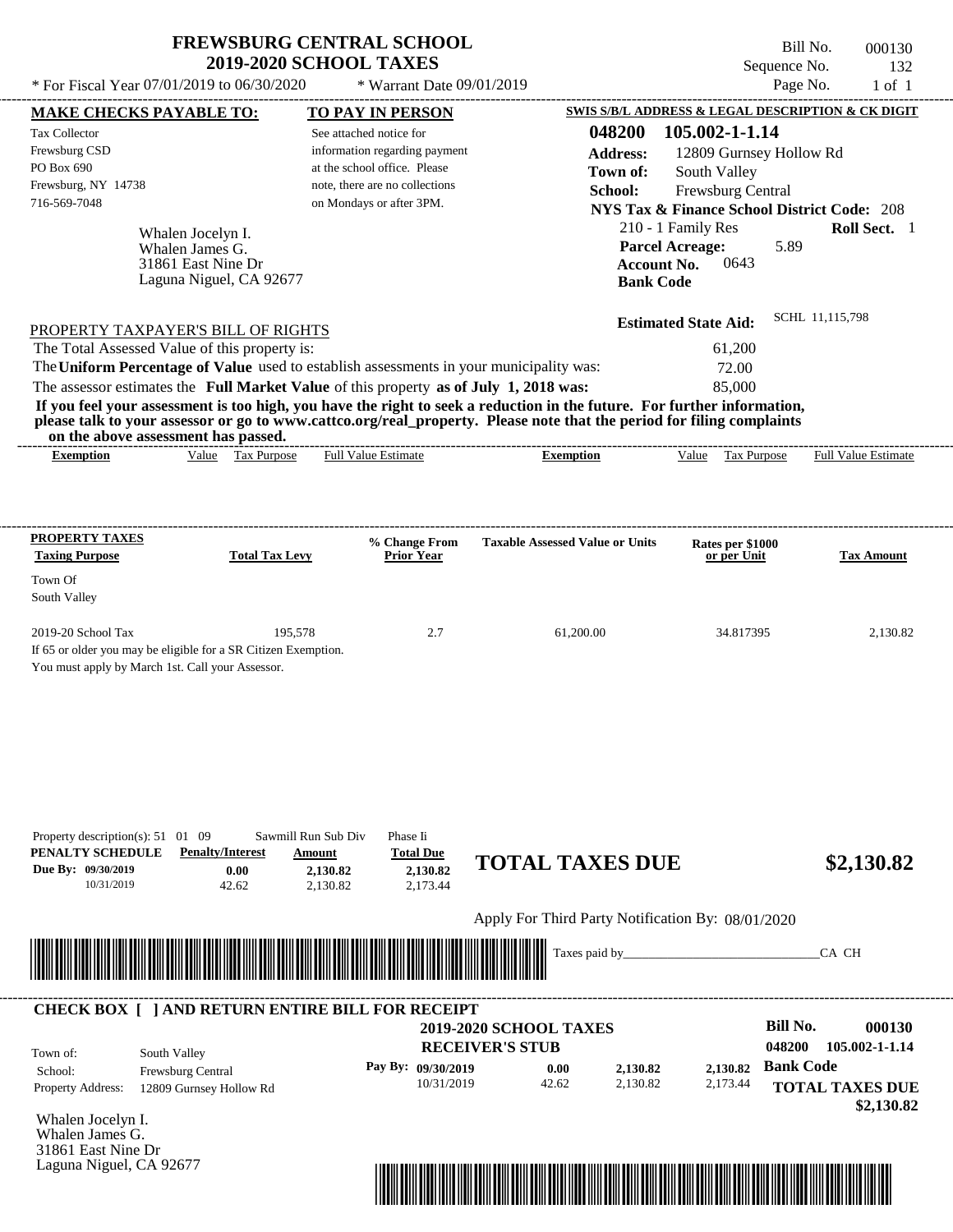# FREWSBURG CENTRAL SCHOOL
## 2019-2020 SCHOOL TAXES

Bill No. 000130
Sequence No. 132
Page No. 1 of 1

* For Fiscal Year 07/01/2019 to 06/30/2020 * Warrant Date 09/01/2019

**MAKE CHECKS PAYABLE TO:**
Tax Collector
Frewsburg CSD
PO Box 690
Frewsburg, NY 14738
716-569-7048

**TO PAY IN PERSON**
See attached notice for information regarding payment at the school office. Please note, there are no collections on Mondays or after 3PM.

**SWIS S/B/L ADDRESS & LEGAL DESCRIPTION & CK DIGIT**
**048200 105.002-1-1.14**
**Address:** 12809 Gurnsey Hollow Rd
**Town of:** South Valley
**School:** Frewsburg Central
**NYS Tax & Finance School District Code:** 208
210 - 1 Family Res **Roll Sect.** 1
**Parcel Acreage:** 5.89
**Account No.** 0643
**Bank Code**

Whalen Jocelyn I.
Whalen James G.
31861 East Nine Dr
Laguna Niguel, CA 92677

**Estimated State Aid:** SCHL 11,115,798

PROPERTY TAXPAYER'S BILL OF RIGHTS

The Total Assessed Value of this property is: 61,200
The **Uniform Percentage of Value** used to establish assessments in your municipality was: 72.00
The assessor estimates the **Full Market Value** of this property **as of July 1, 2018 was:** 85,000

**If you feel your assessment is too high, you have the right to seek a reduction in the future. For further information, please talk to your assessor or go to www.cattco.org/real_property. Please note that the period for filing complaints on the above assessment has passed.**

| Exemption | Value | Tax Purpose | Full Value Estimate | Exemption | Value | Tax Purpose | Full Value Estimate |
|---|---|---|---|---|---|---|---|

| PROPERTY TAXES Taxing Purpose | Total Tax Levy | % Change From Prior Year | Taxable Assessed Value or Units | Rates per $1000 or per Unit | Tax Amount |
|---|---|---|---|---|---|
| Town Of South Valley | | | | | |
| 2019-20 School Tax | 195,578 | 2.7 | 61,200.00 | 34.817395 | 2,130.82 |

If 65 or older you may be eligible for a SR Citizen Exemption.
You must apply by March 1st. Call your Assessor.

Property description(s): 51 01 09 Sawmill Run Sub Div Phase Ii

| PENALTY SCHEDULE | Penalty/Interest | Amount | Total Due |
|---|---|---|---|
| Due By: 09/30/2019 | 0.00 | 2,130.82 | 2,130.82 |
| 10/31/2019 | 42.62 | 2,130.82 | 2,173.44 |

**TOTAL TAXES DUE $2,130.82**

Apply For Third Party Notification By: 08/01/2020

Taxes paid by_______________________________CA CH

**CHECK BOX [ ] AND RETURN ENTIRE BILL FOR RECEIPT**

**2019-2020 SCHOOL TAXES**
**RECEIVER'S STUB**

**Bill No. 000130**
**048200 105.002-1-1.14**

Town of: South Valley
School: Frewsburg Central
Property Address: 12809 Gurnsey Hollow Rd

| Pay By: | Penalty/Interest | Amount | Total Due |
|---|---|---|---|
| 09/30/2019 | 0.00 | 2,130.82 | 2,130.82 |
| 10/31/2019 | 42.62 | 2,130.82 | 2,173.44 |

**Bank Code**
**TOTAL TAXES DUE**
**$2,130.82**

Whalen Jocelyn I.
Whalen James G.
31861 East Nine Dr
Laguna Niguel, CA 92677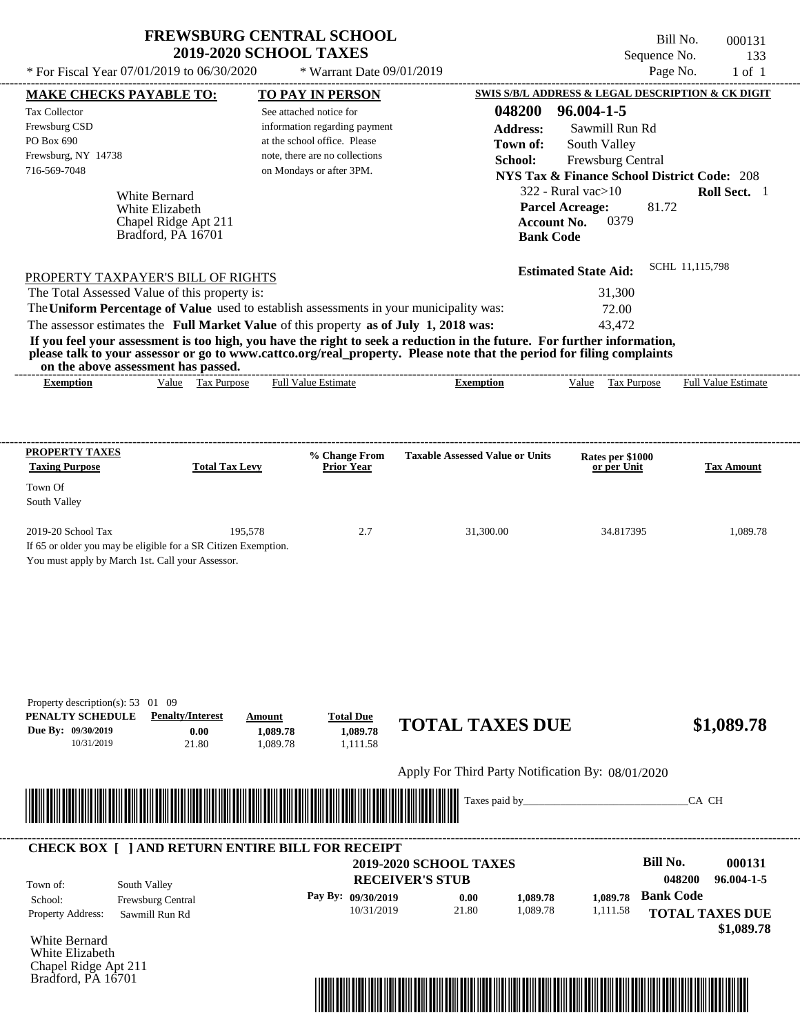# FREWSBURG CENTRAL SCHOOL
## 2019-2020 SCHOOL TAXES

\* For Fiscal Year 07/01/2019 to 06/30/2020 \* Warrant Date 09/01/2019

Bill No. 000131
Sequence No. 133
Page No. 1 of 1

| MAKE CHECKS PAYABLE TO: | TO PAY IN PERSON | SWIS S/B/L ADDRESS & LEGAL DESCRIPTION & CK DIGIT |
|---|---|---|
| Tax Collector<br>Frewsburg CSD<br>PO Box 690<br>Frewsburg, NY 14738<br>716-569-7048 | See attached notice for information regarding payment at the school office. Please note, there are no collections on Mondays or after 3PM. | **048200 96.004-1-5**<br>**Address:** Sawmill Run Rd<br>**Town of:** South Valley<br>**School:** Frewsburg Central<br>**NYS Tax & Finance School District Code:** 208<br>322 - Rural vac>10 **Roll Sect.** 1<br>**Parcel Acreage:** 81.72<br>**Account No.** 0379<br>**Bank Code** |

White Bernard
White Elizabeth
Chapel Ridge Apt 211
Bradford, PA 16701

**Estimated State Aid:** SCHL 11,115,798

PROPERTY TAXPAYER'S BILL OF RIGHTS

The Total Assessed Value of this property is: 31,300

The **Uniform Percentage of Value** used to establish assessments in your municipality was: 72.00

The assessor estimates the **Full Market Value** of this property **as of July 1, 2018 was:** 43,472

**If you feel your assessment is too high, you have the right to seek a reduction in the future. For further information, please talk to your assessor or go to www.cattco.org/real_property. Please note that the period for filing complaints on the above assessment has passed.**

| Exemption | Value | Tax Purpose | Full Value Estimate | Exemption | Value | Tax Purpose | Full Value Estimate |
|---|---|---|---|---|---|---|---|

| PROPERTY TAXES Taxing Purpose | Total Tax Levy | % Change From Prior Year | Taxable Assessed Value or Units | Rates per $1000 or per Unit | Tax Amount |
|---|---|---|---|---|---|
| Town Of South Valley | | | | | |
| 2019-20 School Tax | 195,578 | 2.7 | 31,300.00 | 34.817395 | 1,089.78 |

If 65 or older you may be eligible for a SR Citizen Exemption.
You must apply by March 1st. Call your Assessor.

Property description(s): 53 01 09

| PENALTY SCHEDULE | Penalty/Interest | Amount | Total Due |
|---|---|---|---|
| Due By: 09/30/2019 | 0.00 | 1,089.78 | 1,089.78 |
| 10/31/2019 | 21.80 | 1,089.78 | 1,111.58 |

**TOTAL TAXES DUE $1,089.78**

Apply For Third Party Notification By: 08/01/2020

Taxes paid by_______________________________CA CH

---

**CHECK BOX [ ] AND RETURN ENTIRE BILL FOR RECEIPT**

**2019-2020 SCHOOL TAXES**
**RECEIVER'S STUB**

**Bill No. 000131**
**048200 96.004-1-5**

| | |
|---|---|
| Town of: | South Valley |
| School: | Frewsburg Central |
| Property Address: | Sawmill Run Rd |

| Pay By: | Penalty/Interest | Amount | Total Due |
|---|---|---|---|
| 09/30/2019 | 0.00 | 1,089.78 | 1,089.78 |
| 10/31/2019 | 21.80 | 1,089.78 | 1,111.58 |

**Bank Code**

**TOTAL TAXES DUE $1,089.78**

White Bernard
White Elizabeth
Chapel Ridge Apt 211
Bradford, PA 16701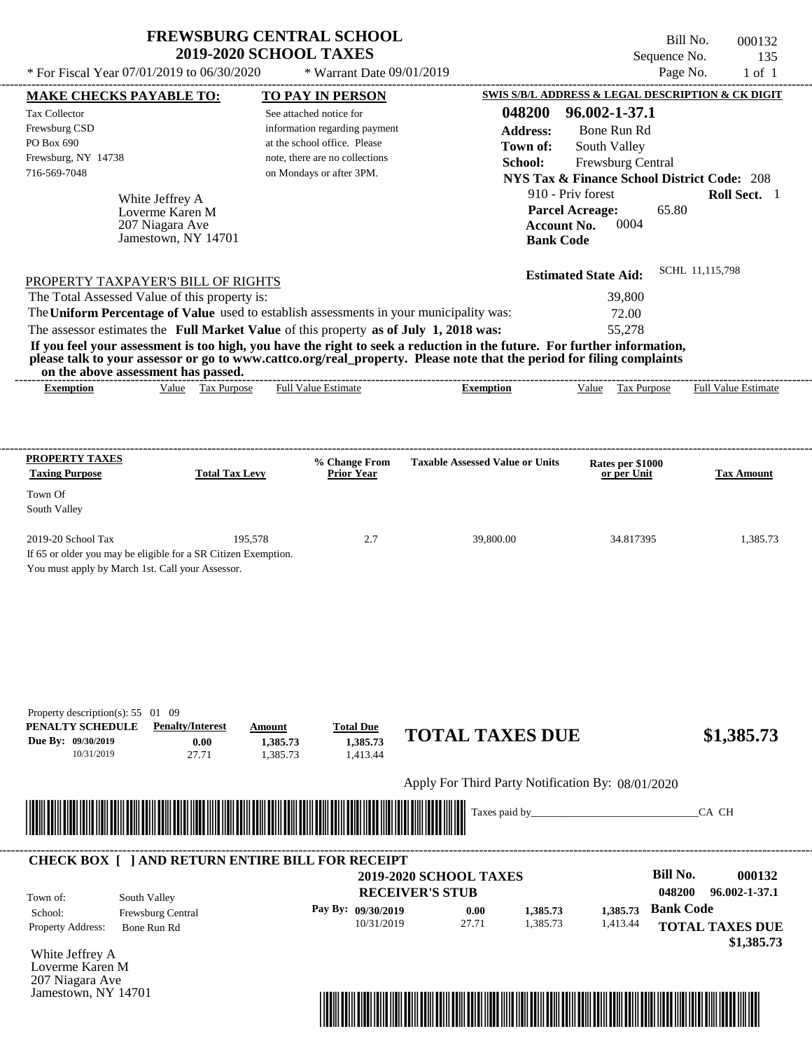# FREWSBURG CENTRAL SCHOOL
## 2019-2020 SCHOOL TAXES

\* For Fiscal Year 07/01/2019 to 06/30/2020 \* Warrant Date 09/01/2019

Bill No. 000132
Sequence No. 135
Page No. 1 of 1

**MAKE CHECKS PAYABLE TO:**

Tax Collector
Frewsburg CSD
PO Box 690
Frewsburg, NY 14738
716-569-7048

**TO PAY IN PERSON**

See attached notice for information regarding payment at the school office. Please note, there are no collections on Mondays or after 3PM.

**SWIS S/B/L ADDRESS & LEGAL DESCRIPTION & CK DIGIT**

**048200 96.002-1-37.1**
**Address:** Bone Run Rd
**Town of:** South Valley
**School:** Frewsburg Central
**NYS Tax & Finance School District Code:** 208
910 - Priv forest **Roll Sect.** 1
**Parcel Acreage:** 65.80
**Account No.** 0004
**Bank Code**

White Jeffrey A
Loverme Karen M
207 Niagara Ave
Jamestown, NY 14701

**Estimated State Aid:** SCHL 11,115,798

PROPERTY TAXPAYER'S BILL OF RIGHTS

The Total Assessed Value of this property is: 39,800
The **Uniform Percentage of Value** used to establish assessments in your municipality was: 72.00
The assessor estimates the **Full Market Value** of this property **as of July 1, 2018 was:** 55,278

**If you feel your assessment is too high, you have the right to seek a reduction in the future. For further information, please talk to your assessor or go to www.cattco.org/real_property. Please note that the period for filing complaints on the above assessment has passed.**

| Exemption | Value | Tax Purpose | Full Value Estimate | Exemption | Value | Tax Purpose | Full Value Estimate |
|---|---|---|---|---|---|---|---|

| PROPERTY TAXES Taxing Purpose | Total Tax Levy | % Change From Prior Year | Taxable Assessed Value or Units | Rates per $1000 or per Unit | Tax Amount |
|---|---|---|---|---|---|
| Town Of South Valley | | | | | |
| 2019-20 School Tax | 195,578 | 2.7 | 39,800.00 | 34.817395 | 1,385.73 |

If 65 or older you may be eligible for a SR Citizen Exemption.
You must apply by March 1st. Call your Assessor.

Property description(s): 55 01 09

| PENALTY SCHEDULE | Penalty/Interest | Amount | Total Due |
|---|---|---|---|
| Due By: 09/30/2019 | 0.00 | 1,385.73 | 1,385.73 |
| 10/31/2019 | 27.71 | 1,385.73 | 1,413.44 |

**TOTAL TAXES DUE $1,385.73**

Apply For Third Party Notification By: 08/01/2020

Taxes paid by_______________________________CA CH

**CHECK BOX [ ] AND RETURN ENTIRE BILL FOR RECEIPT**

**2019-2020 SCHOOL TAXES**
**RECEIVER'S STUB**

**Bill No. 000132**
**048200 96.002-1-37.1**

Town of: South Valley
School: Frewsburg Central
Property Address: Bone Run Rd

| Pay By: | | | |
|---|---|---|---|
| 09/30/2019 | 0.00 | 1,385.73 | 1,385.73 |
| 10/31/2019 | 27.71 | 1,385.73 | 1,413.44 |

**Bank Code**

**TOTAL TAXES DUE $1,385.73**

White Jeffrey A
Loverme Karen M
207 Niagara Ave
Jamestown, NY 14701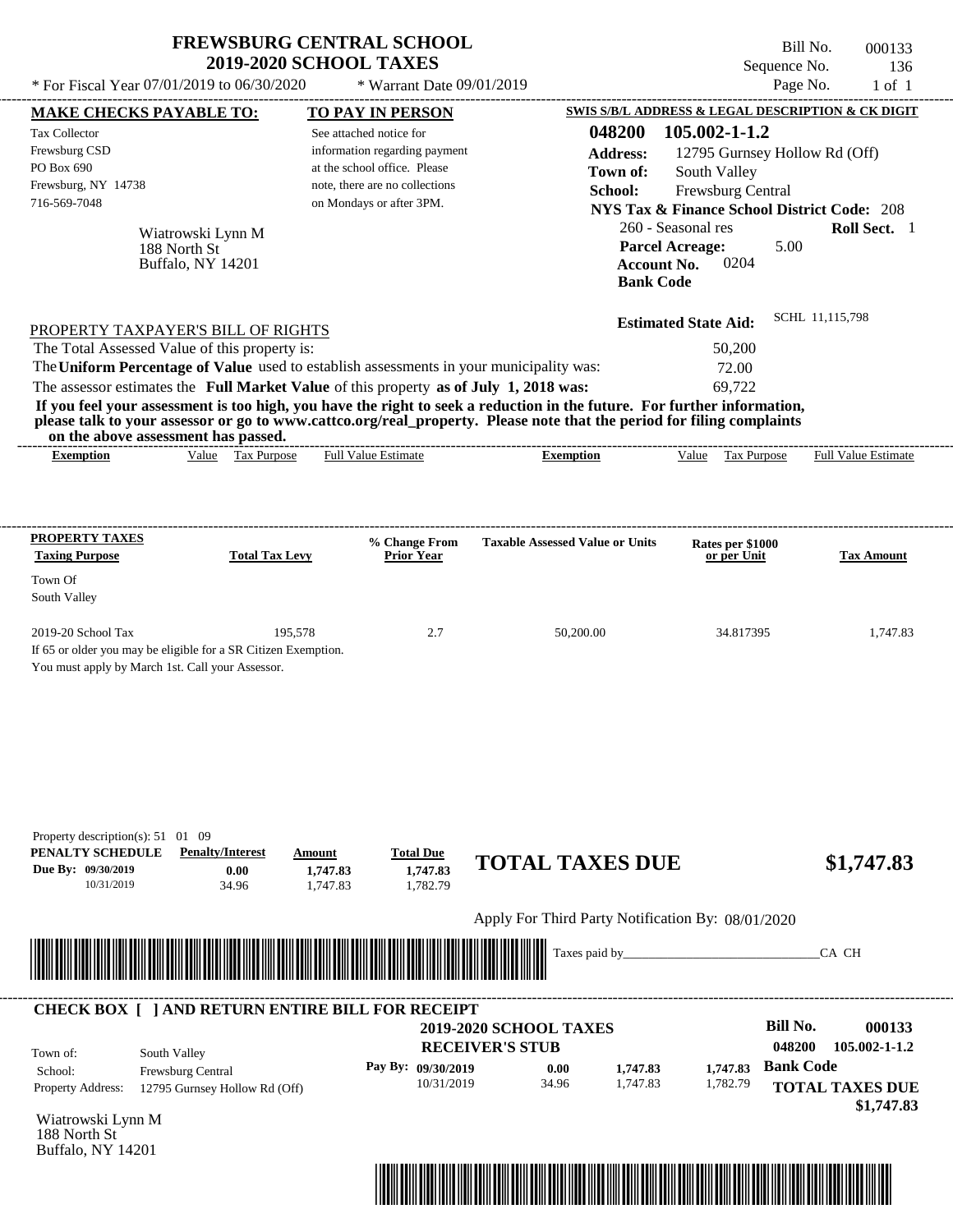# FREWSBURG CENTRAL SCHOOL
## 2019-2020 SCHOOL TAXES

Bill No. 000133
Sequence No. 136
Page No. 1 of 1

* For Fiscal Year 07/01/2019 to 06/30/2020 * Warrant Date 09/01/2019

**MAKE CHECKS PAYABLE TO:**

Tax Collector
Frewsburg CSD
PO Box 690
Frewsburg, NY 14738
716-569-7048

**TO PAY IN PERSON**

See attached notice for information regarding payment at the school office. Please note, there are no collections on Mondays or after 3PM.

**SWIS S/B/L ADDRESS & LEGAL DESCRIPTION & CK DIGIT**

**048200 105.002-1-1.2**
**Address:** 12795 Gurnsey Hollow Rd (Off)
**Town of:** South Valley
**School:** Frewsburg Central
**NYS Tax & Finance School District Code:** 208
260 - Seasonal res **Roll Sect.** 1
**Parcel Acreage:** 5.00
**Account No.** 0204
**Bank Code**

Wiatrowski Lynn M
188 North St
Buffalo, NY 14201

**Estimated State Aid:** SCHL 11,115,798

PROPERTY TAXPAYER'S BILL OF RIGHTS

The Total Assessed Value of this property is: 50,200
The **Uniform Percentage of Value** used to establish assessments in your municipality was: 72.00
The assessor estimates the **Full Market Value** of this property **as of July 1, 2018 was:** 69,722

**If you feel your assessment is too high, you have the right to seek a reduction in the future. For further information, please talk to your assessor or go to www.cattco.org/real_property. Please note that the period for filing complaints on the above assessment has passed.**

| Exemption | Value | Tax Purpose | Full Value Estimate | Exemption | Value | Tax Purpose | Full Value Estimate |
|---|---|---|---|---|---|---|---|

| PROPERTY TAXES Taxing Purpose | Total Tax Levy | % Change From Prior Year | Taxable Assessed Value or Units | Rates per $1000 or per Unit | Tax Amount |
|---|---|---|---|---|---|
| Town Of South Valley | | | | | |
| 2019-20 School Tax | 195,578 | 2.7 | 50,200.00 | 34.817395 | 1,747.83 |

If 65 or older you may be eligible for a SR Citizen Exemption.
You must apply by March 1st. Call your Assessor.

Property description(s): 51 01 09

| PENALTY SCHEDULE | Penalty/Interest | Amount | Total Due |
|---|---|---|---|
| Due By: 09/30/2019 | 0.00 | 1,747.83 | 1,747.83 |
| 10/31/2019 | 34.96 | 1,747.83 | 1,782.79 |

**TOTAL TAXES DUE $1,747.83**

Apply For Third Party Notification By: 08/01/2020

Taxes paid by_______________________________CA CH

---

**CHECK BOX [ ] AND RETURN ENTIRE BILL FOR RECEIPT**

**2019-2020 SCHOOL TAXES**
**RECEIVER'S STUB**

**Bill No. 000133**
**048200 105.002-1-1.2**

Town of: South Valley
School: Frewsburg Central
Property Address: 12795 Gurnsey Hollow Rd (Off)

| Pay By: | | | |
|---|---|---|---|
| 09/30/2019 | 0.00 | 1,747.83 | 1,747.83 |
| 10/31/2019 | 34.96 | 1,747.83 | 1,782.79 |

**Bank Code**

**TOTAL TAXES DUE $1,747.83**

Wiatrowski Lynn M
188 North St
Buffalo, NY 14201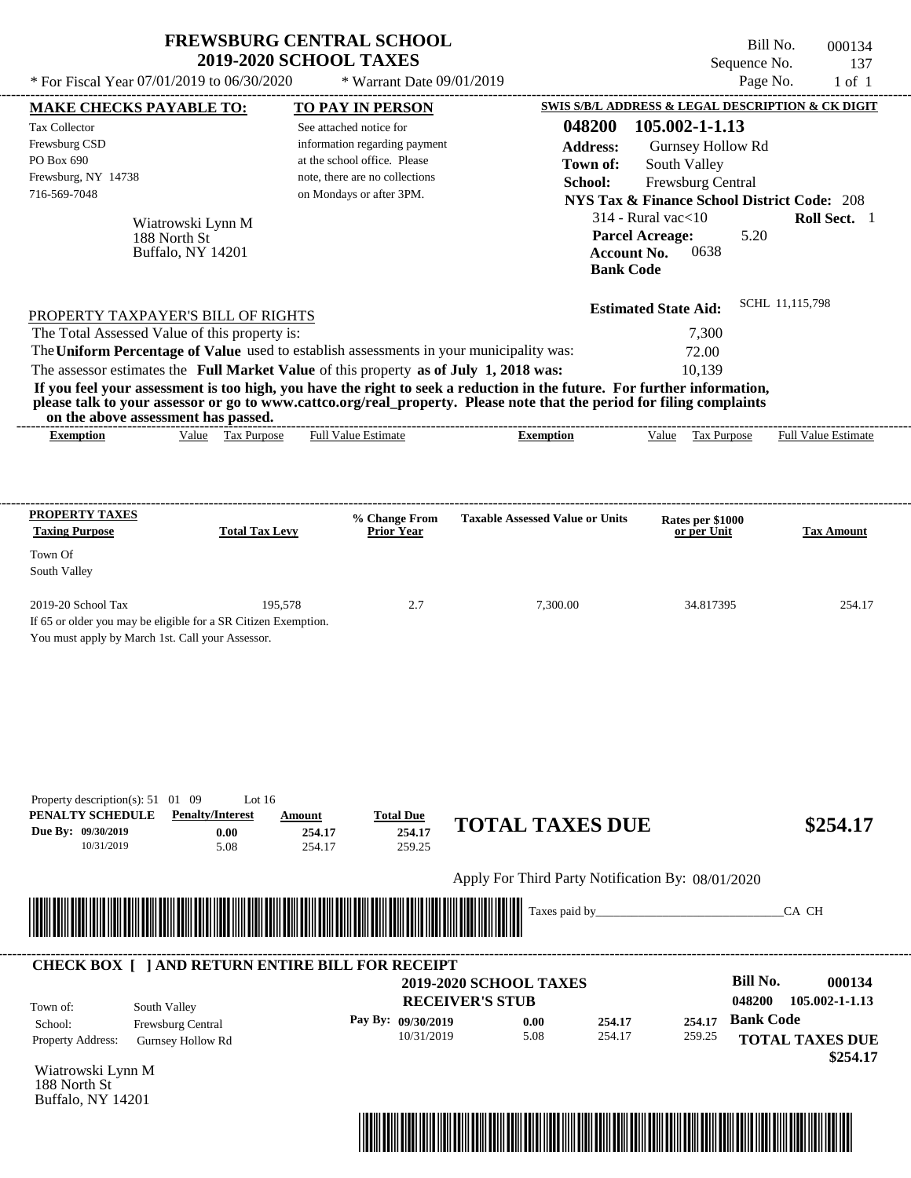# FREWSBURG CENTRAL SCHOOL
## 2019-2020 SCHOOL TAXES

* For Fiscal Year 07/01/2019 to 06/30/2020 * Warrant Date 09/01/2019

Bill No. 000134
Sequence No. 137
Page No. 1 of 1

**MAKE CHECKS PAYABLE TO:**

Tax Collector
Frewsburg CSD
PO Box 690
Frewsburg, NY 14738
716-569-7048

Wiatrowski Lynn M
188 North St
Buffalo, NY 14201

**TO PAY IN PERSON**

See attached notice for information regarding payment at the school office. Please note, there are no collections on Mondays or after 3PM.

**SWIS S/B/L ADDRESS & LEGAL DESCRIPTION & CK DIGIT**

**048200 105.002-1-1.13**
**Address:** Gurnsey Hollow Rd
**Town of:** South Valley
**School:** Frewsburg Central
**NYS Tax & Finance School District Code:** 208
314 - Rural vac<10 **Roll Sect.** 1
**Parcel Acreage:** 5.20
**Account No.** 0638
**Bank Code**

**Estimated State Aid:** SCHL 11,115,798

PROPERTY TAXPAYER'S BILL OF RIGHTS

The Total Assessed Value of this property is: 7,300
The **Uniform Percentage of Value** used to establish assessments in your municipality was: 72.00
The assessor estimates the **Full Market Value** of this property **as of July 1, 2018 was:** 10,139

**If you feel your assessment is too high, you have the right to seek a reduction in the future. For further information, please talk to your assessor or go to www.cattco.org/real_property. Please note that the period for filing complaints on the above assessment has passed.**

| Exemption | Value | Tax Purpose | Full Value Estimate | Exemption | Value | Tax Purpose | Full Value Estimate |
|---|---|---|---|---|---|---|---|

| PROPERTY TAXES Taxing Purpose | Total Tax Levy | % Change From Prior Year | Taxable Assessed Value or Units | Rates per $1000 or per Unit | Tax Amount |
|---|---|---|---|---|---|
| Town Of South Valley | | | | | |
| 2019-20 School Tax | 195,578 | 2.7 | 7,300.00 | 34.817395 | 254.17 |

If 65 or older you may be eligible for a SR Citizen Exemption.
You must apply by March 1st. Call your Assessor.

Property description(s): 51 01 09 Lot 16

| PENALTY SCHEDULE | Penalty/Interest | Amount | Total Due |
|---|---|---|---|
| Due By: 09/30/2019 | 0.00 | 254.17 | 254.17 |
| 10/31/2019 | 5.08 | 254.17 | 259.25 |

**TOTAL TAXES DUE $254.17**

Apply For Third Party Notification By: 08/01/2020

Taxes paid by_______________________________CA CH

**CHECK BOX [ ] AND RETURN ENTIRE BILL FOR RECEIPT**

**2019-2020 SCHOOL TAXES**
**RECEIVER'S STUB**

Town of: South Valley
School: Frewsburg Central
Property Address: Gurnsey Hollow Rd

| Pay By: | | | |
|---|---|---|---|
| 09/30/2019 | 0.00 | 254.17 | 254.17 |
| 10/31/2019 | 5.08 | 254.17 | 259.25 |

**Bill No. 000134**
048200 105.002-1-1.13
**Bank Code**
**TOTAL TAXES DUE $254.17**

Wiatrowski Lynn M
188 North St
Buffalo, NY 14201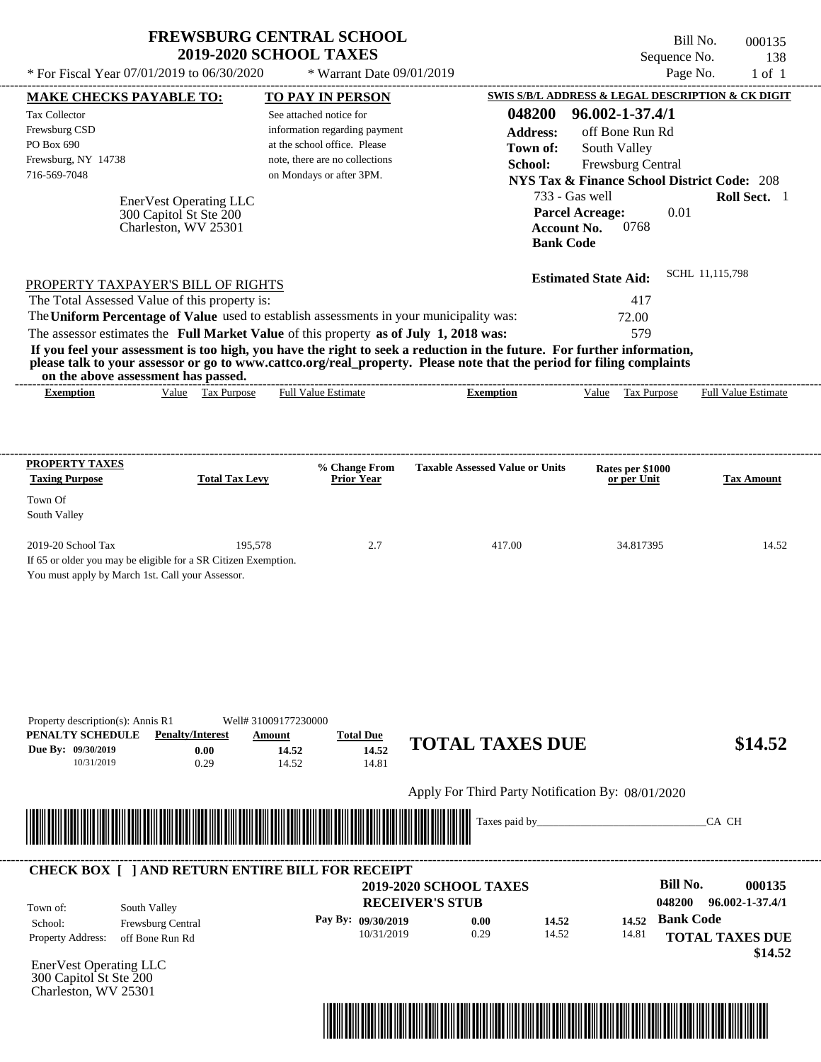# FREWSBURG CENTRAL SCHOOL
## 2019-2020 SCHOOL TAXES

\* For Fiscal Year 07/01/2019 to 06/30/2020 \* Warrant Date 09/01/2019

Bill No. 000135
Sequence No. 138
Page No. 1 of 1

**MAKE CHECKS PAYABLE TO:**
Tax Collector
Frewsburg CSD
PO Box 690
Frewsburg, NY 14738
716-569-7048

**TO PAY IN PERSON**
See attached notice for information regarding payment at the school office. Please note, there are no collections on Mondays or after 3PM.

EnerVest Operating LLC
300 Capitol St Ste 200
Charleston, WV 25301

**SWIS S/B/L ADDRESS & LEGAL DESCRIPTION & CK DIGIT**
**048200 96.002-1-37.4/1**
**Address:** off Bone Run Rd
**Town of:** South Valley
**School:** Frewsburg Central
**NYS Tax & Finance School District Code:** 208
733 - Gas well **Roll Sect.** 1
**Parcel Acreage:** 0.01
**Account No.** 0768
**Bank Code**

**Estimated State Aid:** SCHL 11,115,798

PROPERTY TAXPAYER'S BILL OF RIGHTS

The Total Assessed Value of this property is: 417
The **Uniform Percentage of Value** used to establish assessments in your municipality was: 72.00
The assessor estimates the **Full Market Value** of this property **as of July 1, 2018 was:** 579

**If you feel your assessment is too high, you have the right to seek a reduction in the future. For further information, please talk to your assessor or go to www.cattco.org/real_property. Please note that the period for filing complaints on the above assessment has passed.**

| Exemption | Value | Tax Purpose | Full Value Estimate | Exemption | Value | Tax Purpose | Full Value Estimate |
|---|---|---|---|---|---|---|---|

| PROPERTY TAXES Taxing Purpose | Total Tax Levy | % Change From Prior Year | Taxable Assessed Value or Units | Rates per $1000 or per Unit | Tax Amount |
|---|---|---|---|---|---|
| Town Of South Valley | | | | | |
| 2019-20 School Tax | 195,578 | 2.7 | 417.00 | 34.817395 | 14.52 |

If 65 or older you may be eligible for a SR Citizen Exemption.
You must apply by March 1st. Call your Assessor.

Property description(s): Annis R1 Well# 31009177230000

| PENALTY SCHEDULE | Penalty/Interest | Amount | Total Due |
|---|---|---|---|
| Due By: 09/30/2019 | 0.00 | 14.52 | 14.52 |
| 10/31/2019 | 0.29 | 14.52 | 14.81 |

**TOTAL TAXES DUE $14.52**

Apply For Third Party Notification By: 08/01/2020

Taxes paid by_______________________________CA CH

**CHECK BOX [ ] AND RETURN ENTIRE BILL FOR RECEIPT**

**2019-2020 SCHOOL TAXES**
**RECEIVER'S STUB**

**Bill No. 000135**
**048200 96.002-1-37.4/1**

Town of: South Valley
School: Frewsburg Central
Property Address: off Bone Run Rd

| Pay By: | | | |
|---|---|---|---|
| 09/30/2019 | 0.00 | 14.52 | 14.52 |
| 10/31/2019 | 0.29 | 14.52 | 14.81 |

**Bank Code**
**TOTAL TAXES DUE $14.52**

EnerVest Operating LLC
300 Capitol St Ste 200
Charleston, WV 25301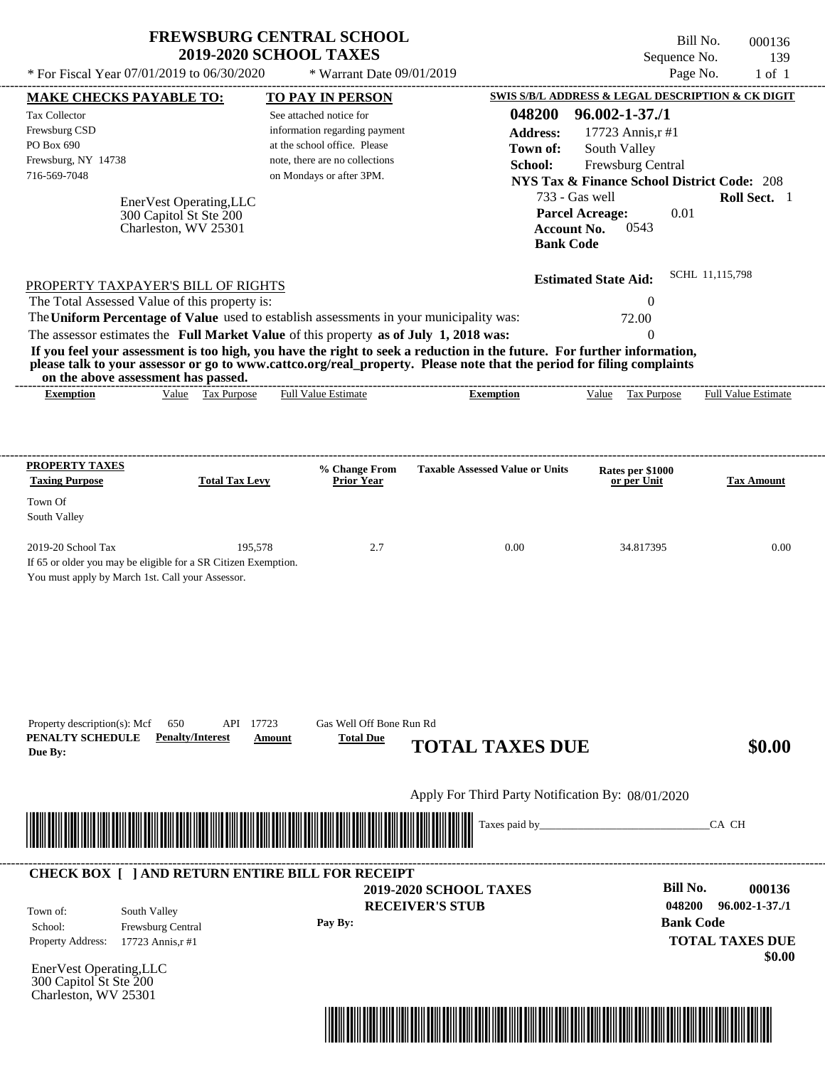# FREWSBURG CENTRAL SCHOOL
## 2019-2020 SCHOOL TAXES

* For Fiscal Year 07/01/2019 to 06/30/2020 * Warrant Date 09/01/2019

Bill No. 000136
Sequence No. 139
Page No. 1 of 1

| MAKE CHECKS PAYABLE TO: | TO PAY IN PERSON | SWIS S/B/L ADDRESS & LEGAL DESCRIPTION & CK DIGIT |
|---|---|---|
| Tax Collector<br>Frewsburg CSD<br>PO Box 690<br>Frewsburg, NY 14738<br>716-569-7048 | See attached notice for information regarding payment at the school office. Please note, there are no collections on Mondays or after 3PM. | **048200 96.002-1-37./1**<br>**Address:** 17723 Annis,r #1<br>**Town of:** South Valley<br>**School:** Frewsburg Central<br>**NYS Tax & Finance School District Code:** 208<br>733 - Gas well **Roll Sect.** 1<br>**Parcel Acreage:** 0.01<br>**Account No.** 0543<br>**Bank Code** |

EnerVest Operating,LLC
300 Capitol St Ste 200
Charleston, WV 25301

**Estimated State Aid:** SCHL 11,115,798

PROPERTY TAXPAYER'S BILL OF RIGHTS

The Total Assessed Value of this property is: 0

The **Uniform Percentage of Value** used to establish assessments in your municipality was: 72.00

The assessor estimates the **Full Market Value** of this property **as of July 1, 2018 was:** 0

**If you feel your assessment is too high, you have the right to seek a reduction in the future. For further information, please talk to your assessor or go to www.cattco.org/real_property. Please note that the period for filing complaints on the above assessment has passed.**

| Exemption | Value | Tax Purpose | Full Value Estimate | Exemption | Value | Tax Purpose | Full Value Estimate |
|---|---|---|---|---|---|---|---|

| PROPERTY TAXES Taxing Purpose | Total Tax Levy | % Change From Prior Year | Taxable Assessed Value or Units | Rates per $1000 or per Unit | Tax Amount |
|---|---|---|---|---|---|
| Town Of South Valley | | | | | |
| 2019-20 School Tax | 195,578 | 2.7 | 0.00 | 34.817395 | 0.00 |

If 65 or older you may be eligible for a SR Citizen Exemption.
You must apply by March 1st. Call your Assessor.

Property description(s): Mcf 650 API 17723 Gas Well Off Bone Run Rd

| PENALTY SCHEDULE Due By: | Penalty/Interest | Amount | Total Due |
|---|---|---|---|

**TOTAL TAXES DUE** **$0.00**

Apply For Third Party Notification By: 08/01/2020

Taxes paid by_______________________________CA CH

---

**CHECK BOX [ ] AND RETURN ENTIRE BILL FOR RECEIPT**

**2019-2020 SCHOOL TAXES**
**RECEIVER'S STUB**

Town of: South Valley
School: Frewsburg Central
Property Address: 17723 Annis,r #1

Pay By:

**Bill No. 000136**
**048200 96.002-1-37./1**
**Bank Code**
**TOTAL TAXES DUE**
**$0.00**

EnerVest Operating,LLC
300 Capitol St Ste 200
Charleston, WV 25301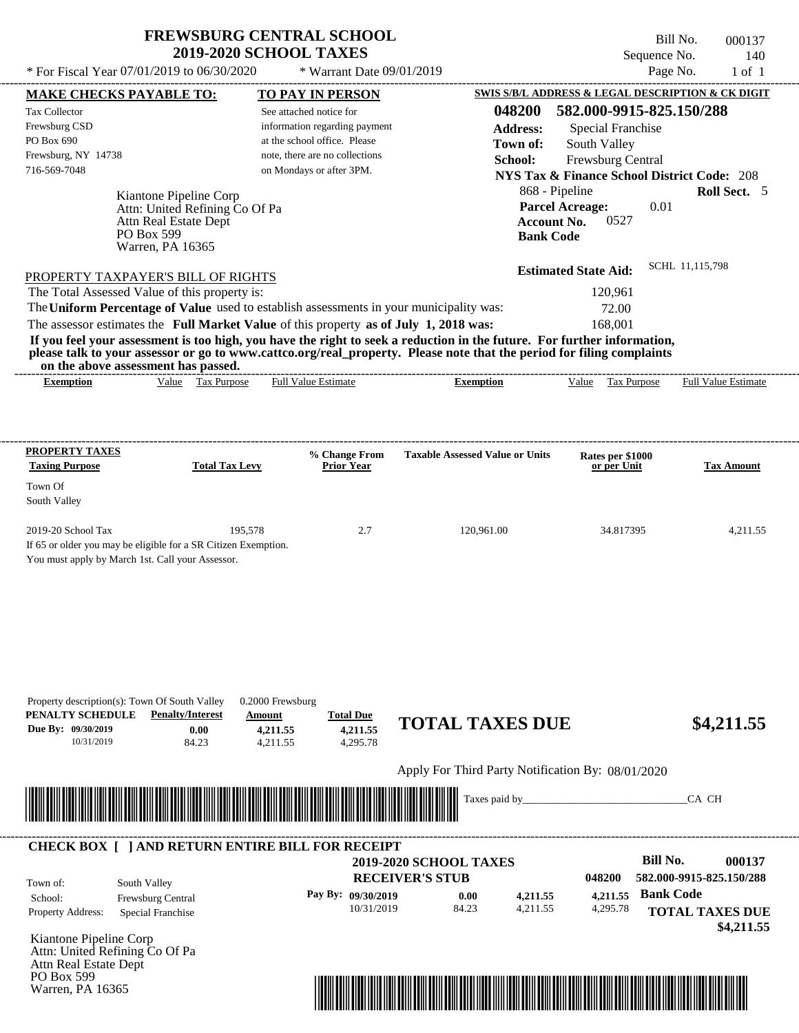# FREWSBURG CENTRAL SCHOOL
## 2019-2020 SCHOOL TAXES

Bill No. 000137
Sequence No. 140
Page No. 1 of 1

* For Fiscal Year 07/01/2019 to 06/30/2020 * Warrant Date 09/01/2019

**MAKE CHECKS PAYABLE TO:**
Tax Collector
Frewsburg CSD
PO Box 690
Frewsburg, NY 14738
716-569-7048

**TO PAY IN PERSON**
See attached notice for information regarding payment at the school office. Please note, there are no collections on Mondays or after 3PM.

**SWIS S/B/L ADDRESS & LEGAL DESCRIPTION & CK DIGIT**
**048200 582.000-9915-825.150/288**
**Address:** Special Franchise
**Town of:** South Valley
**School:** Frewsburg Central
**NYS Tax & Finance School District Code:** 208
868 - Pipeline **Roll Sect.** 5
**Parcel Acreage:** 0.01
**Account No.** 0527
**Bank Code**

Kiantone Pipeline Corp
Attn: United Refining Co Of Pa
Attn Real Estate Dept
PO Box 599
Warren, PA 16365

**Estimated State Aid:** SCHL 11,115,798

PROPERTY TAXPAYER'S BILL OF RIGHTS

The Total Assessed Value of this property is: 120,961
The **Uniform Percentage of Value** used to establish assessments in your municipality was: 72.00
The assessor estimates the **Full Market Value** of this property **as of July 1, 2018 was:** 168,001

**If you feel your assessment is too high, you have the right to seek a reduction in the future. For further information, please talk to your assessor or go to www.cattco.org/real_property. Please note that the period for filing complaints on the above assessment has passed.**

| Exemption | Value | Tax Purpose | Full Value Estimate | Exemption | Value | Tax Purpose | Full Value Estimate |
|---|---|---|---|---|---|---|---|

| PROPERTY TAXES Taxing Purpose | Total Tax Levy | % Change From Prior Year | Taxable Assessed Value or Units | Rates per $1000 or per Unit | Tax Amount |
|---|---|---|---|---|---|
| Town Of South Valley | | | | | |
| 2019-20 School Tax | 195,578 | 2.7 | 120,961.00 | 34.817395 | 4,211.55 |

If 65 or older you may be eligible for a SR Citizen Exemption.
You must apply by March 1st. Call your Assessor.

Property description(s): Town Of South Valley 0.2000 Frewsburg

| PENALTY SCHEDULE | Penalty/Interest | Amount | Total Due |
|---|---|---|---|
| Due By: 09/30/2019 | 0.00 | 4,211.55 | 4,211.55 |
| 10/31/2019 | 84.23 | 4,211.55 | 4,295.78 |

**TOTAL TAXES DUE $4,211.55**

Apply For Third Party Notification By: 08/01/2020

Taxes paid by_______________________________CA CH

**CHECK BOX [ ] AND RETURN ENTIRE BILL FOR RECEIPT**

**2019-2020 SCHOOL TAXES**
**RECEIVER'S STUB**

**Bill No. 000137**
048200 582.000-9915-825.150/288

Town of: South Valley
School: Frewsburg Central
Property Address: Special Franchise

| Pay By: | | | |
|---|---|---|---|
| 09/30/2019 | 0.00 | 4,211.55 | 4,211.55 |
| 10/31/2019 | 84.23 | 4,211.55 | 4,295.78 |

**Bank Code**

**TOTAL TAXES DUE $4,211.55**

Kiantone Pipeline Corp
Attn: United Refining Co Of Pa
Attn Real Estate Dept
PO Box 599
Warren, PA 16365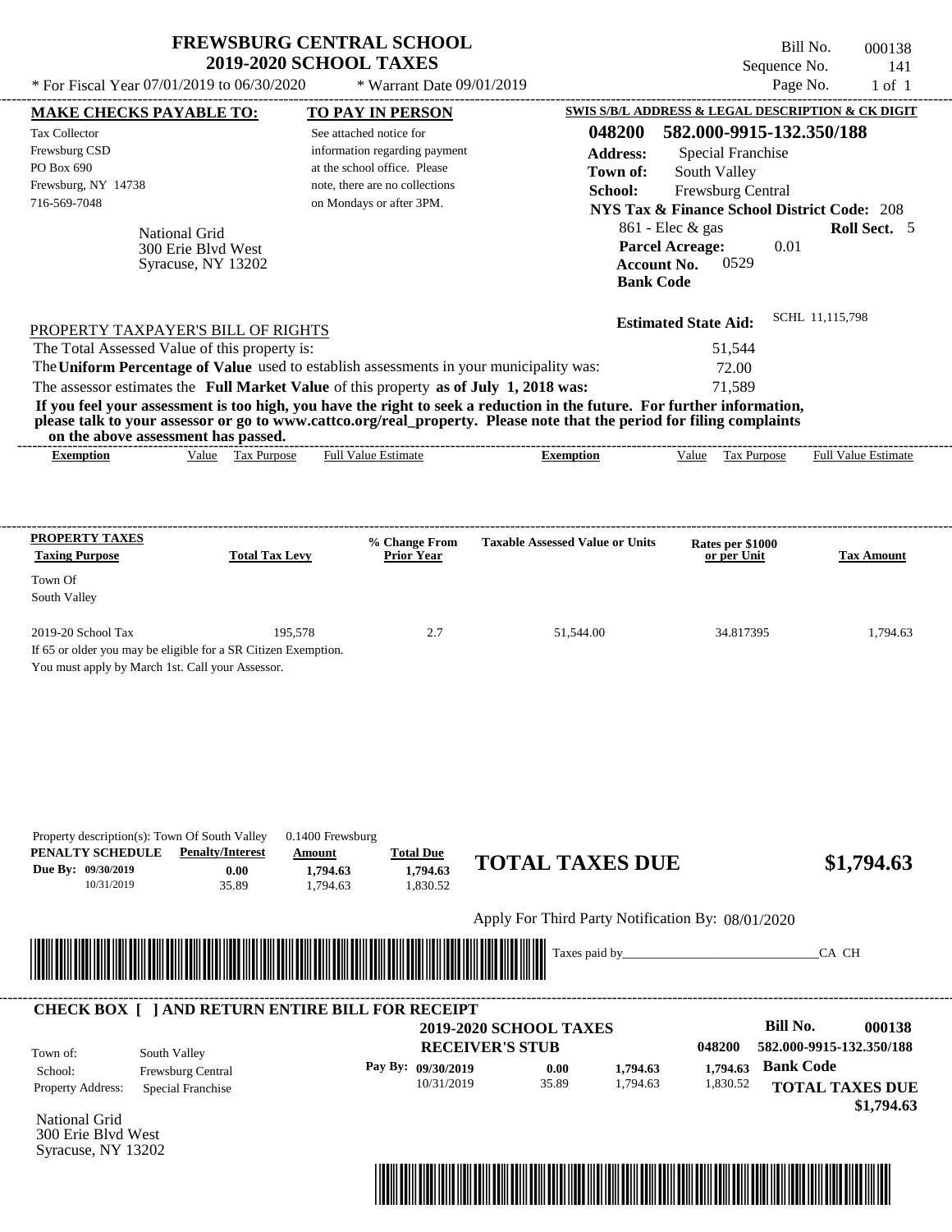# FREWSBURG CENTRAL SCHOOL
## 2019-2020 SCHOOL TAXES

\* For Fiscal Year 07/01/2019 to 06/30/2020 &nbsp;&nbsp; \* Warrant Date 09/01/2019

Bill No. 000138
Sequence No. 141
Page No. 1 of 1

**MAKE CHECKS PAYABLE TO:**

Tax Collector
Frewsburg CSD
PO Box 690
Frewsburg, NY 14738
716-569-7048

**TO PAY IN PERSON**

See attached notice for information regarding payment at the school office. Please note, there are no collections on Mondays or after 3PM.

**SWIS S/B/L ADDRESS & LEGAL DESCRIPTION & CK DIGIT**

**048200 582.000-9915-132.350/188**

**Address:** Special Franchise
**Town of:** South Valley
**School:** Frewsburg Central
**NYS Tax & Finance School District Code:** 208
861 - Elec & gas &nbsp;&nbsp; **Roll Sect.** 5
**Parcel Acreage:** 0.01
**Account No.** 0529
**Bank Code**

National Grid
300 Erie Blvd West
Syracuse, NY 13202

**Estimated State Aid:** SCHL 11,115,798

PROPERTY TAXPAYER'S BILL OF RIGHTS

The Total Assessed Value of this property is: 51,544

The **Uniform Percentage of Value** used to establish assessments in your municipality was: 72.00

The assessor estimates the **Full Market Value** of this property **as of July 1, 2018 was:** 71,589

**If you feel your assessment is too high, you have the right to seek a reduction in the future. For further information, please talk to your assessor or go to www.cattco.org/real_property. Please note that the period for filing complaints on the above assessment has passed.**

| Exemption | Value | Tax Purpose | Full Value Estimate | Exemption | Value | Tax Purpose | Full Value Estimate |
|---|---|---|---|---|---|---|---|

| PROPERTY TAXES Taxing Purpose | Total Tax Levy | % Change From Prior Year | Taxable Assessed Value or Units | Rates per $1000 or per Unit | Tax Amount |
|---|---|---|---|---|---|
| Town Of South Valley | | | | | |
| 2019-20 School Tax | 195,578 | 2.7 | 51,544.00 | 34.817395 | 1,794.63 |

If 65 or older you may be eligible for a SR Citizen Exemption.
You must apply by March 1st. Call your Assessor.

Property description(s): Town Of South Valley &nbsp; 0.1400 Frewsburg

| PENALTY SCHEDULE | Penalty/Interest | Amount | Total Due |
|---|---|---|---|
| Due By: 09/30/2019 | 0.00 | 1,794.63 | 1,794.63 |
| 10/31/2019 | 35.89 | 1,794.63 | 1,830.52 |

**TOTAL TAXES DUE $1,794.63**

Apply For Third Party Notification By: 08/01/2020

Taxes paid by_______________________________CA CH

**CHECK BOX [ ] AND RETURN ENTIRE BILL FOR RECEIPT**

**2019-2020 SCHOOL TAXES**
**RECEIVER'S STUB**

**Bill No. 000138**
048200 582.000-9915-132.350/188

Town of: South Valley
School: Frewsburg Central
Property Address: Special Franchise

| Pay By: | Penalty/Interest | Amount | Total Due |
|---|---|---|---|
| 09/30/2019 | 0.00 | 1,794.63 | 1,794.63 |
| 10/31/2019 | 35.89 | 1,794.63 | 1,830.52 |

**Bank Code**

**TOTAL TAXES DUE $1,794.63**

National Grid
300 Erie Blvd West
Syracuse, NY 13202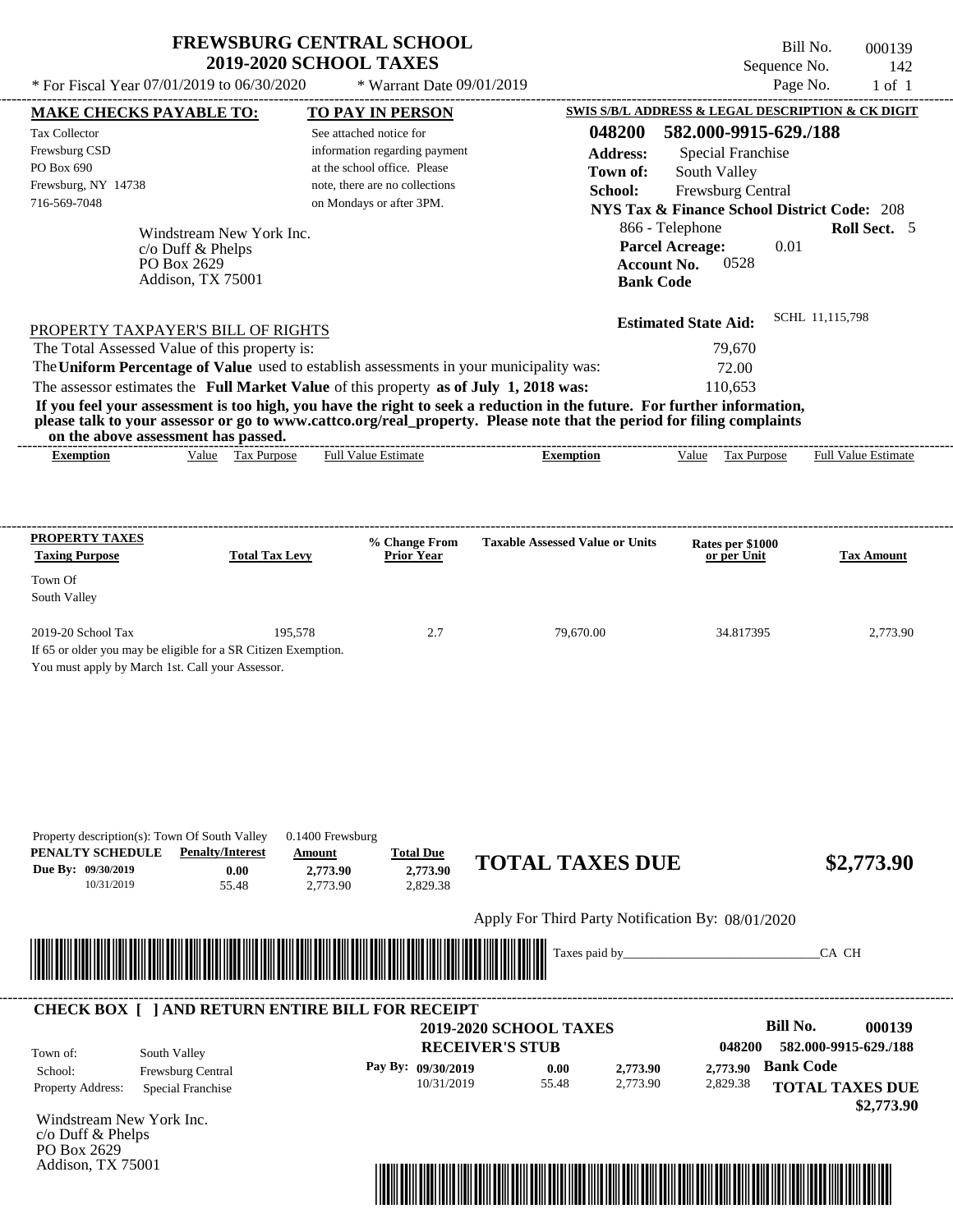# FREWSBURG CENTRAL SCHOOL
## 2019-2020 SCHOOL TAXES

\* For Fiscal Year 07/01/2019 to 06/30/2020 &nbsp;&nbsp; \* Warrant Date 09/01/2019

Bill No. 000139
Sequence No. 142
Page No. 1 of 1

**MAKE CHECKS PAYABLE TO:**

Tax Collector
Frewsburg CSD
PO Box 690
Frewsburg, NY 14738
716-569-7048

**TO PAY IN PERSON**

See attached notice for information regarding payment at the school office. Please note, there are no collections on Mondays or after 3PM.

**SWIS S/B/L ADDRESS & LEGAL DESCRIPTION & CK DIGIT**

**048200 582.000-9915-629./188**

**Address:** Special Franchise
**Town of:** South Valley
**School:** Frewsburg Central
**NYS Tax & Finance School District Code:** 208
866 - Telephone &nbsp;&nbsp; **Roll Sect.** 5
**Parcel Acreage:** 0.01
**Account No.** 0528
**Bank Code**

Windstream New York Inc.
c/o Duff & Phelps
PO Box 2629
Addison, TX 75001

**Estimated State Aid:** SCHL 11,115,798

PROPERTY TAXPAYER'S BILL OF RIGHTS

The Total Assessed Value of this property is: 79,670
The **Uniform Percentage of Value** used to establish assessments in your municipality was: 72.00
The assessor estimates the **Full Market Value** of this property **as of July 1, 2018 was:** 110,653

**If you feel your assessment is too high, you have the right to seek a reduction in the future. For further information, please talk to your assessor or go to www.cattco.org/real_property. Please note that the period for filing complaints on the above assessment has passed.**

| Exemption | Value | Tax Purpose | Full Value Estimate | Exemption | Value | Tax Purpose | Full Value Estimate |
|---|---|---|---|---|---|---|---|

| PROPERTY TAXES Taxing Purpose | Total Tax Levy | % Change From Prior Year | Taxable Assessed Value or Units | Rates per $1000 or per Unit | Tax Amount |
|---|---|---|---|---|---|
| Town Of South Valley | | | | | |
| 2019-20 School Tax | 195,578 | 2.7 | 79,670.00 | 34.817395 | 2,773.90 |

If 65 or older you may be eligible for a SR Citizen Exemption.
You must apply by March 1st. Call your Assessor.

Property description(s): Town Of South Valley &nbsp;&nbsp; 0.1400 Frewsburg

| PENALTY SCHEDULE | Penalty/Interest | Amount | Total Due |
|---|---|---|---|
| Due By: 09/30/2019 | 0.00 | 2,773.90 | 2,773.90 |
| 10/31/2019 | 55.48 | 2,773.90 | 2,829.38 |

**TOTAL TAXES DUE $2,773.90**

Apply For Third Party Notification By: 08/01/2020

Taxes paid by_______________________________CA CH

---

**CHECK BOX [ ] AND RETURN ENTIRE BILL FOR RECEIPT**

**2019-2020 SCHOOL TAXES**
**RECEIVER'S STUB**

**Bill No. 000139**
048200 582.000-9915-629./188

Town of: South Valley
School: Frewsburg Central
Property Address: Special Franchise

| Pay By: | | | |
|---|---|---|---|
| 09/30/2019 | 0.00 | 2,773.90 | 2,773.90 |
| 10/31/2019 | 55.48 | 2,773.90 | 2,829.38 |

**Bank Code**

**TOTAL TAXES DUE $2,773.90**

Windstream New York Inc.
c/o Duff & Phelps
PO Box 2629
Addison, TX 75001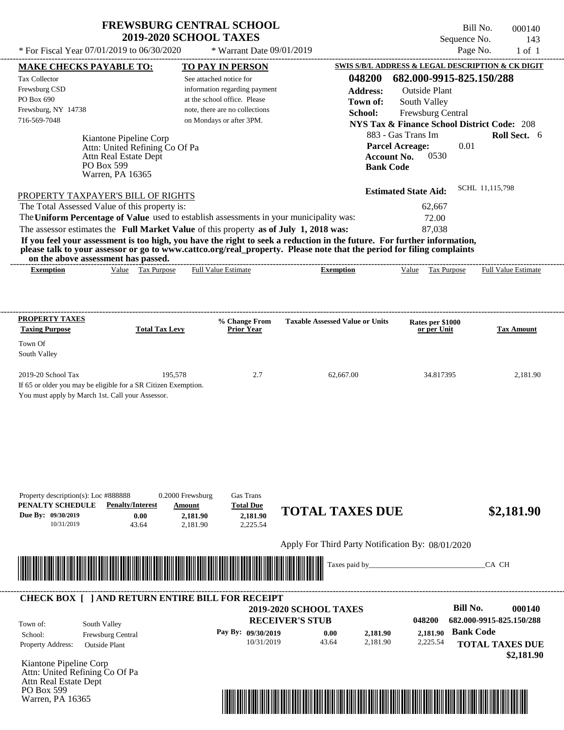# FREWSBURG CENTRAL SCHOOL
## 2019-2020 SCHOOL TAXES

\* For Fiscal Year 07/01/2019 to 06/30/2020 \* Warrant Date 09/01/2019

Bill No. 000140
Sequence No. 143
Page No. 1 of 1

**MAKE CHECKS PAYABLE TO:**
Tax Collector
Frewsburg CSD
PO Box 690
Frewsburg, NY 14738
716-569-7048

**TO PAY IN PERSON**
See attached notice for information regarding payment at the school office. Please note, there are no collections on Mondays or after 3PM.

**SWIS S/B/L ADDRESS & LEGAL DESCRIPTION & CK DIGIT**
**048200 682.000-9915-825.150/288**
**Address:** Outside Plant
**Town of:** South Valley
**School:** Frewsburg Central
**NYS Tax & Finance School District Code:** 208
883 - Gas Trans Im **Roll Sect.** 6
**Parcel Acreage:** 0.01
**Account No.** 0530
**Bank Code**

Kiantone Pipeline Corp
Attn: United Refining Co Of Pa
Attn Real Estate Dept
PO Box 599
Warren, PA 16365

**Estimated State Aid:** SCHL 11,115,798

PROPERTY TAXPAYER'S BILL OF RIGHTS

The Total Assessed Value of this property is: 62,667
The **Uniform Percentage of Value** used to establish assessments in your municipality was: 72.00
The assessor estimates the **Full Market Value** of this property **as of July 1, 2018 was:** 87,038

**If you feel your assessment is too high, you have the right to seek a reduction in the future. For further information, please talk to your assessor or go to www.cattco.org/real_property. Please note that the period for filing complaints on the above assessment has passed.**

| Exemption | Value | Tax Purpose | Full Value Estimate | Exemption | Value | Tax Purpose | Full Value Estimate |
|---|---|---|---|---|---|---|---|

| PROPERTY TAXES Taxing Purpose | Total Tax Levy | % Change From Prior Year | Taxable Assessed Value or Units | Rates per $1000 or per Unit | Tax Amount |
|---|---|---|---|---|---|
| Town Of South Valley | | | | | |
| 2019-20 School Tax | 195,578 | 2.7 | 62,667.00 | 34.817395 | 2,181.90 |

If 65 or older you may be eligible for a SR Citizen Exemption.
You must apply by March 1st. Call your Assessor.

Property description(s): Loc #888888 0.2000 Frewsburg Gas Trans

| PENALTY SCHEDULE | Penalty/Interest | Amount | Total Due |
|---|---|---|---|
| Due By: 09/30/2019 | 0.00 | 2,181.90 | 2,181.90 |
| 10/31/2019 | 43.64 | 2,181.90 | 2,225.54 |

**TOTAL TAXES DUE $2,181.90**

Apply For Third Party Notification By: 08/01/2020

Taxes paid by_______________________________CA CH

**CHECK BOX [ ] AND RETURN ENTIRE BILL FOR RECEIPT**

**2019-2020 SCHOOL TAXES**
**RECEIVER'S STUB**

**Bill No. 000140**
048200 682.000-9915-825.150/288

Town of: South Valley
School: Frewsburg Central
Property Address: Outside Plant

| Pay By: | | | |
|---|---|---|---|
| 09/30/2019 | 0.00 | 2,181.90 | 2,181.90 |
| 10/31/2019 | 43.64 | 2,181.90 | 2,225.54 |

**Bank Code**
**TOTAL TAXES DUE $2,181.90**

Kiantone Pipeline Corp
Attn: United Refining Co Of Pa
Attn Real Estate Dept
PO Box 599
Warren, PA 16365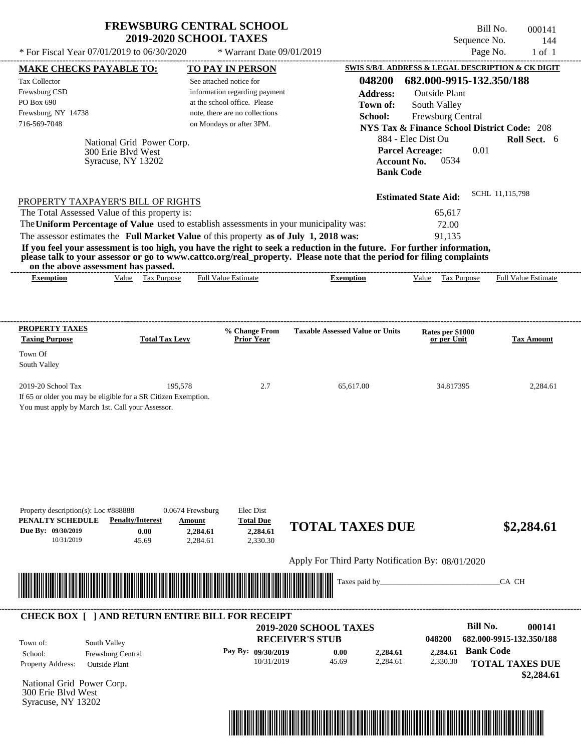# FREWSBURG CENTRAL SCHOOL
## 2019-2020 SCHOOL TAXES

\* For Fiscal Year 07/01/2019 to 06/30/2020 \* Warrant Date 09/01/2019

Bill No. 000141
Sequence No. 144
Page No. 1 of 1

**MAKE CHECKS PAYABLE TO:**
Tax Collector
Frewsburg CSD
PO Box 690
Frewsburg, NY 14738
716-569-7048

**TO PAY IN PERSON**
See attached notice for information regarding payment at the school office. Please note, there are no collections on Mondays or after 3PM.

**SWIS S/B/L ADDRESS & LEGAL DESCRIPTION & CK DIGIT**
**048200 682.000-9915-132.350/188**
**Address:** Outside Plant
**Town of:** South Valley
**School:** Frewsburg Central
**NYS Tax & Finance School District Code:** 208
884 - Elec Dist Ou **Roll Sect.** 6
**Parcel Acreage:** 0.01
**Account No.** 0534
**Bank Code**

National Grid Power Corp.
300 Erie Blvd West
Syracuse, NY 13202

**Estimated State Aid:** SCHL 11,115,798

PROPERTY TAXPAYER'S BILL OF RIGHTS

The Total Assessed Value of this property is: 65,617
The **Uniform Percentage of Value** used to establish assessments in your municipality was: 72.00
The assessor estimates the **Full Market Value** of this property **as of July 1, 2018 was:** 91,135

**If you feel your assessment is too high, you have the right to seek a reduction in the future. For further information, please talk to your assessor or go to www.cattco.org/real_property. Please note that the period for filing complaints on the above assessment has passed.**

| Exemption | Value | Tax Purpose | Full Value Estimate | Exemption | Value | Tax Purpose | Full Value Estimate |
|---|---|---|---|---|---|---|---|

| PROPERTY TAXES Taxing Purpose | Total Tax Levy | % Change From Prior Year | Taxable Assessed Value or Units | Rates per $1000 or per Unit | Tax Amount |
|---|---|---|---|---|---|
| Town Of South Valley | | | | | |
| 2019-20 School Tax | 195,578 | 2.7 | 65,617.00 | 34.817395 | 2,284.61 |

If 65 or older you may be eligible for a SR Citizen Exemption.
You must apply by March 1st. Call your Assessor.

Property description(s): Loc #888888 0.0674 Frewsburg Elec Dist

| PENALTY SCHEDULE | Penalty/Interest | Amount | Total Due |
|---|---|---|---|
| Due By: 09/30/2019 | 0.00 | 2,284.61 | 2,284.61 |
| 10/31/2019 | 45.69 | 2,284.61 | 2,330.30 |

**TOTAL TAXES DUE $2,284.61**

Apply For Third Party Notification By: 08/01/2020

Taxes paid by_______________________________CA CH

**CHECK BOX [ ] AND RETURN ENTIRE BILL FOR RECEIPT**

**2019-2020 SCHOOL TAXES**
**RECEIVER'S STUB**

**Bill No. 000141**
048200 682.000-9915-132.350/188

Town of: South Valley
School: Frewsburg Central
Property Address: Outside Plant

| Pay By: | | | |
|---|---|---|---|
| 09/30/2019 | 0.00 | 2,284.61 | 2,284.61 |
| 10/31/2019 | 45.69 | 2,284.61 | 2,330.30 |

**Bank Code**
**TOTAL TAXES DUE $2,284.61**

National Grid Power Corp.
300 Erie Blvd West
Syracuse, NY 13202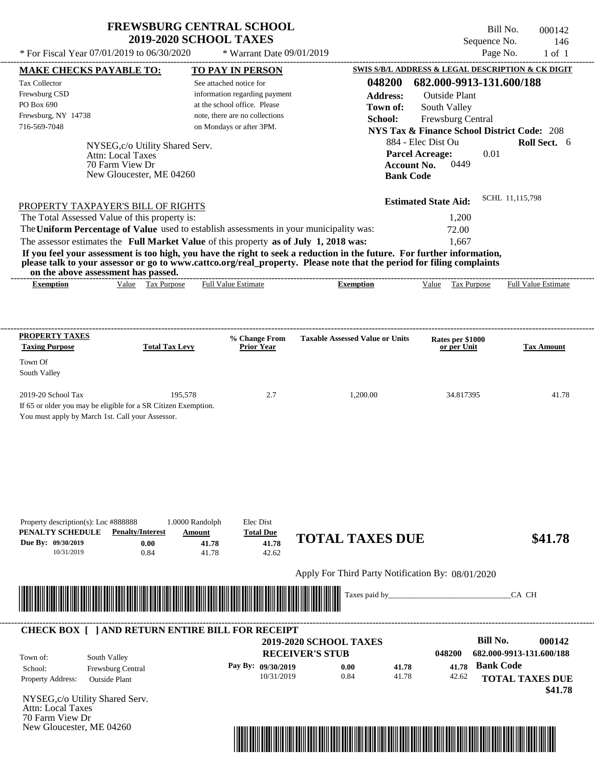# FREWSBURG CENTRAL SCHOOL
## 2019-2020 SCHOOL TAXES

Bill No. 000142
Sequence No. 146
Page No. 1 of 1

\* For Fiscal Year 07/01/2019 to 06/30/2020 \* Warrant Date 09/01/2019

**MAKE CHECKS PAYABLE TO:**
Tax Collector
Frewsburg CSD
PO Box 690
Frewsburg, NY 14738
716-569-7048

**TO PAY IN PERSON**
See attached notice for information regarding payment at the school office. Please note, there are no collections on Mondays or after 3PM.

**SWIS S/B/L ADDRESS & LEGAL DESCRIPTION & CK DIGIT**
**048200 682.000-9913-131.600/188**
**Address:** Outside Plant
**Town of:** South Valley
**School:** Frewsburg Central
**NYS Tax & Finance School District Code:** 208
884 - Elec Dist Ou **Roll Sect.** 6
**Parcel Acreage:** 0.01
**Account No.** 0449
**Bank Code**

NYSEG,c/o Utility Shared Serv.
Attn: Local Taxes
70 Farm View Dr
New Gloucester, ME 04260

**Estimated State Aid:** SCHL 11,115,798

PROPERTY TAXPAYER'S BILL OF RIGHTS

The Total Assessed Value of this property is: 1,200
The **Uniform Percentage of Value** used to establish assessments in your municipality was: 72.00
The assessor estimates the **Full Market Value** of this property **as of July 1, 2018 was:** 1,667

**If you feel your assessment is too high, you have the right to seek a reduction in the future. For further information, please talk to your assessor or go to www.cattco.org/real_property. Please note that the period for filing complaints on the above assessment has passed.**

| Exemption | Value | Tax Purpose | Full Value Estimate | Exemption | Value | Tax Purpose | Full Value Estimate |
|---|---|---|---|---|---|---|---|

| PROPERTY TAXES Taxing Purpose | Total Tax Levy | % Change From Prior Year | Taxable Assessed Value or Units | Rates per $1000 or per Unit | Tax Amount |
|---|---|---|---|---|---|
| Town Of South Valley | | | | | |
| 2019-20 School Tax | 195,578 | 2.7 | 1,200.00 | 34.817395 | 41.78 |

If 65 or older you may be eligible for a SR Citizen Exemption.
You must apply by March 1st. Call your Assessor.

Property description(s): Loc #888888 1.0000 Randolph Elec Dist

| PENALTY SCHEDULE | Penalty/Interest | Amount | Total Due |
|---|---|---|---|
| Due By: 09/30/2019 | 0.00 | 41.78 | 41.78 |
| 10/31/2019 | 0.84 | 41.78 | 42.62 |

**TOTAL TAXES DUE $41.78**

Apply For Third Party Notification By: 08/01/2020

Taxes paid by\_\_\_\_\_\_\_\_\_\_\_\_\_\_\_\_\_\_\_\_\_\_\_\_\_\_\_\_\_\_CA CH

---

**CHECK BOX [ ] AND RETURN ENTIRE BILL FOR RECEIPT**

**2019-2020 SCHOOL TAXES**
**RECEIVER'S STUB**

**Bill No. 000142**
048200 682.000-9913-131.600/188

Town of: South Valley
School: Frewsburg Central
Property Address: Outside Plant

| Pay By: | | | |
|---|---|---|---|
| 09/30/2019 | 0.00 | 41.78 | 41.78 |
| 10/31/2019 | 0.84 | 41.78 | 42.62 |

**Bank Code**

**TOTAL TAXES DUE $41.78**

NYSEG,c/o Utility Shared Serv.
Attn: Local Taxes
70 Farm View Dr
New Gloucester, ME 04260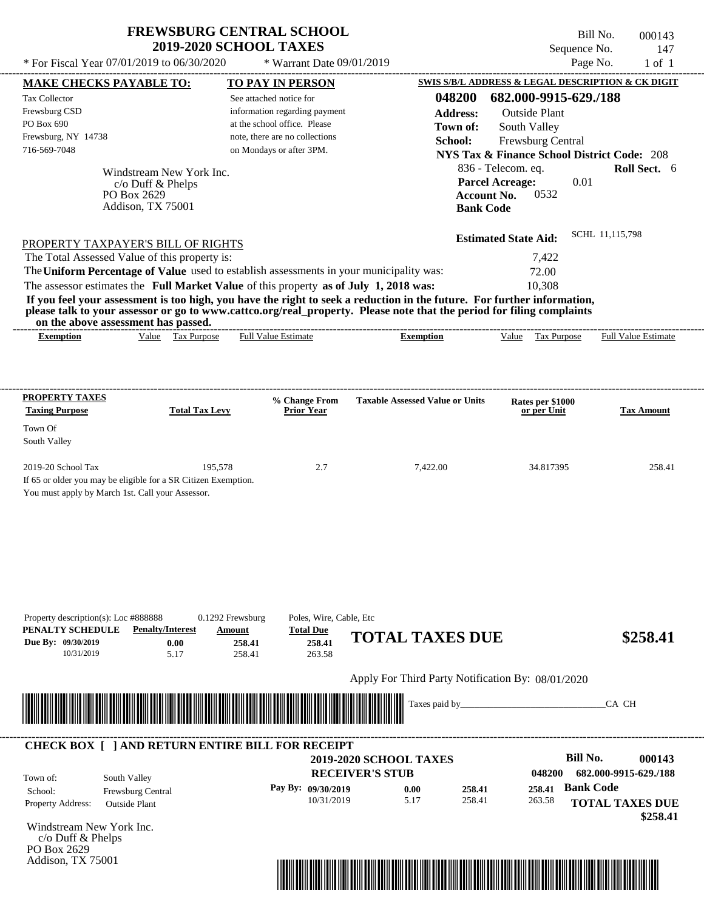# FREWSBURG CENTRAL SCHOOL
## 2019-2020 SCHOOL TAXES

Bill No. 000143
Sequence No. 147
Page No. 1 of 1

* For Fiscal Year 07/01/2019 to 06/30/2020 * Warrant Date 09/01/2019

**MAKE CHECKS PAYABLE TO:**

Tax Collector
Frewsburg CSD
PO Box 690
Frewsburg, NY 14738
716-569-7048

**TO PAY IN PERSON**

See attached notice for information regarding payment at the school office. Please note, there are no collections on Mondays or after 3PM.

**SWIS S/B/L ADDRESS & LEGAL DESCRIPTION & CK DIGIT**

**048200 682.000-9915-629./188**
**Address:** Outside Plant
**Town of:** South Valley
**School:** Frewsburg Central
**NYS Tax & Finance School District Code:** 208
836 - Telecom. eq. **Roll Sect.** 6
**Parcel Acreage:** 0.01
**Account No.** 0532
**Bank Code**

Windstream New York Inc.
c/o Duff & Phelps
PO Box 2629
Addison, TX 75001

**Estimated State Aid:** SCHL 11,115,798

PROPERTY TAXPAYER'S BILL OF RIGHTS

The Total Assessed Value of this property is: 7,422
The **Uniform Percentage of Value** used to establish assessments in your municipality was: 72.00
The assessor estimates the **Full Market Value** of this property **as of July 1, 2018 was:** 10,308

**If you feel your assessment is too high, you have the right to seek a reduction in the future. For further information, please talk to your assessor or go to www.cattco.org/real_property. Please note that the period for filing complaints on the above assessment has passed.**

| Exemption | Value | Tax Purpose | Full Value Estimate | Exemption | Value | Tax Purpose | Full Value Estimate |
|---|---|---|---|---|---|---|---|

**PROPERTY TAXES**

| Taxing Purpose | Total Tax Levy | % Change From Prior Year | Taxable Assessed Value or Units | Rates per $1000 or per Unit | Tax Amount |
|---|---|---|---|---|---|
| Town Of South Valley | | | | | |
| 2019-20 School Tax | 195,578 | 2.7 | 7,422.00 | 34.817395 | 258.41 |

If 65 or older you may be eligible for a SR Citizen Exemption.
You must apply by March 1st. Call your Assessor.

Property description(s): Loc #888888 0.1292 Frewsburg Poles, Wire, Cable, Etc

| PENALTY SCHEDULE | Penalty/Interest | Amount | Total Due |
|---|---|---|---|
| Due By: 09/30/2019 | 0.00 | 258.41 | 258.41 |
| 10/31/2019 | 5.17 | 258.41 | 263.58 |

**TOTAL TAXES DUE $258.41**

Apply For Third Party Notification By: 08/01/2020

Taxes paid by_______________________________CA CH

**CHECK BOX [ ] AND RETURN ENTIRE BILL FOR RECEIPT**

**2019-2020 SCHOOL TAXES**
**RECEIVER'S STUB**

**Bill No. 000143**
048200 682.000-9915-629./188

Town of: South Valley
School: Frewsburg Central
Property Address: Outside Plant

| Pay By: | | | |
|---|---|---|---|
| 09/30/2019 | 0.00 | 258.41 | 258.41 |
| 10/31/2019 | 5.17 | 258.41 | 263.58 |

**Bank Code**

**TOTAL TAXES DUE $258.41**

Windstream New York Inc.
c/o Duff & Phelps
PO Box 2629
Addison, TX 75001